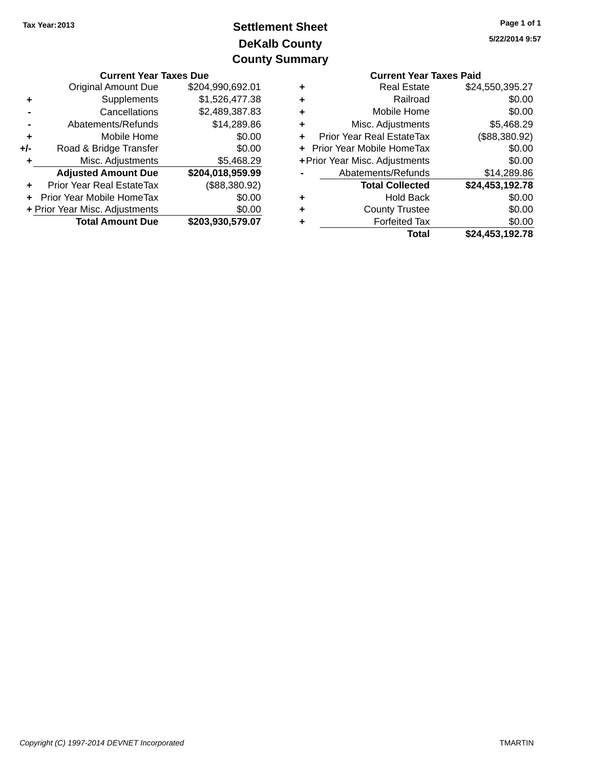Tax Year: 2013

# Settlement Sheet
## DeKalb County
## County Summary

5/22/2014 9:57

### Current Year Taxes Due

| | | |
|---|---|---|
| | Original Amount Due | $204,990,692.01 |
| + | Supplements | $1,526,477.38 |
| - | Cancellations | $2,489,387.83 |
| - | Abatements/Refunds | $14,289.86 |
| + | Mobile Home | $0.00 |
| +/- | Road & Bridge Transfer | $0.00 |
| + | Misc. Adjustments | $5,468.29 |
| | **Adjusted Amount Due** | **$204,018,959.99** |
| + | Prior Year Real EstateTax | ($88,380.92) |
| + | Prior Year Mobile HomeTax | $0.00 |
| + | Prior Year Misc. Adjustments | $0.00 |
| | **Total Amount Due** | **$203,930,579.07** |

### Current Year Taxes Paid

| | | |
|---|---|---|
| + | Real Estate | $24,550,395.27 |
| + | Railroad | $0.00 |
| + | Mobile Home | $0.00 |
| + | Misc. Adjustments | $5,468.29 |
| + | Prior Year Real EstateTax | ($88,380.92) |
| + | Prior Year Mobile HomeTax | $0.00 |
| + | Prior Year Misc. Adjustments | $0.00 |
| - | Abatements/Refunds | $14,289.86 |
| | **Total Collected** | **$24,453,192.78** |
| + | Hold Back | $0.00 |
| + | County Trustee | $0.00 |
| + | Forfeited Tax | $0.00 |
| | **Total** | **$24,453,192.78** |

*Copyright (C) 1997-2014 DEVNET Incorporated*

TMARTIN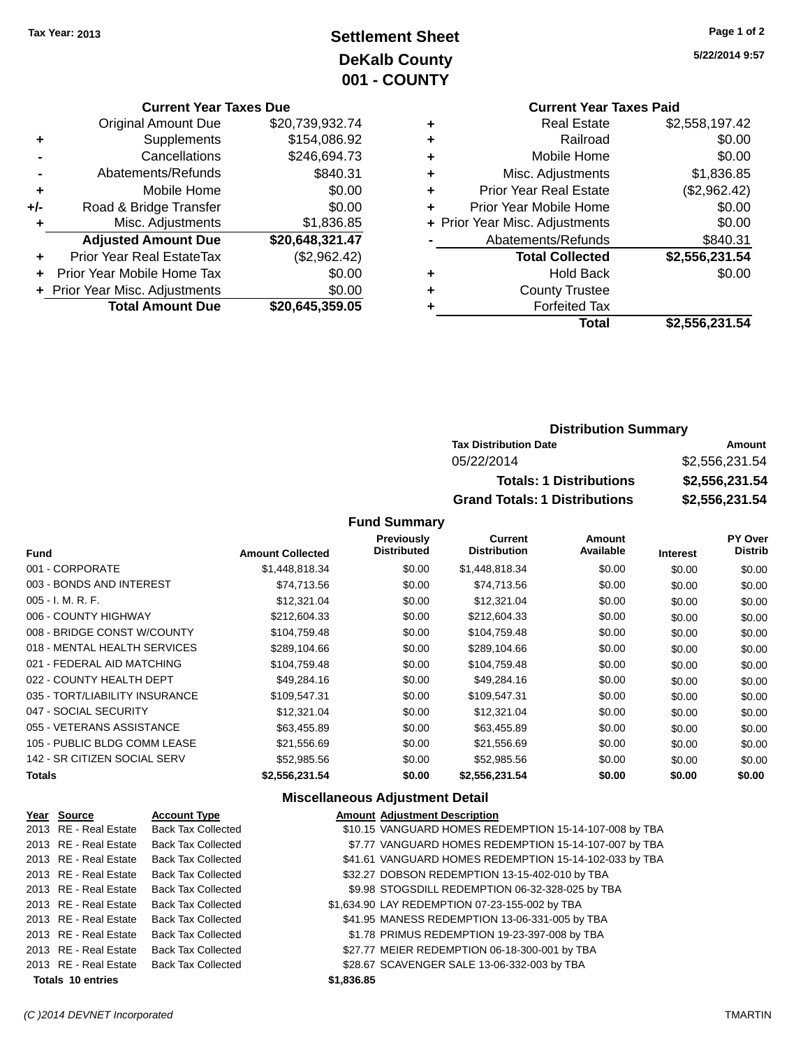Tax Year: 2013

# Settlement Sheet
## DeKalb County
## 001 - COUNTY

5/22/2014 9:57

### Current Year Taxes Due

| | | |
|---|---|---|
| | Original Amount Due | $20,739,932.74 |
| + | Supplements | $154,086.92 |
| - | Cancellations | $246,694.73 |
| - | Abatements/Refunds | $840.31 |
| + | Mobile Home | $0.00 |
| +/- | Road & Bridge Transfer | $0.00 |
| + | Misc. Adjustments | $1,836.85 |
| | **Adjusted Amount Due** | **$20,648,321.47** |
| + | Prior Year Real EstateTax | ($2,962.42) |
| + | Prior Year Mobile Home Tax | $0.00 |
| + | Prior Year Misc. Adjustments | $0.00 |
| | **Total Amount Due** | **$20,645,359.05** |

### Current Year Taxes Paid

| | | |
|---|---|---|
| + | Real Estate | $2,558,197.42 |
| + | Railroad | $0.00 |
| + | Mobile Home | $0.00 |
| + | Misc. Adjustments | $1,836.85 |
| + | Prior Year Real Estate | ($2,962.42) |
| + | Prior Year Mobile Home | $0.00 |
| + | Prior Year Misc. Adjustments | $0.00 |
| - | Abatements/Refunds | $840.31 |
| | **Total Collected** | **$2,556,231.54** |
| + | Hold Back | $0.00 |
| + | County Trustee | |
| + | Forfeited Tax | |
| | **Total** | **$2,556,231.54** |

### Distribution Summary

| Tax Distribution Date | Amount |
|---|---|
| 05/22/2014 | $2,556,231.54 |
| **Totals: 1 Distributions** | **$2,556,231.54** |
| **Grand Totals: 1 Distributions** | **$2,556,231.54** |

### Fund Summary

| Fund | Amount Collected | Previously Distributed | Current Distribution | Amount Available | Interest | PY Over Distrib |
|---|---|---|---|---|---|---|
| 001 - CORPORATE | $1,448,818.34 | $0.00 | $1,448,818.34 | $0.00 | $0.00 | $0.00 |
| 003 - BONDS AND INTEREST | $74,713.56 | $0.00 | $74,713.56 | $0.00 | $0.00 | $0.00 |
| 005 - I. M. R. F. | $12,321.04 | $0.00 | $12,321.04 | $0.00 | $0.00 | $0.00 |
| 006 - COUNTY HIGHWAY | $212,604.33 | $0.00 | $212,604.33 | $0.00 | $0.00 | $0.00 |
| 008 - BRIDGE CONST W/COUNTY | $104,759.48 | $0.00 | $104,759.48 | $0.00 | $0.00 | $0.00 |
| 018 - MENTAL HEALTH SERVICES | $289,104.66 | $0.00 | $289,104.66 | $0.00 | $0.00 | $0.00 |
| 021 - FEDERAL AID MATCHING | $104,759.48 | $0.00 | $104,759.48 | $0.00 | $0.00 | $0.00 |
| 022 - COUNTY HEALTH DEPT | $49,284.16 | $0.00 | $49,284.16 | $0.00 | $0.00 | $0.00 |
| 035 - TORT/LIABILITY INSURANCE | $109,547.31 | $0.00 | $109,547.31 | $0.00 | $0.00 | $0.00 |
| 047 - SOCIAL SECURITY | $12,321.04 | $0.00 | $12,321.04 | $0.00 | $0.00 | $0.00 |
| 055 - VETERANS ASSISTANCE | $63,455.89 | $0.00 | $63,455.89 | $0.00 | $0.00 | $0.00 |
| 105 - PUBLIC BLDG COMM LEASE | $21,556.69 | $0.00 | $21,556.69 | $0.00 | $0.00 | $0.00 |
| 142 - SR CITIZEN SOCIAL SERV | $52,985.56 | $0.00 | $52,985.56 | $0.00 | $0.00 | $0.00 |
| **Totals** | **$2,556,231.54** | **$0.00** | **$2,556,231.54** | **$0.00** | **$0.00** | **$0.00** |

### Miscellaneous Adjustment Detail

| Year | Source | Account Type | Amount | Adjustment Description |
|---|---|---|---|---|
| 2013 | RE - Real Estate | Back Tax Collected | $10.15 | VANGUARD HOMES REDEMPTION 15-14-107-008 by TBA |
| 2013 | RE - Real Estate | Back Tax Collected | $7.77 | VANGUARD HOMES REDEMPTION 15-14-107-007 by TBA |
| 2013 | RE - Real Estate | Back Tax Collected | $41.61 | VANGUARD HOMES REDEMPTION 15-14-102-033 by TBA |
| 2013 | RE - Real Estate | Back Tax Collected | $32.27 | DOBSON REDEMPTION 13-15-402-010 by TBA |
| 2013 | RE - Real Estate | Back Tax Collected | $9.98 | STOGSDILL REDEMPTION 06-32-328-025 by TBA |
| 2013 | RE - Real Estate | Back Tax Collected | $1,634.90 | LAY REDEMPTION 07-23-155-002 by TBA |
| 2013 | RE - Real Estate | Back Tax Collected | $41.95 | MANESS REDEMPTION 13-06-331-005 by TBA |
| 2013 | RE - Real Estate | Back Tax Collected | $1.78 | PRIMUS REDEMPTION 19-23-397-008 by TBA |
| 2013 | RE - Real Estate | Back Tax Collected | $27.77 | MEIER REDEMPTION 06-18-300-001 by TBA |
| 2013 | RE - Real Estate | Back Tax Collected | $28.67 | SCAVENGER SALE 13-06-332-003 by TBA |
| **Totals** | **10 entries** | | **$1,836.85** | |

(C )2014 DEVNET Incorporated — TMARTIN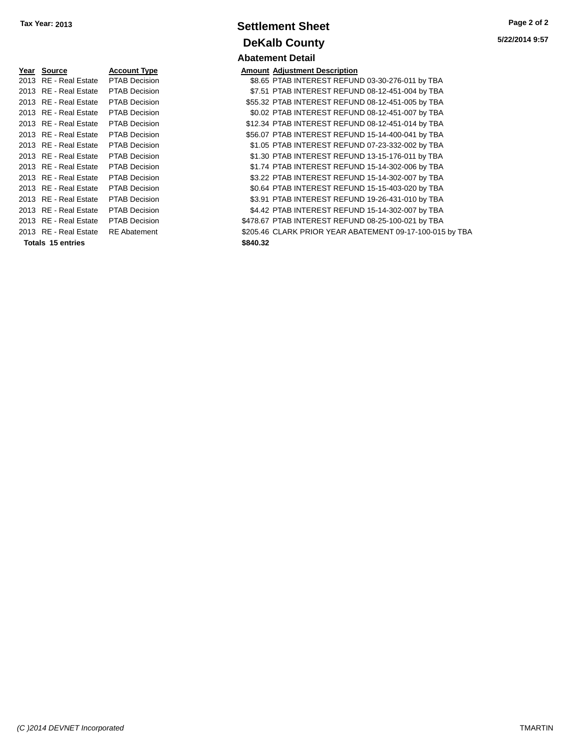Tax Year: 2013

# Settlement Sheet

## DeKalb County

5/22/2014 9:57

### Abatement Detail

| Year | Source | Account Type | Amount | Adjustment Description |
|---|---|---|---|---|
| 2013 | RE - Real Estate | PTAB Decision | $8.65 | PTAB INTEREST REFUND 03-30-276-011 by TBA |
| 2013 | RE - Real Estate | PTAB Decision | $7.51 | PTAB INTEREST REFUND 08-12-451-004 by TBA |
| 2013 | RE - Real Estate | PTAB Decision | $55.32 | PTAB INTEREST REFUND 08-12-451-005 by TBA |
| 2013 | RE - Real Estate | PTAB Decision | $0.02 | PTAB INTEREST REFUND 08-12-451-007 by TBA |
| 2013 | RE - Real Estate | PTAB Decision | $12.34 | PTAB INTEREST REFUND 08-12-451-014 by TBA |
| 2013 | RE - Real Estate | PTAB Decision | $56.07 | PTAB INTEREST REFUND 15-14-400-041 by TBA |
| 2013 | RE - Real Estate | PTAB Decision | $1.05 | PTAB INTEREST REFUND 07-23-332-002 by TBA |
| 2013 | RE - Real Estate | PTAB Decision | $1.30 | PTAB INTEREST REFUND 13-15-176-011 by TBA |
| 2013 | RE - Real Estate | PTAB Decision | $1.74 | PTAB INTEREST REFUND 15-14-302-006 by TBA |
| 2013 | RE - Real Estate | PTAB Decision | $3.22 | PTAB INTEREST REFUND 15-14-302-007 by TBA |
| 2013 | RE - Real Estate | PTAB Decision | $0.64 | PTAB INTEREST REFUND 15-15-403-020 by TBA |
| 2013 | RE - Real Estate | PTAB Decision | $3.91 | PTAB INTEREST REFUND 19-26-431-010 by TBA |
| 2013 | RE - Real Estate | PTAB Decision | $4.42 | PTAB INTEREST REFUND 15-14-302-007 by TBA |
| 2013 | RE - Real Estate | PTAB Decision | $478.67 | PTAB INTEREST REFUND 08-25-100-021 by TBA |
| 2013 | RE - Real Estate | RE Abatement | $205.46 | CLARK PRIOR YEAR ABATEMENT 09-17-100-015 by TBA |
| **Totals 15 entries** | | | **$840.32** | |

*(C )2014 DEVNET Incorporated* TMARTIN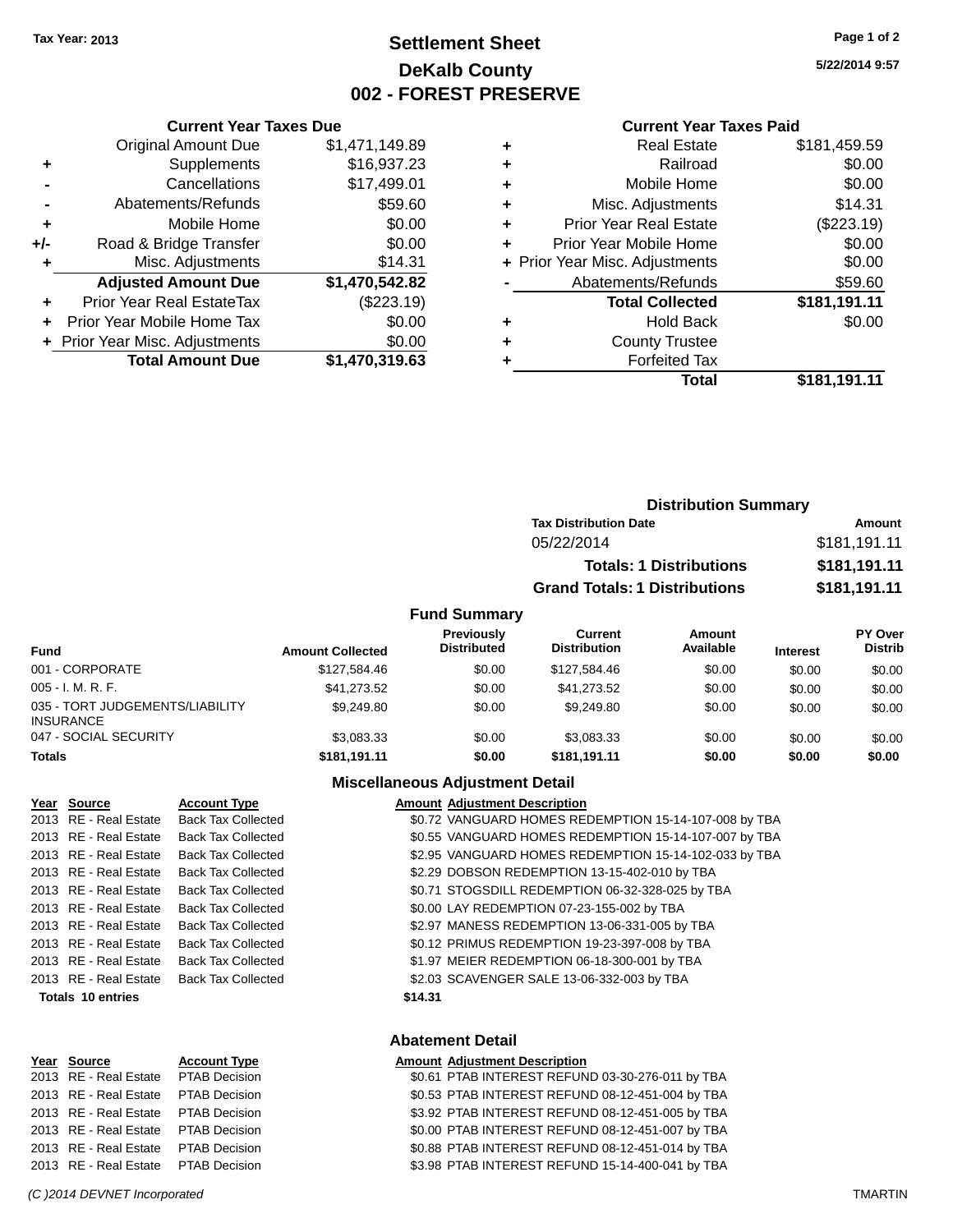Tax Year: 2013

# Settlement Sheet
## DeKalb County
## 002 - FOREST PRESERVE

5/22/2014 9:57

### Current Year Taxes Due

| | | |
|---|---|---|
| | Original Amount Due | $1,471,149.89 |
| + | Supplements | $16,937.23 |
| - | Cancellations | $17,499.01 |
| - | Abatements/Refunds | $59.60 |
| + | Mobile Home | $0.00 |
| +/- | Road & Bridge Transfer | $0.00 |
| + | Misc. Adjustments | $14.31 |
| | **Adjusted Amount Due** | **$1,470,542.82** |
| + | Prior Year Real EstateTax | ($223.19) |
| + | Prior Year Mobile Home Tax | $0.00 |
| + | Prior Year Misc. Adjustments | $0.00 |
| | **Total Amount Due** | **$1,470,319.63** |

### Current Year Taxes Paid

| | | |
|---|---|---|
| + | Real Estate | $181,459.59 |
| + | Railroad | $0.00 |
| + | Mobile Home | $0.00 |
| + | Misc. Adjustments | $14.31 |
| + | Prior Year Real Estate | ($223.19) |
| + | Prior Year Mobile Home | $0.00 |
| + | Prior Year Misc. Adjustments | $0.00 |
| - | Abatements/Refunds | $59.60 |
| | **Total Collected** | **$181,191.11** |
| + | Hold Back | $0.00 |
| + | County Trustee | |
| + | Forfeited Tax | |
| | **Total** | **$181,191.11** |

### Distribution Summary

| Tax Distribution Date | Amount |
|---|---|
| 05/22/2014 | $181,191.11 |
| **Totals: 1 Distributions** | **$181,191.11** |
| **Grand Totals: 1 Distributions** | **$181,191.11** |

### Fund Summary

| Fund | Amount Collected | Previously Distributed | Current Distribution | Amount Available | Interest | PY Over Distrib |
|---|---|---|---|---|---|---|
| 001 - CORPORATE | $127,584.46 | $0.00 | $127,584.46 | $0.00 | $0.00 | $0.00 |
| 005 - I. M. R. F. | $41,273.52 | $0.00 | $41,273.52 | $0.00 | $0.00 | $0.00 |
| 035 - TORT JUDGEMENTS/LIABILITY INSURANCE | $9,249.80 | $0.00 | $9,249.80 | $0.00 | $0.00 | $0.00 |
| 047 - SOCIAL SECURITY | $3,083.33 | $0.00 | $3,083.33 | $0.00 | $0.00 | $0.00 |
| **Totals** | **$181,191.11** | **$0.00** | **$181,191.11** | **$0.00** | **$0.00** | **$0.00** |

### Miscellaneous Adjustment Detail

| Year | Source | Account Type | Amount | Adjustment Description |
|---|---|---|---|---|
| 2013 | RE - Real Estate | Back Tax Collected | $0.72 | VANGUARD HOMES REDEMPTION 15-14-107-008 by TBA |
| 2013 | RE - Real Estate | Back Tax Collected | $0.55 | VANGUARD HOMES REDEMPTION 15-14-107-007 by TBA |
| 2013 | RE - Real Estate | Back Tax Collected | $2.95 | VANGUARD HOMES REDEMPTION 15-14-102-033 by TBA |
| 2013 | RE - Real Estate | Back Tax Collected | $2.29 | DOBSON REDEMPTION 13-15-402-010 by TBA |
| 2013 | RE - Real Estate | Back Tax Collected | $0.71 | STOGSDILL REDEMPTION 06-32-328-025 by TBA |
| 2013 | RE - Real Estate | Back Tax Collected | $0.00 | LAY REDEMPTION 07-23-155-002 by TBA |
| 2013 | RE - Real Estate | Back Tax Collected | $2.97 | MANESS REDEMPTION 13-06-331-005 by TBA |
| 2013 | RE - Real Estate | Back Tax Collected | $0.12 | PRIMUS REDEMPTION 19-23-397-008 by TBA |
| 2013 | RE - Real Estate | Back Tax Collected | $1.97 | MEIER REDEMPTION 06-18-300-001 by TBA |
| 2013 | RE - Real Estate | Back Tax Collected | $2.03 | SCAVENGER SALE 13-06-332-003 by TBA |
| **Totals 10 entries** | | | **$14.31** | |

### Abatement Detail

| Year | Source | Account Type | Amount | Adjustment Description |
|---|---|---|---|---|
| 2013 | RE - Real Estate | PTAB Decision | $0.61 | PTAB INTEREST REFUND 03-30-276-011 by TBA |
| 2013 | RE - Real Estate | PTAB Decision | $0.53 | PTAB INTEREST REFUND 08-12-451-004 by TBA |
| 2013 | RE - Real Estate | PTAB Decision | $3.92 | PTAB INTEREST REFUND 08-12-451-005 by TBA |
| 2013 | RE - Real Estate | PTAB Decision | $0.00 | PTAB INTEREST REFUND 08-12-451-007 by TBA |
| 2013 | RE - Real Estate | PTAB Decision | $0.88 | PTAB INTEREST REFUND 08-12-451-014 by TBA |
| 2013 | RE - Real Estate | PTAB Decision | $3.98 | PTAB INTEREST REFUND 15-14-400-041 by TBA |

(C )2014 DEVNET Incorporated TMARTIN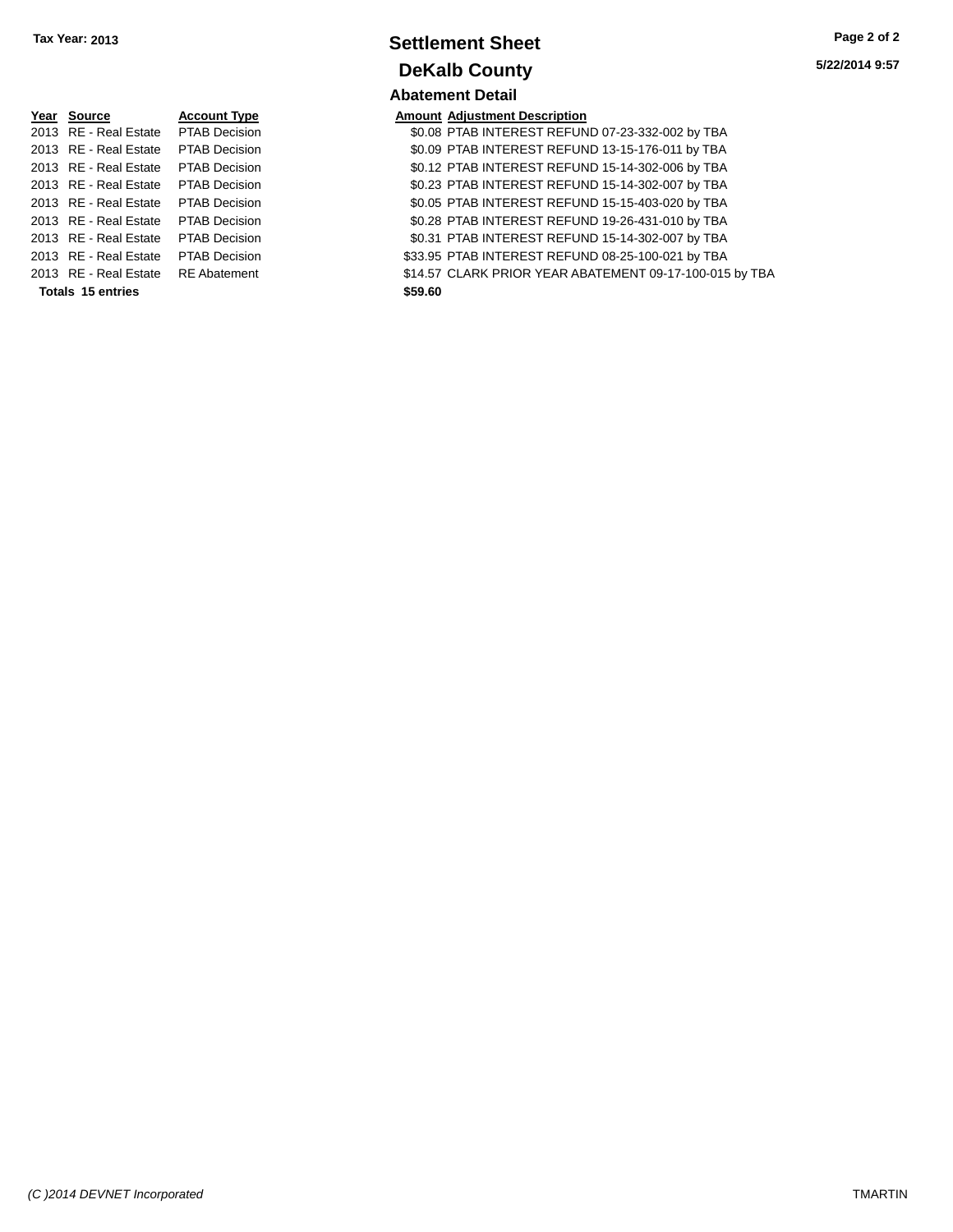Tax Year: 2013

# Settlement Sheet

## DeKalb County

5/22/2014 9:57

### Abatement Detail

| Year | Source | Account Type | Amount | Adjustment Description |
|---|---|---|---|---|
| 2013 | RE - Real Estate | PTAB Decision | $0.08 | PTAB INTEREST REFUND 07-23-332-002 by TBA |
| 2013 | RE - Real Estate | PTAB Decision | $0.09 | PTAB INTEREST REFUND 13-15-176-011 by TBA |
| 2013 | RE - Real Estate | PTAB Decision | $0.12 | PTAB INTEREST REFUND 15-14-302-006 by TBA |
| 2013 | RE - Real Estate | PTAB Decision | $0.23 | PTAB INTEREST REFUND 15-14-302-007 by TBA |
| 2013 | RE - Real Estate | PTAB Decision | $0.05 | PTAB INTEREST REFUND 15-15-403-020 by TBA |
| 2013 | RE - Real Estate | PTAB Decision | $0.28 | PTAB INTEREST REFUND 19-26-431-010 by TBA |
| 2013 | RE - Real Estate | PTAB Decision | $0.31 | PTAB INTEREST REFUND 15-14-302-007 by TBA |
| 2013 | RE - Real Estate | PTAB Decision | $33.95 | PTAB INTEREST REFUND 08-25-100-021 by TBA |
| 2013 | RE - Real Estate | RE Abatement | $14.57 | CLARK PRIOR YEAR ABATEMENT 09-17-100-015 by TBA |
| **Totals 15 entries** | | | **$59.60** | |

*(C )2014 DEVNET Incorporated* TMARTIN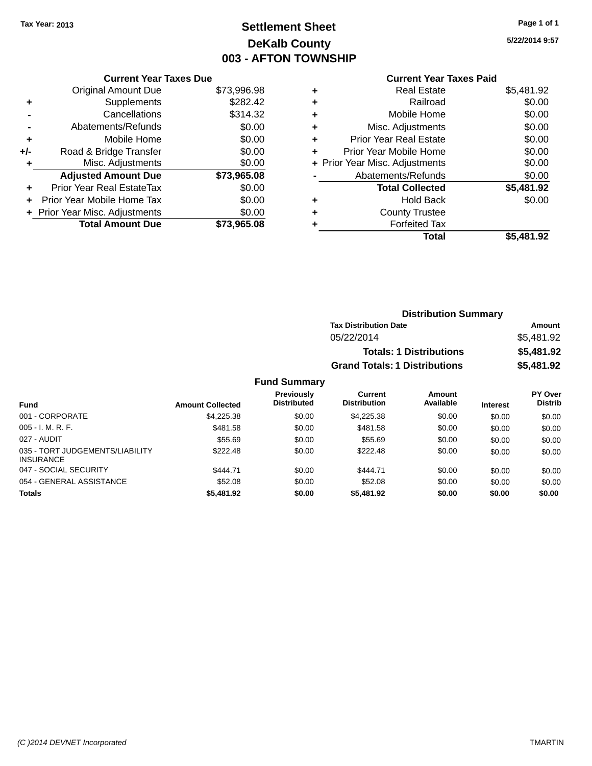Tax Year: 2013

# Settlement Sheet

## DeKalb County

## 003 - AFTON TOWNSHIP

5/22/2014 9:57

### Current Year Taxes Due

| | | |
|---|---|---|
| | Original Amount Due | $73,996.98 |
| + | Supplements | $282.42 |
| - | Cancellations | $314.32 |
| - | Abatements/Refunds | $0.00 |
| + | Mobile Home | $0.00 |
| +/- | Road & Bridge Transfer | $0.00 |
| + | Misc. Adjustments | $0.00 |
| | **Adjusted Amount Due** | **$73,965.08** |
| + | Prior Year Real EstateTax | $0.00 |
| + | Prior Year Mobile Home Tax | $0.00 |
| + | Prior Year Misc. Adjustments | $0.00 |
| | **Total Amount Due** | **$73,965.08** |

### Current Year Taxes Paid

| | | |
|---|---|---|
| + | Real Estate | $5,481.92 |
| + | Railroad | $0.00 |
| + | Mobile Home | $0.00 |
| + | Misc. Adjustments | $0.00 |
| + | Prior Year Real Estate | $0.00 |
| + | Prior Year Mobile Home | $0.00 |
| + | Prior Year Misc. Adjustments | $0.00 |
| - | Abatements/Refunds | $0.00 |
| | **Total Collected** | **$5,481.92** |
| + | Hold Back | $0.00 |
| + | County Trustee | |
| + | Forfeited Tax | |
| | **Total** | **$5,481.92** |

### Distribution Summary

| Tax Distribution Date | Amount |
|---|---|
| 05/22/2014 | $5,481.92 |
| **Totals: 1 Distributions** | **$5,481.92** |
| **Grand Totals: 1 Distributions** | **$5,481.92** |

### Fund Summary

| Fund | Amount Collected | Previously Distributed | Current Distribution | Amount Available | Interest | PY Over Distrib |
|---|---|---|---|---|---|---|
| 001 - CORPORATE | $4,225.38 | $0.00 | $4,225.38 | $0.00 | $0.00 | $0.00 |
| 005 - I. M. R. F. | $481.58 | $0.00 | $481.58 | $0.00 | $0.00 | $0.00 |
| 027 - AUDIT | $55.69 | $0.00 | $55.69 | $0.00 | $0.00 | $0.00 |
| 035 - TORT JUDGEMENTS/LIABILITY INSURANCE | $222.48 | $0.00 | $222.48 | $0.00 | $0.00 | $0.00 |
| 047 - SOCIAL SECURITY | $444.71 | $0.00 | $444.71 | $0.00 | $0.00 | $0.00 |
| 054 - GENERAL ASSISTANCE | $52.08 | $0.00 | $52.08 | $0.00 | $0.00 | $0.00 |
| **Totals** | **$5,481.92** | **$0.00** | **$5,481.92** | **$0.00** | **$0.00** | **$0.00** |

(C )2014 DEVNET Incorporated

TMARTIN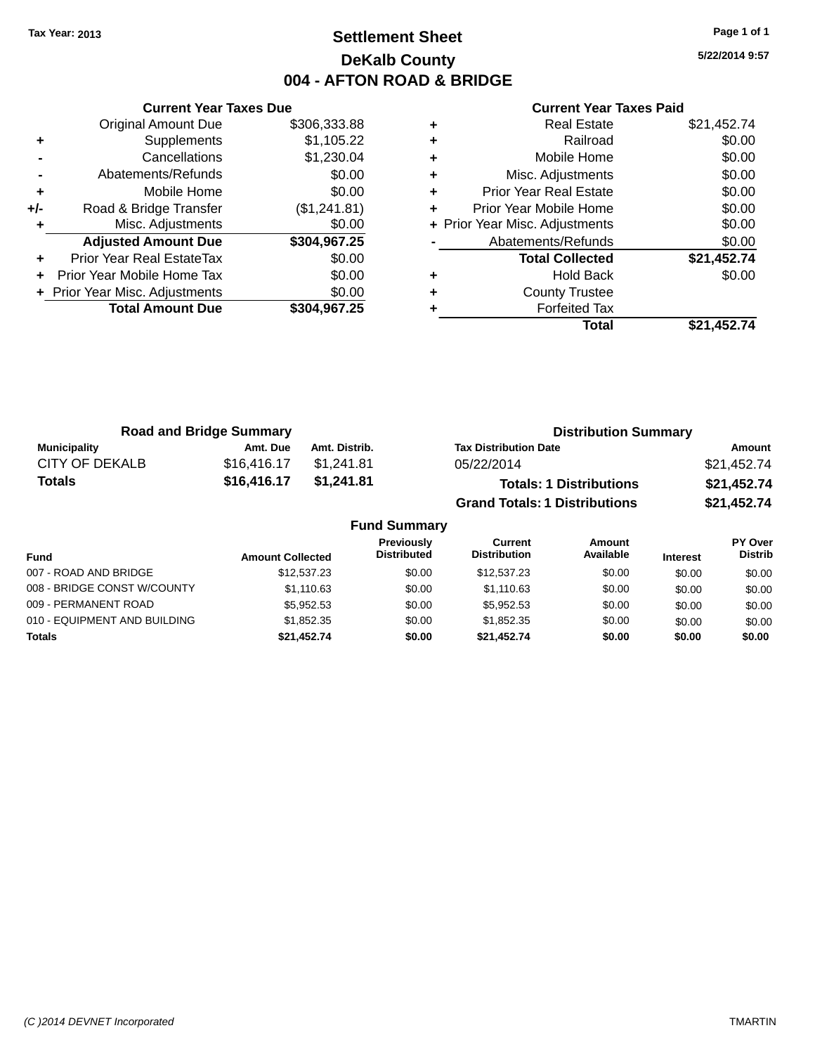Tax Year: 2013

# Settlement Sheet

## DeKalb County

## 004 - AFTON ROAD & BRIDGE

5/22/2014 9:57

### Current Year Taxes Due

| | | |
|---|---|---|
| | Original Amount Due | $306,333.88 |
| + | Supplements | $1,105.22 |
| - | Cancellations | $1,230.04 |
| - | Abatements/Refunds | $0.00 |
| + | Mobile Home | $0.00 |
| +/- | Road & Bridge Transfer | ($1,241.81) |
| + | Misc. Adjustments | $0.00 |
| | **Adjusted Amount Due** | **$304,967.25** |
| + | Prior Year Real EstateTax | $0.00 |
| + | Prior Year Mobile Home Tax | $0.00 |
| + | Prior Year Misc. Adjustments | $0.00 |
| | **Total Amount Due** | **$304,967.25** |

### Current Year Taxes Paid

| | | |
|---|---|---|
| + | Real Estate | $21,452.74 |
| + | Railroad | $0.00 |
| + | Mobile Home | $0.00 |
| + | Misc. Adjustments | $0.00 |
| + | Prior Year Real Estate | $0.00 |
| + | Prior Year Mobile Home | $0.00 |
| + | Prior Year Misc. Adjustments | $0.00 |
| - | Abatements/Refunds | $0.00 |
| | **Total Collected** | **$21,452.74** |
| + | Hold Back | $0.00 |
| + | County Trustee | |
| + | Forfeited Tax | |
| | **Total** | **$21,452.74** |

### Road and Bridge Summary

| Municipality | Amt. Due | Amt. Distrib. |
|---|---|---|
| CITY OF DEKALB | $16,416.17 | $1,241.81 |
| **Totals** | **$16,416.17** | **$1,241.81** |

### Distribution Summary

| Tax Distribution Date | Amount |
|---|---|
| 05/22/2014 | $21,452.74 |
| **Totals: 1 Distributions** | **$21,452.74** |
| **Grand Totals: 1 Distributions** | **$21,452.74** |

### Fund Summary

| Fund | Amount Collected | Previously Distributed | Current Distribution | Amount Available | Interest | PY Over Distrib |
|---|---|---|---|---|---|---|
| 007 - ROAD AND BRIDGE | $12,537.23 | $0.00 | $12,537.23 | $0.00 | $0.00 | $0.00 |
| 008 - BRIDGE CONST W/COUNTY | $1,110.63 | $0.00 | $1,110.63 | $0.00 | $0.00 | $0.00 |
| 009 - PERMANENT ROAD | $5,952.53 | $0.00 | $5,952.53 | $0.00 | $0.00 | $0.00 |
| 010 - EQUIPMENT AND BUILDING | $1,852.35 | $0.00 | $1,852.35 | $0.00 | $0.00 | $0.00 |
| **Totals** | **$21,452.74** | **$0.00** | **$21,452.74** | **$0.00** | **$0.00** | **$0.00** |

(C )2014 DEVNET Incorporated

TMARTIN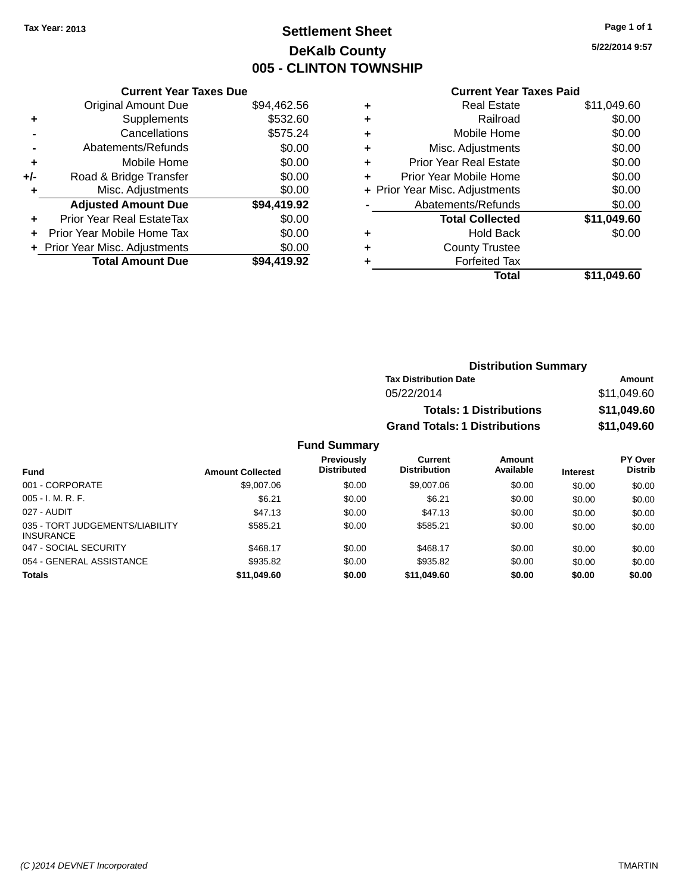Tax Year: 2013

# Settlement Sheet

## DeKalb County

## 005 - CLINTON TOWNSHIP

5/22/2014 9:57

### Current Year Taxes Due

| | | |
|---|---|---|
| | Original Amount Due | $94,462.56 |
| + | Supplements | $532.60 |
| - | Cancellations | $575.24 |
| - | Abatements/Refunds | $0.00 |
| + | Mobile Home | $0.00 |
| +/- | Road & Bridge Transfer | $0.00 |
| + | Misc. Adjustments | $0.00 |
| | **Adjusted Amount Due** | **$94,419.92** |
| + | Prior Year Real EstateTax | $0.00 |
| + | Prior Year Mobile Home Tax | $0.00 |
| + | Prior Year Misc. Adjustments | $0.00 |
| | **Total Amount Due** | **$94,419.92** |

### Current Year Taxes Paid

| | | |
|---|---|---|
| + | Real Estate | $11,049.60 |
| + | Railroad | $0.00 |
| + | Mobile Home | $0.00 |
| + | Misc. Adjustments | $0.00 |
| + | Prior Year Real Estate | $0.00 |
| + | Prior Year Mobile Home | $0.00 |
| + | Prior Year Misc. Adjustments | $0.00 |
| - | Abatements/Refunds | $0.00 |
| | **Total Collected** | **$11,049.60** |
| + | Hold Back | $0.00 |
| + | County Trustee | |
| + | Forfeited Tax | |
| | **Total** | **$11,049.60** |

### Distribution Summary

| Tax Distribution Date | Amount |
|---|---|
| 05/22/2014 | $11,049.60 |
| **Totals: 1 Distributions** | **$11,049.60** |
| **Grand Totals: 1 Distributions** | **$11,049.60** |

### Fund Summary

| Fund | Amount Collected | Previously Distributed | Current Distribution | Amount Available | Interest | PY Over Distrib |
|---|---|---|---|---|---|---|
| 001 - CORPORATE | $9,007.06 | $0.00 | $9,007.06 | $0.00 | $0.00 | $0.00 |
| 005 - I. M. R. F. | $6.21 | $0.00 | $6.21 | $0.00 | $0.00 | $0.00 |
| 027 - AUDIT | $47.13 | $0.00 | $47.13 | $0.00 | $0.00 | $0.00 |
| 035 - TORT JUDGEMENTS/LIABILITY INSURANCE | $585.21 | $0.00 | $585.21 | $0.00 | $0.00 | $0.00 |
| 047 - SOCIAL SECURITY | $468.17 | $0.00 | $468.17 | $0.00 | $0.00 | $0.00 |
| 054 - GENERAL ASSISTANCE | $935.82 | $0.00 | $935.82 | $0.00 | $0.00 | $0.00 |
| **Totals** | **$11,049.60** | **$0.00** | **$11,049.60** | **$0.00** | **$0.00** | **$0.00** |

(C )2014 DEVNET Incorporated — TMARTIN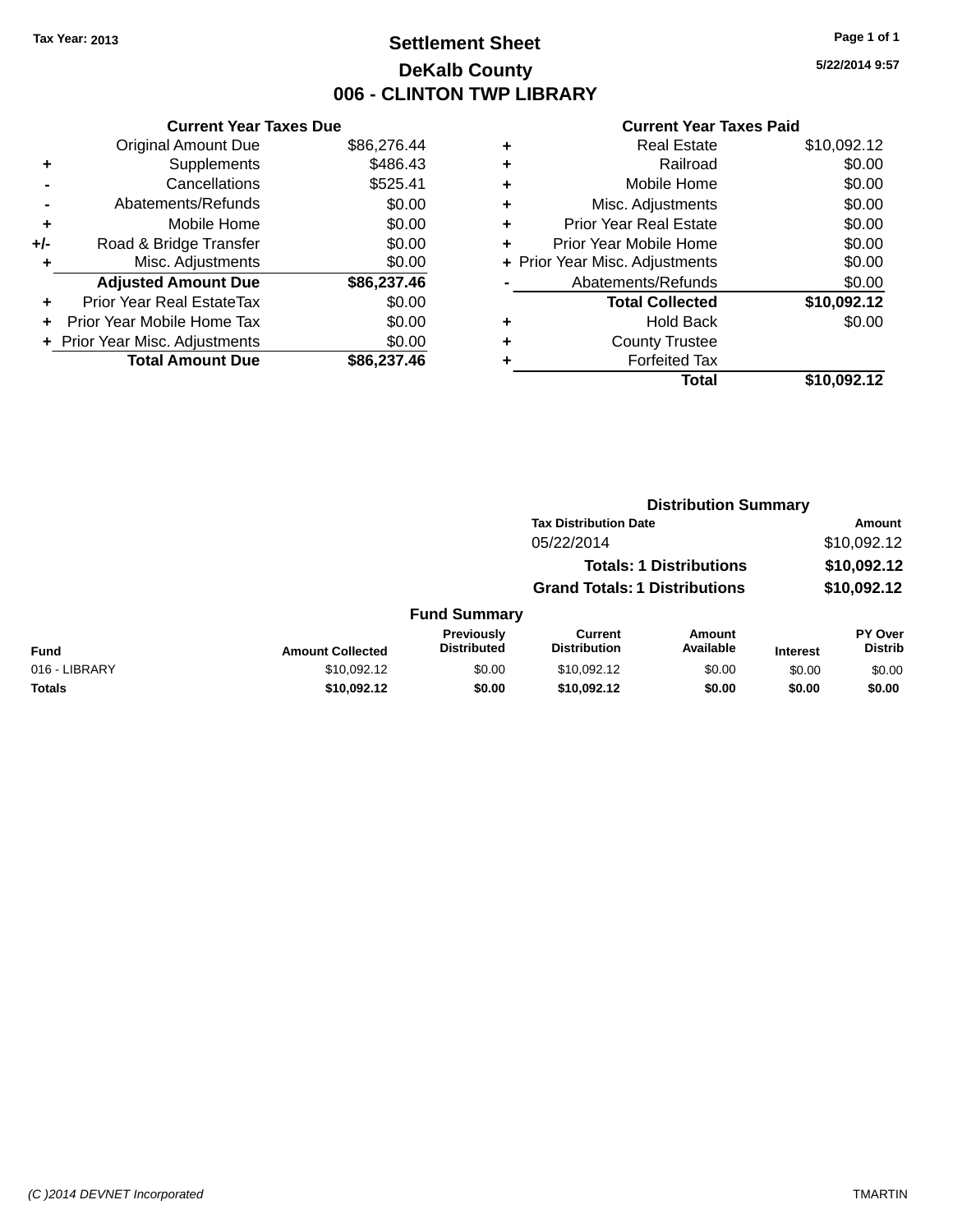**Tax Year: 2013**

# Settlement Sheet

## DeKalb County

## 006 - CLINTON TWP LIBRARY

5/22/2014 9:57

### Current Year Taxes Due

| | | |
|---|---|---|
| | Original Amount Due | $86,276.44 |
| + | Supplements | $486.43 |
| - | Cancellations | $525.41 |
| - | Abatements/Refunds | $0.00 |
| + | Mobile Home | $0.00 |
| +/- | Road & Bridge Transfer | $0.00 |
| + | Misc. Adjustments | $0.00 |
| | **Adjusted Amount Due** | **$86,237.46** |
| + | Prior Year Real EstateTax | $0.00 |
| + | Prior Year Mobile Home Tax | $0.00 |
| + | Prior Year Misc. Adjustments | $0.00 |
| | **Total Amount Due** | **$86,237.46** |

### Current Year Taxes Paid

| | | |
|---|---|---|
| + | Real Estate | $10,092.12 |
| + | Railroad | $0.00 |
| + | Mobile Home | $0.00 |
| + | Misc. Adjustments | $0.00 |
| + | Prior Year Real Estate | $0.00 |
| + | Prior Year Mobile Home | $0.00 |
| + | Prior Year Misc. Adjustments | $0.00 |
| - | Abatements/Refunds | $0.00 |
| | **Total Collected** | **$10,092.12** |
| + | Hold Back | $0.00 |
| + | County Trustee | |
| + | Forfeited Tax | |
| | **Total** | **$10,092.12** |

### Distribution Summary

| Tax Distribution Date | Amount |
|---|---|
| 05/22/2014 | $10,092.12 |
| **Totals: 1 Distributions** | **$10,092.12** |
| **Grand Totals: 1 Distributions** | **$10,092.12** |

### Fund Summary

| Fund | Amount Collected | Previously Distributed | Current Distribution | Amount Available | Interest | PY Over Distrib |
|---|---|---|---|---|---|---|
| 016 - LIBRARY | $10,092.12 | $0.00 | $10,092.12 | $0.00 | $0.00 | $0.00 |
| **Totals** | **$10,092.12** | **$0.00** | **$10,092.12** | **$0.00** | **$0.00** | **$0.00** |

(C )2014 DEVNET Incorporated TMARTIN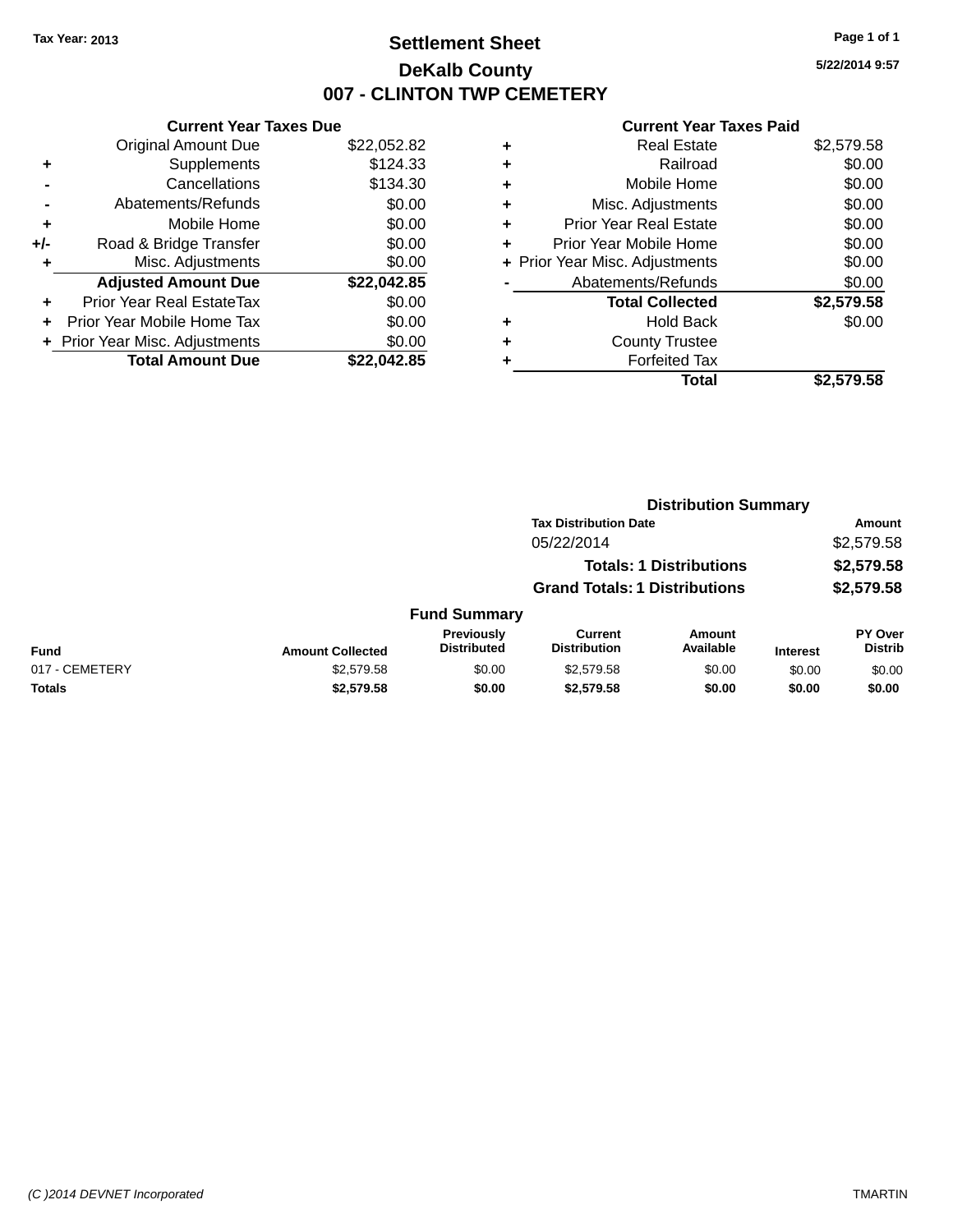Tax Year: 2013

# Settlement Sheet

## DeKalb County

## 007 - CLINTON TWP CEMETERY

5/22/2014 9:57

### Current Year Taxes Due

| | | |
|---|---|---|
| | Original Amount Due | $22,052.82 |
| + | Supplements | $124.33 |
| - | Cancellations | $134.30 |
| - | Abatements/Refunds | $0.00 |
| + | Mobile Home | $0.00 |
| +/- | Road & Bridge Transfer | $0.00 |
| + | Misc. Adjustments | $0.00 |
| | **Adjusted Amount Due** | **$22,042.85** |
| + | Prior Year Real EstateTax | $0.00 |
| + | Prior Year Mobile Home Tax | $0.00 |
| + | Prior Year Misc. Adjustments | $0.00 |
| | **Total Amount Due** | **$22,042.85** |

### Current Year Taxes Paid

| | | |
|---|---|---|
| + | Real Estate | $2,579.58 |
| + | Railroad | $0.00 |
| + | Mobile Home | $0.00 |
| + | Misc. Adjustments | $0.00 |
| + | Prior Year Real Estate | $0.00 |
| + | Prior Year Mobile Home | $0.00 |
| + | Prior Year Misc. Adjustments | $0.00 |
| - | Abatements/Refunds | $0.00 |
| | **Total Collected** | **$2,579.58** |
| + | Hold Back | $0.00 |
| + | County Trustee | |
| + | Forfeited Tax | |
| | **Total** | **$2,579.58** |

### Distribution Summary

| Tax Distribution Date | Amount |
|---|---|
| 05/22/2014 | $2,579.58 |
| **Totals: 1 Distributions** | **$2,579.58** |
| **Grand Totals: 1 Distributions** | **$2,579.58** |

### Fund Summary

| Fund | Amount Collected | Previously Distributed | Current Distribution | Amount Available | Interest | PY Over Distrib |
|---|---|---|---|---|---|---|
| 017 - CEMETERY | $2,579.58 | $0.00 | $2,579.58 | $0.00 | $0.00 | $0.00 |
| **Totals** | **$2,579.58** | **$0.00** | **$2,579.58** | **$0.00** | **$0.00** | **$0.00** |

(C )2014 DEVNET Incorporated TMARTIN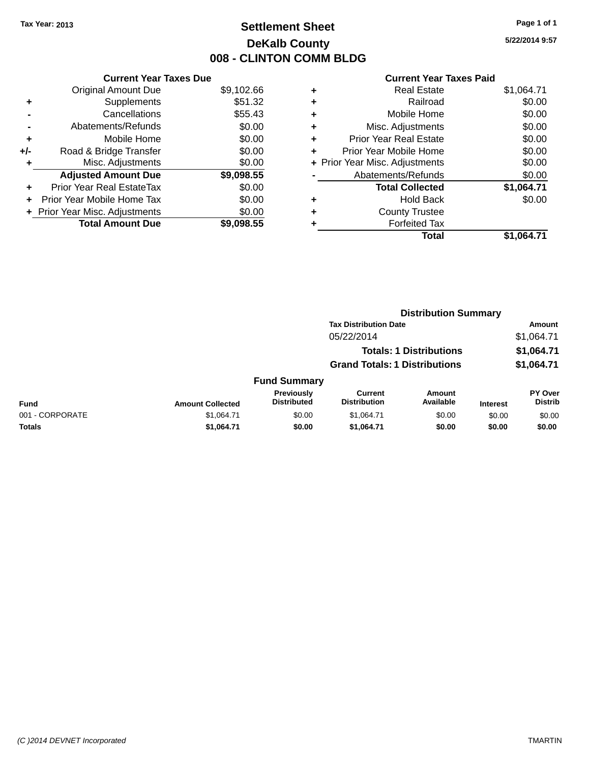Tax Year: 2013

# Settlement Sheet

## DeKalb County

## 008 - CLINTON COMM BLDG

5/22/2014 9:57

| | Current Year Taxes Due | |
|---|---|---|
| | Original Amount Due | $9,102.66 |
| + | Supplements | $51.32 |
| - | Cancellations | $55.43 |
| - | Abatements/Refunds | $0.00 |
| + | Mobile Home | $0.00 |
| +/- | Road & Bridge Transfer | $0.00 |
| + | Misc. Adjustments | $0.00 |
| | **Adjusted Amount Due** | **$9,098.55** |
| + | Prior Year Real EstateTax | $0.00 |
| + | Prior Year Mobile Home Tax | $0.00 |
| + | Prior Year Misc. Adjustments | $0.00 |
| | **Total Amount Due** | **$9,098.55** |

| | Current Year Taxes Paid | |
|---|---|---|
| + | Real Estate | $1,064.71 |
| + | Railroad | $0.00 |
| + | Mobile Home | $0.00 |
| + | Misc. Adjustments | $0.00 |
| + | Prior Year Real Estate | $0.00 |
| + | Prior Year Mobile Home | $0.00 |
| + | Prior Year Misc. Adjustments | $0.00 |
| - | Abatements/Refunds | $0.00 |
| | **Total Collected** | **$1,064.71** |
| + | Hold Back | $0.00 |
| + | County Trustee | |
| + | Forfeited Tax | |
| | **Total** | **$1,064.71** |

### Distribution Summary

| Tax Distribution Date | Amount |
|---|---|
| 05/22/2014 | $1,064.71 |
| **Totals: 1 Distributions** | **$1,064.71** |
| **Grand Totals: 1 Distributions** | **$1,064.71** |

### Fund Summary

| Fund | Amount Collected | Previously Distributed | Current Distribution | Amount Available | Interest | PY Over Distrib |
|---|---|---|---|---|---|---|
| 001 - CORPORATE | $1,064.71 | $0.00 | $1,064.71 | $0.00 | $0.00 | $0.00 |
| **Totals** | **$1,064.71** | **$0.00** | **$1,064.71** | **$0.00** | **$0.00** | **$0.00** |

(C )2014 DEVNET Incorporated TMARTIN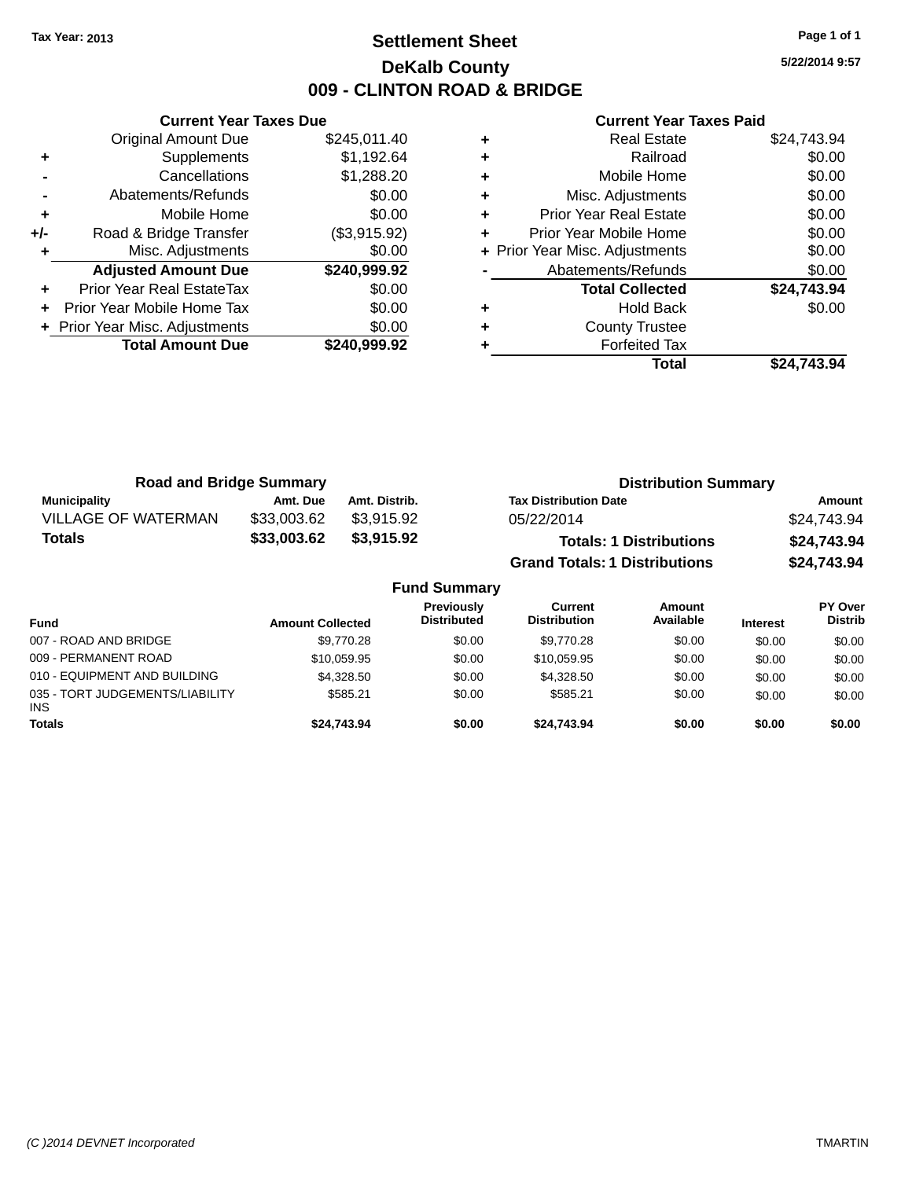Tax Year: 2013

# Settlement Sheet

## DeKalb County

## 009 - CLINTON ROAD & BRIDGE

5/22/2014 9:57

### Current Year Taxes Due

| | | |
|---|---|---|
| | Original Amount Due | $245,011.40 |
| + | Supplements | $1,192.64 |
| - | Cancellations | $1,288.20 |
| - | Abatements/Refunds | $0.00 |
| + | Mobile Home | $0.00 |
| +/- | Road & Bridge Transfer | ($3,915.92) |
| + | Misc. Adjustments | $0.00 |
| | **Adjusted Amount Due** | **$240,999.92** |
| + | Prior Year Real EstateTax | $0.00 |
| + | Prior Year Mobile Home Tax | $0.00 |
| + | Prior Year Misc. Adjustments | $0.00 |
| | **Total Amount Due** | **$240,999.92** |

### Current Year Taxes Paid

| | | |
|---|---|---|
| + | Real Estate | $24,743.94 |
| + | Railroad | $0.00 |
| + | Mobile Home | $0.00 |
| + | Misc. Adjustments | $0.00 |
| + | Prior Year Real Estate | $0.00 |
| + | Prior Year Mobile Home | $0.00 |
| + | Prior Year Misc. Adjustments | $0.00 |
| - | Abatements/Refunds | $0.00 |
| | **Total Collected** | **$24,743.94** |
| + | Hold Back | $0.00 |
| + | County Trustee | |
| + | Forfeited Tax | |
| | **Total** | **$24,743.94** |

### Road and Bridge Summary

| Municipality | Amt. Due | Amt. Distrib. |
|---|---|---|
| VILLAGE OF WATERMAN | $33,003.62 | $3,915.92 |
| **Totals** | **$33,003.62** | **$3,915.92** |

### Distribution Summary

| Tax Distribution Date | Amount |
|---|---|
| 05/22/2014 | $24,743.94 |
| **Totals: 1 Distributions** | **$24,743.94** |
| **Grand Totals: 1 Distributions** | **$24,743.94** |

### Fund Summary

| Fund | Amount Collected | Previously Distributed | Current Distribution | Amount Available | Interest | PY Over Distrib |
|---|---|---|---|---|---|---|
| 007 - ROAD AND BRIDGE | $9,770.28 | $0.00 | $9,770.28 | $0.00 | $0.00 | $0.00 |
| 009 - PERMANENT ROAD | $10,059.95 | $0.00 | $10,059.95 | $0.00 | $0.00 | $0.00 |
| 010 - EQUIPMENT AND BUILDING | $4,328.50 | $0.00 | $4,328.50 | $0.00 | $0.00 | $0.00 |
| 035 - TORT JUDGEMENTS/LIABILITY INS | $585.21 | $0.00 | $585.21 | $0.00 | $0.00 | $0.00 |
| **Totals** | **$24,743.94** | **$0.00** | **$24,743.94** | **$0.00** | **$0.00** | **$0.00** |

(C )2014 DEVNET Incorporated TMARTIN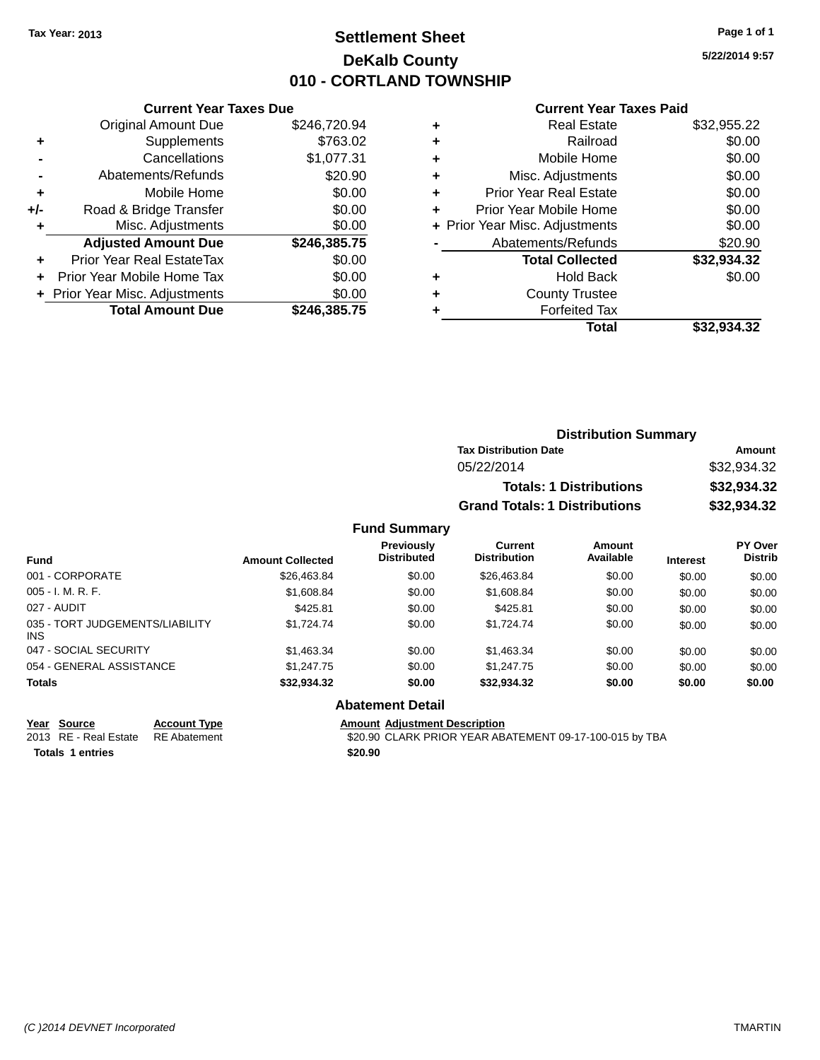Tax Year: 2013

# Settlement Sheet
## DeKalb County
## 010 - CORTLAND TOWNSHIP

5/22/2014 9:57

### Current Year Taxes Due

| | | |
|---|---|---|
| | Original Amount Due | $246,720.94 |
| + | Supplements | $763.02 |
| - | Cancellations | $1,077.31 |
| - | Abatements/Refunds | $20.90 |
| + | Mobile Home | $0.00 |
| +/- | Road & Bridge Transfer | $0.00 |
| + | Misc. Adjustments | $0.00 |
| | **Adjusted Amount Due** | **$246,385.75** |
| + | Prior Year Real EstateTax | $0.00 |
| + | Prior Year Mobile Home Tax | $0.00 |
| + | Prior Year Misc. Adjustments | $0.00 |
| | **Total Amount Due** | **$246,385.75** |

### Current Year Taxes Paid

| | | |
|---|---|---|
| + | Real Estate | $32,955.22 |
| + | Railroad | $0.00 |
| + | Mobile Home | $0.00 |
| + | Misc. Adjustments | $0.00 |
| + | Prior Year Real Estate | $0.00 |
| + | Prior Year Mobile Home | $0.00 |
| + | Prior Year Misc. Adjustments | $0.00 |
| - | Abatements/Refunds | $20.90 |
| | **Total Collected** | **$32,934.32** |
| + | Hold Back | $0.00 |
| + | County Trustee | |
| + | Forfeited Tax | |
| | **Total** | **$32,934.32** |

### Distribution Summary

| Tax Distribution Date | Amount |
|---|---|
| 05/22/2014 | $32,934.32 |
| **Totals: 1 Distributions** | **$32,934.32** |
| **Grand Totals: 1 Distributions** | **$32,934.32** |

### Fund Summary

| Fund | Amount Collected | Previously Distributed | Current Distribution | Amount Available | Interest | PY Over Distrib |
|---|---|---|---|---|---|---|
| 001 - CORPORATE | $26,463.84 | $0.00 | $26,463.84 | $0.00 | $0.00 | $0.00 |
| 005 - I. M. R. F. | $1,608.84 | $0.00 | $1,608.84 | $0.00 | $0.00 | $0.00 |
| 027 - AUDIT | $425.81 | $0.00 | $425.81 | $0.00 | $0.00 | $0.00 |
| 035 - TORT JUDGEMENTS/LIABILITY INS | $1,724.74 | $0.00 | $1,724.74 | $0.00 | $0.00 | $0.00 |
| 047 - SOCIAL SECURITY | $1,463.34 | $0.00 | $1,463.34 | $0.00 | $0.00 | $0.00 |
| 054 - GENERAL ASSISTANCE | $1,247.75 | $0.00 | $1,247.75 | $0.00 | $0.00 | $0.00 |
| **Totals** | **$32,934.32** | **$0.00** | **$32,934.32** | **$0.00** | **$0.00** | **$0.00** |

### Abatement Detail

| Year | Source | Account Type | Amount | Adjustment Description |
|---|---|---|---|---|
| 2013 | RE - Real Estate | RE Abatement | $20.90 | CLARK PRIOR YEAR ABATEMENT 09-17-100-015 by TBA |
| **Totals 1 entries** | | | **$20.90** | |

(C )2014 DEVNET Incorporated TMARTIN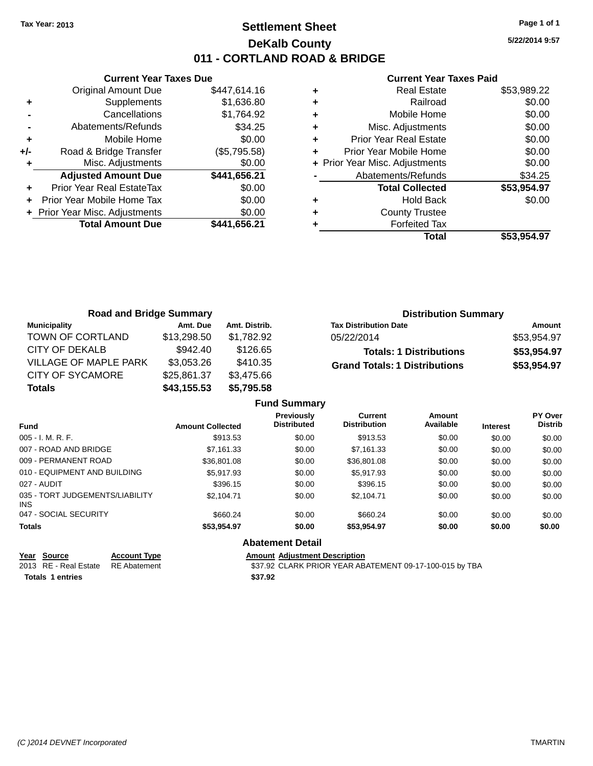Tax Year: 2013

# Settlement Sheet

## DeKalb County

## 011 - CORTLAND ROAD & BRIDGE

5/22/2014 9:57

### Current Year Taxes Due

| | | |
|---|---|---|
| | Original Amount Due | $447,614.16 |
| + | Supplements | $1,636.80 |
| - | Cancellations | $1,764.92 |
| - | Abatements/Refunds | $34.25 |
| + | Mobile Home | $0.00 |
| +/- | Road & Bridge Transfer | ($5,795.58) |
| + | Misc. Adjustments | $0.00 |
| | **Adjusted Amount Due** | **$441,656.21** |
| + | Prior Year Real EstateTax | $0.00 |
| + | Prior Year Mobile Home Tax | $0.00 |
| + | Prior Year Misc. Adjustments | $0.00 |
| | **Total Amount Due** | **$441,656.21** |

### Current Year Taxes Paid

| | | |
|---|---|---|
| + | Real Estate | $53,989.22 |
| + | Railroad | $0.00 |
| + | Mobile Home | $0.00 |
| + | Misc. Adjustments | $0.00 |
| + | Prior Year Real Estate | $0.00 |
| + | Prior Year Mobile Home | $0.00 |
| + | Prior Year Misc. Adjustments | $0.00 |
| - | Abatements/Refunds | $34.25 |
| | **Total Collected** | **$53,954.97** |
| + | Hold Back | $0.00 |
| + | County Trustee | |
| + | Forfeited Tax | |
| | **Total** | **$53,954.97** |

### Road and Bridge Summary

| Municipality | Amt. Due | Amt. Distrib. |
|---|---|---|
| TOWN OF CORTLAND | $13,298.50 | $1,782.92 |
| CITY OF DEKALB | $942.40 | $126.65 |
| VILLAGE OF MAPLE PARK | $3,053.26 | $410.35 |
| CITY OF SYCAMORE | $25,861.37 | $3,475.66 |
| **Totals** | **$43,155.53** | **$5,795.58** |

### Distribution Summary

| Tax Distribution Date | Amount |
|---|---|
| 05/22/2014 | $53,954.97 |
| **Totals: 1 Distributions** | **$53,954.97** |
| **Grand Totals: 1 Distributions** | **$53,954.97** |

### Fund Summary

| Fund | Amount Collected | Previously Distributed | Current Distribution | Amount Available | Interest | PY Over Distrib |
|---|---|---|---|---|---|---|
| 005 - I. M. R. F. | $913.53 | $0.00 | $913.53 | $0.00 | $0.00 | $0.00 |
| 007 - ROAD AND BRIDGE | $7,161.33 | $0.00 | $7,161.33 | $0.00 | $0.00 | $0.00 |
| 009 - PERMANENT ROAD | $36,801.08 | $0.00 | $36,801.08 | $0.00 | $0.00 | $0.00 |
| 010 - EQUIPMENT AND BUILDING | $5,917.93 | $0.00 | $5,917.93 | $0.00 | $0.00 | $0.00 |
| 027 - AUDIT | $396.15 | $0.00 | $396.15 | $0.00 | $0.00 | $0.00 |
| 035 - TORT JUDGEMENTS/LIABILITY INS | $2,104.71 | $0.00 | $2,104.71 | $0.00 | $0.00 | $0.00 |
| 047 - SOCIAL SECURITY | $660.24 | $0.00 | $660.24 | $0.00 | $0.00 | $0.00 |
| **Totals** | **$53,954.97** | **$0.00** | **$53,954.97** | **$0.00** | **$0.00** | **$0.00** |

### Abatement Detail

| Year | Source | Account Type | Amount | Adjustment Description |
|---|---|---|---|---|
| 2013 | RE - Real Estate | RE Abatement | $37.92 | CLARK PRIOR YEAR ABATEMENT 09-17-100-015 by TBA |
| **Totals** | **1 entries** | | **$37.92** | |

(C )2014 DEVNET Incorporated TMARTIN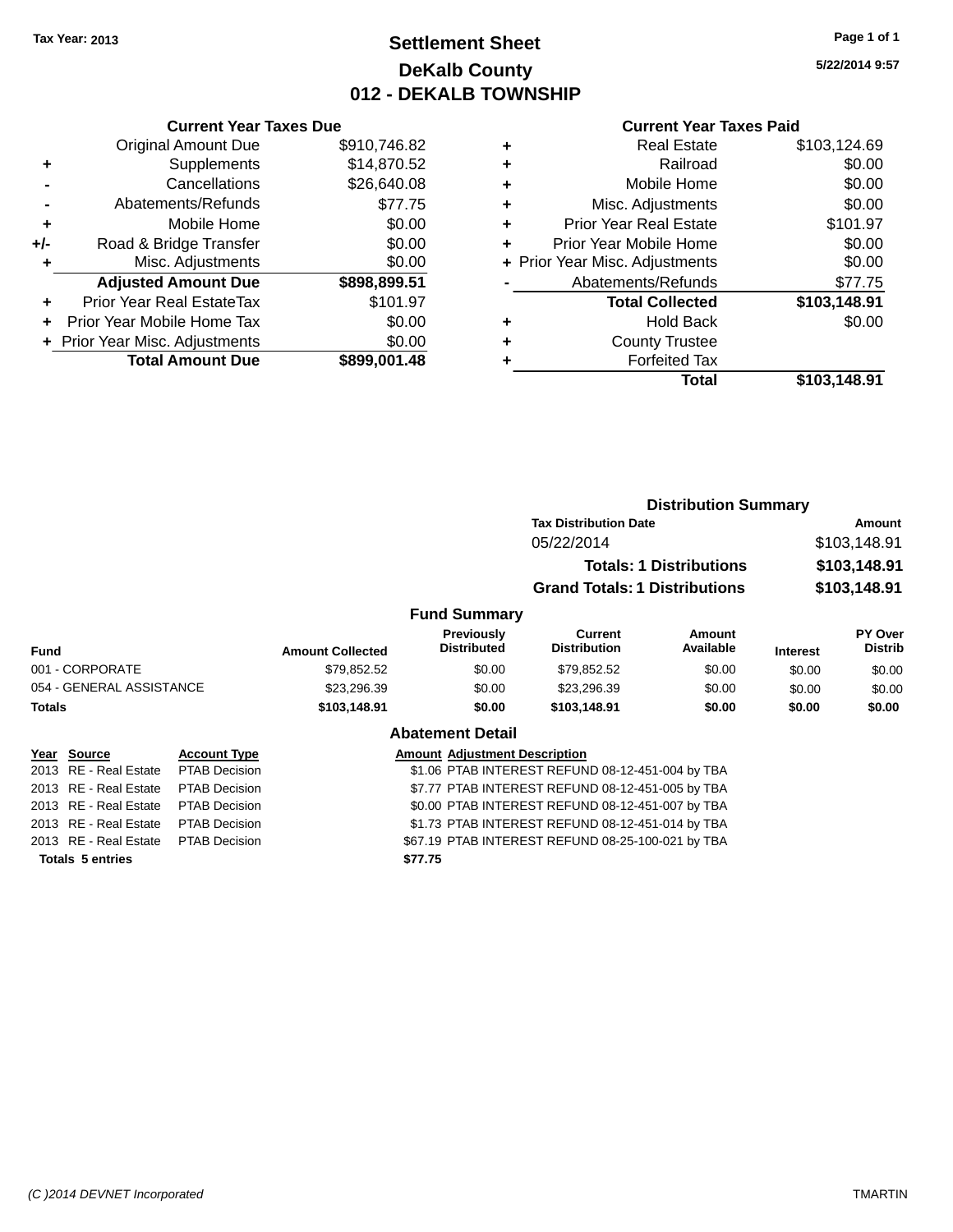Tax Year: 2013

# Settlement Sheet
## DeKalb County
## 012 - DEKALB TOWNSHIP

5/22/2014 9:57

### Current Year Taxes Due

| | | |
|---|---|---|
| | Original Amount Due | $910,746.82 |
| + | Supplements | $14,870.52 |
| - | Cancellations | $26,640.08 |
| - | Abatements/Refunds | $77.75 |
| + | Mobile Home | $0.00 |
| +/- | Road & Bridge Transfer | $0.00 |
| + | Misc. Adjustments | $0.00 |
| | **Adjusted Amount Due** | **$898,899.51** |
| + | Prior Year Real EstateTax | $101.97 |
| + | Prior Year Mobile Home Tax | $0.00 |
| + | Prior Year Misc. Adjustments | $0.00 |
| | **Total Amount Due** | **$899,001.48** |

### Current Year Taxes Paid

| | | |
|---|---|---|
| + | Real Estate | $103,124.69 |
| + | Railroad | $0.00 |
| + | Mobile Home | $0.00 |
| + | Misc. Adjustments | $0.00 |
| + | Prior Year Real Estate | $101.97 |
| + | Prior Year Mobile Home | $0.00 |
| + | Prior Year Misc. Adjustments | $0.00 |
| - | Abatements/Refunds | $77.75 |
| | **Total Collected** | **$103,148.91** |
| + | Hold Back | $0.00 |
| + | County Trustee | |
| + | Forfeited Tax | |
| | **Total** | **$103,148.91** |

### Distribution Summary

| Tax Distribution Date | Amount |
|---|---|
| 05/22/2014 | $103,148.91 |
| **Totals: 1 Distributions** | **$103,148.91** |
| **Grand Totals: 1 Distributions** | **$103,148.91** |

### Fund Summary

| Fund | Amount Collected | Previously Distributed | Current Distribution | Amount Available | Interest | PY Over Distrib |
|---|---|---|---|---|---|---|
| 001 - CORPORATE | $79,852.52 | $0.00 | $79,852.52 | $0.00 | $0.00 | $0.00 |
| 054 - GENERAL ASSISTANCE | $23,296.39 | $0.00 | $23,296.39 | $0.00 | $0.00 | $0.00 |
| **Totals** | **$103,148.91** | **$0.00** | **$103,148.91** | **$0.00** | **$0.00** | **$0.00** |

### Abatement Detail

| Year | Source | Account Type | Amount | Adjustment Description |
|---|---|---|---|---|
| 2013 | RE - Real Estate | PTAB Decision | $1.06 | PTAB INTEREST REFUND 08-12-451-004 by TBA |
| 2013 | RE - Real Estate | PTAB Decision | $7.77 | PTAB INTEREST REFUND 08-12-451-005 by TBA |
| 2013 | RE - Real Estate | PTAB Decision | $0.00 | PTAB INTEREST REFUND 08-12-451-007 by TBA |
| 2013 | RE - Real Estate | PTAB Decision | $1.73 | PTAB INTEREST REFUND 08-12-451-014 by TBA |
| 2013 | RE - Real Estate | PTAB Decision | $67.19 | PTAB INTEREST REFUND 08-25-100-021 by TBA |
| **Totals 5 entries** | | | **$77.75** | |

(C )2014 DEVNET Incorporated TMARTIN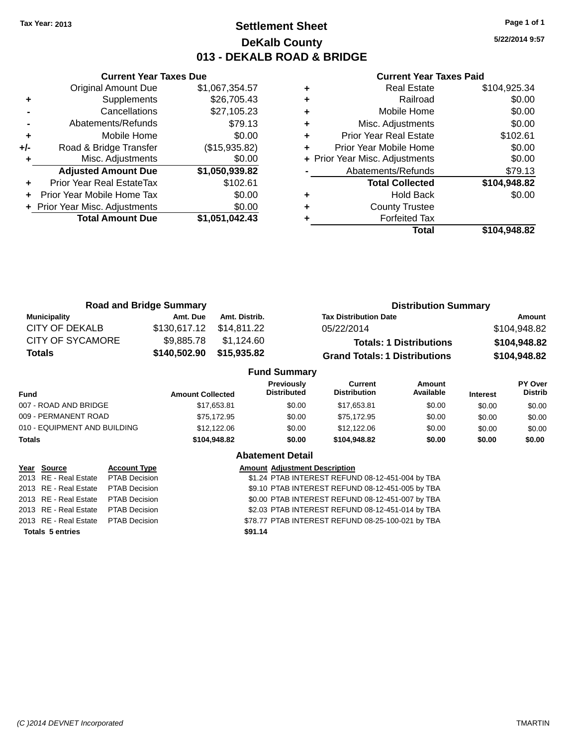Tax Year: 2013

# Settlement Sheet
## DeKalb County
## 013 - DEKALB ROAD & BRIDGE

5/22/2014 9:57

### Current Year Taxes Due

| | | |
|---|---|---|
| | Original Amount Due | $1,067,354.57 |
| + | Supplements | $26,705.43 |
| - | Cancellations | $27,105.23 |
| - | Abatements/Refunds | $79.13 |
| + | Mobile Home | $0.00 |
| +/- | Road & Bridge Transfer | ($15,935.82) |
| + | Misc. Adjustments | $0.00 |
| | **Adjusted Amount Due** | **$1,050,939.82** |
| + | Prior Year Real EstateTax | $102.61 |
| + | Prior Year Mobile Home Tax | $0.00 |
| + | Prior Year Misc. Adjustments | $0.00 |
| | **Total Amount Due** | **$1,051,042.43** |

### Current Year Taxes Paid

| | | |
|---|---|---|
| + | Real Estate | $104,925.34 |
| + | Railroad | $0.00 |
| + | Mobile Home | $0.00 |
| + | Misc. Adjustments | $0.00 |
| + | Prior Year Real Estate | $102.61 |
| + | Prior Year Mobile Home | $0.00 |
| + | Prior Year Misc. Adjustments | $0.00 |
| - | Abatements/Refunds | $79.13 |
| | **Total Collected** | **$104,948.82** |
| + | Hold Back | $0.00 |
| + | County Trustee | |
| + | Forfeited Tax | |
| | **Total** | **$104,948.82** |

### Road and Bridge Summary

| Municipality | Amt. Due | Amt. Distrib. |
|---|---|---|
| CITY OF DEKALB | $130,617.12 | $14,811.22 |
| CITY OF SYCAMORE | $9,885.78 | $1,124.60 |
| **Totals** | **$140,502.90** | **$15,935.82** |

### Distribution Summary

| Tax Distribution Date | Amount |
|---|---|
| 05/22/2014 | $104,948.82 |
| **Totals: 1 Distributions** | **$104,948.82** |
| **Grand Totals: 1 Distributions** | **$104,948.82** |

### Fund Summary

| Fund | Amount Collected | Previously Distributed | Current Distribution | Amount Available | Interest | PY Over Distrib |
|---|---|---|---|---|---|---|
| 007 - ROAD AND BRIDGE | $17,653.81 | $0.00 | $17,653.81 | $0.00 | $0.00 | $0.00 |
| 009 - PERMANENT ROAD | $75,172.95 | $0.00 | $75,172.95 | $0.00 | $0.00 | $0.00 |
| 010 - EQUIPMENT AND BUILDING | $12,122.06 | $0.00 | $12,122.06 | $0.00 | $0.00 | $0.00 |
| **Totals** | **$104,948.82** | **$0.00** | **$104,948.82** | **$0.00** | **$0.00** | **$0.00** |

### Abatement Detail

| Year | Source | Account Type | Amount | Adjustment Description |
|---|---|---|---|---|
| 2013 | RE - Real Estate | PTAB Decision | $1.24 | PTAB INTEREST REFUND 08-12-451-004 by TBA |
| 2013 | RE - Real Estate | PTAB Decision | $9.10 | PTAB INTEREST REFUND 08-12-451-005 by TBA |
| 2013 | RE - Real Estate | PTAB Decision | $0.00 | PTAB INTEREST REFUND 08-12-451-007 by TBA |
| 2013 | RE - Real Estate | PTAB Decision | $2.03 | PTAB INTEREST REFUND 08-12-451-014 by TBA |
| 2013 | RE - Real Estate | PTAB Decision | $78.77 | PTAB INTEREST REFUND 08-25-100-021 by TBA |
| **Totals 5 entries** | | | **$91.14** | |

(C )2014 DEVNET Incorporated TMARTIN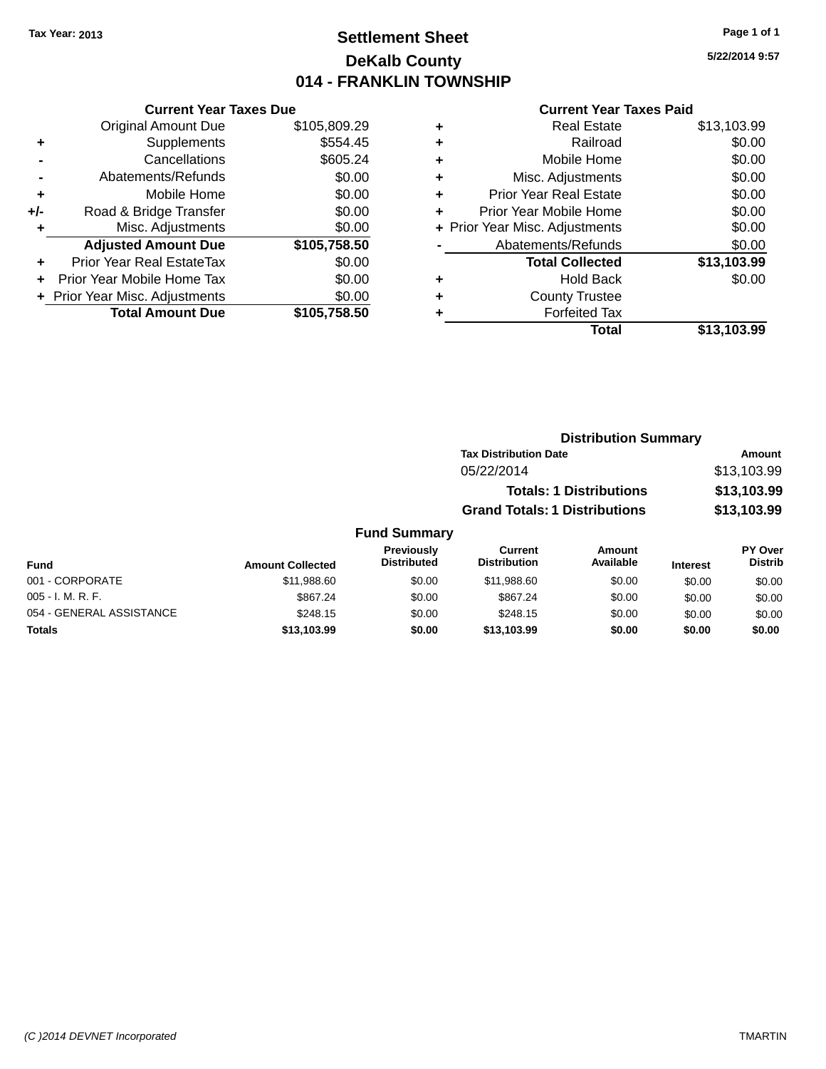Tax Year: 2013

# Settlement Sheet
## DeKalb County
## 014 - FRANKLIN TOWNSHIP

5/22/2014 9:57

### Current Year Taxes Due

| | | |
|---|---|---|
| | Original Amount Due | $105,809.29 |
| + | Supplements | $554.45 |
| - | Cancellations | $605.24 |
| - | Abatements/Refunds | $0.00 |
| + | Mobile Home | $0.00 |
| +/- | Road & Bridge Transfer | $0.00 |
| + | Misc. Adjustments | $0.00 |
| | **Adjusted Amount Due** | **$105,758.50** |
| + | Prior Year Real EstateTax | $0.00 |
| + | Prior Year Mobile Home Tax | $0.00 |
| + | Prior Year Misc. Adjustments | $0.00 |
| | **Total Amount Due** | **$105,758.50** |

### Current Year Taxes Paid

| | | |
|---|---|---|
| + | Real Estate | $13,103.99 |
| + | Railroad | $0.00 |
| + | Mobile Home | $0.00 |
| + | Misc. Adjustments | $0.00 |
| + | Prior Year Real Estate | $0.00 |
| + | Prior Year Mobile Home | $0.00 |
| + | Prior Year Misc. Adjustments | $0.00 |
| - | Abatements/Refunds | $0.00 |
| | **Total Collected** | **$13,103.99** |
| + | Hold Back | $0.00 |
| + | County Trustee | |
| + | Forfeited Tax | |
| | **Total** | **$13,103.99** |

### Distribution Summary

| Tax Distribution Date | Amount |
|---|---|
| 05/22/2014 | $13,103.99 |
| **Totals: 1 Distributions** | **$13,103.99** |
| **Grand Totals: 1 Distributions** | **$13,103.99** |

### Fund Summary

| Fund | Amount Collected | Previously Distributed | Current Distribution | Amount Available | Interest | PY Over Distrib |
|---|---|---|---|---|---|---|
| 001 - CORPORATE | $11,988.60 | $0.00 | $11,988.60 | $0.00 | $0.00 | $0.00 |
| 005 - I. M. R. F. | $867.24 | $0.00 | $867.24 | $0.00 | $0.00 | $0.00 |
| 054 - GENERAL ASSISTANCE | $248.15 | $0.00 | $248.15 | $0.00 | $0.00 | $0.00 |
| **Totals** | **$13,103.99** | **$0.00** | **$13,103.99** | **$0.00** | **$0.00** | **$0.00** |

(C )2014 DEVNET Incorporated TMARTIN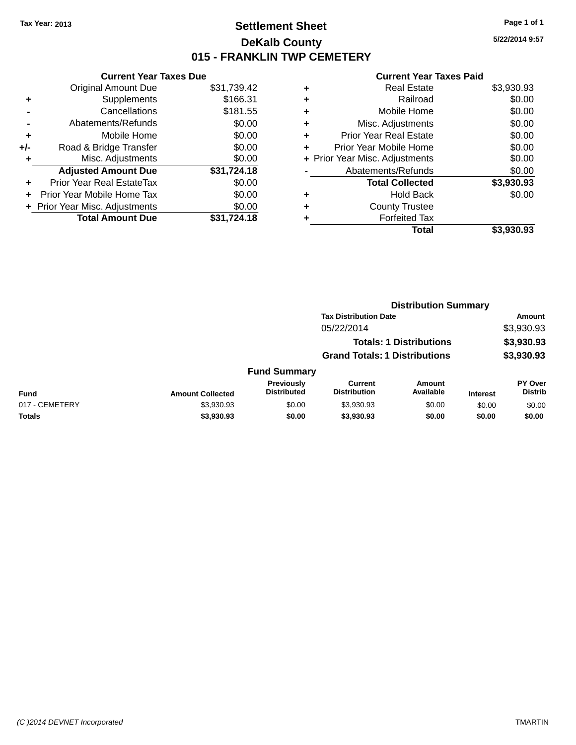Tax Year: 2013

# Settlement Sheet

## DeKalb County

## 015 - FRANKLIN TWP CEMETERY

5/22/2014 9:57

### Current Year Taxes Due

| | | |
|---|---|---|
| | Original Amount Due | $31,739.42 |
| + | Supplements | $166.31 |
| - | Cancellations | $181.55 |
| - | Abatements/Refunds | $0.00 |
| + | Mobile Home | $0.00 |
| +/- | Road & Bridge Transfer | $0.00 |
| + | Misc. Adjustments | $0.00 |
| | **Adjusted Amount Due** | **$31,724.18** |
| + | Prior Year Real EstateTax | $0.00 |
| + | Prior Year Mobile Home Tax | $0.00 |
| + | Prior Year Misc. Adjustments | $0.00 |
| | **Total Amount Due** | **$31,724.18** |

### Current Year Taxes Paid

| | | |
|---|---|---|
| + | Real Estate | $3,930.93 |
| + | Railroad | $0.00 |
| + | Mobile Home | $0.00 |
| + | Misc. Adjustments | $0.00 |
| + | Prior Year Real Estate | $0.00 |
| + | Prior Year Mobile Home | $0.00 |
| + | Prior Year Misc. Adjustments | $0.00 |
| - | Abatements/Refunds | $0.00 |
| | **Total Collected** | **$3,930.93** |
| + | Hold Back | $0.00 |
| + | County Trustee | |
| + | Forfeited Tax | |
| | **Total** | **$3,930.93** |

### Distribution Summary

| Tax Distribution Date | Amount |
|---|---|
| 05/22/2014 | $3,930.93 |
| **Totals: 1 Distributions** | **$3,930.93** |
| **Grand Totals: 1 Distributions** | **$3,930.93** |

### Fund Summary

| Fund | Amount Collected | Previously Distributed | Current Distribution | Amount Available | Interest | PY Over Distrib |
|---|---|---|---|---|---|---|
| 017 - CEMETERY | $3,930.93 | $0.00 | $3,930.93 | $0.00 | $0.00 | $0.00 |
| **Totals** | **$3,930.93** | **$0.00** | **$3,930.93** | **$0.00** | **$0.00** | **$0.00** |

(C )2014 DEVNET Incorporated TMARTIN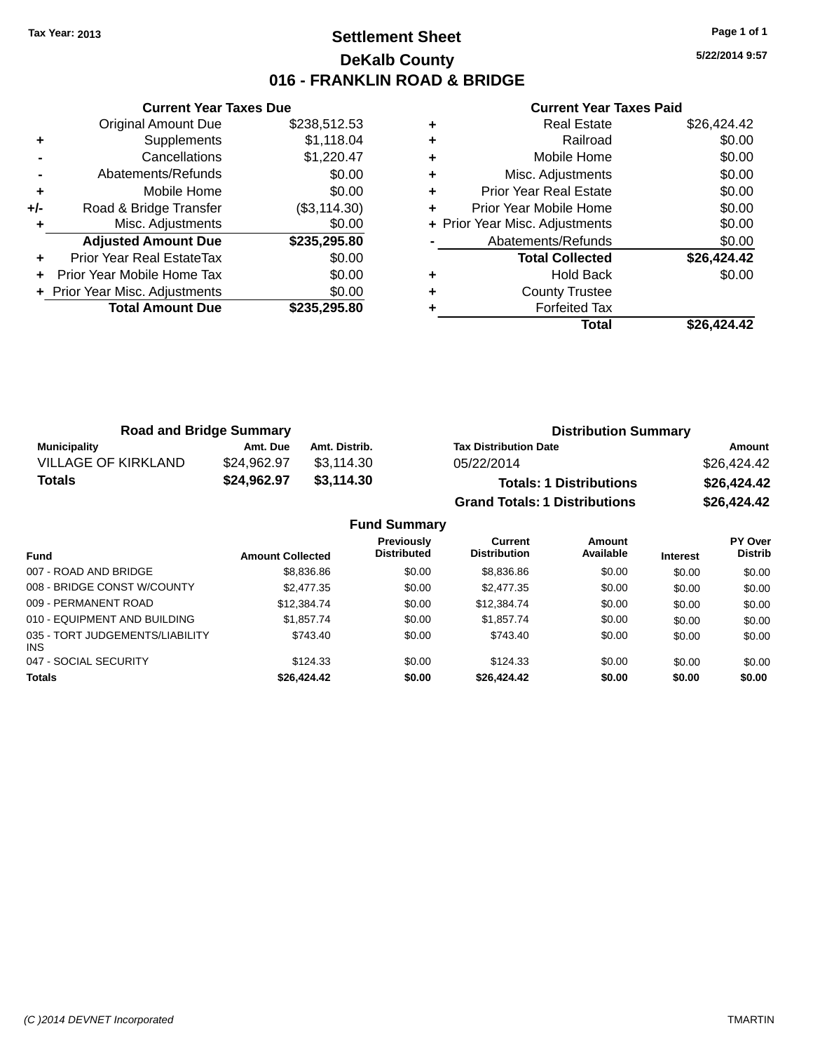Tax Year: 2013

# Settlement Sheet

## DeKalb County

## 016 - FRANKLIN ROAD & BRIDGE

5/22/2014 9:57

### Current Year Taxes Due

| | | |
|---|---|---|
| | Original Amount Due | $238,512.53 |
| + | Supplements | $1,118.04 |
| - | Cancellations | $1,220.47 |
| - | Abatements/Refunds | $0.00 |
| + | Mobile Home | $0.00 |
| +/- | Road & Bridge Transfer | ($3,114.30) |
| + | Misc. Adjustments | $0.00 |
| | **Adjusted Amount Due** | **$235,295.80** |
| + | Prior Year Real EstateTax | $0.00 |
| + | Prior Year Mobile Home Tax | $0.00 |
| + | Prior Year Misc. Adjustments | $0.00 |
| | **Total Amount Due** | **$235,295.80** |

### Current Year Taxes Paid

| | | |
|---|---|---|
| + | Real Estate | $26,424.42 |
| + | Railroad | $0.00 |
| + | Mobile Home | $0.00 |
| + | Misc. Adjustments | $0.00 |
| + | Prior Year Real Estate | $0.00 |
| + | Prior Year Mobile Home | $0.00 |
| + | Prior Year Misc. Adjustments | $0.00 |
| - | Abatements/Refunds | $0.00 |
| | **Total Collected** | **$26,424.42** |
| + | Hold Back | $0.00 |
| + | County Trustee | |
| + | Forfeited Tax | |
| | **Total** | **$26,424.42** |

### Road and Bridge Summary

| Municipality | Amt. Due | Amt. Distrib. |
|---|---|---|
| VILLAGE OF KIRKLAND | $24,962.97 | $3,114.30 |
| **Totals** | **$24,962.97** | **$3,114.30** |

### Distribution Summary

| Tax Distribution Date | Amount |
|---|---|
| 05/22/2014 | $26,424.42 |
| **Totals: 1 Distributions** | **$26,424.42** |
| **Grand Totals: 1 Distributions** | **$26,424.42** |

### Fund Summary

| Fund | Amount Collected | Previously Distributed | Current Distribution | Amount Available | Interest | PY Over Distrib |
|---|---|---|---|---|---|---|
| 007 - ROAD AND BRIDGE | $8,836.86 | $0.00 | $8,836.86 | $0.00 | $0.00 | $0.00 |
| 008 - BRIDGE CONST W/COUNTY | $2,477.35 | $0.00 | $2,477.35 | $0.00 | $0.00 | $0.00 |
| 009 - PERMANENT ROAD | $12,384.74 | $0.00 | $12,384.74 | $0.00 | $0.00 | $0.00 |
| 010 - EQUIPMENT AND BUILDING | $1,857.74 | $0.00 | $1,857.74 | $0.00 | $0.00 | $0.00 |
| 035 - TORT JUDGEMENTS/LIABILITY INS | $743.40 | $0.00 | $743.40 | $0.00 | $0.00 | $0.00 |
| 047 - SOCIAL SECURITY | $124.33 | $0.00 | $124.33 | $0.00 | $0.00 | $0.00 |
| **Totals** | **$26,424.42** | **$0.00** | **$26,424.42** | **$0.00** | **$0.00** | **$0.00** |

(C )2014 DEVNET Incorporated TMARTIN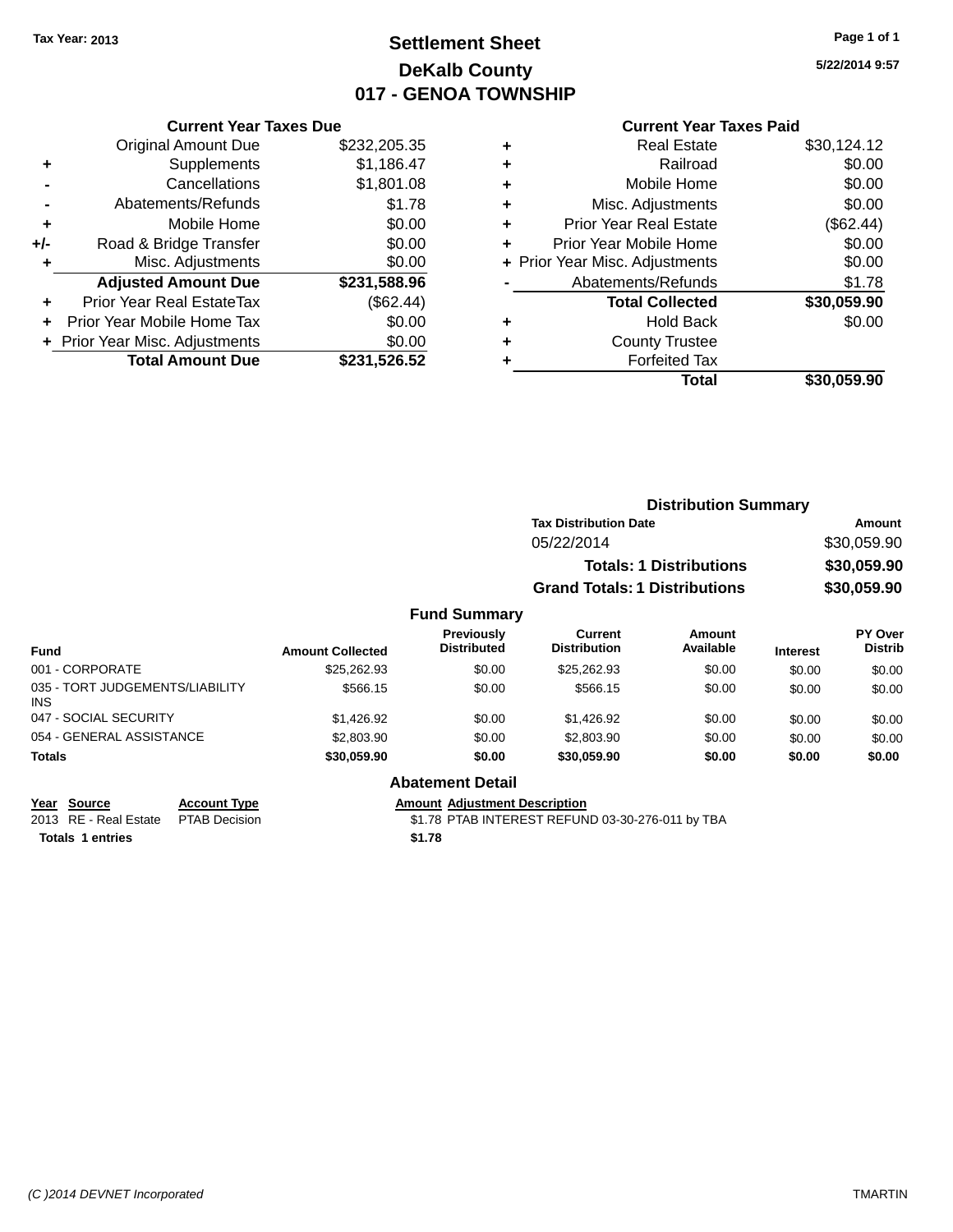Tax Year: 2013

# Settlement Sheet
## DeKalb County
## 017 - GENOA TOWNSHIP

5/22/2014 9:57

### Current Year Taxes Due

| | | |
|---|---|---|
| | Original Amount Due | $232,205.35 |
| + | Supplements | $1,186.47 |
| - | Cancellations | $1,801.08 |
| - | Abatements/Refunds | $1.78 |
| + | Mobile Home | $0.00 |
| +/- | Road & Bridge Transfer | $0.00 |
| + | Misc. Adjustments | $0.00 |
| | **Adjusted Amount Due** | **$231,588.96** |
| + | Prior Year Real EstateTax | ($62.44) |
| + | Prior Year Mobile Home Tax | $0.00 |
| + | Prior Year Misc. Adjustments | $0.00 |
| | **Total Amount Due** | **$231,526.52** |

### Current Year Taxes Paid

| | | |
|---|---|---|
| + | Real Estate | $30,124.12 |
| + | Railroad | $0.00 |
| + | Mobile Home | $0.00 |
| + | Misc. Adjustments | $0.00 |
| + | Prior Year Real Estate | ($62.44) |
| + | Prior Year Mobile Home | $0.00 |
| + | Prior Year Misc. Adjustments | $0.00 |
| - | Abatements/Refunds | $1.78 |
| | **Total Collected** | **$30,059.90** |
| + | Hold Back | $0.00 |
| + | County Trustee | |
| + | Forfeited Tax | |
| | **Total** | **$30,059.90** |

### Distribution Summary

| Tax Distribution Date | Amount |
|---|---|
| 05/22/2014 | $30,059.90 |
| **Totals: 1 Distributions** | **$30,059.90** |
| **Grand Totals: 1 Distributions** | **$30,059.90** |

### Fund Summary

| Fund | Amount Collected | Previously Distributed | Current Distribution | Amount Available | Interest | PY Over Distrib |
|---|---|---|---|---|---|---|
| 001 - CORPORATE | $25,262.93 | $0.00 | $25,262.93 | $0.00 | $0.00 | $0.00 |
| 035 - TORT JUDGEMENTS/LIABILITY INS | $566.15 | $0.00 | $566.15 | $0.00 | $0.00 | $0.00 |
| 047 - SOCIAL SECURITY | $1,426.92 | $0.00 | $1,426.92 | $0.00 | $0.00 | $0.00 |
| 054 - GENERAL ASSISTANCE | $2,803.90 | $0.00 | $2,803.90 | $0.00 | $0.00 | $0.00 |
| **Totals** | **$30,059.90** | **$0.00** | **$30,059.90** | **$0.00** | **$0.00** | **$0.00** |

### Abatement Detail

| Year | Source | Account Type | Amount | Adjustment Description |
|---|---|---|---|---|
| 2013 | RE - Real Estate | PTAB Decision | $1.78 | PTAB INTEREST REFUND 03-30-276-011 by TBA |
| **Totals** | **1 entries** | | **$1.78** | |

(C )2014 DEVNET Incorporated TMARTIN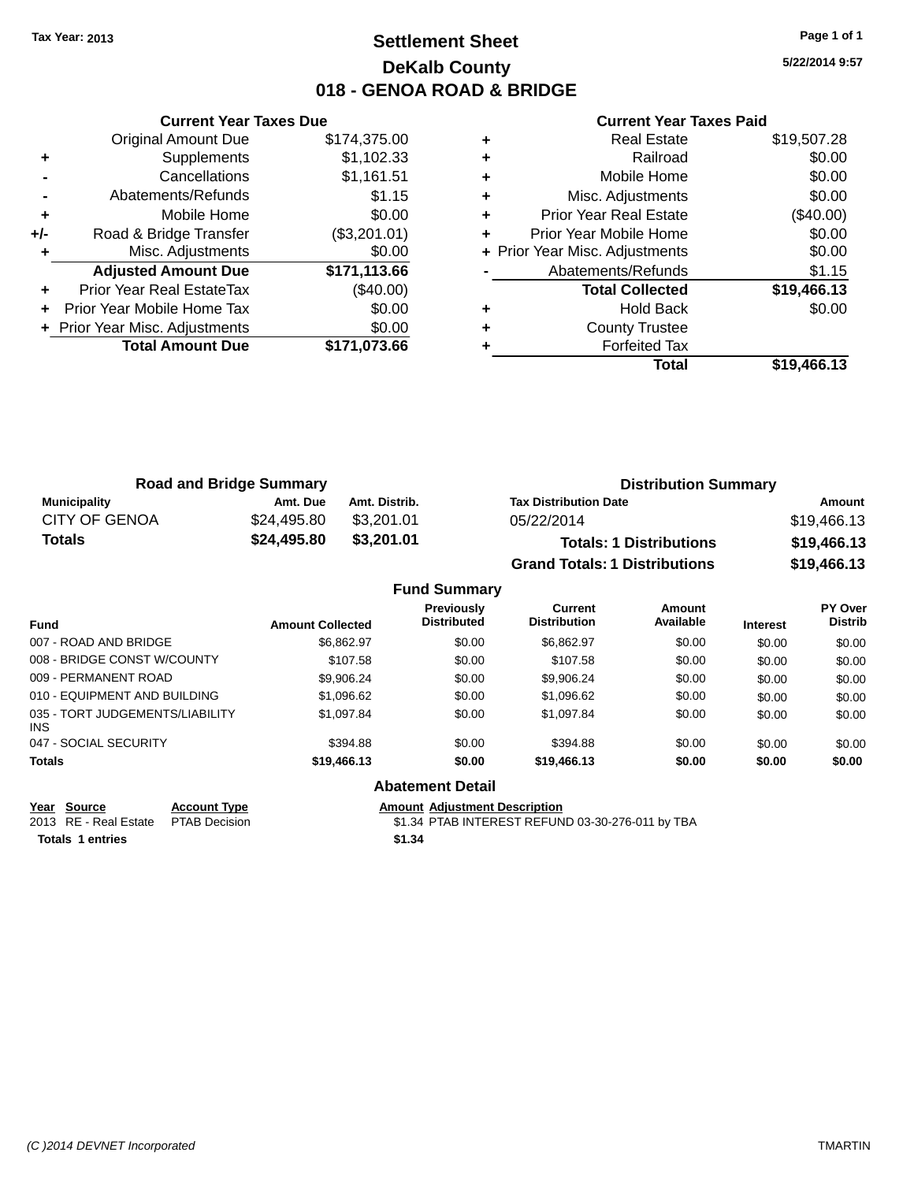Tax Year: 2013

# Settlement Sheet

## DeKalb County

## 018 - GENOA ROAD & BRIDGE

5/22/2014 9:57

### Current Year Taxes Due

| | | |
|---|---|---|
| | Original Amount Due | $174,375.00 |
| + | Supplements | $1,102.33 |
| - | Cancellations | $1,161.51 |
| - | Abatements/Refunds | $1.15 |
| + | Mobile Home | $0.00 |
| +/- | Road & Bridge Transfer | ($3,201.01) |
| + | Misc. Adjustments | $0.00 |
| | **Adjusted Amount Due** | **$171,113.66** |
| + | Prior Year Real EstateTax | ($40.00) |
| + | Prior Year Mobile Home Tax | $0.00 |
| + | Prior Year Misc. Adjustments | $0.00 |
| | **Total Amount Due** | **$171,073.66** |

### Current Year Taxes Paid

| | | |
|---|---|---|
| + | Real Estate | $19,507.28 |
| + | Railroad | $0.00 |
| + | Mobile Home | $0.00 |
| + | Misc. Adjustments | $0.00 |
| + | Prior Year Real Estate | ($40.00) |
| + | Prior Year Mobile Home | $0.00 |
| + | Prior Year Misc. Adjustments | $0.00 |
| - | Abatements/Refunds | $1.15 |
| | **Total Collected** | **$19,466.13** |
| + | Hold Back | $0.00 |
| + | County Trustee | |
| + | Forfeited Tax | |
| | **Total** | **$19,466.13** |

### Road and Bridge Summary

| Municipality | Amt. Due | Amt. Distrib. |
|---|---|---|
| CITY OF GENOA | $24,495.80 | $3,201.01 |
| **Totals** | **$24,495.80** | **$3,201.01** |

### Distribution Summary

| Tax Distribution Date | Amount |
|---|---|
| 05/22/2014 | $19,466.13 |
| **Totals: 1 Distributions** | **$19,466.13** |
| **Grand Totals: 1 Distributions** | **$19,466.13** |

### Fund Summary

| Fund | Amount Collected | Previously Distributed | Current Distribution | Amount Available | Interest | PY Over Distrib |
|---|---|---|---|---|---|---|
| 007 - ROAD AND BRIDGE | $6,862.97 | $0.00 | $6,862.97 | $0.00 | $0.00 | $0.00 |
| 008 - BRIDGE CONST W/COUNTY | $107.58 | $0.00 | $107.58 | $0.00 | $0.00 | $0.00 |
| 009 - PERMANENT ROAD | $9,906.24 | $0.00 | $9,906.24 | $0.00 | $0.00 | $0.00 |
| 010 - EQUIPMENT AND BUILDING | $1,096.62 | $0.00 | $1,096.62 | $0.00 | $0.00 | $0.00 |
| 035 - TORT JUDGEMENTS/LIABILITY INS | $1,097.84 | $0.00 | $1,097.84 | $0.00 | $0.00 | $0.00 |
| 047 - SOCIAL SECURITY | $394.88 | $0.00 | $394.88 | $0.00 | $0.00 | $0.00 |
| **Totals** | **$19,466.13** | **$0.00** | **$19,466.13** | **$0.00** | **$0.00** | **$0.00** |

### Abatement Detail

| Year | Source | Account Type | Amount | Adjustment Description |
|---|---|---|---|---|
| 2013 | RE - Real Estate | PTAB Decision | $1.34 | PTAB INTEREST REFUND 03-30-276-011 by TBA |
| **Totals** | **1 entries** | | **$1.34** | |

(C )2014 DEVNET Incorporated TMARTIN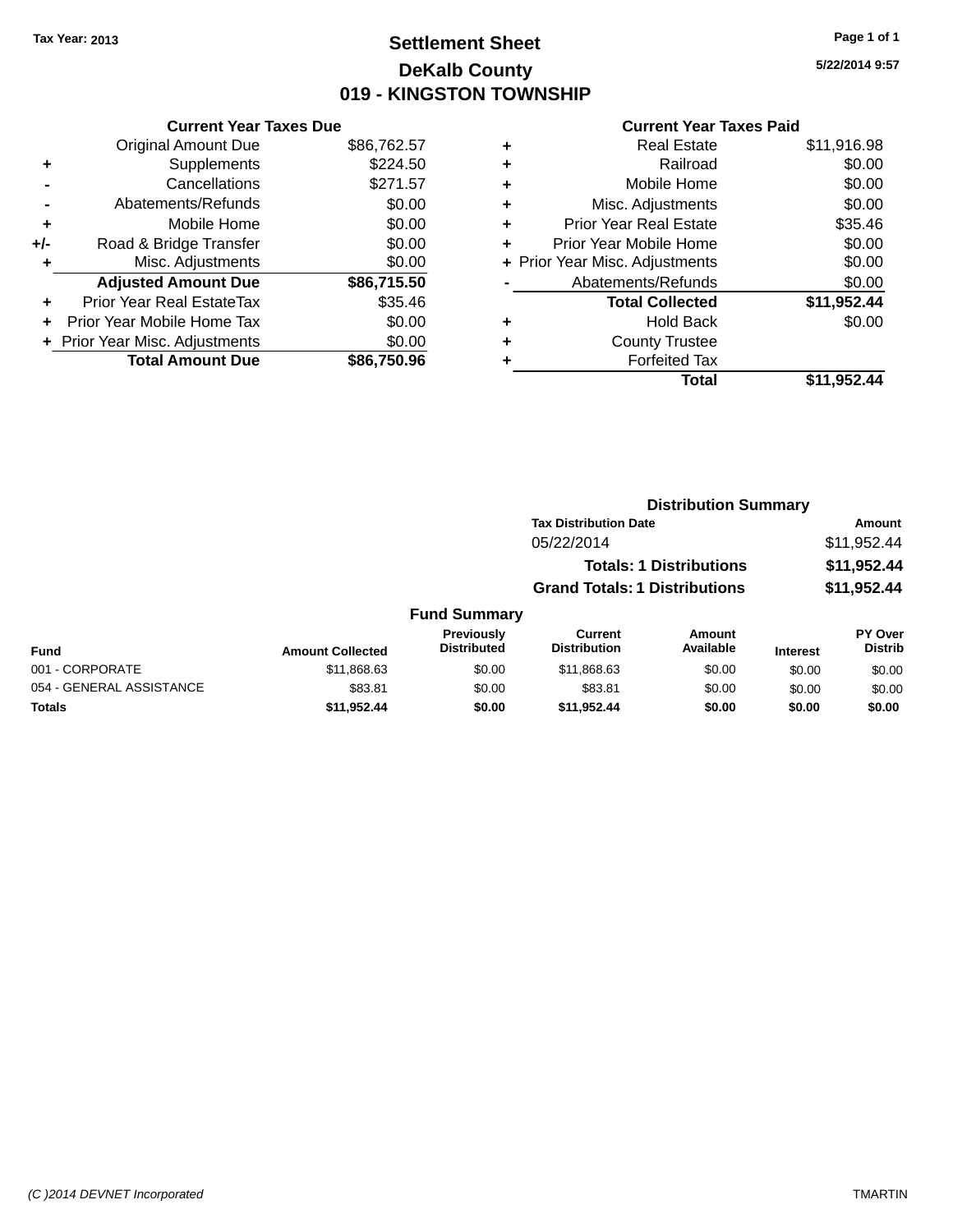Tax Year: 2013

# Settlement Sheet
## DeKalb County
## 019 - KINGSTON TOWNSHIP

5/22/2014 9:57

### Current Year Taxes Due

| | | |
|---|---|---|
| | Original Amount Due | $86,762.57 |
| + | Supplements | $224.50 |
| - | Cancellations | $271.57 |
| - | Abatements/Refunds | $0.00 |
| + | Mobile Home | $0.00 |
| +/- | Road & Bridge Transfer | $0.00 |
| + | Misc. Adjustments | $0.00 |
| | **Adjusted Amount Due** | **$86,715.50** |
| + | Prior Year Real EstateTax | $35.46 |
| + | Prior Year Mobile Home Tax | $0.00 |
| + | Prior Year Misc. Adjustments | $0.00 |
| | **Total Amount Due** | **$86,750.96** |

### Current Year Taxes Paid

| | | |
|---|---|---|
| + | Real Estate | $11,916.98 |
| + | Railroad | $0.00 |
| + | Mobile Home | $0.00 |
| + | Misc. Adjustments | $0.00 |
| + | Prior Year Real Estate | $35.46 |
| + | Prior Year Mobile Home | $0.00 |
| + | Prior Year Misc. Adjustments | $0.00 |
| - | Abatements/Refunds | $0.00 |
| | **Total Collected** | **$11,952.44** |
| + | Hold Back | $0.00 |
| + | County Trustee | |
| + | Forfeited Tax | |
| | **Total** | **$11,952.44** |

### Distribution Summary

| Tax Distribution Date | Amount |
|---|---|
| 05/22/2014 | $11,952.44 |
| **Totals: 1 Distributions** | **$11,952.44** |
| **Grand Totals: 1 Distributions** | **$11,952.44** |

### Fund Summary

| Fund | Amount Collected | Previously Distributed | Current Distribution | Amount Available | Interest | PY Over Distrib |
|---|---|---|---|---|---|---|
| 001 - CORPORATE | $11,868.63 | $0.00 | $11,868.63 | $0.00 | $0.00 | $0.00 |
| 054 - GENERAL ASSISTANCE | $83.81 | $0.00 | $83.81 | $0.00 | $0.00 | $0.00 |
| **Totals** | **$11,952.44** | **$0.00** | **$11,952.44** | **$0.00** | **$0.00** | **$0.00** |

*(C )2014 DEVNET Incorporated* TMARTIN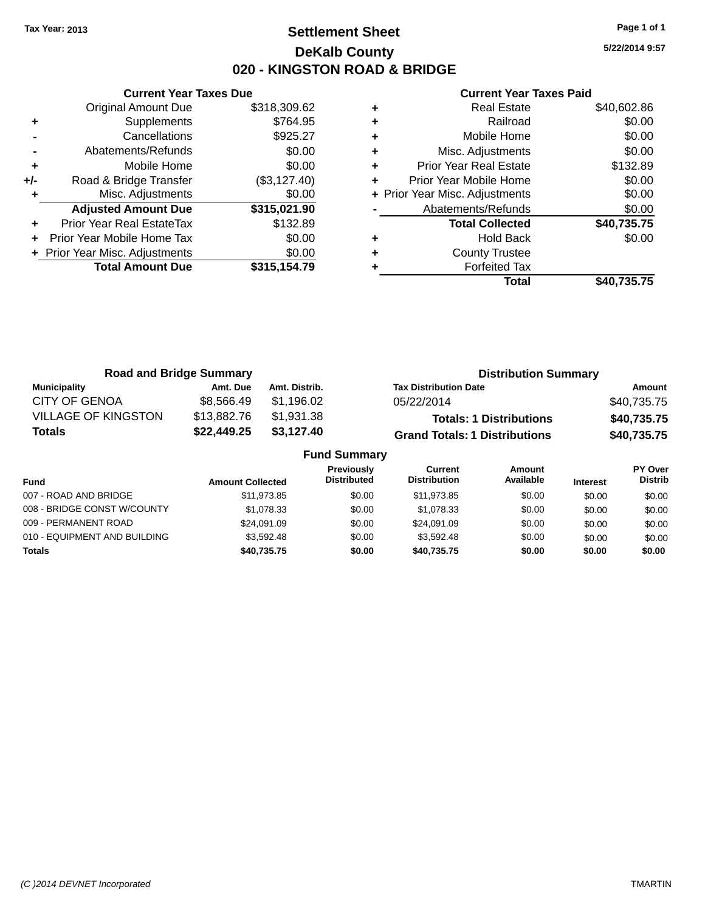Tax Year: 2013

# Settlement Sheet

## DeKalb County

## 020 - KINGSTON ROAD & BRIDGE

5/22/2014 9:57

| | Current Year Taxes Due | |
|---|---|---|
| | Original Amount Due | $318,309.62 |
| + | Supplements | $764.95 |
| - | Cancellations | $925.27 |
| - | Abatements/Refunds | $0.00 |
| + | Mobile Home | $0.00 |
| +/- | Road & Bridge Transfer | ($3,127.40) |
| + | Misc. Adjustments | $0.00 |
| | **Adjusted Amount Due** | **$315,021.90** |
| + | Prior Year Real EstateTax | $132.89 |
| + | Prior Year Mobile Home Tax | $0.00 |
| + | Prior Year Misc. Adjustments | $0.00 |
| | **Total Amount Due** | **$315,154.79** |

| | Current Year Taxes Paid | |
|---|---|---|
| + | Real Estate | $40,602.86 |
| + | Railroad | $0.00 |
| + | Mobile Home | $0.00 |
| + | Misc. Adjustments | $0.00 |
| + | Prior Year Real Estate | $132.89 |
| + | Prior Year Mobile Home | $0.00 |
| + | Prior Year Misc. Adjustments | $0.00 |
| - | Abatements/Refunds | $0.00 |
| | **Total Collected** | **$40,735.75** |
| + | Hold Back | $0.00 |
| + | County Trustee | |
| + | Forfeited Tax | |
| | **Total** | **$40,735.75** |

### Road and Bridge Summary

| Municipality | Amt. Due | Amt. Distrib. |
|---|---|---|
| CITY OF GENOA | $8,566.49 | $1,196.02 |
| VILLAGE OF KINGSTON | $13,882.76 | $1,931.38 |
| **Totals** | **$22,449.25** | **$3,127.40** |

### Distribution Summary

| Tax Distribution Date | Amount |
|---|---|
| 05/22/2014 | $40,735.75 |
| **Totals: 1 Distributions** | **$40,735.75** |
| **Grand Totals: 1 Distributions** | **$40,735.75** |

### Fund Summary

| Fund | Amount Collected | Previously Distributed | Current Distribution | Amount Available | Interest | PY Over Distrib |
|---|---|---|---|---|---|---|
| 007 - ROAD AND BRIDGE | $11,973.85 | $0.00 | $11,973.85 | $0.00 | $0.00 | $0.00 |
| 008 - BRIDGE CONST W/COUNTY | $1,078.33 | $0.00 | $1,078.33 | $0.00 | $0.00 | $0.00 |
| 009 - PERMANENT ROAD | $24,091.09 | $0.00 | $24,091.09 | $0.00 | $0.00 | $0.00 |
| 010 - EQUIPMENT AND BUILDING | $3,592.48 | $0.00 | $3,592.48 | $0.00 | $0.00 | $0.00 |
| **Totals** | **$40,735.75** | **$0.00** | **$40,735.75** | **$0.00** | **$0.00** | **$0.00** |

(C )2014 DEVNET Incorporated TMARTIN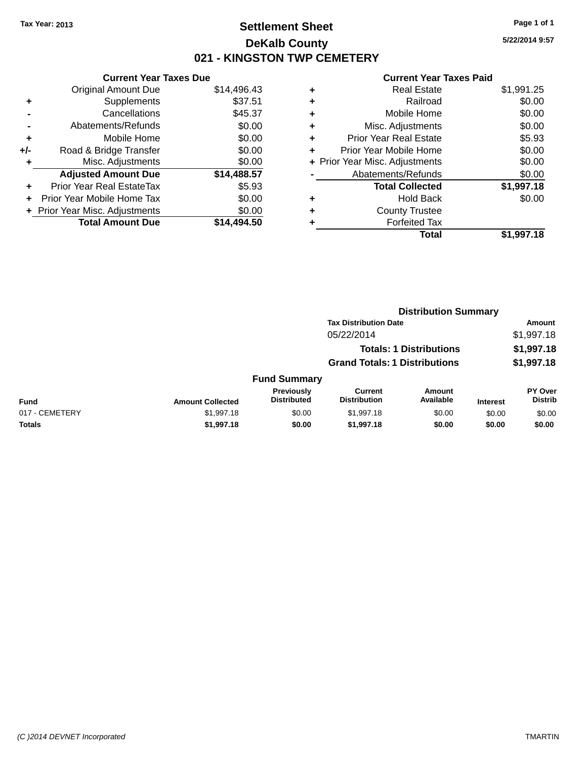Tax Year: 2013

# Settlement Sheet

## DeKalb County

## 021 - KINGSTON TWP CEMETERY

5/22/2014 9:57

### Current Year Taxes Due

| | | |
|---|---|---|
| | Original Amount Due | $14,496.43 |
| + | Supplements | $37.51 |
| - | Cancellations | $45.37 |
| - | Abatements/Refunds | $0.00 |
| + | Mobile Home | $0.00 |
| +/- | Road & Bridge Transfer | $0.00 |
| + | Misc. Adjustments | $0.00 |
| | **Adjusted Amount Due** | **$14,488.57** |
| + | Prior Year Real EstateTax | $5.93 |
| + | Prior Year Mobile Home Tax | $0.00 |
| + | Prior Year Misc. Adjustments | $0.00 |
| | **Total Amount Due** | **$14,494.50** |

### Current Year Taxes Paid

| | | |
|---|---|---|
| + | Real Estate | $1,991.25 |
| + | Railroad | $0.00 |
| + | Mobile Home | $0.00 |
| + | Misc. Adjustments | $0.00 |
| + | Prior Year Real Estate | $5.93 |
| + | Prior Year Mobile Home | $0.00 |
| + | Prior Year Misc. Adjustments | $0.00 |
| - | Abatements/Refunds | $0.00 |
| | **Total Collected** | **$1,997.18** |
| + | Hold Back | $0.00 |
| + | County Trustee | |
| + | Forfeited Tax | |
| | **Total** | **$1,997.18** |

### Distribution Summary

| Tax Distribution Date | Amount |
|---|---|
| 05/22/2014 | $1,997.18 |
| **Totals: 1 Distributions** | **$1,997.18** |
| **Grand Totals: 1 Distributions** | **$1,997.18** |

### Fund Summary

| Fund | Amount Collected | Previously Distributed | Current Distribution | Amount Available | Interest | PY Over Distrib |
|---|---|---|---|---|---|---|
| 017 - CEMETERY | $1,997.18 | $0.00 | $1,997.18 | $0.00 | $0.00 | $0.00 |
| **Totals** | **$1,997.18** | **$0.00** | **$1,997.18** | **$0.00** | **$0.00** | **$0.00** |

(C )2014 DEVNET Incorporated TMARTIN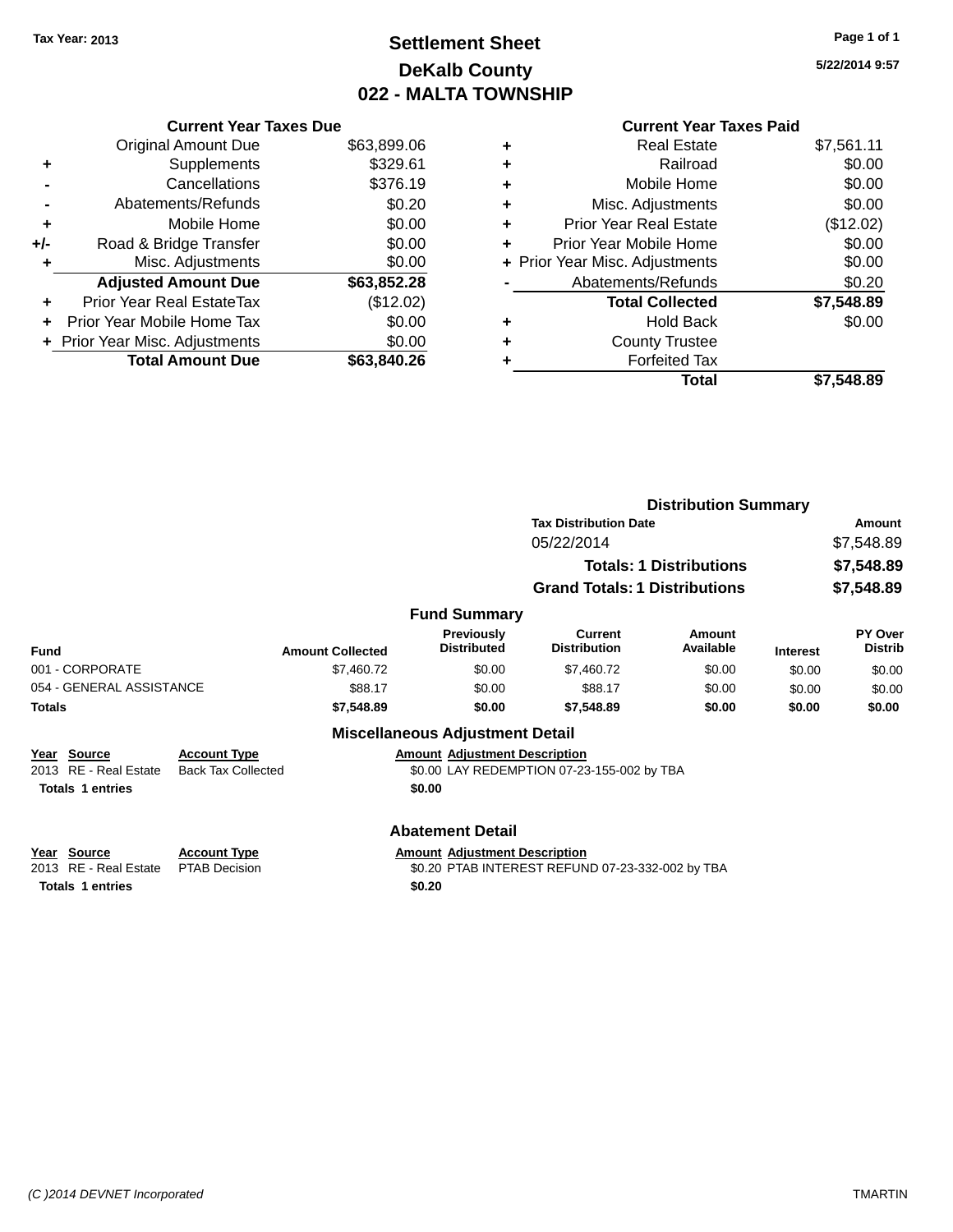Tax Year: 2013

# Settlement Sheet
## DeKalb County
## 022 - MALTA TOWNSHIP

5/22/2014 9:57

### Current Year Taxes Due

| | | |
|---|---|---|
| | Original Amount Due | $63,899.06 |
| + | Supplements | $329.61 |
| - | Cancellations | $376.19 |
| - | Abatements/Refunds | $0.20 |
| + | Mobile Home | $0.00 |
| +/- | Road & Bridge Transfer | $0.00 |
| + | Misc. Adjustments | $0.00 |
| | **Adjusted Amount Due** | **$63,852.28** |
| + | Prior Year Real EstateTax | ($12.02) |
| + | Prior Year Mobile Home Tax | $0.00 |
| + | Prior Year Misc. Adjustments | $0.00 |
| | **Total Amount Due** | **$63,840.26** |

### Current Year Taxes Paid

| | | |
|---|---|---|
| + | Real Estate | $7,561.11 |
| + | Railroad | $0.00 |
| + | Mobile Home | $0.00 |
| + | Misc. Adjustments | $0.00 |
| + | Prior Year Real Estate | ($12.02) |
| + | Prior Year Mobile Home | $0.00 |
| + | Prior Year Misc. Adjustments | $0.00 |
| - | Abatements/Refunds | $0.20 |
| | **Total Collected** | **$7,548.89** |
| + | Hold Back | $0.00 |
| + | County Trustee | |
| + | Forfeited Tax | |
| | **Total** | **$7,548.89** |

### Distribution Summary

| Tax Distribution Date | Amount |
|---|---|
| 05/22/2014 | $7,548.89 |
| **Totals: 1 Distributions** | **$7,548.89** |
| **Grand Totals: 1 Distributions** | **$7,548.89** |

### Fund Summary

| Fund | Amount Collected | Previously Distributed | Current Distribution | Amount Available | Interest | PY Over Distrib |
|---|---|---|---|---|---|---|
| 001 - CORPORATE | $7,460.72 | $0.00 | $7,460.72 | $0.00 | $0.00 | $0.00 |
| 054 - GENERAL ASSISTANCE | $88.17 | $0.00 | $88.17 | $0.00 | $0.00 | $0.00 |
| **Totals** | **$7,548.89** | **$0.00** | **$7,548.89** | **$0.00** | **$0.00** | **$0.00** |

### Miscellaneous Adjustment Detail

| Year | Source | Account Type | Amount | Adjustment Description |
|---|---|---|---|---|
| 2013 | RE - Real Estate | Back Tax Collected | $0.00 | LAY REDEMPTION 07-23-155-002 by TBA |
| **Totals** | **1 entries** | | **$0.00** | |

### Abatement Detail

| Year | Source | Account Type | Amount | Adjustment Description |
|---|---|---|---|---|
| 2013 | RE - Real Estate | PTAB Decision | $0.20 | PTAB INTEREST REFUND 07-23-332-002 by TBA |
| **Totals** | **1 entries** | | **$0.20** | |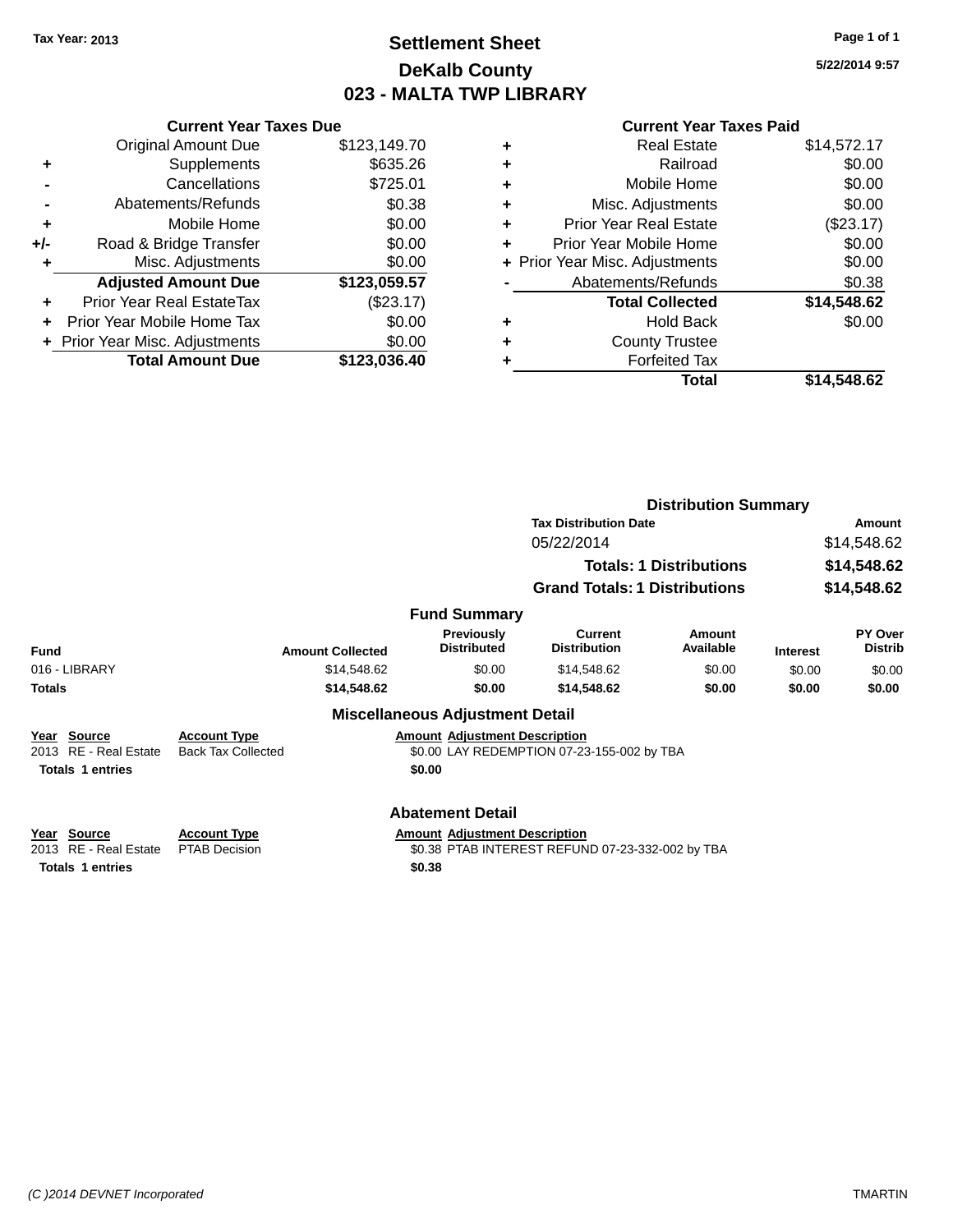Tax Year: 2013

# Settlement Sheet

## DeKalb County

## 023 - MALTA TWP LIBRARY

5/22/2014 9:57

### Current Year Taxes Due

| | | |
|---|---|---|
| | Original Amount Due | $123,149.70 |
| + | Supplements | $635.26 |
| - | Cancellations | $725.01 |
| - | Abatements/Refunds | $0.38 |
| + | Mobile Home | $0.00 |
| +/- | Road & Bridge Transfer | $0.00 |
| + | Misc. Adjustments | $0.00 |
| | **Adjusted Amount Due** | **$123,059.57** |
| + | Prior Year Real EstateTax | ($23.17) |
| + | Prior Year Mobile Home Tax | $0.00 |
| + | Prior Year Misc. Adjustments | $0.00 |
| | **Total Amount Due** | **$123,036.40** |

### Current Year Taxes Paid

| | | |
|---|---|---|
| + | Real Estate | $14,572.17 |
| + | Railroad | $0.00 |
| + | Mobile Home | $0.00 |
| + | Misc. Adjustments | $0.00 |
| + | Prior Year Real Estate | ($23.17) |
| + | Prior Year Mobile Home | $0.00 |
| + | Prior Year Misc. Adjustments | $0.00 |
| - | Abatements/Refunds | $0.38 |
| | **Total Collected** | **$14,548.62** |
| + | Hold Back | $0.00 |
| + | County Trustee | |
| + | Forfeited Tax | |
| | **Total** | **$14,548.62** |

### Distribution Summary

| Tax Distribution Date | Amount |
|---|---|
| 05/22/2014 | $14,548.62 |
| **Totals: 1 Distributions** | **$14,548.62** |
| **Grand Totals: 1 Distributions** | **$14,548.62** |

### Fund Summary

| Fund | Amount Collected | Previously Distributed | Current Distribution | Amount Available | Interest | PY Over Distrib |
|---|---|---|---|---|---|---|
| 016 - LIBRARY | $14,548.62 | $0.00 | $14,548.62 | $0.00 | $0.00 | $0.00 |
| **Totals** | **$14,548.62** | **$0.00** | **$14,548.62** | **$0.00** | **$0.00** | **$0.00** |

### Miscellaneous Adjustment Detail

| Year | Source | Account Type | Amount | Adjustment Description |
|---|---|---|---|---|
| 2013 | RE - Real Estate | Back Tax Collected | $0.00 | LAY REDEMPTION 07-23-155-002 by TBA |
| **Totals** | **1 entries** | | **$0.00** | |

### Abatement Detail

| Year | Source | Account Type | Amount | Adjustment Description |
|---|---|---|---|---|
| 2013 | RE - Real Estate | PTAB Decision | $0.38 | PTAB INTEREST REFUND 07-23-332-002 by TBA |
| **Totals** | **1 entries** | | **$0.38** | |

(C )2014 DEVNET Incorporated TMARTIN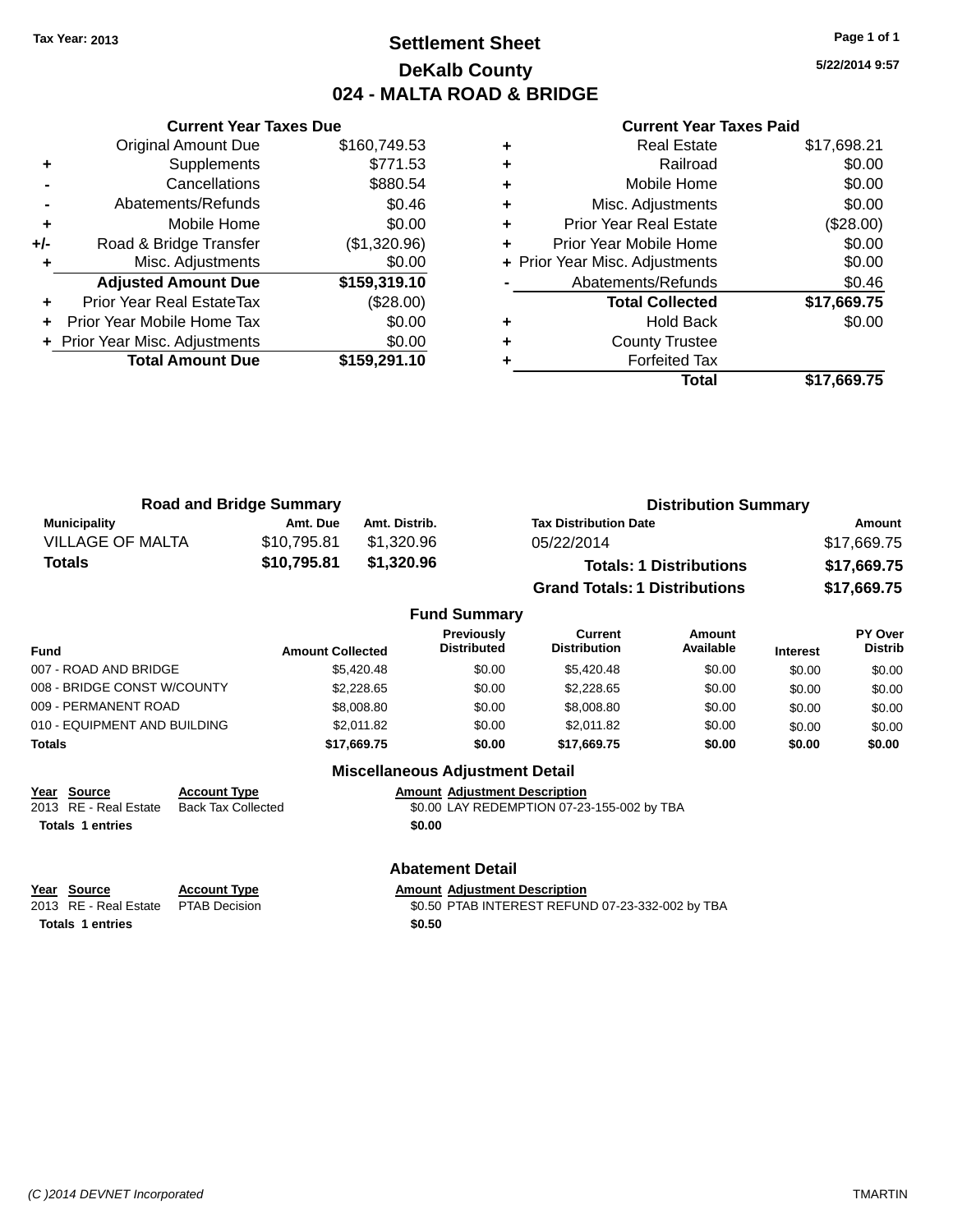Tax Year: 2013

# Settlement Sheet
## DeKalb County
## 024 - MALTA ROAD & BRIDGE

5/22/2014 9:57

### Current Year Taxes Due

| | | |
|---|---|---|
| | Original Amount Due | $160,749.53 |
| + | Supplements | $771.53 |
| - | Cancellations | $880.54 |
| - | Abatements/Refunds | $0.46 |
| + | Mobile Home | $0.00 |
| +/- | Road & Bridge Transfer | ($1,320.96) |
| + | Misc. Adjustments | $0.00 |
| | **Adjusted Amount Due** | **$159,319.10** |
| + | Prior Year Real EstateTax | ($28.00) |
| + | Prior Year Mobile Home Tax | $0.00 |
| + | Prior Year Misc. Adjustments | $0.00 |
| | **Total Amount Due** | **$159,291.10** |

### Current Year Taxes Paid

| | | |
|---|---|---|
| + | Real Estate | $17,698.21 |
| + | Railroad | $0.00 |
| + | Mobile Home | $0.00 |
| + | Misc. Adjustments | $0.00 |
| + | Prior Year Real Estate | ($28.00) |
| + | Prior Year Mobile Home | $0.00 |
| + | Prior Year Misc. Adjustments | $0.00 |
| - | Abatements/Refunds | $0.46 |
| | **Total Collected** | **$17,669.75** |
| + | Hold Back | $0.00 |
| + | County Trustee | |
| + | Forfeited Tax | |
| | **Total** | **$17,669.75** |

### Road and Bridge Summary

| Municipality | Amt. Due | Amt. Distrib. |
|---|---|---|
| VILLAGE OF MALTA | $10,795.81 | $1,320.96 |
| **Totals** | **$10,795.81** | **$1,320.96** |

### Distribution Summary

| Tax Distribution Date | Amount |
|---|---|
| 05/22/2014 | $17,669.75 |
| **Totals: 1 Distributions** | **$17,669.75** |
| **Grand Totals: 1 Distributions** | **$17,669.75** |

### Fund Summary

| Fund | Amount Collected | Previously Distributed | Current Distribution | Amount Available | Interest | PY Over Distrib |
|---|---|---|---|---|---|---|
| 007 - ROAD AND BRIDGE | $5,420.48 | $0.00 | $5,420.48 | $0.00 | $0.00 | $0.00 |
| 008 - BRIDGE CONST W/COUNTY | $2,228.65 | $0.00 | $2,228.65 | $0.00 | $0.00 | $0.00 |
| 009 - PERMANENT ROAD | $8,008.80 | $0.00 | $8,008.80 | $0.00 | $0.00 | $0.00 |
| 010 - EQUIPMENT AND BUILDING | $2,011.82 | $0.00 | $2,011.82 | $0.00 | $0.00 | $0.00 |
| **Totals** | **$17,669.75** | **$0.00** | **$17,669.75** | **$0.00** | **$0.00** | **$0.00** |

### Miscellaneous Adjustment Detail

| Year | Source | Account Type | Amount | Adjustment Description |
|---|---|---|---|---|
| 2013 | RE - Real Estate | Back Tax Collected | $0.00 | LAY REDEMPTION 07-23-155-002 by TBA |
| **Totals 1 entries** | | | **$0.00** | |

### Abatement Detail

| Year | Source | Account Type | Amount | Adjustment Description |
|---|---|---|---|---|
| 2013 | RE - Real Estate | PTAB Decision | $0.50 | PTAB INTEREST REFUND 07-23-332-002 by TBA |
| **Totals 1 entries** | | | **$0.50** | |

(C )2014 DEVNET Incorporated — TMARTIN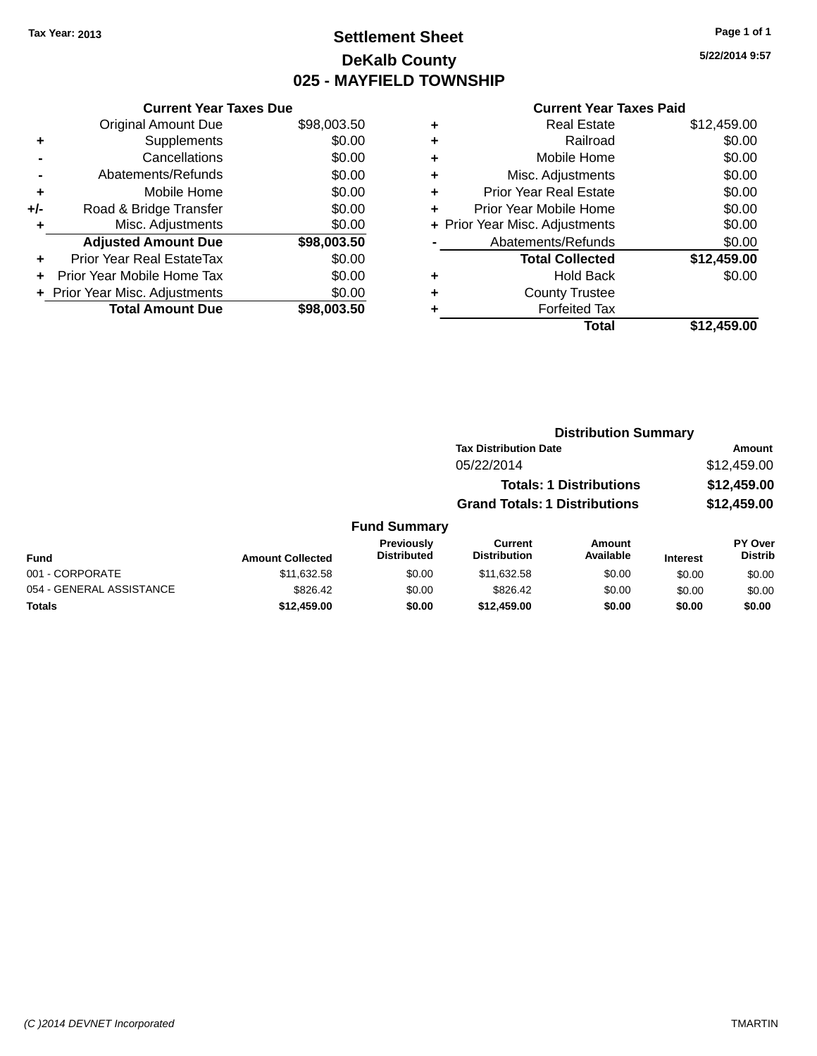Tax Year: 2013

# Settlement Sheet

## DeKalb County

## 025 - MAYFIELD TOWNSHIP

5/22/2014 9:57

### Current Year Taxes Due

| | | |
|---|---|---|
| | Original Amount Due | $98,003.50 |
| + | Supplements | $0.00 |
| - | Cancellations | $0.00 |
| - | Abatements/Refunds | $0.00 |
| + | Mobile Home | $0.00 |
| +/- | Road & Bridge Transfer | $0.00 |
| + | Misc. Adjustments | $0.00 |
| | **Adjusted Amount Due** | **$98,003.50** |
| + | Prior Year Real EstateTax | $0.00 |
| + | Prior Year Mobile Home Tax | $0.00 |
| + | Prior Year Misc. Adjustments | $0.00 |
| | **Total Amount Due** | **$98,003.50** |

### Current Year Taxes Paid

| | | |
|---|---|---|
| + | Real Estate | $12,459.00 |
| + | Railroad | $0.00 |
| + | Mobile Home | $0.00 |
| + | Misc. Adjustments | $0.00 |
| + | Prior Year Real Estate | $0.00 |
| + | Prior Year Mobile Home | $0.00 |
| + | Prior Year Misc. Adjustments | $0.00 |
| - | Abatements/Refunds | $0.00 |
| | **Total Collected** | **$12,459.00** |
| + | Hold Back | $0.00 |
| + | County Trustee | |
| + | Forfeited Tax | |
| | **Total** | **$12,459.00** |

### Distribution Summary

| Tax Distribution Date | Amount |
|---|---|
| 05/22/2014 | $12,459.00 |
| **Totals: 1 Distributions** | **$12,459.00** |
| **Grand Totals: 1 Distributions** | **$12,459.00** |

### Fund Summary

| Fund | Amount Collected | Previously Distributed | Current Distribution | Amount Available | Interest | PY Over Distrib |
|---|---|---|---|---|---|---|
| 001 - CORPORATE | $11,632.58 | $0.00 | $11,632.58 | $0.00 | $0.00 | $0.00 |
| 054 - GENERAL ASSISTANCE | $826.42 | $0.00 | $826.42 | $0.00 | $0.00 | $0.00 |
| **Totals** | **$12,459.00** | **$0.00** | **$12,459.00** | **$0.00** | **$0.00** | **$0.00** |

(C )2014 DEVNET Incorporated TMARTIN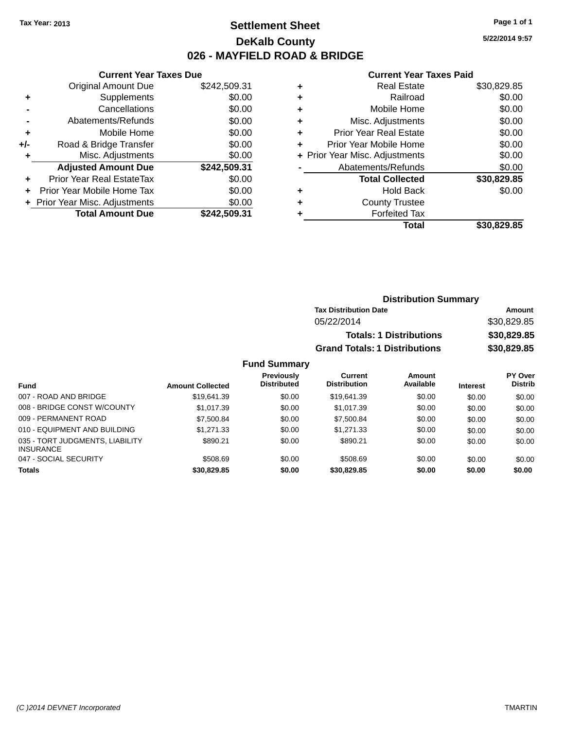Tax Year: 2013

# Settlement Sheet

# DeKalb County

## 026 - MAYFIELD ROAD & BRIDGE

5/22/2014 9:57

### Current Year Taxes Due

| | | |
|---|---|---|
| | Original Amount Due | $242,509.31 |
| + | Supplements | $0.00 |
| - | Cancellations | $0.00 |
| - | Abatements/Refunds | $0.00 |
| + | Mobile Home | $0.00 |
| +/- | Road & Bridge Transfer | $0.00 |
| + | Misc. Adjustments | $0.00 |
| | **Adjusted Amount Due** | **$242,509.31** |
| + | Prior Year Real EstateTax | $0.00 |
| + | Prior Year Mobile Home Tax | $0.00 |
| + | Prior Year Misc. Adjustments | $0.00 |
| | **Total Amount Due** | **$242,509.31** |

### Current Year Taxes Paid

| | | |
|---|---|---|
| + | Real Estate | $30,829.85 |
| + | Railroad | $0.00 |
| + | Mobile Home | $0.00 |
| + | Misc. Adjustments | $0.00 |
| + | Prior Year Real Estate | $0.00 |
| + | Prior Year Mobile Home | $0.00 |
| + | Prior Year Misc. Adjustments | $0.00 |
| - | Abatements/Refunds | $0.00 |
| | **Total Collected** | **$30,829.85** |
| + | Hold Back | $0.00 |
| + | County Trustee | |
| + | Forfeited Tax | |
| | **Total** | **$30,829.85** |

### Distribution Summary

| Tax Distribution Date | Amount |
|---|---|
| 05/22/2014 | $30,829.85 |
| **Totals: 1 Distributions** | **$30,829.85** |
| **Grand Totals: 1 Distributions** | **$30,829.85** |

### Fund Summary

| Fund | Amount Collected | Previously Distributed | Current Distribution | Amount Available | Interest | PY Over Distrib |
|---|---|---|---|---|---|---|
| 007 - ROAD AND BRIDGE | $19,641.39 | $0.00 | $19,641.39 | $0.00 | $0.00 | $0.00 |
| 008 - BRIDGE CONST W/COUNTY | $1,017.39 | $0.00 | $1,017.39 | $0.00 | $0.00 | $0.00 |
| 009 - PERMANENT ROAD | $7,500.84 | $0.00 | $7,500.84 | $0.00 | $0.00 | $0.00 |
| 010 - EQUIPMENT AND BUILDING | $1,271.33 | $0.00 | $1,271.33 | $0.00 | $0.00 | $0.00 |
| 035 - TORT JUDGMENTS, LIABILITY INSURANCE | $890.21 | $0.00 | $890.21 | $0.00 | $0.00 | $0.00 |
| 047 - SOCIAL SECURITY | $508.69 | $0.00 | $508.69 | $0.00 | $0.00 | $0.00 |
| **Totals** | **$30,829.85** | **$0.00** | **$30,829.85** | **$0.00** | **$0.00** | **$0.00** |

(C )2014 DEVNET Incorporated TMARTIN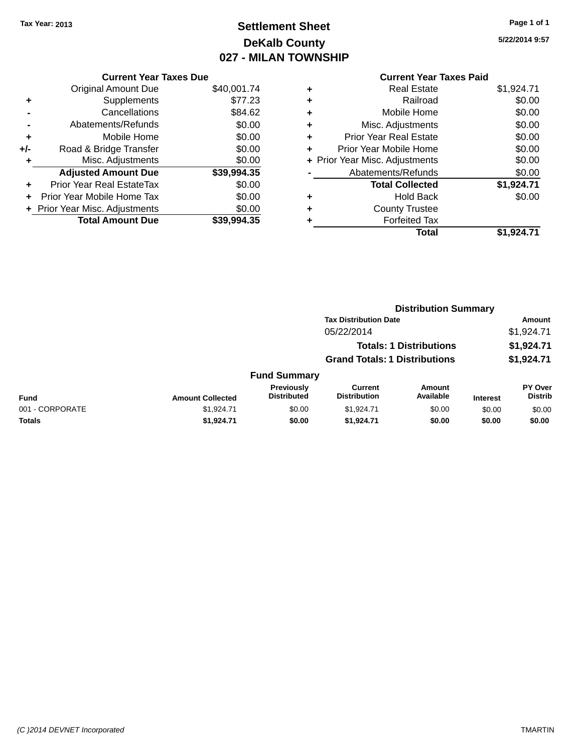Tax Year: 2013

# Settlement Sheet
## DeKalb County
## 027 - MILAN TOWNSHIP

5/22/2014 9:57

### Current Year Taxes Due

| | | |
|---|---|---|
| | Original Amount Due | $40,001.74 |
| + | Supplements | $77.23 |
| - | Cancellations | $84.62 |
| - | Abatements/Refunds | $0.00 |
| + | Mobile Home | $0.00 |
| +/- | Road & Bridge Transfer | $0.00 |
| + | Misc. Adjustments | $0.00 |
| | **Adjusted Amount Due** | **$39,994.35** |
| + | Prior Year Real EstateTax | $0.00 |
| + | Prior Year Mobile Home Tax | $0.00 |
| + | Prior Year Misc. Adjustments | $0.00 |
| | **Total Amount Due** | **$39,994.35** |

### Current Year Taxes Paid

| | | |
|---|---|---|
| + | Real Estate | $1,924.71 |
| + | Railroad | $0.00 |
| + | Mobile Home | $0.00 |
| + | Misc. Adjustments | $0.00 |
| + | Prior Year Real Estate | $0.00 |
| + | Prior Year Mobile Home | $0.00 |
| + | Prior Year Misc. Adjustments | $0.00 |
| - | Abatements/Refunds | $0.00 |
| | **Total Collected** | **$1,924.71** |
| + | Hold Back | $0.00 |
| + | County Trustee | |
| + | Forfeited Tax | |
| | **Total** | **$1,924.71** |

### Distribution Summary

| Tax Distribution Date | Amount |
|---|---|
| 05/22/2014 | $1,924.71 |
| **Totals: 1 Distributions** | **$1,924.71** |
| **Grand Totals: 1 Distributions** | **$1,924.71** |

### Fund Summary

| Fund | Amount Collected | Previously Distributed | Current Distribution | Amount Available | Interest | PY Over Distrib |
|---|---|---|---|---|---|---|
| 001 - CORPORATE | $1,924.71 | $0.00 | $1,924.71 | $0.00 | $0.00 | $0.00 |
| **Totals** | **$1,924.71** | **$0.00** | **$1,924.71** | **$0.00** | **$0.00** | **$0.00** |

(C )2014 DEVNET Incorporated TMARTIN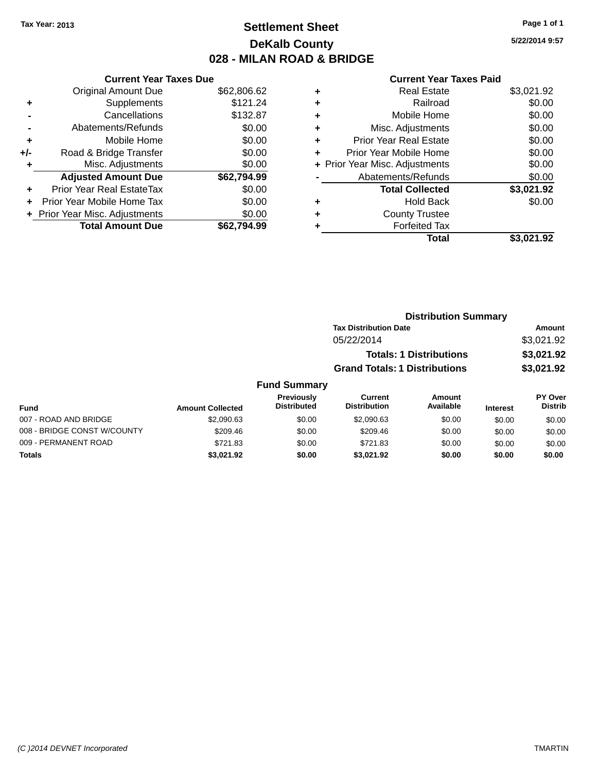Tax Year: 2013

# Settlement Sheet

## DeKalb County

## 028 - MILAN ROAD & BRIDGE

5/22/2014 9:57

### Current Year Taxes Due

| | | |
|---|---|---|
| | Original Amount Due | $62,806.62 |
| + | Supplements | $121.24 |
| - | Cancellations | $132.87 |
| - | Abatements/Refunds | $0.00 |
| + | Mobile Home | $0.00 |
| +/- | Road & Bridge Transfer | $0.00 |
| + | Misc. Adjustments | $0.00 |
| | **Adjusted Amount Due** | **$62,794.99** |
| + | Prior Year Real EstateTax | $0.00 |
| + | Prior Year Mobile Home Tax | $0.00 |
| + | Prior Year Misc. Adjustments | $0.00 |
| | **Total Amount Due** | **$62,794.99** |

### Current Year Taxes Paid

| | | |
|---|---|---|
| + | Real Estate | $3,021.92 |
| + | Railroad | $0.00 |
| + | Mobile Home | $0.00 |
| + | Misc. Adjustments | $0.00 |
| + | Prior Year Real Estate | $0.00 |
| + | Prior Year Mobile Home | $0.00 |
| + | Prior Year Misc. Adjustments | $0.00 |
| - | Abatements/Refunds | $0.00 |
| | **Total Collected** | **$3,021.92** |
| + | Hold Back | $0.00 |
| + | County Trustee | |
| + | Forfeited Tax | |
| | **Total** | **$3,021.92** |

### Distribution Summary

| Tax Distribution Date | Amount |
|---|---|
| 05/22/2014 | $3,021.92 |
| **Totals: 1 Distributions** | **$3,021.92** |
| **Grand Totals: 1 Distributions** | **$3,021.92** |

### Fund Summary

| Fund | Amount Collected | Previously Distributed | Current Distribution | Amount Available | Interest | PY Over Distrib |
|---|---|---|---|---|---|---|
| 007 - ROAD AND BRIDGE | $2,090.63 | $0.00 | $2,090.63 | $0.00 | $0.00 | $0.00 |
| 008 - BRIDGE CONST W/COUNTY | $209.46 | $0.00 | $209.46 | $0.00 | $0.00 | $0.00 |
| 009 - PERMANENT ROAD | $721.83 | $0.00 | $721.83 | $0.00 | $0.00 | $0.00 |
| **Totals** | **$3,021.92** | **$0.00** | **$3,021.92** | **$0.00** | **$0.00** | **$0.00** |

(C )2014 DEVNET Incorporated — TMARTIN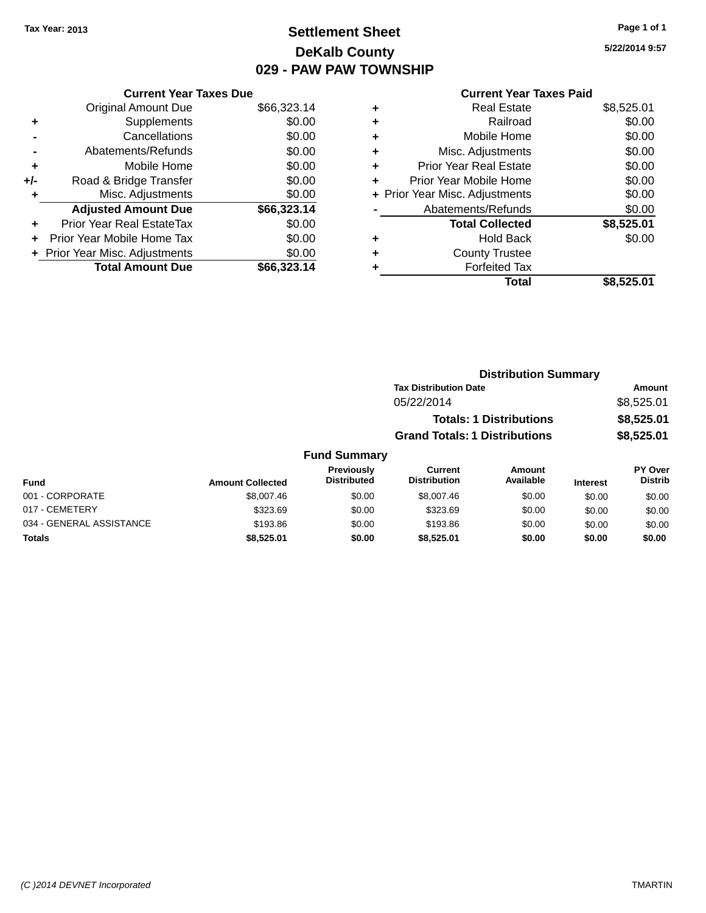Tax Year: 2013

# Settlement Sheet

## DeKalb County

## 029 - PAW PAW TOWNSHIP

5/22/2014 9:57

### Current Year Taxes Due

| | | |
|---|---|---|
| | Original Amount Due | $66,323.14 |
| + | Supplements | $0.00 |
| - | Cancellations | $0.00 |
| - | Abatements/Refunds | $0.00 |
| + | Mobile Home | $0.00 |
| +/- | Road & Bridge Transfer | $0.00 |
| + | Misc. Adjustments | $0.00 |
| | **Adjusted Amount Due** | **$66,323.14** |
| + | Prior Year Real EstateTax | $0.00 |
| + | Prior Year Mobile Home Tax | $0.00 |
| + | Prior Year Misc. Adjustments | $0.00 |
| | **Total Amount Due** | **$66,323.14** |

### Current Year Taxes Paid

| | | |
|---|---|---|
| + | Real Estate | $8,525.01 |
| + | Railroad | $0.00 |
| + | Mobile Home | $0.00 |
| + | Misc. Adjustments | $0.00 |
| + | Prior Year Real Estate | $0.00 |
| + | Prior Year Mobile Home | $0.00 |
| + | Prior Year Misc. Adjustments | $0.00 |
| - | Abatements/Refunds | $0.00 |
| | **Total Collected** | **$8,525.01** |
| + | Hold Back | $0.00 |
| + | County Trustee | |
| + | Forfeited Tax | |
| | **Total** | **$8,525.01** |

### Distribution Summary

| Tax Distribution Date | Amount |
|---|---|
| 05/22/2014 | $8,525.01 |
| **Totals: 1 Distributions** | **$8,525.01** |
| **Grand Totals: 1 Distributions** | **$8,525.01** |

### Fund Summary

| Fund | Amount Collected | Previously Distributed | Current Distribution | Amount Available | Interest | PY Over Distrib |
|---|---|---|---|---|---|---|
| 001 - CORPORATE | $8,007.46 | $0.00 | $8,007.46 | $0.00 | $0.00 | $0.00 |
| 017 - CEMETERY | $323.69 | $0.00 | $323.69 | $0.00 | $0.00 | $0.00 |
| 034 - GENERAL ASSISTANCE | $193.86 | $0.00 | $193.86 | $0.00 | $0.00 | $0.00 |
| **Totals** | **$8,525.01** | **$0.00** | **$8,525.01** | **$0.00** | **$0.00** | **$0.00** |

(C )2014 DEVNET Incorporated — TMARTIN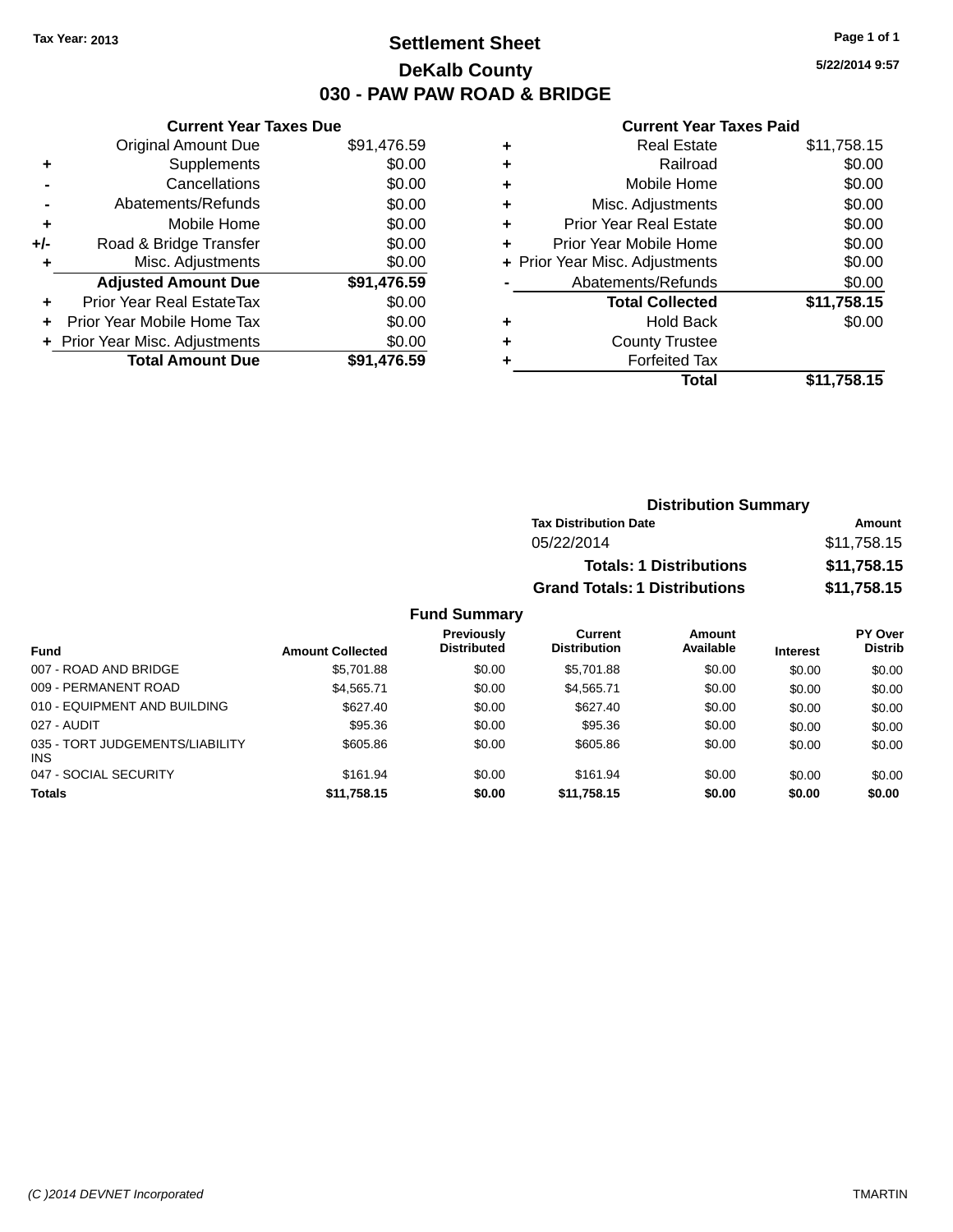Tax Year: 2013

# Settlement Sheet

## DeKalb County

## 030 - PAW PAW ROAD & BRIDGE

5/22/2014 9:57

### Current Year Taxes Due

| | | |
|---|---|---|
| | Original Amount Due | $91,476.59 |
| + | Supplements | $0.00 |
| - | Cancellations | $0.00 |
| - | Abatements/Refunds | $0.00 |
| + | Mobile Home | $0.00 |
| +/- | Road & Bridge Transfer | $0.00 |
| + | Misc. Adjustments | $0.00 |
| | **Adjusted Amount Due** | **$91,476.59** |
| + | Prior Year Real EstateTax | $0.00 |
| + | Prior Year Mobile Home Tax | $0.00 |
| + | Prior Year Misc. Adjustments | $0.00 |
| | **Total Amount Due** | **$91,476.59** |

### Current Year Taxes Paid

| | | |
|---|---|---|
| + | Real Estate | $11,758.15 |
| + | Railroad | $0.00 |
| + | Mobile Home | $0.00 |
| + | Misc. Adjustments | $0.00 |
| + | Prior Year Real Estate | $0.00 |
| + | Prior Year Mobile Home | $0.00 |
| + | Prior Year Misc. Adjustments | $0.00 |
| - | Abatements/Refunds | $0.00 |
| | **Total Collected** | **$11,758.15** |
| + | Hold Back | $0.00 |
| + | County Trustee | |
| + | Forfeited Tax | |
| | **Total** | **$11,758.15** |

### Distribution Summary

| Tax Distribution Date | Amount |
|---|---|
| 05/22/2014 | $11,758.15 |
| **Totals: 1 Distributions** | **$11,758.15** |
| **Grand Totals: 1 Distributions** | **$11,758.15** |

### Fund Summary

| Fund | Amount Collected | Previously Distributed | Current Distribution | Amount Available | Interest | PY Over Distrib |
|---|---|---|---|---|---|---|
| 007 - ROAD AND BRIDGE | $5,701.88 | $0.00 | $5,701.88 | $0.00 | $0.00 | $0.00 |
| 009 - PERMANENT ROAD | $4,565.71 | $0.00 | $4,565.71 | $0.00 | $0.00 | $0.00 |
| 010 - EQUIPMENT AND BUILDING | $627.40 | $0.00 | $627.40 | $0.00 | $0.00 | $0.00 |
| 027 - AUDIT | $95.36 | $0.00 | $95.36 | $0.00 | $0.00 | $0.00 |
| 035 - TORT JUDGEMENTS/LIABILITY INS | $605.86 | $0.00 | $605.86 | $0.00 | $0.00 | $0.00 |
| 047 - SOCIAL SECURITY | $161.94 | $0.00 | $161.94 | $0.00 | $0.00 | $0.00 |
| **Totals** | **$11,758.15** | **$0.00** | **$11,758.15** | **$0.00** | **$0.00** | **$0.00** |

(C )2014 DEVNET Incorporated TMARTIN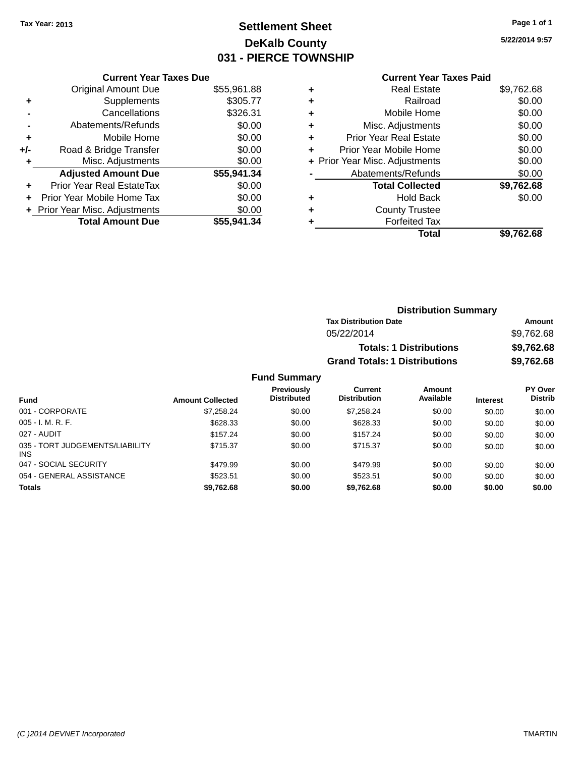Tax Year: 2013

# Settlement Sheet

## DeKalb County

## 031 - PIERCE TOWNSHIP

5/22/2014 9:57

### Current Year Taxes Due

| | | |
|---|---|---|
| | Original Amount Due | $55,961.88 |
| + | Supplements | $305.77 |
| - | Cancellations | $326.31 |
| - | Abatements/Refunds | $0.00 |
| + | Mobile Home | $0.00 |
| +/- | Road & Bridge Transfer | $0.00 |
| + | Misc. Adjustments | $0.00 |
| | **Adjusted Amount Due** | **$55,941.34** |
| + | Prior Year Real EstateTax | $0.00 |
| + | Prior Year Mobile Home Tax | $0.00 |
| + | Prior Year Misc. Adjustments | $0.00 |
| | **Total Amount Due** | **$55,941.34** |

### Current Year Taxes Paid

| | | |
|---|---|---|
| + | Real Estate | $9,762.68 |
| + | Railroad | $0.00 |
| + | Mobile Home | $0.00 |
| + | Misc. Adjustments | $0.00 |
| + | Prior Year Real Estate | $0.00 |
| + | Prior Year Mobile Home | $0.00 |
| + | Prior Year Misc. Adjustments | $0.00 |
| - | Abatements/Refunds | $0.00 |
| | **Total Collected** | **$9,762.68** |
| + | Hold Back | $0.00 |
| + | County Trustee | |
| + | Forfeited Tax | |
| | **Total** | **$9,762.68** |

### Distribution Summary

| Tax Distribution Date | Amount |
|---|---|
| 05/22/2014 | $9,762.68 |
| **Totals: 1 Distributions** | **$9,762.68** |
| **Grand Totals: 1 Distributions** | **$9,762.68** |

### Fund Summary

| Fund | Amount Collected | Previously Distributed | Current Distribution | Amount Available | Interest | PY Over Distrib |
|---|---|---|---|---|---|---|
| 001 - CORPORATE | $7,258.24 | $0.00 | $7,258.24 | $0.00 | $0.00 | $0.00 |
| 005 - I. M. R. F. | $628.33 | $0.00 | $628.33 | $0.00 | $0.00 | $0.00 |
| 027 - AUDIT | $157.24 | $0.00 | $157.24 | $0.00 | $0.00 | $0.00 |
| 035 - TORT JUDGEMENTS/LIABILITY INS | $715.37 | $0.00 | $715.37 | $0.00 | $0.00 | $0.00 |
| 047 - SOCIAL SECURITY | $479.99 | $0.00 | $479.99 | $0.00 | $0.00 | $0.00 |
| 054 - GENERAL ASSISTANCE | $523.51 | $0.00 | $523.51 | $0.00 | $0.00 | $0.00 |
| **Totals** | **$9,762.68** | **$0.00** | **$9,762.68** | **$0.00** | **$0.00** | **$0.00** |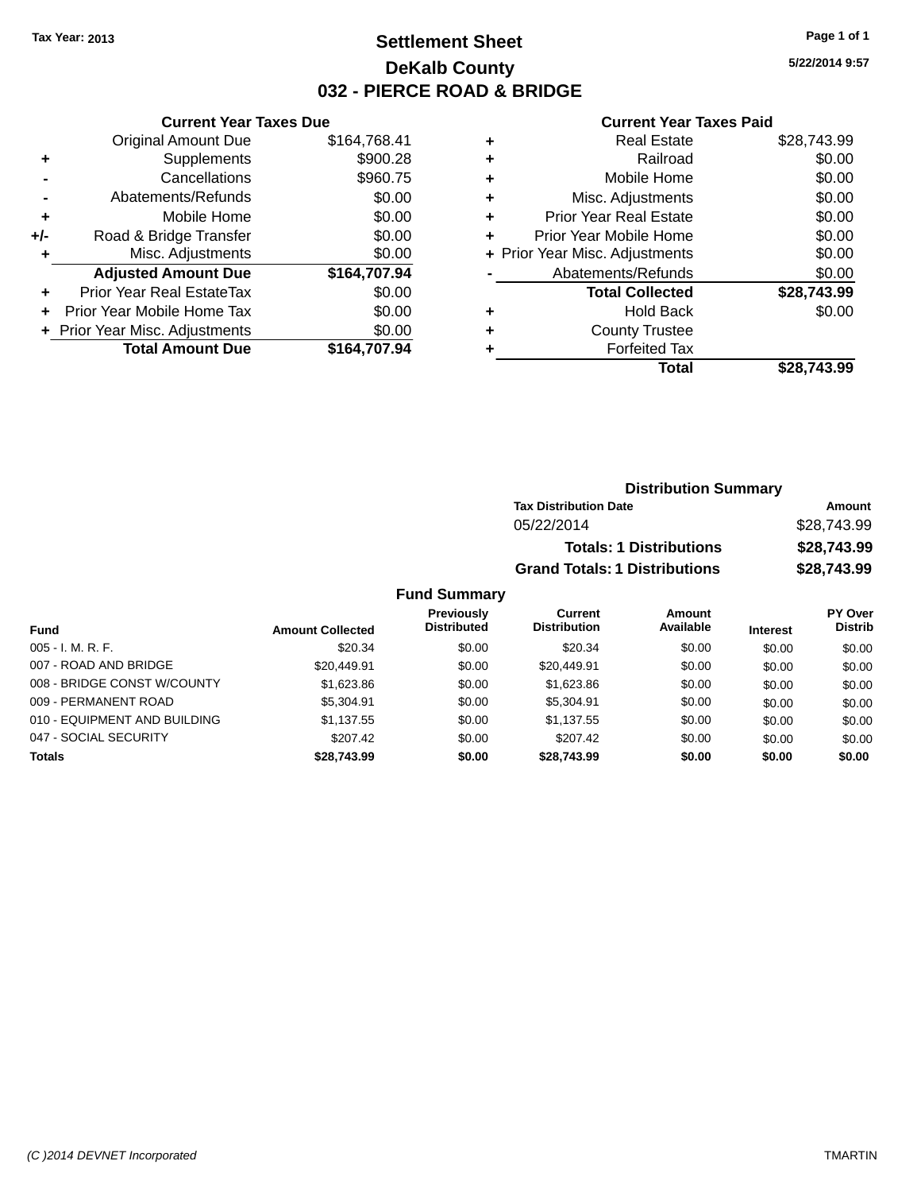**Tax Year: 2013**

# Settlement Sheet

## DeKalb County

## 032 - PIERCE ROAD & BRIDGE

5/22/2014 9:57

### Current Year Taxes Due

| | | |
|---|---|---|
| | Original Amount Due | $164,768.41 |
| + | Supplements | $900.28 |
| - | Cancellations | $960.75 |
| - | Abatements/Refunds | $0.00 |
| + | Mobile Home | $0.00 |
| +/- | Road & Bridge Transfer | $0.00 |
| + | Misc. Adjustments | $0.00 |
| | **Adjusted Amount Due** | **$164,707.94** |
| + | Prior Year Real EstateTax | $0.00 |
| + | Prior Year Mobile Home Tax | $0.00 |
| + | Prior Year Misc. Adjustments | $0.00 |
| | **Total Amount Due** | **$164,707.94** |

### Current Year Taxes Paid

| | | |
|---|---|---|
| + | Real Estate | $28,743.99 |
| + | Railroad | $0.00 |
| + | Mobile Home | $0.00 |
| + | Misc. Adjustments | $0.00 |
| + | Prior Year Real Estate | $0.00 |
| + | Prior Year Mobile Home | $0.00 |
| + | Prior Year Misc. Adjustments | $0.00 |
| - | Abatements/Refunds | $0.00 |
| | **Total Collected** | **$28,743.99** |
| + | Hold Back | $0.00 |
| + | County Trustee | |
| + | Forfeited Tax | |
| | **Total** | **$28,743.99** |

### Distribution Summary

| Tax Distribution Date | Amount |
|---|---|
| 05/22/2014 | $28,743.99 |
| **Totals: 1 Distributions** | **$28,743.99** |
| **Grand Totals: 1 Distributions** | **$28,743.99** |

### Fund Summary

| Fund | Amount Collected | Previously Distributed | Current Distribution | Amount Available | Interest | PY Over Distrib |
|---|---|---|---|---|---|---|
| 005 - I. M. R. F. | $20.34 | $0.00 | $20.34 | $0.00 | $0.00 | $0.00 |
| 007 - ROAD AND BRIDGE | $20,449.91 | $0.00 | $20,449.91 | $0.00 | $0.00 | $0.00 |
| 008 - BRIDGE CONST W/COUNTY | $1,623.86 | $0.00 | $1,623.86 | $0.00 | $0.00 | $0.00 |
| 009 - PERMANENT ROAD | $5,304.91 | $0.00 | $5,304.91 | $0.00 | $0.00 | $0.00 |
| 010 - EQUIPMENT AND BUILDING | $1,137.55 | $0.00 | $1,137.55 | $0.00 | $0.00 | $0.00 |
| 047 - SOCIAL SECURITY | $207.42 | $0.00 | $207.42 | $0.00 | $0.00 | $0.00 |
| **Totals** | **$28,743.99** | **$0.00** | **$28,743.99** | **$0.00** | **$0.00** | **$0.00** |

(C )2014 DEVNET Incorporated — TMARTIN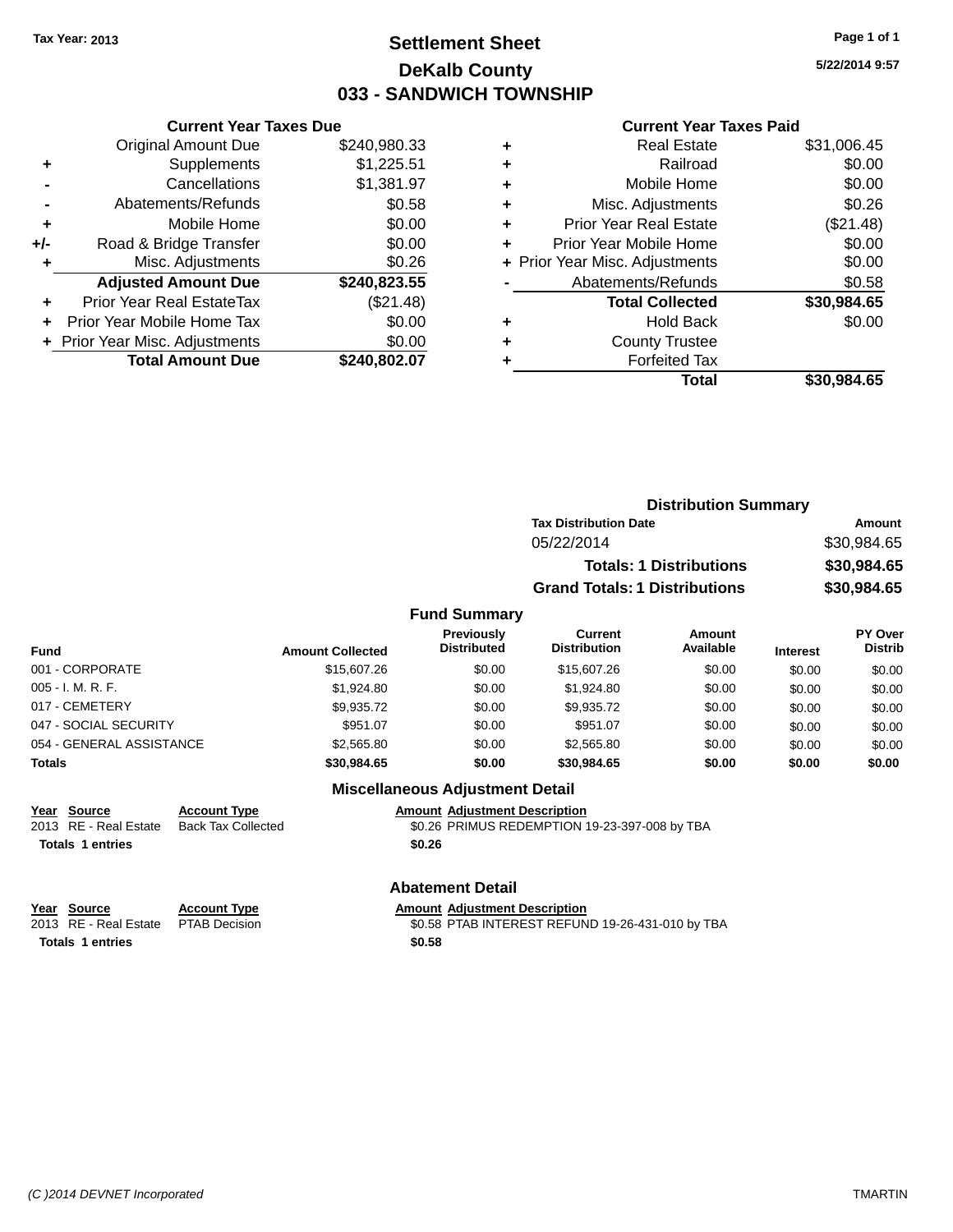Tax Year: 2013

# Settlement Sheet
## DeKalb County
## 033 - SANDWICH TOWNSHIP

5/22/2014 9:57

### Current Year Taxes Due

| | | |
|---|---|---|
| | Original Amount Due | $240,980.33 |
| + | Supplements | $1,225.51 |
| - | Cancellations | $1,381.97 |
| - | Abatements/Refunds | $0.58 |
| + | Mobile Home | $0.00 |
| +/- | Road & Bridge Transfer | $0.00 |
| + | Misc. Adjustments | $0.26 |
| | **Adjusted Amount Due** | **$240,823.55** |
| + | Prior Year Real EstateTax | ($21.48) |
| + | Prior Year Mobile Home Tax | $0.00 |
| + | Prior Year Misc. Adjustments | $0.00 |
| | **Total Amount Due** | **$240,802.07** |

### Current Year Taxes Paid

| | | |
|---|---|---|
| + | Real Estate | $31,006.45 |
| + | Railroad | $0.00 |
| + | Mobile Home | $0.00 |
| + | Misc. Adjustments | $0.26 |
| + | Prior Year Real Estate | ($21.48) |
| + | Prior Year Mobile Home | $0.00 |
| + | Prior Year Misc. Adjustments | $0.00 |
| - | Abatements/Refunds | $0.58 |
| | **Total Collected** | **$30,984.65** |
| + | Hold Back | $0.00 |
| + | County Trustee | |
| + | Forfeited Tax | |
| | **Total** | **$30,984.65** |

### Distribution Summary

| Tax Distribution Date | Amount |
|---|---|
| 05/22/2014 | $30,984.65 |
| **Totals: 1 Distributions** | **$30,984.65** |
| **Grand Totals: 1 Distributions** | **$30,984.65** |

### Fund Summary

| Fund | Amount Collected | Previously Distributed | Current Distribution | Amount Available | Interest | PY Over Distrib |
|---|---|---|---|---|---|---|
| 001 - CORPORATE | $15,607.26 | $0.00 | $15,607.26 | $0.00 | $0.00 | $0.00 |
| 005 - I. M. R. F. | $1,924.80 | $0.00 | $1,924.80 | $0.00 | $0.00 | $0.00 |
| 017 - CEMETERY | $9,935.72 | $0.00 | $9,935.72 | $0.00 | $0.00 | $0.00 |
| 047 - SOCIAL SECURITY | $951.07 | $0.00 | $951.07 | $0.00 | $0.00 | $0.00 |
| 054 - GENERAL ASSISTANCE | $2,565.80 | $0.00 | $2,565.80 | $0.00 | $0.00 | $0.00 |
| **Totals** | **$30,984.65** | **$0.00** | **$30,984.65** | **$0.00** | **$0.00** | **$0.00** |

### Miscellaneous Adjustment Detail

| Year | Source | Account Type | Amount | Adjustment Description |
|---|---|---|---|---|
| 2013 | RE - Real Estate | Back Tax Collected | $0.26 | PRIMUS REDEMPTION 19-23-397-008 by TBA |
| **Totals** | **1 entries** | | **$0.26** | |

### Abatement Detail

| Year | Source | Account Type | Amount | Adjustment Description |
|---|---|---|---|---|
| 2013 | RE - Real Estate | PTAB Decision | $0.58 | PTAB INTEREST REFUND 19-26-431-010 by TBA |
| **Totals** | **1 entries** | | **$0.58** | |

(C )2014 DEVNET Incorporated — TMARTIN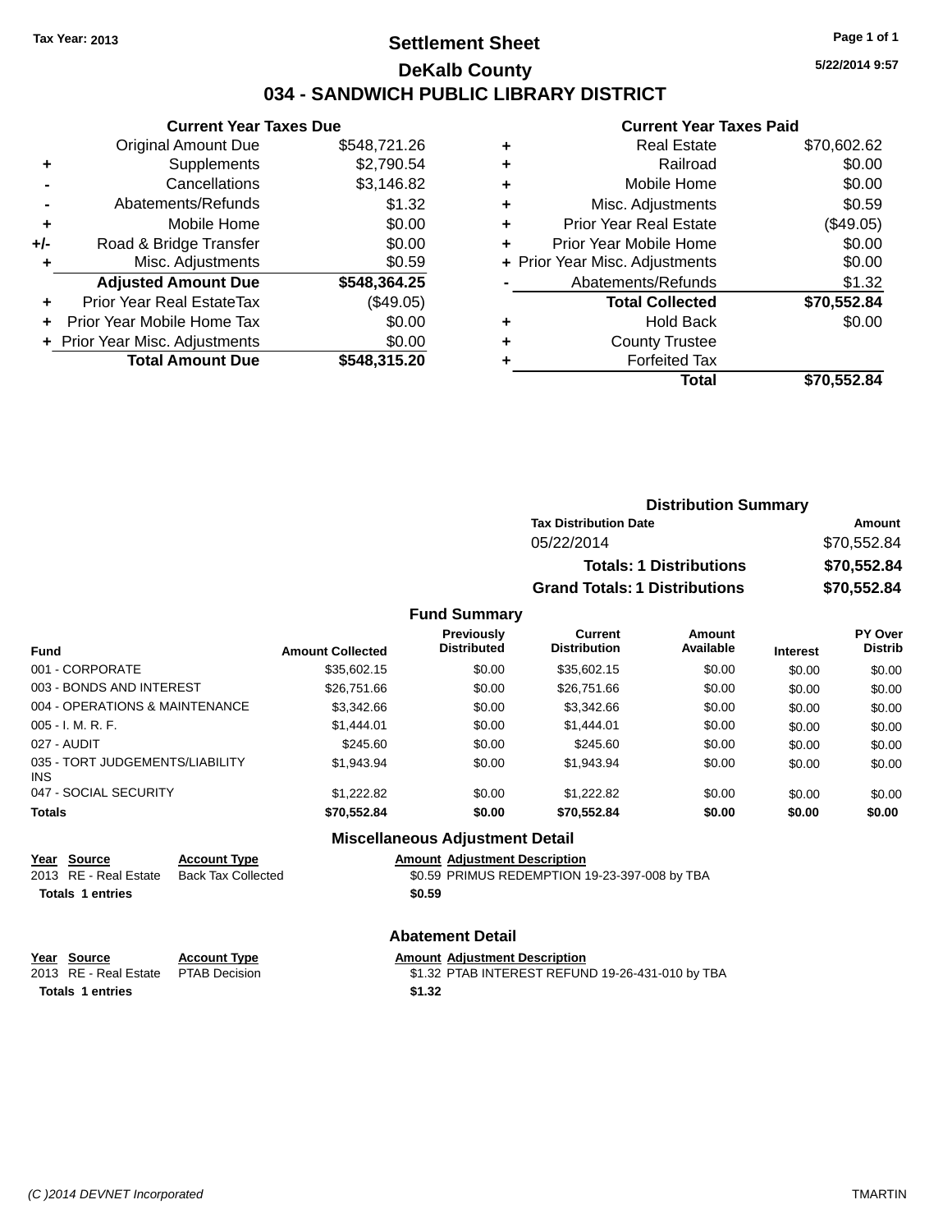Tax Year: 2013

# Settlement Sheet

## DeKalb County

## 034 - SANDWICH PUBLIC LIBRARY DISTRICT

5/22/2014 9:57

### Current Year Taxes Due

| | | |
|---|---|---|
| | Original Amount Due | $548,721.26 |
| + | Supplements | $2,790.54 |
| - | Cancellations | $3,146.82 |
| - | Abatements/Refunds | $1.32 |
| + | Mobile Home | $0.00 |
| +/- | Road & Bridge Transfer | $0.00 |
| + | Misc. Adjustments | $0.59 |
| | **Adjusted Amount Due** | **$548,364.25** |
| + | Prior Year Real EstateTax | ($49.05) |
| + | Prior Year Mobile Home Tax | $0.00 |
| + | Prior Year Misc. Adjustments | $0.00 |
| | **Total Amount Due** | **$548,315.20** |

### Current Year Taxes Paid

| | | |
|---|---|---|
| + | Real Estate | $70,602.62 |
| + | Railroad | $0.00 |
| + | Mobile Home | $0.00 |
| + | Misc. Adjustments | $0.59 |
| + | Prior Year Real Estate | ($49.05) |
| + | Prior Year Mobile Home | $0.00 |
| + | Prior Year Misc. Adjustments | $0.00 |
| - | Abatements/Refunds | $1.32 |
| | **Total Collected** | **$70,552.84** |
| + | Hold Back | $0.00 |
| + | County Trustee | |
| + | Forfeited Tax | |
| | **Total** | **$70,552.84** |

### Distribution Summary

| Tax Distribution Date | Amount |
|---|---|
| 05/22/2014 | $70,552.84 |
| **Totals: 1 Distributions** | **$70,552.84** |
| **Grand Totals: 1 Distributions** | **$70,552.84** |

### Fund Summary

| Fund | Amount Collected | Previously Distributed | Current Distribution | Amount Available | Interest | PY Over Distrib |
|---|---|---|---|---|---|---|
| 001 - CORPORATE | $35,602.15 | $0.00 | $35,602.15 | $0.00 | $0.00 | $0.00 |
| 003 - BONDS AND INTEREST | $26,751.66 | $0.00 | $26,751.66 | $0.00 | $0.00 | $0.00 |
| 004 - OPERATIONS & MAINTENANCE | $3,342.66 | $0.00 | $3,342.66 | $0.00 | $0.00 | $0.00 |
| 005 - I. M. R. F. | $1,444.01 | $0.00 | $1,444.01 | $0.00 | $0.00 | $0.00 |
| 027 - AUDIT | $245.60 | $0.00 | $245.60 | $0.00 | $0.00 | $0.00 |
| 035 - TORT JUDGEMENTS/LIABILITY INS | $1,943.94 | $0.00 | $1,943.94 | $0.00 | $0.00 | $0.00 |
| 047 - SOCIAL SECURITY | $1,222.82 | $0.00 | $1,222.82 | $0.00 | $0.00 | $0.00 |
| **Totals** | **$70,552.84** | **$0.00** | **$70,552.84** | **$0.00** | **$0.00** | **$0.00** |

### Miscellaneous Adjustment Detail

| Year | Source | Account Type | Amount | Adjustment Description |
|---|---|---|---|---|
| 2013 | RE - Real Estate | Back Tax Collected | $0.59 | PRIMUS REDEMPTION 19-23-397-008 by TBA |
| **Totals** | **1 entries** | | **$0.59** | |

### Abatement Detail

| Year | Source | Account Type | Amount | Adjustment Description |
|---|---|---|---|---|
| 2013 | RE - Real Estate | PTAB Decision | $1.32 | PTAB INTEREST REFUND 19-26-431-010 by TBA |
| **Totals** | **1 entries** | | **$1.32** | |

(C )2014 DEVNET Incorporated TMARTIN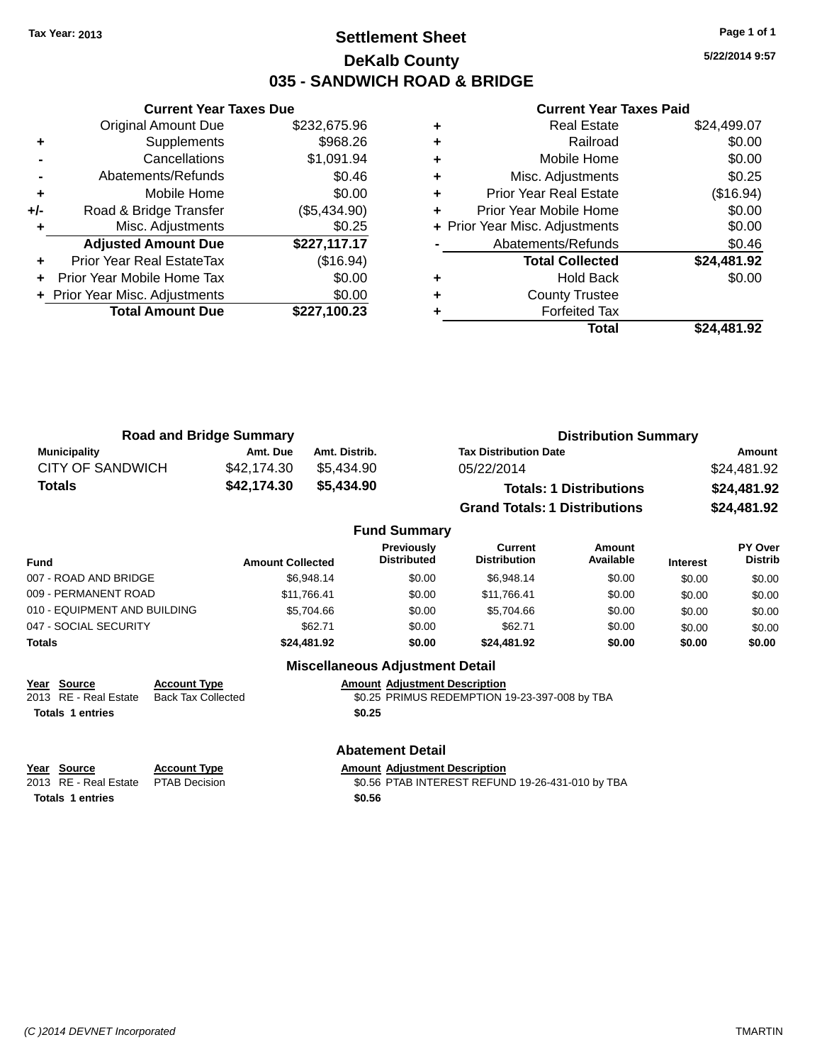Tax Year: 2013

# Settlement Sheet
## DeKalb County
## 035 - SANDWICH ROAD & BRIDGE

5/22/2014 9:57

### Current Year Taxes Due

| | | |
|---|---|---|
| | Original Amount Due | $232,675.96 |
| + | Supplements | $968.26 |
| - | Cancellations | $1,091.94 |
| - | Abatements/Refunds | $0.46 |
| + | Mobile Home | $0.00 |
| +/- | Road & Bridge Transfer | ($5,434.90) |
| + | Misc. Adjustments | $0.25 |
| | **Adjusted Amount Due** | **$227,117.17** |
| + | Prior Year Real EstateTax | ($16.94) |
| + | Prior Year Mobile Home Tax | $0.00 |
| + | Prior Year Misc. Adjustments | $0.00 |
| | **Total Amount Due** | **$227,100.23** |

### Current Year Taxes Paid

| | | |
|---|---|---|
| + | Real Estate | $24,499.07 |
| + | Railroad | $0.00 |
| + | Mobile Home | $0.00 |
| + | Misc. Adjustments | $0.25 |
| + | Prior Year Real Estate | ($16.94) |
| + | Prior Year Mobile Home | $0.00 |
| + | Prior Year Misc. Adjustments | $0.00 |
| - | Abatements/Refunds | $0.46 |
| | **Total Collected** | **$24,481.92** |
| + | Hold Back | $0.00 |
| + | County Trustee | |
| + | Forfeited Tax | |
| | **Total** | **$24,481.92** |

### Road and Bridge Summary

| Municipality | Amt. Due | Amt. Distrib. |
|---|---|---|
| CITY OF SANDWICH | $42,174.30 | $5,434.90 |
| **Totals** | **$42,174.30** | **$5,434.90** |

### Distribution Summary

| Tax Distribution Date | Amount |
|---|---|
| 05/22/2014 | $24,481.92 |
| **Totals: 1 Distributions** | **$24,481.92** |
| **Grand Totals: 1 Distributions** | **$24,481.92** |

### Fund Summary

| Fund | Amount Collected | Previously Distributed | Current Distribution | Amount Available | Interest | PY Over Distrib |
|---|---|---|---|---|---|---|
| 007 - ROAD AND BRIDGE | $6,948.14 | $0.00 | $6,948.14 | $0.00 | $0.00 | $0.00 |
| 009 - PERMANENT ROAD | $11,766.41 | $0.00 | $11,766.41 | $0.00 | $0.00 | $0.00 |
| 010 - EQUIPMENT AND BUILDING | $5,704.66 | $0.00 | $5,704.66 | $0.00 | $0.00 | $0.00 |
| 047 - SOCIAL SECURITY | $62.71 | $0.00 | $62.71 | $0.00 | $0.00 | $0.00 |
| **Totals** | **$24,481.92** | **$0.00** | **$24,481.92** | **$0.00** | **$0.00** | **$0.00** |

### Miscellaneous Adjustment Detail

| Year | Source | Account Type | Amount | Adjustment Description |
|---|---|---|---|---|
| 2013 | RE - Real Estate | Back Tax Collected | $0.25 | PRIMUS REDEMPTION 19-23-397-008 by TBA |
| **Totals 1 entries** | | | **$0.25** | |

### Abatement Detail

| Year | Source | Account Type | Amount | Adjustment Description |
|---|---|---|---|---|
| 2013 | RE - Real Estate | PTAB Decision | $0.56 | PTAB INTEREST REFUND 19-26-431-010 by TBA |
| **Totals 1 entries** | | | **$0.56** | |

(C )2014 DEVNET Incorporated TMARTIN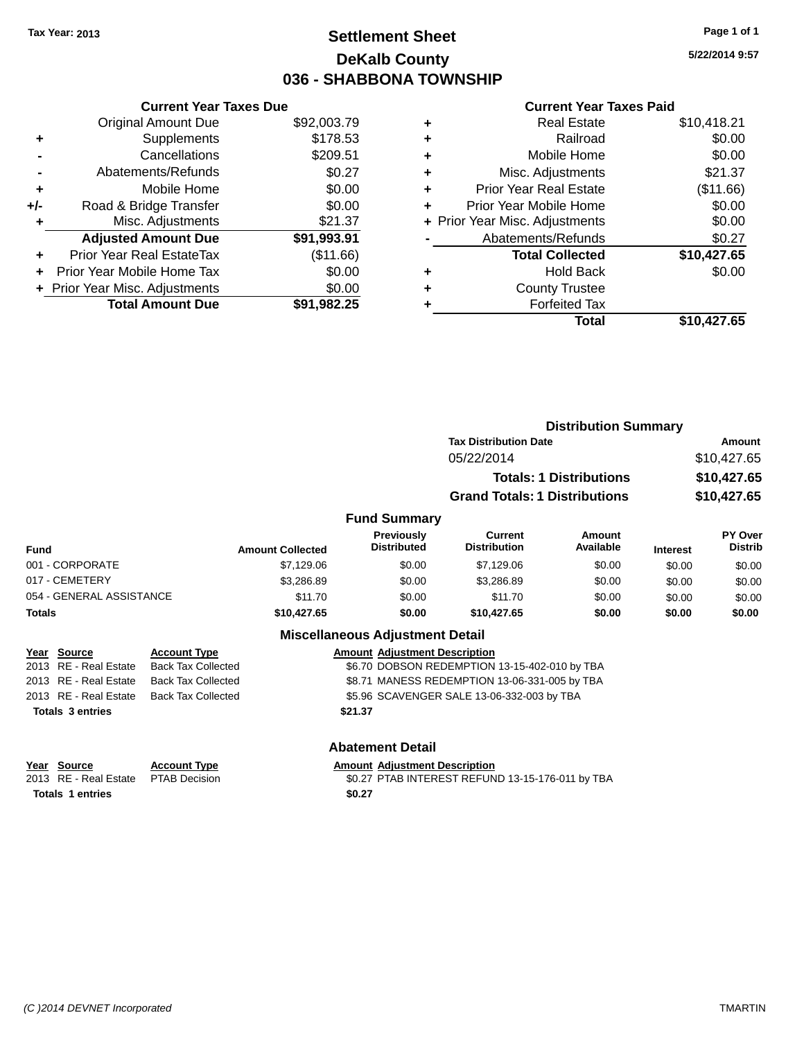Tax Year: 2013

# Settlement Sheet
## DeKalb County
## 036 - SHABBONA TOWNSHIP

5/22/2014 9:57

### Current Year Taxes Due

| | | |
|---|---|---|
| | Original Amount Due | $92,003.79 |
| + | Supplements | $178.53 |
| - | Cancellations | $209.51 |
| - | Abatements/Refunds | $0.27 |
| + | Mobile Home | $0.00 |
| +/- | Road & Bridge Transfer | $0.00 |
| + | Misc. Adjustments | $21.37 |
| | **Adjusted Amount Due** | **$91,993.91** |
| + | Prior Year Real EstateTax | ($11.66) |
| + | Prior Year Mobile Home Tax | $0.00 |
| + | Prior Year Misc. Adjustments | $0.00 |
| | **Total Amount Due** | **$91,982.25** |

### Current Year Taxes Paid

| | | |
|---|---|---|
| + | Real Estate | $10,418.21 |
| + | Railroad | $0.00 |
| + | Mobile Home | $0.00 |
| + | Misc. Adjustments | $21.37 |
| + | Prior Year Real Estate | ($11.66) |
| + | Prior Year Mobile Home | $0.00 |
| + | Prior Year Misc. Adjustments | $0.00 |
| - | Abatements/Refunds | $0.27 |
| | **Total Collected** | **$10,427.65** |
| + | Hold Back | $0.00 |
| + | County Trustee | |
| + | Forfeited Tax | |
| | **Total** | **$10,427.65** |

### Distribution Summary

| Tax Distribution Date | Amount |
|---|---|
| 05/22/2014 | $10,427.65 |
| **Totals: 1 Distributions** | **$10,427.65** |
| **Grand Totals: 1 Distributions** | **$10,427.65** |

### Fund Summary

| Fund | Amount Collected | Previously Distributed | Current Distribution | Amount Available | Interest | PY Over Distrib |
|---|---|---|---|---|---|---|
| 001 - CORPORATE | $7,129.06 | $0.00 | $7,129.06 | $0.00 | $0.00 | $0.00 |
| 017 - CEMETERY | $3,286.89 | $0.00 | $3,286.89 | $0.00 | $0.00 | $0.00 |
| 054 - GENERAL ASSISTANCE | $11.70 | $0.00 | $11.70 | $0.00 | $0.00 | $0.00 |
| **Totals** | **$10,427.65** | **$0.00** | **$10,427.65** | **$0.00** | **$0.00** | **$0.00** |

### Miscellaneous Adjustment Detail

| Year | Source | Account Type | Amount | Adjustment Description |
|---|---|---|---|---|
| 2013 | RE - Real Estate | Back Tax Collected | $6.70 | DOBSON REDEMPTION 13-15-402-010 by TBA |
| 2013 | RE - Real Estate | Back Tax Collected | $8.71 | MANESS REDEMPTION 13-06-331-005 by TBA |
| 2013 | RE - Real Estate | Back Tax Collected | $5.96 | SCAVENGER SALE 13-06-332-003 by TBA |
| **Totals 3 entries** | | | **$21.37** | |

### Abatement Detail

| Year | Source | Account Type | Amount | Adjustment Description |
|---|---|---|---|---|
| 2013 | RE - Real Estate | PTAB Decision | $0.27 | PTAB INTEREST REFUND 13-15-176-011 by TBA |
| **Totals 1 entries** | | | **$0.27** | |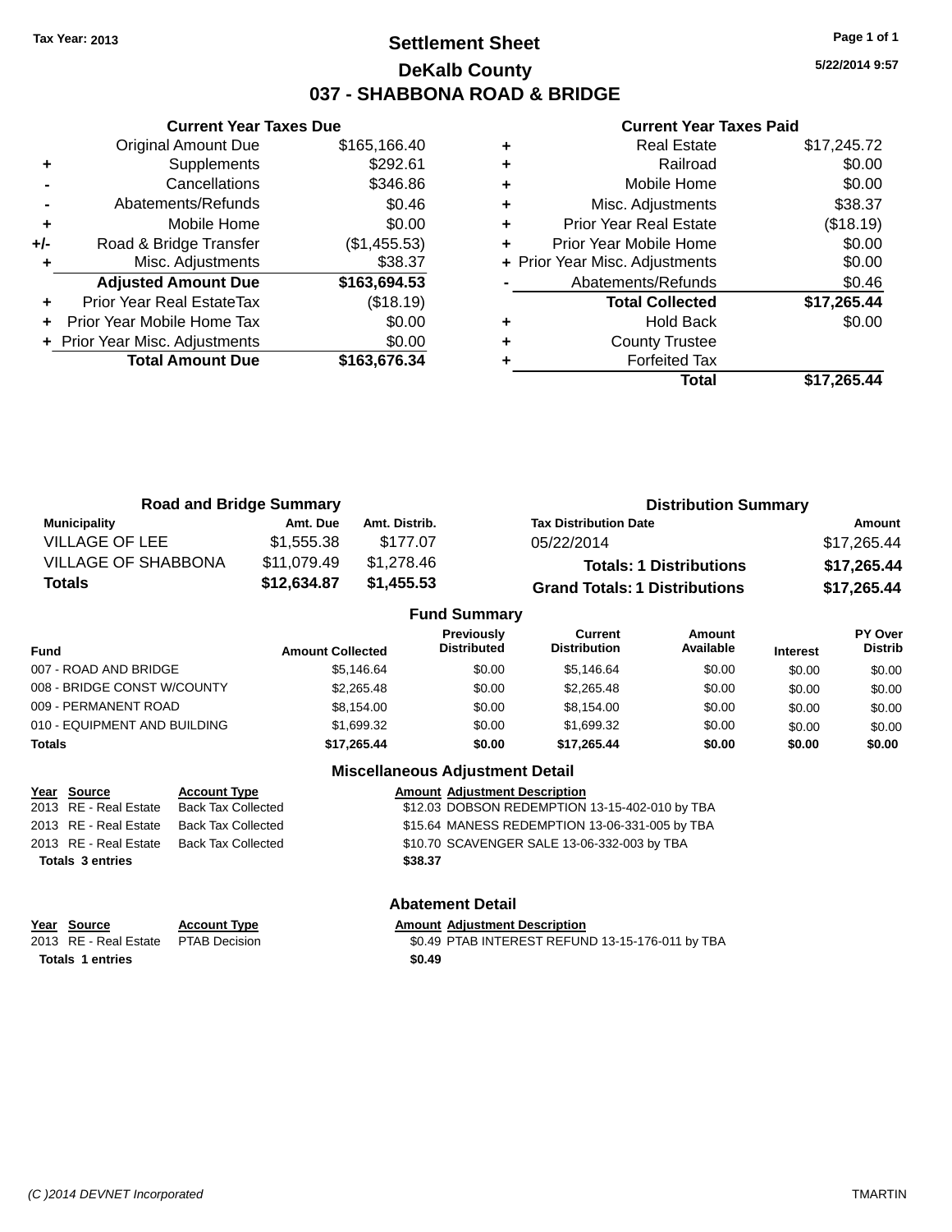**Tax Year: 2013**

# Settlement Sheet
## DeKalb County
## 037 - SHABBONA ROAD & BRIDGE

5/22/2014 9:57

### Current Year Taxes Due

| | | |
|---|---|---|
| | Original Amount Due | $165,166.40 |
| + | Supplements | $292.61 |
| - | Cancellations | $346.86 |
| - | Abatements/Refunds | $0.46 |
| + | Mobile Home | $0.00 |
| +/- | Road & Bridge Transfer | ($1,455.53) |
| + | Misc. Adjustments | $38.37 |
| | **Adjusted Amount Due** | **$163,694.53** |
| + | Prior Year Real EstateTax | ($18.19) |
| + | Prior Year Mobile Home Tax | $0.00 |
| + | Prior Year Misc. Adjustments | $0.00 |
| | **Total Amount Due** | **$163,676.34** |

### Current Year Taxes Paid

| | | |
|---|---|---|
| + | Real Estate | $17,245.72 |
| + | Railroad | $0.00 |
| + | Mobile Home | $0.00 |
| + | Misc. Adjustments | $38.37 |
| + | Prior Year Real Estate | ($18.19) |
| + | Prior Year Mobile Home | $0.00 |
| + | Prior Year Misc. Adjustments | $0.00 |
| - | Abatements/Refunds | $0.46 |
| | **Total Collected** | **$17,265.44** |
| + | Hold Back | $0.00 |
| + | County Trustee | |
| + | Forfeited Tax | |
| | **Total** | **$17,265.44** |

### Road and Bridge Summary

| Municipality | Amt. Due | Amt. Distrib. |
|---|---|---|
| VILLAGE OF LEE | $1,555.38 | $177.07 |
| VILLAGE OF SHABBONA | $11,079.49 | $1,278.46 |
| **Totals** | **$12,634.87** | **$1,455.53** |

### Distribution Summary

| Tax Distribution Date | Amount |
|---|---|
| 05/22/2014 | $17,265.44 |
| **Totals: 1 Distributions** | **$17,265.44** |
| **Grand Totals: 1 Distributions** | **$17,265.44** |

### Fund Summary

| Fund | Amount Collected | Previously Distributed | Current Distribution | Amount Available | Interest | PY Over Distrib |
|---|---|---|---|---|---|---|
| 007 - ROAD AND BRIDGE | $5,146.64 | $0.00 | $5,146.64 | $0.00 | $0.00 | $0.00 |
| 008 - BRIDGE CONST W/COUNTY | $2,265.48 | $0.00 | $2,265.48 | $0.00 | $0.00 | $0.00 |
| 009 - PERMANENT ROAD | $8,154.00 | $0.00 | $8,154.00 | $0.00 | $0.00 | $0.00 |
| 010 - EQUIPMENT AND BUILDING | $1,699.32 | $0.00 | $1,699.32 | $0.00 | $0.00 | $0.00 |
| **Totals** | **$17,265.44** | **$0.00** | **$17,265.44** | **$0.00** | **$0.00** | **$0.00** |

### Miscellaneous Adjustment Detail

| Year | Source | Account Type | Amount | Adjustment Description |
|---|---|---|---|---|
| 2013 | RE - Real Estate | Back Tax Collected | $12.03 | DOBSON REDEMPTION 13-15-402-010 by TBA |
| 2013 | RE - Real Estate | Back Tax Collected | $15.64 | MANESS REDEMPTION 13-06-331-005 by TBA |
| 2013 | RE - Real Estate | Back Tax Collected | $10.70 | SCAVENGER SALE 13-06-332-003 by TBA |
| **Totals 3 entries** | | | **$38.37** | |

### Abatement Detail

| Year | Source | Account Type | Amount | Adjustment Description |
|---|---|---|---|---|
| 2013 | RE - Real Estate | PTAB Decision | $0.49 | PTAB INTEREST REFUND 13-15-176-011 by TBA |
| **Totals 1 entries** | | | **$0.49** | |

(C )2014 DEVNET Incorporated — TMARTIN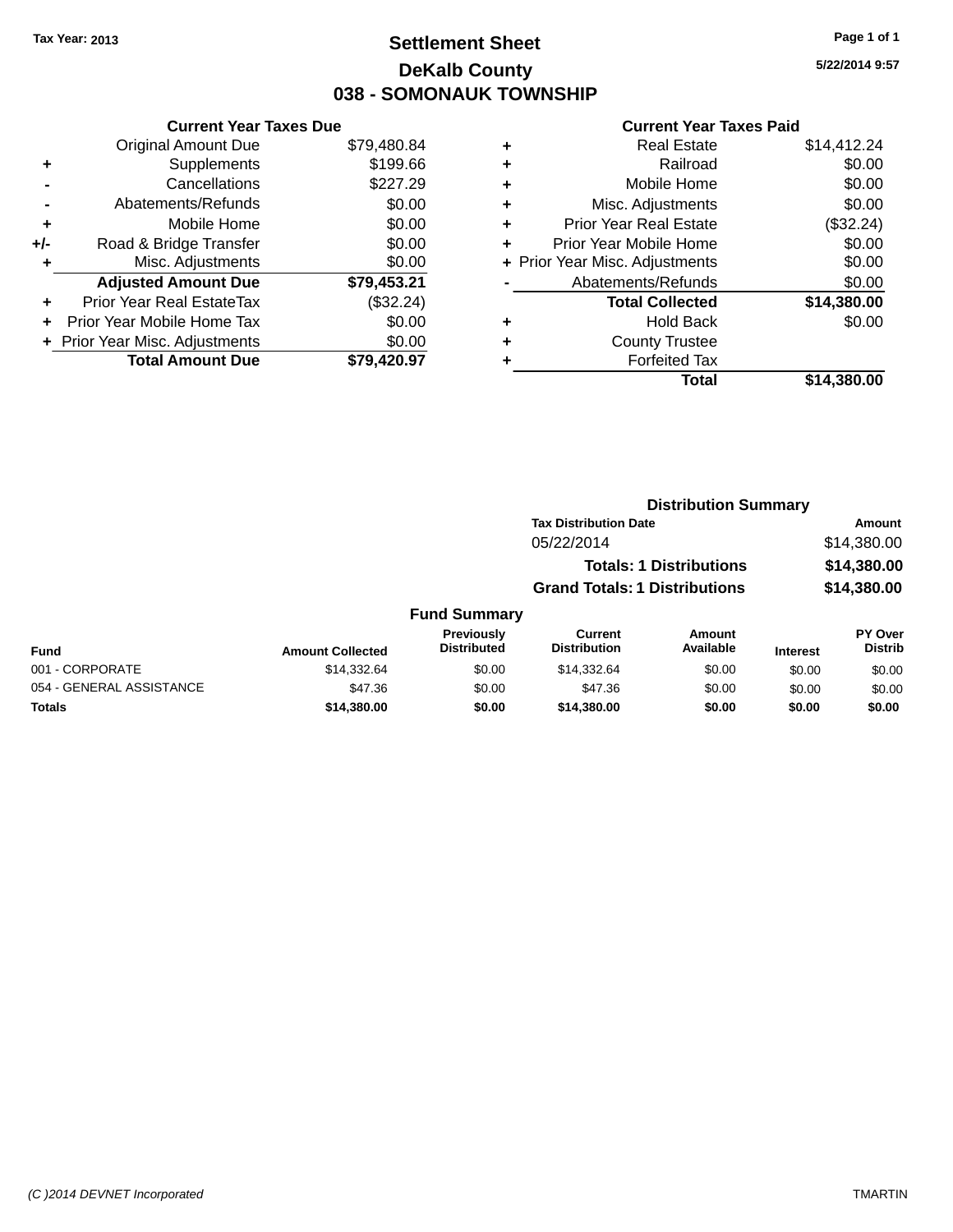Tax Year: 2013

# Settlement Sheet

## DeKalb County

## 038 - SOMONAUK TOWNSHIP

5/22/2014 9:57

### Current Year Taxes Due

| | | |
|---|---|---|
| | Original Amount Due | $79,480.84 |
| + | Supplements | $199.66 |
| - | Cancellations | $227.29 |
| - | Abatements/Refunds | $0.00 |
| + | Mobile Home | $0.00 |
| +/- | Road & Bridge Transfer | $0.00 |
| + | Misc. Adjustments | $0.00 |
| | **Adjusted Amount Due** | **$79,453.21** |
| + | Prior Year Real EstateTax | ($32.24) |
| + | Prior Year Mobile Home Tax | $0.00 |
| + | Prior Year Misc. Adjustments | $0.00 |
| | **Total Amount Due** | **$79,420.97** |

### Current Year Taxes Paid

| | | |
|---|---|---|
| + | Real Estate | $14,412.24 |
| + | Railroad | $0.00 |
| + | Mobile Home | $0.00 |
| + | Misc. Adjustments | $0.00 |
| + | Prior Year Real Estate | ($32.24) |
| + | Prior Year Mobile Home | $0.00 |
| + | Prior Year Misc. Adjustments | $0.00 |
| - | Abatements/Refunds | $0.00 |
| | **Total Collected** | **$14,380.00** |
| + | Hold Back | $0.00 |
| + | County Trustee | |
| + | Forfeited Tax | |
| | **Total** | **$14,380.00** |

### Distribution Summary

| Tax Distribution Date | Amount |
|---|---|
| 05/22/2014 | $14,380.00 |
| **Totals: 1 Distributions** | **$14,380.00** |
| **Grand Totals: 1 Distributions** | **$14,380.00** |

### Fund Summary

| Fund | Amount Collected | Previously Distributed | Current Distribution | Amount Available | Interest | PY Over Distrib |
|---|---|---|---|---|---|---|
| 001 - CORPORATE | $14,332.64 | $0.00 | $14,332.64 | $0.00 | $0.00 | $0.00 |
| 054 - GENERAL ASSISTANCE | $47.36 | $0.00 | $47.36 | $0.00 | $0.00 | $0.00 |
| **Totals** | **$14,380.00** | **$0.00** | **$14,380.00** | **$0.00** | **$0.00** | **$0.00** |

(C )2014 DEVNET Incorporated TMARTIN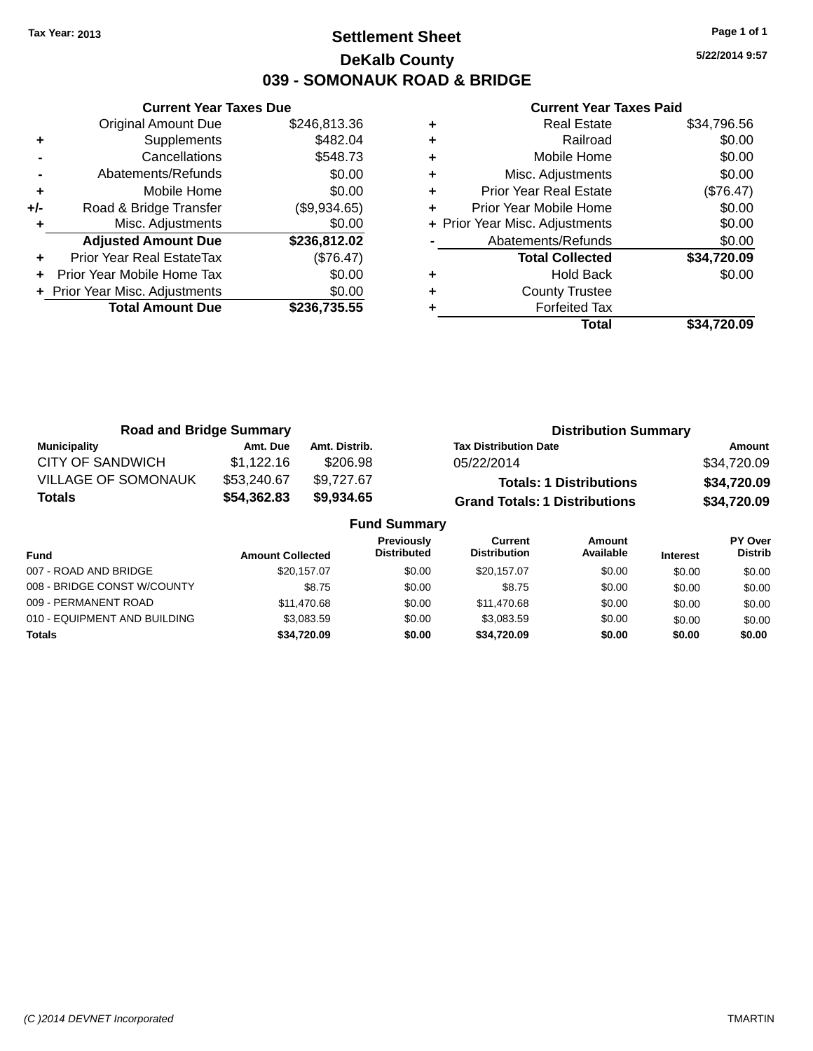Tax Year: 2013

# Settlement Sheet

## DeKalb County

## 039 - SOMONAUK ROAD & BRIDGE

5/22/2014 9:57

### Current Year Taxes Due

| | | |
|---|---|---|
| | Original Amount Due | $246,813.36 |
| + | Supplements | $482.04 |
| - | Cancellations | $548.73 |
| - | Abatements/Refunds | $0.00 |
| + | Mobile Home | $0.00 |
| +/- | Road & Bridge Transfer | ($9,934.65) |
| + | Misc. Adjustments | $0.00 |
| | **Adjusted Amount Due** | **$236,812.02** |
| + | Prior Year Real EstateTax | ($76.47) |
| + | Prior Year Mobile Home Tax | $0.00 |
| + | Prior Year Misc. Adjustments | $0.00 |
| | **Total Amount Due** | **$236,735.55** |

### Current Year Taxes Paid

| | | |
|---|---|---|
| + | Real Estate | $34,796.56 |
| + | Railroad | $0.00 |
| + | Mobile Home | $0.00 |
| + | Misc. Adjustments | $0.00 |
| + | Prior Year Real Estate | ($76.47) |
| + | Prior Year Mobile Home | $0.00 |
| + | Prior Year Misc. Adjustments | $0.00 |
| - | Abatements/Refunds | $0.00 |
| | **Total Collected** | **$34,720.09** |
| + | Hold Back | $0.00 |
| + | County Trustee | |
| + | Forfeited Tax | |
| | **Total** | **$34,720.09** |

### Road and Bridge Summary

| Municipality | Amt. Due | Amt. Distrib. |
|---|---|---|
| CITY OF SANDWICH | $1,122.16 | $206.98 |
| VILLAGE OF SOMONAUK | $53,240.67 | $9,727.67 |
| **Totals** | **$54,362.83** | **$9,934.65** |

### Distribution Summary

| Tax Distribution Date | Amount |
|---|---|
| 05/22/2014 | $34,720.09 |
| **Totals: 1 Distributions** | **$34,720.09** |
| **Grand Totals: 1 Distributions** | **$34,720.09** |

### Fund Summary

| Fund | Amount Collected | Previously Distributed | Current Distribution | Amount Available | Interest | PY Over Distrib |
|---|---|---|---|---|---|---|
| 007 - ROAD AND BRIDGE | $20,157.07 | $0.00 | $20,157.07 | $0.00 | $0.00 | $0.00 |
| 008 - BRIDGE CONST W/COUNTY | $8.75 | $0.00 | $8.75 | $0.00 | $0.00 | $0.00 |
| 009 - PERMANENT ROAD | $11,470.68 | $0.00 | $11,470.68 | $0.00 | $0.00 | $0.00 |
| 010 - EQUIPMENT AND BUILDING | $3,083.59 | $0.00 | $3,083.59 | $0.00 | $0.00 | $0.00 |
| **Totals** | **$34,720.09** | **$0.00** | **$34,720.09** | **$0.00** | **$0.00** | **$0.00** |

(C )2014 DEVNET Incorporated TMARTIN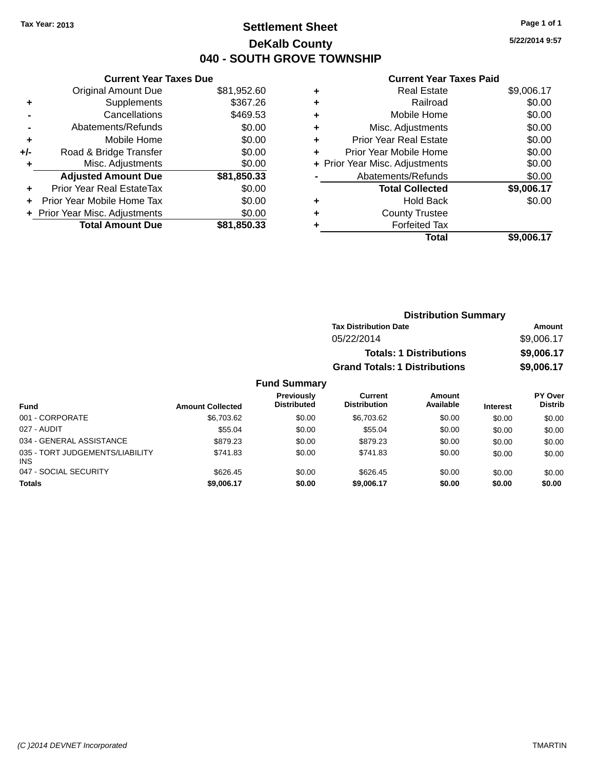Tax Year: 2013

# Settlement Sheet

## DeKalb County

## 040 - SOUTH GROVE TOWNSHIP

5/22/2014 9:57

### Current Year Taxes Due

| | | |
|---|---|---|
| | Original Amount Due | $81,952.60 |
| + | Supplements | $367.26 |
| - | Cancellations | $469.53 |
| - | Abatements/Refunds | $0.00 |
| + | Mobile Home | $0.00 |
| +/- | Road & Bridge Transfer | $0.00 |
| + | Misc. Adjustments | $0.00 |
| | **Adjusted Amount Due** | **$81,850.33** |
| + | Prior Year Real EstateTax | $0.00 |
| + | Prior Year Mobile Home Tax | $0.00 |
| + | Prior Year Misc. Adjustments | $0.00 |
| | **Total Amount Due** | **$81,850.33** |

### Current Year Taxes Paid

| | | |
|---|---|---|
| + | Real Estate | $9,006.17 |
| + | Railroad | $0.00 |
| + | Mobile Home | $0.00 |
| + | Misc. Adjustments | $0.00 |
| + | Prior Year Real Estate | $0.00 |
| + | Prior Year Mobile Home | $0.00 |
| + | Prior Year Misc. Adjustments | $0.00 |
| - | Abatements/Refunds | $0.00 |
| | **Total Collected** | **$9,006.17** |
| + | Hold Back | $0.00 |
| + | County Trustee | |
| + | Forfeited Tax | |
| | **Total** | **$9,006.17** |

### Distribution Summary

| Tax Distribution Date | Amount |
|---|---|
| 05/22/2014 | $9,006.17 |
| **Totals: 1 Distributions** | **$9,006.17** |
| **Grand Totals: 1 Distributions** | **$9,006.17** |

### Fund Summary

| Fund | Amount Collected | Previously Distributed | Current Distribution | Amount Available | Interest | PY Over Distrib |
|---|---|---|---|---|---|---|
| 001 - CORPORATE | $6,703.62 | $0.00 | $6,703.62 | $0.00 | $0.00 | $0.00 |
| 027 - AUDIT | $55.04 | $0.00 | $55.04 | $0.00 | $0.00 | $0.00 |
| 034 - GENERAL ASSISTANCE | $879.23 | $0.00 | $879.23 | $0.00 | $0.00 | $0.00 |
| 035 - TORT JUDGEMENTS/LIABILITY INS | $741.83 | $0.00 | $741.83 | $0.00 | $0.00 | $0.00 |
| 047 - SOCIAL SECURITY | $626.45 | $0.00 | $626.45 | $0.00 | $0.00 | $0.00 |
| **Totals** | **$9,006.17** | **$0.00** | **$9,006.17** | **$0.00** | **$0.00** | **$0.00** |

(C )2014 DEVNET Incorporated

TMARTIN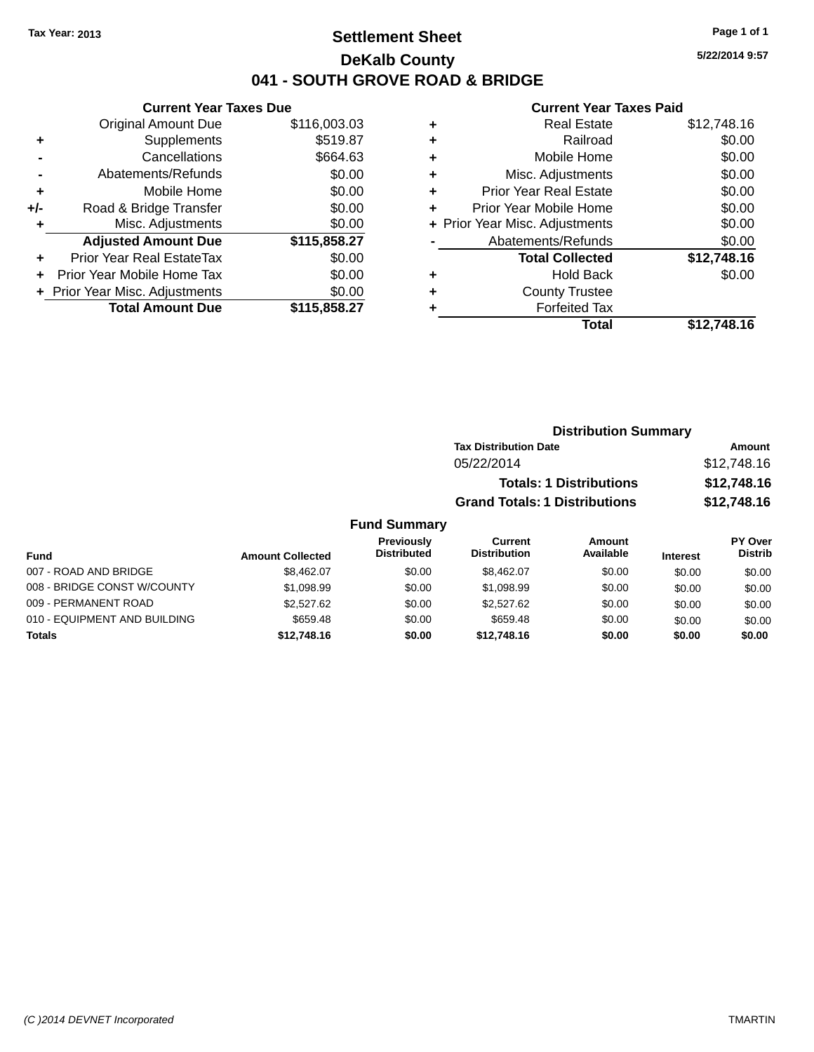Tax Year: 2013

# Settlement Sheet
## DeKalb County
## 041 - SOUTH GROVE ROAD & BRIDGE

5/22/2014 9:57

### Current Year Taxes Due

| | | |
|---|---|---|
| | Original Amount Due | $116,003.03 |
| + | Supplements | $519.87 |
| - | Cancellations | $664.63 |
| - | Abatements/Refunds | $0.00 |
| + | Mobile Home | $0.00 |
| +/- | Road & Bridge Transfer | $0.00 |
| + | Misc. Adjustments | $0.00 |
| | **Adjusted Amount Due** | **$115,858.27** |
| + | Prior Year Real EstateTax | $0.00 |
| + | Prior Year Mobile Home Tax | $0.00 |
| + | Prior Year Misc. Adjustments | $0.00 |
| | **Total Amount Due** | **$115,858.27** |

### Current Year Taxes Paid

| | | |
|---|---|---|
| + | Real Estate | $12,748.16 |
| + | Railroad | $0.00 |
| + | Mobile Home | $0.00 |
| + | Misc. Adjustments | $0.00 |
| + | Prior Year Real Estate | $0.00 |
| + | Prior Year Mobile Home | $0.00 |
| + | Prior Year Misc. Adjustments | $0.00 |
| - | Abatements/Refunds | $0.00 |
| | **Total Collected** | **$12,748.16** |
| + | Hold Back | $0.00 |
| + | County Trustee | |
| + | Forfeited Tax | |
| | **Total** | **$12,748.16** |

### Distribution Summary

| Tax Distribution Date | Amount |
|---|---|
| 05/22/2014 | $12,748.16 |
| **Totals: 1 Distributions** | **$12,748.16** |
| **Grand Totals: 1 Distributions** | **$12,748.16** |

### Fund Summary

| Fund | Amount Collected | Previously Distributed | Current Distribution | Amount Available | Interest | PY Over Distrib |
|---|---|---|---|---|---|---|
| 007 - ROAD AND BRIDGE | $8,462.07 | $0.00 | $8,462.07 | $0.00 | $0.00 | $0.00 |
| 008 - BRIDGE CONST W/COUNTY | $1,098.99 | $0.00 | $1,098.99 | $0.00 | $0.00 | $0.00 |
| 009 - PERMANENT ROAD | $2,527.62 | $0.00 | $2,527.62 | $0.00 | $0.00 | $0.00 |
| 010 - EQUIPMENT AND BUILDING | $659.48 | $0.00 | $659.48 | $0.00 | $0.00 | $0.00 |
| **Totals** | **$12,748.16** | **$0.00** | **$12,748.16** | **$0.00** | **$0.00** | **$0.00** |

(C )2014 DEVNET Incorporated TMARTIN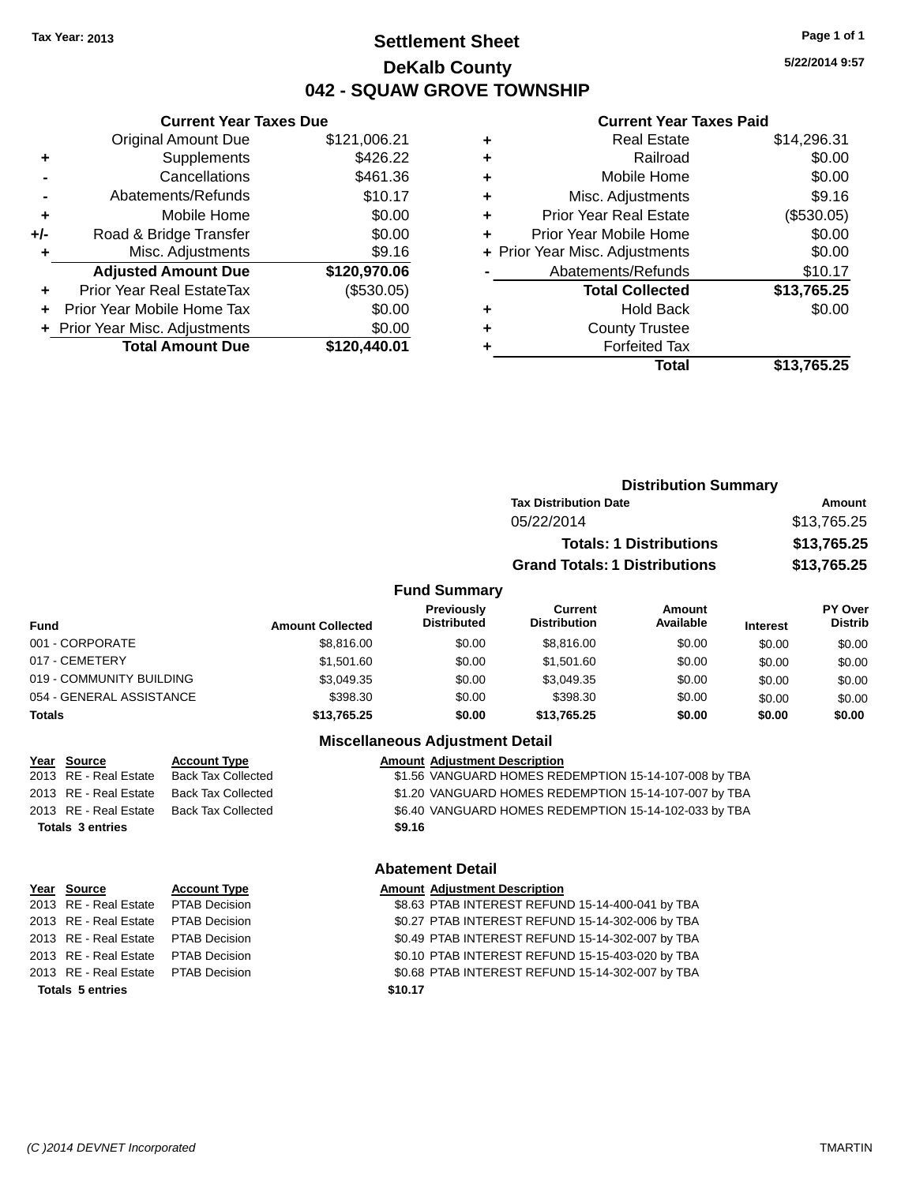Tax Year: 2013

# Settlement Sheet
## DeKalb County
## 042 - SQUAW GROVE TOWNSHIP

5/22/2014 9:57

### Current Year Taxes Due

| | | |
|---|---|---|
| | Original Amount Due | $121,006.21 |
| + | Supplements | $426.22 |
| - | Cancellations | $461.36 |
| - | Abatements/Refunds | $10.17 |
| + | Mobile Home | $0.00 |
| +/- | Road & Bridge Transfer | $0.00 |
| + | Misc. Adjustments | $9.16 |
| | **Adjusted Amount Due** | **$120,970.06** |
| + | Prior Year Real EstateTax | ($530.05) |
| + | Prior Year Mobile Home Tax | $0.00 |
| + | Prior Year Misc. Adjustments | $0.00 |
| | **Total Amount Due** | **$120,440.01** |

### Current Year Taxes Paid

| | | |
|---|---|---|
| + | Real Estate | $14,296.31 |
| + | Railroad | $0.00 |
| + | Mobile Home | $0.00 |
| + | Misc. Adjustments | $9.16 |
| + | Prior Year Real Estate | ($530.05) |
| + | Prior Year Mobile Home | $0.00 |
| + | Prior Year Misc. Adjustments | $0.00 |
| - | Abatements/Refunds | $10.17 |
| | **Total Collected** | **$13,765.25** |
| + | Hold Back | $0.00 |
| + | County Trustee | |
| + | Forfeited Tax | |
| | **Total** | **$13,765.25** |

### Distribution Summary

| Tax Distribution Date | Amount |
|---|---|
| 05/22/2014 | $13,765.25 |
| **Totals: 1 Distributions** | **$13,765.25** |
| **Grand Totals: 1 Distributions** | **$13,765.25** |

### Fund Summary

| Fund | Amount Collected | Previously Distributed | Current Distribution | Amount Available | Interest | PY Over Distrib |
|---|---|---|---|---|---|---|
| 001 - CORPORATE | $8,816.00 | $0.00 | $8,816.00 | $0.00 | $0.00 | $0.00 |
| 017 - CEMETERY | $1,501.60 | $0.00 | $1,501.60 | $0.00 | $0.00 | $0.00 |
| 019 - COMMUNITY BUILDING | $3,049.35 | $0.00 | $3,049.35 | $0.00 | $0.00 | $0.00 |
| 054 - GENERAL ASSISTANCE | $398.30 | $0.00 | $398.30 | $0.00 | $0.00 | $0.00 |
| **Totals** | **$13,765.25** | **$0.00** | **$13,765.25** | **$0.00** | **$0.00** | **$0.00** |

### Miscellaneous Adjustment Detail

| Year | Source | Account Type | Amount | Adjustment Description |
|---|---|---|---|---|
| 2013 | RE - Real Estate | Back Tax Collected | $1.56 | VANGUARD HOMES REDEMPTION 15-14-107-008 by TBA |
| 2013 | RE - Real Estate | Back Tax Collected | $1.20 | VANGUARD HOMES REDEMPTION 15-14-107-007 by TBA |
| 2013 | RE - Real Estate | Back Tax Collected | $6.40 | VANGUARD HOMES REDEMPTION 15-14-102-033 by TBA |
| **Totals 3 entries** | | | **$9.16** | |

### Abatement Detail

| Year | Source | Account Type | Amount | Adjustment Description |
|---|---|---|---|---|
| 2013 | RE - Real Estate | PTAB Decision | $8.63 | PTAB INTEREST REFUND 15-14-400-041 by TBA |
| 2013 | RE - Real Estate | PTAB Decision | $0.27 | PTAB INTEREST REFUND 15-14-302-006 by TBA |
| 2013 | RE - Real Estate | PTAB Decision | $0.49 | PTAB INTEREST REFUND 15-14-302-007 by TBA |
| 2013 | RE - Real Estate | PTAB Decision | $0.10 | PTAB INTEREST REFUND 15-15-403-020 by TBA |
| 2013 | RE - Real Estate | PTAB Decision | $0.68 | PTAB INTEREST REFUND 15-14-302-007 by TBA |
| **Totals 5 entries** | | | **$10.17** | |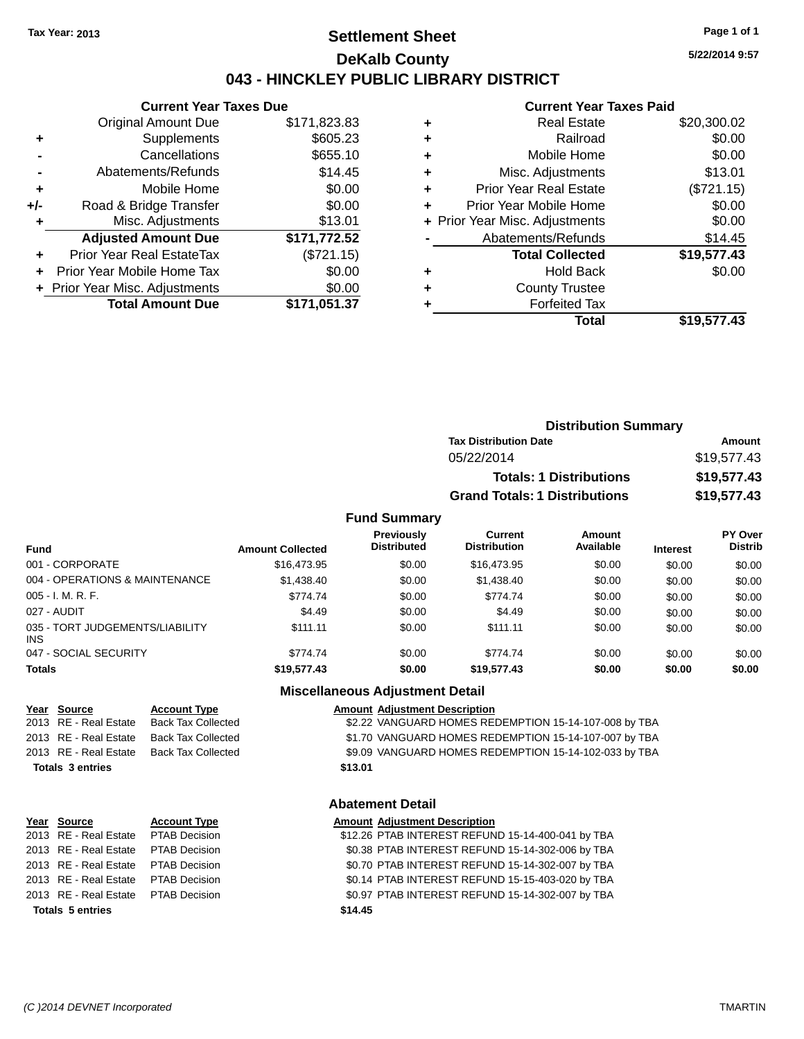Tax Year: 2013

# Settlement Sheet

## DeKalb County

## 043 - HINCKLEY PUBLIC LIBRARY DISTRICT

5/22/2014 9:57

### Current Year Taxes Due

| | | |
|---|---|---|
| | Original Amount Due | $171,823.83 |
| + | Supplements | $605.23 |
| - | Cancellations | $655.10 |
| - | Abatements/Refunds | $14.45 |
| + | Mobile Home | $0.00 |
| +/- | Road & Bridge Transfer | $0.00 |
| + | Misc. Adjustments | $13.01 |
| | **Adjusted Amount Due** | **$171,772.52** |
| + | Prior Year Real EstateTax | ($721.15) |
| + | Prior Year Mobile Home Tax | $0.00 |
| + | Prior Year Misc. Adjustments | $0.00 |
| | **Total Amount Due** | **$171,051.37** |

### Current Year Taxes Paid

| | | |
|---|---|---|
| + | Real Estate | $20,300.02 |
| + | Railroad | $0.00 |
| + | Mobile Home | $0.00 |
| + | Misc. Adjustments | $13.01 |
| + | Prior Year Real Estate | ($721.15) |
| + | Prior Year Mobile Home | $0.00 |
| + | Prior Year Misc. Adjustments | $0.00 |
| - | Abatements/Refunds | $14.45 |
| | **Total Collected** | **$19,577.43** |
| + | Hold Back | $0.00 |
| + | County Trustee | |
| + | Forfeited Tax | |
| | **Total** | **$19,577.43** |

### Distribution Summary

| Tax Distribution Date | Amount |
|---|---|
| 05/22/2014 | $19,577.43 |
| **Totals: 1 Distributions** | **$19,577.43** |
| **Grand Totals: 1 Distributions** | **$19,577.43** |

### Fund Summary

| Fund | Amount Collected | Previously Distributed | Current Distribution | Amount Available | Interest | PY Over Distrib |
|---|---|---|---|---|---|---|
| 001 - CORPORATE | $16,473.95 | $0.00 | $16,473.95 | $0.00 | $0.00 | $0.00 |
| 004 - OPERATIONS & MAINTENANCE | $1,438.40 | $0.00 | $1,438.40 | $0.00 | $0.00 | $0.00 |
| 005 - I. M. R. F. | $774.74 | $0.00 | $774.74 | $0.00 | $0.00 | $0.00 |
| 027 - AUDIT | $4.49 | $0.00 | $4.49 | $0.00 | $0.00 | $0.00 |
| 035 - TORT JUDGEMENTS/LIABILITY INS | $111.11 | $0.00 | $111.11 | $0.00 | $0.00 | $0.00 |
| 047 - SOCIAL SECURITY | $774.74 | $0.00 | $774.74 | $0.00 | $0.00 | $0.00 |
| **Totals** | **$19,577.43** | **$0.00** | **$19,577.43** | **$0.00** | **$0.00** | **$0.00** |

### Miscellaneous Adjustment Detail

| Year | Source | Account Type | Amount | Adjustment Description |
|---|---|---|---|---|
| 2013 | RE - Real Estate | Back Tax Collected | $2.22 | VANGUARD HOMES REDEMPTION 15-14-107-008 by TBA |
| 2013 | RE - Real Estate | Back Tax Collected | $1.70 | VANGUARD HOMES REDEMPTION 15-14-107-007 by TBA |
| 2013 | RE - Real Estate | Back Tax Collected | $9.09 | VANGUARD HOMES REDEMPTION 15-14-102-033 by TBA |
| **Totals 3 entries** | | | **$13.01** | |

### Abatement Detail

| Year | Source | Account Type | Amount | Adjustment Description |
|---|---|---|---|---|
| 2013 | RE - Real Estate | PTAB Decision | $12.26 | PTAB INTEREST REFUND 15-14-400-041 by TBA |
| 2013 | RE - Real Estate | PTAB Decision | $0.38 | PTAB INTEREST REFUND 15-14-302-006 by TBA |
| 2013 | RE - Real Estate | PTAB Decision | $0.70 | PTAB INTEREST REFUND 15-14-302-007 by TBA |
| 2013 | RE - Real Estate | PTAB Decision | $0.14 | PTAB INTEREST REFUND 15-15-403-020 by TBA |
| 2013 | RE - Real Estate | PTAB Decision | $0.97 | PTAB INTEREST REFUND 15-14-302-007 by TBA |
| **Totals 5 entries** | | | **$14.45** | |

(C )2014 DEVNET Incorporated TMARTIN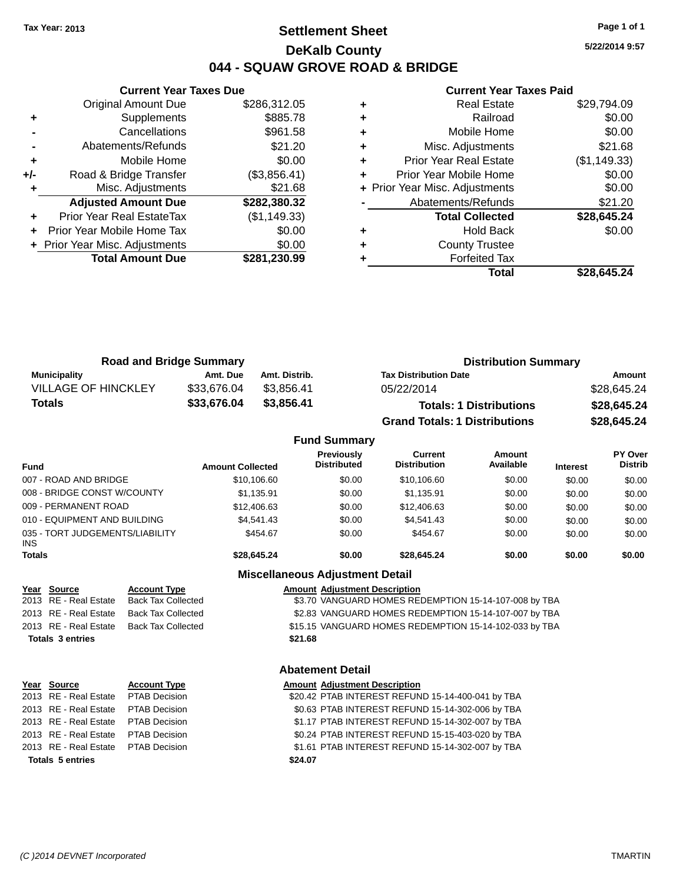Tax Year: 2013

# Settlement Sheet

## DeKalb County

## 044 - SQUAW GROVE ROAD & BRIDGE

5/22/2014 9:57

### Current Year Taxes Due

| | | |
|---|---|---|
| | Original Amount Due | $286,312.05 |
| + | Supplements | $885.78 |
| - | Cancellations | $961.58 |
| - | Abatements/Refunds | $21.20 |
| + | Mobile Home | $0.00 |
| +/- | Road & Bridge Transfer | ($3,856.41) |
| + | Misc. Adjustments | $21.68 |
| | **Adjusted Amount Due** | **$282,380.32** |
| + | Prior Year Real EstateTax | ($1,149.33) |
| + | Prior Year Mobile Home Tax | $0.00 |
| + | Prior Year Misc. Adjustments | $0.00 |
| | **Total Amount Due** | **$281,230.99** |

### Current Year Taxes Paid

| | | |
|---|---|---|
| + | Real Estate | $29,794.09 |
| + | Railroad | $0.00 |
| + | Mobile Home | $0.00 |
| + | Misc. Adjustments | $21.68 |
| + | Prior Year Real Estate | ($1,149.33) |
| + | Prior Year Mobile Home | $0.00 |
| + | Prior Year Misc. Adjustments | $0.00 |
| - | Abatements/Refunds | $21.20 |
| | **Total Collected** | **$28,645.24** |
| + | Hold Back | $0.00 |
| + | County Trustee | |
| + | Forfeited Tax | |
| | **Total** | **$28,645.24** |

### Road and Bridge Summary

| Municipality | Amt. Due | Amt. Distrib. |
|---|---|---|
| VILLAGE OF HINCKLEY | $33,676.04 | $3,856.41 |
| **Totals** | **$33,676.04** | **$3,856.41** |

### Distribution Summary

| Tax Distribution Date | Amount |
|---|---|
| 05/22/2014 | $28,645.24 |
| **Totals: 1 Distributions** | **$28,645.24** |
| **Grand Totals: 1 Distributions** | **$28,645.24** |

### Fund Summary

| Fund | Amount Collected | Previously Distributed | Current Distribution | Amount Available | Interest | PY Over Distrib |
|---|---|---|---|---|---|---|
| 007 - ROAD AND BRIDGE | $10,106.60 | $0.00 | $10,106.60 | $0.00 | $0.00 | $0.00 |
| 008 - BRIDGE CONST W/COUNTY | $1,135.91 | $0.00 | $1,135.91 | $0.00 | $0.00 | $0.00 |
| 009 - PERMANENT ROAD | $12,406.63 | $0.00 | $12,406.63 | $0.00 | $0.00 | $0.00 |
| 010 - EQUIPMENT AND BUILDING | $4,541.43 | $0.00 | $4,541.43 | $0.00 | $0.00 | $0.00 |
| 035 - TORT JUDGEMENTS/LIABILITY INS | $454.67 | $0.00 | $454.67 | $0.00 | $0.00 | $0.00 |
| **Totals** | **$28,645.24** | **$0.00** | **$28,645.24** | **$0.00** | **$0.00** | **$0.00** |

### Miscellaneous Adjustment Detail

| Year | Source | Account Type | Amount | Adjustment Description |
|---|---|---|---|---|
| 2013 | RE - Real Estate | Back Tax Collected | $3.70 | VANGUARD HOMES REDEMPTION 15-14-107-008 by TBA |
| 2013 | RE - Real Estate | Back Tax Collected | $2.83 | VANGUARD HOMES REDEMPTION 15-14-107-007 by TBA |
| 2013 | RE - Real Estate | Back Tax Collected | $15.15 | VANGUARD HOMES REDEMPTION 15-14-102-033 by TBA |
| **Totals 3 entries** | | | **$21.68** | |

### Abatement Detail

| Year | Source | Account Type | Amount | Adjustment Description |
|---|---|---|---|---|
| 2013 | RE - Real Estate | PTAB Decision | $20.42 | PTAB INTEREST REFUND 15-14-400-041 by TBA |
| 2013 | RE - Real Estate | PTAB Decision | $0.63 | PTAB INTEREST REFUND 15-14-302-006 by TBA |
| 2013 | RE - Real Estate | PTAB Decision | $1.17 | PTAB INTEREST REFUND 15-14-302-007 by TBA |
| 2013 | RE - Real Estate | PTAB Decision | $0.24 | PTAB INTEREST REFUND 15-15-403-020 by TBA |
| 2013 | RE - Real Estate | PTAB Decision | $1.61 | PTAB INTEREST REFUND 15-14-302-007 by TBA |
| **Totals 5 entries** | | | **$24.07** | |

(C )2014 DEVNET Incorporated — TMARTIN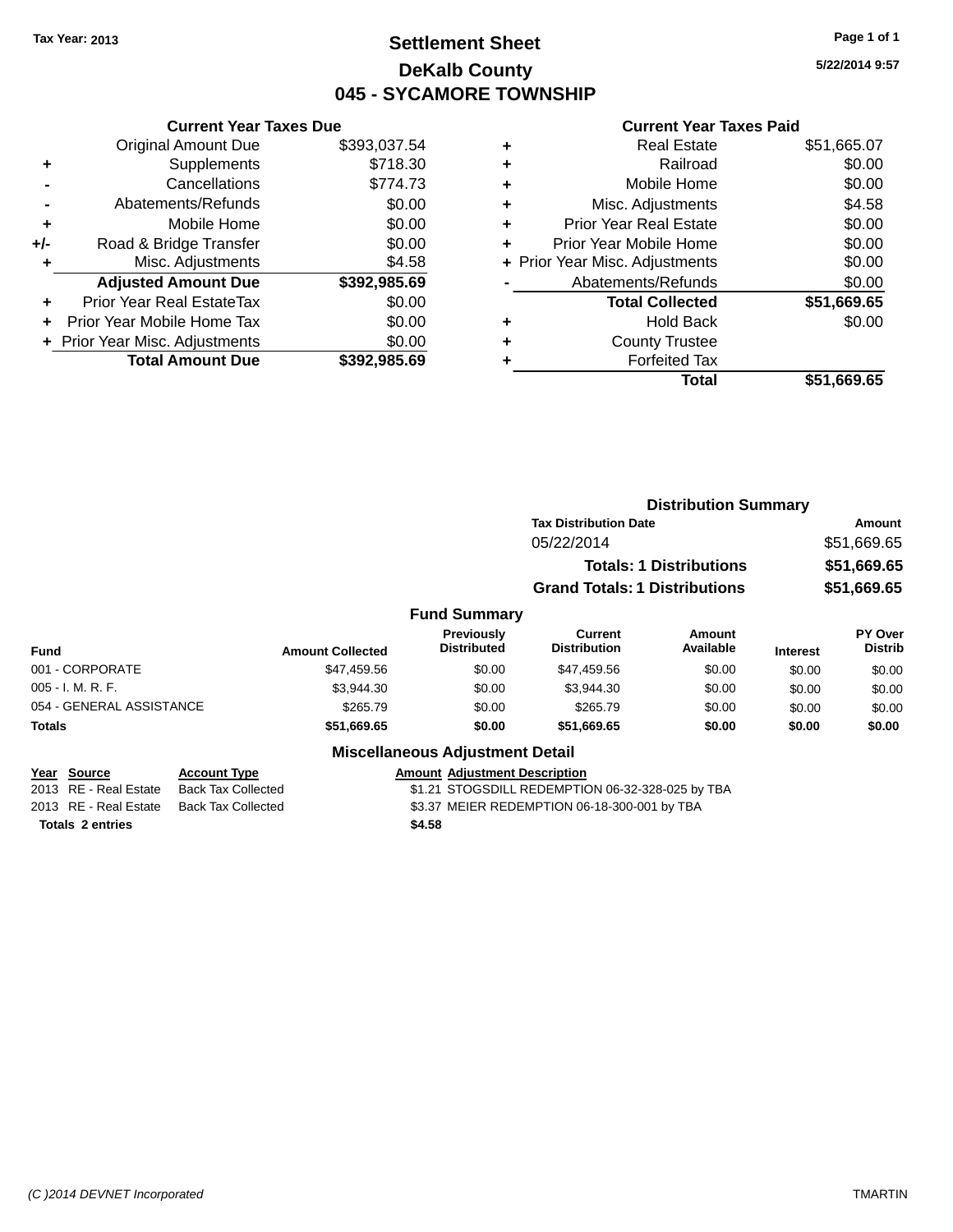Tax Year: 2013

# Settlement Sheet

## DeKalb County

## 045 - SYCAMORE TOWNSHIP

5/22/2014 9:57

### Current Year Taxes Due

| | | |
|---|---|---|
| | Original Amount Due | $393,037.54 |
| + | Supplements | $718.30 |
| - | Cancellations | $774.73 |
| - | Abatements/Refunds | $0.00 |
| + | Mobile Home | $0.00 |
| +/- | Road & Bridge Transfer | $0.00 |
| + | Misc. Adjustments | $4.58 |
| | **Adjusted Amount Due** | **$392,985.69** |
| + | Prior Year Real EstateTax | $0.00 |
| + | Prior Year Mobile Home Tax | $0.00 |
| + | Prior Year Misc. Adjustments | $0.00 |
| | **Total Amount Due** | **$392,985.69** |

### Current Year Taxes Paid

| | | |
|---|---|---|
| + | Real Estate | $51,665.07 |
| + | Railroad | $0.00 |
| + | Mobile Home | $0.00 |
| + | Misc. Adjustments | $4.58 |
| + | Prior Year Real Estate | $0.00 |
| + | Prior Year Mobile Home | $0.00 |
| + | Prior Year Misc. Adjustments | $0.00 |
| - | Abatements/Refunds | $0.00 |
| | **Total Collected** | **$51,669.65** |
| + | Hold Back | $0.00 |
| + | County Trustee | |
| + | Forfeited Tax | |
| | **Total** | **$51,669.65** |

### Distribution Summary

| Tax Distribution Date | Amount |
|---|---|
| 05/22/2014 | $51,669.65 |
| **Totals: 1 Distributions** | **$51,669.65** |
| **Grand Totals: 1 Distributions** | **$51,669.65** |

### Fund Summary

| Fund | Amount Collected | Previously Distributed | Current Distribution | Amount Available | Interest | PY Over Distrib |
|---|---|---|---|---|---|---|
| 001 - CORPORATE | $47,459.56 | $0.00 | $47,459.56 | $0.00 | $0.00 | $0.00 |
| 005 - I. M. R. F. | $3,944.30 | $0.00 | $3,944.30 | $0.00 | $0.00 | $0.00 |
| 054 - GENERAL ASSISTANCE | $265.79 | $0.00 | $265.79 | $0.00 | $0.00 | $0.00 |
| **Totals** | **$51,669.65** | **$0.00** | **$51,669.65** | **$0.00** | **$0.00** | **$0.00** |

### Miscellaneous Adjustment Detail

| Year | Source | Account Type | Amount | Adjustment Description |
|---|---|---|---|---|
| 2013 | RE - Real Estate | Back Tax Collected | $1.21 | STOGSDILL REDEMPTION 06-32-328-025 by TBA |
| 2013 | RE - Real Estate | Back Tax Collected | $3.37 | MEIER REDEMPTION 06-18-300-001 by TBA |
| **Totals** | **2 entries** | | **$4.58** | |

(C )2014 DEVNET Incorporated    TMARTIN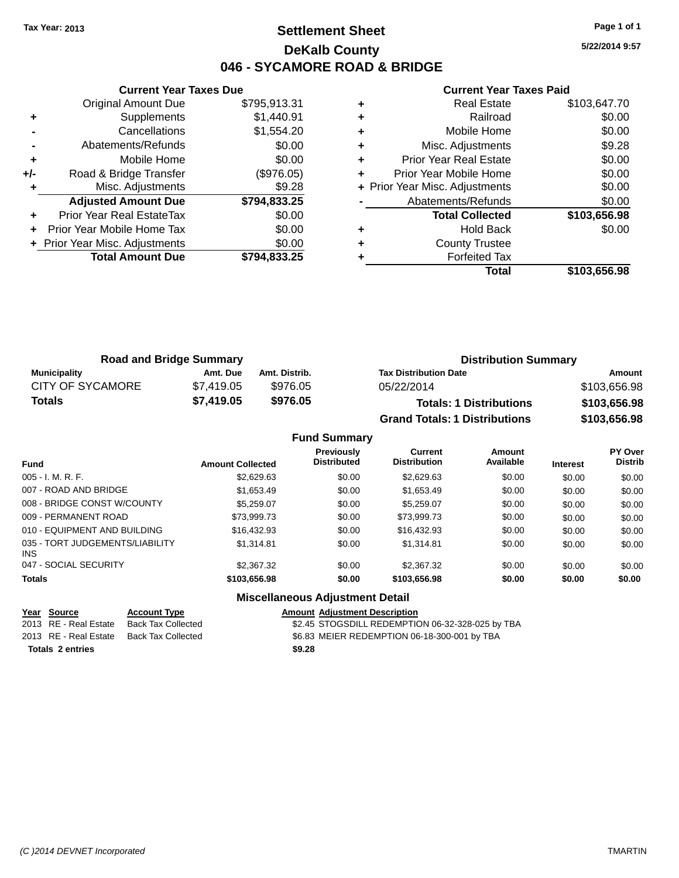Tax Year: 2013

# Settlement Sheet

## DeKalb County

## 046 - SYCAMORE ROAD & BRIDGE

5/22/2014 9:57

### Current Year Taxes Due

| | | |
|---|---|---|
| | Original Amount Due | $795,913.31 |
| + | Supplements | $1,440.91 |
| - | Cancellations | $1,554.20 |
| - | Abatements/Refunds | $0.00 |
| + | Mobile Home | $0.00 |
| +/- | Road & Bridge Transfer | ($976.05) |
| + | Misc. Adjustments | $9.28 |
| | **Adjusted Amount Due** | **$794,833.25** |
| + | Prior Year Real EstateTax | $0.00 |
| + | Prior Year Mobile Home Tax | $0.00 |
| + | Prior Year Misc. Adjustments | $0.00 |
| | **Total Amount Due** | **$794,833.25** |

### Current Year Taxes Paid

| | | |
|---|---|---|
| + | Real Estate | $103,647.70 |
| + | Railroad | $0.00 |
| + | Mobile Home | $0.00 |
| + | Misc. Adjustments | $9.28 |
| + | Prior Year Real Estate | $0.00 |
| + | Prior Year Mobile Home | $0.00 |
| + | Prior Year Misc. Adjustments | $0.00 |
| - | Abatements/Refunds | $0.00 |
| | **Total Collected** | **$103,656.98** |
| + | Hold Back | $0.00 |
| + | County Trustee | |
| + | Forfeited Tax | |
| | **Total** | **$103,656.98** |

### Road and Bridge Summary

| Municipality | Amt. Due | Amt. Distrib. |
|---|---|---|
| CITY OF SYCAMORE | $7,419.05 | $976.05 |
| **Totals** | **$7,419.05** | **$976.05** |

### Distribution Summary

| Tax Distribution Date | Amount |
|---|---|
| 05/22/2014 | $103,656.98 |
| **Totals: 1 Distributions** | **$103,656.98** |
| **Grand Totals: 1 Distributions** | **$103,656.98** |

### Fund Summary

| Fund | Amount Collected | Previously Distributed | Current Distribution | Amount Available | Interest | PY Over Distrib |
|---|---|---|---|---|---|---|
| 005 - I. M. R. F. | $2,629.63 | $0.00 | $2,629.63 | $0.00 | $0.00 | $0.00 |
| 007 - ROAD AND BRIDGE | $1,653.49 | $0.00 | $1,653.49 | $0.00 | $0.00 | $0.00 |
| 008 - BRIDGE CONST W/COUNTY | $5,259.07 | $0.00 | $5,259.07 | $0.00 | $0.00 | $0.00 |
| 009 - PERMANENT ROAD | $73,999.73 | $0.00 | $73,999.73 | $0.00 | $0.00 | $0.00 |
| 010 - EQUIPMENT AND BUILDING | $16,432.93 | $0.00 | $16,432.93 | $0.00 | $0.00 | $0.00 |
| 035 - TORT JUDGEMENTS/LIABILITY INS | $1,314.81 | $0.00 | $1,314.81 | $0.00 | $0.00 | $0.00 |
| 047 - SOCIAL SECURITY | $2,367.32 | $0.00 | $2,367.32 | $0.00 | $0.00 | $0.00 |
| **Totals** | **$103,656.98** | **$0.00** | **$103,656.98** | **$0.00** | **$0.00** | **$0.00** |

### Miscellaneous Adjustment Detail

| Year | Source | Account Type | Amount | Adjustment Description |
|---|---|---|---|---|
| 2013 | RE - Real Estate | Back Tax Collected | $2.45 | STOGSDILL REDEMPTION 06-32-328-025 by TBA |
| 2013 | RE - Real Estate | Back Tax Collected | $6.83 | MEIER REDEMPTION 06-18-300-001 by TBA |
| **Totals 2 entries** | | | **$9.28** | |

(C )2014 DEVNET Incorporated — TMARTIN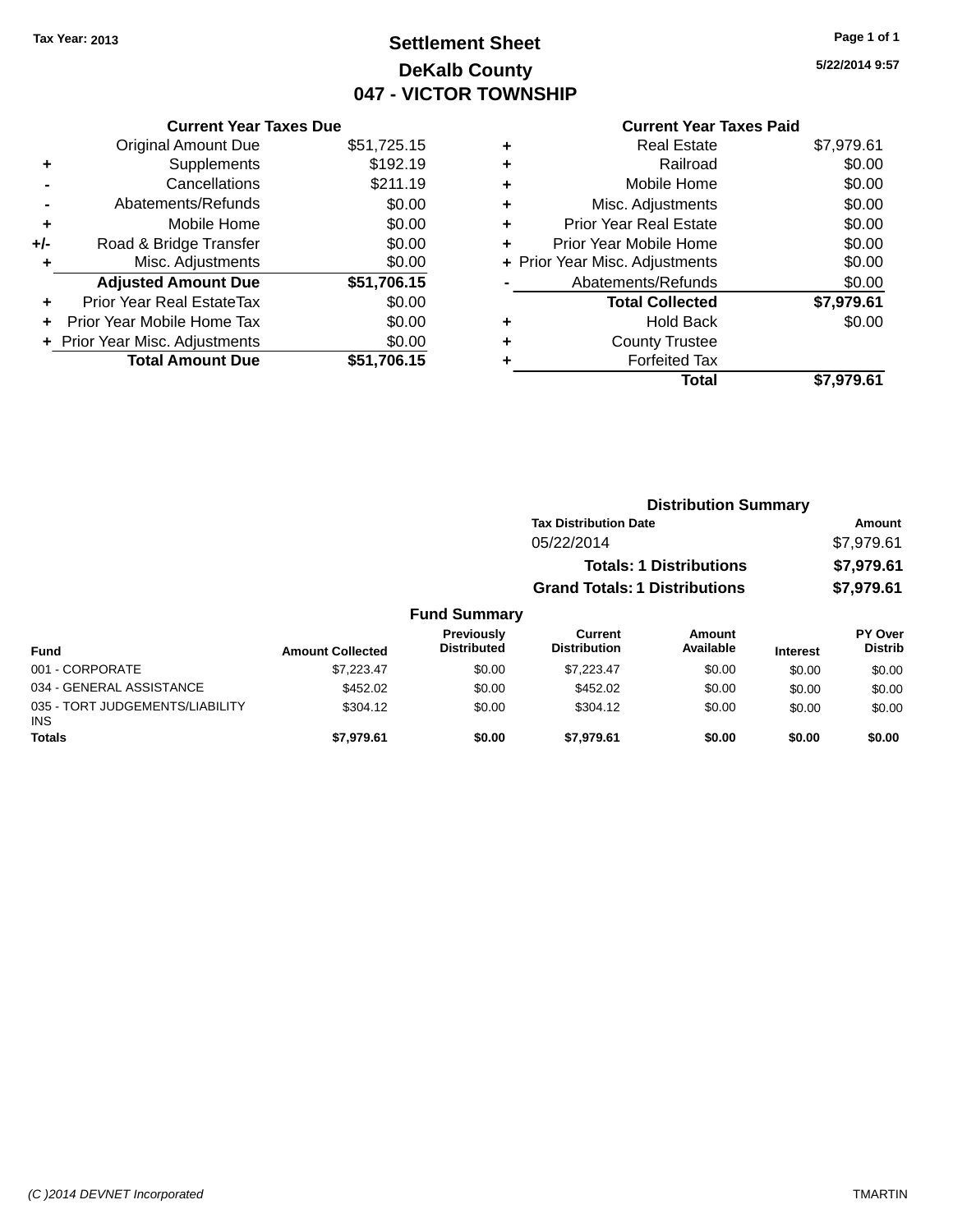Tax Year: 2013

# Settlement Sheet

## DeKalb County

## 047 - VICTOR TOWNSHIP

5/22/2014 9:57

### Current Year Taxes Due

| | | |
|---|---|---|
| | Original Amount Due | $51,725.15 |
| + | Supplements | $192.19 |
| - | Cancellations | $211.19 |
| - | Abatements/Refunds | $0.00 |
| + | Mobile Home | $0.00 |
| +/- | Road & Bridge Transfer | $0.00 |
| + | Misc. Adjustments | $0.00 |
| | **Adjusted Amount Due** | **$51,706.15** |
| + | Prior Year Real EstateTax | $0.00 |
| + | Prior Year Mobile Home Tax | $0.00 |
| + | Prior Year Misc. Adjustments | $0.00 |
| | **Total Amount Due** | **$51,706.15** |

### Current Year Taxes Paid

| | | |
|---|---|---|
| + | Real Estate | $7,979.61 |
| + | Railroad | $0.00 |
| + | Mobile Home | $0.00 |
| + | Misc. Adjustments | $0.00 |
| + | Prior Year Real Estate | $0.00 |
| + | Prior Year Mobile Home | $0.00 |
| + | Prior Year Misc. Adjustments | $0.00 |
| - | Abatements/Refunds | $0.00 |
| | **Total Collected** | **$7,979.61** |
| + | Hold Back | $0.00 |
| + | County Trustee | |
| + | Forfeited Tax | |
| | **Total** | **$7,979.61** |

### Distribution Summary

| Tax Distribution Date | Amount |
|---|---|
| 05/22/2014 | $7,979.61 |
| **Totals: 1 Distributions** | **$7,979.61** |
| **Grand Totals: 1 Distributions** | **$7,979.61** |

### Fund Summary

| Fund | Amount Collected | Previously Distributed | Current Distribution | Amount Available | Interest | PY Over Distrib |
|---|---|---|---|---|---|---|
| 001 - CORPORATE | $7,223.47 | $0.00 | $7,223.47 | $0.00 | $0.00 | $0.00 |
| 034 - GENERAL ASSISTANCE | $452.02 | $0.00 | $452.02 | $0.00 | $0.00 | $0.00 |
| 035 - TORT JUDGEMENTS/LIABILITY INS | $304.12 | $0.00 | $304.12 | $0.00 | $0.00 | $0.00 |
| **Totals** | **$7,979.61** | **$0.00** | **$7,979.61** | **$0.00** | **$0.00** | **$0.00** |

(C )2014 DEVNET Incorporated TMARTIN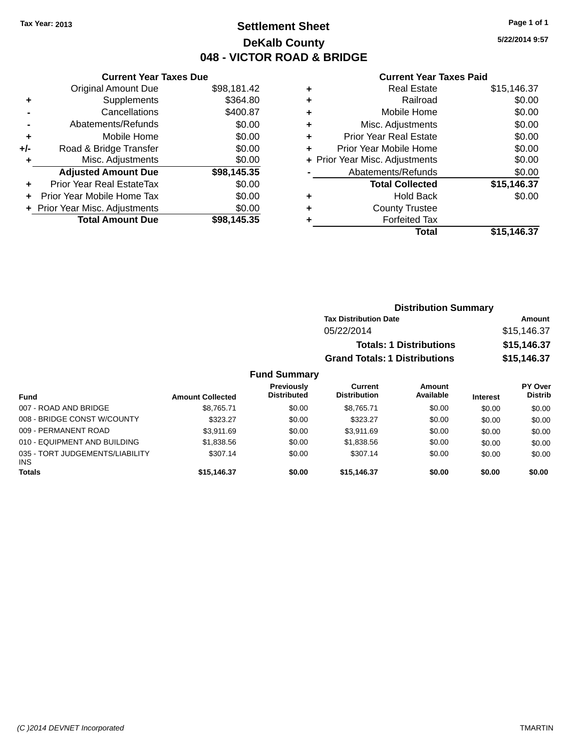Tax Year: 2013

# Settlement Sheet

## DeKalb County

## 048 - VICTOR ROAD & BRIDGE

5/22/2014 9:57

### Current Year Taxes Due

| | | |
|---|---|---|
| | Original Amount Due | $98,181.42 |
| + | Supplements | $364.80 |
| - | Cancellations | $400.87 |
| - | Abatements/Refunds | $0.00 |
| + | Mobile Home | $0.00 |
| +/- | Road & Bridge Transfer | $0.00 |
| + | Misc. Adjustments | $0.00 |
| | **Adjusted Amount Due** | **$98,145.35** |
| + | Prior Year Real EstateTax | $0.00 |
| + | Prior Year Mobile Home Tax | $0.00 |
| + | Prior Year Misc. Adjustments | $0.00 |
| | **Total Amount Due** | **$98,145.35** |

### Current Year Taxes Paid

| | | |
|---|---|---|
| + | Real Estate | $15,146.37 |
| + | Railroad | $0.00 |
| + | Mobile Home | $0.00 |
| + | Misc. Adjustments | $0.00 |
| + | Prior Year Real Estate | $0.00 |
| + | Prior Year Mobile Home | $0.00 |
| + | Prior Year Misc. Adjustments | $0.00 |
| - | Abatements/Refunds | $0.00 |
| | **Total Collected** | **$15,146.37** |
| + | Hold Back | $0.00 |
| + | County Trustee | |
| + | Forfeited Tax | |
| | **Total** | **$15,146.37** |

### Distribution Summary

| Tax Distribution Date | Amount |
|---|---|
| 05/22/2014 | $15,146.37 |
| **Totals: 1 Distributions** | **$15,146.37** |
| **Grand Totals: 1 Distributions** | **$15,146.37** |

### Fund Summary

| Fund | Amount Collected | Previously Distributed | Current Distribution | Amount Available | Interest | PY Over Distrib |
|---|---|---|---|---|---|---|
| 007 - ROAD AND BRIDGE | $8,765.71 | $0.00 | $8,765.71 | $0.00 | $0.00 | $0.00 |
| 008 - BRIDGE CONST W/COUNTY | $323.27 | $0.00 | $323.27 | $0.00 | $0.00 | $0.00 |
| 009 - PERMANENT ROAD | $3,911.69 | $0.00 | $3,911.69 | $0.00 | $0.00 | $0.00 |
| 010 - EQUIPMENT AND BUILDING | $1,838.56 | $0.00 | $1,838.56 | $0.00 | $0.00 | $0.00 |
| 035 - TORT JUDGEMENTS/LIABILITY INS | $307.14 | $0.00 | $307.14 | $0.00 | $0.00 | $0.00 |
| **Totals** | **$15,146.37** | **$0.00** | **$15,146.37** | **$0.00** | **$0.00** | **$0.00** |

(C )2014 DEVNET Incorporated — TMARTIN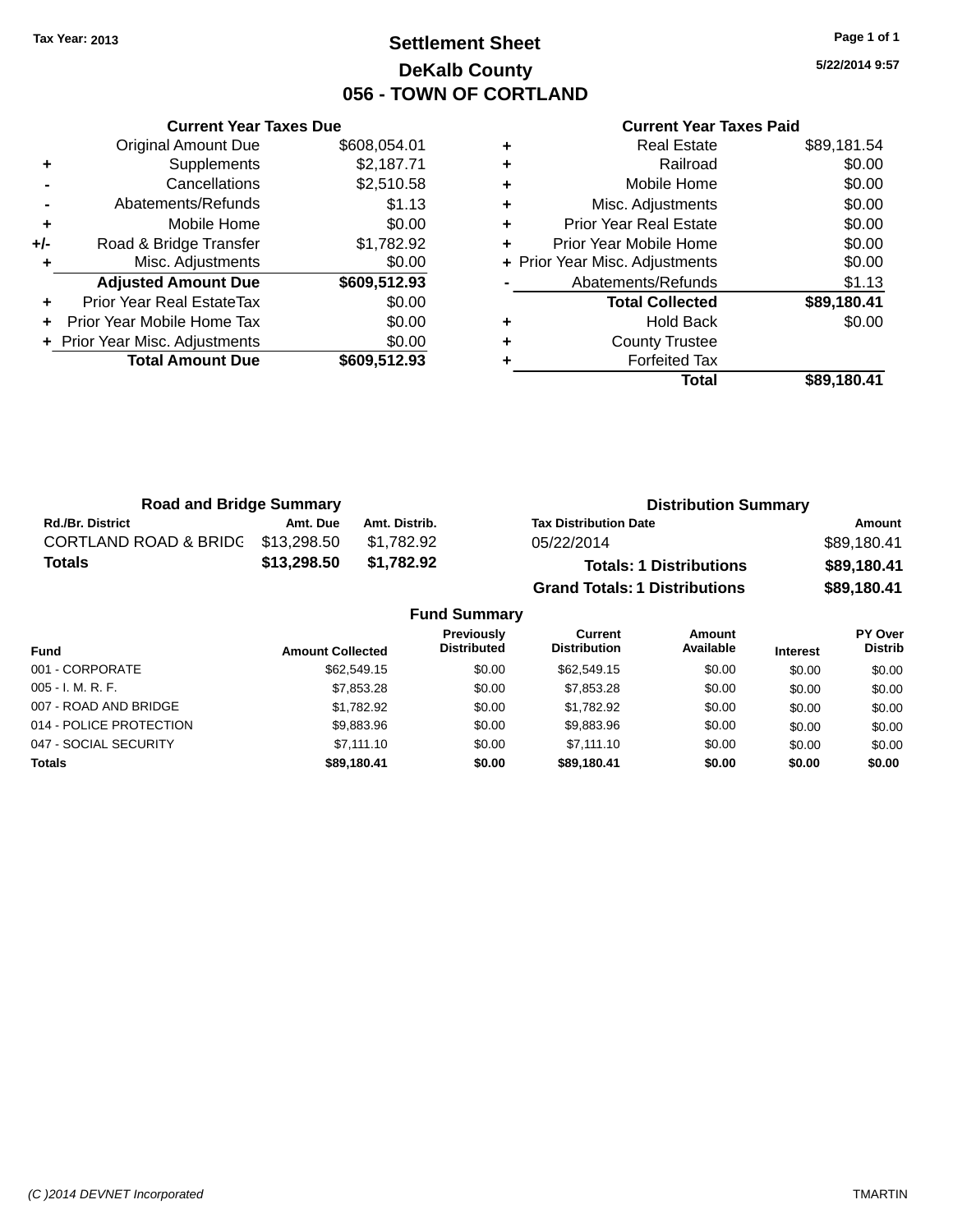Tax Year: 2013

# Settlement Sheet
## DeKalb County
## 056 - TOWN OF CORTLAND

5/22/2014 9:57

### Current Year Taxes Due

| | | |
|---|---|---|
| | Original Amount Due | $608,054.01 |
| + | Supplements | $2,187.71 |
| - | Cancellations | $2,510.58 |
| - | Abatements/Refunds | $1.13 |
| + | Mobile Home | $0.00 |
| +/- | Road & Bridge Transfer | $1,782.92 |
| + | Misc. Adjustments | $0.00 |
| | **Adjusted Amount Due** | **$609,512.93** |
| + | Prior Year Real EstateTax | $0.00 |
| + | Prior Year Mobile Home Tax | $0.00 |
| + | Prior Year Misc. Adjustments | $0.00 |
| | **Total Amount Due** | **$609,512.93** |

### Current Year Taxes Paid

| | | |
|---|---|---|
| + | Real Estate | $89,181.54 |
| + | Railroad | $0.00 |
| + | Mobile Home | $0.00 |
| + | Misc. Adjustments | $0.00 |
| + | Prior Year Real Estate | $0.00 |
| + | Prior Year Mobile Home | $0.00 |
| + | Prior Year Misc. Adjustments | $0.00 |
| - | Abatements/Refunds | $1.13 |
| | **Total Collected** | **$89,180.41** |
| + | Hold Back | $0.00 |
| + | County Trustee | |
| + | Forfeited Tax | |
| | **Total** | **$89,180.41** |

### Road and Bridge Summary

| Rd./Br. District | Amt. Due | Amt. Distrib. |
|---|---|---|
| CORTLAND ROAD & BRIDG | $13,298.50 | $1,782.92 |
| **Totals** | **$13,298.50** | **$1,782.92** |

### Distribution Summary

| Tax Distribution Date | Amount |
|---|---|
| 05/22/2014 | $89,180.41 |
| **Totals: 1 Distributions** | **$89,180.41** |
| **Grand Totals: 1 Distributions** | **$89,180.41** |

### Fund Summary

| Fund | Amount Collected | Previously Distributed | Current Distribution | Amount Available | Interest | PY Over Distrib |
|---|---|---|---|---|---|---|
| 001 - CORPORATE | $62,549.15 | $0.00 | $62,549.15 | $0.00 | $0.00 | $0.00 |
| 005 - I. M. R. F. | $7,853.28 | $0.00 | $7,853.28 | $0.00 | $0.00 | $0.00 |
| 007 - ROAD AND BRIDGE | $1,782.92 | $0.00 | $1,782.92 | $0.00 | $0.00 | $0.00 |
| 014 - POLICE PROTECTION | $9,883.96 | $0.00 | $9,883.96 | $0.00 | $0.00 | $0.00 |
| 047 - SOCIAL SECURITY | $7,111.10 | $0.00 | $7,111.10 | $0.00 | $0.00 | $0.00 |
| **Totals** | **$89,180.41** | **$0.00** | **$89,180.41** | **$0.00** | **$0.00** | **$0.00** |

(C )2014 DEVNET Incorporated TMARTIN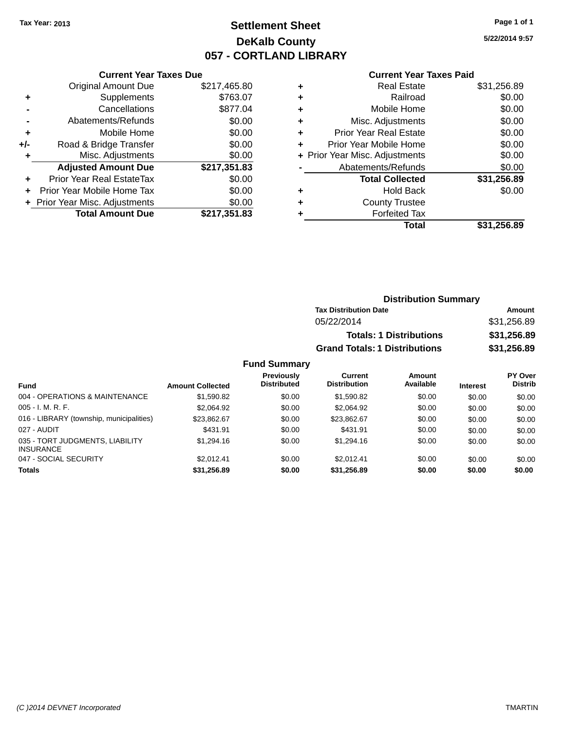Tax Year: 2013

# Settlement Sheet

## DeKalb County

## 057 - CORTLAND LIBRARY

5/22/2014 9:57

### Current Year Taxes Due

| | | |
|---|---|---|
| | Original Amount Due | $217,465.80 |
| + | Supplements | $763.07 |
| - | Cancellations | $877.04 |
| - | Abatements/Refunds | $0.00 |
| + | Mobile Home | $0.00 |
| +/- | Road & Bridge Transfer | $0.00 |
| + | Misc. Adjustments | $0.00 |
| | **Adjusted Amount Due** | **$217,351.83** |
| + | Prior Year Real EstateTax | $0.00 |
| + | Prior Year Mobile Home Tax | $0.00 |
| + | Prior Year Misc. Adjustments | $0.00 |
| | **Total Amount Due** | **$217,351.83** |

### Current Year Taxes Paid

| | | |
|---|---|---|
| + | Real Estate | $31,256.89 |
| + | Railroad | $0.00 |
| + | Mobile Home | $0.00 |
| + | Misc. Adjustments | $0.00 |
| + | Prior Year Real Estate | $0.00 |
| + | Prior Year Mobile Home | $0.00 |
| + | Prior Year Misc. Adjustments | $0.00 |
| - | Abatements/Refunds | $0.00 |
| | **Total Collected** | **$31,256.89** |
| + | Hold Back | $0.00 |
| + | County Trustee | |
| + | Forfeited Tax | |
| | **Total** | **$31,256.89** |

### Distribution Summary

| Tax Distribution Date | Amount |
|---|---|
| 05/22/2014 | $31,256.89 |
| **Totals: 1 Distributions** | **$31,256.89** |
| **Grand Totals: 1 Distributions** | **$31,256.89** |

### Fund Summary

| Fund | Amount Collected | Previously Distributed | Current Distribution | Amount Available | Interest | PY Over Distrib |
|---|---|---|---|---|---|---|
| 004 - OPERATIONS & MAINTENANCE | $1,590.82 | $0.00 | $1,590.82 | $0.00 | $0.00 | $0.00 |
| 005 - I. M. R. F. | $2,064.92 | $0.00 | $2,064.92 | $0.00 | $0.00 | $0.00 |
| 016 - LIBRARY (township, municipalities) | $23,862.67 | $0.00 | $23,862.67 | $0.00 | $0.00 | $0.00 |
| 027 - AUDIT | $431.91 | $0.00 | $431.91 | $0.00 | $0.00 | $0.00 |
| 035 - TORT JUDGMENTS, LIABILITY INSURANCE | $1,294.16 | $0.00 | $1,294.16 | $0.00 | $0.00 | $0.00 |
| 047 - SOCIAL SECURITY | $2,012.41 | $0.00 | $2,012.41 | $0.00 | $0.00 | $0.00 |
| **Totals** | **$31,256.89** | **$0.00** | **$31,256.89** | **$0.00** | **$0.00** | **$0.00** |

(C )2014 DEVNET Incorporated — TMARTIN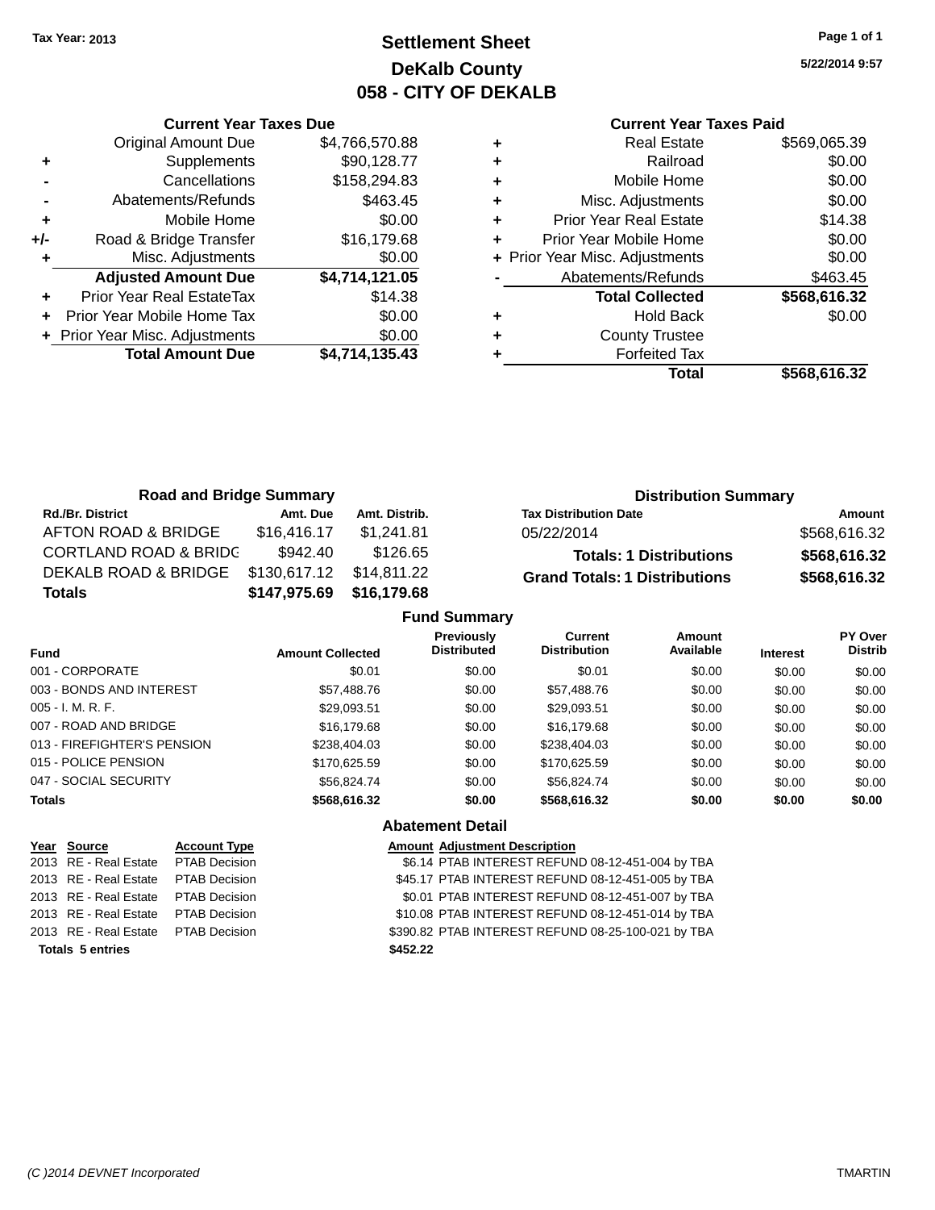Tax Year: 2013

# Settlement Sheet
## DeKalb County
## 058 - CITY OF DEKALB

5/22/2014 9:57

### Current Year Taxes Due

| | | |
|---|---|---|
| | Original Amount Due | $4,766,570.88 |
| + | Supplements | $90,128.77 |
| - | Cancellations | $158,294.83 |
| - | Abatements/Refunds | $463.45 |
| + | Mobile Home | $0.00 |
| +/- | Road & Bridge Transfer | $16,179.68 |
| + | Misc. Adjustments | $0.00 |
| | **Adjusted Amount Due** | **$4,714,121.05** |
| + | Prior Year Real EstateTax | $14.38 |
| + | Prior Year Mobile Home Tax | $0.00 |
| + | Prior Year Misc. Adjustments | $0.00 |
| | **Total Amount Due** | **$4,714,135.43** |

### Current Year Taxes Paid

| | | |
|---|---|---|
| + | Real Estate | $569,065.39 |
| + | Railroad | $0.00 |
| + | Mobile Home | $0.00 |
| + | Misc. Adjustments | $0.00 |
| + | Prior Year Real Estate | $14.38 |
| + | Prior Year Mobile Home | $0.00 |
| + | Prior Year Misc. Adjustments | $0.00 |
| - | Abatements/Refunds | $463.45 |
| | **Total Collected** | **$568,616.32** |
| + | Hold Back | $0.00 |
| + | County Trustee | |
| + | Forfeited Tax | |
| | **Total** | **$568,616.32** |

### Road and Bridge Summary

| Rd./Br. District | Amt. Due | Amt. Distrib. |
|---|---|---|
| AFTON ROAD & BRIDGE | $16,416.17 | $1,241.81 |
| CORTLAND ROAD & BRIDG | $942.40 | $126.65 |
| DEKALB ROAD & BRIDGE | $130,617.12 | $14,811.22 |
| **Totals** | **$147,975.69** | **$16,179.68** |

### Distribution Summary

| Tax Distribution Date | Amount |
|---|---|
| 05/22/2014 | $568,616.32 |
| **Totals: 1 Distributions** | **$568,616.32** |
| **Grand Totals: 1 Distributions** | **$568,616.32** |

### Fund Summary

| Fund | Amount Collected | Previously Distributed | Current Distribution | Amount Available | Interest | PY Over Distrib |
|---|---|---|---|---|---|---|
| 001 - CORPORATE | $0.01 | $0.00 | $0.01 | $0.00 | $0.00 | $0.00 |
| 003 - BONDS AND INTEREST | $57,488.76 | $0.00 | $57,488.76 | $0.00 | $0.00 | $0.00 |
| 005 - I. M. R. F. | $29,093.51 | $0.00 | $29,093.51 | $0.00 | $0.00 | $0.00 |
| 007 - ROAD AND BRIDGE | $16,179.68 | $0.00 | $16,179.68 | $0.00 | $0.00 | $0.00 |
| 013 - FIREFIGHTER'S PENSION | $238,404.03 | $0.00 | $238,404.03 | $0.00 | $0.00 | $0.00 |
| 015 - POLICE PENSION | $170,625.59 | $0.00 | $170,625.59 | $0.00 | $0.00 | $0.00 |
| 047 - SOCIAL SECURITY | $56,824.74 | $0.00 | $56,824.74 | $0.00 | $0.00 | $0.00 |
| **Totals** | **$568,616.32** | **$0.00** | **$568,616.32** | **$0.00** | **$0.00** | **$0.00** |

### Abatement Detail

| Year | Source | Account Type | Amount | Adjustment Description |
|---|---|---|---|---|
| 2013 | RE - Real Estate | PTAB Decision | $6.14 | PTAB INTEREST REFUND 08-12-451-004 by TBA |
| 2013 | RE - Real Estate | PTAB Decision | $45.17 | PTAB INTEREST REFUND 08-12-451-005 by TBA |
| 2013 | RE - Real Estate | PTAB Decision | $0.01 | PTAB INTEREST REFUND 08-12-451-007 by TBA |
| 2013 | RE - Real Estate | PTAB Decision | $10.08 | PTAB INTEREST REFUND 08-12-451-014 by TBA |
| 2013 | RE - Real Estate | PTAB Decision | $390.82 | PTAB INTEREST REFUND 08-25-100-021 by TBA |
| **Totals 5 entries** | | | **$452.22** | |

(C )2014 DEVNET Incorporated TMARTIN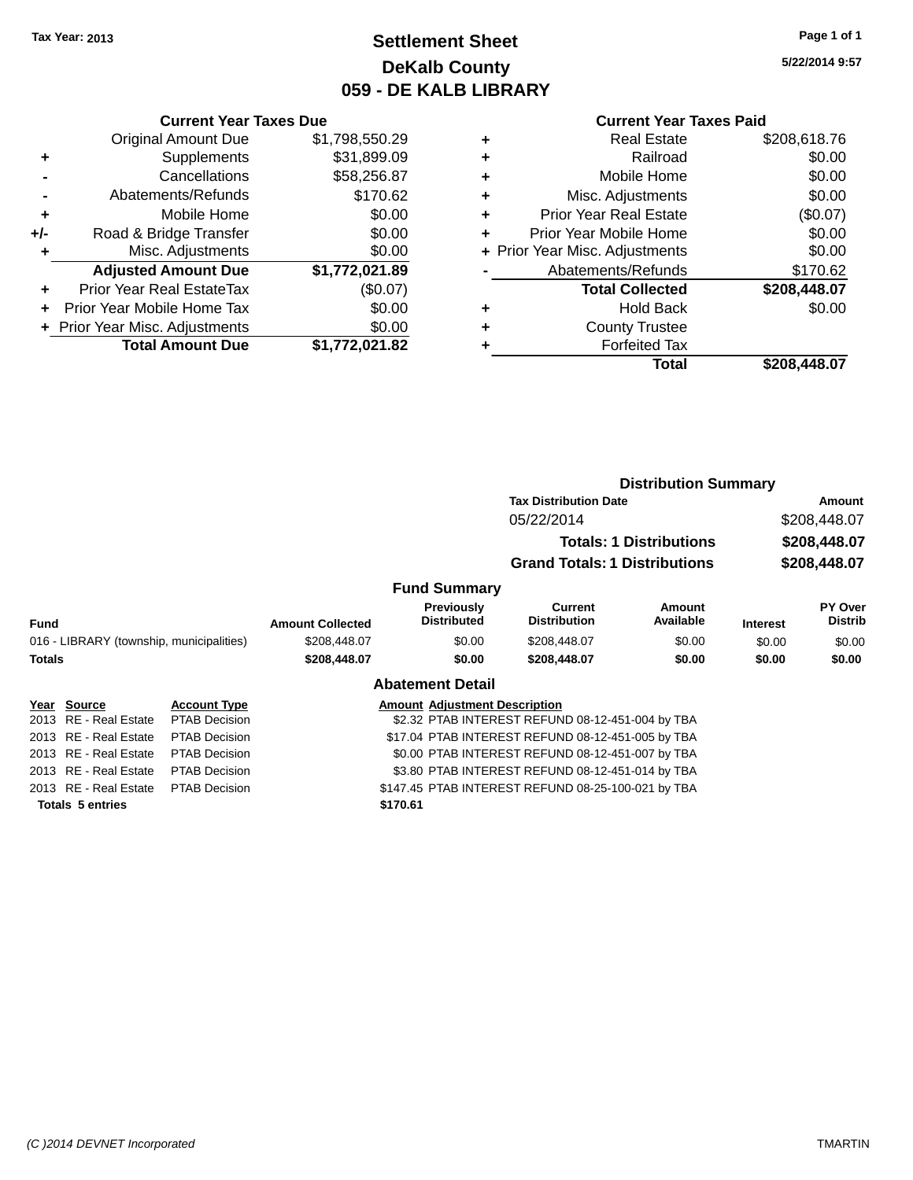Tax Year: 2013

# Settlement Sheet
## DeKalb County
## 059 - DE KALB LIBRARY

5/22/2014 9:57

### Current Year Taxes Due

| | | |
|---|---|---|
| | Original Amount Due | $1,798,550.29 |
| + | Supplements | $31,899.09 |
| - | Cancellations | $58,256.87 |
| - | Abatements/Refunds | $170.62 |
| + | Mobile Home | $0.00 |
| +/- | Road & Bridge Transfer | $0.00 |
| + | Misc. Adjustments | $0.00 |
| | **Adjusted Amount Due** | **$1,772,021.89** |
| + | Prior Year Real EstateTax | ($0.07) |
| + | Prior Year Mobile Home Tax | $0.00 |
| + | Prior Year Misc. Adjustments | $0.00 |
| | **Total Amount Due** | **$1,772,021.82** |

### Current Year Taxes Paid

| | | |
|---|---|---|
| + | Real Estate | $208,618.76 |
| + | Railroad | $0.00 |
| + | Mobile Home | $0.00 |
| + | Misc. Adjustments | $0.00 |
| + | Prior Year Real Estate | ($0.07) |
| + | Prior Year Mobile Home | $0.00 |
| + | Prior Year Misc. Adjustments | $0.00 |
| - | Abatements/Refunds | $170.62 |
| | **Total Collected** | **$208,448.07** |
| + | Hold Back | $0.00 |
| + | County Trustee | |
| + | Forfeited Tax | |
| | **Total** | **$208,448.07** |

### Distribution Summary

| Tax Distribution Date | Amount |
|---|---|
| 05/22/2014 | $208,448.07 |
| **Totals: 1 Distributions** | **$208,448.07** |
| **Grand Totals: 1 Distributions** | **$208,448.07** |

### Fund Summary

| Fund | Amount Collected | Previously Distributed | Current Distribution | Amount Available | Interest | PY Over Distrib |
|---|---|---|---|---|---|---|
| 016 - LIBRARY (township, municipalities) | $208,448.07 | $0.00 | $208,448.07 | $0.00 | $0.00 | $0.00 |
| **Totals** | **$208,448.07** | **$0.00** | **$208,448.07** | **$0.00** | **$0.00** | **$0.00** |

### Abatement Detail

| Year | Source | Account Type | Amount | Adjustment Description |
|---|---|---|---|---|
| 2013 | RE - Real Estate | PTAB Decision | $2.32 | PTAB INTEREST REFUND 08-12-451-004 by TBA |
| 2013 | RE - Real Estate | PTAB Decision | $17.04 | PTAB INTEREST REFUND 08-12-451-005 by TBA |
| 2013 | RE - Real Estate | PTAB Decision | $0.00 | PTAB INTEREST REFUND 08-12-451-007 by TBA |
| 2013 | RE - Real Estate | PTAB Decision | $3.80 | PTAB INTEREST REFUND 08-12-451-014 by TBA |
| 2013 | RE - Real Estate | PTAB Decision | $147.45 | PTAB INTEREST REFUND 08-25-100-021 by TBA |
| **Totals 5 entries** | | | **$170.61** | |

(C )2014 DEVNET Incorporated TMARTIN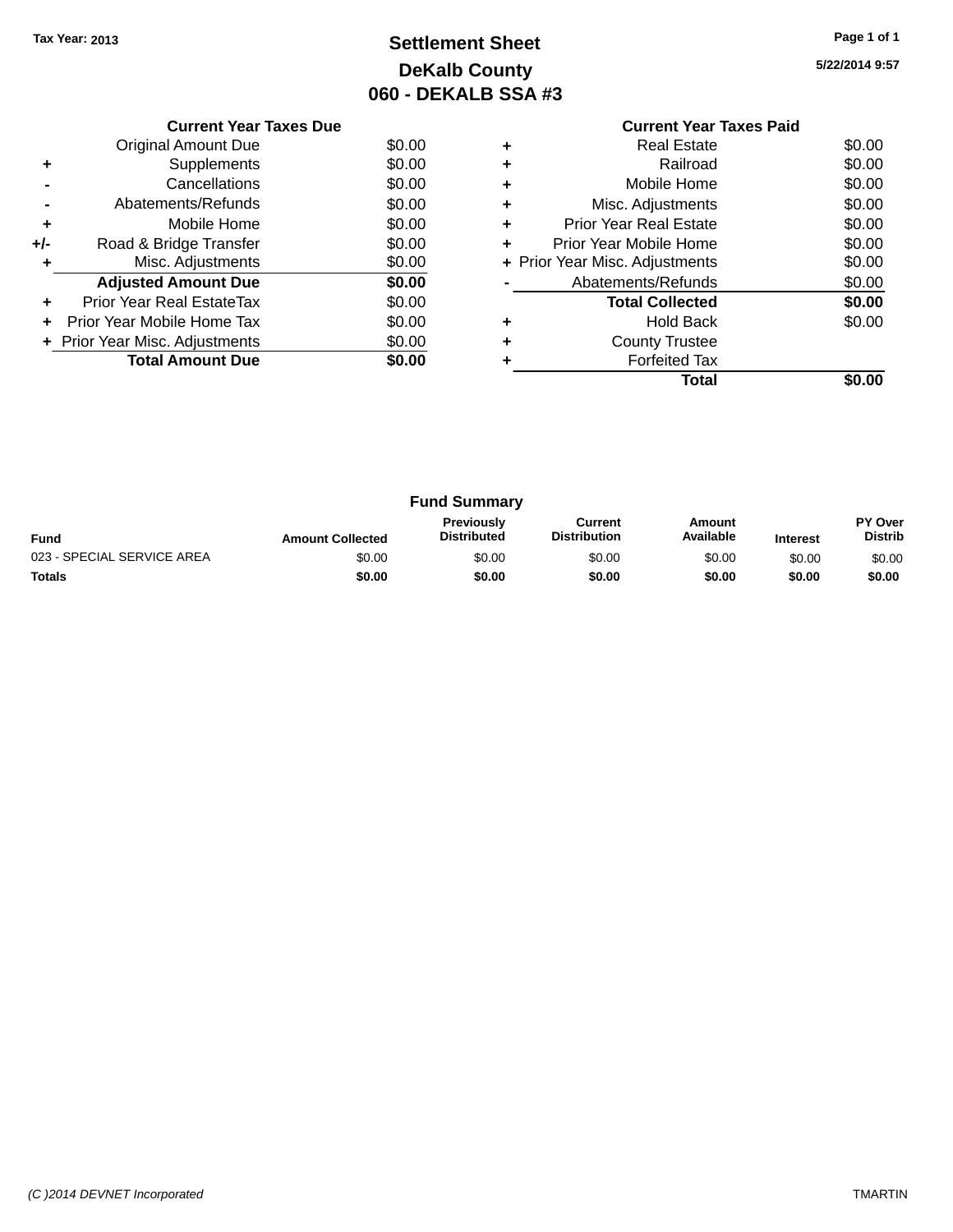**Tax Year: 2013**

# Settlement Sheet
## DeKalb County
## 060 - DEKALB SSA #3

5/22/2014 9:57

### Current Year Taxes Due

| | | |
|---|---|---|
| | Original Amount Due | $0.00 |
| + | Supplements | $0.00 |
| - | Cancellations | $0.00 |
| - | Abatements/Refunds | $0.00 |
| + | Mobile Home | $0.00 |
| +/- | Road & Bridge Transfer | $0.00 |
| + | Misc. Adjustments | $0.00 |
| | **Adjusted Amount Due** | **$0.00** |
| + | Prior Year Real EstateTax | $0.00 |
| + | Prior Year Mobile Home Tax | $0.00 |
| + | Prior Year Misc. Adjustments | $0.00 |
| | **Total Amount Due** | **$0.00** |

### Current Year Taxes Paid

| | | |
|---|---|---|
| + | Real Estate | $0.00 |
| + | Railroad | $0.00 |
| + | Mobile Home | $0.00 |
| + | Misc. Adjustments | $0.00 |
| + | Prior Year Real Estate | $0.00 |
| + | Prior Year Mobile Home | $0.00 |
| + | Prior Year Misc. Adjustments | $0.00 |
| - | Abatements/Refunds | $0.00 |
| | **Total Collected** | **$0.00** |
| + | Hold Back | $0.00 |
| + | County Trustee | |
| + | Forfeited Tax | |
| | **Total** | **$0.00** |

### Fund Summary

| Fund | Amount Collected | Previously Distributed | Current Distribution | Amount Available | Interest | PY Over Distrib |
|---|---|---|---|---|---|---|
| 023 - SPECIAL SERVICE AREA | $0.00 | $0.00 | $0.00 | $0.00 | $0.00 | $0.00 |
| **Totals** | **$0.00** | **$0.00** | **$0.00** | **$0.00** | **$0.00** | **$0.00** |

*(C )2014 DEVNET Incorporated* TMARTIN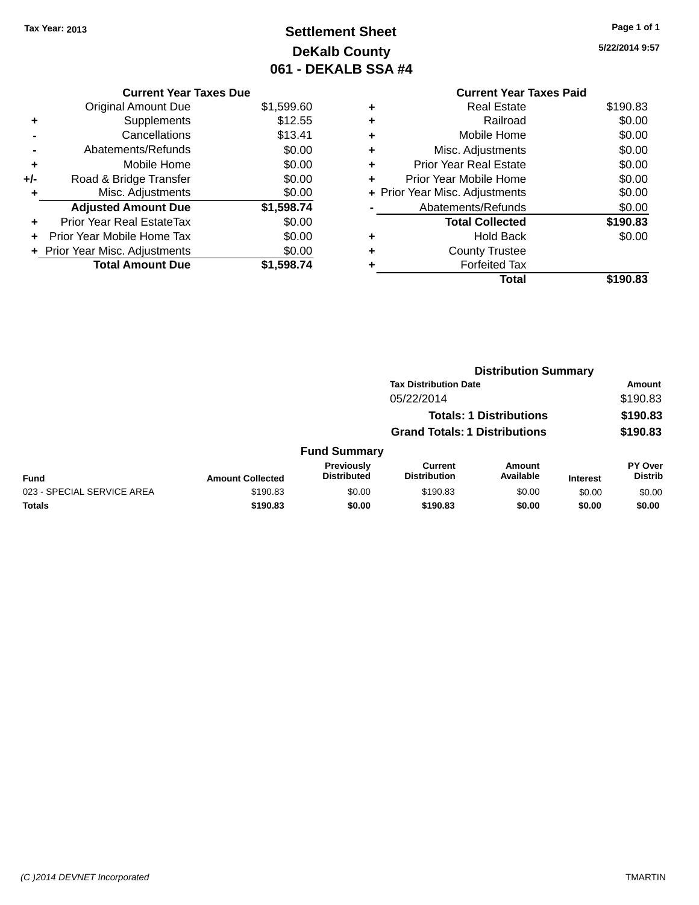Tax Year: 2013

# Settlement Sheet
## DeKalb County
## 061 - DEKALB SSA #4

5/22/2014 9:57

### Current Year Taxes Due

| | | |
|---|---|---|
| | Original Amount Due | $1,599.60 |
| + | Supplements | $12.55 |
| - | Cancellations | $13.41 |
| - | Abatements/Refunds | $0.00 |
| + | Mobile Home | $0.00 |
| +/- | Road & Bridge Transfer | $0.00 |
| + | Misc. Adjustments | $0.00 |
| | **Adjusted Amount Due** | **$1,598.74** |
| + | Prior Year Real EstateTax | $0.00 |
| + | Prior Year Mobile Home Tax | $0.00 |
| + | Prior Year Misc. Adjustments | $0.00 |
| | **Total Amount Due** | **$1,598.74** |

### Current Year Taxes Paid

| | | |
|---|---|---|
| + | Real Estate | $190.83 |
| + | Railroad | $0.00 |
| + | Mobile Home | $0.00 |
| + | Misc. Adjustments | $0.00 |
| + | Prior Year Real Estate | $0.00 |
| + | Prior Year Mobile Home | $0.00 |
| + | Prior Year Misc. Adjustments | $0.00 |
| - | Abatements/Refunds | $0.00 |
| | **Total Collected** | **$190.83** |
| + | Hold Back | $0.00 |
| + | County Trustee | |
| + | Forfeited Tax | |
| | **Total** | **$190.83** |

### Distribution Summary

| Tax Distribution Date | Amount |
|---|---|
| 05/22/2014 | $190.83 |
| **Totals: 1 Distributions** | **$190.83** |
| **Grand Totals: 1 Distributions** | **$190.83** |

### Fund Summary

| Fund | Amount Collected | Previously Distributed | Current Distribution | Amount Available | Interest | PY Over Distrib |
|---|---|---|---|---|---|---|
| 023 - SPECIAL SERVICE AREA | $190.83 | $0.00 | $190.83 | $0.00 | $0.00 | $0.00 |
| **Totals** | **$190.83** | **$0.00** | **$190.83** | **$0.00** | **$0.00** | **$0.00** |

(C )2014 DEVNET Incorporated TMARTIN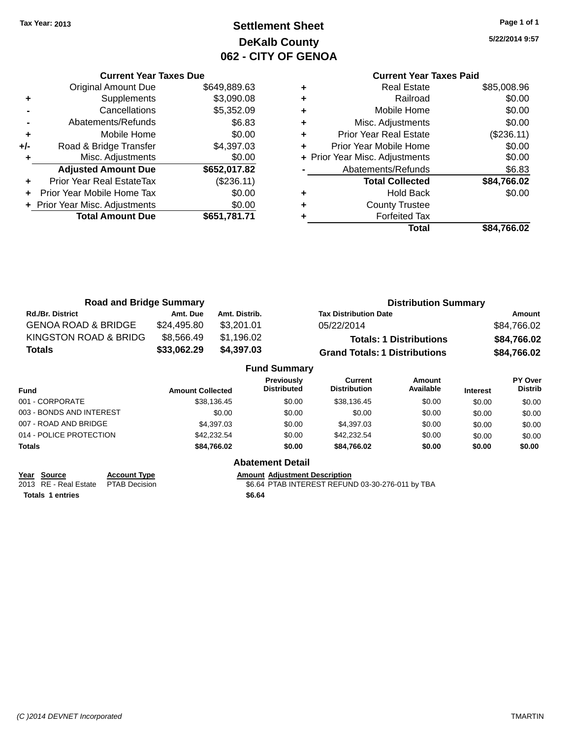Tax Year: 2013

# Settlement Sheet
## DeKalb County
## 062 - CITY OF GENOA

5/22/2014 9:57

### Current Year Taxes Due

| | | |
|---|---|---|
| | Original Amount Due | $649,889.63 |
| + | Supplements | $3,090.08 |
| - | Cancellations | $5,352.09 |
| - | Abatements/Refunds | $6.83 |
| + | Mobile Home | $0.00 |
| +/- | Road & Bridge Transfer | $4,397.03 |
| + | Misc. Adjustments | $0.00 |
| | **Adjusted Amount Due** | **$652,017.82** |
| + | Prior Year Real EstateTax | ($236.11) |
| + | Prior Year Mobile Home Tax | $0.00 |
| + | Prior Year Misc. Adjustments | $0.00 |
| | **Total Amount Due** | **$651,781.71** |

### Current Year Taxes Paid

| | | |
|---|---|---|
| + | Real Estate | $85,008.96 |
| + | Railroad | $0.00 |
| + | Mobile Home | $0.00 |
| + | Misc. Adjustments | $0.00 |
| + | Prior Year Real Estate | ($236.11) |
| + | Prior Year Mobile Home | $0.00 |
| + | Prior Year Misc. Adjustments | $0.00 |
| - | Abatements/Refunds | $6.83 |
| | **Total Collected** | **$84,766.02** |
| + | Hold Back | $0.00 |
| + | County Trustee | |
| + | Forfeited Tax | |
| | **Total** | **$84,766.02** |

### Road and Bridge Summary

| Rd./Br. District | Amt. Due | Amt. Distrib. |
|---|---|---|
| GENOA ROAD & BRIDGE | $24,495.80 | $3,201.01 |
| KINGSTON ROAD & BRIDG | $8,566.49 | $1,196.02 |
| **Totals** | **$33,062.29** | **$4,397.03** |

### Distribution Summary

| Tax Distribution Date | Amount |
|---|---|
| 05/22/2014 | $84,766.02 |
| **Totals: 1 Distributions** | **$84,766.02** |
| **Grand Totals: 1 Distributions** | **$84,766.02** |

### Fund Summary

| Fund | Amount Collected | Previously Distributed | Current Distribution | Amount Available | Interest | PY Over Distrib |
|---|---|---|---|---|---|---|
| 001 - CORPORATE | $38,136.45 | $0.00 | $38,136.45 | $0.00 | $0.00 | $0.00 |
| 003 - BONDS AND INTEREST | $0.00 | $0.00 | $0.00 | $0.00 | $0.00 | $0.00 |
| 007 - ROAD AND BRIDGE | $4,397.03 | $0.00 | $4,397.03 | $0.00 | $0.00 | $0.00 |
| 014 - POLICE PROTECTION | $42,232.54 | $0.00 | $42,232.54 | $0.00 | $0.00 | $0.00 |
| **Totals** | **$84,766.02** | **$0.00** | **$84,766.02** | **$0.00** | **$0.00** | **$0.00** |

### Abatement Detail

| Year | Source | Account Type | Amount | Adjustment Description |
|---|---|---|---|---|
| 2013 | RE - Real Estate | PTAB Decision | $6.64 | PTAB INTEREST REFUND 03-30-276-011 by TBA |
| **Totals 1 entries** | | | **$6.64** | |

(C )2014 DEVNET Incorporated — TMARTIN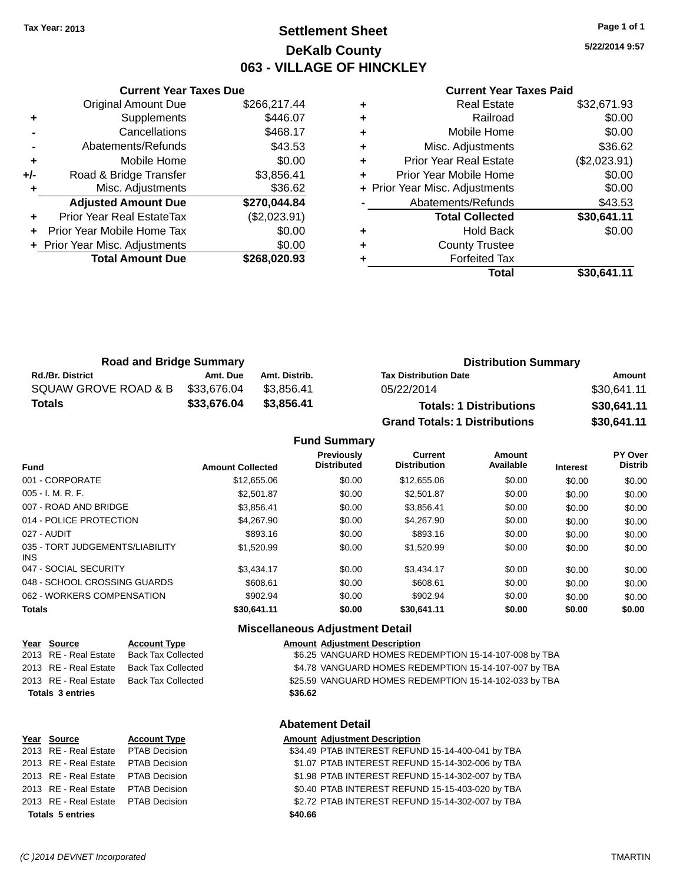Tax Year: 2013

# Settlement Sheet
## DeKalb County
## 063 - VILLAGE OF HINCKLEY

5/22/2014 9:57

### Current Year Taxes Due

| | | |
|---|---|---|
| | Original Amount Due | $266,217.44 |
| + | Supplements | $446.07 |
| - | Cancellations | $468.17 |
| - | Abatements/Refunds | $43.53 |
| + | Mobile Home | $0.00 |
| +/- | Road & Bridge Transfer | $3,856.41 |
| + | Misc. Adjustments | $36.62 |
| | **Adjusted Amount Due** | **$270,044.84** |
| + | Prior Year Real EstateTax | ($2,023.91) |
| + | Prior Year Mobile Home Tax | $0.00 |
| + | Prior Year Misc. Adjustments | $0.00 |
| | **Total Amount Due** | **$268,020.93** |

### Current Year Taxes Paid

| | | |
|---|---|---|
| + | Real Estate | $32,671.93 |
| + | Railroad | $0.00 |
| + | Mobile Home | $0.00 |
| + | Misc. Adjustments | $36.62 |
| + | Prior Year Real Estate | ($2,023.91) |
| + | Prior Year Mobile Home | $0.00 |
| + | Prior Year Misc. Adjustments | $0.00 |
| - | Abatements/Refunds | $43.53 |
| | **Total Collected** | **$30,641.11** |
| + | Hold Back | $0.00 |
| + | County Trustee | |
| + | Forfeited Tax | |
| | **Total** | **$30,641.11** |

### Road and Bridge Summary

| Rd./Br. District | Amt. Due | Amt. Distrib. |
|---|---|---|
| SQUAW GROVE ROAD & B | $33,676.04 | $3,856.41 |
| **Totals** | **$33,676.04** | **$3,856.41** |

### Distribution Summary

| Tax Distribution Date | Amount |
|---|---|
| 05/22/2014 | $30,641.11 |
| **Totals: 1 Distributions** | **$30,641.11** |
| **Grand Totals: 1 Distributions** | **$30,641.11** |

### Fund Summary

| Fund | Amount Collected | Previously Distributed | Current Distribution | Amount Available | Interest | PY Over Distrib |
|---|---|---|---|---|---|---|
| 001 - CORPORATE | $12,655.06 | $0.00 | $12,655.06 | $0.00 | $0.00 | $0.00 |
| 005 - I. M. R. F. | $2,501.87 | $0.00 | $2,501.87 | $0.00 | $0.00 | $0.00 |
| 007 - ROAD AND BRIDGE | $3,856.41 | $0.00 | $3,856.41 | $0.00 | $0.00 | $0.00 |
| 014 - POLICE PROTECTION | $4,267.90 | $0.00 | $4,267.90 | $0.00 | $0.00 | $0.00 |
| 027 - AUDIT | $893.16 | $0.00 | $893.16 | $0.00 | $0.00 | $0.00 |
| 035 - TORT JUDGEMENTS/LIABILITY INS | $1,520.99 | $0.00 | $1,520.99 | $0.00 | $0.00 | $0.00 |
| 047 - SOCIAL SECURITY | $3,434.17 | $0.00 | $3,434.17 | $0.00 | $0.00 | $0.00 |
| 048 - SCHOOL CROSSING GUARDS | $608.61 | $0.00 | $608.61 | $0.00 | $0.00 | $0.00 |
| 062 - WORKERS COMPENSATION | $902.94 | $0.00 | $902.94 | $0.00 | $0.00 | $0.00 |
| **Totals** | **$30,641.11** | **$0.00** | **$30,641.11** | **$0.00** | **$0.00** | **$0.00** |

### Miscellaneous Adjustment Detail

| Year | Source | Account Type | Amount | Adjustment Description |
|---|---|---|---|---|
| 2013 | RE - Real Estate | Back Tax Collected | $6.25 | VANGUARD HOMES REDEMPTION 15-14-107-008 by TBA |
| 2013 | RE - Real Estate | Back Tax Collected | $4.78 | VANGUARD HOMES REDEMPTION 15-14-107-007 by TBA |
| 2013 | RE - Real Estate | Back Tax Collected | $25.59 | VANGUARD HOMES REDEMPTION 15-14-102-033 by TBA |
| **Totals 3 entries** | | | **$36.62** | |

### Abatement Detail

| Year | Source | Account Type | Amount | Adjustment Description |
|---|---|---|---|---|
| 2013 | RE - Real Estate | PTAB Decision | $34.49 | PTAB INTEREST REFUND 15-14-400-041 by TBA |
| 2013 | RE - Real Estate | PTAB Decision | $1.07 | PTAB INTEREST REFUND 15-14-302-006 by TBA |
| 2013 | RE - Real Estate | PTAB Decision | $1.98 | PTAB INTEREST REFUND 15-14-302-007 by TBA |
| 2013 | RE - Real Estate | PTAB Decision | $0.40 | PTAB INTEREST REFUND 15-15-403-020 by TBA |
| 2013 | RE - Real Estate | PTAB Decision | $2.72 | PTAB INTEREST REFUND 15-14-302-007 by TBA |
| **Totals 5 entries** | | | **$40.66** | |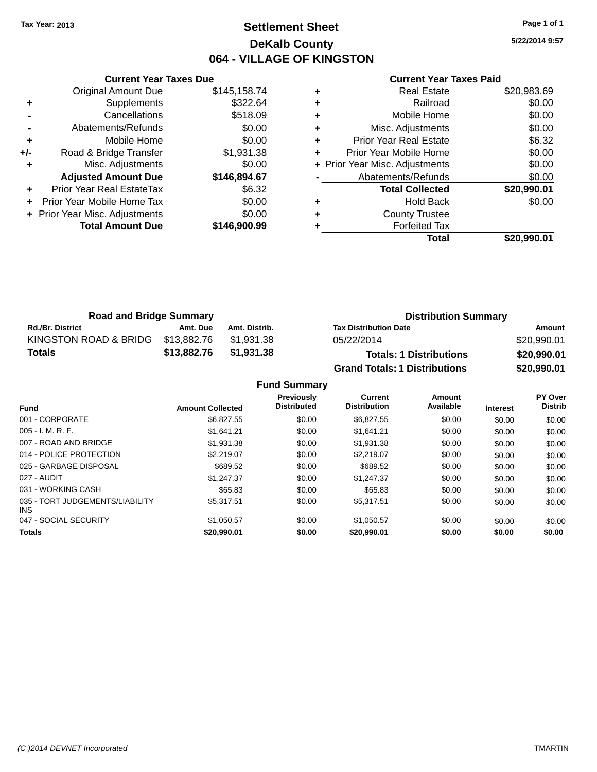**Tax Year: 2013**

# Settlement Sheet
## DeKalb County
## 064 - VILLAGE OF KINGSTON

5/22/2014 9:57

### Current Year Taxes Due

| | | |
|---|---|---|
| | Original Amount Due | $145,158.74 |
| + | Supplements | $322.64 |
| - | Cancellations | $518.09 |
| - | Abatements/Refunds | $0.00 |
| + | Mobile Home | $0.00 |
| +/- | Road & Bridge Transfer | $1,931.38 |
| + | Misc. Adjustments | $0.00 |
| | **Adjusted Amount Due** | **$146,894.67** |
| + | Prior Year Real EstateTax | $6.32 |
| + | Prior Year Mobile Home Tax | $0.00 |
| + | Prior Year Misc. Adjustments | $0.00 |
| | **Total Amount Due** | **$146,900.99** |

### Current Year Taxes Paid

| | | |
|---|---|---|
| + | Real Estate | $20,983.69 |
| + | Railroad | $0.00 |
| + | Mobile Home | $0.00 |
| + | Misc. Adjustments | $0.00 |
| + | Prior Year Real Estate | $6.32 |
| + | Prior Year Mobile Home | $0.00 |
| + | Prior Year Misc. Adjustments | $0.00 |
| - | Abatements/Refunds | $0.00 |
| | **Total Collected** | **$20,990.01** |
| + | Hold Back | $0.00 |
| + | County Trustee | |
| + | Forfeited Tax | |
| | **Total** | **$20,990.01** |

### Road and Bridge Summary

| Rd./Br. District | Amt. Due | Amt. Distrib. |
|---|---|---|
| KINGSTON ROAD & BRIDG | $13,882.76 | $1,931.38 |
| **Totals** | **$13,882.76** | **$1,931.38** |

### Distribution Summary

| Tax Distribution Date | Amount |
|---|---|
| 05/22/2014 | $20,990.01 |
| **Totals: 1 Distributions** | **$20,990.01** |
| **Grand Totals: 1 Distributions** | **$20,990.01** |

### Fund Summary

| Fund | Amount Collected | Previously Distributed | Current Distribution | Amount Available | Interest | PY Over Distrib |
|---|---|---|---|---|---|---|
| 001 - CORPORATE | $6,827.55 | $0.00 | $6,827.55 | $0.00 | $0.00 | $0.00 |
| 005 - I. M. R. F. | $1,641.21 | $0.00 | $1,641.21 | $0.00 | $0.00 | $0.00 |
| 007 - ROAD AND BRIDGE | $1,931.38 | $0.00 | $1,931.38 | $0.00 | $0.00 | $0.00 |
| 014 - POLICE PROTECTION | $2,219.07 | $0.00 | $2,219.07 | $0.00 | $0.00 | $0.00 |
| 025 - GARBAGE DISPOSAL | $689.52 | $0.00 | $689.52 | $0.00 | $0.00 | $0.00 |
| 027 - AUDIT | $1,247.37 | $0.00 | $1,247.37 | $0.00 | $0.00 | $0.00 |
| 031 - WORKING CASH | $65.83 | $0.00 | $65.83 | $0.00 | $0.00 | $0.00 |
| 035 - TORT JUDGEMENTS/LIABILITY INS | $5,317.51 | $0.00 | $5,317.51 | $0.00 | $0.00 | $0.00 |
| 047 - SOCIAL SECURITY | $1,050.57 | $0.00 | $1,050.57 | $0.00 | $0.00 | $0.00 |
| **Totals** | **$20,990.01** | **$0.00** | **$20,990.01** | **$0.00** | **$0.00** | **$0.00** |

(C )2014 DEVNET Incorporated — TMARTIN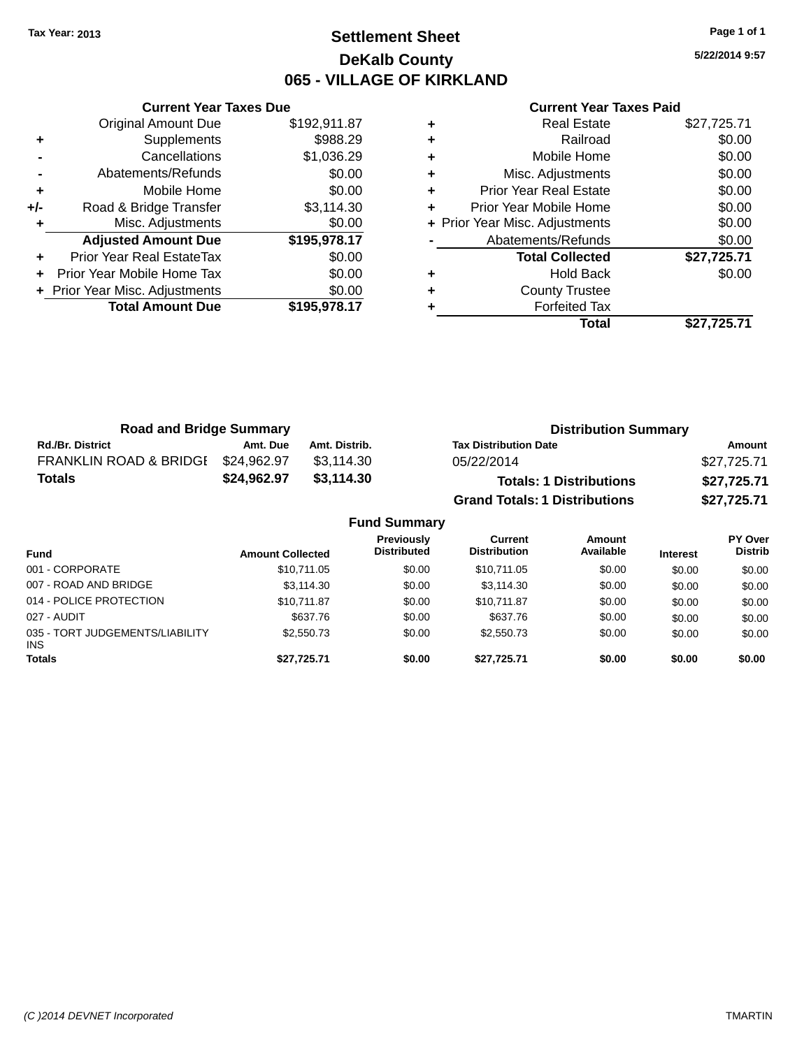Tax Year: 2013

# Settlement Sheet

## DeKalb County

## 065 - VILLAGE OF KIRKLAND

5/22/2014 9:57

### Current Year Taxes Due

| | | |
|---|---|---|
| | Original Amount Due | $192,911.87 |
| + | Supplements | $988.29 |
| - | Cancellations | $1,036.29 |
| - | Abatements/Refunds | $0.00 |
| + | Mobile Home | $0.00 |
| +/- | Road & Bridge Transfer | $3,114.30 |
| + | Misc. Adjustments | $0.00 |
| | **Adjusted Amount Due** | **$195,978.17** |
| + | Prior Year Real EstateTax | $0.00 |
| + | Prior Year Mobile Home Tax | $0.00 |
| + | Prior Year Misc. Adjustments | $0.00 |
| | **Total Amount Due** | **$195,978.17** |

### Current Year Taxes Paid

| | | |
|---|---|---|
| + | Real Estate | $27,725.71 |
| + | Railroad | $0.00 |
| + | Mobile Home | $0.00 |
| + | Misc. Adjustments | $0.00 |
| + | Prior Year Real Estate | $0.00 |
| + | Prior Year Mobile Home | $0.00 |
| + | Prior Year Misc. Adjustments | $0.00 |
| - | Abatements/Refunds | $0.00 |
| | **Total Collected** | **$27,725.71** |
| + | Hold Back | $0.00 |
| + | County Trustee | |
| + | Forfeited Tax | |
| | **Total** | **$27,725.71** |

### Road and Bridge Summary

| Rd./Br. District | Amt. Due | Amt. Distrib. |
|---|---|---|
| FRANKLIN ROAD & BRIDGE | $24,962.97 | $3,114.30 |
| **Totals** | **$24,962.97** | **$3,114.30** |

### Distribution Summary

| Tax Distribution Date | Amount |
|---|---|
| 05/22/2014 | $27,725.71 |
| **Totals: 1 Distributions** | **$27,725.71** |
| **Grand Totals: 1 Distributions** | **$27,725.71** |

### Fund Summary

| Fund | Amount Collected | Previously Distributed | Current Distribution | Amount Available | Interest | PY Over Distrib |
|---|---|---|---|---|---|---|
| 001 - CORPORATE | $10,711.05 | $0.00 | $10,711.05 | $0.00 | $0.00 | $0.00 |
| 007 - ROAD AND BRIDGE | $3,114.30 | $0.00 | $3,114.30 | $0.00 | $0.00 | $0.00 |
| 014 - POLICE PROTECTION | $10,711.87 | $0.00 | $10,711.87 | $0.00 | $0.00 | $0.00 |
| 027 - AUDIT | $637.76 | $0.00 | $637.76 | $0.00 | $0.00 | $0.00 |
| 035 - TORT JUDGEMENTS/LIABILITY INS | $2,550.73 | $0.00 | $2,550.73 | $0.00 | $0.00 | $0.00 |
| **Totals** | **$27,725.71** | **$0.00** | **$27,725.71** | **$0.00** | **$0.00** | **$0.00** |

(C )2014 DEVNET Incorporated TMARTIN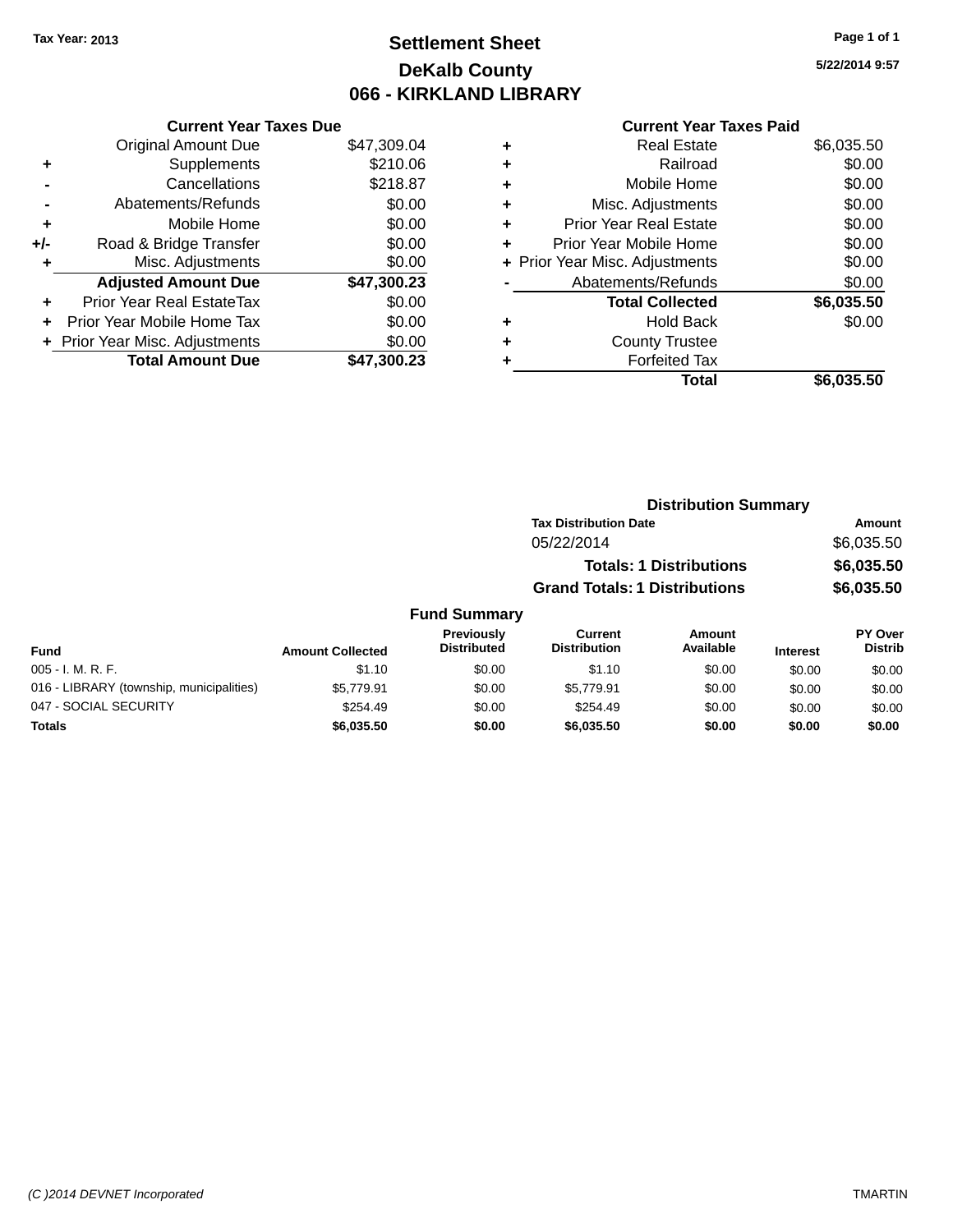Tax Year: 2013

# Settlement Sheet

## DeKalb County

## 066 - KIRKLAND LIBRARY

5/22/2014 9:57

### Current Year Taxes Due

| | | |
|---|---|---|
| | Original Amount Due | $47,309.04 |
| + | Supplements | $210.06 |
| - | Cancellations | $218.87 |
| - | Abatements/Refunds | $0.00 |
| + | Mobile Home | $0.00 |
| +/- | Road & Bridge Transfer | $0.00 |
| + | Misc. Adjustments | $0.00 |
| | **Adjusted Amount Due** | **$47,300.23** |
| + | Prior Year Real EstateTax | $0.00 |
| + | Prior Year Mobile Home Tax | $0.00 |
| + | Prior Year Misc. Adjustments | $0.00 |
| | **Total Amount Due** | **$47,300.23** |

### Current Year Taxes Paid

| | | |
|---|---|---|
| + | Real Estate | $6,035.50 |
| + | Railroad | $0.00 |
| + | Mobile Home | $0.00 |
| + | Misc. Adjustments | $0.00 |
| + | Prior Year Real Estate | $0.00 |
| + | Prior Year Mobile Home | $0.00 |
| + | Prior Year Misc. Adjustments | $0.00 |
| - | Abatements/Refunds | $0.00 |
| | **Total Collected** | **$6,035.50** |
| + | Hold Back | $0.00 |
| + | County Trustee | |
| + | Forfeited Tax | |
| | **Total** | **$6,035.50** |

### Distribution Summary

| Tax Distribution Date | Amount |
|---|---|
| 05/22/2014 | $6,035.50 |
| **Totals: 1 Distributions** | **$6,035.50** |
| **Grand Totals: 1 Distributions** | **$6,035.50** |

### Fund Summary

| Fund | Amount Collected | Previously Distributed | Current Distribution | Amount Available | Interest | PY Over Distrib |
|---|---|---|---|---|---|---|
| 005 - I. M. R. F. | $1.10 | $0.00 | $1.10 | $0.00 | $0.00 | $0.00 |
| 016 - LIBRARY (township, municipalities) | $5,779.91 | $0.00 | $5,779.91 | $0.00 | $0.00 | $0.00 |
| 047 - SOCIAL SECURITY | $254.49 | $0.00 | $254.49 | $0.00 | $0.00 | $0.00 |
| **Totals** | **$6,035.50** | **$0.00** | **$6,035.50** | **$0.00** | **$0.00** | **$0.00** |

(C )2014 DEVNET Incorporated | TMARTIN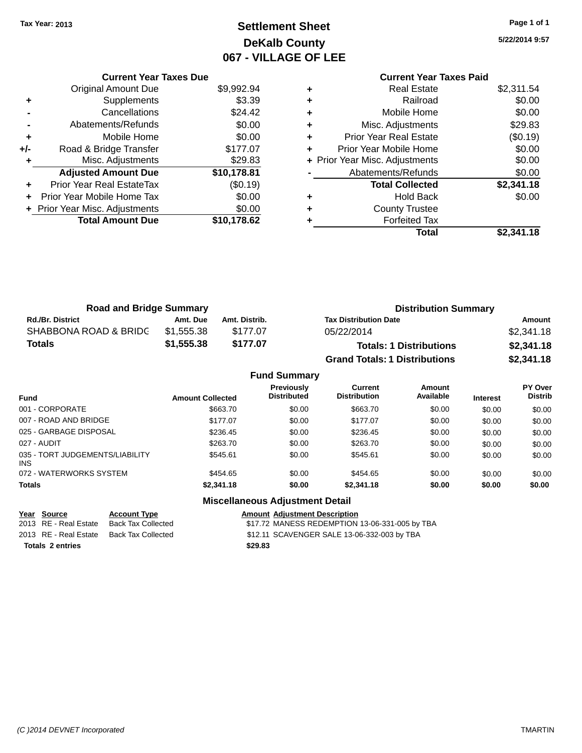Tax Year: 2013

# Settlement Sheet
## DeKalb County
## 067 - VILLAGE OF LEE

5/22/2014 9:57

### Current Year Taxes Due

| | | |
|---|---|---|
| | Original Amount Due | $9,992.94 |
| + | Supplements | $3.39 |
| - | Cancellations | $24.42 |
| - | Abatements/Refunds | $0.00 |
| + | Mobile Home | $0.00 |
| +/- | Road & Bridge Transfer | $177.07 |
| + | Misc. Adjustments | $29.83 |
| | **Adjusted Amount Due** | **$10,178.81** |
| + | Prior Year Real EstateTax | ($0.19) |
| + | Prior Year Mobile Home Tax | $0.00 |
| + | Prior Year Misc. Adjustments | $0.00 |
| | **Total Amount Due** | **$10,178.62** |

### Current Year Taxes Paid

| | | |
|---|---|---|
| + | Real Estate | $2,311.54 |
| + | Railroad | $0.00 |
| + | Mobile Home | $0.00 |
| + | Misc. Adjustments | $29.83 |
| + | Prior Year Real Estate | ($0.19) |
| + | Prior Year Mobile Home | $0.00 |
| + | Prior Year Misc. Adjustments | $0.00 |
| - | Abatements/Refunds | $0.00 |
| | **Total Collected** | **$2,341.18** |
| + | Hold Back | $0.00 |
| + | County Trustee | |
| + | Forfeited Tax | |
| | **Total** | **$2,341.18** |

### Road and Bridge Summary

| Rd./Br. District | Amt. Due | Amt. Distrib. |
|---|---|---|
| SHABBONA ROAD & BRIDG | $1,555.38 | $177.07 |
| **Totals** | **$1,555.38** | **$177.07** |

### Distribution Summary

| Tax Distribution Date | Amount |
|---|---|
| 05/22/2014 | $2,341.18 |
| **Totals: 1 Distributions** | **$2,341.18** |
| **Grand Totals: 1 Distributions** | **$2,341.18** |

### Fund Summary

| Fund | Amount Collected | Previously Distributed | Current Distribution | Amount Available | Interest | PY Over Distrib |
|---|---|---|---|---|---|---|
| 001 - CORPORATE | $663.70 | $0.00 | $663.70 | $0.00 | $0.00 | $0.00 |
| 007 - ROAD AND BRIDGE | $177.07 | $0.00 | $177.07 | $0.00 | $0.00 | $0.00 |
| 025 - GARBAGE DISPOSAL | $236.45 | $0.00 | $236.45 | $0.00 | $0.00 | $0.00 |
| 027 - AUDIT | $263.70 | $0.00 | $263.70 | $0.00 | $0.00 | $0.00 |
| 035 - TORT JUDGEMENTS/LIABILITY INS | $545.61 | $0.00 | $545.61 | $0.00 | $0.00 | $0.00 |
| 072 - WATERWORKS SYSTEM | $454.65 | $0.00 | $454.65 | $0.00 | $0.00 | $0.00 |
| **Totals** | **$2,341.18** | **$0.00** | **$2,341.18** | **$0.00** | **$0.00** | **$0.00** |

### Miscellaneous Adjustment Detail

| Year | Source | Account Type | Amount | Adjustment Description |
|---|---|---|---|---|
| 2013 | RE - Real Estate | Back Tax Collected | $17.72 | MANESS REDEMPTION 13-06-331-005 by TBA |
| 2013 | RE - Real Estate | Back Tax Collected | $12.11 | SCAVENGER SALE 13-06-332-003 by TBA |
| **Totals** | **2 entries** | | **$29.83** | |

(C )2014 DEVNET Incorporated

TMARTIN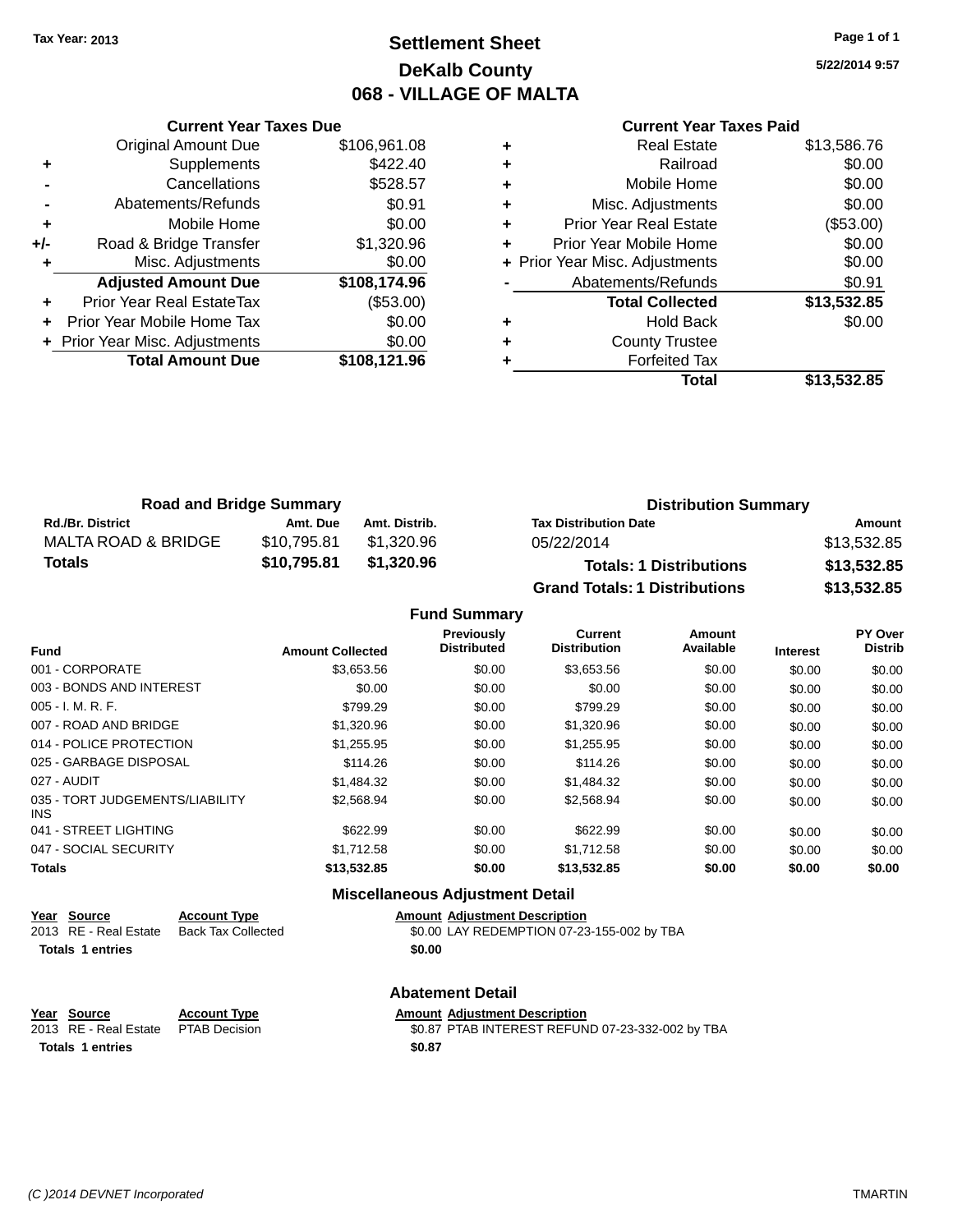Tax Year: 2013

# Settlement Sheet
## DeKalb County
## 068 - VILLAGE OF MALTA

5/22/2014 9:57

### Current Year Taxes Due

| | | |
|---|---|---|
| | Original Amount Due | $106,961.08 |
| + | Supplements | $422.40 |
| - | Cancellations | $528.57 |
| - | Abatements/Refunds | $0.91 |
| + | Mobile Home | $0.00 |
| +/- | Road & Bridge Transfer | $1,320.96 |
| + | Misc. Adjustments | $0.00 |
| | **Adjusted Amount Due** | **$108,174.96** |
| + | Prior Year Real EstateTax | ($53.00) |
| + | Prior Year Mobile Home Tax | $0.00 |
| + | Prior Year Misc. Adjustments | $0.00 |
| | **Total Amount Due** | **$108,121.96** |

### Current Year Taxes Paid

| | | |
|---|---|---|
| + | Real Estate | $13,586.76 |
| + | Railroad | $0.00 |
| + | Mobile Home | $0.00 |
| + | Misc. Adjustments | $0.00 |
| + | Prior Year Real Estate | ($53.00) |
| + | Prior Year Mobile Home | $0.00 |
| + | Prior Year Misc. Adjustments | $0.00 |
| - | Abatements/Refunds | $0.91 |
| | **Total Collected** | **$13,532.85** |
| + | Hold Back | $0.00 |
| + | County Trustee | |
| + | Forfeited Tax | |
| | **Total** | **$13,532.85** |

### Road and Bridge Summary

| Rd./Br. District | Amt. Due | Amt. Distrib. |
|---|---|---|
| MALTA ROAD & BRIDGE | $10,795.81 | $1,320.96 |
| **Totals** | **$10,795.81** | **$1,320.96** |

### Distribution Summary

| Tax Distribution Date | Amount |
|---|---|
| 05/22/2014 | $13,532.85 |
| **Totals: 1 Distributions** | **$13,532.85** |
| **Grand Totals: 1 Distributions** | **$13,532.85** |

### Fund Summary

| Fund | Amount Collected | Previously Distributed | Current Distribution | Amount Available | Interest | PY Over Distrib |
|---|---|---|---|---|---|---|
| 001 - CORPORATE | $3,653.56 | $0.00 | $3,653.56 | $0.00 | $0.00 | $0.00 |
| 003 - BONDS AND INTEREST | $0.00 | $0.00 | $0.00 | $0.00 | $0.00 | $0.00 |
| 005 - I. M. R. F. | $799.29 | $0.00 | $799.29 | $0.00 | $0.00 | $0.00 |
| 007 - ROAD AND BRIDGE | $1,320.96 | $0.00 | $1,320.96 | $0.00 | $0.00 | $0.00 |
| 014 - POLICE PROTECTION | $1,255.95 | $0.00 | $1,255.95 | $0.00 | $0.00 | $0.00 |
| 025 - GARBAGE DISPOSAL | $114.26 | $0.00 | $114.26 | $0.00 | $0.00 | $0.00 |
| 027 - AUDIT | $1,484.32 | $0.00 | $1,484.32 | $0.00 | $0.00 | $0.00 |
| 035 - TORT JUDGEMENTS/LIABILITY INS | $2,568.94 | $0.00 | $2,568.94 | $0.00 | $0.00 | $0.00 |
| 041 - STREET LIGHTING | $622.99 | $0.00 | $622.99 | $0.00 | $0.00 | $0.00 |
| 047 - SOCIAL SECURITY | $1,712.58 | $0.00 | $1,712.58 | $0.00 | $0.00 | $0.00 |
| **Totals** | **$13,532.85** | **$0.00** | **$13,532.85** | **$0.00** | **$0.00** | **$0.00** |

### Miscellaneous Adjustment Detail

| Year | Source | Account Type | Amount | Adjustment Description |
|---|---|---|---|---|
| 2013 | RE - Real Estate | Back Tax Collected | $0.00 | LAY REDEMPTION 07-23-155-002 by TBA |
| **Totals 1 entries** | | | **$0.00** | |

### Abatement Detail

| Year | Source | Account Type | Amount | Adjustment Description |
|---|---|---|---|---|
| 2013 | RE - Real Estate | PTAB Decision | $0.87 | PTAB INTEREST REFUND 07-23-332-002 by TBA |
| **Totals 1 entries** | | | **$0.87** | |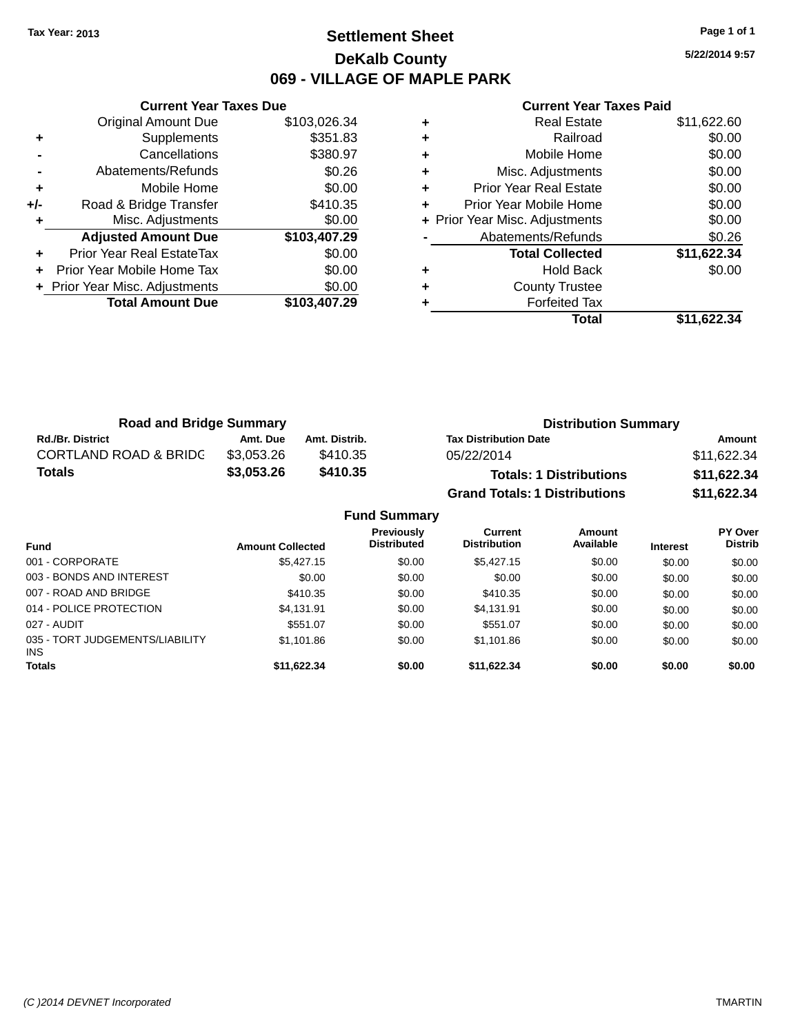Tax Year: 2013

# Settlement Sheet

## DeKalb County

## 069 - VILLAGE OF MAPLE PARK

5/22/2014 9:57

### Current Year Taxes Due

| | | |
|---|---|---|
| | Original Amount Due | $103,026.34 |
| + | Supplements | $351.83 |
| - | Cancellations | $380.97 |
| - | Abatements/Refunds | $0.26 |
| + | Mobile Home | $0.00 |
| +/- | Road & Bridge Transfer | $410.35 |
| + | Misc. Adjustments | $0.00 |
| | **Adjusted Amount Due** | **$103,407.29** |
| + | Prior Year Real EstateTax | $0.00 |
| + | Prior Year Mobile Home Tax | $0.00 |
| + | Prior Year Misc. Adjustments | $0.00 |
| | **Total Amount Due** | **$103,407.29** |

### Current Year Taxes Paid

| | | |
|---|---|---|
| + | Real Estate | $11,622.60 |
| + | Railroad | $0.00 |
| + | Mobile Home | $0.00 |
| + | Misc. Adjustments | $0.00 |
| + | Prior Year Real Estate | $0.00 |
| + | Prior Year Mobile Home | $0.00 |
| + | Prior Year Misc. Adjustments | $0.00 |
| - | Abatements/Refunds | $0.26 |
| | **Total Collected** | **$11,622.34** |
| + | Hold Back | $0.00 |
| + | County Trustee | |
| + | Forfeited Tax | |
| | **Total** | **$11,622.34** |

### Road and Bridge Summary

| Rd./Br. District | Amt. Due | Amt. Distrib. |
|---|---|---|
| CORTLAND ROAD & BRIDC | $3,053.26 | $410.35 |
| **Totals** | **$3,053.26** | **$410.35** |

### Distribution Summary

| Tax Distribution Date | Amount |
|---|---|
| 05/22/2014 | $11,622.34 |
| **Totals: 1 Distributions** | **$11,622.34** |
| **Grand Totals: 1 Distributions** | **$11,622.34** |

### Fund Summary

| Fund | Amount Collected | Previously Distributed | Current Distribution | Amount Available | Interest | PY Over Distrib |
|---|---|---|---|---|---|---|
| 001 - CORPORATE | $5,427.15 | $0.00 | $5,427.15 | $0.00 | $0.00 | $0.00 |
| 003 - BONDS AND INTEREST | $0.00 | $0.00 | $0.00 | $0.00 | $0.00 | $0.00 |
| 007 - ROAD AND BRIDGE | $410.35 | $0.00 | $410.35 | $0.00 | $0.00 | $0.00 |
| 014 - POLICE PROTECTION | $4,131.91 | $0.00 | $4,131.91 | $0.00 | $0.00 | $0.00 |
| 027 - AUDIT | $551.07 | $0.00 | $551.07 | $0.00 | $0.00 | $0.00 |
| 035 - TORT JUDGEMENTS/LIABILITY INS | $1,101.86 | $0.00 | $1,101.86 | $0.00 | $0.00 | $0.00 |
| **Totals** | **$11,622.34** | **$0.00** | **$11,622.34** | **$0.00** | **$0.00** | **$0.00** |

(C )2014 DEVNET Incorporated — TMARTIN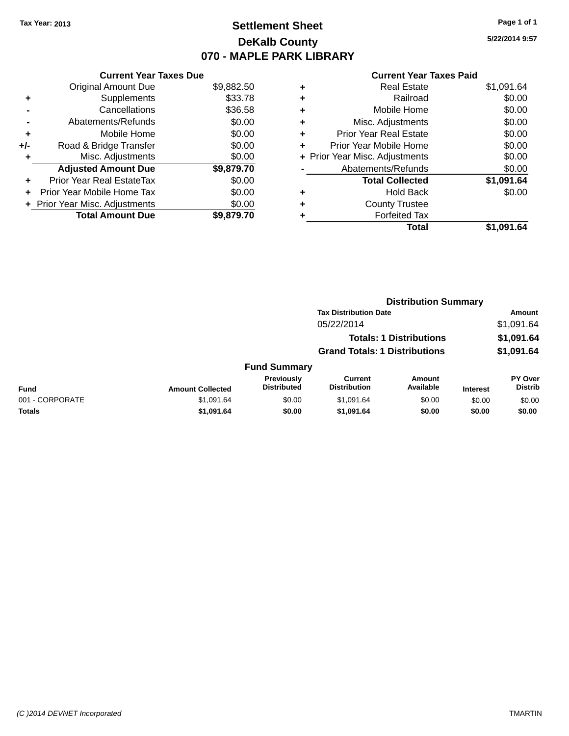Tax Year: 2013

# Settlement Sheet

## DeKalb County

## 070 - MAPLE PARK LIBRARY

5/22/2014 9:57

### Current Year Taxes Due

| | | |
|---|---|---|
| | Original Amount Due | $9,882.50 |
| + | Supplements | $33.78 |
| - | Cancellations | $36.58 |
| - | Abatements/Refunds | $0.00 |
| + | Mobile Home | $0.00 |
| +/- | Road & Bridge Transfer | $0.00 |
| + | Misc. Adjustments | $0.00 |
| | **Adjusted Amount Due** | **$9,879.70** |
| + | Prior Year Real EstateTax | $0.00 |
| + | Prior Year Mobile Home Tax | $0.00 |
| + | Prior Year Misc. Adjustments | $0.00 |
| | **Total Amount Due** | **$9,879.70** |

### Current Year Taxes Paid

| | | |
|---|---|---|
| + | Real Estate | $1,091.64 |
| + | Railroad | $0.00 |
| + | Mobile Home | $0.00 |
| + | Misc. Adjustments | $0.00 |
| + | Prior Year Real Estate | $0.00 |
| + | Prior Year Mobile Home | $0.00 |
| + | Prior Year Misc. Adjustments | $0.00 |
| - | Abatements/Refunds | $0.00 |
| | **Total Collected** | **$1,091.64** |
| + | Hold Back | $0.00 |
| + | County Trustee | |
| + | Forfeited Tax | |
| | **Total** | **$1,091.64** |

### Distribution Summary

| Tax Distribution Date | Amount |
|---|---|
| 05/22/2014 | $1,091.64 |
| **Totals: 1 Distributions** | **$1,091.64** |
| **Grand Totals: 1 Distributions** | **$1,091.64** |

### Fund Summary

| Fund | Amount Collected | Previously Distributed | Current Distribution | Amount Available | Interest | PY Over Distrib |
|---|---|---|---|---|---|---|
| 001 - CORPORATE | $1,091.64 | $0.00 | $1,091.64 | $0.00 | $0.00 | $0.00 |
| **Totals** | **$1,091.64** | **$0.00** | **$1,091.64** | **$0.00** | **$0.00** | **$0.00** |

(C )2014 DEVNET Incorporated TMARTIN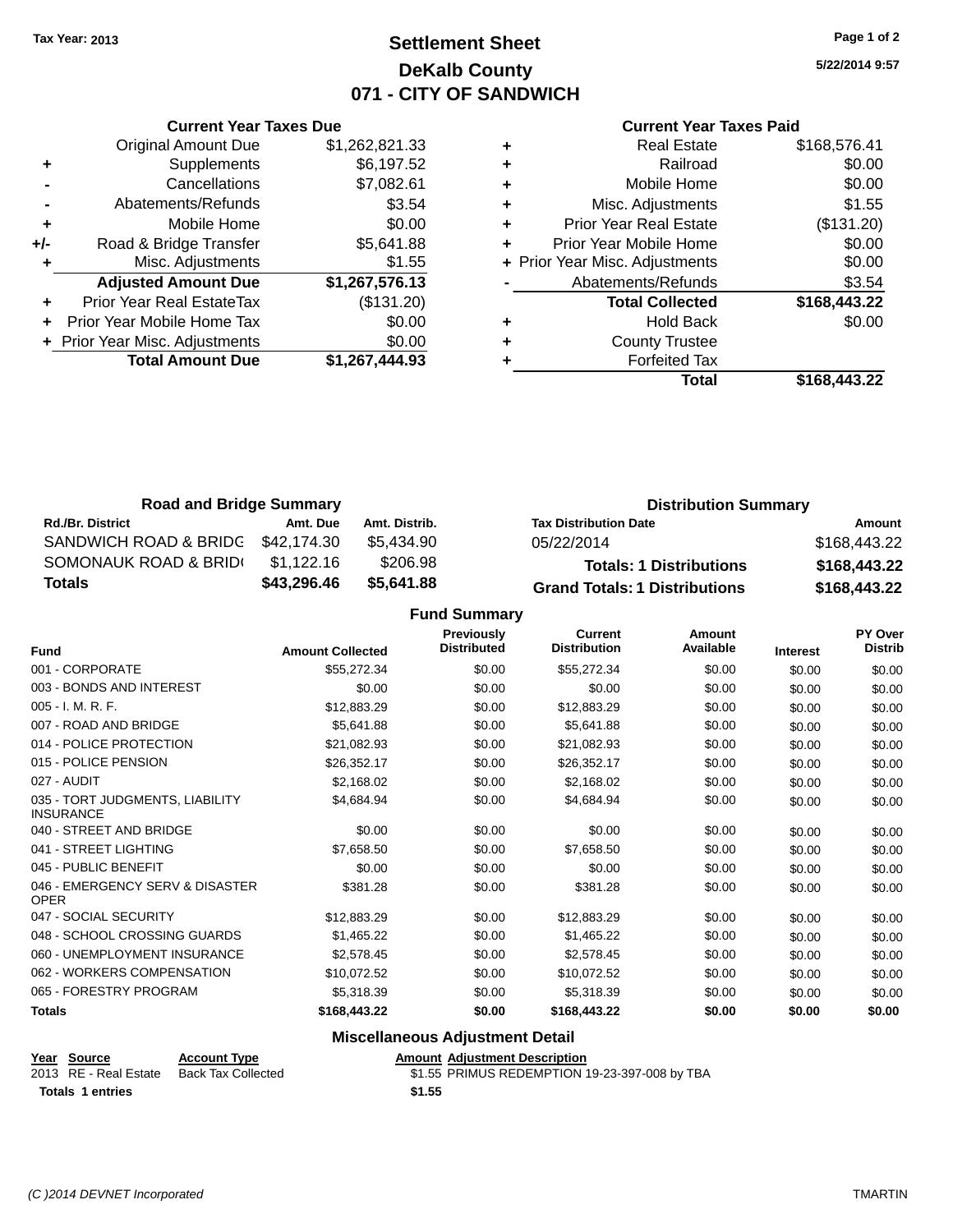Tax Year: 2013

# Settlement Sheet
## DeKalb County
## 071 - CITY OF SANDWICH

5/22/2014 9:57

### Current Year Taxes Due

| | | |
|---|---|---|
| | Original Amount Due | $1,262,821.33 |
| + | Supplements | $6,197.52 |
| - | Cancellations | $7,082.61 |
| - | Abatements/Refunds | $3.54 |
| + | Mobile Home | $0.00 |
| +/- | Road & Bridge Transfer | $5,641.88 |
| + | Misc. Adjustments | $1.55 |
| | **Adjusted Amount Due** | **$1,267,576.13** |
| + | Prior Year Real EstateTax | ($131.20) |
| + | Prior Year Mobile Home Tax | $0.00 |
| + | Prior Year Misc. Adjustments | $0.00 |
| | **Total Amount Due** | **$1,267,444.93** |

### Current Year Taxes Paid

| | | |
|---|---|---|
| + | Real Estate | $168,576.41 |
| + | Railroad | $0.00 |
| + | Mobile Home | $0.00 |
| + | Misc. Adjustments | $1.55 |
| + | Prior Year Real Estate | ($131.20) |
| + | Prior Year Mobile Home | $0.00 |
| + | Prior Year Misc. Adjustments | $0.00 |
| - | Abatements/Refunds | $3.54 |
| | **Total Collected** | **$168,443.22** |
| + | Hold Back | $0.00 |
| + | County Trustee | |
| + | Forfeited Tax | |
| | **Total** | **$168,443.22** |

### Road and Bridge Summary

| Rd./Br. District | Amt. Due | Amt. Distrib. |
|---|---|---|
| SANDWICH ROAD & BRIDG | $42,174.30 | $5,434.90 |
| SOMONAUK ROAD & BRID( | $1,122.16 | $206.98 |
| **Totals** | **$43,296.46** | **$5,641.88** |

### Distribution Summary

| Tax Distribution Date | Amount |
|---|---|
| 05/22/2014 | $168,443.22 |
| **Totals: 1 Distributions** | **$168,443.22** |
| **Grand Totals: 1 Distributions** | **$168,443.22** |

### Fund Summary

| Fund | Amount Collected | Previously Distributed | Current Distribution | Amount Available | Interest | PY Over Distrib |
|---|---|---|---|---|---|---|
| 001 - CORPORATE | $55,272.34 | $0.00 | $55,272.34 | $0.00 | $0.00 | $0.00 |
| 003 - BONDS AND INTEREST | $0.00 | $0.00 | $0.00 | $0.00 | $0.00 | $0.00 |
| 005 - I. M. R. F. | $12,883.29 | $0.00 | $12,883.29 | $0.00 | $0.00 | $0.00 |
| 007 - ROAD AND BRIDGE | $5,641.88 | $0.00 | $5,641.88 | $0.00 | $0.00 | $0.00 |
| 014 - POLICE PROTECTION | $21,082.93 | $0.00 | $21,082.93 | $0.00 | $0.00 | $0.00 |
| 015 - POLICE PENSION | $26,352.17 | $0.00 | $26,352.17 | $0.00 | $0.00 | $0.00 |
| 027 - AUDIT | $2,168.02 | $0.00 | $2,168.02 | $0.00 | $0.00 | $0.00 |
| 035 - TORT JUDGMENTS, LIABILITY INSURANCE | $4,684.94 | $0.00 | $4,684.94 | $0.00 | $0.00 | $0.00 |
| 040 - STREET AND BRIDGE | $0.00 | $0.00 | $0.00 | $0.00 | $0.00 | $0.00 |
| 041 - STREET LIGHTING | $7,658.50 | $0.00 | $7,658.50 | $0.00 | $0.00 | $0.00 |
| 045 - PUBLIC BENEFIT | $0.00 | $0.00 | $0.00 | $0.00 | $0.00 | $0.00 |
| 046 - EMERGENCY SERV & DISASTER OPER | $381.28 | $0.00 | $381.28 | $0.00 | $0.00 | $0.00 |
| 047 - SOCIAL SECURITY | $12,883.29 | $0.00 | $12,883.29 | $0.00 | $0.00 | $0.00 |
| 048 - SCHOOL CROSSING GUARDS | $1,465.22 | $0.00 | $1,465.22 | $0.00 | $0.00 | $0.00 |
| 060 - UNEMPLOYMENT INSURANCE | $2,578.45 | $0.00 | $2,578.45 | $0.00 | $0.00 | $0.00 |
| 062 - WORKERS COMPENSATION | $10,072.52 | $0.00 | $10,072.52 | $0.00 | $0.00 | $0.00 |
| 065 - FORESTRY PROGRAM | $5,318.39 | $0.00 | $5,318.39 | $0.00 | $0.00 | $0.00 |
| **Totals** | **$168,443.22** | **$0.00** | **$168,443.22** | **$0.00** | **$0.00** | **$0.00** |

### Miscellaneous Adjustment Detail

| Year | Source | Account Type | Amount | Adjustment Description |
|---|---|---|---|---|
| 2013 | RE - Real Estate | Back Tax Collected | $1.55 | PRIMUS REDEMPTION 19-23-397-008 by TBA |
| **Totals 1 entries** | | | **$1.55** | |

(C )2014 DEVNET Incorporated TMARTIN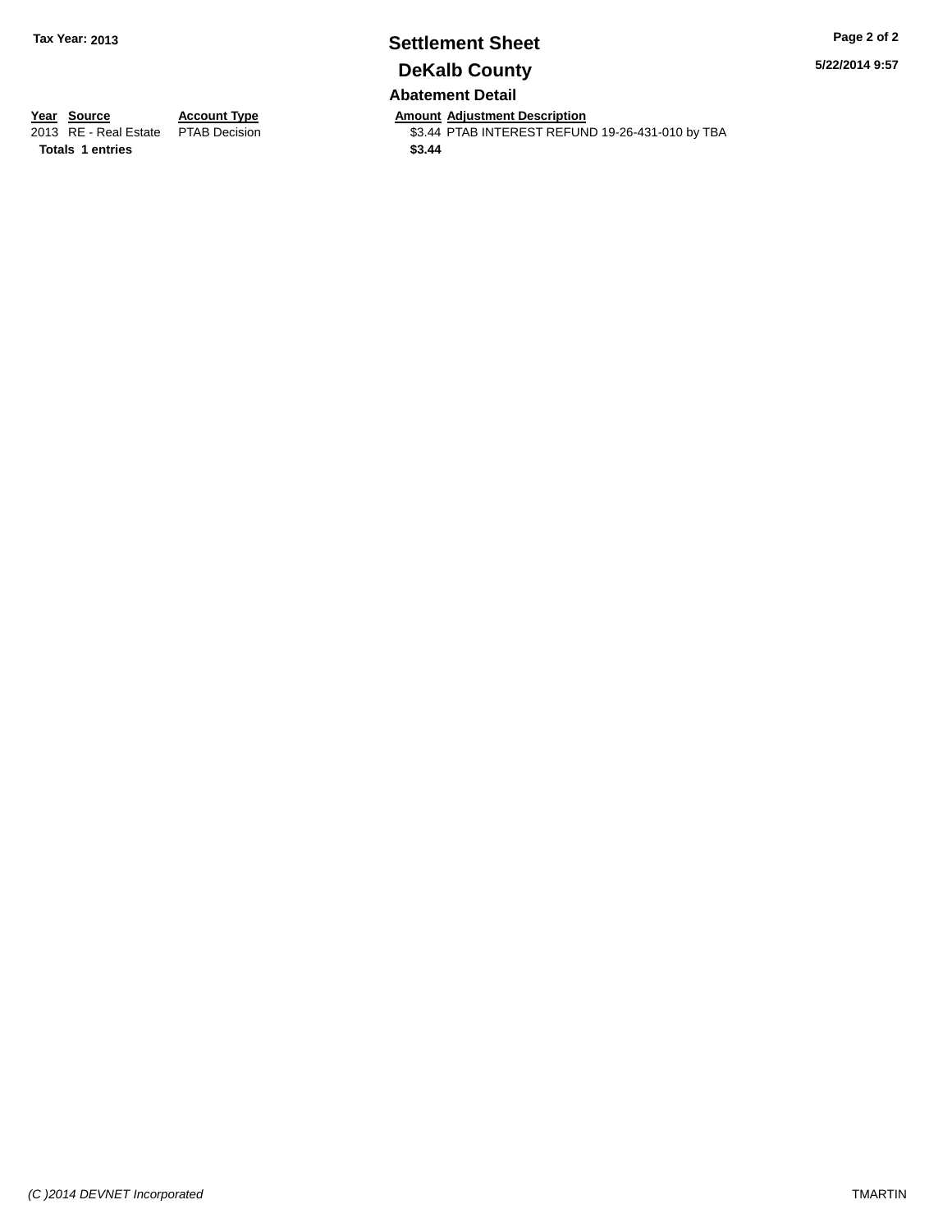# Settlement Sheet

## DeKalb County

**Tax Year: 2013**

5/22/2014 9:57

### Abatement Detail

| Year | Source | Account Type | Amount | Adjustment Description |
|---|---|---|---|---|
| 2013 | RE - Real Estate | PTAB Decision | $3.44 | PTAB INTEREST REFUND 19-26-431-010 by TBA |
| **Totals** | **1 entries** | | **$3.44** | |

*(C )2014 DEVNET Incorporated*

TMARTIN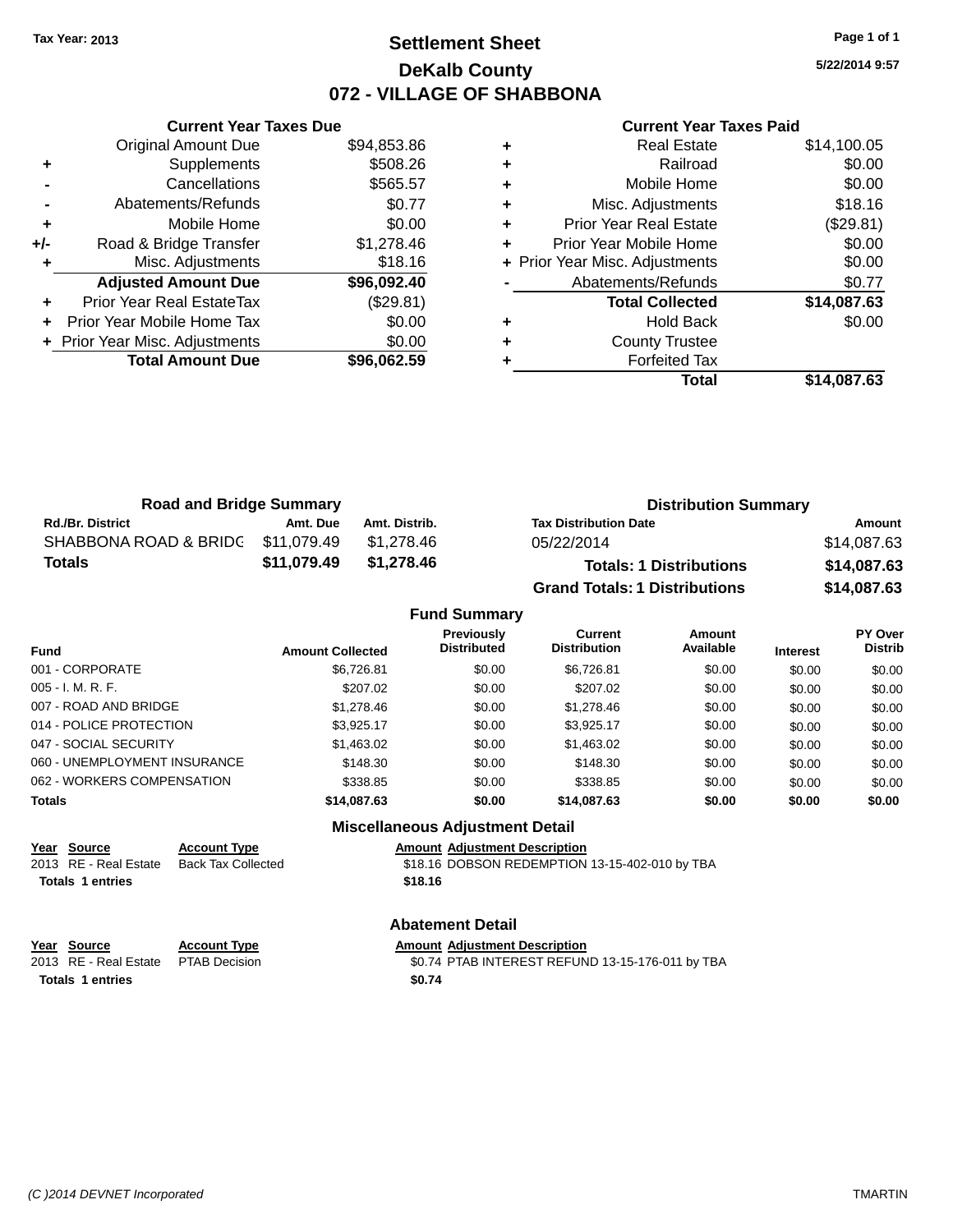Tax Year: 2013

# Settlement Sheet
## DeKalb County
## 072 - VILLAGE OF SHABBONA

5/22/2014 9:57

### Current Year Taxes Due

| | | |
|---|---|---|
| | Original Amount Due | $94,853.86 |
| + | Supplements | $508.26 |
| - | Cancellations | $565.57 |
| - | Abatements/Refunds | $0.77 |
| + | Mobile Home | $0.00 |
| +/- | Road & Bridge Transfer | $1,278.46 |
| + | Misc. Adjustments | $18.16 |
| | **Adjusted Amount Due** | **$96,092.40** |
| + | Prior Year Real EstateTax | ($29.81) |
| + | Prior Year Mobile Home Tax | $0.00 |
| + | Prior Year Misc. Adjustments | $0.00 |
| | **Total Amount Due** | **$96,062.59** |

### Current Year Taxes Paid

| | | |
|---|---|---|
| + | Real Estate | $14,100.05 |
| + | Railroad | $0.00 |
| + | Mobile Home | $0.00 |
| + | Misc. Adjustments | $18.16 |
| + | Prior Year Real Estate | ($29.81) |
| + | Prior Year Mobile Home | $0.00 |
| + | Prior Year Misc. Adjustments | $0.00 |
| - | Abatements/Refunds | $0.77 |
| | **Total Collected** | **$14,087.63** |
| + | Hold Back | $0.00 |
| + | County Trustee | |
| + | Forfeited Tax | |
| | **Total** | **$14,087.63** |

### Road and Bridge Summary

| Rd./Br. District | Amt. Due | Amt. Distrib. |
|---|---|---|
| SHABBONA ROAD & BRIDG | $11,079.49 | $1,278.46 |
| **Totals** | **$11,079.49** | **$1,278.46** |

### Distribution Summary

| Tax Distribution Date | Amount |
|---|---|
| 05/22/2014 | $14,087.63 |
| **Totals: 1 Distributions** | **$14,087.63** |
| **Grand Totals: 1 Distributions** | **$14,087.63** |

### Fund Summary

| Fund | Amount Collected | Previously Distributed | Current Distribution | Amount Available | Interest | PY Over Distrib |
|---|---|---|---|---|---|---|
| 001 - CORPORATE | $6,726.81 | $0.00 | $6,726.81 | $0.00 | $0.00 | $0.00 |
| 005 - I. M. R. F. | $207.02 | $0.00 | $207.02 | $0.00 | $0.00 | $0.00 |
| 007 - ROAD AND BRIDGE | $1,278.46 | $0.00 | $1,278.46 | $0.00 | $0.00 | $0.00 |
| 014 - POLICE PROTECTION | $3,925.17 | $0.00 | $3,925.17 | $0.00 | $0.00 | $0.00 |
| 047 - SOCIAL SECURITY | $1,463.02 | $0.00 | $1,463.02 | $0.00 | $0.00 | $0.00 |
| 060 - UNEMPLOYMENT INSURANCE | $148.30 | $0.00 | $148.30 | $0.00 | $0.00 | $0.00 |
| 062 - WORKERS COMPENSATION | $338.85 | $0.00 | $338.85 | $0.00 | $0.00 | $0.00 |
| **Totals** | **$14,087.63** | **$0.00** | **$14,087.63** | **$0.00** | **$0.00** | **$0.00** |

### Miscellaneous Adjustment Detail

| Year | Source | Account Type | Amount | Adjustment Description |
|---|---|---|---|---|
| 2013 | RE - Real Estate | Back Tax Collected | $18.16 | DOBSON REDEMPTION 13-15-402-010 by TBA |
| **Totals** | **1 entries** | | **$18.16** | |

### Abatement Detail

| Year | Source | Account Type | Amount | Adjustment Description |
|---|---|---|---|---|
| 2013 | RE - Real Estate | PTAB Decision | $0.74 | PTAB INTEREST REFUND 13-15-176-011 by TBA |
| **Totals** | **1 entries** | | **$0.74** | |

(C )2014 DEVNET Incorporated    TMARTIN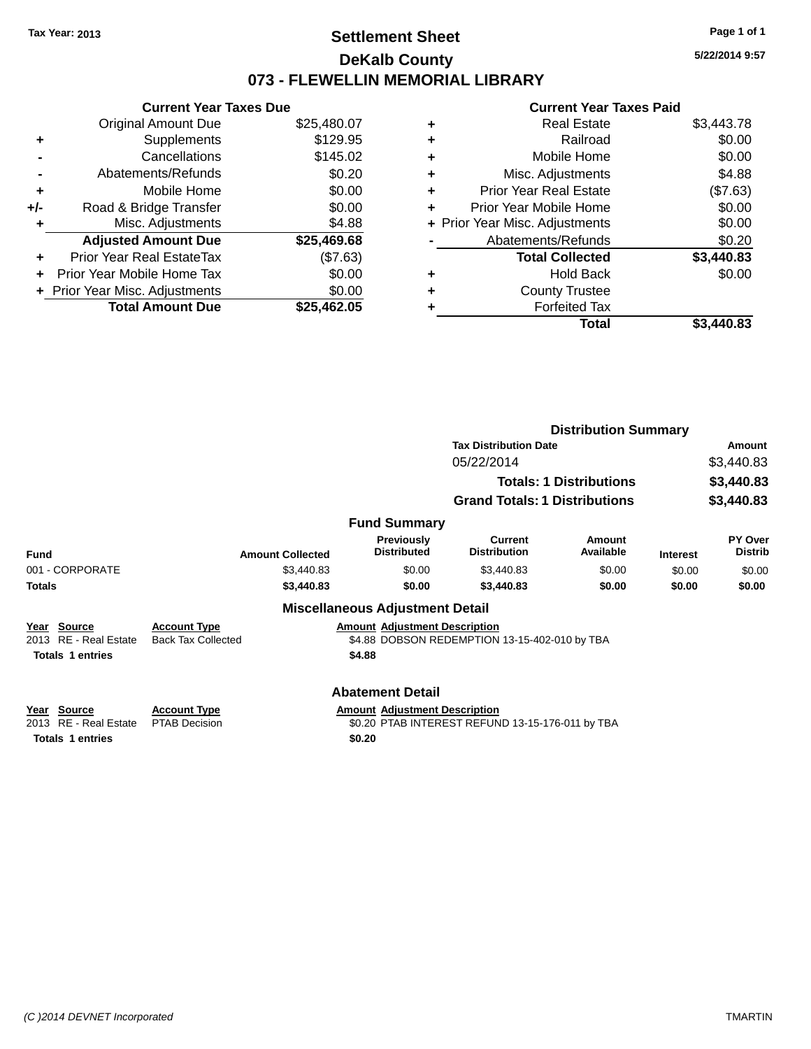Tax Year: 2013

# Settlement Sheet

## DeKalb County

## 073 - FLEWELLIN MEMORIAL LIBRARY

5/22/2014 9:57

### Current Year Taxes Due

| | | |
|---|---|---|
| | Original Amount Due | $25,480.07 |
| + | Supplements | $129.95 |
| - | Cancellations | $145.02 |
| - | Abatements/Refunds | $0.20 |
| + | Mobile Home | $0.00 |
| +/- | Road & Bridge Transfer | $0.00 |
| + | Misc. Adjustments | $4.88 |
| | **Adjusted Amount Due** | **$25,469.68** |
| + | Prior Year Real EstateTax | ($7.63) |
| + | Prior Year Mobile Home Tax | $0.00 |
| + | Prior Year Misc. Adjustments | $0.00 |
| | **Total Amount Due** | **$25,462.05** |

### Current Year Taxes Paid

| | | |
|---|---|---|
| + | Real Estate | $3,443.78 |
| + | Railroad | $0.00 |
| + | Mobile Home | $0.00 |
| + | Misc. Adjustments | $4.88 |
| + | Prior Year Real Estate | ($7.63) |
| + | Prior Year Mobile Home | $0.00 |
| + | Prior Year Misc. Adjustments | $0.00 |
| - | Abatements/Refunds | $0.20 |
| | **Total Collected** | **$3,440.83** |
| + | Hold Back | $0.00 |
| + | County Trustee | |
| + | Forfeited Tax | |
| | **Total** | **$3,440.83** |

### Distribution Summary

| Tax Distribution Date | Amount |
|---|---|
| 05/22/2014 | $3,440.83 |
| **Totals: 1 Distributions** | **$3,440.83** |
| **Grand Totals: 1 Distributions** | **$3,440.83** |

### Fund Summary

| Fund | Amount Collected | Previously Distributed | Current Distribution | Amount Available | Interest | PY Over Distrib |
|---|---|---|---|---|---|---|
| 001 - CORPORATE | $3,440.83 | $0.00 | $3,440.83 | $0.00 | $0.00 | $0.00 |
| **Totals** | **$3,440.83** | **$0.00** | **$3,440.83** | **$0.00** | **$0.00** | **$0.00** |

### Miscellaneous Adjustment Detail

| Year | Source | Account Type | Amount | Adjustment Description |
|---|---|---|---|---|
| 2013 | RE - Real Estate | Back Tax Collected | $4.88 | DOBSON REDEMPTION 13-15-402-010 by TBA |
| **Totals** | **1 entries** | | **$4.88** | |

### Abatement Detail

| Year | Source | Account Type | Amount | Adjustment Description |
|---|---|---|---|---|
| 2013 | RE - Real Estate | PTAB Decision | $0.20 | PTAB INTEREST REFUND 13-15-176-011 by TBA |
| **Totals** | **1 entries** | | **$0.20** | |

(C )2014 DEVNET Incorporated TMARTIN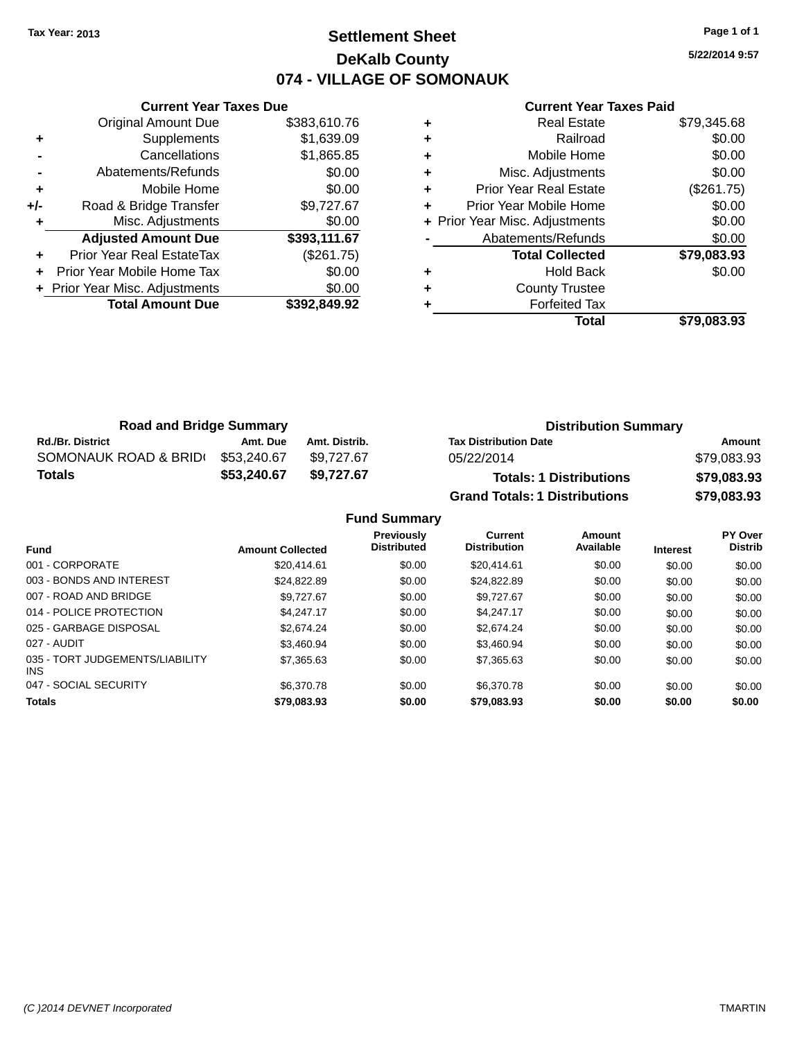Tax Year: 2013

# Settlement Sheet

## DeKalb County

## 074 - VILLAGE OF SOMONAUK

5/22/2014 9:57

### Current Year Taxes Due

| | | |
|---|---|---|
| | Original Amount Due | $383,610.76 |
| + | Supplements | $1,639.09 |
| - | Cancellations | $1,865.85 |
| - | Abatements/Refunds | $0.00 |
| + | Mobile Home | $0.00 |
| +/- | Road & Bridge Transfer | $9,727.67 |
| + | Misc. Adjustments | $0.00 |
| | **Adjusted Amount Due** | **$393,111.67** |
| + | Prior Year Real EstateTax | ($261.75) |
| + | Prior Year Mobile Home Tax | $0.00 |
| + | Prior Year Misc. Adjustments | $0.00 |
| | **Total Amount Due** | **$392,849.92** |

### Current Year Taxes Paid

| | | |
|---|---|---|
| + | Real Estate | $79,345.68 |
| + | Railroad | $0.00 |
| + | Mobile Home | $0.00 |
| + | Misc. Adjustments | $0.00 |
| + | Prior Year Real Estate | ($261.75) |
| + | Prior Year Mobile Home | $0.00 |
| + | Prior Year Misc. Adjustments | $0.00 |
| - | Abatements/Refunds | $0.00 |
| | **Total Collected** | **$79,083.93** |
| + | Hold Back | $0.00 |
| + | County Trustee | |
| + | Forfeited Tax | |
| | **Total** | **$79,083.93** |

### Road and Bridge Summary

| Rd./Br. District | Amt. Due | Amt. Distrib. |
|---|---|---|
| SOMONAUK ROAD & BRID( | $53,240.67 | $9,727.67 |
| **Totals** | **$53,240.67** | **$9,727.67** |

### Distribution Summary

| Tax Distribution Date | Amount |
|---|---|
| 05/22/2014 | $79,083.93 |
| **Totals: 1 Distributions** | **$79,083.93** |
| **Grand Totals: 1 Distributions** | **$79,083.93** |

### Fund Summary

| Fund | Amount Collected | Previously Distributed | Current Distribution | Amount Available | Interest | PY Over Distrib |
|---|---|---|---|---|---|---|
| 001 - CORPORATE | $20,414.61 | $0.00 | $20,414.61 | $0.00 | $0.00 | $0.00 |
| 003 - BONDS AND INTEREST | $24,822.89 | $0.00 | $24,822.89 | $0.00 | $0.00 | $0.00 |
| 007 - ROAD AND BRIDGE | $9,727.67 | $0.00 | $9,727.67 | $0.00 | $0.00 | $0.00 |
| 014 - POLICE PROTECTION | $4,247.17 | $0.00 | $4,247.17 | $0.00 | $0.00 | $0.00 |
| 025 - GARBAGE DISPOSAL | $2,674.24 | $0.00 | $2,674.24 | $0.00 | $0.00 | $0.00 |
| 027 - AUDIT | $3,460.94 | $0.00 | $3,460.94 | $0.00 | $0.00 | $0.00 |
| 035 - TORT JUDGEMENTS/LIABILITY INS | $7,365.63 | $0.00 | $7,365.63 | $0.00 | $0.00 | $0.00 |
| 047 - SOCIAL SECURITY | $6,370.78 | $0.00 | $6,370.78 | $0.00 | $0.00 | $0.00 |
| **Totals** | **$79,083.93** | **$0.00** | **$79,083.93** | **$0.00** | **$0.00** | **$0.00** |

(C )2014 DEVNET Incorporated TMARTIN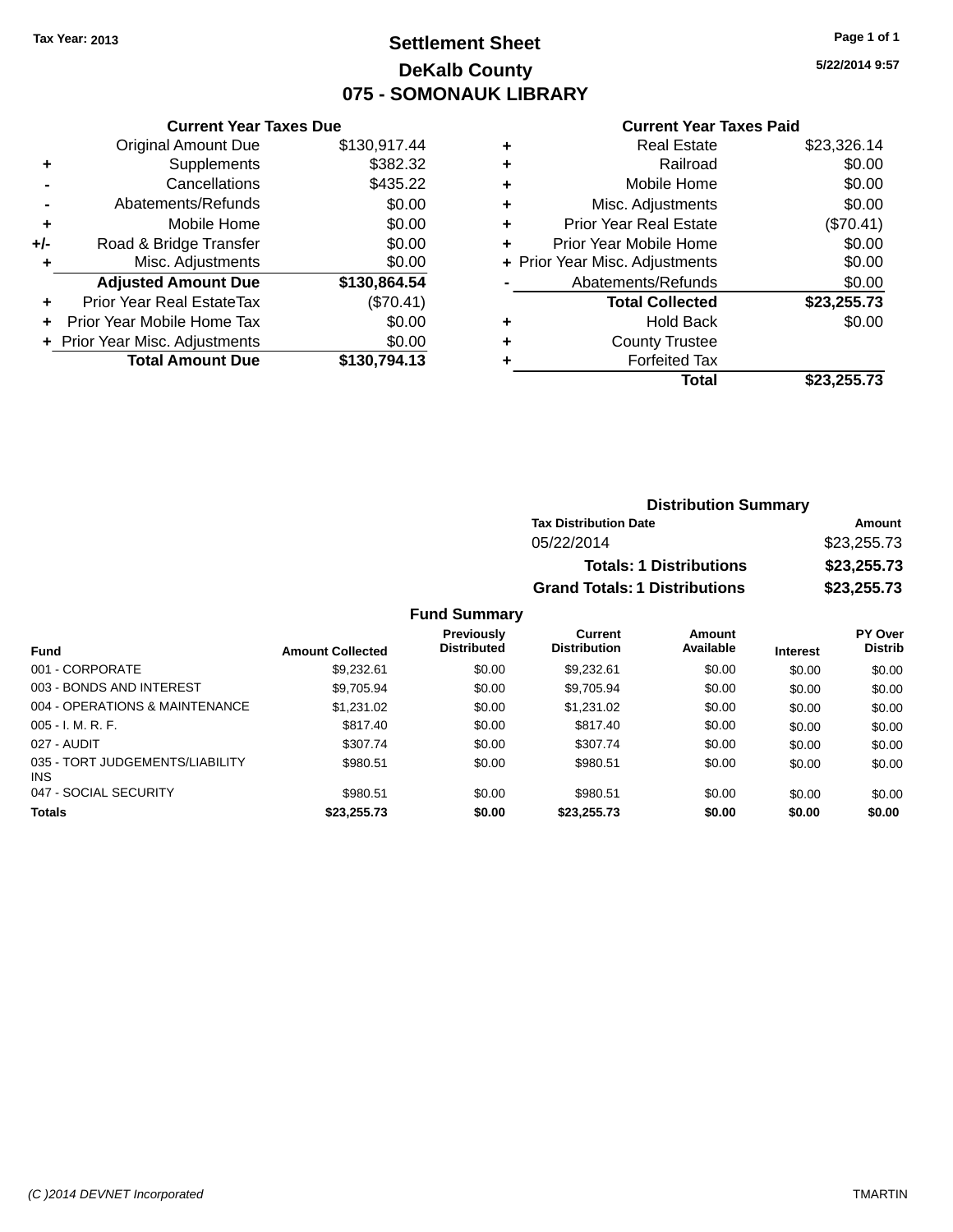Tax Year: 2013

# Settlement Sheet
## DeKalb County
## 075 - SOMONAUK LIBRARY

5/22/2014 9:57

### Current Year Taxes Due

| | | |
|---|---|---|
| | Original Amount Due | $130,917.44 |
| + | Supplements | $382.32 |
| - | Cancellations | $435.22 |
| - | Abatements/Refunds | $0.00 |
| + | Mobile Home | $0.00 |
| +/- | Road & Bridge Transfer | $0.00 |
| + | Misc. Adjustments | $0.00 |
| | **Adjusted Amount Due** | **$130,864.54** |
| + | Prior Year Real EstateTax | ($70.41) |
| + | Prior Year Mobile Home Tax | $0.00 |
| + | Prior Year Misc. Adjustments | $0.00 |
| | **Total Amount Due** | **$130,794.13** |

### Current Year Taxes Paid

| | | |
|---|---|---|
| + | Real Estate | $23,326.14 |
| + | Railroad | $0.00 |
| + | Mobile Home | $0.00 |
| + | Misc. Adjustments | $0.00 |
| + | Prior Year Real Estate | ($70.41) |
| + | Prior Year Mobile Home | $0.00 |
| + | Prior Year Misc. Adjustments | $0.00 |
| - | Abatements/Refunds | $0.00 |
| | **Total Collected** | **$23,255.73** |
| + | Hold Back | $0.00 |
| + | County Trustee | |
| + | Forfeited Tax | |
| | **Total** | **$23,255.73** |

### Distribution Summary

| Tax Distribution Date | Amount |
|---|---|
| 05/22/2014 | $23,255.73 |
| **Totals: 1 Distributions** | **$23,255.73** |
| **Grand Totals: 1 Distributions** | **$23,255.73** |

### Fund Summary

| Fund | Amount Collected | Previously Distributed | Current Distribution | Amount Available | Interest | PY Over Distrib |
|---|---|---|---|---|---|---|
| 001 - CORPORATE | $9,232.61 | $0.00 | $9,232.61 | $0.00 | $0.00 | $0.00 |
| 003 - BONDS AND INTEREST | $9,705.94 | $0.00 | $9,705.94 | $0.00 | $0.00 | $0.00 |
| 004 - OPERATIONS & MAINTENANCE | $1,231.02 | $0.00 | $1,231.02 | $0.00 | $0.00 | $0.00 |
| 005 - I. M. R. F. | $817.40 | $0.00 | $817.40 | $0.00 | $0.00 | $0.00 |
| 027 - AUDIT | $307.74 | $0.00 | $307.74 | $0.00 | $0.00 | $0.00 |
| 035 - TORT JUDGEMENTS/LIABILITY INS | $980.51 | $0.00 | $980.51 | $0.00 | $0.00 | $0.00 |
| 047 - SOCIAL SECURITY | $980.51 | $0.00 | $980.51 | $0.00 | $0.00 | $0.00 |
| **Totals** | **$23,255.73** | **$0.00** | **$23,255.73** | **$0.00** | **$0.00** | **$0.00** |

(C )2014 DEVNET Incorporated — TMARTIN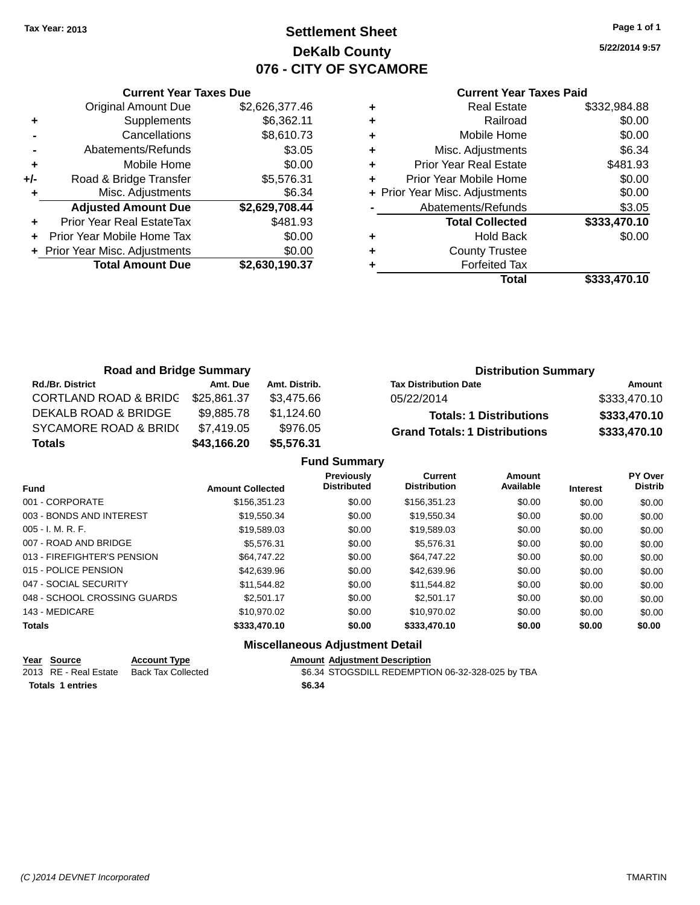**Tax Year: 2013**

# Settlement Sheet
## DeKalb County
## 076 - CITY OF SYCAMORE

**5/22/2014 9:57**

### Current Year Taxes Due

| | | Amount |
|---|---|---|
| | Original Amount Due | $2,626,377.46 |
| + | Supplements | $6,362.11 |
| - | Cancellations | $8,610.73 |
| - | Abatements/Refunds | $3.05 |
| + | Mobile Home | $0.00 |
| +/- | Road & Bridge Transfer | $5,576.31 |
| + | Misc. Adjustments | $6.34 |
| | **Adjusted Amount Due** | **$2,629,708.44** |
| + | Prior Year Real EstateTax | $481.93 |
| + | Prior Year Mobile Home Tax | $0.00 |
| + | Prior Year Misc. Adjustments | $0.00 |
| | **Total Amount Due** | **$2,630,190.37** |

### Current Year Taxes Paid

| | | Amount |
|---|---|---|
| + | Real Estate | $332,984.88 |
| + | Railroad | $0.00 |
| + | Mobile Home | $0.00 |
| + | Misc. Adjustments | $6.34 |
| + | Prior Year Real Estate | $481.93 |
| + | Prior Year Mobile Home | $0.00 |
| + | Prior Year Misc. Adjustments | $0.00 |
| - | Abatements/Refunds | $3.05 |
| | **Total Collected** | **$333,470.10** |
| + | Hold Back | $0.00 |
| + | County Trustee | |
| + | Forfeited Tax | |
| | **Total** | **$333,470.10** |

### Road and Bridge Summary

| Rd./Br. District | Amt. Due | Amt. Distrib. |
|---|---|---|
| CORTLAND ROAD & BRIDG | $25,861.37 | $3,475.66 |
| DEKALB ROAD & BRIDGE | $9,885.78 | $1,124.60 |
| SYCAMORE ROAD & BRID( | $7,419.05 | $976.05 |
| **Totals** | **$43,166.20** | **$5,576.31** |

### Distribution Summary

| Tax Distribution Date | Amount |
|---|---|
| 05/22/2014 | $333,470.10 |
| **Totals: 1 Distributions** | **$333,470.10** |
| **Grand Totals: 1 Distributions** | **$333,470.10** |

### Fund Summary

| Fund | Amount Collected | Previously Distributed | Current Distribution | Amount Available | Interest | PY Over Distrib |
|---|---|---|---|---|---|---|
| 001 - CORPORATE | $156,351.23 | $0.00 | $156,351.23 | $0.00 | $0.00 | $0.00 |
| 003 - BONDS AND INTEREST | $19,550.34 | $0.00 | $19,550.34 | $0.00 | $0.00 | $0.00 |
| 005 - I. M. R. F. | $19,589.03 | $0.00 | $19,589.03 | $0.00 | $0.00 | $0.00 |
| 007 - ROAD AND BRIDGE | $5,576.31 | $0.00 | $5,576.31 | $0.00 | $0.00 | $0.00 |
| 013 - FIREFIGHTER'S PENSION | $64,747.22 | $0.00 | $64,747.22 | $0.00 | $0.00 | $0.00 |
| 015 - POLICE PENSION | $42,639.96 | $0.00 | $42,639.96 | $0.00 | $0.00 | $0.00 |
| 047 - SOCIAL SECURITY | $11,544.82 | $0.00 | $11,544.82 | $0.00 | $0.00 | $0.00 |
| 048 - SCHOOL CROSSING GUARDS | $2,501.17 | $0.00 | $2,501.17 | $0.00 | $0.00 | $0.00 |
| 143 - MEDICARE | $10,970.02 | $0.00 | $10,970.02 | $0.00 | $0.00 | $0.00 |
| **Totals** | **$333,470.10** | **$0.00** | **$333,470.10** | **$0.00** | **$0.00** | **$0.00** |

### Miscellaneous Adjustment Detail

| Year | Source | Account Type | Amount | Adjustment Description |
|---|---|---|---|---|
| 2013 | RE - Real Estate | Back Tax Collected | $6.34 | STOGSDILL REDEMPTION 06-32-328-025 by TBA |
| **Totals** | **1 entries** | | **$6.34** | |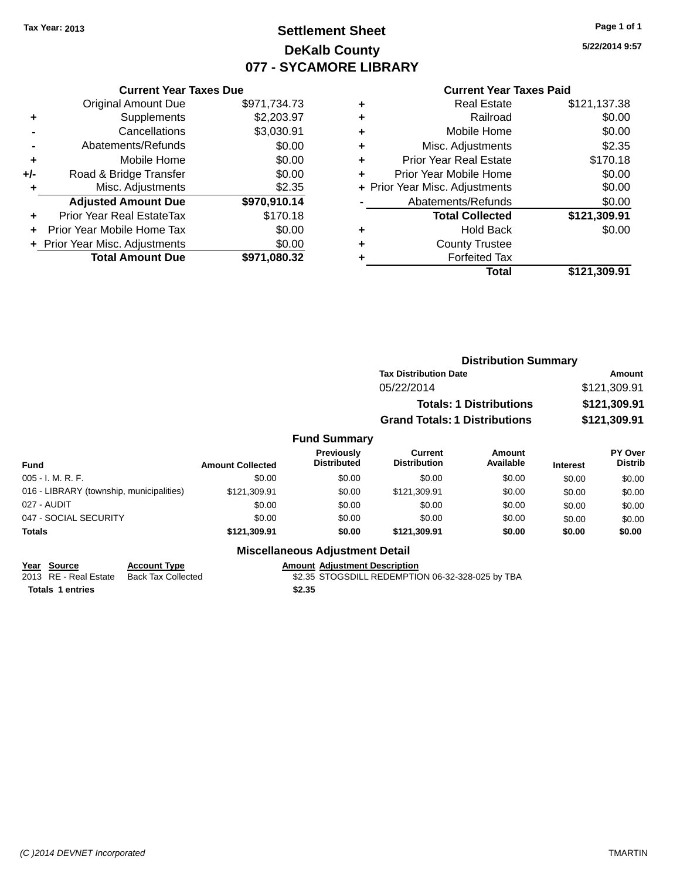Tax Year: 2013

# Settlement Sheet
## DeKalb County
## 077 - SYCAMORE LIBRARY

5/22/2014 9:57

### Current Year Taxes Due

| | | |
|---|---|---|
| | Original Amount Due | $971,734.73 |
| + | Supplements | $2,203.97 |
| - | Cancellations | $3,030.91 |
| - | Abatements/Refunds | $0.00 |
| + | Mobile Home | $0.00 |
| +/- | Road & Bridge Transfer | $0.00 |
| + | Misc. Adjustments | $2.35 |
| | **Adjusted Amount Due** | **$970,910.14** |
| + | Prior Year Real EstateTax | $170.18 |
| + | Prior Year Mobile Home Tax | $0.00 |
| + | Prior Year Misc. Adjustments | $0.00 |
| | **Total Amount Due** | **$971,080.32** |

### Current Year Taxes Paid

| | | |
|---|---|---|
| + | Real Estate | $121,137.38 |
| + | Railroad | $0.00 |
| + | Mobile Home | $0.00 |
| + | Misc. Adjustments | $2.35 |
| + | Prior Year Real Estate | $170.18 |
| + | Prior Year Mobile Home | $0.00 |
| + | Prior Year Misc. Adjustments | $0.00 |
| - | Abatements/Refunds | $0.00 |
| | **Total Collected** | **$121,309.91** |
| + | Hold Back | $0.00 |
| + | County Trustee | |
| + | Forfeited Tax | |
| | **Total** | **$121,309.91** |

### Distribution Summary

| Tax Distribution Date | Amount |
|---|---|
| 05/22/2014 | $121,309.91 |
| **Totals: 1 Distributions** | **$121,309.91** |
| **Grand Totals: 1 Distributions** | **$121,309.91** |

### Fund Summary

| Fund | Amount Collected | Previously Distributed | Current Distribution | Amount Available | Interest | PY Over Distrib |
|---|---|---|---|---|---|---|
| 005 - I. M. R. F. | $0.00 | $0.00 | $0.00 | $0.00 | $0.00 | $0.00 |
| 016 - LIBRARY (township, municipalities) | $121,309.91 | $0.00 | $121,309.91 | $0.00 | $0.00 | $0.00 |
| 027 - AUDIT | $0.00 | $0.00 | $0.00 | $0.00 | $0.00 | $0.00 |
| 047 - SOCIAL SECURITY | $0.00 | $0.00 | $0.00 | $0.00 | $0.00 | $0.00 |
| **Totals** | **$121,309.91** | **$0.00** | **$121,309.91** | **$0.00** | **$0.00** | **$0.00** |

### Miscellaneous Adjustment Detail

| Year | Source | Account Type | Amount | Adjustment Description |
|---|---|---|---|---|
| 2013 | RE - Real Estate | Back Tax Collected | $2.35 | STOGSDILL REDEMPTION 06-32-328-025 by TBA |
| **Totals** | **1 entries** | | **$2.35** | |

(C )2014 DEVNET Incorporated — TMARTIN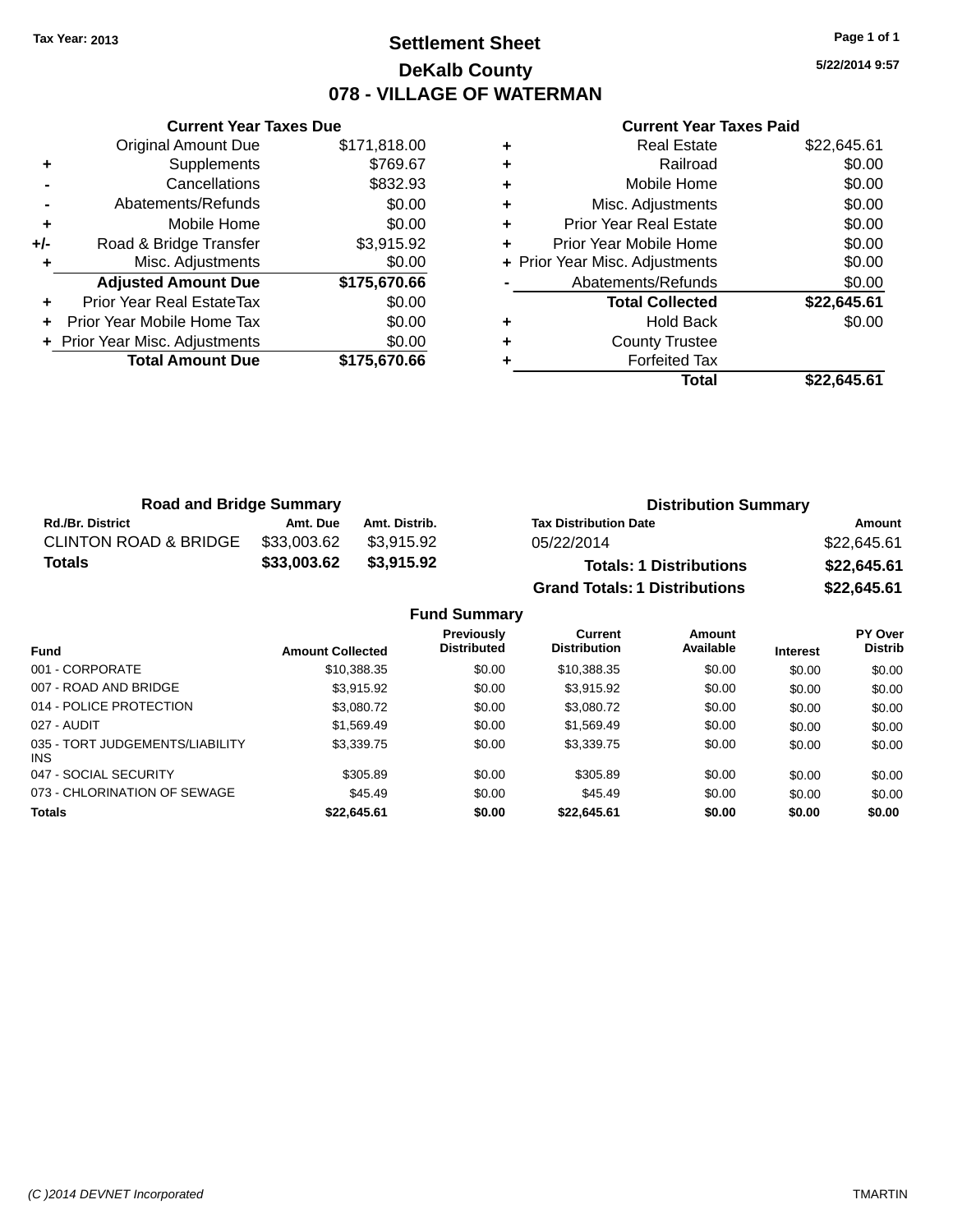Tax Year: 2013

# Settlement Sheet

## DeKalb County

## 078 - VILLAGE OF WATERMAN

5/22/2014 9:57

### Current Year Taxes Due

| | | |
|---|---|---|
| | Original Amount Due | $171,818.00 |
| + | Supplements | $769.67 |
| - | Cancellations | $832.93 |
| - | Abatements/Refunds | $0.00 |
| + | Mobile Home | $0.00 |
| +/- | Road & Bridge Transfer | $3,915.92 |
| + | Misc. Adjustments | $0.00 |
| | **Adjusted Amount Due** | **$175,670.66** |
| + | Prior Year Real EstateTax | $0.00 |
| + | Prior Year Mobile Home Tax | $0.00 |
| + | Prior Year Misc. Adjustments | $0.00 |
| | **Total Amount Due** | **$175,670.66** |

### Current Year Taxes Paid

| | | |
|---|---|---|
| + | Real Estate | $22,645.61 |
| + | Railroad | $0.00 |
| + | Mobile Home | $0.00 |
| + | Misc. Adjustments | $0.00 |
| + | Prior Year Real Estate | $0.00 |
| + | Prior Year Mobile Home | $0.00 |
| + | Prior Year Misc. Adjustments | $0.00 |
| - | Abatements/Refunds | $0.00 |
| | **Total Collected** | **$22,645.61** |
| + | Hold Back | $0.00 |
| + | County Trustee | |
| + | Forfeited Tax | |
| | **Total** | **$22,645.61** |

### Road and Bridge Summary

| Rd./Br. District | Amt. Due | Amt. Distrib. |
|---|---|---|
| CLINTON ROAD & BRIDGE | $33,003.62 | $3,915.92 |
| **Totals** | **$33,003.62** | **$3,915.92** |

### Distribution Summary

| Tax Distribution Date | Amount |
|---|---|
| 05/22/2014 | $22,645.61 |
| **Totals: 1 Distributions** | **$22,645.61** |
| **Grand Totals: 1 Distributions** | **$22,645.61** |

### Fund Summary

| Fund | Amount Collected | Previously Distributed | Current Distribution | Amount Available | Interest | PY Over Distrib |
|---|---|---|---|---|---|---|
| 001 - CORPORATE | $10,388.35 | $0.00 | $10,388.35 | $0.00 | $0.00 | $0.00 |
| 007 - ROAD AND BRIDGE | $3,915.92 | $0.00 | $3,915.92 | $0.00 | $0.00 | $0.00 |
| 014 - POLICE PROTECTION | $3,080.72 | $0.00 | $3,080.72 | $0.00 | $0.00 | $0.00 |
| 027 - AUDIT | $1,569.49 | $0.00 | $1,569.49 | $0.00 | $0.00 | $0.00 |
| 035 - TORT JUDGEMENTS/LIABILITY INS | $3,339.75 | $0.00 | $3,339.75 | $0.00 | $0.00 | $0.00 |
| 047 - SOCIAL SECURITY | $305.89 | $0.00 | $305.89 | $0.00 | $0.00 | $0.00 |
| 073 - CHLORINATION OF SEWAGE | $45.49 | $0.00 | $45.49 | $0.00 | $0.00 | $0.00 |
| **Totals** | **$22,645.61** | **$0.00** | **$22,645.61** | **$0.00** | **$0.00** | **$0.00** |

(C )2014 DEVNET Incorporated TMARTIN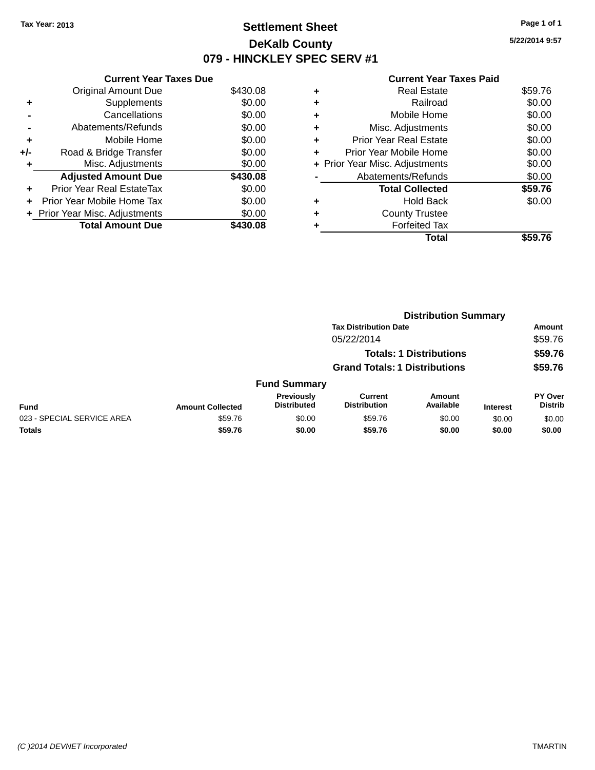Tax Year: 2013

# Settlement Sheet

## DeKalb County

## 079 - HINCKLEY SPEC SERV #1

5/22/2014 9:57

| | Current Year Taxes Due | |
|---|---|---|
| | Original Amount Due | $430.08 |
| + | Supplements | $0.00 |
| - | Cancellations | $0.00 |
| - | Abatements/Refunds | $0.00 |
| + | Mobile Home | $0.00 |
| +/- | Road & Bridge Transfer | $0.00 |
| + | Misc. Adjustments | $0.00 |
| | **Adjusted Amount Due** | **$430.08** |
| + | Prior Year Real EstateTax | $0.00 |
| + | Prior Year Mobile Home Tax | $0.00 |
| + | Prior Year Misc. Adjustments | $0.00 |
| | **Total Amount Due** | **$430.08** |

| | Current Year Taxes Paid | |
|---|---|---|
| + | Real Estate | $59.76 |
| + | Railroad | $0.00 |
| + | Mobile Home | $0.00 |
| + | Misc. Adjustments | $0.00 |
| + | Prior Year Real Estate | $0.00 |
| + | Prior Year Mobile Home | $0.00 |
| + | Prior Year Misc. Adjustments | $0.00 |
| - | Abatements/Refunds | $0.00 |
| | **Total Collected** | **$59.76** |
| + | Hold Back | $0.00 |
| + | County Trustee | |
| + | Forfeited Tax | |
| | **Total** | **$59.76** |

### Distribution Summary

| Tax Distribution Date | Amount |
|---|---|
| 05/22/2014 | $59.76 |
| **Totals: 1 Distributions** | **$59.76** |
| **Grand Totals: 1 Distributions** | **$59.76** |

### Fund Summary

| Fund | Amount Collected | Previously Distributed | Current Distribution | Amount Available | Interest | PY Over Distrib |
|---|---|---|---|---|---|---|
| 023 - SPECIAL SERVICE AREA | $59.76 | $0.00 | $59.76 | $0.00 | $0.00 | $0.00 |
| **Totals** | **$59.76** | **$0.00** | **$59.76** | **$0.00** | **$0.00** | **$0.00** |

(C )2014 DEVNET Incorporated TMARTIN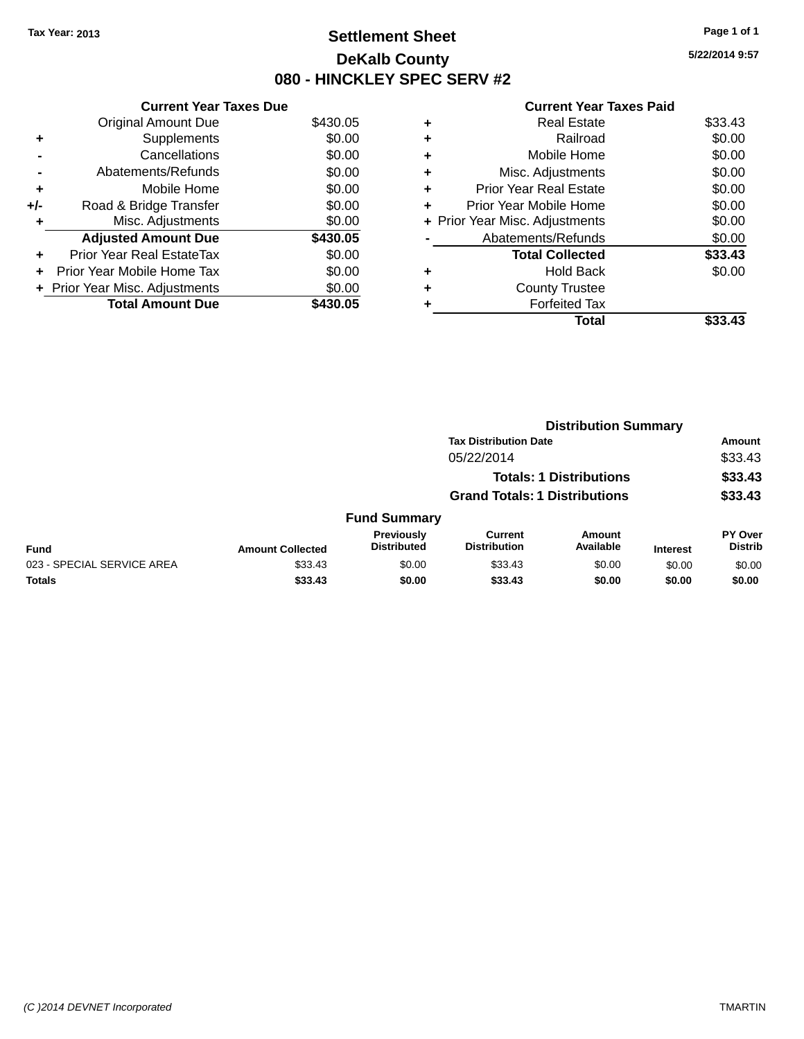Tax Year: 2013

# Settlement Sheet
## DeKalb County
## 080 - HINCKLEY SPEC SERV #2

5/22/2014 9:57

### Current Year Taxes Due

| | | |
|---|---|---|
| | Original Amount Due | $430.05 |
| + | Supplements | $0.00 |
| - | Cancellations | $0.00 |
| - | Abatements/Refunds | $0.00 |
| + | Mobile Home | $0.00 |
| +/- | Road & Bridge Transfer | $0.00 |
| + | Misc. Adjustments | $0.00 |
| | **Adjusted Amount Due** | **$430.05** |
| + | Prior Year Real EstateTax | $0.00 |
| + | Prior Year Mobile Home Tax | $0.00 |
| + | Prior Year Misc. Adjustments | $0.00 |
| | **Total Amount Due** | **$430.05** |

### Current Year Taxes Paid

| | | |
|---|---|---|
| + | Real Estate | $33.43 |
| + | Railroad | $0.00 |
| + | Mobile Home | $0.00 |
| + | Misc. Adjustments | $0.00 |
| + | Prior Year Real Estate | $0.00 |
| + | Prior Year Mobile Home | $0.00 |
| + | Prior Year Misc. Adjustments | $0.00 |
| - | Abatements/Refunds | $0.00 |
| | **Total Collected** | **$33.43** |
| + | Hold Back | $0.00 |
| + | County Trustee | |
| + | Forfeited Tax | |
| | **Total** | **$33.43** |

### Distribution Summary

| Tax Distribution Date | Amount |
|---|---|
| 05/22/2014 | $33.43 |
| **Totals: 1 Distributions** | **$33.43** |
| **Grand Totals: 1 Distributions** | **$33.43** |

### Fund Summary

| Fund | Amount Collected | Previously Distributed | Current Distribution | Amount Available | Interest | PY Over Distrib |
|---|---|---|---|---|---|---|
| 023 - SPECIAL SERVICE AREA | $33.43 | $0.00 | $33.43 | $0.00 | $0.00 | $0.00 |
| **Totals** | **$33.43** | **$0.00** | **$33.43** | **$0.00** | **$0.00** | **$0.00** |

(C )2014 DEVNET Incorporated TMARTIN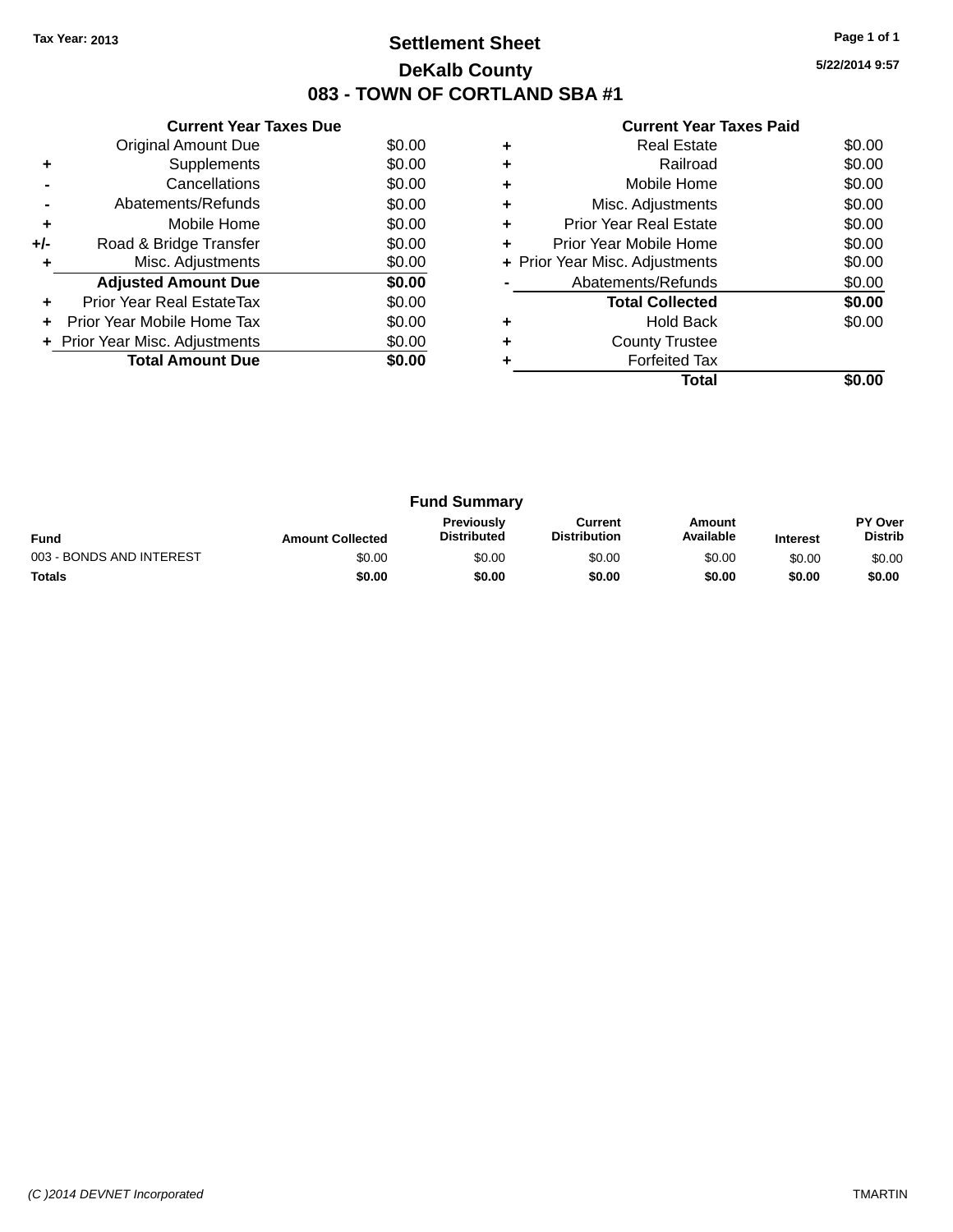Tax Year: 2013

# Settlement Sheet

## DeKalb County

## 083 - TOWN OF CORTLAND SBA #1

5/22/2014 9:57

### Current Year Taxes Due

| | | |
|---|---|---|
| | Original Amount Due | $0.00 |
| + | Supplements | $0.00 |
| - | Cancellations | $0.00 |
| - | Abatements/Refunds | $0.00 |
| + | Mobile Home | $0.00 |
| +/- | Road & Bridge Transfer | $0.00 |
| + | Misc. Adjustments | $0.00 |
| | **Adjusted Amount Due** | **$0.00** |
| + | Prior Year Real EstateTax | $0.00 |
| + | Prior Year Mobile Home Tax | $0.00 |
| + | Prior Year Misc. Adjustments | $0.00 |
| | **Total Amount Due** | **$0.00** |

### Current Year Taxes Paid

| | | |
|---|---|---|
| + | Real Estate | $0.00 |
| + | Railroad | $0.00 |
| + | Mobile Home | $0.00 |
| + | Misc. Adjustments | $0.00 |
| + | Prior Year Real Estate | $0.00 |
| + | Prior Year Mobile Home | $0.00 |
| + | Prior Year Misc. Adjustments | $0.00 |
| - | Abatements/Refunds | $0.00 |
| | **Total Collected** | **$0.00** |
| + | Hold Back | $0.00 |
| + | County Trustee | |
| + | Forfeited Tax | |
| | **Total** | **$0.00** |

### Fund Summary

| Fund | Amount Collected | Previously Distributed | Current Distribution | Amount Available | Interest | PY Over Distrib |
|---|---|---|---|---|---|---|
| 003 - BONDS AND INTEREST | $0.00 | $0.00 | $0.00 | $0.00 | $0.00 | $0.00 |
| **Totals** | **$0.00** | **$0.00** | **$0.00** | **$0.00** | **$0.00** | **$0.00** |

(C )2014 DEVNET Incorporated

TMARTIN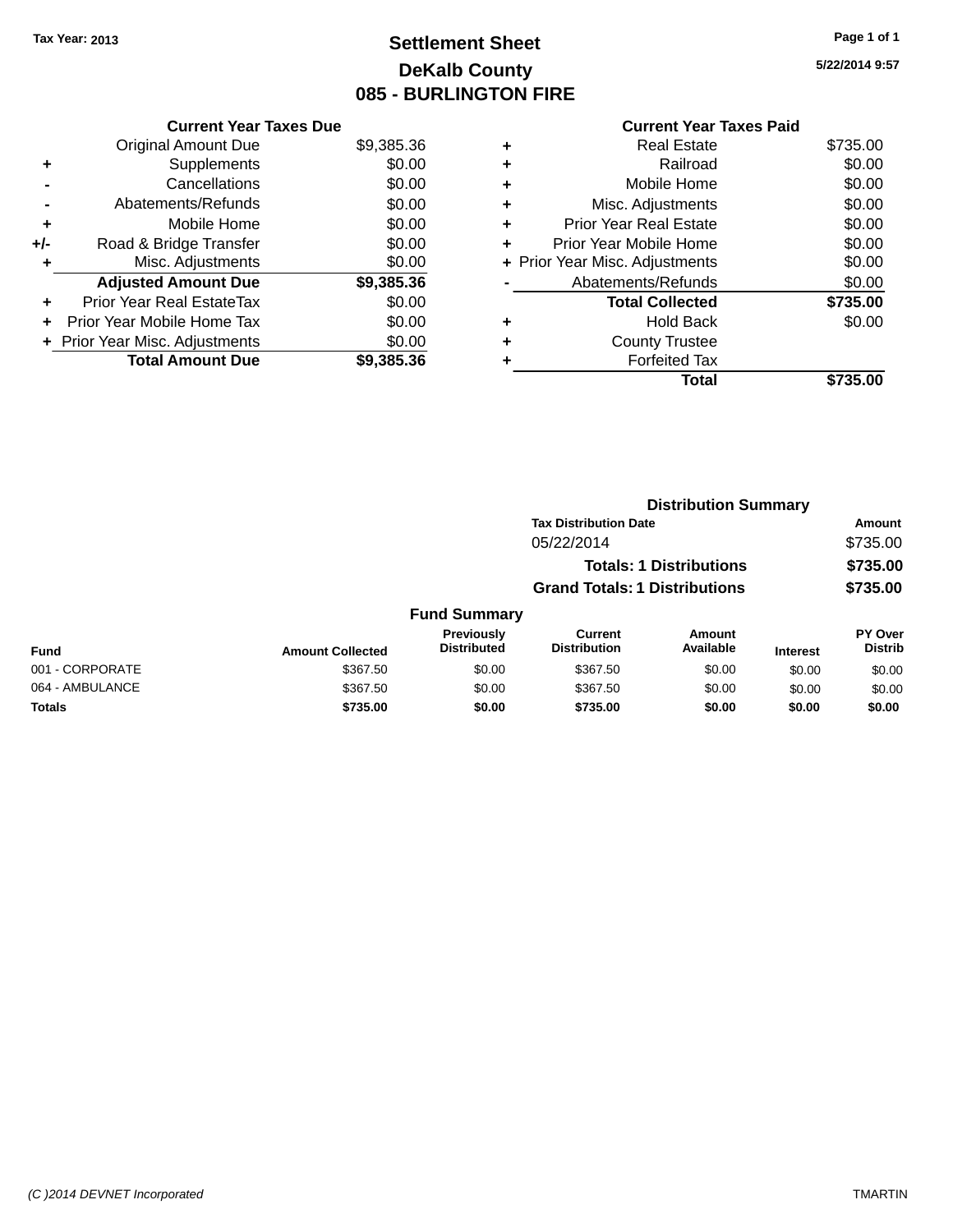Tax Year: 2013

# Settlement Sheet
## DeKalb County
## 085 - BURLINGTON FIRE

5/22/2014 9:57

### Current Year Taxes Due

| | | |
|---|---|---|
| | Original Amount Due | $9,385.36 |
| + | Supplements | $0.00 |
| - | Cancellations | $0.00 |
| - | Abatements/Refunds | $0.00 |
| + | Mobile Home | $0.00 |
| +/- | Road & Bridge Transfer | $0.00 |
| + | Misc. Adjustments | $0.00 |
| | **Adjusted Amount Due** | **$9,385.36** |
| + | Prior Year Real EstateTax | $0.00 |
| + | Prior Year Mobile Home Tax | $0.00 |
| + | Prior Year Misc. Adjustments | $0.00 |
| | **Total Amount Due** | **$9,385.36** |

### Current Year Taxes Paid

| | | |
|---|---|---|
| + | Real Estate | $735.00 |
| + | Railroad | $0.00 |
| + | Mobile Home | $0.00 |
| + | Misc. Adjustments | $0.00 |
| + | Prior Year Real Estate | $0.00 |
| + | Prior Year Mobile Home | $0.00 |
| + | Prior Year Misc. Adjustments | $0.00 |
| - | Abatements/Refunds | $0.00 |
| | **Total Collected** | **$735.00** |
| + | Hold Back | $0.00 |
| + | County Trustee | |
| + | Forfeited Tax | |
| | **Total** | **$735.00** |

### Distribution Summary

| Tax Distribution Date | Amount |
|---|---|
| 05/22/2014 | $735.00 |
| **Totals: 1 Distributions** | **$735.00** |
| **Grand Totals: 1 Distributions** | **$735.00** |

### Fund Summary

| Fund | Amount Collected | Previously Distributed | Current Distribution | Amount Available | Interest | PY Over Distrib |
|---|---|---|---|---|---|---|
| 001 - CORPORATE | $367.50 | $0.00 | $367.50 | $0.00 | $0.00 | $0.00 |
| 064 - AMBULANCE | $367.50 | $0.00 | $367.50 | $0.00 | $0.00 | $0.00 |
| **Totals** | **$735.00** | **$0.00** | **$735.00** | **$0.00** | **$0.00** | **$0.00** |

(C )2014 DEVNET Incorporated — TMARTIN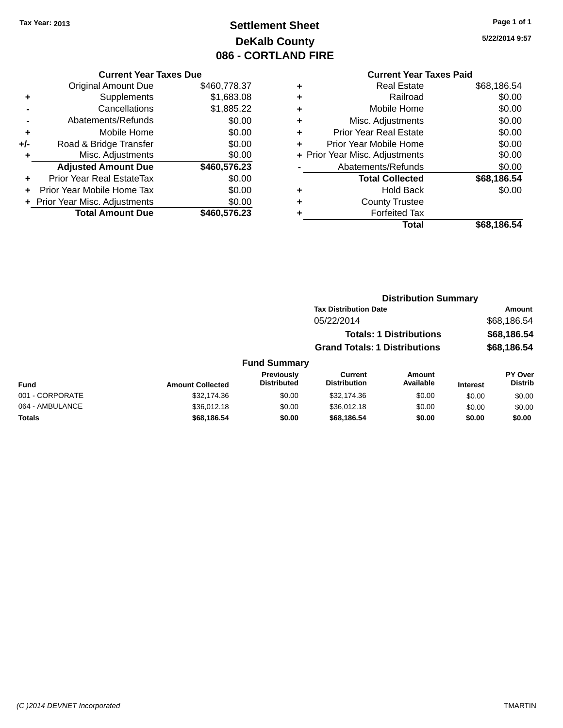Tax Year: 2013

# Settlement Sheet
## DeKalb County
## 086 - CORTLAND FIRE

5/22/2014 9:57

### Current Year Taxes Due

| | | |
|---|---|---|
| | Original Amount Due | $460,778.37 |
| + | Supplements | $1,683.08 |
| - | Cancellations | $1,885.22 |
| - | Abatements/Refunds | $0.00 |
| + | Mobile Home | $0.00 |
| +/- | Road & Bridge Transfer | $0.00 |
| + | Misc. Adjustments | $0.00 |
| | **Adjusted Amount Due** | **$460,576.23** |
| + | Prior Year Real EstateTax | $0.00 |
| + | Prior Year Mobile Home Tax | $0.00 |
| + | Prior Year Misc. Adjustments | $0.00 |
| | **Total Amount Due** | **$460,576.23** |

### Current Year Taxes Paid

| | | |
|---|---|---|
| + | Real Estate | $68,186.54 |
| + | Railroad | $0.00 |
| + | Mobile Home | $0.00 |
| + | Misc. Adjustments | $0.00 |
| + | Prior Year Real Estate | $0.00 |
| + | Prior Year Mobile Home | $0.00 |
| + | Prior Year Misc. Adjustments | $0.00 |
| - | Abatements/Refunds | $0.00 |
| | **Total Collected** | **$68,186.54** |
| + | Hold Back | $0.00 |
| + | County Trustee | |
| + | Forfeited Tax | |
| | **Total** | **$68,186.54** |

### Distribution Summary

| Tax Distribution Date | Amount |
|---|---|
| 05/22/2014 | $68,186.54 |
| **Totals: 1 Distributions** | **$68,186.54** |
| **Grand Totals: 1 Distributions** | **$68,186.54** |

### Fund Summary

| Fund | Amount Collected | Previously Distributed | Current Distribution | Amount Available | Interest | PY Over Distrib |
|---|---|---|---|---|---|---|
| 001 - CORPORATE | $32,174.36 | $0.00 | $32,174.36 | $0.00 | $0.00 | $0.00 |
| 064 - AMBULANCE | $36,012.18 | $0.00 | $36,012.18 | $0.00 | $0.00 | $0.00 |
| **Totals** | **$68,186.54** | **$0.00** | **$68,186.54** | **$0.00** | **$0.00** | **$0.00** |

(C )2014 DEVNET Incorporated TMARTIN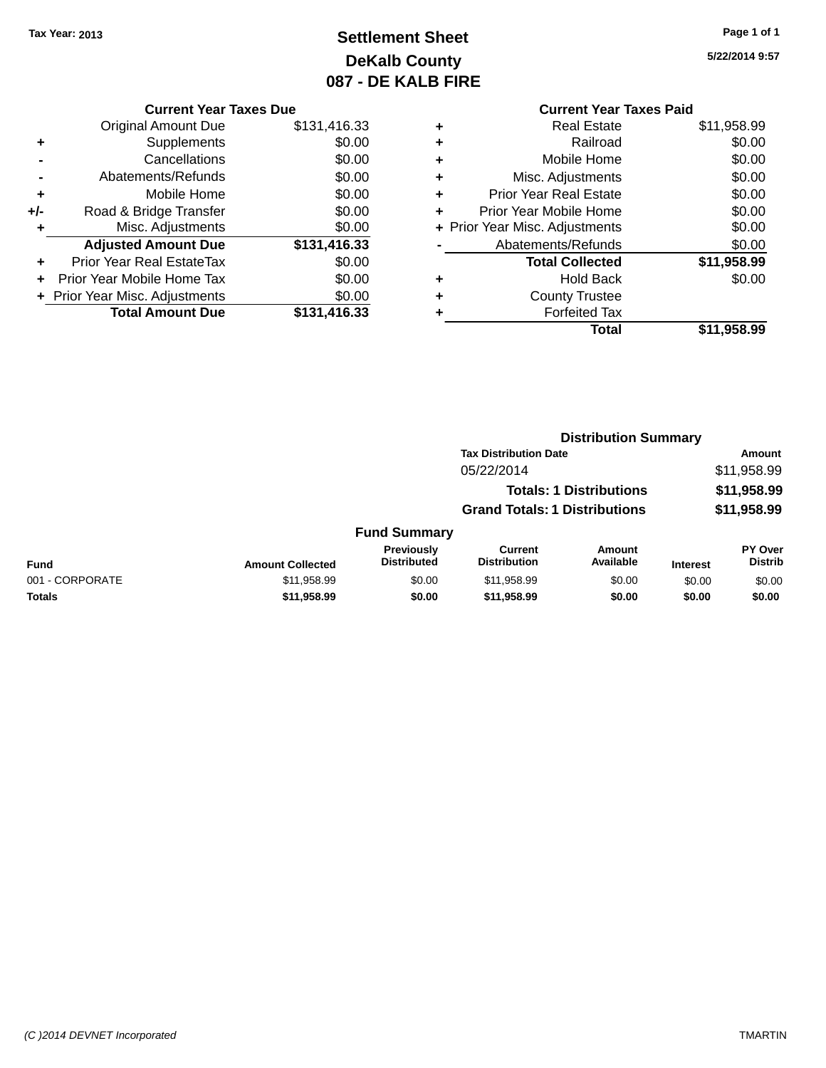Tax Year: 2013

# Settlement Sheet
## DeKalb County
## 087 - DE KALB FIRE

5/22/2014 9:57

### Current Year Taxes Due

| | | |
|---|---|---|
| | Original Amount Due | $131,416.33 |
| + | Supplements | $0.00 |
| - | Cancellations | $0.00 |
| - | Abatements/Refunds | $0.00 |
| + | Mobile Home | $0.00 |
| +/- | Road & Bridge Transfer | $0.00 |
| + | Misc. Adjustments | $0.00 |
| | **Adjusted Amount Due** | **$131,416.33** |
| + | Prior Year Real EstateTax | $0.00 |
| + | Prior Year Mobile Home Tax | $0.00 |
| + | Prior Year Misc. Adjustments | $0.00 |
| | **Total Amount Due** | **$131,416.33** |

### Current Year Taxes Paid

| | | |
|---|---|---|
| + | Real Estate | $11,958.99 |
| + | Railroad | $0.00 |
| + | Mobile Home | $0.00 |
| + | Misc. Adjustments | $0.00 |
| + | Prior Year Real Estate | $0.00 |
| + | Prior Year Mobile Home | $0.00 |
| + | Prior Year Misc. Adjustments | $0.00 |
| - | Abatements/Refunds | $0.00 |
| | **Total Collected** | **$11,958.99** |
| + | Hold Back | $0.00 |
| + | County Trustee | |
| + | Forfeited Tax | |
| | **Total** | **$11,958.99** |

### Distribution Summary

| Tax Distribution Date | Amount |
|---|---|
| 05/22/2014 | $11,958.99 |
| **Totals: 1 Distributions** | **$11,958.99** |
| **Grand Totals: 1 Distributions** | **$11,958.99** |

### Fund Summary

| Fund | Amount Collected | Previously Distributed | Current Distribution | Amount Available | Interest | PY Over Distrib |
|---|---|---|---|---|---|---|
| 001 - CORPORATE | $11,958.99 | $0.00 | $11,958.99 | $0.00 | $0.00 | $0.00 |
| **Totals** | **$11,958.99** | **$0.00** | **$11,958.99** | **$0.00** | **$0.00** | **$0.00** |

(C )2014 DEVNET Incorporated TMARTIN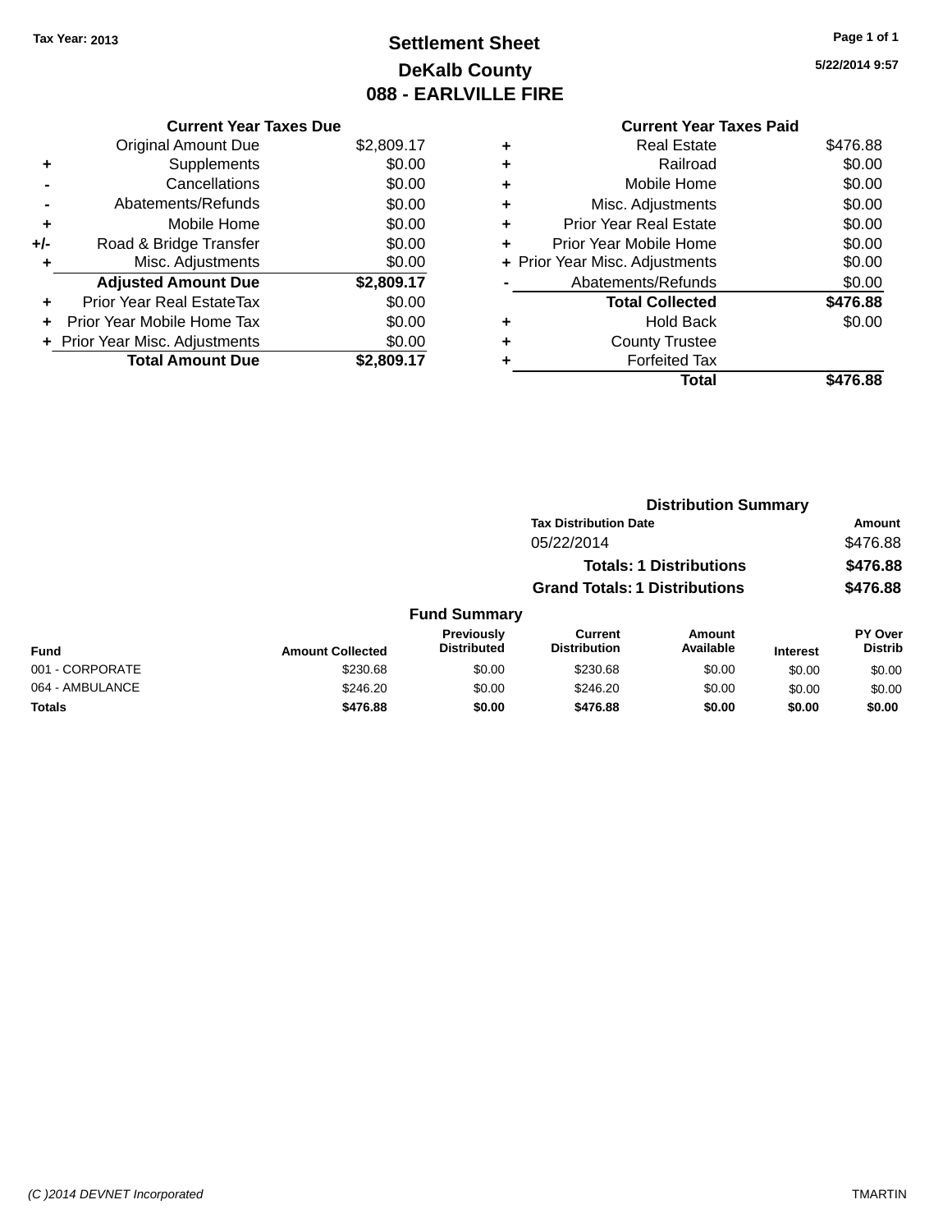Tax Year: 2013

# Settlement Sheet

## DeKalb County

## 088 - EARLVILLE FIRE

5/22/2014 9:57

### Current Year Taxes Due

| | | |
|---|---|---|
| | Original Amount Due | $2,809.17 |
| + | Supplements | $0.00 |
| - | Cancellations | $0.00 |
| - | Abatements/Refunds | $0.00 |
| + | Mobile Home | $0.00 |
| +/- | Road & Bridge Transfer | $0.00 |
| + | Misc. Adjustments | $0.00 |
| | **Adjusted Amount Due** | **$2,809.17** |
| + | Prior Year Real EstateTax | $0.00 |
| + | Prior Year Mobile Home Tax | $0.00 |
| + | Prior Year Misc. Adjustments | $0.00 |
| | **Total Amount Due** | **$2,809.17** |

### Current Year Taxes Paid

| | | |
|---|---|---|
| + | Real Estate | $476.88 |
| + | Railroad | $0.00 |
| + | Mobile Home | $0.00 |
| + | Misc. Adjustments | $0.00 |
| + | Prior Year Real Estate | $0.00 |
| + | Prior Year Mobile Home | $0.00 |
| + | Prior Year Misc. Adjustments | $0.00 |
| - | Abatements/Refunds | $0.00 |
| | **Total Collected** | **$476.88** |
| + | Hold Back | $0.00 |
| + | County Trustee | |
| + | Forfeited Tax | |
| | **Total** | **$476.88** |

### Distribution Summary

| Tax Distribution Date | Amount |
|---|---|
| 05/22/2014 | $476.88 |
| **Totals: 1 Distributions** | **$476.88** |
| **Grand Totals: 1 Distributions** | **$476.88** |

### Fund Summary

| Fund | Amount Collected | Previously Distributed | Current Distribution | Amount Available | Interest | PY Over Distrib |
|---|---|---|---|---|---|---|
| 001 - CORPORATE | $230.68 | $0.00 | $230.68 | $0.00 | $0.00 | $0.00 |
| 064 - AMBULANCE | $246.20 | $0.00 | $246.20 | $0.00 | $0.00 | $0.00 |
| **Totals** | **$476.88** | **$0.00** | **$476.88** | **$0.00** | **$0.00** | **$0.00** |

(C )2014 DEVNET Incorporated TMARTIN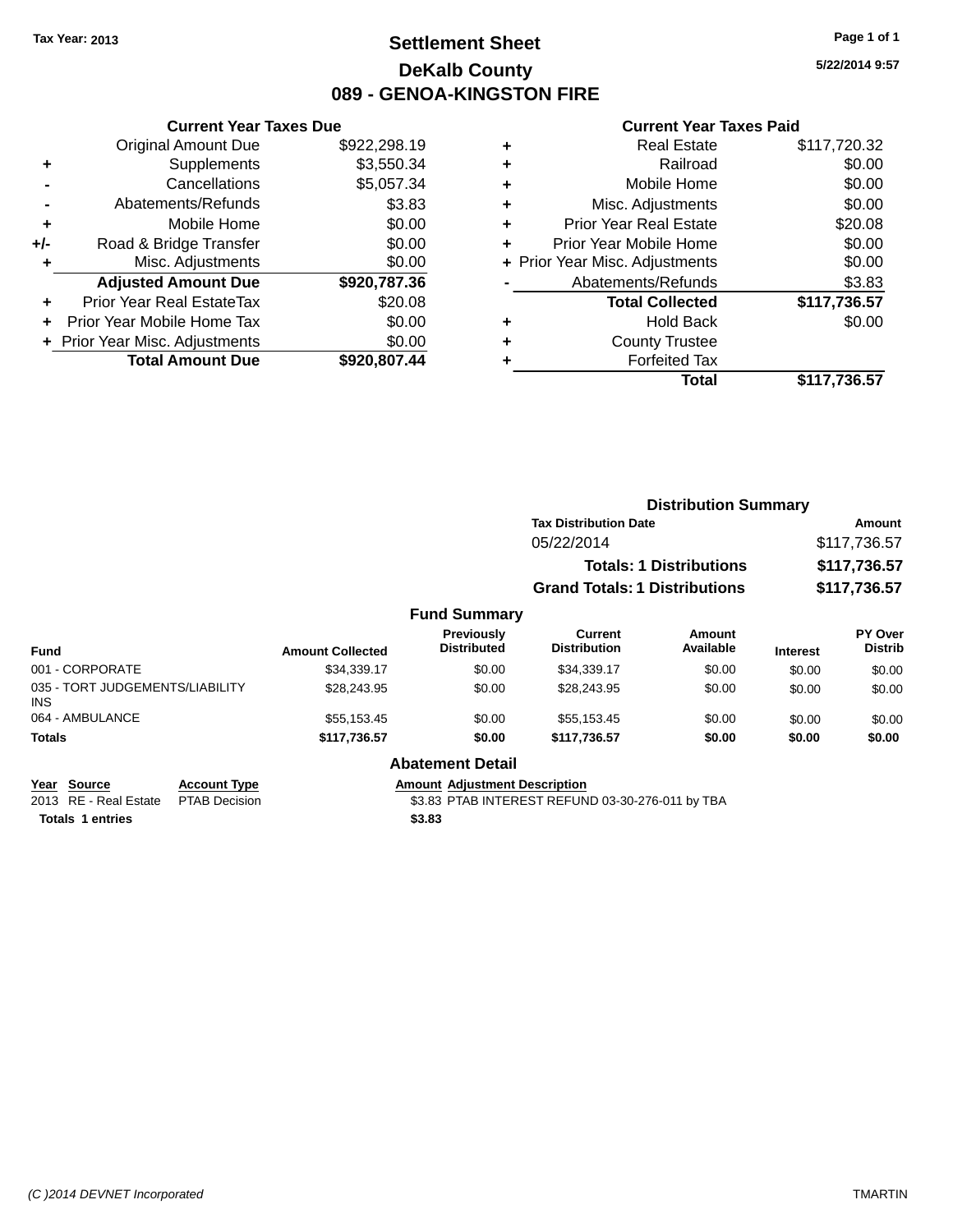**Tax Year: 2013**

# Settlement Sheet
## DeKalb County
## 089 - GENOA-KINGSTON FIRE

5/22/2014 9:57

### Current Year Taxes Due

| | | |
|---|---|---|
| | Original Amount Due | $922,298.19 |
| + | Supplements | $3,550.34 |
| - | Cancellations | $5,057.34 |
| - | Abatements/Refunds | $3.83 |
| + | Mobile Home | $0.00 |
| +/- | Road & Bridge Transfer | $0.00 |
| + | Misc. Adjustments | $0.00 |
| | **Adjusted Amount Due** | **$920,787.36** |
| + | Prior Year Real EstateTax | $20.08 |
| + | Prior Year Mobile Home Tax | $0.00 |
| + | Prior Year Misc. Adjustments | $0.00 |
| | **Total Amount Due** | **$920,807.44** |

### Current Year Taxes Paid

| | | |
|---|---|---|
| + | Real Estate | $117,720.32 |
| + | Railroad | $0.00 |
| + | Mobile Home | $0.00 |
| + | Misc. Adjustments | $0.00 |
| + | Prior Year Real Estate | $20.08 |
| + | Prior Year Mobile Home | $0.00 |
| + | Prior Year Misc. Adjustments | $0.00 |
| - | Abatements/Refunds | $3.83 |
| | **Total Collected** | **$117,736.57** |
| + | Hold Back | $0.00 |
| + | County Trustee | |
| + | Forfeited Tax | |
| | **Total** | **$117,736.57** |

### Distribution Summary

| Tax Distribution Date | Amount |
|---|---|
| 05/22/2014 | $117,736.57 |
| **Totals: 1 Distributions** | **$117,736.57** |
| **Grand Totals: 1 Distributions** | **$117,736.57** |

### Fund Summary

| Fund | Amount Collected | Previously Distributed | Current Distribution | Amount Available | Interest | PY Over Distrib |
|---|---|---|---|---|---|---|
| 001 - CORPORATE | $34,339.17 | $0.00 | $34,339.17 | $0.00 | $0.00 | $0.00 |
| 035 - TORT JUDGEMENTS/LIABILITY INS | $28,243.95 | $0.00 | $28,243.95 | $0.00 | $0.00 | $0.00 |
| 064 - AMBULANCE | $55,153.45 | $0.00 | $55,153.45 | $0.00 | $0.00 | $0.00 |
| **Totals** | **$117,736.57** | **$0.00** | **$117,736.57** | **$0.00** | **$0.00** | **$0.00** |

### Abatement Detail

| Year | Source | Account Type | Amount | Adjustment Description |
|---|---|---|---|---|
| 2013 | RE - Real Estate | PTAB Decision | $3.83 | PTAB INTEREST REFUND 03-30-276-011 by TBA |
| **Totals 1 entries** | | | **$3.83** | |

(C )2014 DEVNET Incorporated — TMARTIN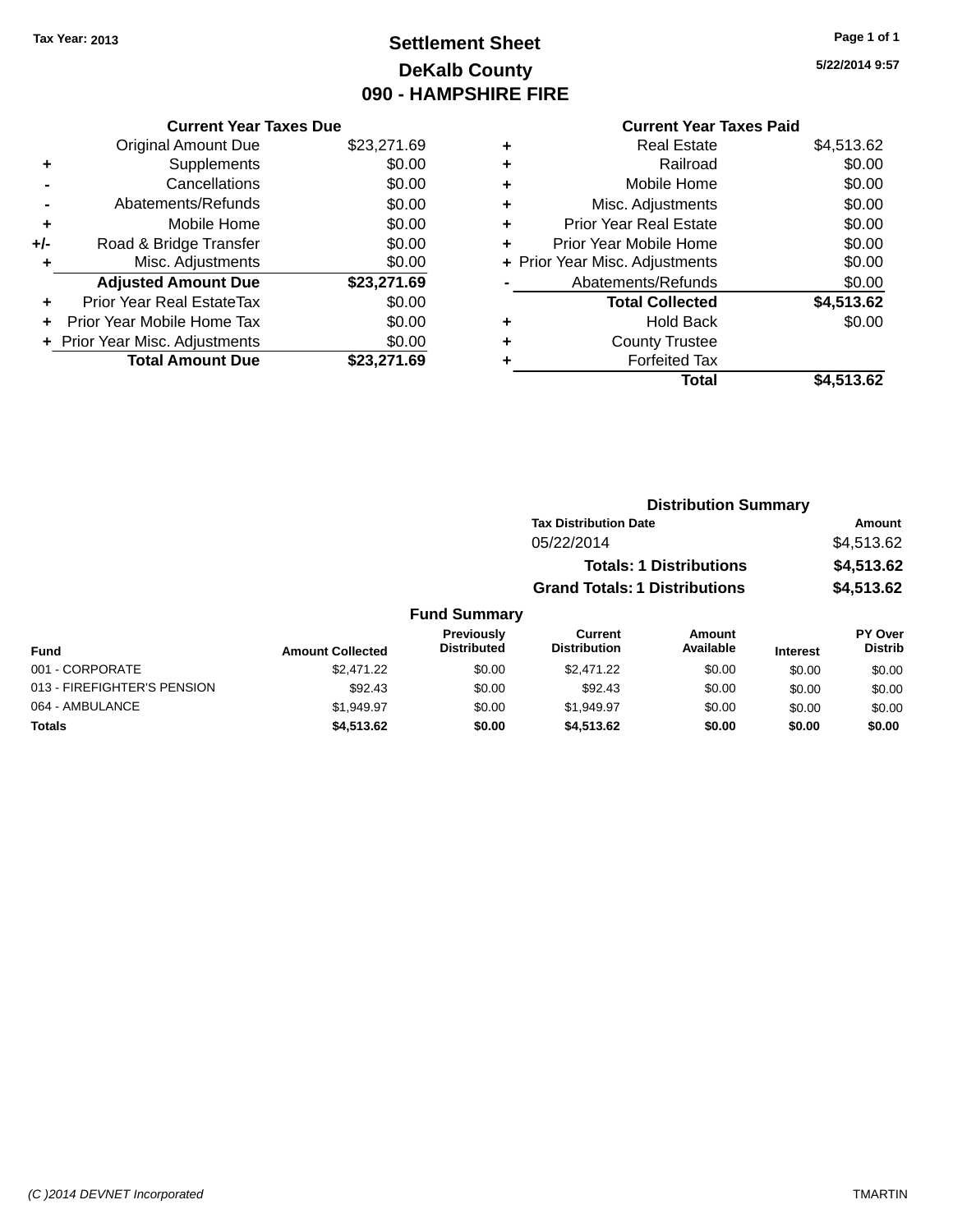Tax Year: 2013

# Settlement Sheet

## DeKalb County

## 090 - HAMPSHIRE FIRE

5/22/2014 9:57

### Current Year Taxes Due

| | | Amount |
|---|---|---|
| | Original Amount Due | $23,271.69 |
| + | Supplements | $0.00 |
| - | Cancellations | $0.00 |
| - | Abatements/Refunds | $0.00 |
| + | Mobile Home | $0.00 |
| +/- | Road & Bridge Transfer | $0.00 |
| + | Misc. Adjustments | $0.00 |
| | **Adjusted Amount Due** | **$23,271.69** |
| + | Prior Year Real EstateTax | $0.00 |
| + | Prior Year Mobile Home Tax | $0.00 |
| + | Prior Year Misc. Adjustments | $0.00 |
| | **Total Amount Due** | **$23,271.69** |

### Current Year Taxes Paid

| | | Amount |
|---|---|---|
| + | Real Estate | $4,513.62 |
| + | Railroad | $0.00 |
| + | Mobile Home | $0.00 |
| + | Misc. Adjustments | $0.00 |
| + | Prior Year Real Estate | $0.00 |
| + | Prior Year Mobile Home | $0.00 |
| + | Prior Year Misc. Adjustments | $0.00 |
| - | Abatements/Refunds | $0.00 |
| | **Total Collected** | **$4,513.62** |
| + | Hold Back | $0.00 |
| + | County Trustee | |
| + | Forfeited Tax | |
| | **Total** | **$4,513.62** |

### Distribution Summary

| Tax Distribution Date | Amount |
|---|---|
| 05/22/2014 | $4,513.62 |
| **Totals: 1 Distributions** | **$4,513.62** |
| **Grand Totals: 1 Distributions** | **$4,513.62** |

### Fund Summary

| Fund | Amount Collected | Previously Distributed | Current Distribution | Amount Available | Interest | PY Over Distrib |
|---|---|---|---|---|---|---|
| 001 - CORPORATE | $2,471.22 | $0.00 | $2,471.22 | $0.00 | $0.00 | $0.00 |
| 013 - FIREFIGHTER'S PENSION | $92.43 | $0.00 | $92.43 | $0.00 | $0.00 | $0.00 |
| 064 - AMBULANCE | $1,949.97 | $0.00 | $1,949.97 | $0.00 | $0.00 | $0.00 |
| **Totals** | **$4,513.62** | **$0.00** | **$4,513.62** | **$0.00** | **$0.00** | **$0.00** |

(C )2014 DEVNET Incorporated — TMARTIN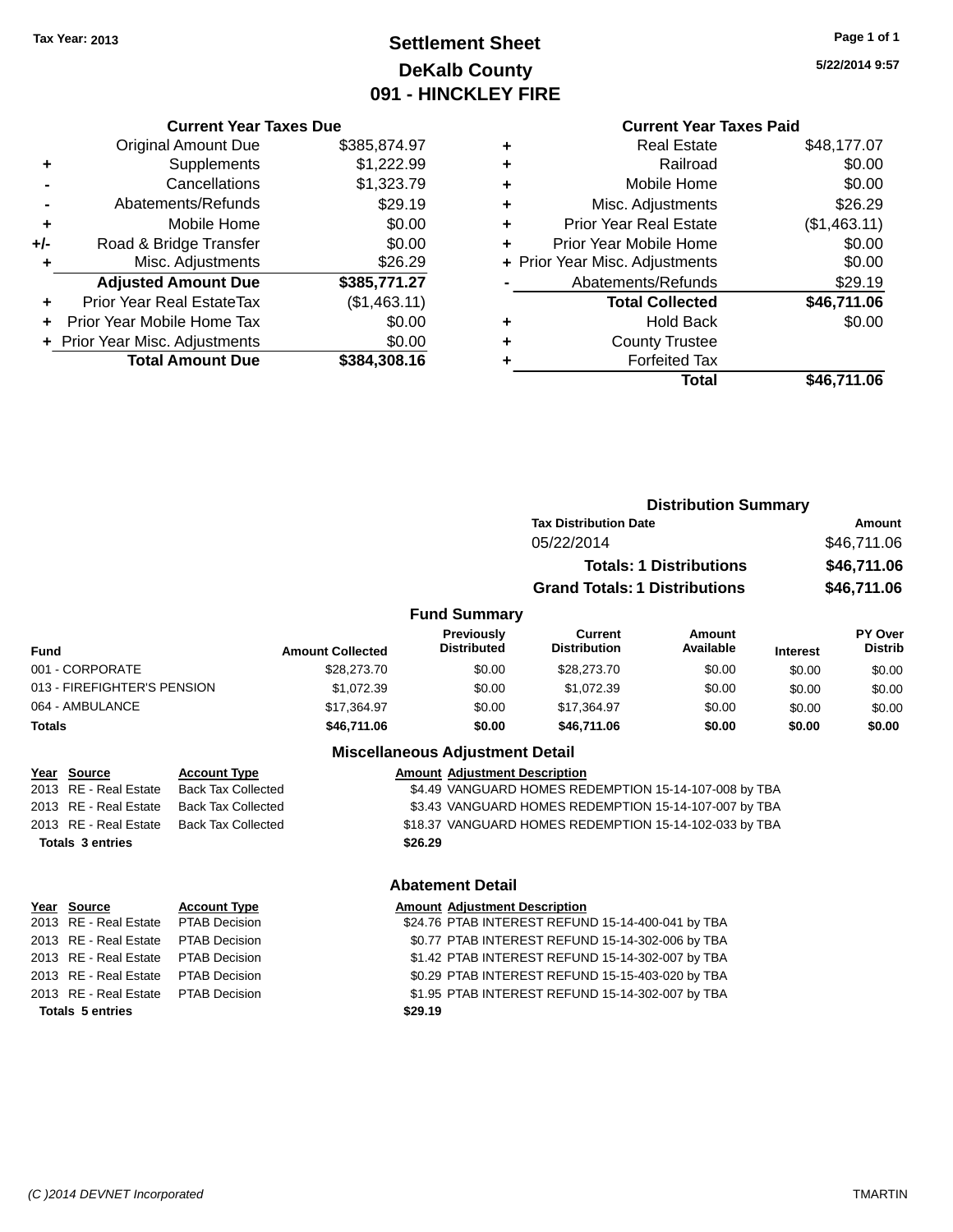Tax Year: 2013

# Settlement Sheet
## DeKalb County
## 091 - HINCKLEY FIRE

5/22/2014 9:57

### Current Year Taxes Due

| | | |
|---|---|---|
| | Original Amount Due | $385,874.97 |
| + | Supplements | $1,222.99 |
| - | Cancellations | $1,323.79 |
| - | Abatements/Refunds | $29.19 |
| + | Mobile Home | $0.00 |
| +/- | Road & Bridge Transfer | $0.00 |
| + | Misc. Adjustments | $26.29 |
| | **Adjusted Amount Due** | **$385,771.27** |
| + | Prior Year Real EstateTax | ($1,463.11) |
| + | Prior Year Mobile Home Tax | $0.00 |
| + | Prior Year Misc. Adjustments | $0.00 |
| | **Total Amount Due** | **$384,308.16** |

### Current Year Taxes Paid

| | | |
|---|---|---|
| + | Real Estate | $48,177.07 |
| + | Railroad | $0.00 |
| + | Mobile Home | $0.00 |
| + | Misc. Adjustments | $26.29 |
| + | Prior Year Real Estate | ($1,463.11) |
| + | Prior Year Mobile Home | $0.00 |
| + | Prior Year Misc. Adjustments | $0.00 |
| - | Abatements/Refunds | $29.19 |
| | **Total Collected** | **$46,711.06** |
| + | Hold Back | $0.00 |
| + | County Trustee | |
| + | Forfeited Tax | |
| | **Total** | **$46,711.06** |

### Distribution Summary

| Tax Distribution Date | Amount |
|---|---|
| 05/22/2014 | $46,711.06 |
| **Totals: 1 Distributions** | **$46,711.06** |
| **Grand Totals: 1 Distributions** | **$46,711.06** |

### Fund Summary

| Fund | Amount Collected | Previously Distributed | Current Distribution | Amount Available | Interest | PY Over Distrib |
|---|---|---|---|---|---|---|
| 001 - CORPORATE | $28,273.70 | $0.00 | $28,273.70 | $0.00 | $0.00 | $0.00 |
| 013 - FIREFIGHTER'S PENSION | $1,072.39 | $0.00 | $1,072.39 | $0.00 | $0.00 | $0.00 |
| 064 - AMBULANCE | $17,364.97 | $0.00 | $17,364.97 | $0.00 | $0.00 | $0.00 |
| **Totals** | **$46,711.06** | **$0.00** | **$46,711.06** | **$0.00** | **$0.00** | **$0.00** |

### Miscellaneous Adjustment Detail

| Year | Source | Account Type | Amount | Adjustment Description |
|---|---|---|---|---|
| 2013 | RE - Real Estate | Back Tax Collected | $4.49 | VANGUARD HOMES REDEMPTION 15-14-107-008 by TBA |
| 2013 | RE - Real Estate | Back Tax Collected | $3.43 | VANGUARD HOMES REDEMPTION 15-14-107-007 by TBA |
| 2013 | RE - Real Estate | Back Tax Collected | $18.37 | VANGUARD HOMES REDEMPTION 15-14-102-033 by TBA |
| **Totals 3 entries** | | | **$26.29** | |

### Abatement Detail

| Year | Source | Account Type | Amount | Adjustment Description |
|---|---|---|---|---|
| 2013 | RE - Real Estate | PTAB Decision | $24.76 | PTAB INTEREST REFUND 15-14-400-041 by TBA |
| 2013 | RE - Real Estate | PTAB Decision | $0.77 | PTAB INTEREST REFUND 15-14-302-006 by TBA |
| 2013 | RE - Real Estate | PTAB Decision | $1.42 | PTAB INTEREST REFUND 15-14-302-007 by TBA |
| 2013 | RE - Real Estate | PTAB Decision | $0.29 | PTAB INTEREST REFUND 15-15-403-020 by TBA |
| 2013 | RE - Real Estate | PTAB Decision | $1.95 | PTAB INTEREST REFUND 15-14-302-007 by TBA |
| **Totals 5 entries** | | | **$29.19** | |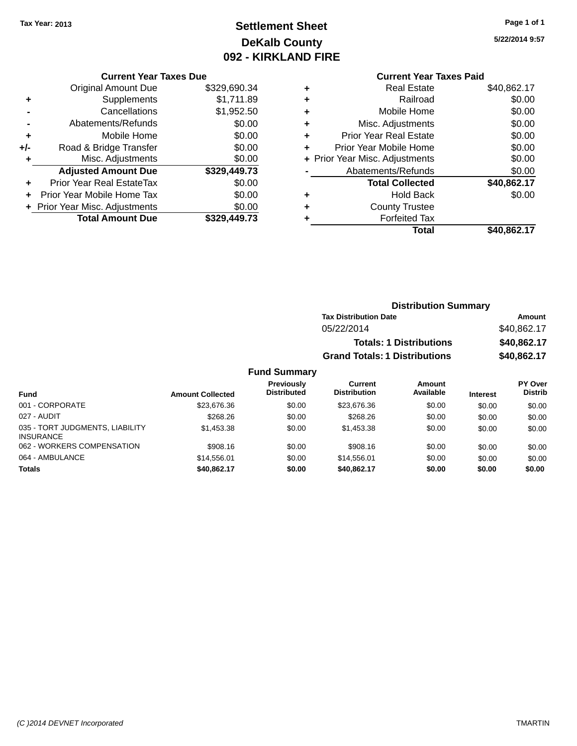Tax Year: 2013

# Settlement Sheet
## DeKalb County
## 092 - KIRKLAND FIRE

5/22/2014 9:57

### Current Year Taxes Due

| | | |
|---|---|---|
| | Original Amount Due | $329,690.34 |
| + | Supplements | $1,711.89 |
| - | Cancellations | $1,952.50 |
| - | Abatements/Refunds | $0.00 |
| + | Mobile Home | $0.00 |
| +/- | Road & Bridge Transfer | $0.00 |
| + | Misc. Adjustments | $0.00 |
| | **Adjusted Amount Due** | **$329,449.73** |
| + | Prior Year Real EstateTax | $0.00 |
| + | Prior Year Mobile Home Tax | $0.00 |
| + | Prior Year Misc. Adjustments | $0.00 |
| | **Total Amount Due** | **$329,449.73** |

### Current Year Taxes Paid

| | | |
|---|---|---|
| + | Real Estate | $40,862.17 |
| + | Railroad | $0.00 |
| + | Mobile Home | $0.00 |
| + | Misc. Adjustments | $0.00 |
| + | Prior Year Real Estate | $0.00 |
| + | Prior Year Mobile Home | $0.00 |
| + | Prior Year Misc. Adjustments | $0.00 |
| - | Abatements/Refunds | $0.00 |
| | **Total Collected** | **$40,862.17** |
| + | Hold Back | $0.00 |
| + | County Trustee | |
| + | Forfeited Tax | |
| | **Total** | **$40,862.17** |

### Distribution Summary

| Tax Distribution Date | Amount |
|---|---|
| 05/22/2014 | $40,862.17 |
| **Totals: 1 Distributions** | **$40,862.17** |
| **Grand Totals: 1 Distributions** | **$40,862.17** |

### Fund Summary

| Fund | Amount Collected | Previously Distributed | Current Distribution | Amount Available | Interest | PY Over Distrib |
|---|---|---|---|---|---|---|
| 001 - CORPORATE | $23,676.36 | $0.00 | $23,676.36 | $0.00 | $0.00 | $0.00 |
| 027 - AUDIT | $268.26 | $0.00 | $268.26 | $0.00 | $0.00 | $0.00 |
| 035 - TORT JUDGMENTS, LIABILITY INSURANCE | $1,453.38 | $0.00 | $1,453.38 | $0.00 | $0.00 | $0.00 |
| 062 - WORKERS COMPENSATION | $908.16 | $0.00 | $908.16 | $0.00 | $0.00 | $0.00 |
| 064 - AMBULANCE | $14,556.01 | $0.00 | $14,556.01 | $0.00 | $0.00 | $0.00 |
| **Totals** | **$40,862.17** | **$0.00** | **$40,862.17** | **$0.00** | **$0.00** | **$0.00** |

(C )2014 DEVNET Incorporated TMARTIN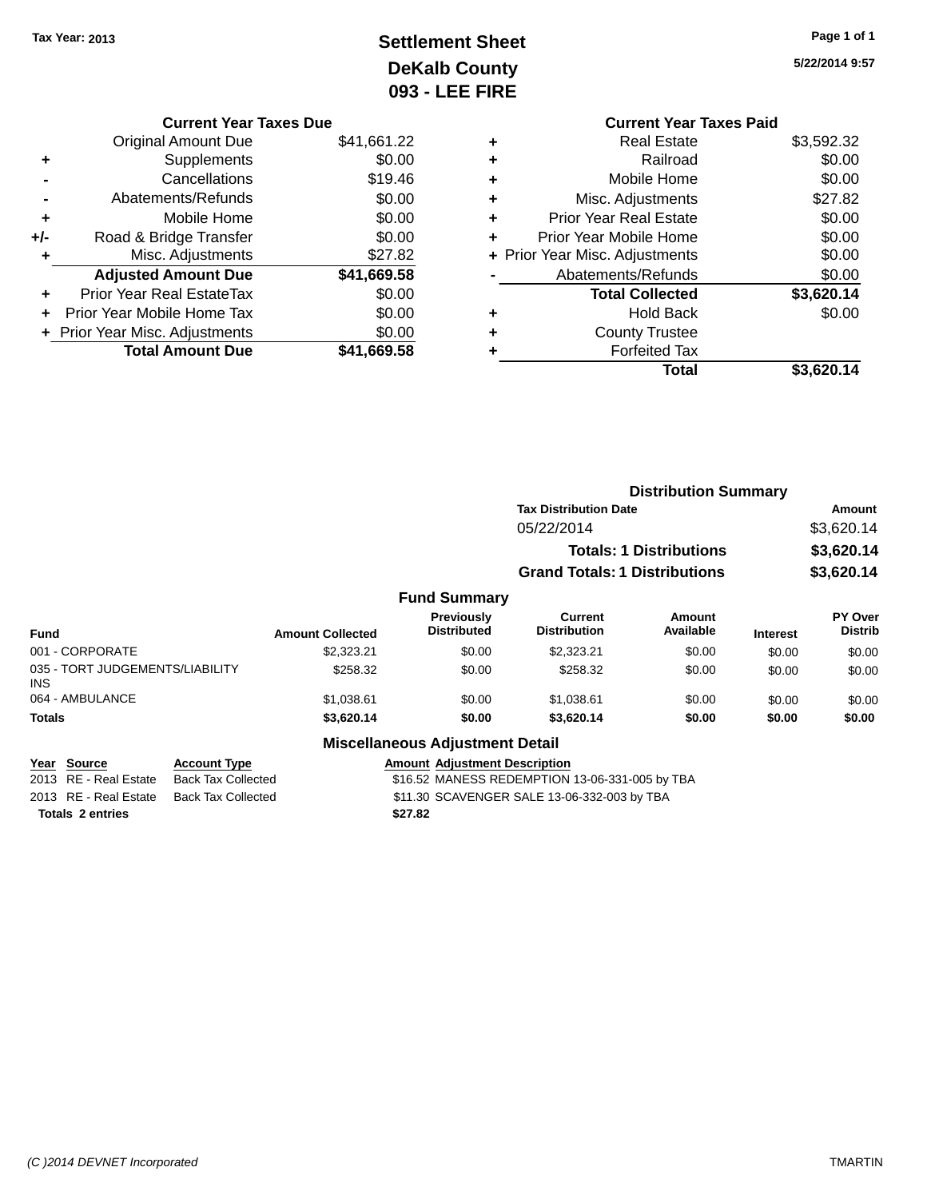Tax Year: 2013

# Settlement Sheet
## DeKalb County
## 093 - LEE FIRE

5/22/2014 9:57

### Current Year Taxes Due

| | | |
|---|---|---|
| | Original Amount Due | $41,661.22 |
| + | Supplements | $0.00 |
| - | Cancellations | $19.46 |
| - | Abatements/Refunds | $0.00 |
| + | Mobile Home | $0.00 |
| +/- | Road & Bridge Transfer | $0.00 |
| + | Misc. Adjustments | $27.82 |
| | **Adjusted Amount Due** | **$41,669.58** |
| + | Prior Year Real EstateTax | $0.00 |
| + | Prior Year Mobile Home Tax | $0.00 |
| + | Prior Year Misc. Adjustments | $0.00 |
| | **Total Amount Due** | **$41,669.58** |

### Current Year Taxes Paid

| | | |
|---|---|---|
| + | Real Estate | $3,592.32 |
| + | Railroad | $0.00 |
| + | Mobile Home | $0.00 |
| + | Misc. Adjustments | $27.82 |
| + | Prior Year Real Estate | $0.00 |
| + | Prior Year Mobile Home | $0.00 |
| + | Prior Year Misc. Adjustments | $0.00 |
| - | Abatements/Refunds | $0.00 |
| | **Total Collected** | **$3,620.14** |
| + | Hold Back | $0.00 |
| + | County Trustee | |
| + | Forfeited Tax | |
| | **Total** | **$3,620.14** |

### Distribution Summary

| Tax Distribution Date | Amount |
|---|---|
| 05/22/2014 | $3,620.14 |
| **Totals: 1 Distributions** | **$3,620.14** |
| **Grand Totals: 1 Distributions** | **$3,620.14** |

### Fund Summary

| Fund | Amount Collected | Previously Distributed | Current Distribution | Amount Available | Interest | PY Over Distrib |
|---|---|---|---|---|---|---|
| 001 - CORPORATE | $2,323.21 | $0.00 | $2,323.21 | $0.00 | $0.00 | $0.00 |
| 035 - TORT JUDGEMENTS/LIABILITY INS | $258.32 | $0.00 | $258.32 | $0.00 | $0.00 | $0.00 |
| 064 - AMBULANCE | $1,038.61 | $0.00 | $1,038.61 | $0.00 | $0.00 | $0.00 |
| **Totals** | **$3,620.14** | **$0.00** | **$3,620.14** | **$0.00** | **$0.00** | **$0.00** |

### Miscellaneous Adjustment Detail

| Year | Source | Account Type | Amount | Adjustment Description |
|---|---|---|---|---|
| 2013 | RE - Real Estate | Back Tax Collected | $16.52 | MANESS REDEMPTION 13-06-331-005 by TBA |
| 2013 | RE - Real Estate | Back Tax Collected | $11.30 | SCAVENGER SALE 13-06-332-003 by TBA |
| **Totals 2 entries** | | | **$27.82** | |

(C )2014 DEVNET Incorporated TMARTIN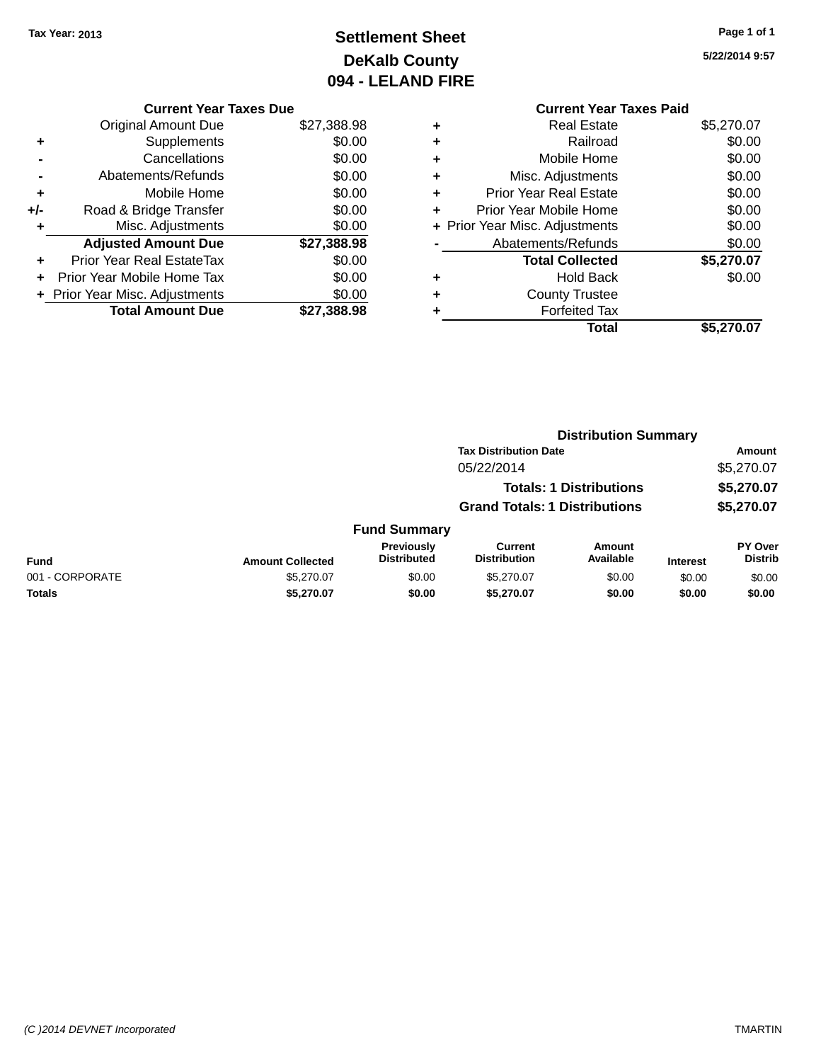Tax Year: 2013

# Settlement Sheet

## DeKalb County

## 094 - LELAND FIRE

5/22/2014 9:57

### Current Year Taxes Due

| | | |
|---|---|---|
| | Original Amount Due | $27,388.98 |
| + | Supplements | $0.00 |
| - | Cancellations | $0.00 |
| - | Abatements/Refunds | $0.00 |
| + | Mobile Home | $0.00 |
| +/- | Road & Bridge Transfer | $0.00 |
| + | Misc. Adjustments | $0.00 |
| | **Adjusted Amount Due** | **$27,388.98** |
| + | Prior Year Real EstateTax | $0.00 |
| + | Prior Year Mobile Home Tax | $0.00 |
| + | Prior Year Misc. Adjustments | $0.00 |
| | **Total Amount Due** | **$27,388.98** |

### Current Year Taxes Paid

| | | |
|---|---|---|
| + | Real Estate | $5,270.07 |
| + | Railroad | $0.00 |
| + | Mobile Home | $0.00 |
| + | Misc. Adjustments | $0.00 |
| + | Prior Year Real Estate | $0.00 |
| + | Prior Year Mobile Home | $0.00 |
| + | Prior Year Misc. Adjustments | $0.00 |
| - | Abatements/Refunds | $0.00 |
| | **Total Collected** | **$5,270.07** |
| + | Hold Back | $0.00 |
| + | County Trustee | |
| + | Forfeited Tax | |
| | **Total** | **$5,270.07** |

### Distribution Summary

| Tax Distribution Date | Amount |
|---|---|
| 05/22/2014 | $5,270.07 |
| **Totals: 1 Distributions** | **$5,270.07** |
| **Grand Totals: 1 Distributions** | **$5,270.07** |

### Fund Summary

| Fund | Amount Collected | Previously Distributed | Current Distribution | Amount Available | Interest | PY Over Distrib |
|---|---|---|---|---|---|---|
| 001 - CORPORATE | $5,270.07 | $0.00 | $5,270.07 | $0.00 | $0.00 | $0.00 |
| **Totals** | **$5,270.07** | **$0.00** | **$5,270.07** | **$0.00** | **$0.00** | **$0.00** |

(C )2014 DEVNET Incorporated TMARTIN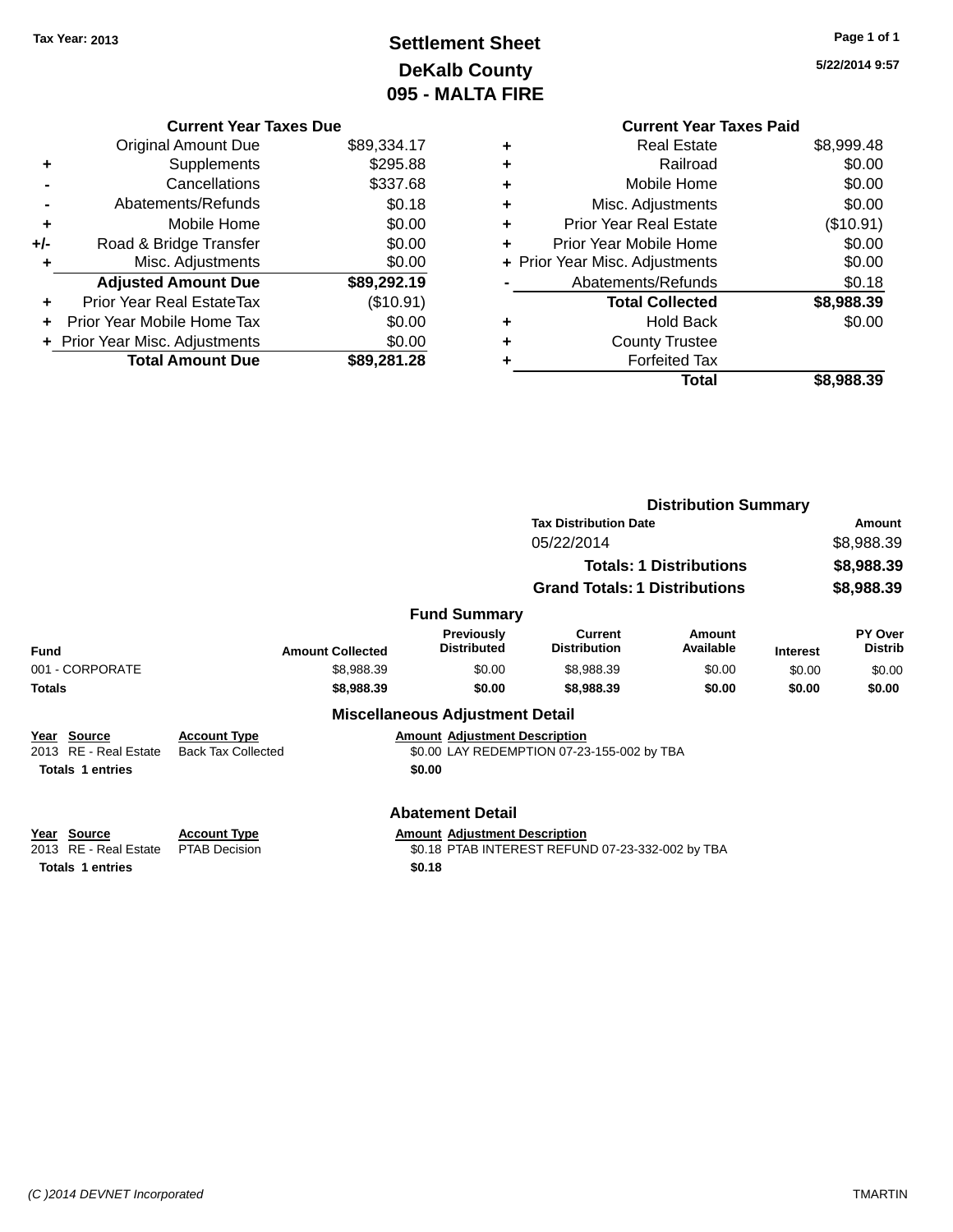Tax Year: 2013

# Settlement Sheet
## DeKalb County
## 095 - MALTA FIRE

5/22/2014 9:57

### Current Year Taxes Due

| | | |
|---|---|---|
| | Original Amount Due | $89,334.17 |
| + | Supplements | $295.88 |
| - | Cancellations | $337.68 |
| - | Abatements/Refunds | $0.18 |
| + | Mobile Home | $0.00 |
| +/- | Road & Bridge Transfer | $0.00 |
| + | Misc. Adjustments | $0.00 |
| | **Adjusted Amount Due** | **$89,292.19** |
| + | Prior Year Real EstateTax | ($10.91) |
| + | Prior Year Mobile Home Tax | $0.00 |
| + | Prior Year Misc. Adjustments | $0.00 |
| | **Total Amount Due** | **$89,281.28** |

### Current Year Taxes Paid

| | | |
|---|---|---|
| + | Real Estate | $8,999.48 |
| + | Railroad | $0.00 |
| + | Mobile Home | $0.00 |
| + | Misc. Adjustments | $0.00 |
| + | Prior Year Real Estate | ($10.91) |
| + | Prior Year Mobile Home | $0.00 |
| + | Prior Year Misc. Adjustments | $0.00 |
| - | Abatements/Refunds | $0.18 |
| | **Total Collected** | **$8,988.39** |
| + | Hold Back | $0.00 |
| + | County Trustee | |
| + | Forfeited Tax | |
| | **Total** | **$8,988.39** |

### Distribution Summary

| Tax Distribution Date | Amount |
|---|---|
| 05/22/2014 | $8,988.39 |
| **Totals: 1 Distributions** | **$8,988.39** |
| **Grand Totals: 1 Distributions** | **$8,988.39** |

### Fund Summary

| Fund | Amount Collected | Previously Distributed | Current Distribution | Amount Available | Interest | PY Over Distrib |
|---|---|---|---|---|---|---|
| 001 - CORPORATE | $8,988.39 | $0.00 | $8,988.39 | $0.00 | $0.00 | $0.00 |
| **Totals** | **$8,988.39** | **$0.00** | **$8,988.39** | **$0.00** | **$0.00** | **$0.00** |

### Miscellaneous Adjustment Detail

| Year | Source | Account Type | Amount | Adjustment Description |
|---|---|---|---|---|
| 2013 | RE - Real Estate | Back Tax Collected | $0.00 | LAY REDEMPTION 07-23-155-002 by TBA |
| **Totals 1 entries** | | | **$0.00** | |

### Abatement Detail

| Year | Source | Account Type | Amount | Adjustment Description |
|---|---|---|---|---|
| 2013 | RE - Real Estate | PTAB Decision | $0.18 | PTAB INTEREST REFUND 07-23-332-002 by TBA |
| **Totals 1 entries** | | | **$0.18** | |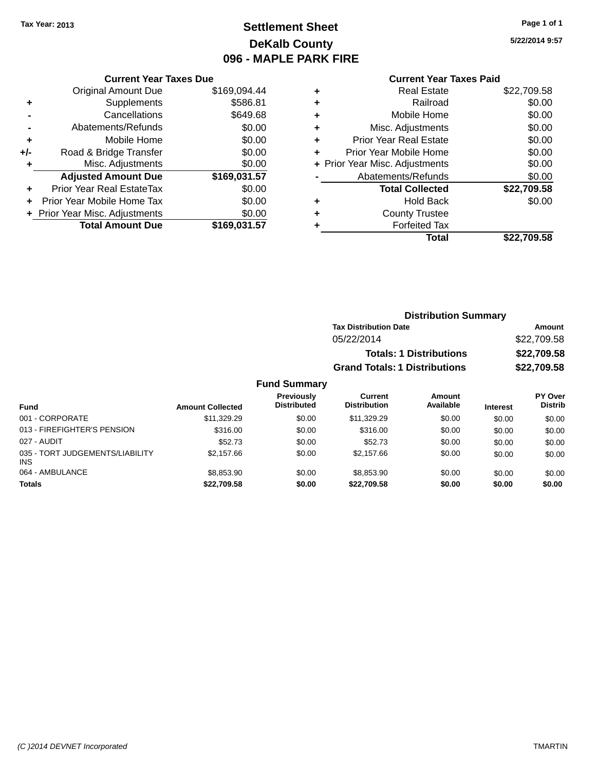Tax Year: 2013

# Settlement Sheet

## DeKalb County

## 096 - MAPLE PARK FIRE

5/22/2014 9:57

### Current Year Taxes Due

| | | |
|---|---|---|
| | Original Amount Due | $169,094.44 |
| + | Supplements | $586.81 |
| - | Cancellations | $649.68 |
| - | Abatements/Refunds | $0.00 |
| + | Mobile Home | $0.00 |
| +/- | Road & Bridge Transfer | $0.00 |
| + | Misc. Adjustments | $0.00 |
| | **Adjusted Amount Due** | **$169,031.57** |
| + | Prior Year Real EstateTax | $0.00 |
| + | Prior Year Mobile Home Tax | $0.00 |
| + | Prior Year Misc. Adjustments | $0.00 |
| | **Total Amount Due** | **$169,031.57** |

### Current Year Taxes Paid

| | | |
|---|---|---|
| + | Real Estate | $22,709.58 |
| + | Railroad | $0.00 |
| + | Mobile Home | $0.00 |
| + | Misc. Adjustments | $0.00 |
| + | Prior Year Real Estate | $0.00 |
| + | Prior Year Mobile Home | $0.00 |
| + | Prior Year Misc. Adjustments | $0.00 |
| - | Abatements/Refunds | $0.00 |
| | **Total Collected** | **$22,709.58** |
| + | Hold Back | $0.00 |
| + | County Trustee | |
| + | Forfeited Tax | |
| | **Total** | **$22,709.58** |

### Distribution Summary

| Tax Distribution Date | Amount |
|---|---|
| 05/22/2014 | $22,709.58 |
| **Totals: 1 Distributions** | **$22,709.58** |
| **Grand Totals: 1 Distributions** | **$22,709.58** |

### Fund Summary

| Fund | Amount Collected | Previously Distributed | Current Distribution | Amount Available | Interest | PY Over Distrib |
|---|---|---|---|---|---|---|
| 001 - CORPORATE | $11,329.29 | $0.00 | $11,329.29 | $0.00 | $0.00 | $0.00 |
| 013 - FIREFIGHTER'S PENSION | $316.00 | $0.00 | $316.00 | $0.00 | $0.00 | $0.00 |
| 027 - AUDIT | $52.73 | $0.00 | $52.73 | $0.00 | $0.00 | $0.00 |
| 035 - TORT JUDGEMENTS/LIABILITY INS | $2,157.66 | $0.00 | $2,157.66 | $0.00 | $0.00 | $0.00 |
| 064 - AMBULANCE | $8,853.90 | $0.00 | $8,853.90 | $0.00 | $0.00 | $0.00 |
| **Totals** | **$22,709.58** | **$0.00** | **$22,709.58** | **$0.00** | **$0.00** | **$0.00** |

(C )2014 DEVNET Incorporated TMARTIN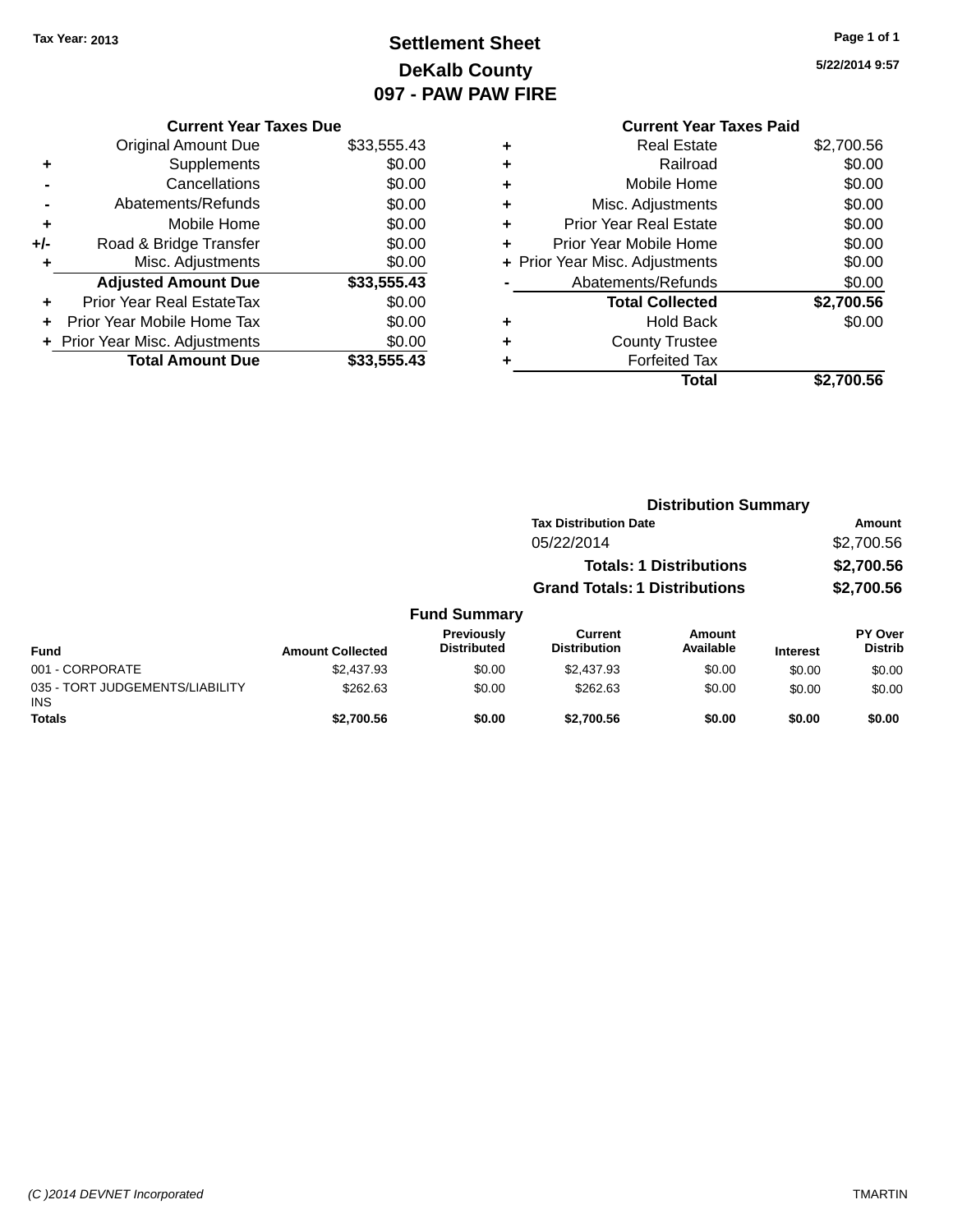Tax Year: 2013

# Settlement Sheet
## DeKalb County
## 097 - PAW PAW FIRE

5/22/2014 9:57

### Current Year Taxes Due

| | | |
|---|---|---|
| | Original Amount Due | $33,555.43 |
| + | Supplements | $0.00 |
| - | Cancellations | $0.00 |
| - | Abatements/Refunds | $0.00 |
| + | Mobile Home | $0.00 |
| +/- | Road & Bridge Transfer | $0.00 |
| + | Misc. Adjustments | $0.00 |
| | **Adjusted Amount Due** | **$33,555.43** |
| + | Prior Year Real EstateTax | $0.00 |
| + | Prior Year Mobile Home Tax | $0.00 |
| + | Prior Year Misc. Adjustments | $0.00 |
| | **Total Amount Due** | **$33,555.43** |

### Current Year Taxes Paid

| | | |
|---|---|---|
| + | Real Estate | $2,700.56 |
| + | Railroad | $0.00 |
| + | Mobile Home | $0.00 |
| + | Misc. Adjustments | $0.00 |
| + | Prior Year Real Estate | $0.00 |
| + | Prior Year Mobile Home | $0.00 |
| + | Prior Year Misc. Adjustments | $0.00 |
| - | Abatements/Refunds | $0.00 |
| | **Total Collected** | **$2,700.56** |
| + | Hold Back | $0.00 |
| + | County Trustee | |
| + | Forfeited Tax | |
| | **Total** | **$2,700.56** |

### Distribution Summary

| Tax Distribution Date | Amount |
|---|---|
| 05/22/2014 | $2,700.56 |
| **Totals: 1 Distributions** | **$2,700.56** |
| **Grand Totals: 1 Distributions** | **$2,700.56** |

### Fund Summary

| Fund | Amount Collected | Previously Distributed | Current Distribution | Amount Available | Interest | PY Over Distrib |
|---|---|---|---|---|---|---|
| 001 - CORPORATE | $2,437.93 | $0.00 | $2,437.93 | $0.00 | $0.00 | $0.00 |
| 035 - TORT JUDGEMENTS/LIABILITY INS | $262.63 | $0.00 | $262.63 | $0.00 | $0.00 | $0.00 |
| **Totals** | **$2,700.56** | **$0.00** | **$2,700.56** | **$0.00** | **$0.00** | **$0.00** |

(C )2014 DEVNET Incorporated

TMARTIN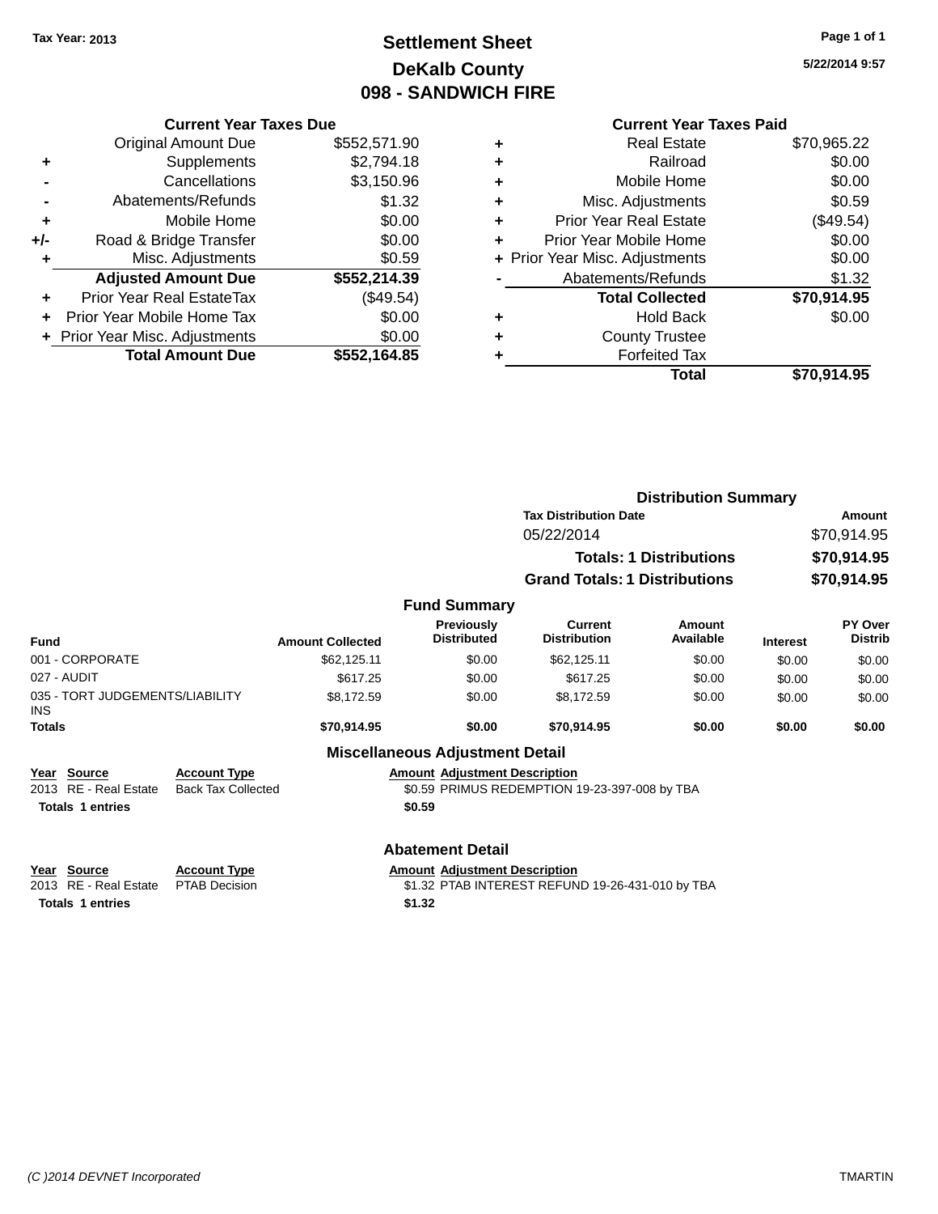Tax Year: 2013

# Settlement Sheet
## DeKalb County
## 098 - SANDWICH FIRE

5/22/2014 9:57

### Current Year Taxes Due

| | | |
|---|---|---|
| | Original Amount Due | $552,571.90 |
| + | Supplements | $2,794.18 |
| - | Cancellations | $3,150.96 |
| - | Abatements/Refunds | $1.32 |
| + | Mobile Home | $0.00 |
| +/- | Road & Bridge Transfer | $0.00 |
| + | Misc. Adjustments | $0.59 |
| | **Adjusted Amount Due** | **$552,214.39** |
| + | Prior Year Real EstateTax | ($49.54) |
| + | Prior Year Mobile Home Tax | $0.00 |
| + | Prior Year Misc. Adjustments | $0.00 |
| | **Total Amount Due** | **$552,164.85** |

### Current Year Taxes Paid

| | | |
|---|---|---|
| + | Real Estate | $70,965.22 |
| + | Railroad | $0.00 |
| + | Mobile Home | $0.00 |
| + | Misc. Adjustments | $0.59 |
| + | Prior Year Real Estate | ($49.54) |
| + | Prior Year Mobile Home | $0.00 |
| + | Prior Year Misc. Adjustments | $0.00 |
| - | Abatements/Refunds | $1.32 |
| | **Total Collected** | **$70,914.95** |
| + | Hold Back | $0.00 |
| + | County Trustee | |
| + | Forfeited Tax | |
| | **Total** | **$70,914.95** |

### Distribution Summary

| Tax Distribution Date | Amount |
|---|---|
| 05/22/2014 | $70,914.95 |
| **Totals: 1 Distributions** | **$70,914.95** |
| **Grand Totals: 1 Distributions** | **$70,914.95** |

### Fund Summary

| Fund | Amount Collected | Previously Distributed | Current Distribution | Amount Available | Interest | PY Over Distrib |
|---|---|---|---|---|---|---|
| 001 - CORPORATE | $62,125.11 | $0.00 | $62,125.11 | $0.00 | $0.00 | $0.00 |
| 027 - AUDIT | $617.25 | $0.00 | $617.25 | $0.00 | $0.00 | $0.00 |
| 035 - TORT JUDGEMENTS/LIABILITY INS | $8,172.59 | $0.00 | $8,172.59 | $0.00 | $0.00 | $0.00 |
| **Totals** | **$70,914.95** | **$0.00** | **$70,914.95** | **$0.00** | **$0.00** | **$0.00** |

### Miscellaneous Adjustment Detail

| Year | Source | Account Type | Amount | Adjustment Description |
|---|---|---|---|---|
| 2013 | RE - Real Estate | Back Tax Collected | $0.59 | PRIMUS REDEMPTION 19-23-397-008 by TBA |
| **Totals** | **1 entries** | | **$0.59** | |

### Abatement Detail

| Year | Source | Account Type | Amount | Adjustment Description |
|---|---|---|---|---|
| 2013 | RE - Real Estate | PTAB Decision | $1.32 | PTAB INTEREST REFUND 19-26-431-010 by TBA |
| **Totals** | **1 entries** | | **$1.32** | |

(C )2014 DEVNET Incorporated — TMARTIN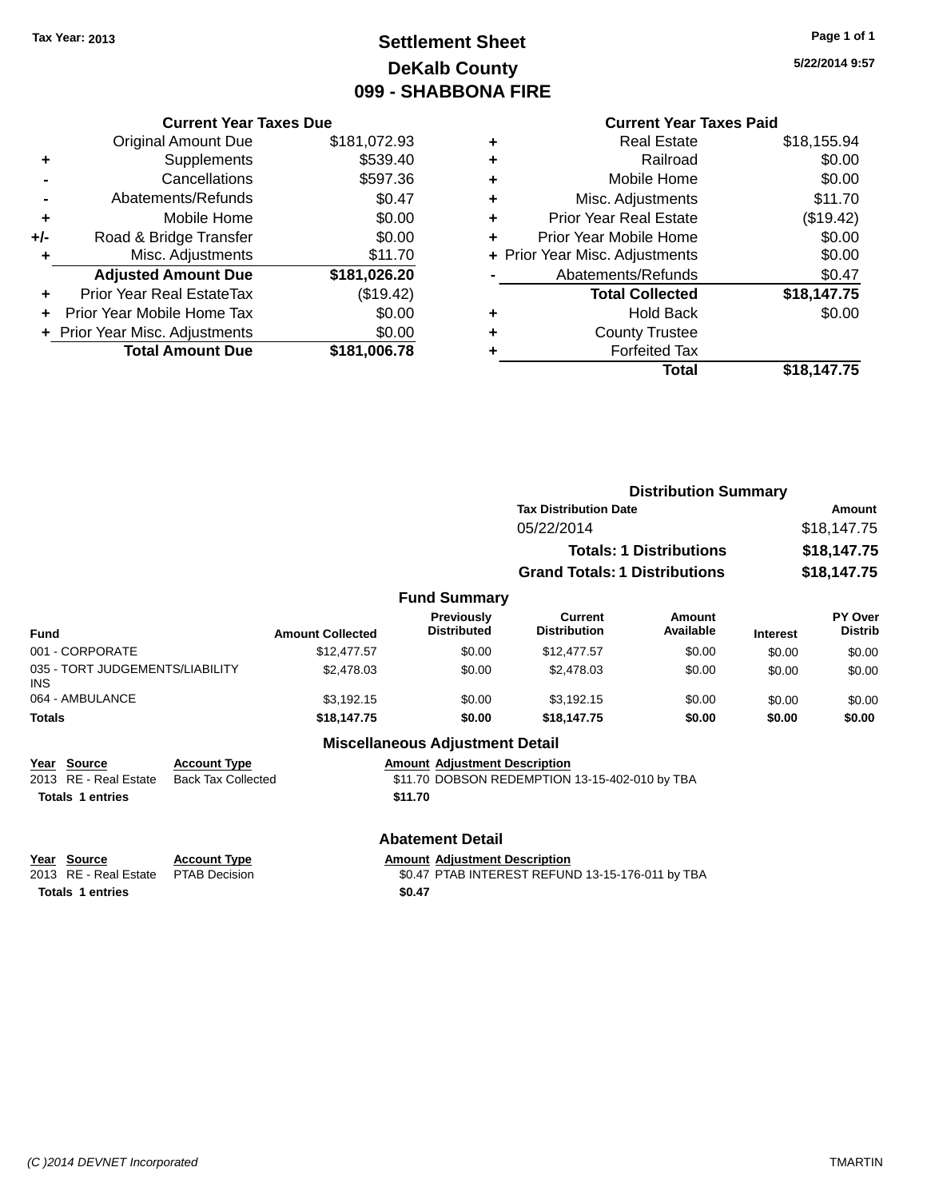Tax Year: 2013

# Settlement Sheet
## DeKalb County
## 099 - SHABBONA FIRE

5/22/2014 9:57

### Current Year Taxes Due

| | | |
|---|---|---|
| | Original Amount Due | $181,072.93 |
| + | Supplements | $539.40 |
| - | Cancellations | $597.36 |
| - | Abatements/Refunds | $0.47 |
| + | Mobile Home | $0.00 |
| +/- | Road & Bridge Transfer | $0.00 |
| + | Misc. Adjustments | $11.70 |
| | **Adjusted Amount Due** | **$181,026.20** |
| + | Prior Year Real EstateTax | ($19.42) |
| + | Prior Year Mobile Home Tax | $0.00 |
| + | Prior Year Misc. Adjustments | $0.00 |
| | **Total Amount Due** | **$181,006.78** |

### Current Year Taxes Paid

| | | |
|---|---|---|
| + | Real Estate | $18,155.94 |
| + | Railroad | $0.00 |
| + | Mobile Home | $0.00 |
| + | Misc. Adjustments | $11.70 |
| + | Prior Year Real Estate | ($19.42) |
| + | Prior Year Mobile Home | $0.00 |
| + | Prior Year Misc. Adjustments | $0.00 |
| - | Abatements/Refunds | $0.47 |
| | **Total Collected** | **$18,147.75** |
| + | Hold Back | $0.00 |
| + | County Trustee | |
| + | Forfeited Tax | |
| | **Total** | **$18,147.75** |

### Distribution Summary

| Tax Distribution Date | Amount |
|---|---|
| 05/22/2014 | $18,147.75 |
| **Totals: 1 Distributions** | **$18,147.75** |
| **Grand Totals: 1 Distributions** | **$18,147.75** |

### Fund Summary

| Fund | Amount Collected | Previously Distributed | Current Distribution | Amount Available | Interest | PY Over Distrib |
|---|---|---|---|---|---|---|
| 001 - CORPORATE | $12,477.57 | $0.00 | $12,477.57 | $0.00 | $0.00 | $0.00 |
| 035 - TORT JUDGEMENTS/LIABILITY INS | $2,478.03 | $0.00 | $2,478.03 | $0.00 | $0.00 | $0.00 |
| 064 - AMBULANCE | $3,192.15 | $0.00 | $3,192.15 | $0.00 | $0.00 | $0.00 |
| **Totals** | **$18,147.75** | **$0.00** | **$18,147.75** | **$0.00** | **$0.00** | **$0.00** |

### Miscellaneous Adjustment Detail

| Year | Source | Account Type | Amount | Adjustment Description |
|---|---|---|---|---|
| 2013 | RE - Real Estate | Back Tax Collected | $11.70 | DOBSON REDEMPTION 13-15-402-010 by TBA |
| **Totals** | **1 entries** | | **$11.70** | |

### Abatement Detail

| Year | Source | Account Type | Amount | Adjustment Description |
|---|---|---|---|---|
| 2013 | RE - Real Estate | PTAB Decision | $0.47 | PTAB INTEREST REFUND 13-15-176-011 by TBA |
| **Totals** | **1 entries** | | **$0.47** | |

(C )2014 DEVNET Incorporated TMARTIN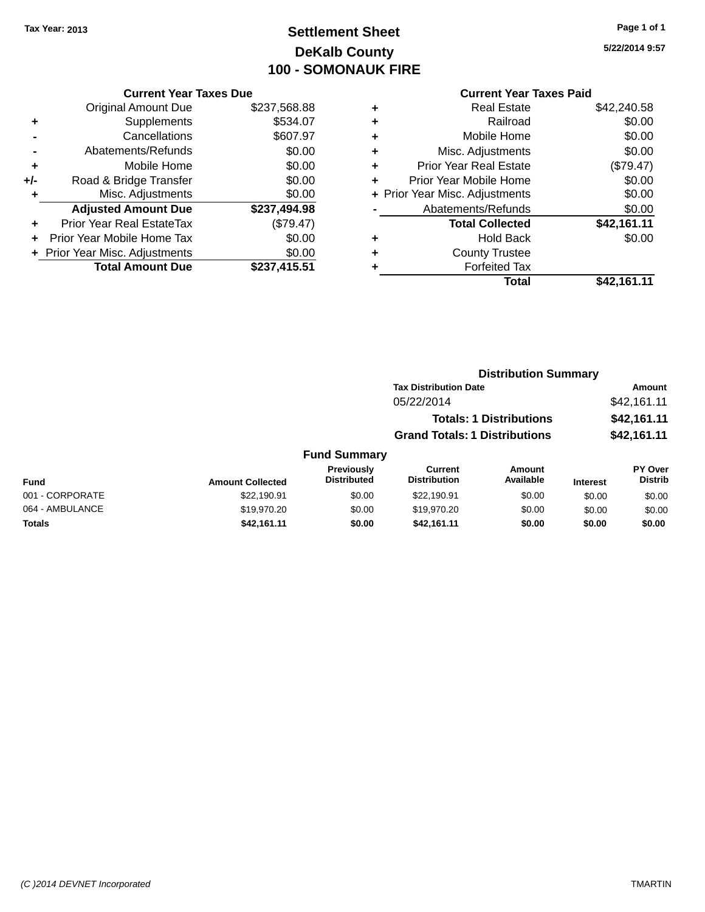Tax Year: 2013

# Settlement Sheet

## DeKalb County

## 100 - SOMONAUK FIRE

5/22/2014 9:57

### Current Year Taxes Due

| | | |
|---|---|---|
| | Original Amount Due | $237,568.88 |
| + | Supplements | $534.07 |
| - | Cancellations | $607.97 |
| - | Abatements/Refunds | $0.00 |
| + | Mobile Home | $0.00 |
| +/- | Road & Bridge Transfer | $0.00 |
| + | Misc. Adjustments | $0.00 |
| | **Adjusted Amount Due** | **$237,494.98** |
| + | Prior Year Real EstateTax | ($79.47) |
| + | Prior Year Mobile Home Tax | $0.00 |
| + | Prior Year Misc. Adjustments | $0.00 |
| | **Total Amount Due** | **$237,415.51** |

### Current Year Taxes Paid

| | | |
|---|---|---|
| + | Real Estate | $42,240.58 |
| + | Railroad | $0.00 |
| + | Mobile Home | $0.00 |
| + | Misc. Adjustments | $0.00 |
| + | Prior Year Real Estate | ($79.47) |
| + | Prior Year Mobile Home | $0.00 |
| + | Prior Year Misc. Adjustments | $0.00 |
| - | Abatements/Refunds | $0.00 |
| | **Total Collected** | **$42,161.11** |
| + | Hold Back | $0.00 |
| + | County Trustee | |
| + | Forfeited Tax | |
| | **Total** | **$42,161.11** |

### Distribution Summary

| Tax Distribution Date | Amount |
|---|---|
| 05/22/2014 | $42,161.11 |
| **Totals: 1 Distributions** | **$42,161.11** |
| **Grand Totals: 1 Distributions** | **$42,161.11** |

### Fund Summary

| Fund | Amount Collected | Previously Distributed | Current Distribution | Amount Available | Interest | PY Over Distrib |
|---|---|---|---|---|---|---|
| 001 - CORPORATE | $22,190.91 | $0.00 | $22,190.91 | $0.00 | $0.00 | $0.00 |
| 064 - AMBULANCE | $19,970.20 | $0.00 | $19,970.20 | $0.00 | $0.00 | $0.00 |
| **Totals** | **$42,161.11** | **$0.00** | **$42,161.11** | **$0.00** | **$0.00** | **$0.00** |

(C )2014 DEVNET Incorporated TMARTIN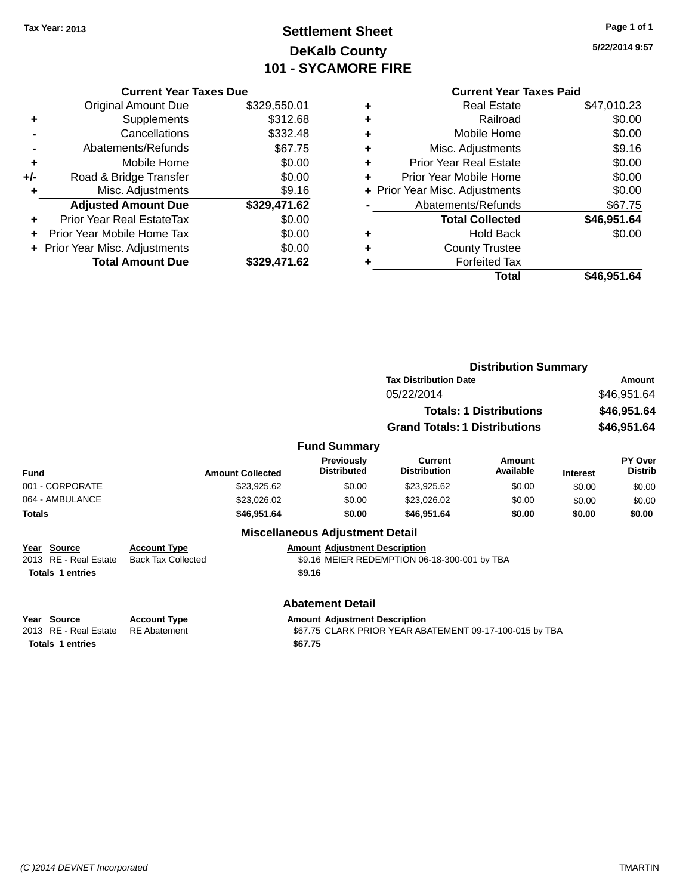Tax Year: 2013

# Settlement Sheet
## DeKalb County
## 101 - SYCAMORE FIRE

5/22/2014 9:57

### Current Year Taxes Due

| | | |
|---|---|---|
| | Original Amount Due | $329,550.01 |
| + | Supplements | $312.68 |
| - | Cancellations | $332.48 |
| - | Abatements/Refunds | $67.75 |
| + | Mobile Home | $0.00 |
| +/- | Road & Bridge Transfer | $0.00 |
| + | Misc. Adjustments | $9.16 |
| | **Adjusted Amount Due** | **$329,471.62** |
| + | Prior Year Real EstateTax | $0.00 |
| + | Prior Year Mobile Home Tax | $0.00 |
| + | Prior Year Misc. Adjustments | $0.00 |
| | **Total Amount Due** | **$329,471.62** |

### Current Year Taxes Paid

| | | |
|---|---|---|
| + | Real Estate | $47,010.23 |
| + | Railroad | $0.00 |
| + | Mobile Home | $0.00 |
| + | Misc. Adjustments | $9.16 |
| + | Prior Year Real Estate | $0.00 |
| + | Prior Year Mobile Home | $0.00 |
| + | Prior Year Misc. Adjustments | $0.00 |
| - | Abatements/Refunds | $67.75 |
| | **Total Collected** | **$46,951.64** |
| + | Hold Back | $0.00 |
| + | County Trustee | |
| + | Forfeited Tax | |
| | **Total** | **$46,951.64** |

### Distribution Summary

| Tax Distribution Date | Amount |
|---|---|
| 05/22/2014 | $46,951.64 |
| **Totals: 1 Distributions** | **$46,951.64** |
| **Grand Totals: 1 Distributions** | **$46,951.64** |

### Fund Summary

| Fund | Amount Collected | Previously Distributed | Current Distribution | Amount Available | Interest | PY Over Distrib |
|---|---|---|---|---|---|---|
| 001 - CORPORATE | $23,925.62 | $0.00 | $23,925.62 | $0.00 | $0.00 | $0.00 |
| 064 - AMBULANCE | $23,026.02 | $0.00 | $23,026.02 | $0.00 | $0.00 | $0.00 |
| **Totals** | **$46,951.64** | **$0.00** | **$46,951.64** | **$0.00** | **$0.00** | **$0.00** |

### Miscellaneous Adjustment Detail

| Year | Source | Account Type | Amount | Adjustment Description |
|---|---|---|---|---|
| 2013 | RE - Real Estate | Back Tax Collected | $9.16 | MEIER REDEMPTION 06-18-300-001 by TBA |
| **Totals** | **1 entries** | | **$9.16** | |

### Abatement Detail

| Year | Source | Account Type | Amount | Adjustment Description |
|---|---|---|---|---|
| 2013 | RE - Real Estate | RE Abatement | $67.75 | CLARK PRIOR YEAR ABATEMENT 09-17-100-015 by TBA |
| **Totals** | **1 entries** | | **$67.75** | |

(C )2014 DEVNET Incorporated TMARTIN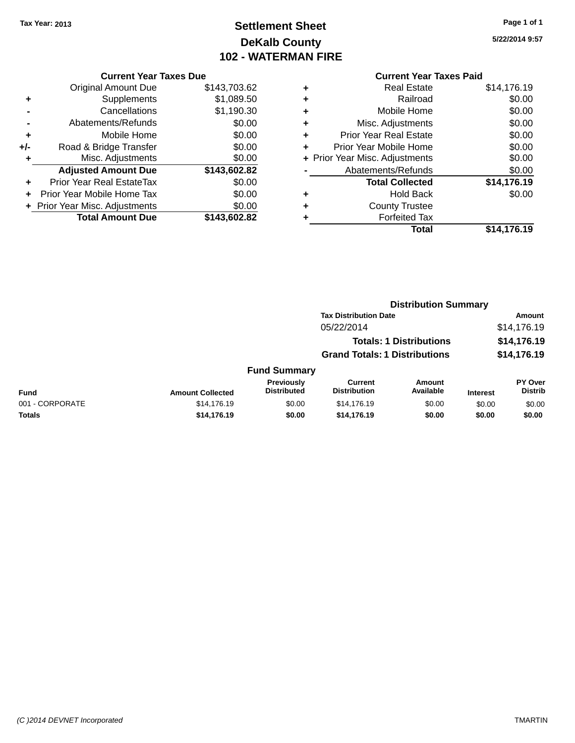Tax Year: 2013

# Settlement Sheet
## DeKalb County
## 102 - WATERMAN FIRE

5/22/2014 9:57

### Current Year Taxes Due

| | | Amount |
|---|---|---|
| | Original Amount Due | $143,703.62 |
| + | Supplements | $1,089.50 |
| - | Cancellations | $1,190.30 |
| - | Abatements/Refunds | $0.00 |
| + | Mobile Home | $0.00 |
| +/- | Road & Bridge Transfer | $0.00 |
| + | Misc. Adjustments | $0.00 |
| | **Adjusted Amount Due** | **$143,602.82** |
| + | Prior Year Real EstateTax | $0.00 |
| + | Prior Year Mobile Home Tax | $0.00 |
| + | Prior Year Misc. Adjustments | $0.00 |
| | **Total Amount Due** | **$143,602.82** |

### Current Year Taxes Paid

| | | Amount |
|---|---|---|
| + | Real Estate | $14,176.19 |
| + | Railroad | $0.00 |
| + | Mobile Home | $0.00 |
| + | Misc. Adjustments | $0.00 |
| + | Prior Year Real Estate | $0.00 |
| + | Prior Year Mobile Home | $0.00 |
| + | Prior Year Misc. Adjustments | $0.00 |
| - | Abatements/Refunds | $0.00 |
| | **Total Collected** | **$14,176.19** |
| + | Hold Back | $0.00 |
| + | County Trustee | |
| + | Forfeited Tax | |
| | **Total** | **$14,176.19** |

### Distribution Summary

| Tax Distribution Date | Amount |
|---|---|
| 05/22/2014 | $14,176.19 |
| **Totals: 1 Distributions** | **$14,176.19** |
| **Grand Totals: 1 Distributions** | **$14,176.19** |

### Fund Summary

| Fund | Amount Collected | Previously Distributed | Current Distribution | Amount Available | Interest | PY Over Distrib |
|---|---|---|---|---|---|---|
| 001 - CORPORATE | $14,176.19 | $0.00 | $14,176.19 | $0.00 | $0.00 | $0.00 |
| **Totals** | **$14,176.19** | **$0.00** | **$14,176.19** | **$0.00** | **$0.00** | **$0.00** |

(C )2014 DEVNET Incorporated TMARTIN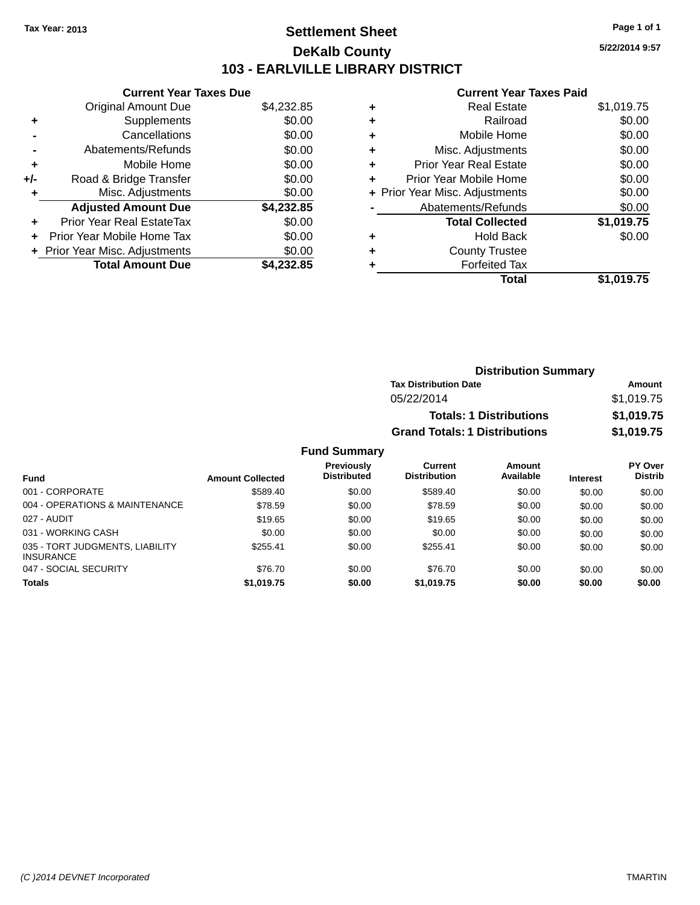Tax Year: 2013

# Settlement Sheet

## DeKalb County

## 103 - EARLVILLE LIBRARY DISTRICT

5/22/2014 9:57

### Current Year Taxes Due

| | | |
|---|---|---|
| | Original Amount Due | $4,232.85 |
| + | Supplements | $0.00 |
| - | Cancellations | $0.00 |
| - | Abatements/Refunds | $0.00 |
| + | Mobile Home | $0.00 |
| +/- | Road & Bridge Transfer | $0.00 |
| + | Misc. Adjustments | $0.00 |
| | **Adjusted Amount Due** | **$4,232.85** |
| + | Prior Year Real EstateTax | $0.00 |
| + | Prior Year Mobile Home Tax | $0.00 |
| + | Prior Year Misc. Adjustments | $0.00 |
| | **Total Amount Due** | **$4,232.85** |

### Current Year Taxes Paid

| | | |
|---|---|---|
| + | Real Estate | $1,019.75 |
| + | Railroad | $0.00 |
| + | Mobile Home | $0.00 |
| + | Misc. Adjustments | $0.00 |
| + | Prior Year Real Estate | $0.00 |
| + | Prior Year Mobile Home | $0.00 |
| + | Prior Year Misc. Adjustments | $0.00 |
| - | Abatements/Refunds | $0.00 |
| | **Total Collected** | **$1,019.75** |
| + | Hold Back | $0.00 |
| + | County Trustee | |
| + | Forfeited Tax | |
| | **Total** | **$1,019.75** |

### Distribution Summary

| Tax Distribution Date | Amount |
|---|---|
| 05/22/2014 | $1,019.75 |
| **Totals: 1 Distributions** | **$1,019.75** |
| **Grand Totals: 1 Distributions** | **$1,019.75** |

### Fund Summary

| Fund | Amount Collected | Previously Distributed | Current Distribution | Amount Available | Interest | PY Over Distrib |
|---|---|---|---|---|---|---|
| 001 - CORPORATE | $589.40 | $0.00 | $589.40 | $0.00 | $0.00 | $0.00 |
| 004 - OPERATIONS & MAINTENANCE | $78.59 | $0.00 | $78.59 | $0.00 | $0.00 | $0.00 |
| 027 - AUDIT | $19.65 | $0.00 | $19.65 | $0.00 | $0.00 | $0.00 |
| 031 - WORKING CASH | $0.00 | $0.00 | $0.00 | $0.00 | $0.00 | $0.00 |
| 035 - TORT JUDGMENTS, LIABILITY INSURANCE | $255.41 | $0.00 | $255.41 | $0.00 | $0.00 | $0.00 |
| 047 - SOCIAL SECURITY | $76.70 | $0.00 | $76.70 | $0.00 | $0.00 | $0.00 |
| **Totals** | **$1,019.75** | **$0.00** | **$1,019.75** | **$0.00** | **$0.00** | **$0.00** |

(C )2014 DEVNET Incorporated TMARTIN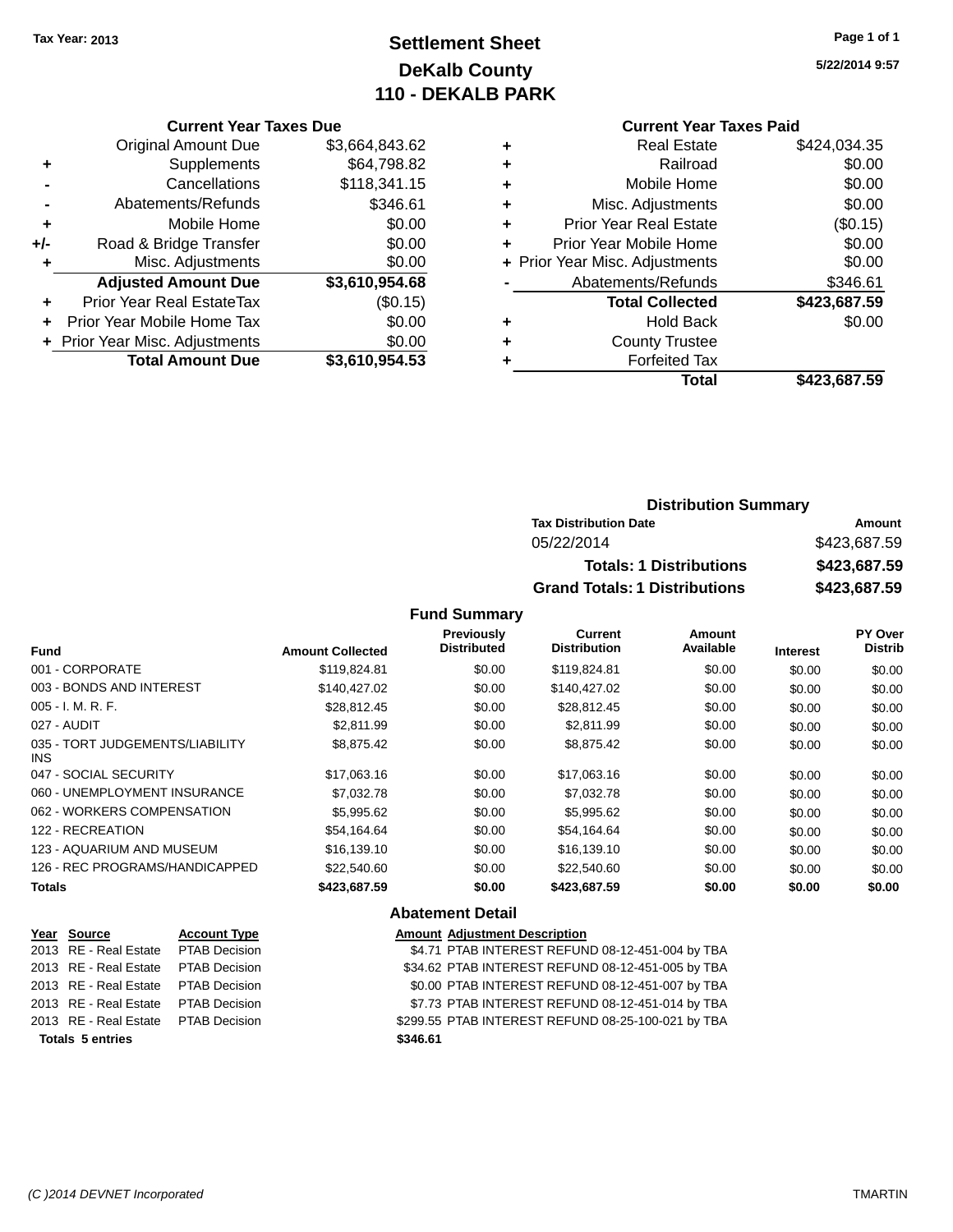Tax Year: 2013

# Settlement Sheet

## DeKalb County

## 110 - DEKALB PARK

5/22/2014 9:57

### Current Year Taxes Due

| | | |
|---|---|---|
| | Original Amount Due | $3,664,843.62 |
| + | Supplements | $64,798.82 |
| - | Cancellations | $118,341.15 |
| - | Abatements/Refunds | $346.61 |
| + | Mobile Home | $0.00 |
| +/- | Road & Bridge Transfer | $0.00 |
| + | Misc. Adjustments | $0.00 |
| | **Adjusted Amount Due** | **$3,610,954.68** |
| + | Prior Year Real EstateTax | ($0.15) |
| + | Prior Year Mobile Home Tax | $0.00 |
| + | Prior Year Misc. Adjustments | $0.00 |
| | **Total Amount Due** | **$3,610,954.53** |

### Current Year Taxes Paid

| | | |
|---|---|---|
| + | Real Estate | $424,034.35 |
| + | Railroad | $0.00 |
| + | Mobile Home | $0.00 |
| + | Misc. Adjustments | $0.00 |
| + | Prior Year Real Estate | ($0.15) |
| + | Prior Year Mobile Home | $0.00 |
| + | Prior Year Misc. Adjustments | $0.00 |
| - | Abatements/Refunds | $346.61 |
| | **Total Collected** | **$423,687.59** |
| + | Hold Back | $0.00 |
| + | County Trustee | |
| + | Forfeited Tax | |
| | **Total** | **$423,687.59** |

### Distribution Summary

| Tax Distribution Date | Amount |
|---|---|
| 05/22/2014 | $423,687.59 |
| **Totals: 1 Distributions** | **$423,687.59** |
| **Grand Totals: 1 Distributions** | **$423,687.59** |

### Fund Summary

| Fund | Amount Collected | Previously Distributed | Current Distribution | Amount Available | Interest | PY Over Distrib |
|---|---|---|---|---|---|---|
| 001 - CORPORATE | $119,824.81 | $0.00 | $119,824.81 | $0.00 | $0.00 | $0.00 |
| 003 - BONDS AND INTEREST | $140,427.02 | $0.00 | $140,427.02 | $0.00 | $0.00 | $0.00 |
| 005 - I. M. R. F. | $28,812.45 | $0.00 | $28,812.45 | $0.00 | $0.00 | $0.00 |
| 027 - AUDIT | $2,811.99 | $0.00 | $2,811.99 | $0.00 | $0.00 | $0.00 |
| 035 - TORT JUDGEMENTS/LIABILITY INS | $8,875.42 | $0.00 | $8,875.42 | $0.00 | $0.00 | $0.00 |
| 047 - SOCIAL SECURITY | $17,063.16 | $0.00 | $17,063.16 | $0.00 | $0.00 | $0.00 |
| 060 - UNEMPLOYMENT INSURANCE | $7,032.78 | $0.00 | $7,032.78 | $0.00 | $0.00 | $0.00 |
| 062 - WORKERS COMPENSATION | $5,995.62 | $0.00 | $5,995.62 | $0.00 | $0.00 | $0.00 |
| 122 - RECREATION | $54,164.64 | $0.00 | $54,164.64 | $0.00 | $0.00 | $0.00 |
| 123 - AQUARIUM AND MUSEUM | $16,139.10 | $0.00 | $16,139.10 | $0.00 | $0.00 | $0.00 |
| 126 - REC PROGRAMS/HANDICAPPED | $22,540.60 | $0.00 | $22,540.60 | $0.00 | $0.00 | $0.00 |
| **Totals** | **$423,687.59** | **$0.00** | **$423,687.59** | **$0.00** | **$0.00** | **$0.00** |

### Abatement Detail

| Year | Source | Account Type | Amount | Adjustment Description |
|---|---|---|---|---|
| 2013 | RE - Real Estate | PTAB Decision | $4.71 | PTAB INTEREST REFUND 08-12-451-004 by TBA |
| 2013 | RE - Real Estate | PTAB Decision | $34.62 | PTAB INTEREST REFUND 08-12-451-005 by TBA |
| 2013 | RE - Real Estate | PTAB Decision | $0.00 | PTAB INTEREST REFUND 08-12-451-007 by TBA |
| 2013 | RE - Real Estate | PTAB Decision | $7.73 | PTAB INTEREST REFUND 08-12-451-014 by TBA |
| 2013 | RE - Real Estate | PTAB Decision | $299.55 | PTAB INTEREST REFUND 08-25-100-021 by TBA |
| **Totals 5 entries** | | | **$346.61** | |

(C )2014 DEVNET Incorporated TMARTIN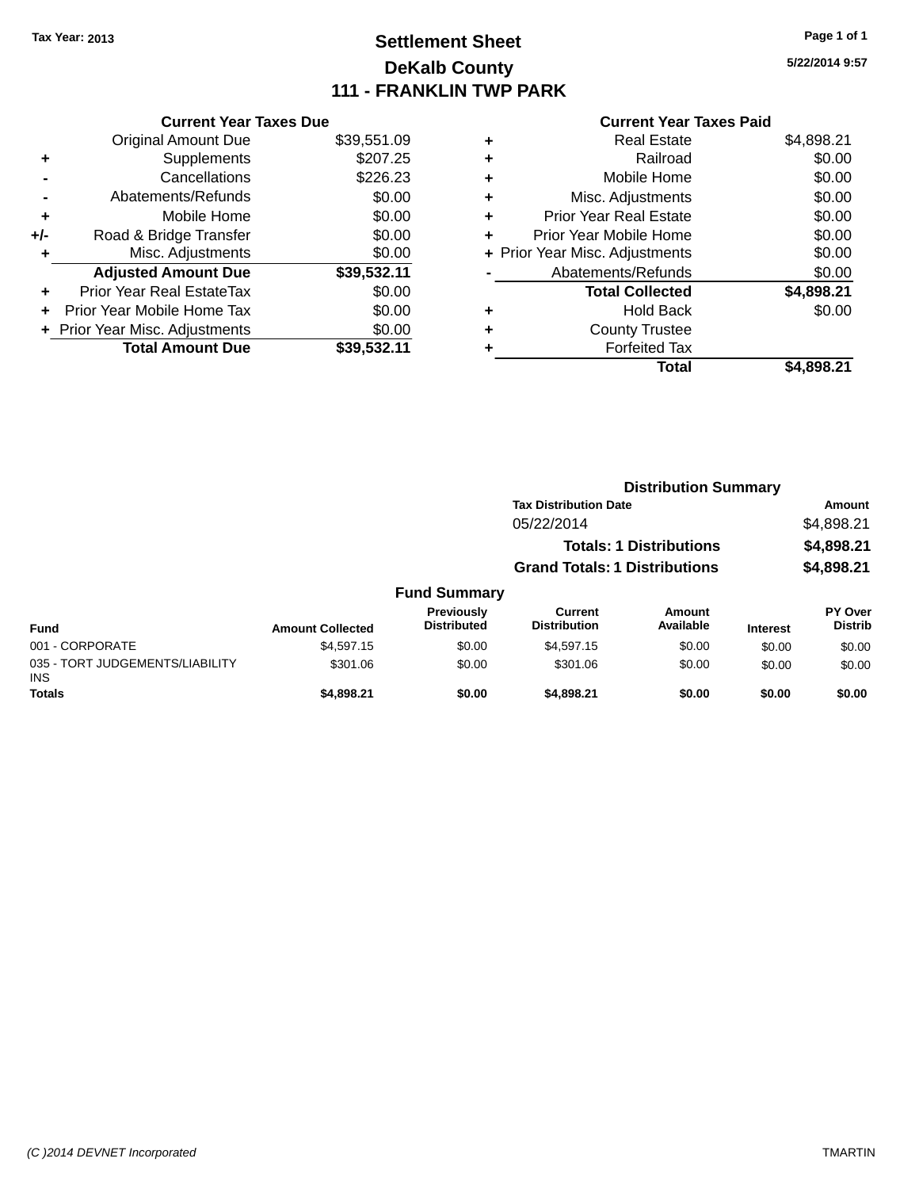Tax Year: 2013

# Settlement Sheet

## DeKalb County

## 111 - FRANKLIN TWP PARK

5/22/2014 9:57

### Current Year Taxes Due

| | | |
|---|---|---|
| | Original Amount Due | $39,551.09 |
| + | Supplements | $207.25 |
| - | Cancellations | $226.23 |
| - | Abatements/Refunds | $0.00 |
| + | Mobile Home | $0.00 |
| +/- | Road & Bridge Transfer | $0.00 |
| + | Misc. Adjustments | $0.00 |
| | **Adjusted Amount Due** | **$39,532.11** |
| + | Prior Year Real EstateTax | $0.00 |
| + | Prior Year Mobile Home Tax | $0.00 |
| + | Prior Year Misc. Adjustments | $0.00 |
| | **Total Amount Due** | **$39,532.11** |

### Current Year Taxes Paid

| | | |
|---|---|---|
| + | Real Estate | $4,898.21 |
| + | Railroad | $0.00 |
| + | Mobile Home | $0.00 |
| + | Misc. Adjustments | $0.00 |
| + | Prior Year Real Estate | $0.00 |
| + | Prior Year Mobile Home | $0.00 |
| + | Prior Year Misc. Adjustments | $0.00 |
| - | Abatements/Refunds | $0.00 |
| | **Total Collected** | **$4,898.21** |
| + | Hold Back | $0.00 |
| + | County Trustee | |
| + | Forfeited Tax | |
| | **Total** | **$4,898.21** |

### Distribution Summary

| Tax Distribution Date | Amount |
|---|---|
| 05/22/2014 | $4,898.21 |
| **Totals: 1 Distributions** | **$4,898.21** |
| **Grand Totals: 1 Distributions** | **$4,898.21** |

### Fund Summary

| Fund | Amount Collected | Previously Distributed | Current Distribution | Amount Available | Interest | PY Over Distrib |
|---|---|---|---|---|---|---|
| 001 - CORPORATE | $4,597.15 | $0.00 | $4,597.15 | $0.00 | $0.00 | $0.00 |
| 035 - TORT JUDGEMENTS/LIABILITY INS | $301.06 | $0.00 | $301.06 | $0.00 | $0.00 | $0.00 |
| **Totals** | **$4,898.21** | **$0.00** | **$4,898.21** | **$0.00** | **$0.00** | **$0.00** |

(C )2014 DEVNET Incorporated — TMARTIN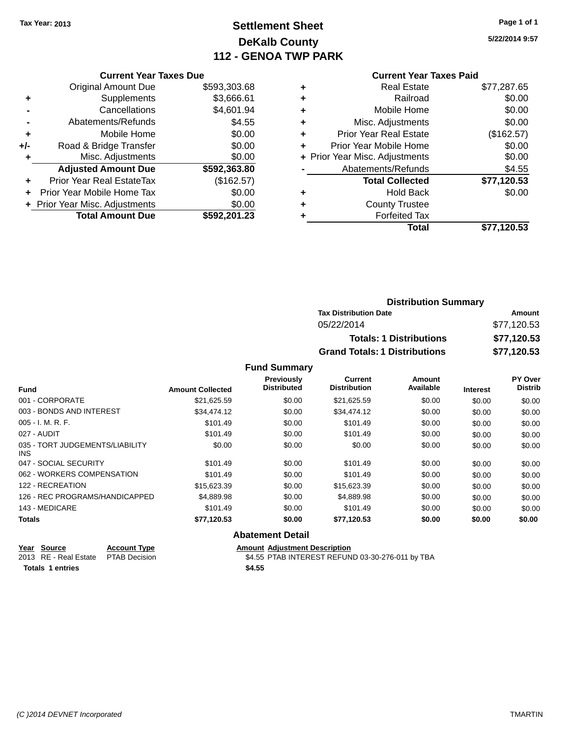Tax Year: 2013

# Settlement Sheet
## DeKalb County
## 112 - GENOA TWP PARK

5/22/2014 9:57

### Current Year Taxes Due

| | | |
|---|---|---|
| | Original Amount Due | $593,303.68 |
| + | Supplements | $3,666.61 |
| - | Cancellations | $4,601.94 |
| - | Abatements/Refunds | $4.55 |
| + | Mobile Home | $0.00 |
| +/- | Road & Bridge Transfer | $0.00 |
| + | Misc. Adjustments | $0.00 |
| | **Adjusted Amount Due** | **$592,363.80** |
| + | Prior Year Real EstateTax | ($162.57) |
| + | Prior Year Mobile Home Tax | $0.00 |
| + | Prior Year Misc. Adjustments | $0.00 |
| | **Total Amount Due** | **$592,201.23** |

### Current Year Taxes Paid

| | | |
|---|---|---|
| + | Real Estate | $77,287.65 |
| + | Railroad | $0.00 |
| + | Mobile Home | $0.00 |
| + | Misc. Adjustments | $0.00 |
| + | Prior Year Real Estate | ($162.57) |
| + | Prior Year Mobile Home | $0.00 |
| + | Prior Year Misc. Adjustments | $0.00 |
| - | Abatements/Refunds | $4.55 |
| | **Total Collected** | **$77,120.53** |
| + | Hold Back | $0.00 |
| + | County Trustee | |
| + | Forfeited Tax | |
| | **Total** | **$77,120.53** |

### Distribution Summary

| Tax Distribution Date | Amount |
|---|---|
| 05/22/2014 | $77,120.53 |
| **Totals: 1 Distributions** | **$77,120.53** |
| **Grand Totals: 1 Distributions** | **$77,120.53** |

### Fund Summary

| Fund | Amount Collected | Previously Distributed | Current Distribution | Amount Available | Interest | PY Over Distrib |
|---|---|---|---|---|---|---|
| 001 - CORPORATE | $21,625.59 | $0.00 | $21,625.59 | $0.00 | $0.00 | $0.00 |
| 003 - BONDS AND INTEREST | $34,474.12 | $0.00 | $34,474.12 | $0.00 | $0.00 | $0.00 |
| 005 - I. M. R. F. | $101.49 | $0.00 | $101.49 | $0.00 | $0.00 | $0.00 |
| 027 - AUDIT | $101.49 | $0.00 | $101.49 | $0.00 | $0.00 | $0.00 |
| 035 - TORT JUDGEMENTS/LIABILITY INS | $0.00 | $0.00 | $0.00 | $0.00 | $0.00 | $0.00 |
| 047 - SOCIAL SECURITY | $101.49 | $0.00 | $101.49 | $0.00 | $0.00 | $0.00 |
| 062 - WORKERS COMPENSATION | $101.49 | $0.00 | $101.49 | $0.00 | $0.00 | $0.00 |
| 122 - RECREATION | $15,623.39 | $0.00 | $15,623.39 | $0.00 | $0.00 | $0.00 |
| 126 - REC PROGRAMS/HANDICAPPED | $4,889.98 | $0.00 | $4,889.98 | $0.00 | $0.00 | $0.00 |
| 143 - MEDICARE | $101.49 | $0.00 | $101.49 | $0.00 | $0.00 | $0.00 |
| **Totals** | **$77,120.53** | **$0.00** | **$77,120.53** | **$0.00** | **$0.00** | **$0.00** |

### Abatement Detail

| Year | Source | Account Type | Amount | Adjustment Description |
|---|---|---|---|---|
| 2013 | RE - Real Estate | PTAB Decision | $4.55 | PTAB INTEREST REFUND 03-30-276-011 by TBA |
| **Totals** | **1 entries** | | **$4.55** | |

(C )2014 DEVNET Incorporated

TMARTIN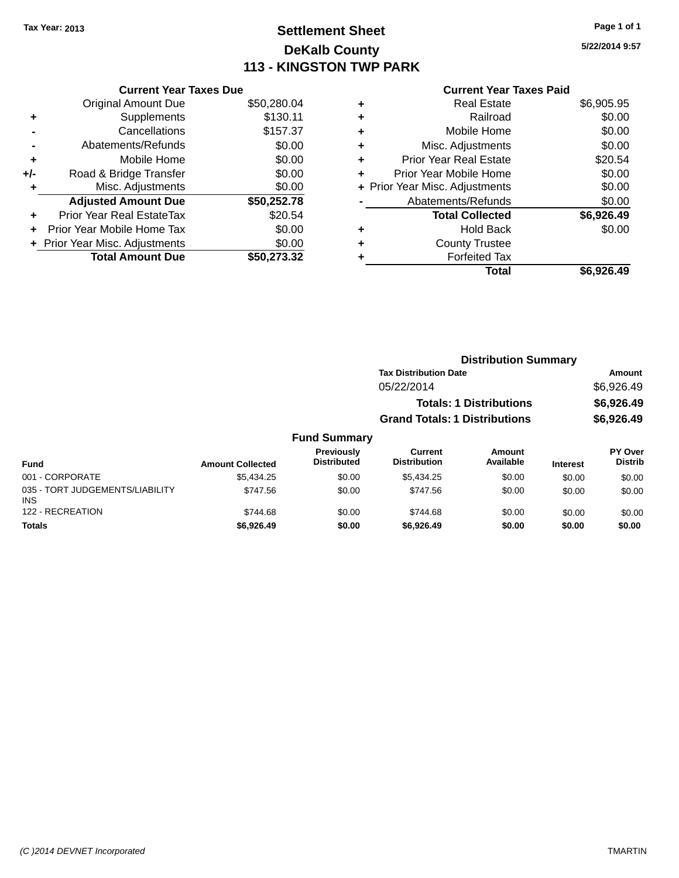**Tax Year: 2013**

# Settlement Sheet

## DeKalb County

## 113 - KINGSTON TWP PARK

5/22/2014 9:57

### Current Year Taxes Due

| | | |
|---|---|---|
| | Original Amount Due | $50,280.04 |
| + | Supplements | $130.11 |
| - | Cancellations | $157.37 |
| - | Abatements/Refunds | $0.00 |
| + | Mobile Home | $0.00 |
| +/- | Road & Bridge Transfer | $0.00 |
| + | Misc. Adjustments | $0.00 |
| | **Adjusted Amount Due** | **$50,252.78** |
| + | Prior Year Real EstateTax | $20.54 |
| + | Prior Year Mobile Home Tax | $0.00 |
| + | Prior Year Misc. Adjustments | $0.00 |
| | **Total Amount Due** | **$50,273.32** |

### Current Year Taxes Paid

| | | |
|---|---|---|
| + | Real Estate | $6,905.95 |
| + | Railroad | $0.00 |
| + | Mobile Home | $0.00 |
| + | Misc. Adjustments | $0.00 |
| + | Prior Year Real Estate | $20.54 |
| + | Prior Year Mobile Home | $0.00 |
| + | Prior Year Misc. Adjustments | $0.00 |
| - | Abatements/Refunds | $0.00 |
| | **Total Collected** | **$6,926.49** |
| + | Hold Back | $0.00 |
| + | County Trustee | |
| + | Forfeited Tax | |
| | **Total** | **$6,926.49** |

### Distribution Summary

| Tax Distribution Date | Amount |
|---|---|
| 05/22/2014 | $6,926.49 |
| **Totals: 1 Distributions** | **$6,926.49** |
| **Grand Totals: 1 Distributions** | **$6,926.49** |

### Fund Summary

| Fund | Amount Collected | Previously Distributed | Current Distribution | Amount Available | Interest | PY Over Distrib |
|---|---|---|---|---|---|---|
| 001 - CORPORATE | $5,434.25 | $0.00 | $5,434.25 | $0.00 | $0.00 | $0.00 |
| 035 - TORT JUDGEMENTS/LIABILITY INS | $747.56 | $0.00 | $747.56 | $0.00 | $0.00 | $0.00 |
| 122 - RECREATION | $744.68 | $0.00 | $744.68 | $0.00 | $0.00 | $0.00 |
| **Totals** | **$6,926.49** | **$0.00** | **$6,926.49** | **$0.00** | **$0.00** | **$0.00** |

(C )2014 DEVNET Incorporated TMARTIN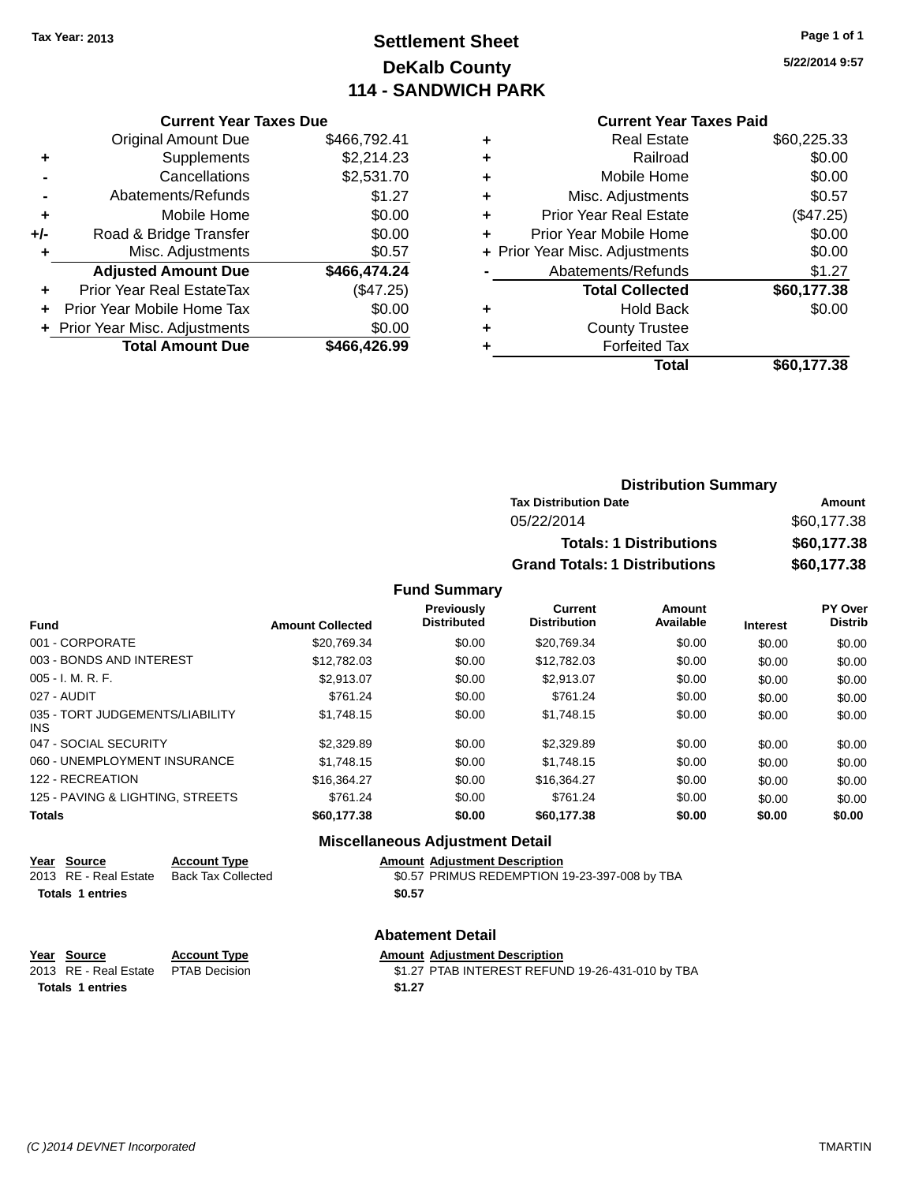Tax Year: 2013

# Settlement Sheet
# DeKalb County
# 114 - SANDWICH PARK

5/22/2014 9:57

### Current Year Taxes Due

| | | |
|---|---|---|
| | Original Amount Due | $466,792.41 |
| + | Supplements | $2,214.23 |
| - | Cancellations | $2,531.70 |
| - | Abatements/Refunds | $1.27 |
| + | Mobile Home | $0.00 |
| +/- | Road & Bridge Transfer | $0.00 |
| + | Misc. Adjustments | $0.57 |
| | **Adjusted Amount Due** | **$466,474.24** |
| + | Prior Year Real EstateTax | ($47.25) |
| + | Prior Year Mobile Home Tax | $0.00 |
| + | Prior Year Misc. Adjustments | $0.00 |
| | **Total Amount Due** | **$466,426.99** |

### Current Year Taxes Paid

| | | |
|---|---|---|
| + | Real Estate | $60,225.33 |
| + | Railroad | $0.00 |
| + | Mobile Home | $0.00 |
| + | Misc. Adjustments | $0.57 |
| + | Prior Year Real Estate | ($47.25) |
| + | Prior Year Mobile Home | $0.00 |
| + | Prior Year Misc. Adjustments | $0.00 |
| - | Abatements/Refunds | $1.27 |
| | **Total Collected** | **$60,177.38** |
| + | Hold Back | $0.00 |
| + | County Trustee | |
| + | Forfeited Tax | |
| | **Total** | **$60,177.38** |

### Distribution Summary

| Tax Distribution Date | Amount |
|---|---|
| 05/22/2014 | $60,177.38 |
| **Totals: 1 Distributions** | **$60,177.38** |
| **Grand Totals: 1 Distributions** | **$60,177.38** |

### Fund Summary

| Fund | Amount Collected | Previously Distributed | Current Distribution | Amount Available | Interest | PY Over Distrib |
|---|---|---|---|---|---|---|
| 001 - CORPORATE | $20,769.34 | $0.00 | $20,769.34 | $0.00 | $0.00 | $0.00 |
| 003 - BONDS AND INTEREST | $12,782.03 | $0.00 | $12,782.03 | $0.00 | $0.00 | $0.00 |
| 005 - I. M. R. F. | $2,913.07 | $0.00 | $2,913.07 | $0.00 | $0.00 | $0.00 |
| 027 - AUDIT | $761.24 | $0.00 | $761.24 | $0.00 | $0.00 | $0.00 |
| 035 - TORT JUDGEMENTS/LIABILITY INS | $1,748.15 | $0.00 | $1,748.15 | $0.00 | $0.00 | $0.00 |
| 047 - SOCIAL SECURITY | $2,329.89 | $0.00 | $2,329.89 | $0.00 | $0.00 | $0.00 |
| 060 - UNEMPLOYMENT INSURANCE | $1,748.15 | $0.00 | $1,748.15 | $0.00 | $0.00 | $0.00 |
| 122 - RECREATION | $16,364.27 | $0.00 | $16,364.27 | $0.00 | $0.00 | $0.00 |
| 125 - PAVING & LIGHTING, STREETS | $761.24 | $0.00 | $761.24 | $0.00 | $0.00 | $0.00 |
| **Totals** | **$60,177.38** | **$0.00** | **$60,177.38** | **$0.00** | **$0.00** | **$0.00** |

### Miscellaneous Adjustment Detail

| Year | Source | Account Type | Amount | Adjustment Description |
|---|---|---|---|---|
| 2013 | RE - Real Estate | Back Tax Collected | $0.57 | PRIMUS REDEMPTION 19-23-397-008 by TBA |
| **Totals 1 entries** | | | **$0.57** | |

### Abatement Detail

| Year | Source | Account Type | Amount | Adjustment Description |
|---|---|---|---|---|
| 2013 | RE - Real Estate | PTAB Decision | $1.27 | PTAB INTEREST REFUND 19-26-431-010 by TBA |
| **Totals 1 entries** | | | **$1.27** | |

(C )2014 DEVNET Incorporated TMARTIN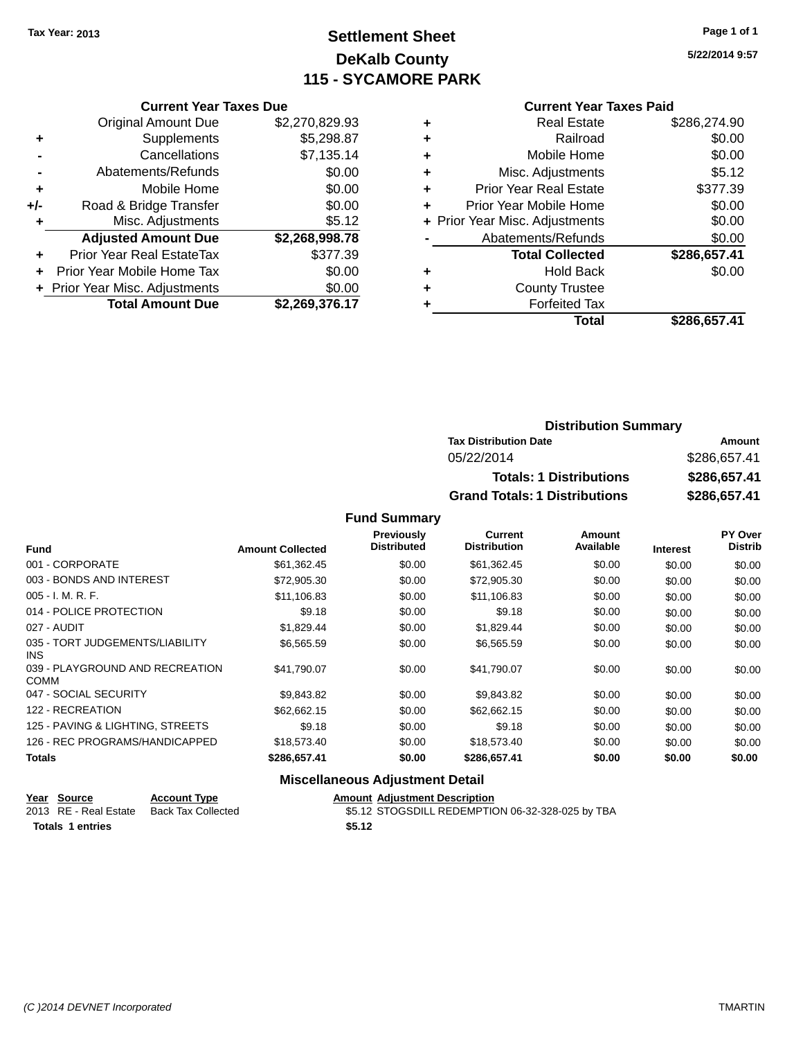Tax Year: 2013

# Settlement Sheet
## DeKalb County
## 115 - SYCAMORE PARK

5/22/2014 9:57

### Current Year Taxes Due

| | | |
|---|---|---|
| | Original Amount Due | $2,270,829.93 |
| + | Supplements | $5,298.87 |
| - | Cancellations | $7,135.14 |
| - | Abatements/Refunds | $0.00 |
| + | Mobile Home | $0.00 |
| +/- | Road & Bridge Transfer | $0.00 |
| + | Misc. Adjustments | $5.12 |
| | **Adjusted Amount Due** | **$2,268,998.78** |
| + | Prior Year Real EstateTax | $377.39 |
| + | Prior Year Mobile Home Tax | $0.00 |
| + | Prior Year Misc. Adjustments | $0.00 |
| | **Total Amount Due** | **$2,269,376.17** |

### Current Year Taxes Paid

| | | |
|---|---|---|
| + | Real Estate | $286,274.90 |
| + | Railroad | $0.00 |
| + | Mobile Home | $0.00 |
| + | Misc. Adjustments | $5.12 |
| + | Prior Year Real Estate | $377.39 |
| + | Prior Year Mobile Home | $0.00 |
| + | Prior Year Misc. Adjustments | $0.00 |
| - | Abatements/Refunds | $0.00 |
| | **Total Collected** | **$286,657.41** |
| + | Hold Back | $0.00 |
| + | County Trustee | |
| + | Forfeited Tax | |
| | **Total** | **$286,657.41** |

### Distribution Summary

| Tax Distribution Date | Amount |
|---|---|
| 05/22/2014 | $286,657.41 |
| **Totals: 1 Distributions** | **$286,657.41** |
| **Grand Totals: 1 Distributions** | **$286,657.41** |

### Fund Summary

| Fund | Amount Collected | Previously Distributed | Current Distribution | Amount Available | Interest | PY Over Distrib |
|---|---|---|---|---|---|---|
| 001 - CORPORATE | $61,362.45 | $0.00 | $61,362.45 | $0.00 | $0.00 | $0.00 |
| 003 - BONDS AND INTEREST | $72,905.30 | $0.00 | $72,905.30 | $0.00 | $0.00 | $0.00 |
| 005 - I. M. R. F. | $11,106.83 | $0.00 | $11,106.83 | $0.00 | $0.00 | $0.00 |
| 014 - POLICE PROTECTION | $9.18 | $0.00 | $9.18 | $0.00 | $0.00 | $0.00 |
| 027 - AUDIT | $1,829.44 | $0.00 | $1,829.44 | $0.00 | $0.00 | $0.00 |
| 035 - TORT JUDGEMENTS/LIABILITY INS | $6,565.59 | $0.00 | $6,565.59 | $0.00 | $0.00 | $0.00 |
| 039 - PLAYGROUND AND RECREATION COMM | $41,790.07 | $0.00 | $41,790.07 | $0.00 | $0.00 | $0.00 |
| 047 - SOCIAL SECURITY | $9,843.82 | $0.00 | $9,843.82 | $0.00 | $0.00 | $0.00 |
| 122 - RECREATION | $62,662.15 | $0.00 | $62,662.15 | $0.00 | $0.00 | $0.00 |
| 125 - PAVING & LIGHTING, STREETS | $9.18 | $0.00 | $9.18 | $0.00 | $0.00 | $0.00 |
| 126 - REC PROGRAMS/HANDICAPPED | $18,573.40 | $0.00 | $18,573.40 | $0.00 | $0.00 | $0.00 |
| **Totals** | **$286,657.41** | **$0.00** | **$286,657.41** | **$0.00** | **$0.00** | **$0.00** |

### Miscellaneous Adjustment Detail

| Year | Source | Account Type | Amount | Adjustment Description |
|---|---|---|---|---|
| 2013 | RE - Real Estate | Back Tax Collected | $5.12 | STOGSDILL REDEMPTION 06-32-328-025 by TBA |
| **Totals** | **1 entries** | | **$5.12** | |

(C )2014 DEVNET Incorporated TMARTIN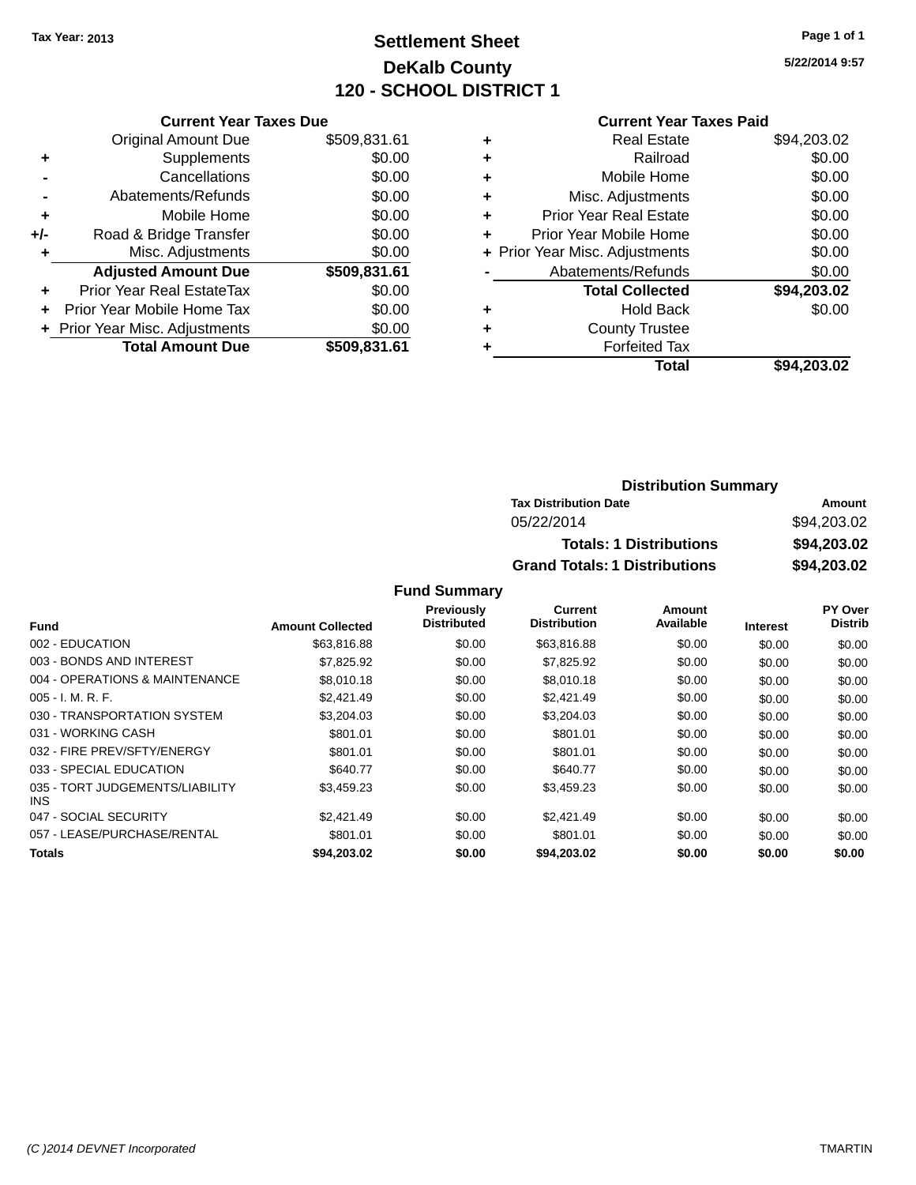Tax Year: 2013

# Settlement Sheet
## DeKalb County
## 120 - SCHOOL DISTRICT 1

5/22/2014 9:57

### Current Year Taxes Due

| | | |
|---|---|---|
| | Original Amount Due | $509,831.61 |
| + | Supplements | $0.00 |
| - | Cancellations | $0.00 |
| - | Abatements/Refunds | $0.00 |
| + | Mobile Home | $0.00 |
| +/- | Road & Bridge Transfer | $0.00 |
| + | Misc. Adjustments | $0.00 |
| | **Adjusted Amount Due** | **$509,831.61** |
| + | Prior Year Real EstateTax | $0.00 |
| + | Prior Year Mobile Home Tax | $0.00 |
| + | Prior Year Misc. Adjustments | $0.00 |
| | **Total Amount Due** | **$509,831.61** |

### Current Year Taxes Paid

| | | |
|---|---|---|
| + | Real Estate | $94,203.02 |
| + | Railroad | $0.00 |
| + | Mobile Home | $0.00 |
| + | Misc. Adjustments | $0.00 |
| + | Prior Year Real Estate | $0.00 |
| + | Prior Year Mobile Home | $0.00 |
| + | Prior Year Misc. Adjustments | $0.00 |
| - | Abatements/Refunds | $0.00 |
| | **Total Collected** | **$94,203.02** |
| + | Hold Back | $0.00 |
| + | County Trustee | |
| + | Forfeited Tax | |
| | **Total** | **$94,203.02** |

### Distribution Summary

| Tax Distribution Date | Amount |
|---|---|
| 05/22/2014 | $94,203.02 |
| **Totals: 1 Distributions** | **$94,203.02** |
| **Grand Totals: 1 Distributions** | **$94,203.02** |

### Fund Summary

| Fund | Amount Collected | Previously Distributed | Current Distribution | Amount Available | Interest | PY Over Distrib |
|---|---|---|---|---|---|---|
| 002 - EDUCATION | $63,816.88 | $0.00 | $63,816.88 | $0.00 | $0.00 | $0.00 |
| 003 - BONDS AND INTEREST | $7,825.92 | $0.00 | $7,825.92 | $0.00 | $0.00 | $0.00 |
| 004 - OPERATIONS & MAINTENANCE | $8,010.18 | $0.00 | $8,010.18 | $0.00 | $0.00 | $0.00 |
| 005 - I. M. R. F. | $2,421.49 | $0.00 | $2,421.49 | $0.00 | $0.00 | $0.00 |
| 030 - TRANSPORTATION SYSTEM | $3,204.03 | $0.00 | $3,204.03 | $0.00 | $0.00 | $0.00 |
| 031 - WORKING CASH | $801.01 | $0.00 | $801.01 | $0.00 | $0.00 | $0.00 |
| 032 - FIRE PREV/SFTY/ENERGY | $801.01 | $0.00 | $801.01 | $0.00 | $0.00 | $0.00 |
| 033 - SPECIAL EDUCATION | $640.77 | $0.00 | $640.77 | $0.00 | $0.00 | $0.00 |
| 035 - TORT JUDGEMENTS/LIABILITY INS | $3,459.23 | $0.00 | $3,459.23 | $0.00 | $0.00 | $0.00 |
| 047 - SOCIAL SECURITY | $2,421.49 | $0.00 | $2,421.49 | $0.00 | $0.00 | $0.00 |
| 057 - LEASE/PURCHASE/RENTAL | $801.01 | $0.00 | $801.01 | $0.00 | $0.00 | $0.00 |
| **Totals** | **$94,203.02** | **$0.00** | **$94,203.02** | **$0.00** | **$0.00** | **$0.00** |

(C )2014 DEVNET Incorporated — TMARTIN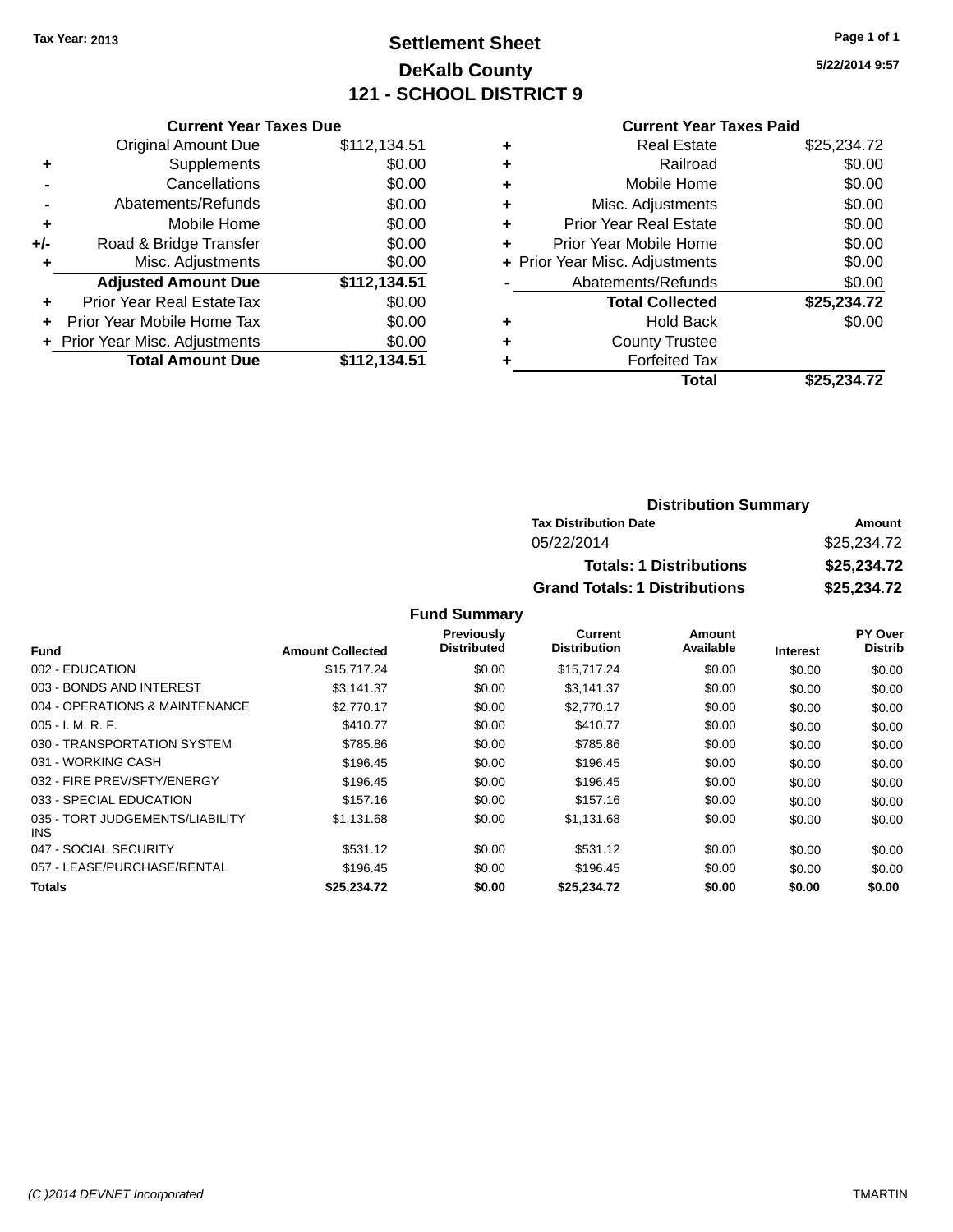Tax Year: 2013

# Settlement Sheet

## DeKalb County

## 121 - SCHOOL DISTRICT 9

5/22/2014 9:57

### Current Year Taxes Due

| | | |
|---|---|---|
| | Original Amount Due | $112,134.51 |
| + | Supplements | $0.00 |
| - | Cancellations | $0.00 |
| - | Abatements/Refunds | $0.00 |
| + | Mobile Home | $0.00 |
| +/- | Road & Bridge Transfer | $0.00 |
| + | Misc. Adjustments | $0.00 |
| | **Adjusted Amount Due** | **$112,134.51** |
| + | Prior Year Real EstateTax | $0.00 |
| + | Prior Year Mobile Home Tax | $0.00 |
| + | Prior Year Misc. Adjustments | $0.00 |
| | **Total Amount Due** | **$112,134.51** |

### Current Year Taxes Paid

| | | |
|---|---|---|
| + | Real Estate | $25,234.72 |
| + | Railroad | $0.00 |
| + | Mobile Home | $0.00 |
| + | Misc. Adjustments | $0.00 |
| + | Prior Year Real Estate | $0.00 |
| + | Prior Year Mobile Home | $0.00 |
| + | Prior Year Misc. Adjustments | $0.00 |
| - | Abatements/Refunds | $0.00 |
| | **Total Collected** | **$25,234.72** |
| + | Hold Back | $0.00 |
| + | County Trustee | |
| + | Forfeited Tax | |
| | **Total** | **$25,234.72** |

### Distribution Summary

| Tax Distribution Date | Amount |
|---|---|
| 05/22/2014 | $25,234.72 |
| **Totals: 1 Distributions** | **$25,234.72** |
| **Grand Totals: 1 Distributions** | **$25,234.72** |

### Fund Summary

| Fund | Amount Collected | Previously Distributed | Current Distribution | Amount Available | Interest | PY Over Distrib |
|---|---|---|---|---|---|---|
| 002 - EDUCATION | $15,717.24 | $0.00 | $15,717.24 | $0.00 | $0.00 | $0.00 |
| 003 - BONDS AND INTEREST | $3,141.37 | $0.00 | $3,141.37 | $0.00 | $0.00 | $0.00 |
| 004 - OPERATIONS & MAINTENANCE | $2,770.17 | $0.00 | $2,770.17 | $0.00 | $0.00 | $0.00 |
| 005 - I. M. R. F. | $410.77 | $0.00 | $410.77 | $0.00 | $0.00 | $0.00 |
| 030 - TRANSPORTATION SYSTEM | $785.86 | $0.00 | $785.86 | $0.00 | $0.00 | $0.00 |
| 031 - WORKING CASH | $196.45 | $0.00 | $196.45 | $0.00 | $0.00 | $0.00 |
| 032 - FIRE PREV/SFTY/ENERGY | $196.45 | $0.00 | $196.45 | $0.00 | $0.00 | $0.00 |
| 033 - SPECIAL EDUCATION | $157.16 | $0.00 | $157.16 | $0.00 | $0.00 | $0.00 |
| 035 - TORT JUDGEMENTS/LIABILITY INS | $1,131.68 | $0.00 | $1,131.68 | $0.00 | $0.00 | $0.00 |
| 047 - SOCIAL SECURITY | $531.12 | $0.00 | $531.12 | $0.00 | $0.00 | $0.00 |
| 057 - LEASE/PURCHASE/RENTAL | $196.45 | $0.00 | $196.45 | $0.00 | $0.00 | $0.00 |
| **Totals** | **$25,234.72** | **$0.00** | **$25,234.72** | **$0.00** | **$0.00** | **$0.00** |

(C )2014 DEVNET Incorporated TMARTIN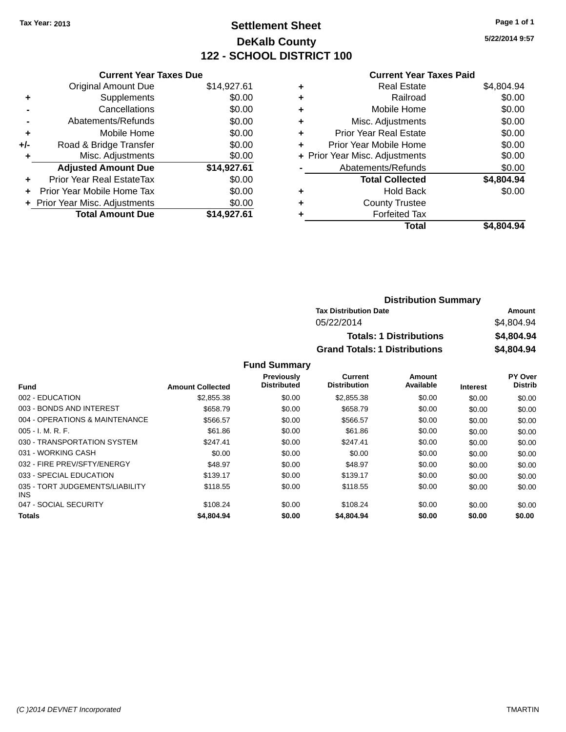Tax Year: 2013

# Settlement Sheet

## DeKalb County

## 122 - SCHOOL DISTRICT 100

5/22/2014 9:57

### Current Year Taxes Due

| | | |
|---|---|---|
| | Original Amount Due | $14,927.61 |
| + | Supplements | $0.00 |
| - | Cancellations | $0.00 |
| - | Abatements/Refunds | $0.00 |
| + | Mobile Home | $0.00 |
| +/- | Road & Bridge Transfer | $0.00 |
| + | Misc. Adjustments | $0.00 |
| | **Adjusted Amount Due** | **$14,927.61** |
| + | Prior Year Real EstateTax | $0.00 |
| + | Prior Year Mobile Home Tax | $0.00 |
| + | Prior Year Misc. Adjustments | $0.00 |
| | **Total Amount Due** | **$14,927.61** |

### Current Year Taxes Paid

| | | |
|---|---|---|
| + | Real Estate | $4,804.94 |
| + | Railroad | $0.00 |
| + | Mobile Home | $0.00 |
| + | Misc. Adjustments | $0.00 |
| + | Prior Year Real Estate | $0.00 |
| + | Prior Year Mobile Home | $0.00 |
| + | Prior Year Misc. Adjustments | $0.00 |
| - | Abatements/Refunds | $0.00 |
| | **Total Collected** | **$4,804.94** |
| + | Hold Back | $0.00 |
| + | County Trustee | |
| + | Forfeited Tax | |
| | **Total** | **$4,804.94** |

### Distribution Summary

| Tax Distribution Date | Amount |
|---|---|
| 05/22/2014 | $4,804.94 |
| **Totals: 1 Distributions** | **$4,804.94** |
| **Grand Totals: 1 Distributions** | **$4,804.94** |

### Fund Summary

| Fund | Amount Collected | Previously Distributed | Current Distribution | Amount Available | Interest | PY Over Distrib |
|---|---|---|---|---|---|---|
| 002 - EDUCATION | $2,855.38 | $0.00 | $2,855.38 | $0.00 | $0.00 | $0.00 |
| 003 - BONDS AND INTEREST | $658.79 | $0.00 | $658.79 | $0.00 | $0.00 | $0.00 |
| 004 - OPERATIONS & MAINTENANCE | $566.57 | $0.00 | $566.57 | $0.00 | $0.00 | $0.00 |
| 005 - I. M. R. F. | $61.86 | $0.00 | $61.86 | $0.00 | $0.00 | $0.00 |
| 030 - TRANSPORTATION SYSTEM | $247.41 | $0.00 | $247.41 | $0.00 | $0.00 | $0.00 |
| 031 - WORKING CASH | $0.00 | $0.00 | $0.00 | $0.00 | $0.00 | $0.00 |
| 032 - FIRE PREV/SFTY/ENERGY | $48.97 | $0.00 | $48.97 | $0.00 | $0.00 | $0.00 |
| 033 - SPECIAL EDUCATION | $139.17 | $0.00 | $139.17 | $0.00 | $0.00 | $0.00 |
| 035 - TORT JUDGEMENTS/LIABILITY INS | $118.55 | $0.00 | $118.55 | $0.00 | $0.00 | $0.00 |
| 047 - SOCIAL SECURITY | $108.24 | $0.00 | $108.24 | $0.00 | $0.00 | $0.00 |
| **Totals** | **$4,804.94** | **$0.00** | **$4,804.94** | **$0.00** | **$0.00** | **$0.00** |

(C )2014 DEVNET Incorporated TMARTIN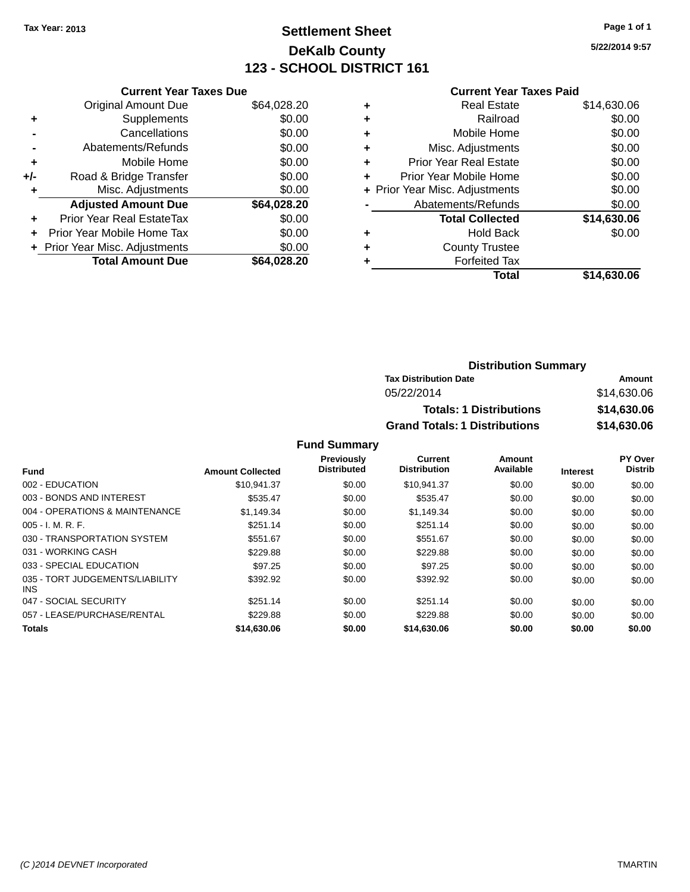Tax Year: 2013

# Settlement Sheet
## DeKalb County
## 123 - SCHOOL DISTRICT 161

5/22/2014 9:57

### Current Year Taxes Due

| | | |
|---|---|---|
| | Original Amount Due | $64,028.20 |
| + | Supplements | $0.00 |
| - | Cancellations | $0.00 |
| - | Abatements/Refunds | $0.00 |
| + | Mobile Home | $0.00 |
| +/- | Road & Bridge Transfer | $0.00 |
| + | Misc. Adjustments | $0.00 |
| | **Adjusted Amount Due** | **$64,028.20** |
| + | Prior Year Real EstateTax | $0.00 |
| + | Prior Year Mobile Home Tax | $0.00 |
| + | Prior Year Misc. Adjustments | $0.00 |
| | **Total Amount Due** | **$64,028.20** |

### Current Year Taxes Paid

| | | |
|---|---|---|
| + | Real Estate | $14,630.06 |
| + | Railroad | $0.00 |
| + | Mobile Home | $0.00 |
| + | Misc. Adjustments | $0.00 |
| + | Prior Year Real Estate | $0.00 |
| + | Prior Year Mobile Home | $0.00 |
| + | Prior Year Misc. Adjustments | $0.00 |
| - | Abatements/Refunds | $0.00 |
| | **Total Collected** | **$14,630.06** |
| + | Hold Back | $0.00 |
| + | County Trustee | |
| + | Forfeited Tax | |
| | **Total** | **$14,630.06** |

### Distribution Summary

| Tax Distribution Date | Amount |
|---|---|
| 05/22/2014 | $14,630.06 |
| **Totals: 1 Distributions** | **$14,630.06** |
| **Grand Totals: 1 Distributions** | **$14,630.06** |

### Fund Summary

| Fund | Amount Collected | Previously Distributed | Current Distribution | Amount Available | Interest | PY Over Distrib |
|---|---|---|---|---|---|---|
| 002 - EDUCATION | $10,941.37 | $0.00 | $10,941.37 | $0.00 | $0.00 | $0.00 |
| 003 - BONDS AND INTEREST | $535.47 | $0.00 | $535.47 | $0.00 | $0.00 | $0.00 |
| 004 - OPERATIONS & MAINTENANCE | $1,149.34 | $0.00 | $1,149.34 | $0.00 | $0.00 | $0.00 |
| 005 - I. M. R. F. | $251.14 | $0.00 | $251.14 | $0.00 | $0.00 | $0.00 |
| 030 - TRANSPORTATION SYSTEM | $551.67 | $0.00 | $551.67 | $0.00 | $0.00 | $0.00 |
| 031 - WORKING CASH | $229.88 | $0.00 | $229.88 | $0.00 | $0.00 | $0.00 |
| 033 - SPECIAL EDUCATION | $97.25 | $0.00 | $97.25 | $0.00 | $0.00 | $0.00 |
| 035 - TORT JUDGEMENTS/LIABILITY INS | $392.92 | $0.00 | $392.92 | $0.00 | $0.00 | $0.00 |
| 047 - SOCIAL SECURITY | $251.14 | $0.00 | $251.14 | $0.00 | $0.00 | $0.00 |
| 057 - LEASE/PURCHASE/RENTAL | $229.88 | $0.00 | $229.88 | $0.00 | $0.00 | $0.00 |
| **Totals** | **$14,630.06** | **$0.00** | **$14,630.06** | **$0.00** | **$0.00** | **$0.00** |

(C )2014 DEVNET Incorporated — TMARTIN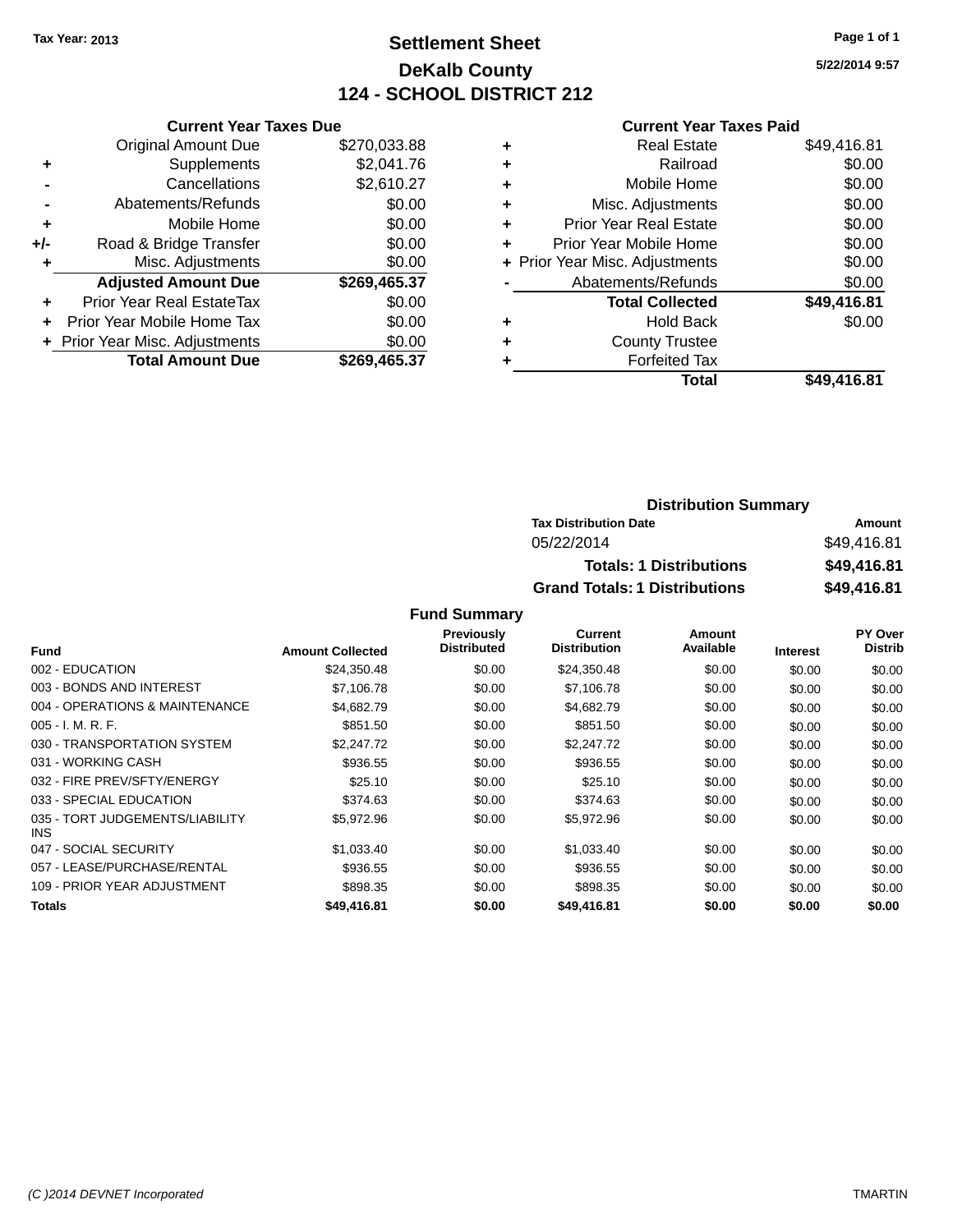Tax Year: 2013

# Settlement Sheet
## DeKalb County
## 124 - SCHOOL DISTRICT 212

5/22/2014 9:57

### Current Year Taxes Due

| | | |
|---|---|---|
| | Original Amount Due | $270,033.88 |
| + | Supplements | $2,041.76 |
| - | Cancellations | $2,610.27 |
| - | Abatements/Refunds | $0.00 |
| + | Mobile Home | $0.00 |
| +/- | Road & Bridge Transfer | $0.00 |
| + | Misc. Adjustments | $0.00 |
| | **Adjusted Amount Due** | **$269,465.37** |
| + | Prior Year Real EstateTax | $0.00 |
| + | Prior Year Mobile Home Tax | $0.00 |
| + | Prior Year Misc. Adjustments | $0.00 |
| | **Total Amount Due** | **$269,465.37** |

### Current Year Taxes Paid

| | | |
|---|---|---|
| + | Real Estate | $49,416.81 |
| + | Railroad | $0.00 |
| + | Mobile Home | $0.00 |
| + | Misc. Adjustments | $0.00 |
| + | Prior Year Real Estate | $0.00 |
| + | Prior Year Mobile Home | $0.00 |
| + | Prior Year Misc. Adjustments | $0.00 |
| - | Abatements/Refunds | $0.00 |
| | **Total Collected** | **$49,416.81** |
| + | Hold Back | $0.00 |
| + | County Trustee | |
| + | Forfeited Tax | |
| | **Total** | **$49,416.81** |

### Distribution Summary

| Tax Distribution Date | Amount |
|---|---|
| 05/22/2014 | $49,416.81 |
| **Totals: 1 Distributions** | **$49,416.81** |
| **Grand Totals: 1 Distributions** | **$49,416.81** |

### Fund Summary

| Fund | Amount Collected | Previously Distributed | Current Distribution | Amount Available | Interest | PY Over Distrib |
|---|---|---|---|---|---|---|
| 002 - EDUCATION | $24,350.48 | $0.00 | $24,350.48 | $0.00 | $0.00 | $0.00 |
| 003 - BONDS AND INTEREST | $7,106.78 | $0.00 | $7,106.78 | $0.00 | $0.00 | $0.00 |
| 004 - OPERATIONS & MAINTENANCE | $4,682.79 | $0.00 | $4,682.79 | $0.00 | $0.00 | $0.00 |
| 005 - I. M. R. F. | $851.50 | $0.00 | $851.50 | $0.00 | $0.00 | $0.00 |
| 030 - TRANSPORTATION SYSTEM | $2,247.72 | $0.00 | $2,247.72 | $0.00 | $0.00 | $0.00 |
| 031 - WORKING CASH | $936.55 | $0.00 | $936.55 | $0.00 | $0.00 | $0.00 |
| 032 - FIRE PREV/SFTY/ENERGY | $25.10 | $0.00 | $25.10 | $0.00 | $0.00 | $0.00 |
| 033 - SPECIAL EDUCATION | $374.63 | $0.00 | $374.63 | $0.00 | $0.00 | $0.00 |
| 035 - TORT JUDGEMENTS/LIABILITY INS | $5,972.96 | $0.00 | $5,972.96 | $0.00 | $0.00 | $0.00 |
| 047 - SOCIAL SECURITY | $1,033.40 | $0.00 | $1,033.40 | $0.00 | $0.00 | $0.00 |
| 057 - LEASE/PURCHASE/RENTAL | $936.55 | $0.00 | $936.55 | $0.00 | $0.00 | $0.00 |
| 109 - PRIOR YEAR ADJUSTMENT | $898.35 | $0.00 | $898.35 | $0.00 | $0.00 | $0.00 |
| **Totals** | **$49,416.81** | **$0.00** | **$49,416.81** | **$0.00** | **$0.00** | **$0.00** |

(C )2014 DEVNET Incorporated — TMARTIN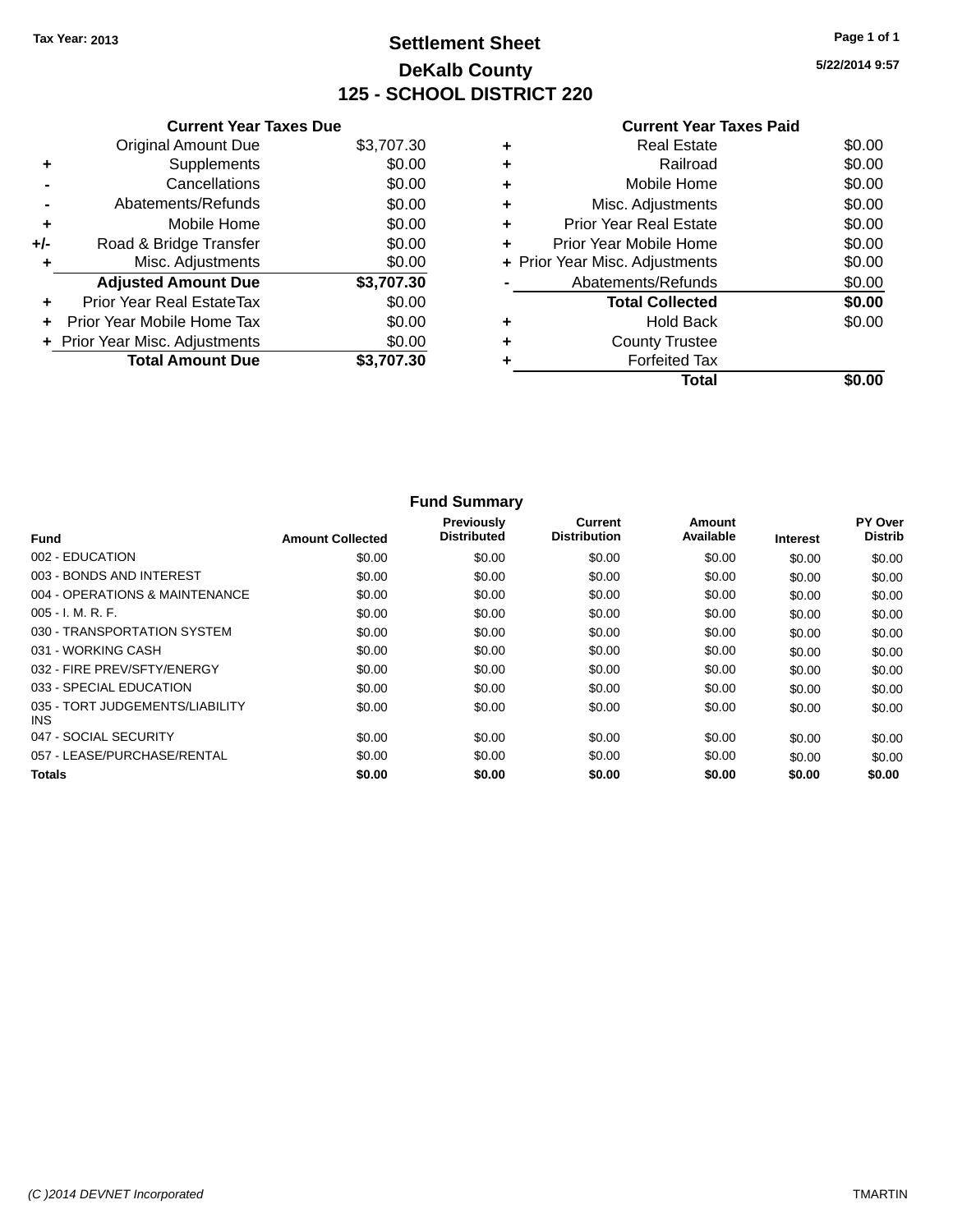Tax Year: 2013

# Settlement Sheet

## DeKalb County

## 125 - SCHOOL DISTRICT 220

5/22/2014 9:57

### Current Year Taxes Due

| | | |
|---|---|---|
| | Original Amount Due | $3,707.30 |
| + | Supplements | $0.00 |
| - | Cancellations | $0.00 |
| - | Abatements/Refunds | $0.00 |
| + | Mobile Home | $0.00 |
| +/- | Road & Bridge Transfer | $0.00 |
| + | Misc. Adjustments | $0.00 |
| | **Adjusted Amount Due** | **$3,707.30** |
| + | Prior Year Real EstateTax | $0.00 |
| + | Prior Year Mobile Home Tax | $0.00 |
| + | Prior Year Misc. Adjustments | $0.00 |
| | **Total Amount Due** | **$3,707.30** |

### Current Year Taxes Paid

| | | |
|---|---|---|
| + | Real Estate | $0.00 |
| + | Railroad | $0.00 |
| + | Mobile Home | $0.00 |
| + | Misc. Adjustments | $0.00 |
| + | Prior Year Real Estate | $0.00 |
| + | Prior Year Mobile Home | $0.00 |
| + | Prior Year Misc. Adjustments | $0.00 |
| - | Abatements/Refunds | $0.00 |
| | **Total Collected** | **$0.00** |
| + | Hold Back | $0.00 |
| + | County Trustee | |
| + | Forfeited Tax | |
| | **Total** | **$0.00** |

### Fund Summary

| Fund | Amount Collected | Previously Distributed | Current Distribution | Amount Available | Interest | PY Over Distrib |
|---|---|---|---|---|---|---|
| 002 - EDUCATION | $0.00 | $0.00 | $0.00 | $0.00 | $0.00 | $0.00 |
| 003 - BONDS AND INTEREST | $0.00 | $0.00 | $0.00 | $0.00 | $0.00 | $0.00 |
| 004 - OPERATIONS & MAINTENANCE | $0.00 | $0.00 | $0.00 | $0.00 | $0.00 | $0.00 |
| 005 - I. M. R. F. | $0.00 | $0.00 | $0.00 | $0.00 | $0.00 | $0.00 |
| 030 - TRANSPORTATION SYSTEM | $0.00 | $0.00 | $0.00 | $0.00 | $0.00 | $0.00 |
| 031 - WORKING CASH | $0.00 | $0.00 | $0.00 | $0.00 | $0.00 | $0.00 |
| 032 - FIRE PREV/SFTY/ENERGY | $0.00 | $0.00 | $0.00 | $0.00 | $0.00 | $0.00 |
| 033 - SPECIAL EDUCATION | $0.00 | $0.00 | $0.00 | $0.00 | $0.00 | $0.00 |
| 035 - TORT JUDGEMENTS/LIABILITY INS | $0.00 | $0.00 | $0.00 | $0.00 | $0.00 | $0.00 |
| 047 - SOCIAL SECURITY | $0.00 | $0.00 | $0.00 | $0.00 | $0.00 | $0.00 |
| 057 - LEASE/PURCHASE/RENTAL | $0.00 | $0.00 | $0.00 | $0.00 | $0.00 | $0.00 |
| **Totals** | **$0.00** | **$0.00** | **$0.00** | **$0.00** | **$0.00** | **$0.00** |

(C )2014 DEVNET Incorporated — TMARTIN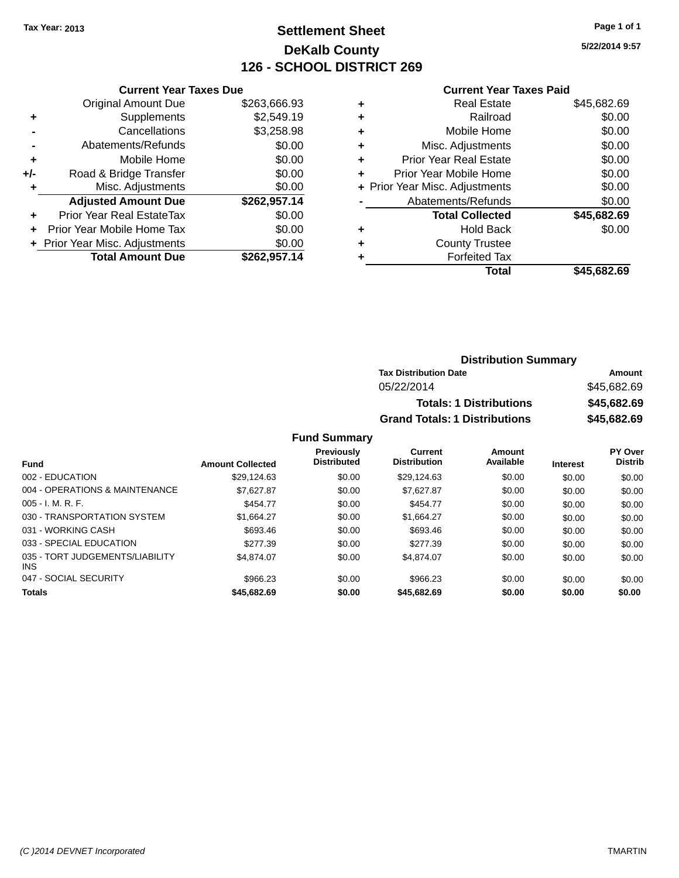Tax Year: 2013

# Settlement Sheet

## DeKalb County

## 126 - SCHOOL DISTRICT 269

5/22/2014 9:57

### Current Year Taxes Due

| | | |
|---|---|---|
| | Original Amount Due | $263,666.93 |
| + | Supplements | $2,549.19 |
| - | Cancellations | $3,258.98 |
| - | Abatements/Refunds | $0.00 |
| + | Mobile Home | $0.00 |
| +/- | Road & Bridge Transfer | $0.00 |
| + | Misc. Adjustments | $0.00 |
| | **Adjusted Amount Due** | **$262,957.14** |
| + | Prior Year Real EstateTax | $0.00 |
| + | Prior Year Mobile Home Tax | $0.00 |
| + | Prior Year Misc. Adjustments | $0.00 |
| | **Total Amount Due** | **$262,957.14** |

### Current Year Taxes Paid

| | | |
|---|---|---|
| + | Real Estate | $45,682.69 |
| + | Railroad | $0.00 |
| + | Mobile Home | $0.00 |
| + | Misc. Adjustments | $0.00 |
| + | Prior Year Real Estate | $0.00 |
| + | Prior Year Mobile Home | $0.00 |
| + | Prior Year Misc. Adjustments | $0.00 |
| - | Abatements/Refunds | $0.00 |
| | **Total Collected** | **$45,682.69** |
| + | Hold Back | $0.00 |
| + | County Trustee | |
| + | Forfeited Tax | |
| | **Total** | **$45,682.69** |

### Distribution Summary

| Tax Distribution Date | Amount |
|---|---|
| 05/22/2014 | $45,682.69 |
| **Totals: 1 Distributions** | **$45,682.69** |
| **Grand Totals: 1 Distributions** | **$45,682.69** |

### Fund Summary

| Fund | Amount Collected | Previously Distributed | Current Distribution | Amount Available | Interest | PY Over Distrib |
|---|---|---|---|---|---|---|
| 002 - EDUCATION | $29,124.63 | $0.00 | $29,124.63 | $0.00 | $0.00 | $0.00 |
| 004 - OPERATIONS & MAINTENANCE | $7,627.87 | $0.00 | $7,627.87 | $0.00 | $0.00 | $0.00 |
| 005 - I. M. R. F. | $454.77 | $0.00 | $454.77 | $0.00 | $0.00 | $0.00 |
| 030 - TRANSPORTATION SYSTEM | $1,664.27 | $0.00 | $1,664.27 | $0.00 | $0.00 | $0.00 |
| 031 - WORKING CASH | $693.46 | $0.00 | $693.46 | $0.00 | $0.00 | $0.00 |
| 033 - SPECIAL EDUCATION | $277.39 | $0.00 | $277.39 | $0.00 | $0.00 | $0.00 |
| 035 - TORT JUDGEMENTS/LIABILITY INS | $4,874.07 | $0.00 | $4,874.07 | $0.00 | $0.00 | $0.00 |
| 047 - SOCIAL SECURITY | $966.23 | $0.00 | $966.23 | $0.00 | $0.00 | $0.00 |
| **Totals** | **$45,682.69** | **$0.00** | **$45,682.69** | **$0.00** | **$0.00** | **$0.00** |

(C )2014 DEVNET Incorporated TMARTIN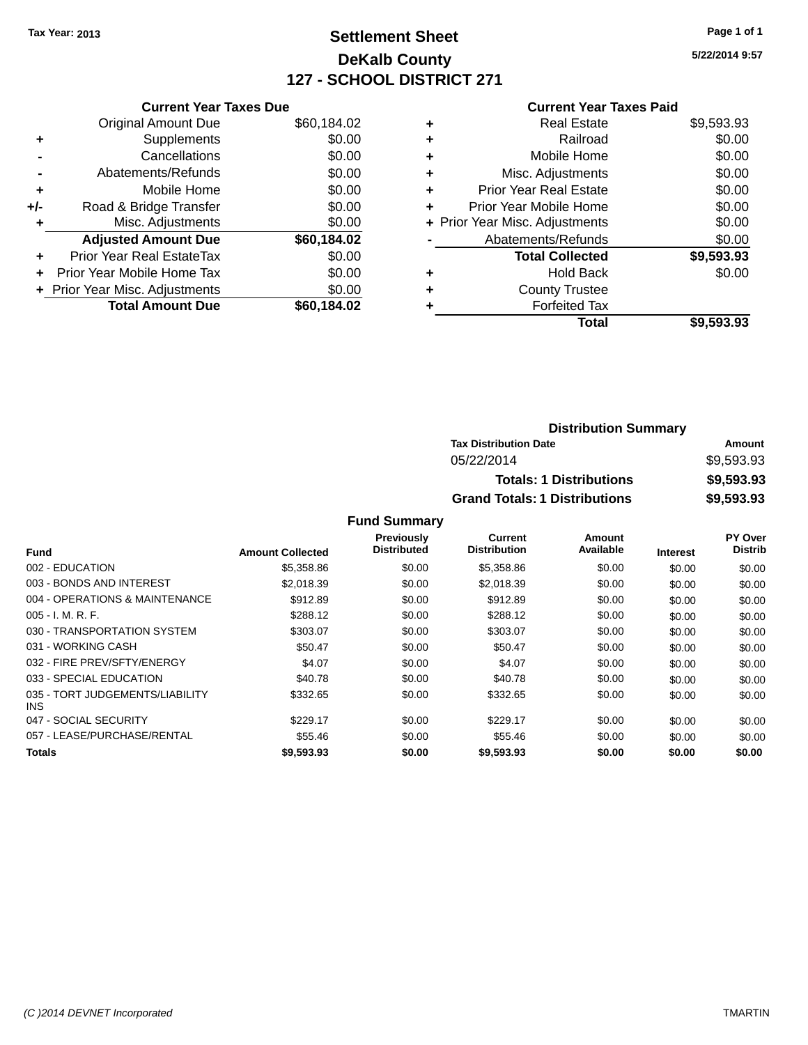Tax Year: 2013

# Settlement Sheet

## DeKalb County

## 127 - SCHOOL DISTRICT 271

5/22/2014 9:57

### Current Year Taxes Due

| | | |
|---|---|---|
| | Original Amount Due | $60,184.02 |
| + | Supplements | $0.00 |
| - | Cancellations | $0.00 |
| - | Abatements/Refunds | $0.00 |
| + | Mobile Home | $0.00 |
| +/- | Road & Bridge Transfer | $0.00 |
| + | Misc. Adjustments | $0.00 |
| | **Adjusted Amount Due** | **$60,184.02** |
| + | Prior Year Real EstateTax | $0.00 |
| + | Prior Year Mobile Home Tax | $0.00 |
| + | Prior Year Misc. Adjustments | $0.00 |
| | **Total Amount Due** | **$60,184.02** |

### Current Year Taxes Paid

| | | |
|---|---|---|
| + | Real Estate | $9,593.93 |
| + | Railroad | $0.00 |
| + | Mobile Home | $0.00 |
| + | Misc. Adjustments | $0.00 |
| + | Prior Year Real Estate | $0.00 |
| + | Prior Year Mobile Home | $0.00 |
| + | Prior Year Misc. Adjustments | $0.00 |
| - | Abatements/Refunds | $0.00 |
| | **Total Collected** | **$9,593.93** |
| + | Hold Back | $0.00 |
| + | County Trustee | |
| + | Forfeited Tax | |
| | **Total** | **$9,593.93** |

### Distribution Summary

| Tax Distribution Date | Amount |
|---|---|
| 05/22/2014 | $9,593.93 |
| **Totals: 1 Distributions** | **$9,593.93** |
| **Grand Totals: 1 Distributions** | **$9,593.93** |

### Fund Summary

| Fund | Amount Collected | Previously Distributed | Current Distribution | Amount Available | Interest | PY Over Distrib |
|---|---|---|---|---|---|---|
| 002 - EDUCATION | $5,358.86 | $0.00 | $5,358.86 | $0.00 | $0.00 | $0.00 |
| 003 - BONDS AND INTEREST | $2,018.39 | $0.00 | $2,018.39 | $0.00 | $0.00 | $0.00 |
| 004 - OPERATIONS & MAINTENANCE | $912.89 | $0.00 | $912.89 | $0.00 | $0.00 | $0.00 |
| 005 - I. M. R. F. | $288.12 | $0.00 | $288.12 | $0.00 | $0.00 | $0.00 |
| 030 - TRANSPORTATION SYSTEM | $303.07 | $0.00 | $303.07 | $0.00 | $0.00 | $0.00 |
| 031 - WORKING CASH | $50.47 | $0.00 | $50.47 | $0.00 | $0.00 | $0.00 |
| 032 - FIRE PREV/SFTY/ENERGY | $4.07 | $0.00 | $4.07 | $0.00 | $0.00 | $0.00 |
| 033 - SPECIAL EDUCATION | $40.78 | $0.00 | $40.78 | $0.00 | $0.00 | $0.00 |
| 035 - TORT JUDGEMENTS/LIABILITY INS | $332.65 | $0.00 | $332.65 | $0.00 | $0.00 | $0.00 |
| 047 - SOCIAL SECURITY | $229.17 | $0.00 | $229.17 | $0.00 | $0.00 | $0.00 |
| 057 - LEASE/PURCHASE/RENTAL | $55.46 | $0.00 | $55.46 | $0.00 | $0.00 | $0.00 |
| **Totals** | **$9,593.93** | **$0.00** | **$9,593.93** | **$0.00** | **$0.00** | **$0.00** |

(C )2014 DEVNET Incorporated TMARTIN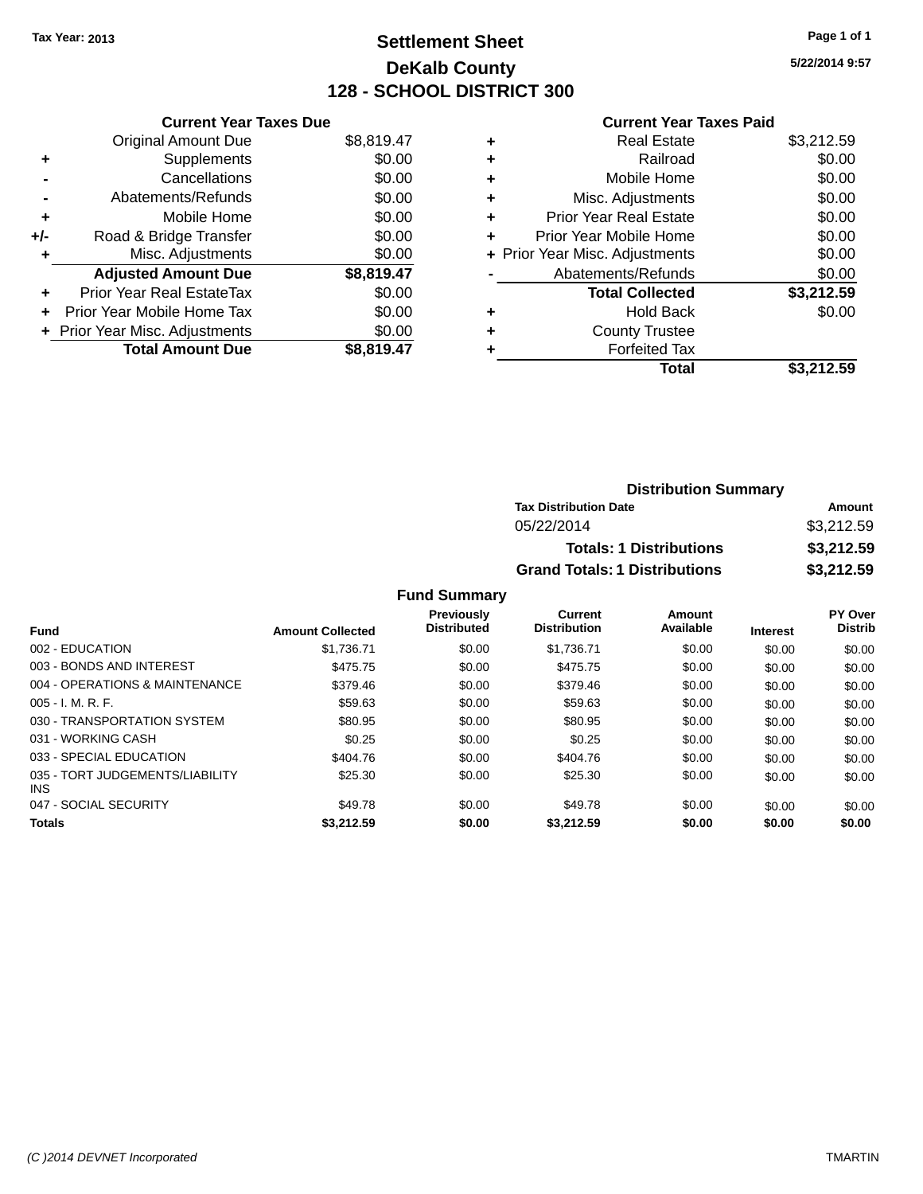Tax Year: 2013

# Settlement Sheet
## DeKalb County
## 128 - SCHOOL DISTRICT 300

5/22/2014 9:57

### Current Year Taxes Due

| | | |
|---|---|---|
| | Original Amount Due | $8,819.47 |
| + | Supplements | $0.00 |
| - | Cancellations | $0.00 |
| - | Abatements/Refunds | $0.00 |
| + | Mobile Home | $0.00 |
| +/- | Road & Bridge Transfer | $0.00 |
| + | Misc. Adjustments | $0.00 |
| | **Adjusted Amount Due** | **$8,819.47** |
| + | Prior Year Real EstateTax | $0.00 |
| + | Prior Year Mobile Home Tax | $0.00 |
| + | Prior Year Misc. Adjustments | $0.00 |
| | **Total Amount Due** | **$8,819.47** |

### Current Year Taxes Paid

| | | |
|---|---|---|
| + | Real Estate | $3,212.59 |
| + | Railroad | $0.00 |
| + | Mobile Home | $0.00 |
| + | Misc. Adjustments | $0.00 |
| + | Prior Year Real Estate | $0.00 |
| + | Prior Year Mobile Home | $0.00 |
| + | Prior Year Misc. Adjustments | $0.00 |
| - | Abatements/Refunds | $0.00 |
| | **Total Collected** | **$3,212.59** |
| + | Hold Back | $0.00 |
| + | County Trustee | |
| + | Forfeited Tax | |
| | **Total** | **$3,212.59** |

### Distribution Summary

| Tax Distribution Date | Amount |
|---|---|
| 05/22/2014 | $3,212.59 |
| **Totals: 1 Distributions** | **$3,212.59** |
| **Grand Totals: 1 Distributions** | **$3,212.59** |

### Fund Summary

| Fund | Amount Collected | Previously Distributed | Current Distribution | Amount Available | Interest | PY Over Distrib |
|---|---|---|---|---|---|---|
| 002 - EDUCATION | $1,736.71 | $0.00 | $1,736.71 | $0.00 | $0.00 | $0.00 |
| 003 - BONDS AND INTEREST | $475.75 | $0.00 | $475.75 | $0.00 | $0.00 | $0.00 |
| 004 - OPERATIONS & MAINTENANCE | $379.46 | $0.00 | $379.46 | $0.00 | $0.00 | $0.00 |
| 005 - I. M. R. F. | $59.63 | $0.00 | $59.63 | $0.00 | $0.00 | $0.00 |
| 030 - TRANSPORTATION SYSTEM | $80.95 | $0.00 | $80.95 | $0.00 | $0.00 | $0.00 |
| 031 - WORKING CASH | $0.25 | $0.00 | $0.25 | $0.00 | $0.00 | $0.00 |
| 033 - SPECIAL EDUCATION | $404.76 | $0.00 | $404.76 | $0.00 | $0.00 | $0.00 |
| 035 - TORT JUDGEMENTS/LIABILITY INS | $25.30 | $0.00 | $25.30 | $0.00 | $0.00 | $0.00 |
| 047 - SOCIAL SECURITY | $49.78 | $0.00 | $49.78 | $0.00 | $0.00 | $0.00 |
| **Totals** | **$3,212.59** | **$0.00** | **$3,212.59** | **$0.00** | **$0.00** | **$0.00** |

(C )2014 DEVNET Incorporated TMARTIN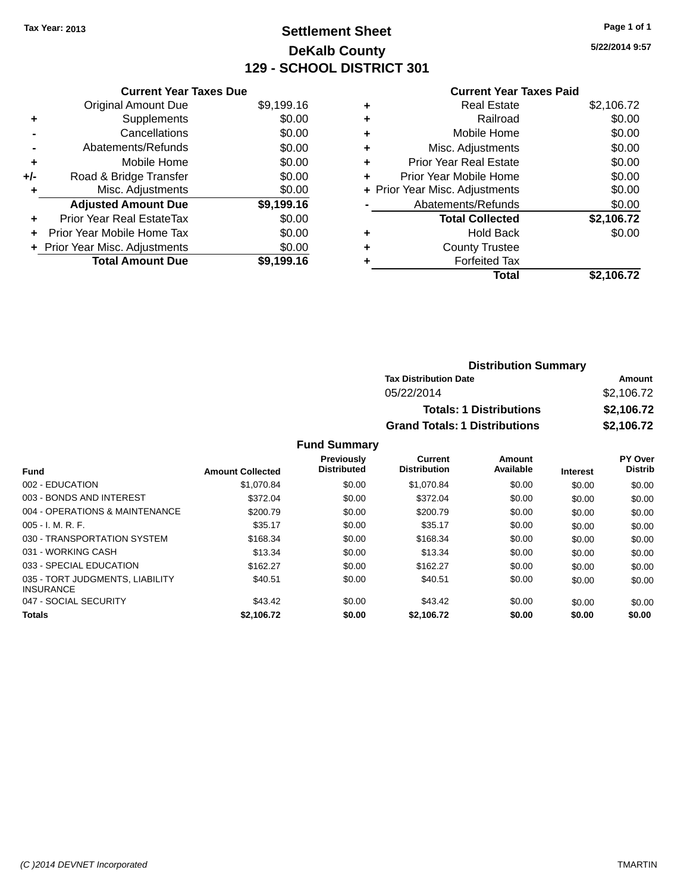Tax Year: 2013

# Settlement Sheet

## DeKalb County

## 129 - SCHOOL DISTRICT 301

5/22/2014 9:57

### Current Year Taxes Due

| | | |
|---|---|---|
| | Original Amount Due | $9,199.16 |
| + | Supplements | $0.00 |
| - | Cancellations | $0.00 |
| - | Abatements/Refunds | $0.00 |
| + | Mobile Home | $0.00 |
| +/- | Road & Bridge Transfer | $0.00 |
| + | Misc. Adjustments | $0.00 |
| | **Adjusted Amount Due** | **$9,199.16** |
| + | Prior Year Real EstateTax | $0.00 |
| + | Prior Year Mobile Home Tax | $0.00 |
| + | Prior Year Misc. Adjustments | $0.00 |
| | **Total Amount Due** | **$9,199.16** |

### Current Year Taxes Paid

| | | |
|---|---|---|
| + | Real Estate | $2,106.72 |
| + | Railroad | $0.00 |
| + | Mobile Home | $0.00 |
| + | Misc. Adjustments | $0.00 |
| + | Prior Year Real Estate | $0.00 |
| + | Prior Year Mobile Home | $0.00 |
| + | Prior Year Misc. Adjustments | $0.00 |
| - | Abatements/Refunds | $0.00 |
| | **Total Collected** | **$2,106.72** |
| + | Hold Back | $0.00 |
| + | County Trustee | |
| + | Forfeited Tax | |
| | **Total** | **$2,106.72** |

### Distribution Summary

| Tax Distribution Date | Amount |
|---|---|
| 05/22/2014 | $2,106.72 |
| **Totals: 1 Distributions** | **$2,106.72** |
| **Grand Totals: 1 Distributions** | **$2,106.72** |

### Fund Summary

| Fund | Amount Collected | Previously Distributed | Current Distribution | Amount Available | Interest | PY Over Distrib |
|---|---|---|---|---|---|---|
| 002 - EDUCATION | $1,070.84 | $0.00 | $1,070.84 | $0.00 | $0.00 | $0.00 |
| 003 - BONDS AND INTEREST | $372.04 | $0.00 | $372.04 | $0.00 | $0.00 | $0.00 |
| 004 - OPERATIONS & MAINTENANCE | $200.79 | $0.00 | $200.79 | $0.00 | $0.00 | $0.00 |
| 005 - I. M. R. F. | $35.17 | $0.00 | $35.17 | $0.00 | $0.00 | $0.00 |
| 030 - TRANSPORTATION SYSTEM | $168.34 | $0.00 | $168.34 | $0.00 | $0.00 | $0.00 |
| 031 - WORKING CASH | $13.34 | $0.00 | $13.34 | $0.00 | $0.00 | $0.00 |
| 033 - SPECIAL EDUCATION | $162.27 | $0.00 | $162.27 | $0.00 | $0.00 | $0.00 |
| 035 - TORT JUDGMENTS, LIABILITY INSURANCE | $40.51 | $0.00 | $40.51 | $0.00 | $0.00 | $0.00 |
| 047 - SOCIAL SECURITY | $43.42 | $0.00 | $43.42 | $0.00 | $0.00 | $0.00 |
| **Totals** | **$2,106.72** | **$0.00** | **$2,106.72** | **$0.00** | **$0.00** | **$0.00** |

(C )2014 DEVNET Incorporated TMARTIN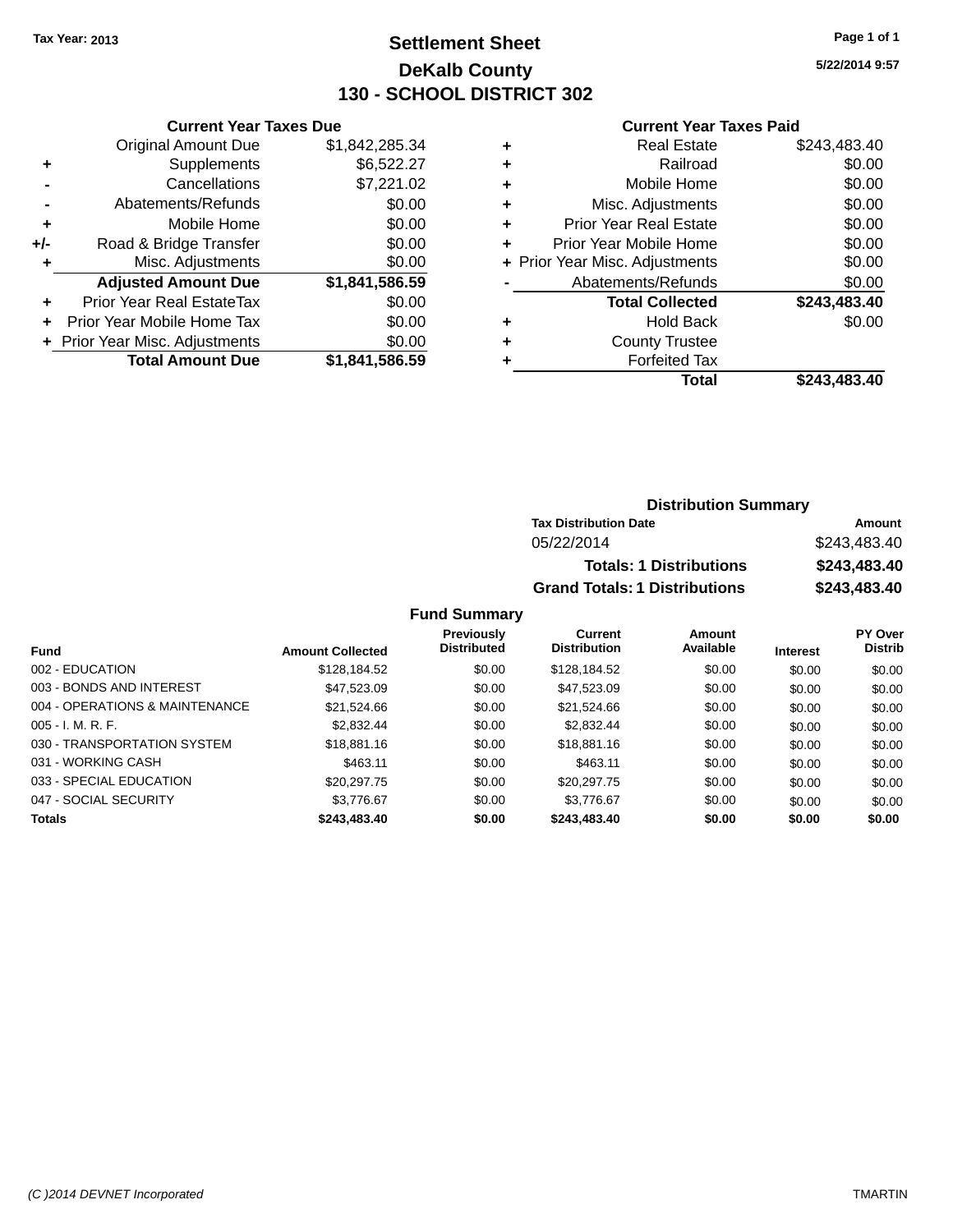Tax Year: 2013

# Settlement Sheet

## DeKalb County

## 130 - SCHOOL DISTRICT 302

5/22/2014 9:57

### Current Year Taxes Due

| | | |
|---|---|---|
| | Original Amount Due | $1,842,285.34 |
| + | Supplements | $6,522.27 |
| - | Cancellations | $7,221.02 |
| - | Abatements/Refunds | $0.00 |
| + | Mobile Home | $0.00 |
| +/- | Road & Bridge Transfer | $0.00 |
| + | Misc. Adjustments | $0.00 |
| | **Adjusted Amount Due** | **$1,841,586.59** |
| + | Prior Year Real EstateTax | $0.00 |
| + | Prior Year Mobile Home Tax | $0.00 |
| + | Prior Year Misc. Adjustments | $0.00 |
| | **Total Amount Due** | **$1,841,586.59** |

### Current Year Taxes Paid

| | | |
|---|---|---|
| + | Real Estate | $243,483.40 |
| + | Railroad | $0.00 |
| + | Mobile Home | $0.00 |
| + | Misc. Adjustments | $0.00 |
| + | Prior Year Real Estate | $0.00 |
| + | Prior Year Mobile Home | $0.00 |
| + | Prior Year Misc. Adjustments | $0.00 |
| - | Abatements/Refunds | $0.00 |
| | **Total Collected** | **$243,483.40** |
| + | Hold Back | $0.00 |
| + | County Trustee | |
| + | Forfeited Tax | |
| | **Total** | **$243,483.40** |

### Distribution Summary

| Tax Distribution Date | Amount |
|---|---|
| 05/22/2014 | $243,483.40 |
| **Totals: 1 Distributions** | **$243,483.40** |
| **Grand Totals: 1 Distributions** | **$243,483.40** |

### Fund Summary

| Fund | Amount Collected | Previously Distributed | Current Distribution | Amount Available | Interest | PY Over Distrib |
|---|---|---|---|---|---|---|
| 002 - EDUCATION | $128,184.52 | $0.00 | $128,184.52 | $0.00 | $0.00 | $0.00 |
| 003 - BONDS AND INTEREST | $47,523.09 | $0.00 | $47,523.09 | $0.00 | $0.00 | $0.00 |
| 004 - OPERATIONS & MAINTENANCE | $21,524.66 | $0.00 | $21,524.66 | $0.00 | $0.00 | $0.00 |
| 005 - I. M. R. F. | $2,832.44 | $0.00 | $2,832.44 | $0.00 | $0.00 | $0.00 |
| 030 - TRANSPORTATION SYSTEM | $18,881.16 | $0.00 | $18,881.16 | $0.00 | $0.00 | $0.00 |
| 031 - WORKING CASH | $463.11 | $0.00 | $463.11 | $0.00 | $0.00 | $0.00 |
| 033 - SPECIAL EDUCATION | $20,297.75 | $0.00 | $20,297.75 | $0.00 | $0.00 | $0.00 |
| 047 - SOCIAL SECURITY | $3,776.67 | $0.00 | $3,776.67 | $0.00 | $0.00 | $0.00 |
| **Totals** | **$243,483.40** | **$0.00** | **$243,483.40** | **$0.00** | **$0.00** | **$0.00** |

(C )2014 DEVNET Incorporated TMARTIN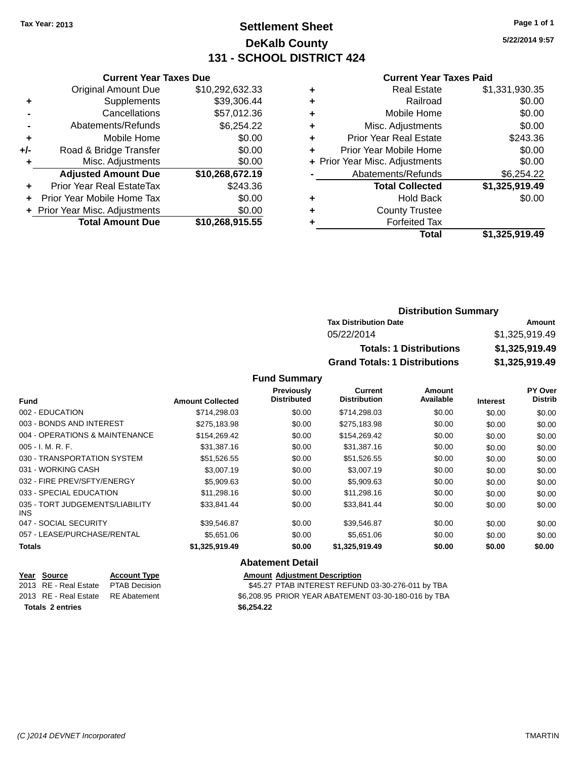Tax Year: 2013

# Settlement Sheet
## DeKalb County
## 131 - SCHOOL DISTRICT 424

5/22/2014 9:57

### Current Year Taxes Due

| | | |
|---|---|---|
| | Original Amount Due | $10,292,632.33 |
| + | Supplements | $39,306.44 |
| - | Cancellations | $57,012.36 |
| - | Abatements/Refunds | $6,254.22 |
| + | Mobile Home | $0.00 |
| +/- | Road & Bridge Transfer | $0.00 |
| + | Misc. Adjustments | $0.00 |
| | **Adjusted Amount Due** | **$10,268,672.19** |
| + | Prior Year Real EstateTax | $243.36 |
| + | Prior Year Mobile Home Tax | $0.00 |
| + | Prior Year Misc. Adjustments | $0.00 |
| | **Total Amount Due** | **$10,268,915.55** |

### Current Year Taxes Paid

| | | |
|---|---|---|
| + | Real Estate | $1,331,930.35 |
| + | Railroad | $0.00 |
| + | Mobile Home | $0.00 |
| + | Misc. Adjustments | $0.00 |
| + | Prior Year Real Estate | $243.36 |
| + | Prior Year Mobile Home | $0.00 |
| + | Prior Year Misc. Adjustments | $0.00 |
| - | Abatements/Refunds | $6,254.22 |
| | **Total Collected** | **$1,325,919.49** |
| + | Hold Back | $0.00 |
| + | County Trustee | |
| + | Forfeited Tax | |
| | **Total** | **$1,325,919.49** |

### Distribution Summary

| Tax Distribution Date | Amount |
|---|---|
| 05/22/2014 | $1,325,919.49 |
| **Totals: 1 Distributions** | **$1,325,919.49** |
| **Grand Totals: 1 Distributions** | **$1,325,919.49** |

### Fund Summary

| Fund | Amount Collected | Previously Distributed | Current Distribution | Amount Available | Interest | PY Over Distrib |
|---|---|---|---|---|---|---|
| 002 - EDUCATION | $714,298.03 | $0.00 | $714,298.03 | $0.00 | $0.00 | $0.00 |
| 003 - BONDS AND INTEREST | $275,183.98 | $0.00 | $275,183.98 | $0.00 | $0.00 | $0.00 |
| 004 - OPERATIONS & MAINTENANCE | $154,269.42 | $0.00 | $154,269.42 | $0.00 | $0.00 | $0.00 |
| 005 - I. M. R. F. | $31,387.16 | $0.00 | $31,387.16 | $0.00 | $0.00 | $0.00 |
| 030 - TRANSPORTATION SYSTEM | $51,526.55 | $0.00 | $51,526.55 | $0.00 | $0.00 | $0.00 |
| 031 - WORKING CASH | $3,007.19 | $0.00 | $3,007.19 | $0.00 | $0.00 | $0.00 |
| 032 - FIRE PREV/SFTY/ENERGY | $5,909.63 | $0.00 | $5,909.63 | $0.00 | $0.00 | $0.00 |
| 033 - SPECIAL EDUCATION | $11,298.16 | $0.00 | $11,298.16 | $0.00 | $0.00 | $0.00 |
| 035 - TORT JUDGEMENTS/LIABILITY INS | $33,841.44 | $0.00 | $33,841.44 | $0.00 | $0.00 | $0.00 |
| 047 - SOCIAL SECURITY | $39,546.87 | $0.00 | $39,546.87 | $0.00 | $0.00 | $0.00 |
| 057 - LEASE/PURCHASE/RENTAL | $5,651.06 | $0.00 | $5,651.06 | $0.00 | $0.00 | $0.00 |
| **Totals** | **$1,325,919.49** | **$0.00** | **$1,325,919.49** | **$0.00** | **$0.00** | **$0.00** |

### Abatement Detail

| Year | Source | Account Type | Amount | Adjustment Description |
|---|---|---|---|---|
| 2013 | RE - Real Estate | PTAB Decision | $45.27 | PTAB INTEREST REFUND 03-30-276-011 by TBA |
| 2013 | RE - Real Estate | RE Abatement | $6,208.95 | PRIOR YEAR ABATEMENT 03-30-180-016 by TBA |
| **Totals 2 entries** | | | **$6,254.22** | |

(C )2014 DEVNET Incorporated TMARTIN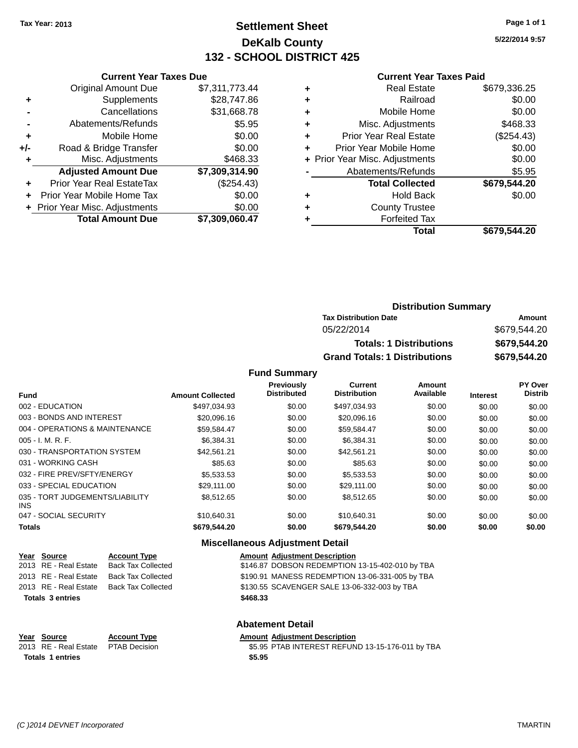Tax Year: 2013

# Settlement Sheet
## DeKalb County
## 132 - SCHOOL DISTRICT 425

5/22/2014 9:57

### Current Year Taxes Due

| | | |
|---|---|---|
| | Original Amount Due | $7,311,773.44 |
| + | Supplements | $28,747.86 |
| - | Cancellations | $31,668.78 |
| - | Abatements/Refunds | $5.95 |
| + | Mobile Home | $0.00 |
| +/- | Road & Bridge Transfer | $0.00 |
| + | Misc. Adjustments | $468.33 |
| | **Adjusted Amount Due** | **$7,309,314.90** |
| + | Prior Year Real EstateTax | ($254.43) |
| + | Prior Year Mobile Home Tax | $0.00 |
| + | Prior Year Misc. Adjustments | $0.00 |
| | **Total Amount Due** | **$7,309,060.47** |

### Current Year Taxes Paid

| | | |
|---|---|---|
| + | Real Estate | $679,336.25 |
| + | Railroad | $0.00 |
| + | Mobile Home | $0.00 |
| + | Misc. Adjustments | $468.33 |
| + | Prior Year Real Estate | ($254.43) |
| + | Prior Year Mobile Home | $0.00 |
| + | Prior Year Misc. Adjustments | $0.00 |
| - | Abatements/Refunds | $5.95 |
| | **Total Collected** | **$679,544.20** |
| + | Hold Back | $0.00 |
| + | County Trustee | |
| + | Forfeited Tax | |
| | **Total** | **$679,544.20** |

### Distribution Summary

| Tax Distribution Date | Amount |
|---|---|
| 05/22/2014 | $679,544.20 |
| **Totals: 1 Distributions** | **$679,544.20** |
| **Grand Totals: 1 Distributions** | **$679,544.20** |

### Fund Summary

| Fund | Amount Collected | Previously Distributed | Current Distribution | Amount Available | Interest | PY Over Distrib |
|---|---|---|---|---|---|---|
| 002 - EDUCATION | $497,034.93 | $0.00 | $497,034.93 | $0.00 | $0.00 | $0.00 |
| 003 - BONDS AND INTEREST | $20,096.16 | $0.00 | $20,096.16 | $0.00 | $0.00 | $0.00 |
| 004 - OPERATIONS & MAINTENANCE | $59,584.47 | $0.00 | $59,584.47 | $0.00 | $0.00 | $0.00 |
| 005 - I. M. R. F. | $6,384.31 | $0.00 | $6,384.31 | $0.00 | $0.00 | $0.00 |
| 030 - TRANSPORTATION SYSTEM | $42,561.21 | $0.00 | $42,561.21 | $0.00 | $0.00 | $0.00 |
| 031 - WORKING CASH | $85.63 | $0.00 | $85.63 | $0.00 | $0.00 | $0.00 |
| 032 - FIRE PREV/SFTY/ENERGY | $5,533.53 | $0.00 | $5,533.53 | $0.00 | $0.00 | $0.00 |
| 033 - SPECIAL EDUCATION | $29,111.00 | $0.00 | $29,111.00 | $0.00 | $0.00 | $0.00 |
| 035 - TORT JUDGEMENTS/LIABILITY INS | $8,512.65 | $0.00 | $8,512.65 | $0.00 | $0.00 | $0.00 |
| 047 - SOCIAL SECURITY | $10,640.31 | $0.00 | $10,640.31 | $0.00 | $0.00 | $0.00 |
| **Totals** | **$679,544.20** | **$0.00** | **$679,544.20** | **$0.00** | **$0.00** | **$0.00** |

### Miscellaneous Adjustment Detail

| Year | Source | Account Type | Amount | Adjustment Description |
|---|---|---|---|---|
| 2013 | RE - Real Estate | Back Tax Collected | $146.87 | DOBSON REDEMPTION 13-15-402-010 by TBA |
| 2013 | RE - Real Estate | Back Tax Collected | $190.91 | MANESS REDEMPTION 13-06-331-005 by TBA |
| 2013 | RE - Real Estate | Back Tax Collected | $130.55 | SCAVENGER SALE 13-06-332-003 by TBA |
| **Totals 3 entries** | | | **$468.33** | |

### Abatement Detail

| Year | Source | Account Type | Amount | Adjustment Description |
|---|---|---|---|---|
| 2013 | RE - Real Estate | PTAB Decision | $5.95 | PTAB INTEREST REFUND 13-15-176-011 by TBA |
| **Totals 1 entries** | | | **$5.95** | |

(C )2014 DEVNET Incorporated TMARTIN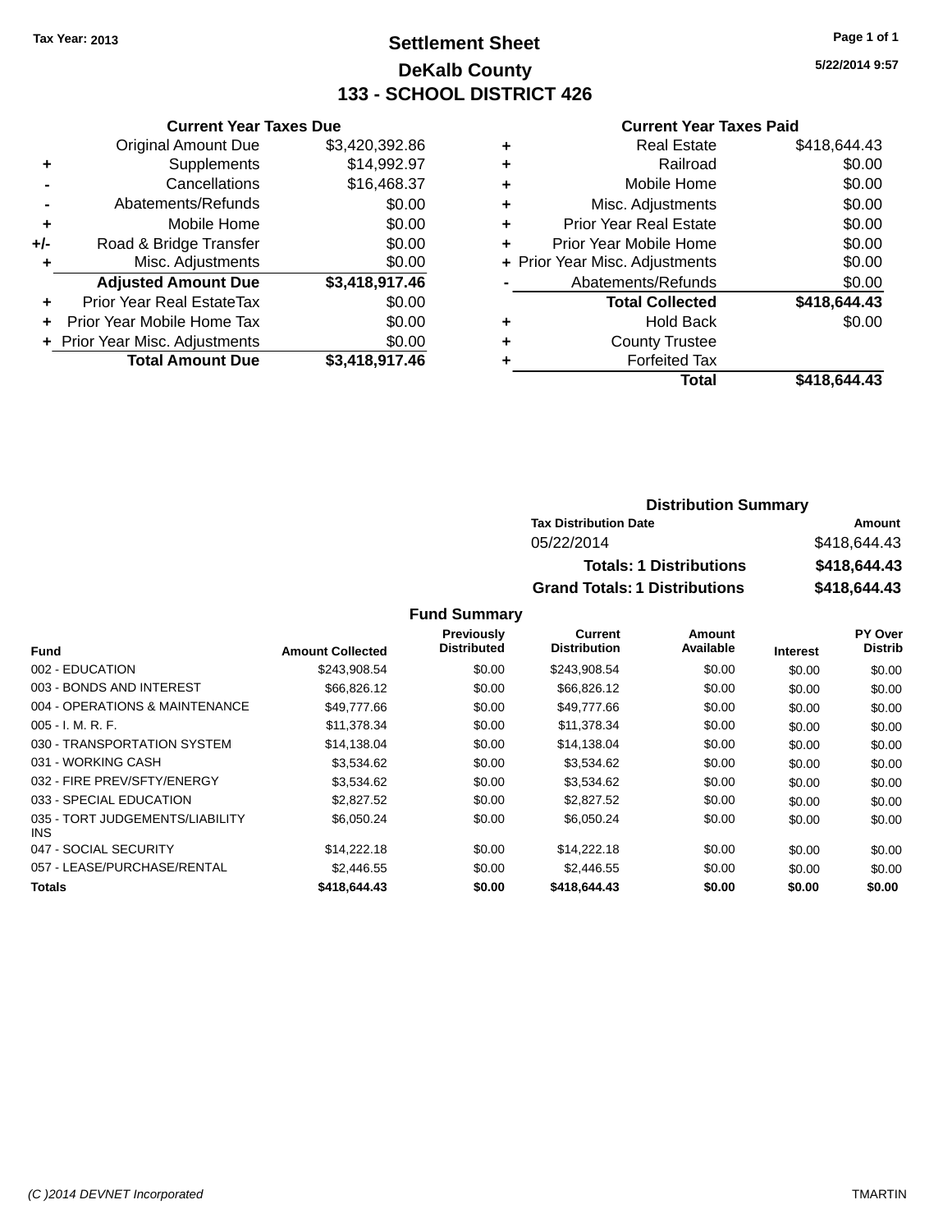Tax Year: 2013

# Settlement Sheet

## DeKalb County

## 133 - SCHOOL DISTRICT 426

5/22/2014 9:57

| | Current Year Taxes Due | |
|---|---|---|
| | Original Amount Due | $3,420,392.86 |
| + | Supplements | $14,992.97 |
| - | Cancellations | $16,468.37 |
| - | Abatements/Refunds | $0.00 |
| + | Mobile Home | $0.00 |
| +/- | Road & Bridge Transfer | $0.00 |
| + | Misc. Adjustments | $0.00 |
| | **Adjusted Amount Due** | **$3,418,917.46** |
| + | Prior Year Real EstateTax | $0.00 |
| + | Prior Year Mobile Home Tax | $0.00 |
| + | Prior Year Misc. Adjustments | $0.00 |
| | **Total Amount Due** | **$3,418,917.46** |

| | Current Year Taxes Paid | |
|---|---|---|
| + | Real Estate | $418,644.43 |
| + | Railroad | $0.00 |
| + | Mobile Home | $0.00 |
| + | Misc. Adjustments | $0.00 |
| + | Prior Year Real Estate | $0.00 |
| + | Prior Year Mobile Home | $0.00 |
| + | Prior Year Misc. Adjustments | $0.00 |
| - | Abatements/Refunds | $0.00 |
| | **Total Collected** | **$418,644.43** |
| + | Hold Back | $0.00 |
| + | County Trustee | |
| + | Forfeited Tax | |
| | **Total** | **$418,644.43** |

### Distribution Summary

| Tax Distribution Date | Amount |
|---|---|
| 05/22/2014 | $418,644.43 |
| **Totals: 1 Distributions** | **$418,644.43** |
| **Grand Totals: 1 Distributions** | **$418,644.43** |

### Fund Summary

| Fund | Amount Collected | Previously Distributed | Current Distribution | Amount Available | Interest | PY Over Distrib |
|---|---|---|---|---|---|---|
| 002 - EDUCATION | $243,908.54 | $0.00 | $243,908.54 | $0.00 | $0.00 | $0.00 |
| 003 - BONDS AND INTEREST | $66,826.12 | $0.00 | $66,826.12 | $0.00 | $0.00 | $0.00 |
| 004 - OPERATIONS & MAINTENANCE | $49,777.66 | $0.00 | $49,777.66 | $0.00 | $0.00 | $0.00 |
| 005 - I. M. R. F. | $11,378.34 | $0.00 | $11,378.34 | $0.00 | $0.00 | $0.00 |
| 030 - TRANSPORTATION SYSTEM | $14,138.04 | $0.00 | $14,138.04 | $0.00 | $0.00 | $0.00 |
| 031 - WORKING CASH | $3,534.62 | $0.00 | $3,534.62 | $0.00 | $0.00 | $0.00 |
| 032 - FIRE PREV/SFTY/ENERGY | $3,534.62 | $0.00 | $3,534.62 | $0.00 | $0.00 | $0.00 |
| 033 - SPECIAL EDUCATION | $2,827.52 | $0.00 | $2,827.52 | $0.00 | $0.00 | $0.00 |
| 035 - TORT JUDGEMENTS/LIABILITY INS | $6,050.24 | $0.00 | $6,050.24 | $0.00 | $0.00 | $0.00 |
| 047 - SOCIAL SECURITY | $14,222.18 | $0.00 | $14,222.18 | $0.00 | $0.00 | $0.00 |
| 057 - LEASE/PURCHASE/RENTAL | $2,446.55 | $0.00 | $2,446.55 | $0.00 | $0.00 | $0.00 |
| **Totals** | **$418,644.43** | **$0.00** | **$418,644.43** | **$0.00** | **$0.00** | **$0.00** |

(C )2014 DEVNET Incorporated TMARTIN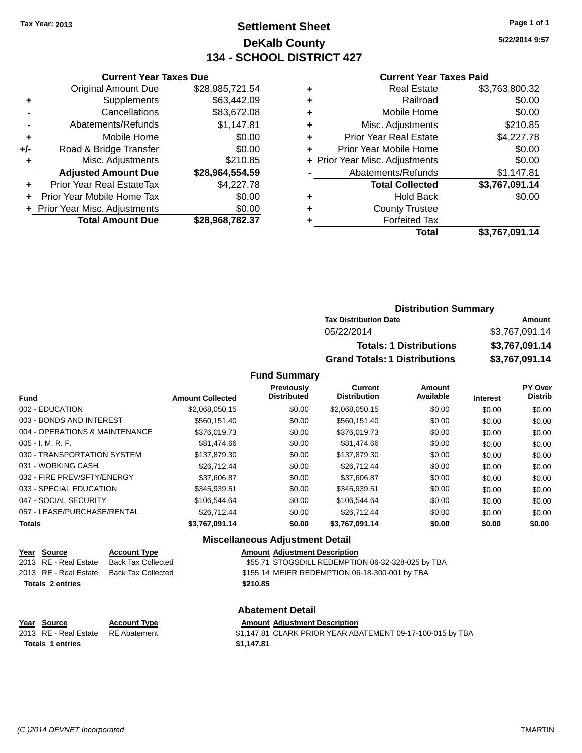Tax Year: 2013

# Settlement Sheet
## DeKalb County
## 134 - SCHOOL DISTRICT 427

5/22/2014 9:57

### Current Year Taxes Due

| | | |
|---|---|---|
| | Original Amount Due | $28,985,721.54 |
| + | Supplements | $63,442.09 |
| - | Cancellations | $83,672.08 |
| - | Abatements/Refunds | $1,147.81 |
| + | Mobile Home | $0.00 |
| +/- | Road & Bridge Transfer | $0.00 |
| + | Misc. Adjustments | $210.85 |
| | **Adjusted Amount Due** | **$28,964,554.59** |
| + | Prior Year Real EstateTax | $4,227.78 |
| + | Prior Year Mobile Home Tax | $0.00 |
| + | Prior Year Misc. Adjustments | $0.00 |
| | **Total Amount Due** | **$28,968,782.37** |

### Current Year Taxes Paid

| | | |
|---|---|---|
| + | Real Estate | $3,763,800.32 |
| + | Railroad | $0.00 |
| + | Mobile Home | $0.00 |
| + | Misc. Adjustments | $210.85 |
| + | Prior Year Real Estate | $4,227.78 |
| + | Prior Year Mobile Home | $0.00 |
| + | Prior Year Misc. Adjustments | $0.00 |
| - | Abatements/Refunds | $1,147.81 |
| | **Total Collected** | **$3,767,091.14** |
| + | Hold Back | $0.00 |
| + | County Trustee | |
| + | Forfeited Tax | |
| | **Total** | **$3,767,091.14** |

### Distribution Summary

| Tax Distribution Date | Amount |
|---|---|
| 05/22/2014 | $3,767,091.14 |
| **Totals: 1 Distributions** | **$3,767,091.14** |
| **Grand Totals: 1 Distributions** | **$3,767,091.14** |

### Fund Summary

| Fund | Amount Collected | Previously Distributed | Current Distribution | Amount Available | Interest | PY Over Distrib |
|---|---|---|---|---|---|---|
| 002 - EDUCATION | $2,068,050.15 | $0.00 | $2,068,050.15 | $0.00 | $0.00 | $0.00 |
| 003 - BONDS AND INTEREST | $560,151.40 | $0.00 | $560,151.40 | $0.00 | $0.00 | $0.00 |
| 004 - OPERATIONS & MAINTENANCE | $376,019.73 | $0.00 | $376,019.73 | $0.00 | $0.00 | $0.00 |
| 005 - I. M. R. F. | $81,474.66 | $0.00 | $81,474.66 | $0.00 | $0.00 | $0.00 |
| 030 - TRANSPORTATION SYSTEM | $137,879.30 | $0.00 | $137,879.30 | $0.00 | $0.00 | $0.00 |
| 031 - WORKING CASH | $26,712.44 | $0.00 | $26,712.44 | $0.00 | $0.00 | $0.00 |
| 032 - FIRE PREV/SFTY/ENERGY | $37,606.87 | $0.00 | $37,606.87 | $0.00 | $0.00 | $0.00 |
| 033 - SPECIAL EDUCATION | $345,939.51 | $0.00 | $345,939.51 | $0.00 | $0.00 | $0.00 |
| 047 - SOCIAL SECURITY | $106,544.64 | $0.00 | $106,544.64 | $0.00 | $0.00 | $0.00 |
| 057 - LEASE/PURCHASE/RENTAL | $26,712.44 | $0.00 | $26,712.44 | $0.00 | $0.00 | $0.00 |
| **Totals** | **$3,767,091.14** | **$0.00** | **$3,767,091.14** | **$0.00** | **$0.00** | **$0.00** |

### Miscellaneous Adjustment Detail

| Year | Source | Account Type | Amount | Adjustment Description |
|---|---|---|---|---|
| 2013 | RE - Real Estate | Back Tax Collected | $55.71 | STOGSDILL REDEMPTION 06-32-328-025 by TBA |
| 2013 | RE - Real Estate | Back Tax Collected | $155.14 | MEIER REDEMPTION 06-18-300-001 by TBA |
| **Totals 2 entries** | | | **$210.85** | |

### Abatement Detail

| Year | Source | Account Type | Amount | Adjustment Description |
|---|---|---|---|---|
| 2013 | RE - Real Estate | RE Abatement | $1,147.81 | CLARK PRIOR YEAR ABATEMENT 09-17-100-015 by TBA |
| **Totals 1 entries** | | | **$1,147.81** | |

(C )2014 DEVNET Incorporated — TMARTIN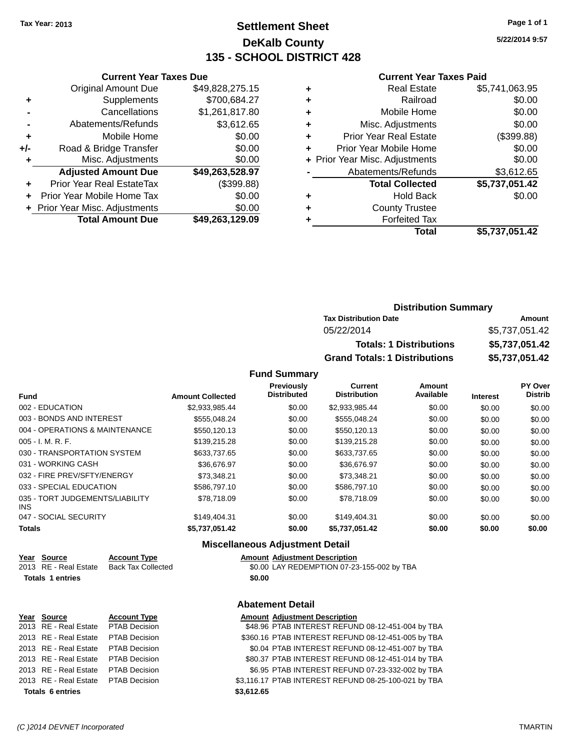Tax Year: 2013

# Settlement Sheet
## DeKalb County
## 135 - SCHOOL DISTRICT 428

5/22/2014 9:57

### Current Year Taxes Due

| | | |
|---|---|---|
| | Original Amount Due | $49,828,275.15 |
| + | Supplements | $700,684.27 |
| - | Cancellations | $1,261,817.80 |
| - | Abatements/Refunds | $3,612.65 |
| + | Mobile Home | $0.00 |
| +/- | Road & Bridge Transfer | $0.00 |
| + | Misc. Adjustments | $0.00 |
| | **Adjusted Amount Due** | **$49,263,528.97** |
| + | Prior Year Real EstateTax | ($399.88) |
| + | Prior Year Mobile Home Tax | $0.00 |
| + | Prior Year Misc. Adjustments | $0.00 |
| | **Total Amount Due** | **$49,263,129.09** |

### Current Year Taxes Paid

| | | |
|---|---|---|
| + | Real Estate | $5,741,063.95 |
| + | Railroad | $0.00 |
| + | Mobile Home | $0.00 |
| + | Misc. Adjustments | $0.00 |
| + | Prior Year Real Estate | ($399.88) |
| + | Prior Year Mobile Home | $0.00 |
| + | Prior Year Misc. Adjustments | $0.00 |
| - | Abatements/Refunds | $3,612.65 |
| | **Total Collected** | **$5,737,051.42** |
| + | Hold Back | $0.00 |
| + | County Trustee | |
| + | Forfeited Tax | |
| | **Total** | **$5,737,051.42** |

### Distribution Summary

| Tax Distribution Date | Amount |
|---|---|
| 05/22/2014 | $5,737,051.42 |
| **Totals: 1 Distributions** | **$5,737,051.42** |
| **Grand Totals: 1 Distributions** | **$5,737,051.42** |

### Fund Summary

| Fund | Amount Collected | Previously Distributed | Current Distribution | Amount Available | Interest | PY Over Distrib |
|---|---|---|---|---|---|---|
| 002 - EDUCATION | $2,933,985.44 | $0.00 | $2,933,985.44 | $0.00 | $0.00 | $0.00 |
| 003 - BONDS AND INTEREST | $555,048.24 | $0.00 | $555,048.24 | $0.00 | $0.00 | $0.00 |
| 004 - OPERATIONS & MAINTENANCE | $550,120.13 | $0.00 | $550,120.13 | $0.00 | $0.00 | $0.00 |
| 005 - I. M. R. F. | $139,215.28 | $0.00 | $139,215.28 | $0.00 | $0.00 | $0.00 |
| 030 - TRANSPORTATION SYSTEM | $633,737.65 | $0.00 | $633,737.65 | $0.00 | $0.00 | $0.00 |
| 031 - WORKING CASH | $36,676.97 | $0.00 | $36,676.97 | $0.00 | $0.00 | $0.00 |
| 032 - FIRE PREV/SFTY/ENERGY | $73,348.21 | $0.00 | $73,348.21 | $0.00 | $0.00 | $0.00 |
| 033 - SPECIAL EDUCATION | $586,797.10 | $0.00 | $586,797.10 | $0.00 | $0.00 | $0.00 |
| 035 - TORT JUDGEMENTS/LIABILITY INS | $78,718.09 | $0.00 | $78,718.09 | $0.00 | $0.00 | $0.00 |
| 047 - SOCIAL SECURITY | $149,404.31 | $0.00 | $149,404.31 | $0.00 | $0.00 | $0.00 |
| **Totals** | **$5,737,051.42** | **$0.00** | **$5,737,051.42** | **$0.00** | **$0.00** | **$0.00** |

### Miscellaneous Adjustment Detail

| Year | Source | Account Type | Amount | Adjustment Description |
|---|---|---|---|---|
| 2013 | RE - Real Estate | Back Tax Collected | $0.00 | LAY REDEMPTION 07-23-155-002 by TBA |
| **Totals 1 entries** | | | **$0.00** | |

### Abatement Detail

| Year | Source | Account Type | Amount | Adjustment Description |
|---|---|---|---|---|
| 2013 | RE - Real Estate | PTAB Decision | $48.96 | PTAB INTEREST REFUND 08-12-451-004 by TBA |
| 2013 | RE - Real Estate | PTAB Decision | $360.16 | PTAB INTEREST REFUND 08-12-451-005 by TBA |
| 2013 | RE - Real Estate | PTAB Decision | $0.04 | PTAB INTEREST REFUND 08-12-451-007 by TBA |
| 2013 | RE - Real Estate | PTAB Decision | $80.37 | PTAB INTEREST REFUND 08-12-451-014 by TBA |
| 2013 | RE - Real Estate | PTAB Decision | $6.95 | PTAB INTEREST REFUND 07-23-332-002 by TBA |
| 2013 | RE - Real Estate | PTAB Decision | $3,116.17 | PTAB INTEREST REFUND 08-25-100-021 by TBA |
| **Totals 6 entries** | | | **$3,612.65** | |

(C )2014 DEVNET Incorporated TMARTIN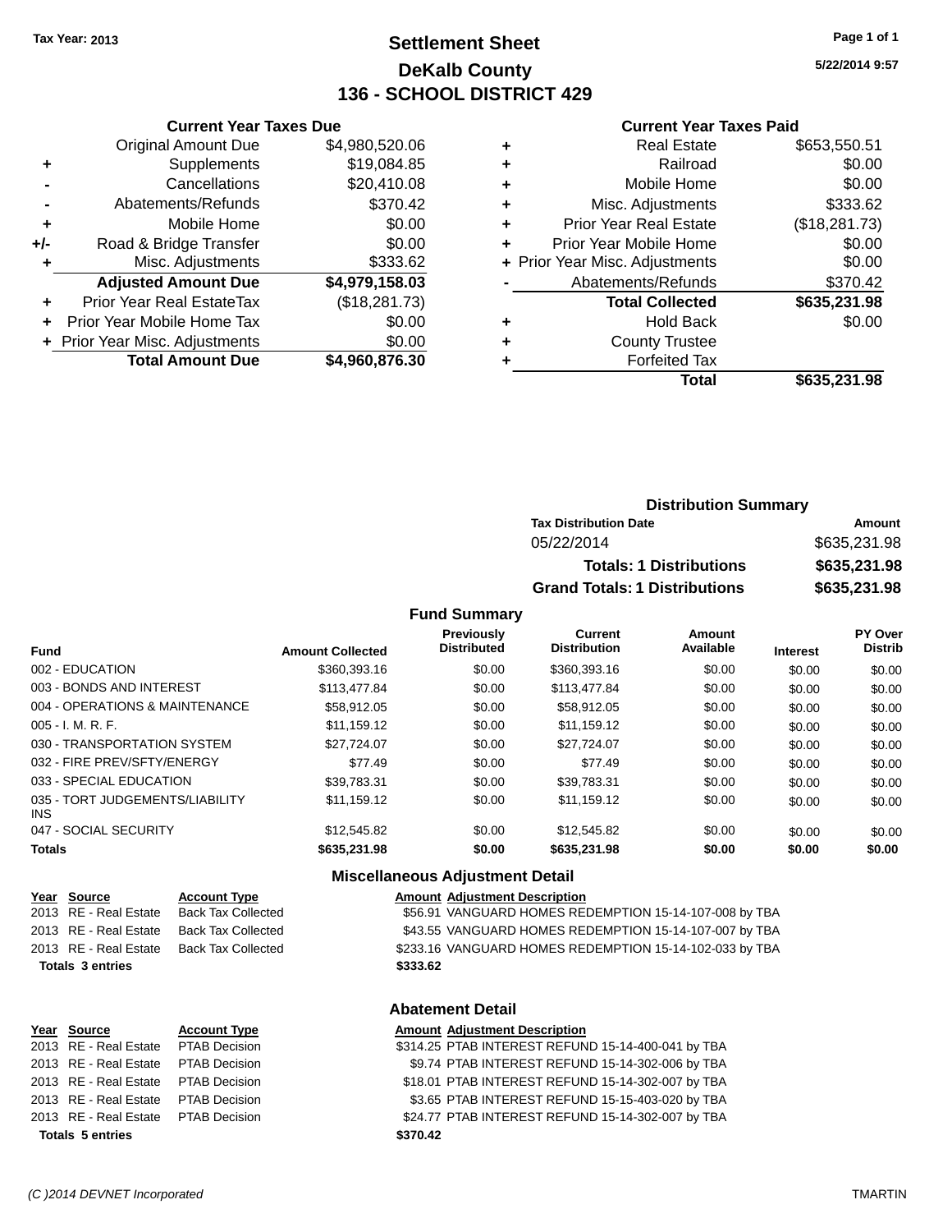Tax Year: 2013

# Settlement Sheet

## DeKalb County

## 136 - SCHOOL DISTRICT 429

5/22/2014 9:57

### Current Year Taxes Due

| | | |
|---|---|---|
| | Original Amount Due | $4,980,520.06 |
| + | Supplements | $19,084.85 |
| - | Cancellations | $20,410.08 |
| - | Abatements/Refunds | $370.42 |
| + | Mobile Home | $0.00 |
| +/- | Road & Bridge Transfer | $0.00 |
| + | Misc. Adjustments | $333.62 |
| | **Adjusted Amount Due** | **$4,979,158.03** |
| + | Prior Year Real EstateTax | ($18,281.73) |
| + | Prior Year Mobile Home Tax | $0.00 |
| + | Prior Year Misc. Adjustments | $0.00 |
| | **Total Amount Due** | **$4,960,876.30** |

### Current Year Taxes Paid

| | | |
|---|---|---|
| + | Real Estate | $653,550.51 |
| + | Railroad | $0.00 |
| + | Mobile Home | $0.00 |
| + | Misc. Adjustments | $333.62 |
| + | Prior Year Real Estate | ($18,281.73) |
| + | Prior Year Mobile Home | $0.00 |
| + | Prior Year Misc. Adjustments | $0.00 |
| - | Abatements/Refunds | $370.42 |
| | **Total Collected** | **$635,231.98** |
| + | Hold Back | $0.00 |
| + | County Trustee | |
| + | Forfeited Tax | |
| | **Total** | **$635,231.98** |

### Distribution Summary

| Tax Distribution Date | Amount |
|---|---|
| 05/22/2014 | $635,231.98 |
| **Totals: 1 Distributions** | **$635,231.98** |
| **Grand Totals: 1 Distributions** | **$635,231.98** |

### Fund Summary

| Fund | Amount Collected | Previously Distributed | Current Distribution | Amount Available | Interest | PY Over Distrib |
|---|---|---|---|---|---|---|
| 002 - EDUCATION | $360,393.16 | $0.00 | $360,393.16 | $0.00 | $0.00 | $0.00 |
| 003 - BONDS AND INTEREST | $113,477.84 | $0.00 | $113,477.84 | $0.00 | $0.00 | $0.00 |
| 004 - OPERATIONS & MAINTENANCE | $58,912.05 | $0.00 | $58,912.05 | $0.00 | $0.00 | $0.00 |
| 005 - I. M. R. F. | $11,159.12 | $0.00 | $11,159.12 | $0.00 | $0.00 | $0.00 |
| 030 - TRANSPORTATION SYSTEM | $27,724.07 | $0.00 | $27,724.07 | $0.00 | $0.00 | $0.00 |
| 032 - FIRE PREV/SFTY/ENERGY | $77.49 | $0.00 | $77.49 | $0.00 | $0.00 | $0.00 |
| 033 - SPECIAL EDUCATION | $39,783.31 | $0.00 | $39,783.31 | $0.00 | $0.00 | $0.00 |
| 035 - TORT JUDGEMENTS/LIABILITY INS | $11,159.12 | $0.00 | $11,159.12 | $0.00 | $0.00 | $0.00 |
| 047 - SOCIAL SECURITY | $12,545.82 | $0.00 | $12,545.82 | $0.00 | $0.00 | $0.00 |
| **Totals** | **$635,231.98** | **$0.00** | **$635,231.98** | **$0.00** | **$0.00** | **$0.00** |

### Miscellaneous Adjustment Detail

| Year | Source | Account Type | Amount | Adjustment Description |
|---|---|---|---|---|
| 2013 | RE - Real Estate | Back Tax Collected | $56.91 | VANGUARD HOMES REDEMPTION 15-14-107-008 by TBA |
| 2013 | RE - Real Estate | Back Tax Collected | $43.55 | VANGUARD HOMES REDEMPTION 15-14-107-007 by TBA |
| 2013 | RE - Real Estate | Back Tax Collected | $233.16 | VANGUARD HOMES REDEMPTION 15-14-102-033 by TBA |
| **Totals 3 entries** | | | **$333.62** | |

### Abatement Detail

| Year | Source | Account Type | Amount | Adjustment Description |
|---|---|---|---|---|
| 2013 | RE - Real Estate | PTAB Decision | $314.25 | PTAB INTEREST REFUND 15-14-400-041 by TBA |
| 2013 | RE - Real Estate | PTAB Decision | $9.74 | PTAB INTEREST REFUND 15-14-302-006 by TBA |
| 2013 | RE - Real Estate | PTAB Decision | $18.01 | PTAB INTEREST REFUND 15-14-302-007 by TBA |
| 2013 | RE - Real Estate | PTAB Decision | $3.65 | PTAB INTEREST REFUND 15-15-403-020 by TBA |
| 2013 | RE - Real Estate | PTAB Decision | $24.77 | PTAB INTEREST REFUND 15-14-302-007 by TBA |
| **Totals 5 entries** | | | **$370.42** | |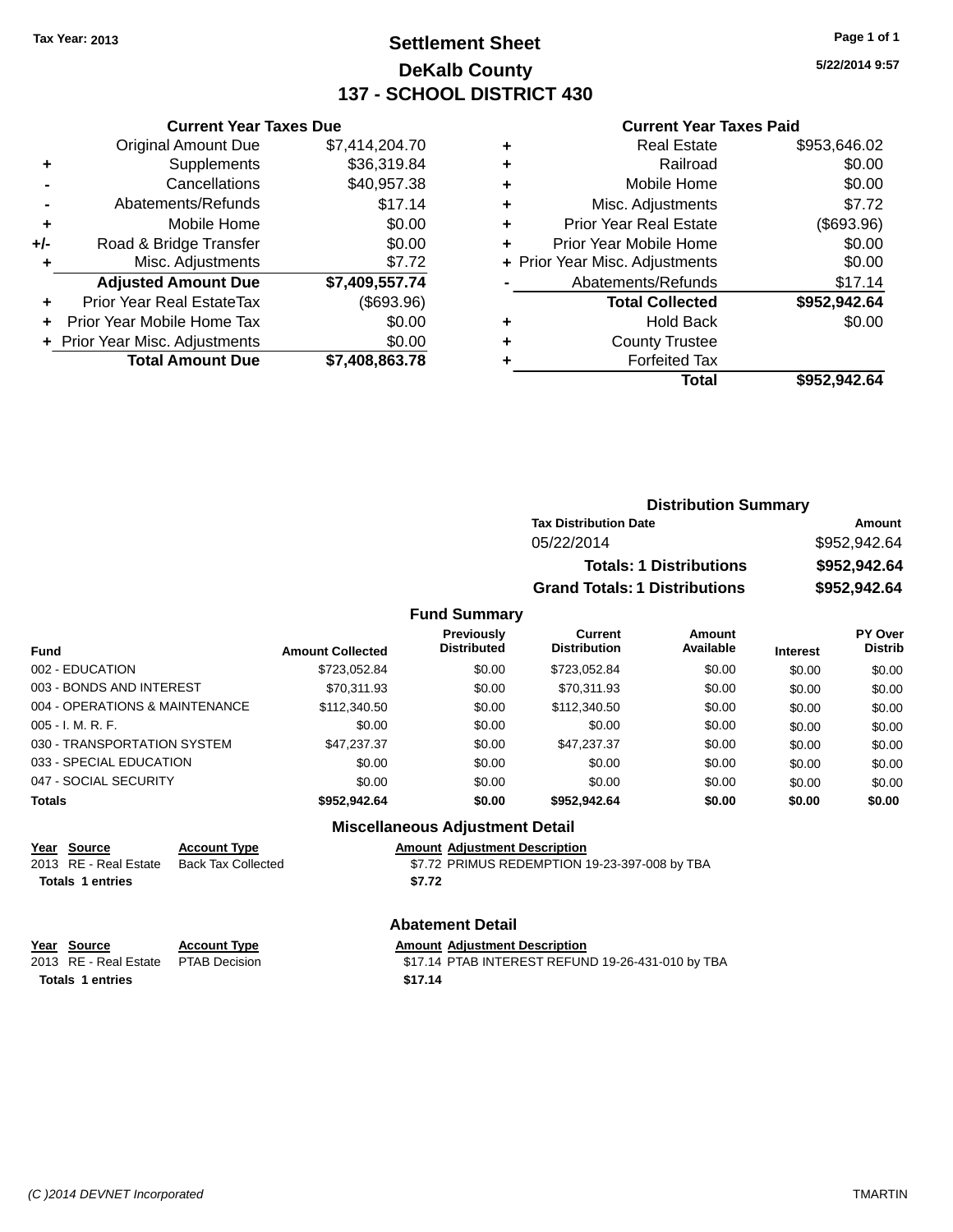Tax Year: 2013

# Settlement Sheet
## DeKalb County
## 137 - SCHOOL DISTRICT 430

5/22/2014 9:57

### Current Year Taxes Due

| | | |
|---|---|---|
| | Original Amount Due | $7,414,204.70 |
| + | Supplements | $36,319.84 |
| - | Cancellations | $40,957.38 |
| - | Abatements/Refunds | $17.14 |
| + | Mobile Home | $0.00 |
| +/- | Road & Bridge Transfer | $0.00 |
| + | Misc. Adjustments | $7.72 |
| | **Adjusted Amount Due** | **$7,409,557.74** |
| + | Prior Year Real EstateTax | ($693.96) |
| + | Prior Year Mobile Home Tax | $0.00 |
| + | Prior Year Misc. Adjustments | $0.00 |
| | **Total Amount Due** | **$7,408,863.78** |

### Current Year Taxes Paid

| | | |
|---|---|---|
| + | Real Estate | $953,646.02 |
| + | Railroad | $0.00 |
| + | Mobile Home | $0.00 |
| + | Misc. Adjustments | $7.72 |
| + | Prior Year Real Estate | ($693.96) |
| + | Prior Year Mobile Home | $0.00 |
| + | Prior Year Misc. Adjustments | $0.00 |
| - | Abatements/Refunds | $17.14 |
| | **Total Collected** | **$952,942.64** |
| + | Hold Back | $0.00 |
| + | County Trustee | |
| + | Forfeited Tax | |
| | **Total** | **$952,942.64** |

### Distribution Summary

| Tax Distribution Date | Amount |
|---|---|
| 05/22/2014 | $952,942.64 |
| **Totals: 1 Distributions** | **$952,942.64** |
| **Grand Totals: 1 Distributions** | **$952,942.64** |

### Fund Summary

| Fund | Amount Collected | Previously Distributed | Current Distribution | Amount Available | Interest | PY Over Distrib |
|---|---|---|---|---|---|---|
| 002 - EDUCATION | $723,052.84 | $0.00 | $723,052.84 | $0.00 | $0.00 | $0.00 |
| 003 - BONDS AND INTEREST | $70,311.93 | $0.00 | $70,311.93 | $0.00 | $0.00 | $0.00 |
| 004 - OPERATIONS & MAINTENANCE | $112,340.50 | $0.00 | $112,340.50 | $0.00 | $0.00 | $0.00 |
| 005 - I. M. R. F. | $0.00 | $0.00 | $0.00 | $0.00 | $0.00 | $0.00 |
| 030 - TRANSPORTATION SYSTEM | $47,237.37 | $0.00 | $47,237.37 | $0.00 | $0.00 | $0.00 |
| 033 - SPECIAL EDUCATION | $0.00 | $0.00 | $0.00 | $0.00 | $0.00 | $0.00 |
| 047 - SOCIAL SECURITY | $0.00 | $0.00 | $0.00 | $0.00 | $0.00 | $0.00 |
| **Totals** | **$952,942.64** | **$0.00** | **$952,942.64** | **$0.00** | **$0.00** | **$0.00** |

### Miscellaneous Adjustment Detail

| Year | Source | Account Type | Amount | Adjustment Description |
|---|---|---|---|---|
| 2013 | RE - Real Estate | Back Tax Collected | $7.72 | PRIMUS REDEMPTION 19-23-397-008 by TBA |
| **Totals** | **1 entries** | | **$7.72** | |

### Abatement Detail

| Year | Source | Account Type | Amount | Adjustment Description |
|---|---|---|---|---|
| 2013 | RE - Real Estate | PTAB Decision | $17.14 | PTAB INTEREST REFUND 19-26-431-010 by TBA |
| **Totals** | **1 entries** | | **$17.14** | |

(C )2014 DEVNET Incorporated TMARTIN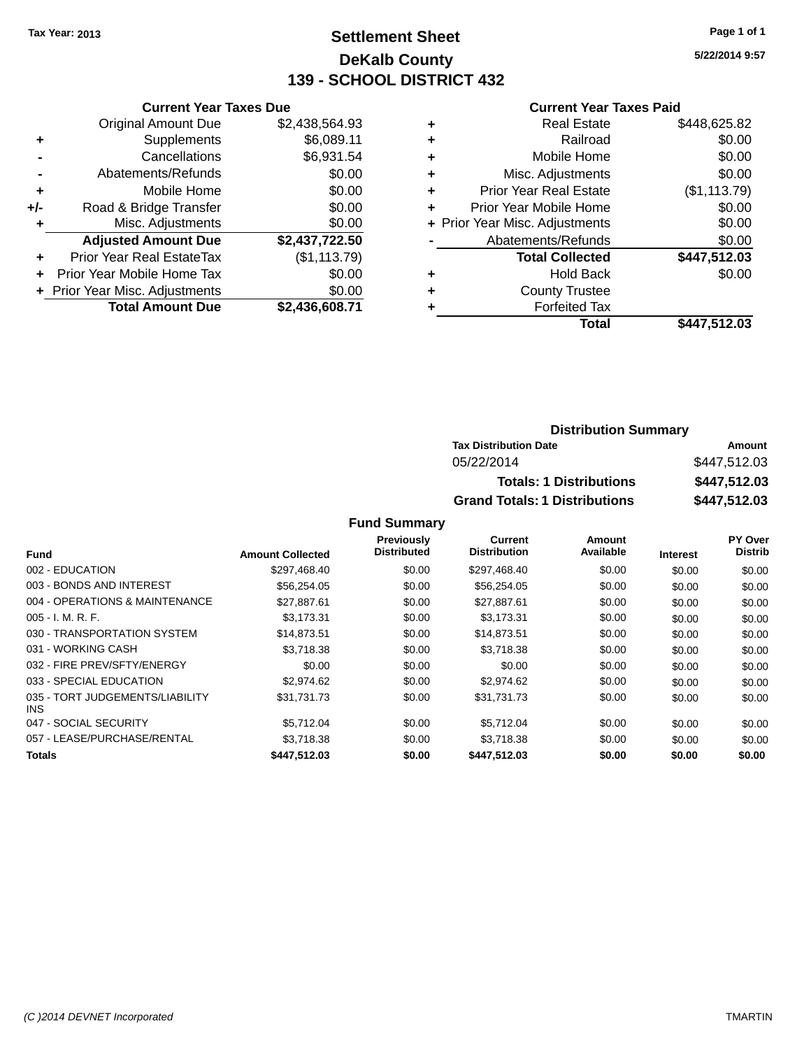**Tax Year: 2013**

# Settlement Sheet

## DeKalb County

## 139 - SCHOOL DISTRICT 432

5/22/2014 9:57

### Current Year Taxes Due

| | | |
|---|---|---|
| | Original Amount Due | $2,438,564.93 |
| + | Supplements | $6,089.11 |
| - | Cancellations | $6,931.54 |
| - | Abatements/Refunds | $0.00 |
| + | Mobile Home | $0.00 |
| +/- | Road & Bridge Transfer | $0.00 |
| + | Misc. Adjustments | $0.00 |
| | **Adjusted Amount Due** | **$2,437,722.50** |
| + | Prior Year Real EstateTax | ($1,113.79) |
| + | Prior Year Mobile Home Tax | $0.00 |
| + | Prior Year Misc. Adjustments | $0.00 |
| | **Total Amount Due** | **$2,436,608.71** |

### Current Year Taxes Paid

| | | |
|---|---|---|
| + | Real Estate | $448,625.82 |
| + | Railroad | $0.00 |
| + | Mobile Home | $0.00 |
| + | Misc. Adjustments | $0.00 |
| + | Prior Year Real Estate | ($1,113.79) |
| + | Prior Year Mobile Home | $0.00 |
| + | Prior Year Misc. Adjustments | $0.00 |
| - | Abatements/Refunds | $0.00 |
| | **Total Collected** | **$447,512.03** |
| + | Hold Back | $0.00 |
| + | County Trustee | |
| + | Forfeited Tax | |
| | **Total** | **$447,512.03** |

### Distribution Summary

| Tax Distribution Date | Amount |
|---|---|
| 05/22/2014 | $447,512.03 |
| **Totals: 1 Distributions** | **$447,512.03** |
| **Grand Totals: 1 Distributions** | **$447,512.03** |

### Fund Summary

| Fund | Amount Collected | Previously Distributed | Current Distribution | Amount Available | Interest | PY Over Distrib |
|---|---|---|---|---|---|---|
| 002 - EDUCATION | $297,468.40 | $0.00 | $297,468.40 | $0.00 | $0.00 | $0.00 |
| 003 - BONDS AND INTEREST | $56,254.05 | $0.00 | $56,254.05 | $0.00 | $0.00 | $0.00 |
| 004 - OPERATIONS & MAINTENANCE | $27,887.61 | $0.00 | $27,887.61 | $0.00 | $0.00 | $0.00 |
| 005 - I. M. R. F. | $3,173.31 | $0.00 | $3,173.31 | $0.00 | $0.00 | $0.00 |
| 030 - TRANSPORTATION SYSTEM | $14,873.51 | $0.00 | $14,873.51 | $0.00 | $0.00 | $0.00 |
| 031 - WORKING CASH | $3,718.38 | $0.00 | $3,718.38 | $0.00 | $0.00 | $0.00 |
| 032 - FIRE PREV/SFTY/ENERGY | $0.00 | $0.00 | $0.00 | $0.00 | $0.00 | $0.00 |
| 033 - SPECIAL EDUCATION | $2,974.62 | $0.00 | $2,974.62 | $0.00 | $0.00 | $0.00 |
| 035 - TORT JUDGEMENTS/LIABILITY INS | $31,731.73 | $0.00 | $31,731.73 | $0.00 | $0.00 | $0.00 |
| 047 - SOCIAL SECURITY | $5,712.04 | $0.00 | $5,712.04 | $0.00 | $0.00 | $0.00 |
| 057 - LEASE/PURCHASE/RENTAL | $3,718.38 | $0.00 | $3,718.38 | $0.00 | $0.00 | $0.00 |
| **Totals** | **$447,512.03** | **$0.00** | **$447,512.03** | **$0.00** | **$0.00** | **$0.00** |

(C )2014 DEVNET Incorporated TMARTIN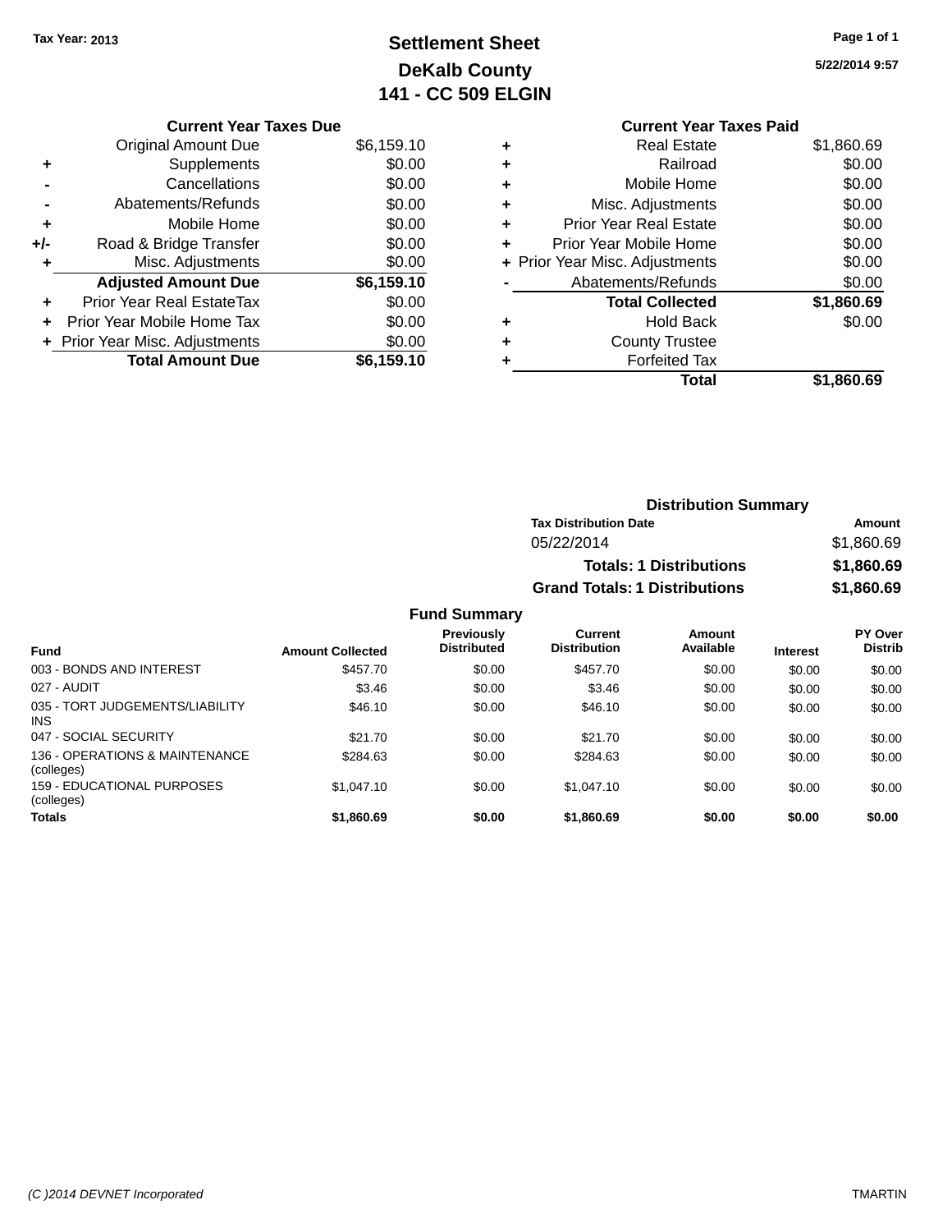Tax Year: 2013

# Settlement Sheet
## DeKalb County
## 141 - CC 509 ELGIN

5/22/2014 9:57

### Current Year Taxes Due

| | | |
|---|---|---|
| | Original Amount Due | $6,159.10 |
| + | Supplements | $0.00 |
| - | Cancellations | $0.00 |
| - | Abatements/Refunds | $0.00 |
| + | Mobile Home | $0.00 |
| +/- | Road & Bridge Transfer | $0.00 |
| + | Misc. Adjustments | $0.00 |
| | **Adjusted Amount Due** | **$6,159.10** |
| + | Prior Year Real EstateTax | $0.00 |
| + | Prior Year Mobile Home Tax | $0.00 |
| + | Prior Year Misc. Adjustments | $0.00 |
| | **Total Amount Due** | **$6,159.10** |

### Current Year Taxes Paid

| | | |
|---|---|---|
| + | Real Estate | $1,860.69 |
| + | Railroad | $0.00 |
| + | Mobile Home | $0.00 |
| + | Misc. Adjustments | $0.00 |
| + | Prior Year Real Estate | $0.00 |
| + | Prior Year Mobile Home | $0.00 |
| + | Prior Year Misc. Adjustments | $0.00 |
| - | Abatements/Refunds | $0.00 |
| | **Total Collected** | **$1,860.69** |
| + | Hold Back | $0.00 |
| + | County Trustee | |
| + | Forfeited Tax | |
| | **Total** | **$1,860.69** |

### Distribution Summary

| Tax Distribution Date | Amount |
|---|---|
| 05/22/2014 | $1,860.69 |
| **Totals: 1 Distributions** | **$1,860.69** |
| **Grand Totals: 1 Distributions** | **$1,860.69** |

### Fund Summary

| Fund | Amount Collected | Previously Distributed | Current Distribution | Amount Available | Interest | PY Over Distrib |
|---|---|---|---|---|---|---|
| 003 - BONDS AND INTEREST | $457.70 | $0.00 | $457.70 | $0.00 | $0.00 | $0.00 |
| 027 - AUDIT | $3.46 | $0.00 | $3.46 | $0.00 | $0.00 | $0.00 |
| 035 - TORT JUDGEMENTS/LIABILITY INS | $46.10 | $0.00 | $46.10 | $0.00 | $0.00 | $0.00 |
| 047 - SOCIAL SECURITY | $21.70 | $0.00 | $21.70 | $0.00 | $0.00 | $0.00 |
| 136 - OPERATIONS & MAINTENANCE (colleges) | $284.63 | $0.00 | $284.63 | $0.00 | $0.00 | $0.00 |
| 159 - EDUCATIONAL PURPOSES (colleges) | $1,047.10 | $0.00 | $1,047.10 | $0.00 | $0.00 | $0.00 |
| **Totals** | **$1,860.69** | **$0.00** | **$1,860.69** | **$0.00** | **$0.00** | **$0.00** |

(C )2014 DEVNET Incorporated — TMARTIN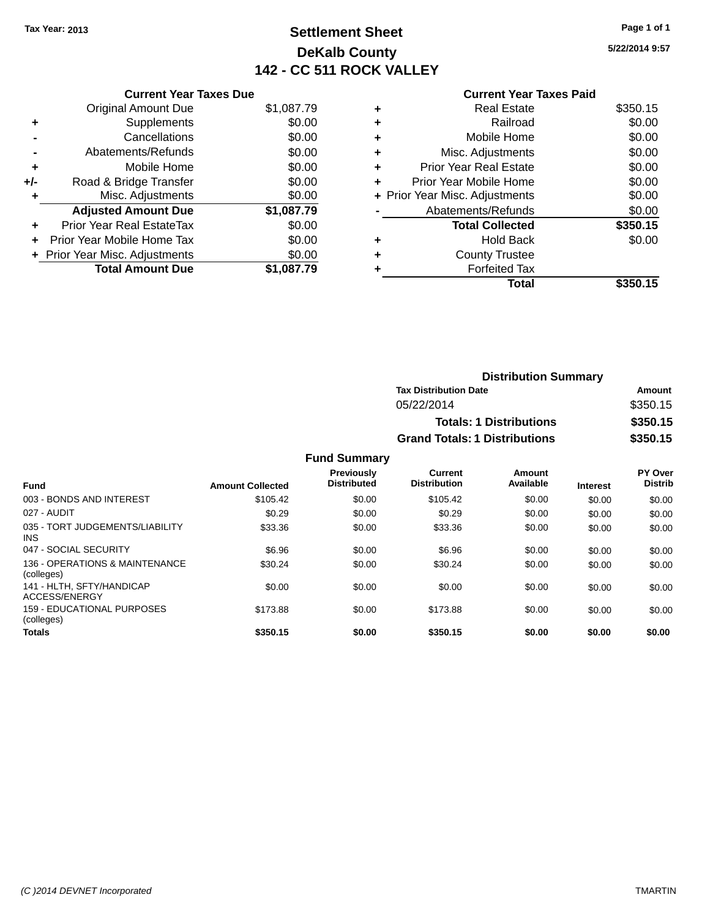Tax Year: 2013

# Settlement Sheet

## DeKalb County

## 142 - CC 511 ROCK VALLEY

5/22/2014 9:57

### Current Year Taxes Due

| | | |
|---|---|---|
| | Original Amount Due | $1,087.79 |
| + | Supplements | $0.00 |
| - | Cancellations | $0.00 |
| - | Abatements/Refunds | $0.00 |
| + | Mobile Home | $0.00 |
| +/- | Road & Bridge Transfer | $0.00 |
| + | Misc. Adjustments | $0.00 |
| | **Adjusted Amount Due** | **$1,087.79** |
| + | Prior Year Real EstateTax | $0.00 |
| + | Prior Year Mobile Home Tax | $0.00 |
| + | Prior Year Misc. Adjustments | $0.00 |
| | **Total Amount Due** | **$1,087.79** |

### Current Year Taxes Paid

| | | |
|---|---|---|
| + | Real Estate | $350.15 |
| + | Railroad | $0.00 |
| + | Mobile Home | $0.00 |
| + | Misc. Adjustments | $0.00 |
| + | Prior Year Real Estate | $0.00 |
| + | Prior Year Mobile Home | $0.00 |
| + | Prior Year Misc. Adjustments | $0.00 |
| - | Abatements/Refunds | $0.00 |
| | **Total Collected** | **$350.15** |
| + | Hold Back | $0.00 |
| + | County Trustee | |
| + | Forfeited Tax | |
| | **Total** | **$350.15** |

### Distribution Summary

| Tax Distribution Date | Amount |
|---|---|
| 05/22/2014 | $350.15 |
| **Totals: 1 Distributions** | **$350.15** |
| **Grand Totals: 1 Distributions** | **$350.15** |

### Fund Summary

| Fund | Amount Collected | Previously Distributed | Current Distribution | Amount Available | Interest | PY Over Distrib |
|---|---|---|---|---|---|---|
| 003 - BONDS AND INTEREST | $105.42 | $0.00 | $105.42 | $0.00 | $0.00 | $0.00 |
| 027 - AUDIT | $0.29 | $0.00 | $0.29 | $0.00 | $0.00 | $0.00 |
| 035 - TORT JUDGEMENTS/LIABILITY INS | $33.36 | $0.00 | $33.36 | $0.00 | $0.00 | $0.00 |
| 047 - SOCIAL SECURITY | $6.96 | $0.00 | $6.96 | $0.00 | $0.00 | $0.00 |
| 136 - OPERATIONS & MAINTENANCE (colleges) | $30.24 | $0.00 | $30.24 | $0.00 | $0.00 | $0.00 |
| 141 - HLTH, SFTY/HANDICAP ACCESS/ENERGY | $0.00 | $0.00 | $0.00 | $0.00 | $0.00 | $0.00 |
| 159 - EDUCATIONAL PURPOSES (colleges) | $173.88 | $0.00 | $173.88 | $0.00 | $0.00 | $0.00 |
| **Totals** | **$350.15** | **$0.00** | **$350.15** | **$0.00** | **$0.00** | **$0.00** |

(C )2014 DEVNET Incorporated TMARTIN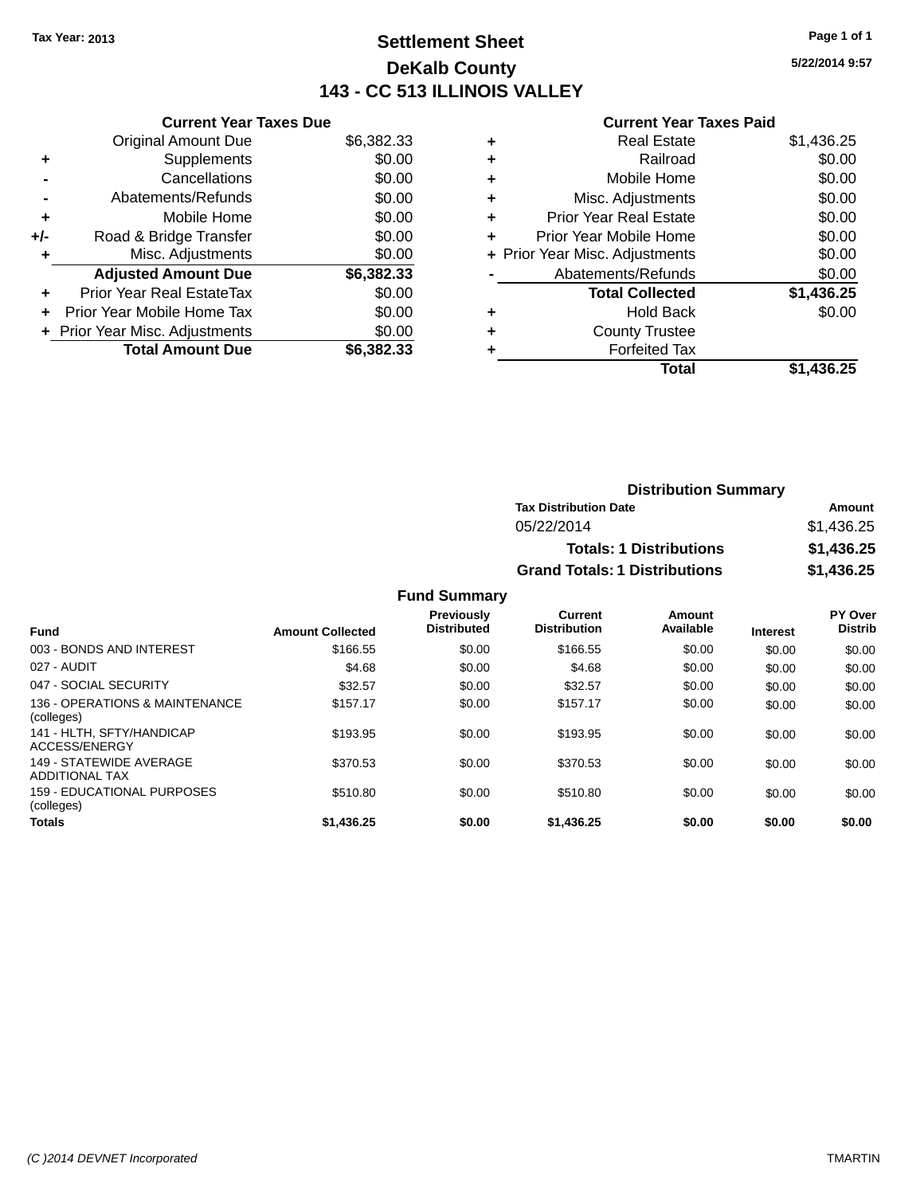Tax Year: 2013

# Settlement Sheet

## DeKalb County

## 143 - CC 513 ILLINOIS VALLEY

5/22/2014 9:57

### Current Year Taxes Due

| | | |
|---|---|---|
| | Original Amount Due | $6,382.33 |
| + | Supplements | $0.00 |
| - | Cancellations | $0.00 |
| - | Abatements/Refunds | $0.00 |
| + | Mobile Home | $0.00 |
| +/- | Road & Bridge Transfer | $0.00 |
| + | Misc. Adjustments | $0.00 |
| | **Adjusted Amount Due** | **$6,382.33** |
| + | Prior Year Real EstateTax | $0.00 |
| + | Prior Year Mobile Home Tax | $0.00 |
| + | Prior Year Misc. Adjustments | $0.00 |
| | **Total Amount Due** | **$6,382.33** |

### Current Year Taxes Paid

| | | |
|---|---|---|
| + | Real Estate | $1,436.25 |
| + | Railroad | $0.00 |
| + | Mobile Home | $0.00 |
| + | Misc. Adjustments | $0.00 |
| + | Prior Year Real Estate | $0.00 |
| + | Prior Year Mobile Home | $0.00 |
| + | Prior Year Misc. Adjustments | $0.00 |
| - | Abatements/Refunds | $0.00 |
| | **Total Collected** | **$1,436.25** |
| + | Hold Back | $0.00 |
| + | County Trustee | |
| + | Forfeited Tax | |
| | **Total** | **$1,436.25** |

### Distribution Summary

| Tax Distribution Date | Amount |
|---|---|
| 05/22/2014 | $1,436.25 |
| **Totals: 1 Distributions** | **$1,436.25** |
| **Grand Totals: 1 Distributions** | **$1,436.25** |

### Fund Summary

| Fund | Amount Collected | Previously Distributed | Current Distribution | Amount Available | Interest | PY Over Distrib |
|---|---|---|---|---|---|---|
| 003 - BONDS AND INTEREST | $166.55 | $0.00 | $166.55 | $0.00 | $0.00 | $0.00 |
| 027 - AUDIT | $4.68 | $0.00 | $4.68 | $0.00 | $0.00 | $0.00 |
| 047 - SOCIAL SECURITY | $32.57 | $0.00 | $32.57 | $0.00 | $0.00 | $0.00 |
| 136 - OPERATIONS & MAINTENANCE (colleges) | $157.17 | $0.00 | $157.17 | $0.00 | $0.00 | $0.00 |
| 141 - HLTH, SFTY/HANDICAP ACCESS/ENERGY | $193.95 | $0.00 | $193.95 | $0.00 | $0.00 | $0.00 |
| 149 - STATEWIDE AVERAGE ADDITIONAL TAX | $370.53 | $0.00 | $370.53 | $0.00 | $0.00 | $0.00 |
| 159 - EDUCATIONAL PURPOSES (colleges) | $510.80 | $0.00 | $510.80 | $0.00 | $0.00 | $0.00 |
| **Totals** | **$1,436.25** | **$0.00** | **$1,436.25** | **$0.00** | **$0.00** | **$0.00** |

(C )2014 DEVNET Incorporated    TMARTIN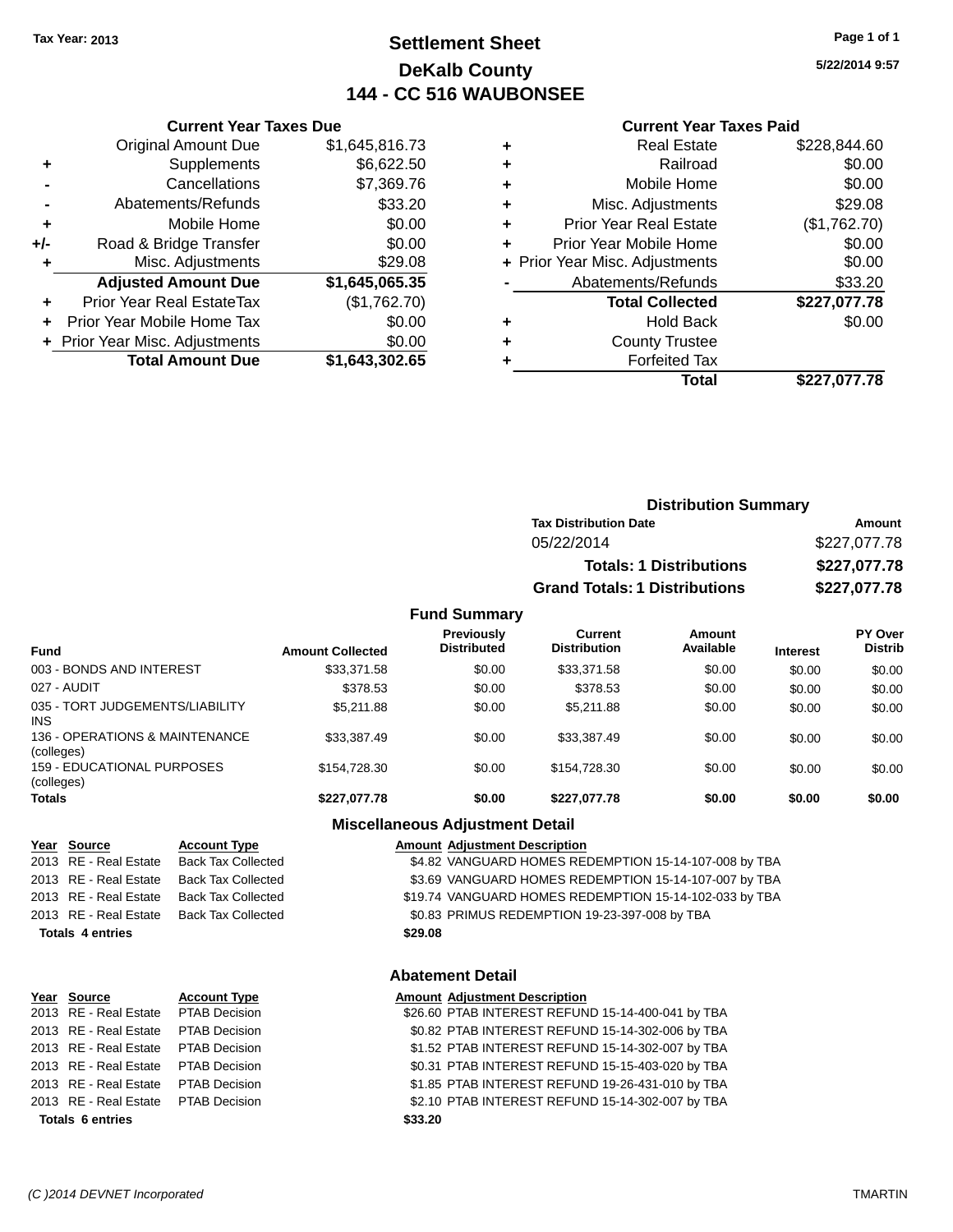Tax Year: 2013

# Settlement Sheet
## DeKalb County
## 144 - CC 516 WAUBONSEE

5/22/2014 9:57

### Current Year Taxes Due

| | | |
|---|---|---|
| | Original Amount Due | $1,645,816.73 |
| + | Supplements | $6,622.50 |
| - | Cancellations | $7,369.76 |
| - | Abatements/Refunds | $33.20 |
| + | Mobile Home | $0.00 |
| +/- | Road & Bridge Transfer | $0.00 |
| + | Misc. Adjustments | $29.08 |
| | **Adjusted Amount Due** | **$1,645,065.35** |
| + | Prior Year Real EstateTax | ($1,762.70) |
| + | Prior Year Mobile Home Tax | $0.00 |
| + | Prior Year Misc. Adjustments | $0.00 |
| | **Total Amount Due** | **$1,643,302.65** |

### Current Year Taxes Paid

| | | |
|---|---|---|
| + | Real Estate | $228,844.60 |
| + | Railroad | $0.00 |
| + | Mobile Home | $0.00 |
| + | Misc. Adjustments | $29.08 |
| + | Prior Year Real Estate | ($1,762.70) |
| + | Prior Year Mobile Home | $0.00 |
| + | Prior Year Misc. Adjustments | $0.00 |
| - | Abatements/Refunds | $33.20 |
| | **Total Collected** | **$227,077.78** |
| + | Hold Back | $0.00 |
| + | County Trustee | |
| + | Forfeited Tax | |
| | **Total** | **$227,077.78** |

### Distribution Summary

| Tax Distribution Date | Amount |
|---|---|
| 05/22/2014 | $227,077.78 |
| **Totals: 1 Distributions** | **$227,077.78** |
| **Grand Totals: 1 Distributions** | **$227,077.78** |

### Fund Summary

| Fund | Amount Collected | Previously Distributed | Current Distribution | Amount Available | Interest | PY Over Distrib |
|---|---|---|---|---|---|---|
| 003 - BONDS AND INTEREST | $33,371.58 | $0.00 | $33,371.58 | $0.00 | $0.00 | $0.00 |
| 027 - AUDIT | $378.53 | $0.00 | $378.53 | $0.00 | $0.00 | $0.00 |
| 035 - TORT JUDGEMENTS/LIABILITY INS | $5,211.88 | $0.00 | $5,211.88 | $0.00 | $0.00 | $0.00 |
| 136 - OPERATIONS & MAINTENANCE (colleges) | $33,387.49 | $0.00 | $33,387.49 | $0.00 | $0.00 | $0.00 |
| 159 - EDUCATIONAL PURPOSES (colleges) | $154,728.30 | $0.00 | $154,728.30 | $0.00 | $0.00 | $0.00 |
| **Totals** | **$227,077.78** | **$0.00** | **$227,077.78** | **$0.00** | **$0.00** | **$0.00** |

### Miscellaneous Adjustment Detail

| Year | Source | Account Type | Amount | Adjustment Description |
|---|---|---|---|---|
| 2013 | RE - Real Estate | Back Tax Collected | $4.82 | VANGUARD HOMES REDEMPTION 15-14-107-008 by TBA |
| 2013 | RE - Real Estate | Back Tax Collected | $3.69 | VANGUARD HOMES REDEMPTION 15-14-107-007 by TBA |
| 2013 | RE - Real Estate | Back Tax Collected | $19.74 | VANGUARD HOMES REDEMPTION 15-14-102-033 by TBA |
| 2013 | RE - Real Estate | Back Tax Collected | $0.83 | PRIMUS REDEMPTION 19-23-397-008 by TBA |
| **Totals 4 entries** | | | **$29.08** | |

### Abatement Detail

| Year | Source | Account Type | Amount | Adjustment Description |
|---|---|---|---|---|
| 2013 | RE - Real Estate | PTAB Decision | $26.60 | PTAB INTEREST REFUND 15-14-400-041 by TBA |
| 2013 | RE - Real Estate | PTAB Decision | $0.82 | PTAB INTEREST REFUND 15-14-302-006 by TBA |
| 2013 | RE - Real Estate | PTAB Decision | $1.52 | PTAB INTEREST REFUND 15-14-302-007 by TBA |
| 2013 | RE - Real Estate | PTAB Decision | $0.31 | PTAB INTEREST REFUND 15-15-403-020 by TBA |
| 2013 | RE - Real Estate | PTAB Decision | $1.85 | PTAB INTEREST REFUND 19-26-431-010 by TBA |
| 2013 | RE - Real Estate | PTAB Decision | $2.10 | PTAB INTEREST REFUND 15-14-302-007 by TBA |
| **Totals 6 entries** | | | **$33.20** | |

(C )2014 DEVNET Incorporated TMARTIN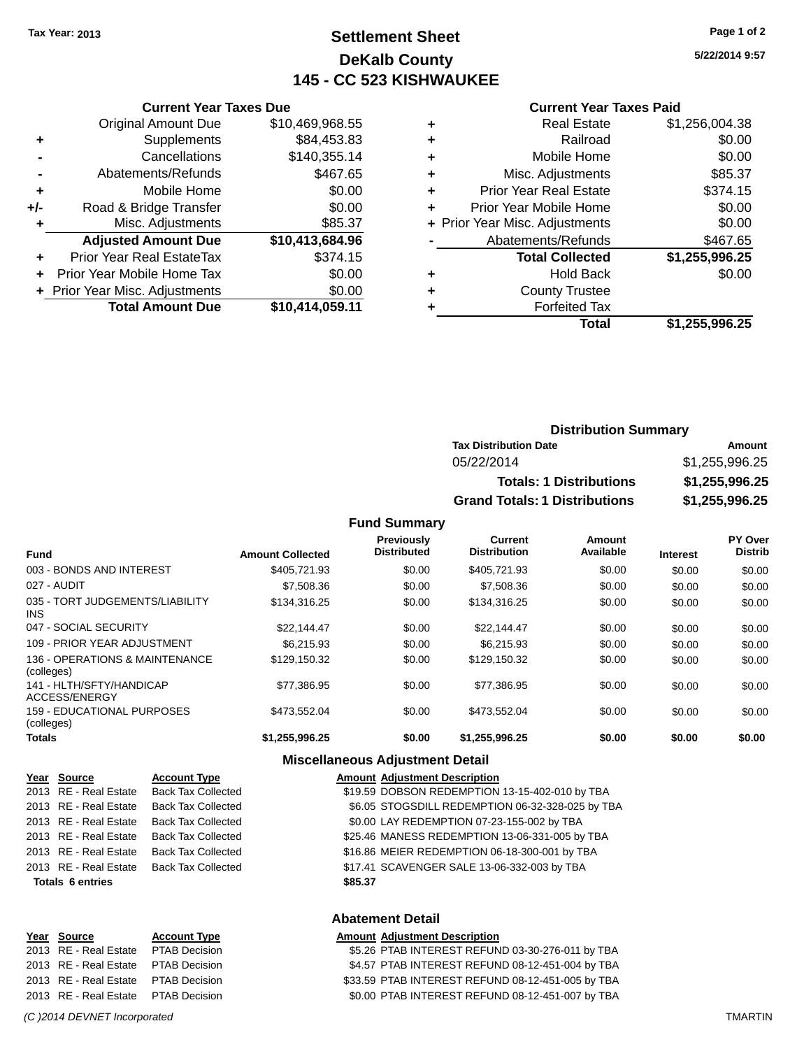Tax Year: 2013

# Settlement Sheet
## DeKalb County
## 145 - CC 523 KISHWAUKEE

5/22/2014 9:57

### Current Year Taxes Due

| | | |
|---|---|---|
| | Original Amount Due | $10,469,968.55 |
| + | Supplements | $84,453.83 |
| - | Cancellations | $140,355.14 |
| - | Abatements/Refunds | $467.65 |
| + | Mobile Home | $0.00 |
| +/- | Road & Bridge Transfer | $0.00 |
| + | Misc. Adjustments | $85.37 |
| | **Adjusted Amount Due** | **$10,413,684.96** |
| + | Prior Year Real EstateTax | $374.15 |
| + | Prior Year Mobile Home Tax | $0.00 |
| + | Prior Year Misc. Adjustments | $0.00 |
| | **Total Amount Due** | **$10,414,059.11** |

### Current Year Taxes Paid

| | | |
|---|---|---|
| + | Real Estate | $1,256,004.38 |
| + | Railroad | $0.00 |
| + | Mobile Home | $0.00 |
| + | Misc. Adjustments | $85.37 |
| + | Prior Year Real Estate | $374.15 |
| + | Prior Year Mobile Home | $0.00 |
| + | Prior Year Misc. Adjustments | $0.00 |
| - | Abatements/Refunds | $467.65 |
| | **Total Collected** | **$1,255,996.25** |
| + | Hold Back | $0.00 |
| + | County Trustee | |
| + | Forfeited Tax | |
| | **Total** | **$1,255,996.25** |

### Distribution Summary

| Tax Distribution Date | Amount |
|---|---|
| 05/22/2014 | $1,255,996.25 |
| **Totals: 1 Distributions** | **$1,255,996.25** |
| **Grand Totals: 1 Distributions** | **$1,255,996.25** |

### Fund Summary

| Fund | Amount Collected | Previously Distributed | Current Distribution | Amount Available | Interest | PY Over Distrib |
|---|---|---|---|---|---|---|
| 003 - BONDS AND INTEREST | $405,721.93 | $0.00 | $405,721.93 | $0.00 | $0.00 | $0.00 |
| 027 - AUDIT | $7,508.36 | $0.00 | $7,508.36 | $0.00 | $0.00 | $0.00 |
| 035 - TORT JUDGEMENTS/LIABILITY INS | $134,316.25 | $0.00 | $134,316.25 | $0.00 | $0.00 | $0.00 |
| 047 - SOCIAL SECURITY | $22,144.47 | $0.00 | $22,144.47 | $0.00 | $0.00 | $0.00 |
| 109 - PRIOR YEAR ADJUSTMENT | $6,215.93 | $0.00 | $6,215.93 | $0.00 | $0.00 | $0.00 |
| 136 - OPERATIONS & MAINTENANCE (colleges) | $129,150.32 | $0.00 | $129,150.32 | $0.00 | $0.00 | $0.00 |
| 141 - HLTH/SFTY/HANDICAP ACCESS/ENERGY | $77,386.95 | $0.00 | $77,386.95 | $0.00 | $0.00 | $0.00 |
| 159 - EDUCATIONAL PURPOSES (colleges) | $473,552.04 | $0.00 | $473,552.04 | $0.00 | $0.00 | $0.00 |
| **Totals** | **$1,255,996.25** | **$0.00** | **$1,255,996.25** | **$0.00** | **$0.00** | **$0.00** |

### Miscellaneous Adjustment Detail

| Year | Source | Account Type | Amount | Adjustment Description |
|---|---|---|---|---|
| 2013 | RE - Real Estate | Back Tax Collected | $19.59 | DOBSON REDEMPTION 13-15-402-010 by TBA |
| 2013 | RE - Real Estate | Back Tax Collected | $6.05 | STOGSDILL REDEMPTION 06-32-328-025 by TBA |
| 2013 | RE - Real Estate | Back Tax Collected | $0.00 | LAY REDEMPTION 07-23-155-002 by TBA |
| 2013 | RE - Real Estate | Back Tax Collected | $25.46 | MANESS REDEMPTION 13-06-331-005 by TBA |
| 2013 | RE - Real Estate | Back Tax Collected | $16.86 | MEIER REDEMPTION 06-18-300-001 by TBA |
| 2013 | RE - Real Estate | Back Tax Collected | $17.41 | SCAVENGER SALE 13-06-332-003 by TBA |
| **Totals 6 entries** | | | **$85.37** | |

### Abatement Detail

| Year | Source | Account Type | Amount | Adjustment Description |
|---|---|---|---|---|
| 2013 | RE - Real Estate | PTAB Decision | $5.26 | PTAB INTEREST REFUND 03-30-276-011 by TBA |
| 2013 | RE - Real Estate | PTAB Decision | $4.57 | PTAB INTEREST REFUND 08-12-451-004 by TBA |
| 2013 | RE - Real Estate | PTAB Decision | $33.59 | PTAB INTEREST REFUND 08-12-451-005 by TBA |
| 2013 | RE - Real Estate | PTAB Decision | $0.00 | PTAB INTEREST REFUND 08-12-451-007 by TBA |

(C )2014 DEVNET Incorporated TMARTIN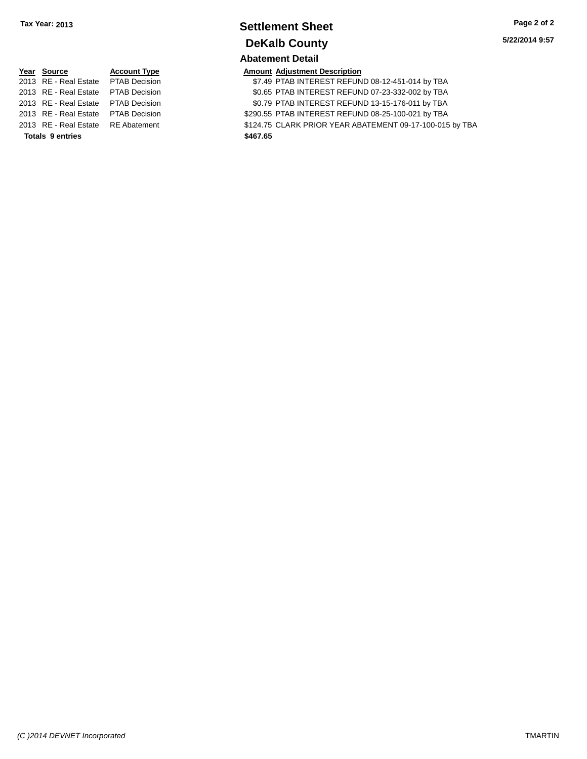Tax Year: 2013

# Settlement Sheet

## DeKalb County

5/22/2014 9:57

### Abatement Detail

| Year | Source | Account Type | Amount | Adjustment Description |
|---|---|---|---|---|
| 2013 | RE - Real Estate | PTAB Decision | $7.49 | PTAB INTEREST REFUND 08-12-451-014 by TBA |
| 2013 | RE - Real Estate | PTAB Decision | $0.65 | PTAB INTEREST REFUND 07-23-332-002 by TBA |
| 2013 | RE - Real Estate | PTAB Decision | $0.79 | PTAB INTEREST REFUND 13-15-176-011 by TBA |
| 2013 | RE - Real Estate | PTAB Decision | $290.55 | PTAB INTEREST REFUND 08-25-100-021 by TBA |
| 2013 | RE - Real Estate | RE Abatement | $124.75 | CLARK PRIOR YEAR ABATEMENT 09-17-100-015 by TBA |
| **Totals 9 entries** | | | **$467.65** | |

(C )2014 DEVNET Incorporated

TMARTIN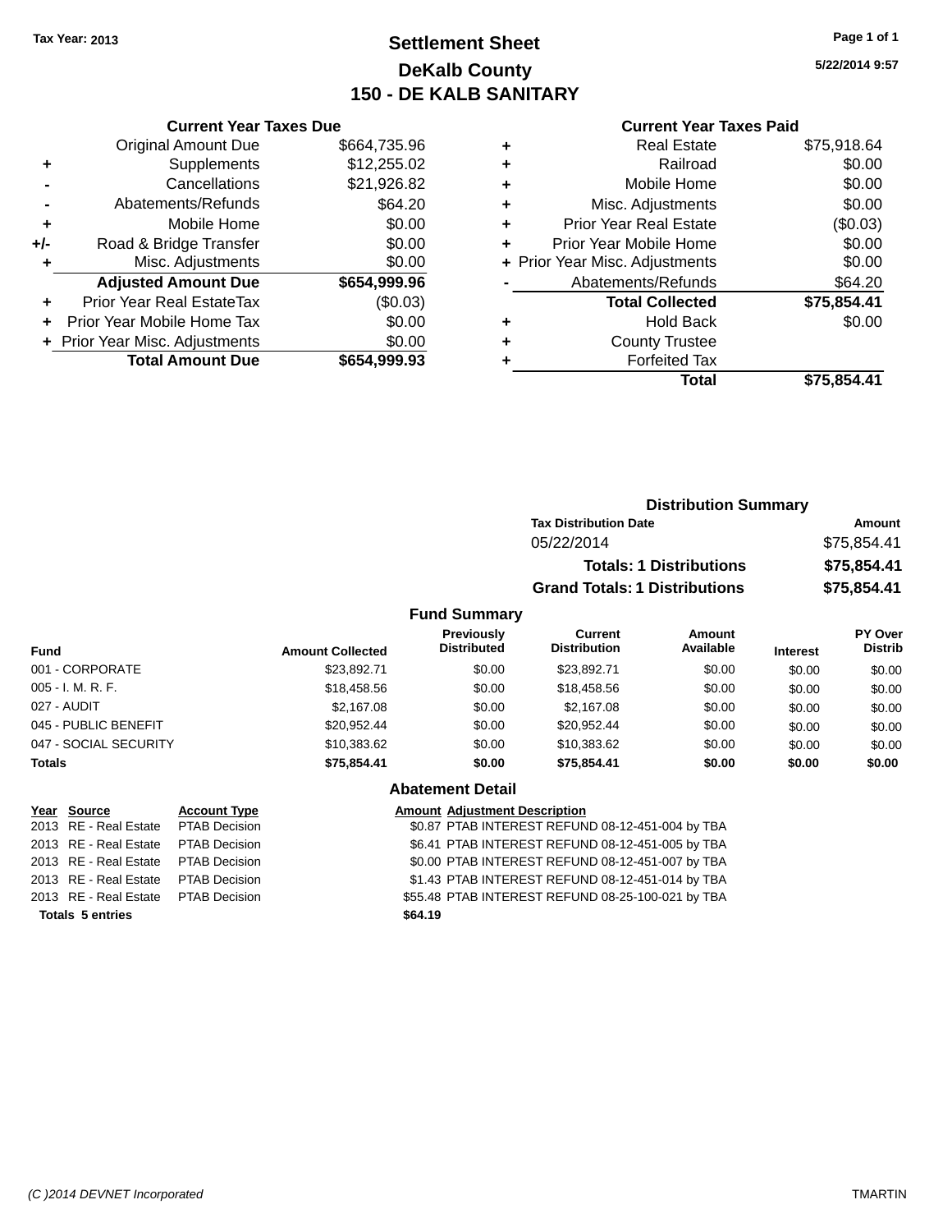**Tax Year: 2013**

# Settlement Sheet
## DeKalb County
## 150 - DE KALB SANITARY

5/22/2014 9:57

### Current Year Taxes Due

| | | |
|---|---|---|
| | Original Amount Due | $664,735.96 |
| + | Supplements | $12,255.02 |
| - | Cancellations | $21,926.82 |
| - | Abatements/Refunds | $64.20 |
| + | Mobile Home | $0.00 |
| +/- | Road & Bridge Transfer | $0.00 |
| + | Misc. Adjustments | $0.00 |
| | **Adjusted Amount Due** | **$654,999.96** |
| + | Prior Year Real EstateTax | ($0.03) |
| + | Prior Year Mobile Home Tax | $0.00 |
| + | Prior Year Misc. Adjustments | $0.00 |
| | **Total Amount Due** | **$654,999.93** |

### Current Year Taxes Paid

| | | |
|---|---|---|
| + | Real Estate | $75,918.64 |
| + | Railroad | $0.00 |
| + | Mobile Home | $0.00 |
| + | Misc. Adjustments | $0.00 |
| + | Prior Year Real Estate | ($0.03) |
| + | Prior Year Mobile Home | $0.00 |
| + | Prior Year Misc. Adjustments | $0.00 |
| - | Abatements/Refunds | $64.20 |
| | **Total Collected** | **$75,854.41** |
| + | Hold Back | $0.00 |
| + | County Trustee | |
| + | Forfeited Tax | |
| | **Total** | **$75,854.41** |

### Distribution Summary

| Tax Distribution Date | Amount |
|---|---|
| 05/22/2014 | $75,854.41 |
| **Totals: 1 Distributions** | **$75,854.41** |
| **Grand Totals: 1 Distributions** | **$75,854.41** |

### Fund Summary

| Fund | Amount Collected | Previously Distributed | Current Distribution | Amount Available | Interest | PY Over Distrib |
|---|---|---|---|---|---|---|
| 001 - CORPORATE | $23,892.71 | $0.00 | $23,892.71 | $0.00 | $0.00 | $0.00 |
| 005 - I. M. R. F. | $18,458.56 | $0.00 | $18,458.56 | $0.00 | $0.00 | $0.00 |
| 027 - AUDIT | $2,167.08 | $0.00 | $2,167.08 | $0.00 | $0.00 | $0.00 |
| 045 - PUBLIC BENEFIT | $20,952.44 | $0.00 | $20,952.44 | $0.00 | $0.00 | $0.00 |
| 047 - SOCIAL SECURITY | $10,383.62 | $0.00 | $10,383.62 | $0.00 | $0.00 | $0.00 |
| **Totals** | **$75,854.41** | **$0.00** | **$75,854.41** | **$0.00** | **$0.00** | **$0.00** |

### Abatement Detail

| Year | Source | Account Type | Amount | Adjustment Description |
|---|---|---|---|---|
| 2013 | RE - Real Estate | PTAB Decision | $0.87 | PTAB INTEREST REFUND 08-12-451-004 by TBA |
| 2013 | RE - Real Estate | PTAB Decision | $6.41 | PTAB INTEREST REFUND 08-12-451-005 by TBA |
| 2013 | RE - Real Estate | PTAB Decision | $0.00 | PTAB INTEREST REFUND 08-12-451-007 by TBA |
| 2013 | RE - Real Estate | PTAB Decision | $1.43 | PTAB INTEREST REFUND 08-12-451-014 by TBA |
| 2013 | RE - Real Estate | PTAB Decision | $55.48 | PTAB INTEREST REFUND 08-25-100-021 by TBA |
| **Totals 5 entries** | | | **$64.19** | |

(C )2014 DEVNET Incorporated TMARTIN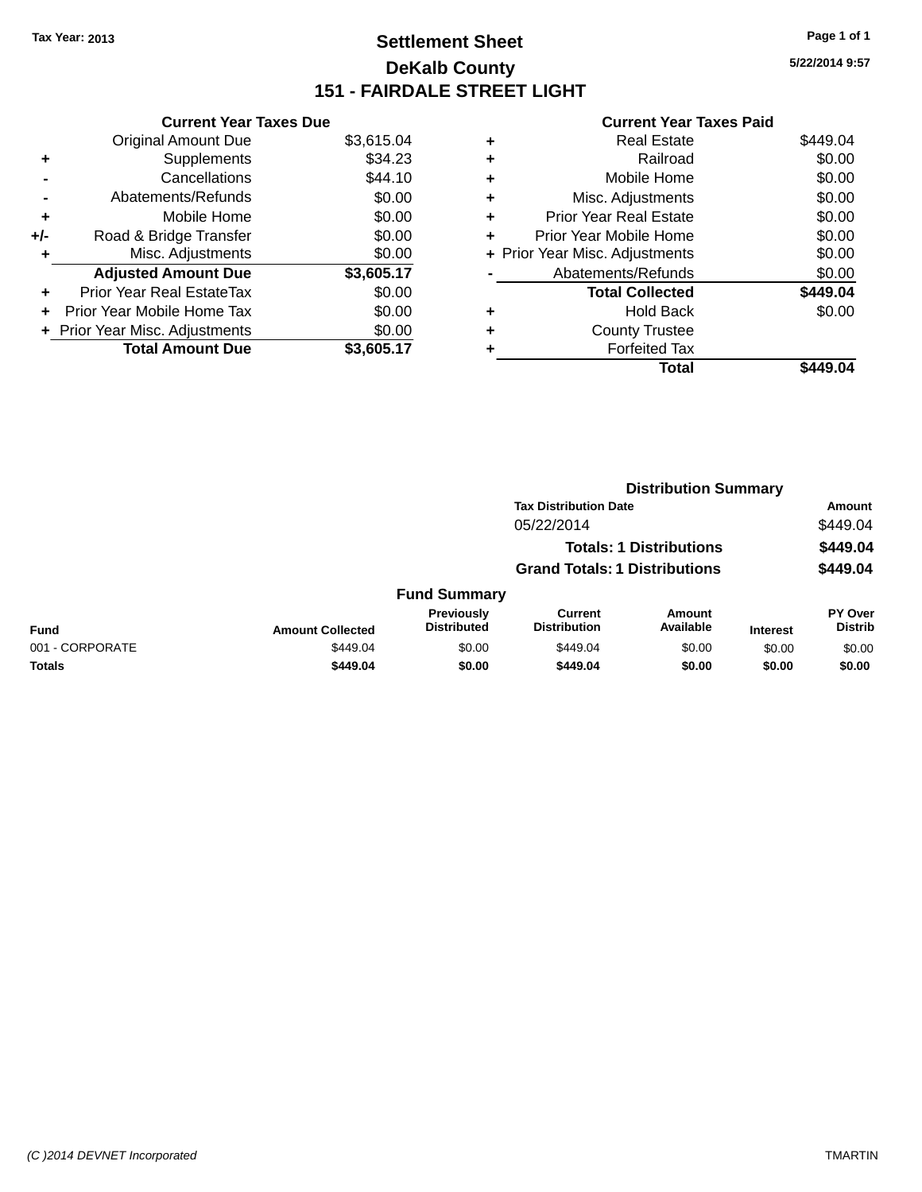Tax Year: 2013

# Settlement Sheet

## DeKalb County

## 151 - FAIRDALE STREET LIGHT

5/22/2014 9:57

### Current Year Taxes Due

| | | |
|---|---|---|
| | Original Amount Due | $3,615.04 |
| + | Supplements | $34.23 |
| - | Cancellations | $44.10 |
| - | Abatements/Refunds | $0.00 |
| + | Mobile Home | $0.00 |
| +/- | Road & Bridge Transfer | $0.00 |
| + | Misc. Adjustments | $0.00 |
| | **Adjusted Amount Due** | **$3,605.17** |
| + | Prior Year Real EstateTax | $0.00 |
| + | Prior Year Mobile Home Tax | $0.00 |
| + | Prior Year Misc. Adjustments | $0.00 |
| | **Total Amount Due** | **$3,605.17** |

### Current Year Taxes Paid

| | | |
|---|---|---|
| + | Real Estate | $449.04 |
| + | Railroad | $0.00 |
| + | Mobile Home | $0.00 |
| + | Misc. Adjustments | $0.00 |
| + | Prior Year Real Estate | $0.00 |
| + | Prior Year Mobile Home | $0.00 |
| + | Prior Year Misc. Adjustments | $0.00 |
| - | Abatements/Refunds | $0.00 |
| | **Total Collected** | **$449.04** |
| + | Hold Back | $0.00 |
| + | County Trustee | |
| + | Forfeited Tax | |
| | **Total** | **$449.04** |

### Distribution Summary

| Tax Distribution Date | Amount |
|---|---|
| 05/22/2014 | $449.04 |
| **Totals: 1 Distributions** | **$449.04** |
| **Grand Totals: 1 Distributions** | **$449.04** |

### Fund Summary

| Fund | Amount Collected | Previously Distributed | Current Distribution | Amount Available | Interest | PY Over Distrib |
|---|---|---|---|---|---|---|
| 001 - CORPORATE | $449.04 | $0.00 | $449.04 | $0.00 | $0.00 | $0.00 |
| **Totals** | **$449.04** | **$0.00** | **$449.04** | **$0.00** | **$0.00** | **$0.00** |

(C )2014 DEVNET Incorporated

TMARTIN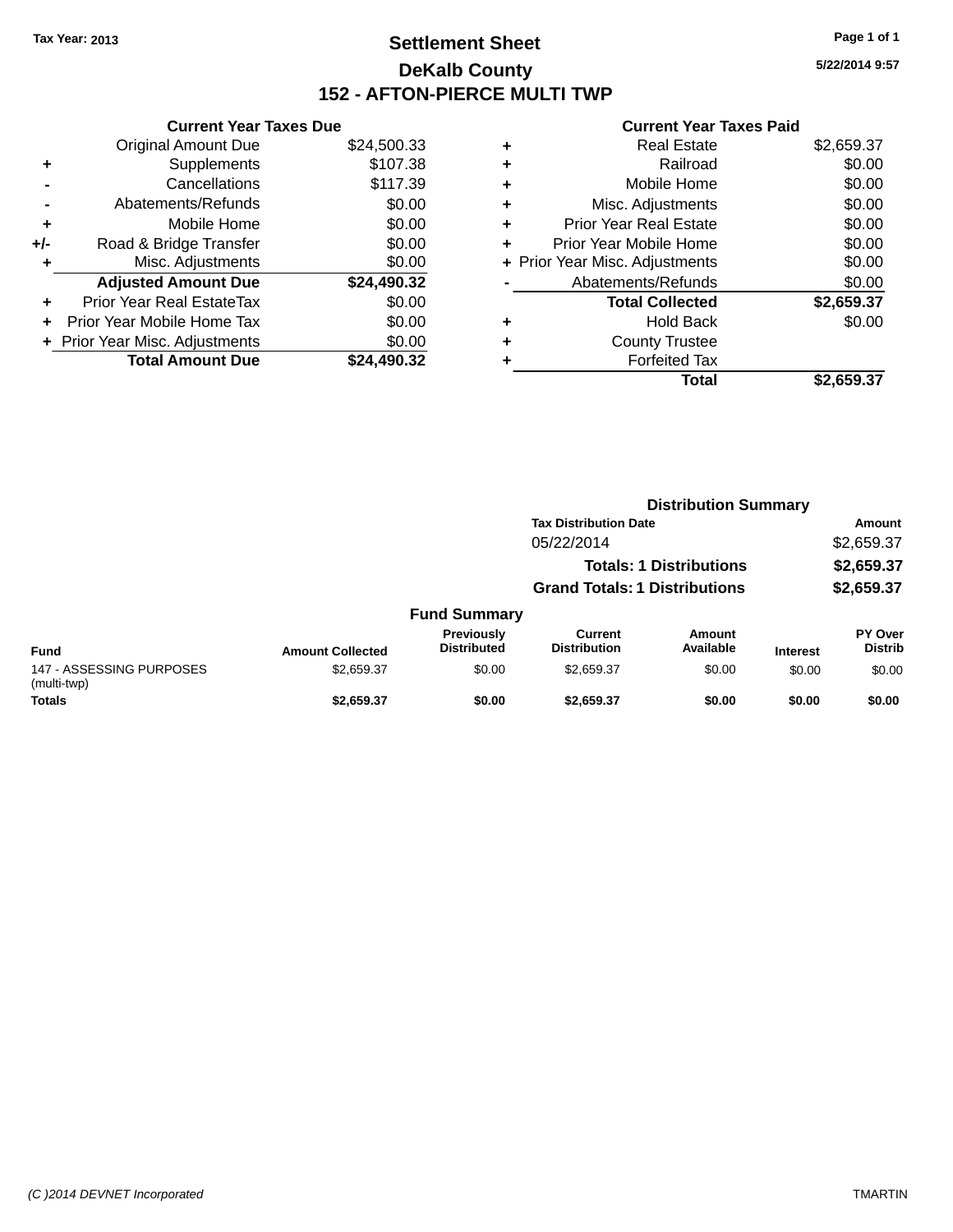Tax Year: 2013

# Settlement Sheet
## DeKalb County
## 152 - AFTON-PIERCE MULTI TWP

5/22/2014 9:57

### Current Year Taxes Due

| | | |
|---|---|---|
| | Original Amount Due | $24,500.33 |
| + | Supplements | $107.38 |
| - | Cancellations | $117.39 |
| - | Abatements/Refunds | $0.00 |
| + | Mobile Home | $0.00 |
| +/- | Road & Bridge Transfer | $0.00 |
| + | Misc. Adjustments | $0.00 |
| | **Adjusted Amount Due** | **$24,490.32** |
| + | Prior Year Real EstateTax | $0.00 |
| + | Prior Year Mobile Home Tax | $0.00 |
| + | Prior Year Misc. Adjustments | $0.00 |
| | **Total Amount Due** | **$24,490.32** |

### Current Year Taxes Paid

| | | |
|---|---|---|
| + | Real Estate | $2,659.37 |
| + | Railroad | $0.00 |
| + | Mobile Home | $0.00 |
| + | Misc. Adjustments | $0.00 |
| + | Prior Year Real Estate | $0.00 |
| + | Prior Year Mobile Home | $0.00 |
| + | Prior Year Misc. Adjustments | $0.00 |
| - | Abatements/Refunds | $0.00 |
| | **Total Collected** | **$2,659.37** |
| + | Hold Back | $0.00 |
| + | County Trustee | |
| + | Forfeited Tax | |
| | **Total** | **$2,659.37** |

### Distribution Summary

| Tax Distribution Date | Amount |
|---|---|
| 05/22/2014 | $2,659.37 |
| **Totals: 1 Distributions** | **$2,659.37** |
| **Grand Totals: 1 Distributions** | **$2,659.37** |

### Fund Summary

| Fund | Amount Collected | Previously Distributed | Current Distribution | Amount Available | Interest | PY Over Distrib |
|---|---|---|---|---|---|---|
| 147 - ASSESSING PURPOSES (multi-twp) | $2,659.37 | $0.00 | $2,659.37 | $0.00 | $0.00 | $0.00 |
| **Totals** | **$2,659.37** | **$0.00** | **$2,659.37** | **$0.00** | **$0.00** | **$0.00** |

(C )2014 DEVNET Incorporated TMARTIN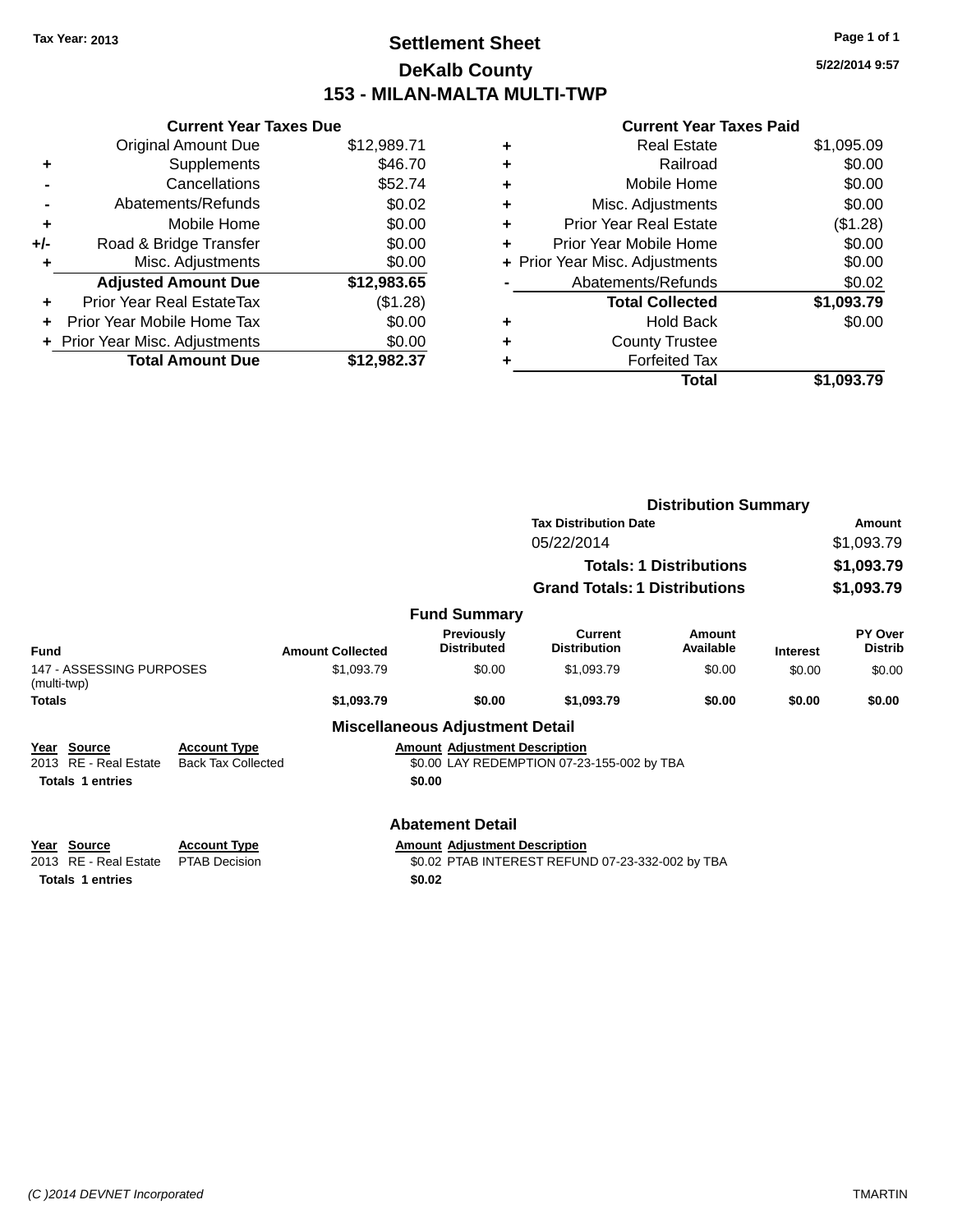Tax Year: 2013

# Settlement Sheet
## DeKalb County
## 153 - MILAN-MALTA MULTI-TWP

5/22/2014 9:57

### Current Year Taxes Due

| | | |
|---|---|---|
| | Original Amount Due | $12,989.71 |
| + | Supplements | $46.70 |
| - | Cancellations | $52.74 |
| - | Abatements/Refunds | $0.02 |
| + | Mobile Home | $0.00 |
| +/- | Road & Bridge Transfer | $0.00 |
| + | Misc. Adjustments | $0.00 |
| | **Adjusted Amount Due** | **$12,983.65** |
| + | Prior Year Real EstateTax | ($1.28) |
| + | Prior Year Mobile Home Tax | $0.00 |
| + | Prior Year Misc. Adjustments | $0.00 |
| | **Total Amount Due** | **$12,982.37** |

### Current Year Taxes Paid

| | | |
|---|---|---|
| + | Real Estate | $1,095.09 |
| + | Railroad | $0.00 |
| + | Mobile Home | $0.00 |
| + | Misc. Adjustments | $0.00 |
| + | Prior Year Real Estate | ($1.28) |
| + | Prior Year Mobile Home | $0.00 |
| + | Prior Year Misc. Adjustments | $0.00 |
| - | Abatements/Refunds | $0.02 |
| | **Total Collected** | **$1,093.79** |
| + | Hold Back | $0.00 |
| + | County Trustee | |
| + | Forfeited Tax | |
| | **Total** | **$1,093.79** |

### Distribution Summary

| Tax Distribution Date | Amount |
|---|---|
| 05/22/2014 | $1,093.79 |
| **Totals: 1 Distributions** | **$1,093.79** |
| **Grand Totals: 1 Distributions** | **$1,093.79** |

### Fund Summary

| Fund | Amount Collected | Previously Distributed | Current Distribution | Amount Available | Interest | PY Over Distrib |
|---|---|---|---|---|---|---|
| 147 - ASSESSING PURPOSES (multi-twp) | $1,093.79 | $0.00 | $1,093.79 | $0.00 | $0.00 | $0.00 |
| **Totals** | **$1,093.79** | **$0.00** | **$1,093.79** | **$0.00** | **$0.00** | **$0.00** |

### Miscellaneous Adjustment Detail

| Year | Source | Account Type | Amount | Adjustment Description |
|---|---|---|---|---|
| 2013 | RE - Real Estate | Back Tax Collected | $0.00 | LAY REDEMPTION 07-23-155-002 by TBA |
| **Totals 1 entries** | | | **$0.00** | |

### Abatement Detail

| Year | Source | Account Type | Amount | Adjustment Description |
|---|---|---|---|---|
| 2013 | RE - Real Estate | PTAB Decision | $0.02 | PTAB INTEREST REFUND 07-23-332-002 by TBA |
| **Totals 1 entries** | | | **$0.02** | |

(C )2014 DEVNET Incorporated TMARTIN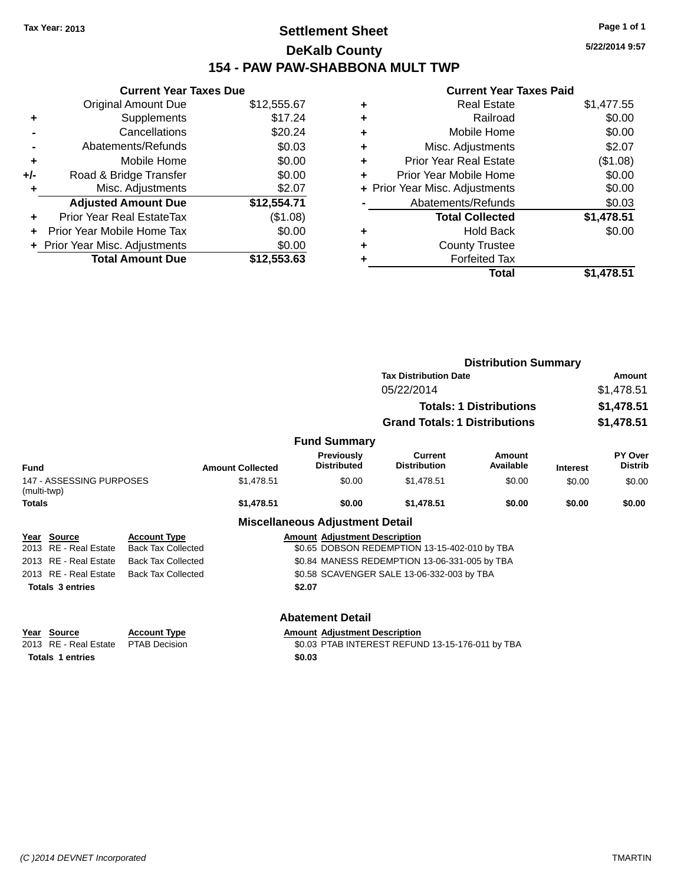Tax Year: 2013

# Settlement Sheet

## DeKalb County

## 154 - PAW PAW-SHABBONA MULT TWP

5/22/2014 9:57

### Current Year Taxes Due

| | | |
|---|---|---|
| | Original Amount Due | $12,555.67 |
| + | Supplements | $17.24 |
| - | Cancellations | $20.24 |
| - | Abatements/Refunds | $0.03 |
| + | Mobile Home | $0.00 |
| +/- | Road & Bridge Transfer | $0.00 |
| + | Misc. Adjustments | $2.07 |
| | **Adjusted Amount Due** | **$12,554.71** |
| + | Prior Year Real EstateTax | ($1.08) |
| + | Prior Year Mobile Home Tax | $0.00 |
| + | Prior Year Misc. Adjustments | $0.00 |
| | **Total Amount Due** | **$12,553.63** |

### Current Year Taxes Paid

| | | |
|---|---|---|
| + | Real Estate | $1,477.55 |
| + | Railroad | $0.00 |
| + | Mobile Home | $0.00 |
| + | Misc. Adjustments | $2.07 |
| + | Prior Year Real Estate | ($1.08) |
| + | Prior Year Mobile Home | $0.00 |
| + | Prior Year Misc. Adjustments | $0.00 |
| - | Abatements/Refunds | $0.03 |
| | **Total Collected** | **$1,478.51** |
| + | Hold Back | $0.00 |
| + | County Trustee | |
| + | Forfeited Tax | |
| | **Total** | **$1,478.51** |

### Distribution Summary

| Tax Distribution Date | Amount |
|---|---|
| 05/22/2014 | $1,478.51 |
| **Totals: 1 Distributions** | **$1,478.51** |
| **Grand Totals: 1 Distributions** | **$1,478.51** |

### Fund Summary

| Fund | Amount Collected | Previously Distributed | Current Distribution | Amount Available | Interest | PY Over Distrib |
|---|---|---|---|---|---|---|
| 147 - ASSESSING PURPOSES (multi-twp) | $1,478.51 | $0.00 | $1,478.51 | $0.00 | $0.00 | $0.00 |
| **Totals** | **$1,478.51** | **$0.00** | **$1,478.51** | **$0.00** | **$0.00** | **$0.00** |

### Miscellaneous Adjustment Detail

| Year | Source | Account Type | Amount | Adjustment Description |
|---|---|---|---|---|
| 2013 | RE - Real Estate | Back Tax Collected | $0.65 | DOBSON REDEMPTION 13-15-402-010 by TBA |
| 2013 | RE - Real Estate | Back Tax Collected | $0.84 | MANESS REDEMPTION 13-06-331-005 by TBA |
| 2013 | RE - Real Estate | Back Tax Collected | $0.58 | SCAVENGER SALE 13-06-332-003 by TBA |
| **Totals 3 entries** | | | **$2.07** | |

### Abatement Detail

| Year | Source | Account Type | Amount | Adjustment Description |
|---|---|---|---|---|
| 2013 | RE - Real Estate | PTAB Decision | $0.03 | PTAB INTEREST REFUND 13-15-176-011 by TBA |
| **Totals 1 entries** | | | **$0.03** | |

(C )2014 DEVNET Incorporated TMARTIN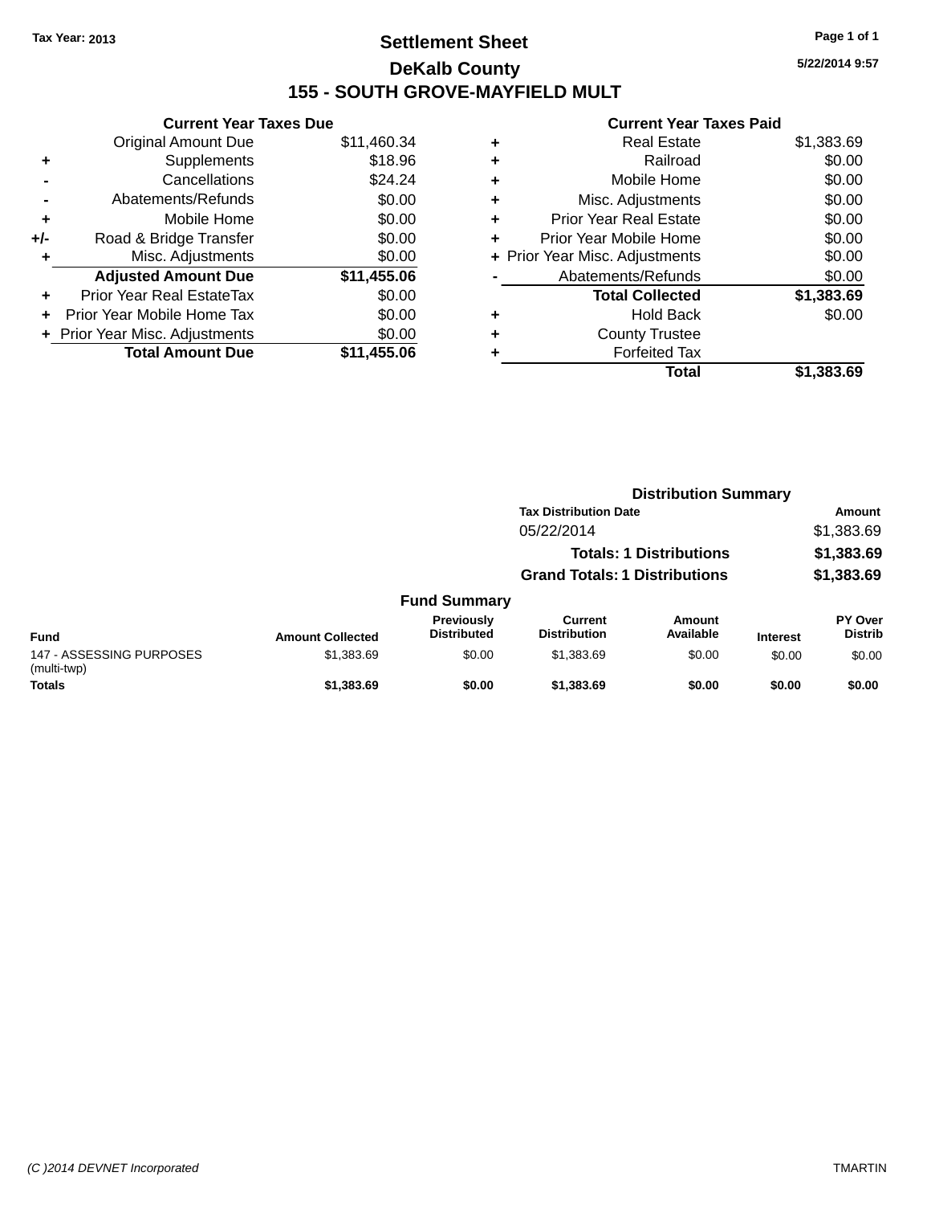Tax Year: 2013

# Settlement Sheet

## DeKalb County

## 155 - SOUTH GROVE-MAYFIELD MULT

5/22/2014 9:57

### Current Year Taxes Due

| | | |
|---|---|---|
| | Original Amount Due | $11,460.34 |
| + | Supplements | $18.96 |
| - | Cancellations | $24.24 |
| - | Abatements/Refunds | $0.00 |
| + | Mobile Home | $0.00 |
| +/- | Road & Bridge Transfer | $0.00 |
| + | Misc. Adjustments | $0.00 |
| | **Adjusted Amount Due** | **$11,455.06** |
| + | Prior Year Real EstateTax | $0.00 |
| + | Prior Year Mobile Home Tax | $0.00 |
| + | Prior Year Misc. Adjustments | $0.00 |
| | **Total Amount Due** | **$11,455.06** |

### Current Year Taxes Paid

| | | |
|---|---|---|
| + | Real Estate | $1,383.69 |
| + | Railroad | $0.00 |
| + | Mobile Home | $0.00 |
| + | Misc. Adjustments | $0.00 |
| + | Prior Year Real Estate | $0.00 |
| + | Prior Year Mobile Home | $0.00 |
| + | Prior Year Misc. Adjustments | $0.00 |
| - | Abatements/Refunds | $0.00 |
| | **Total Collected** | **$1,383.69** |
| + | Hold Back | $0.00 |
| + | County Trustee | |
| + | Forfeited Tax | |
| | **Total** | **$1,383.69** |

### Distribution Summary

| Tax Distribution Date | Amount |
|---|---|
| 05/22/2014 | $1,383.69 |
| **Totals: 1 Distributions** | **$1,383.69** |
| **Grand Totals: 1 Distributions** | **$1,383.69** |

### Fund Summary

| Fund | Amount Collected | Previously Distributed | Current Distribution | Amount Available | Interest | PY Over Distrib |
|---|---|---|---|---|---|---|
| 147 - ASSESSING PURPOSES (multi-twp) | $1,383.69 | $0.00 | $1,383.69 | $0.00 | $0.00 | $0.00 |
| **Totals** | **$1,383.69** | **$0.00** | **$1,383.69** | **$0.00** | **$0.00** | **$0.00** |

(C )2014 DEVNET Incorporated

TMARTIN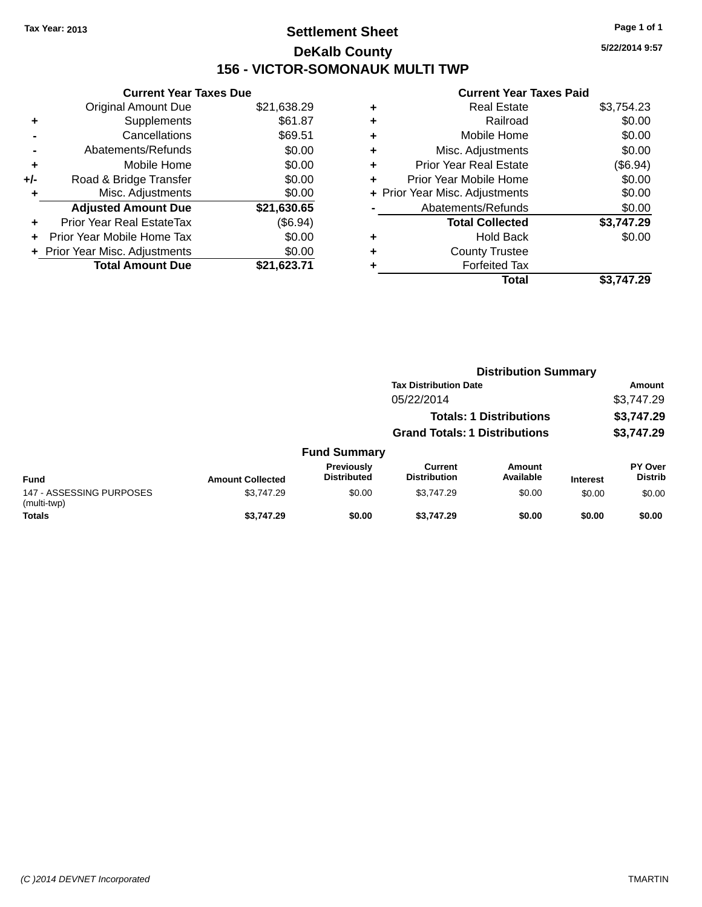Tax Year: 2013

# Settlement Sheet

## DeKalb County

## 156 - VICTOR-SOMONAUK MULTI TWP

5/22/2014 9:57

### Current Year Taxes Due

| | | |
|---|---|---|
| | Original Amount Due | $21,638.29 |
| + | Supplements | $61.87 |
| - | Cancellations | $69.51 |
| - | Abatements/Refunds | $0.00 |
| + | Mobile Home | $0.00 |
| +/- | Road & Bridge Transfer | $0.00 |
| + | Misc. Adjustments | $0.00 |
| | **Adjusted Amount Due** | **$21,630.65** |
| + | Prior Year Real EstateTax | ($6.94) |
| + | Prior Year Mobile Home Tax | $0.00 |
| + | Prior Year Misc. Adjustments | $0.00 |
| | **Total Amount Due** | **$21,623.71** |

### Current Year Taxes Paid

| | | |
|---|---|---|
| + | Real Estate | $3,754.23 |
| + | Railroad | $0.00 |
| + | Mobile Home | $0.00 |
| + | Misc. Adjustments | $0.00 |
| + | Prior Year Real Estate | ($6.94) |
| + | Prior Year Mobile Home | $0.00 |
| + | Prior Year Misc. Adjustments | $0.00 |
| - | Abatements/Refunds | $0.00 |
| | **Total Collected** | **$3,747.29** |
| + | Hold Back | $0.00 |
| + | County Trustee | |
| + | Forfeited Tax | |
| | **Total** | **$3,747.29** |

### Distribution Summary

| Tax Distribution Date | Amount |
|---|---|
| 05/22/2014 | $3,747.29 |
| **Totals: 1 Distributions** | **$3,747.29** |
| **Grand Totals: 1 Distributions** | **$3,747.29** |

### Fund Summary

| Fund | Amount Collected | Previously Distributed | Current Distribution | Amount Available | Interest | PY Over Distrib |
|---|---|---|---|---|---|---|
| 147 - ASSESSING PURPOSES (multi-twp) | $3,747.29 | $0.00 | $3,747.29 | $0.00 | $0.00 | $0.00 |
| **Totals** | **$3,747.29** | **$0.00** | **$3,747.29** | **$0.00** | **$0.00** | **$0.00** |

(C )2014 DEVNET Incorporated — TMARTIN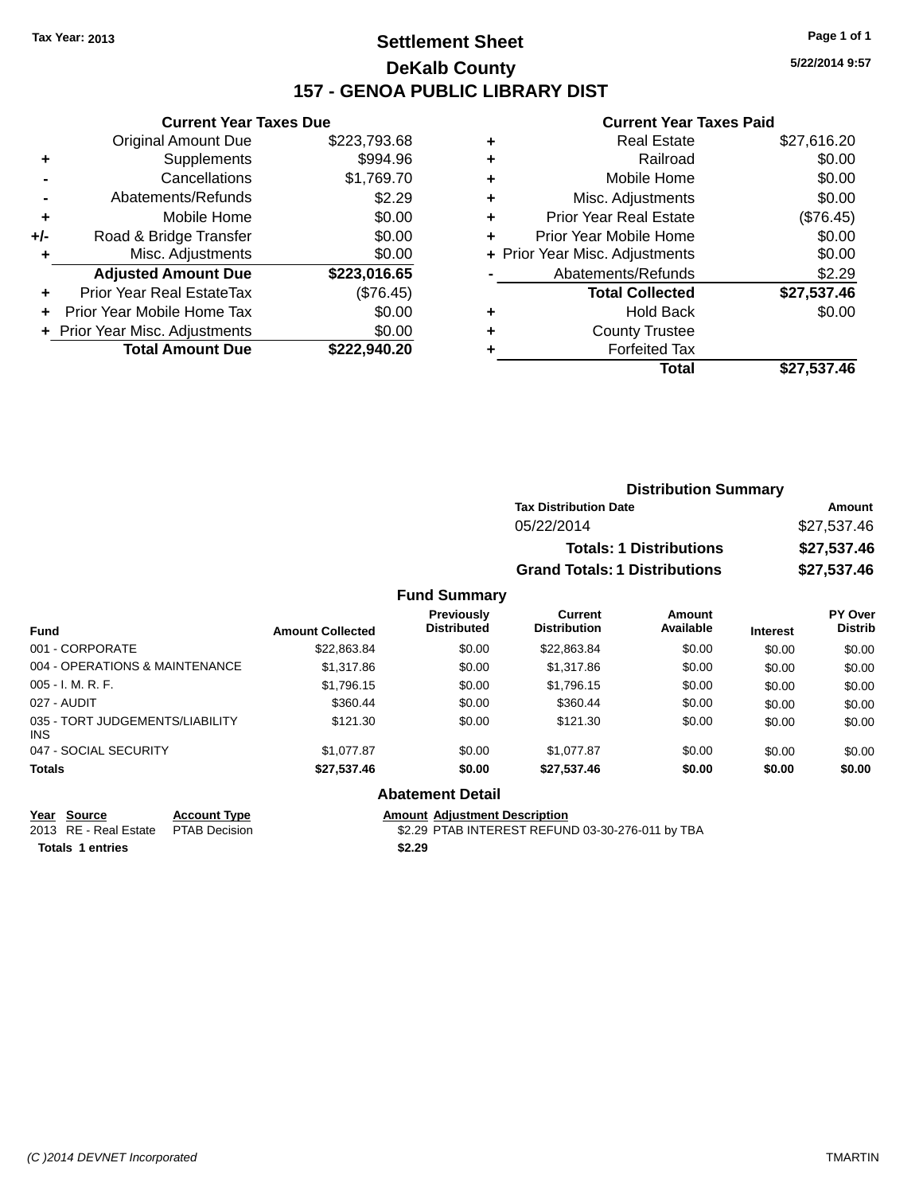Tax Year: 2013

# Settlement Sheet

## DeKalb County

## 157 - GENOA PUBLIC LIBRARY DIST

5/22/2014 9:57

### Current Year Taxes Due

| | | |
|---|---|---|
| | Original Amount Due | $223,793.68 |
| + | Supplements | $994.96 |
| - | Cancellations | $1,769.70 |
| - | Abatements/Refunds | $2.29 |
| + | Mobile Home | $0.00 |
| +/- | Road & Bridge Transfer | $0.00 |
| + | Misc. Adjustments | $0.00 |
| | **Adjusted Amount Due** | **$223,016.65** |
| + | Prior Year Real EstateTax | ($76.45) |
| + | Prior Year Mobile Home Tax | $0.00 |
| + | Prior Year Misc. Adjustments | $0.00 |
| | **Total Amount Due** | **$222,940.20** |

### Current Year Taxes Paid

| | | |
|---|---|---|
| + | Real Estate | $27,616.20 |
| + | Railroad | $0.00 |
| + | Mobile Home | $0.00 |
| + | Misc. Adjustments | $0.00 |
| + | Prior Year Real Estate | ($76.45) |
| + | Prior Year Mobile Home | $0.00 |
| + | Prior Year Misc. Adjustments | $0.00 |
| - | Abatements/Refunds | $2.29 |
| | **Total Collected** | **$27,537.46** |
| + | Hold Back | $0.00 |
| + | County Trustee | |
| + | Forfeited Tax | |
| | **Total** | **$27,537.46** |

### Distribution Summary

| Tax Distribution Date | Amount |
|---|---|
| 05/22/2014 | $27,537.46 |
| **Totals: 1 Distributions** | **$27,537.46** |
| **Grand Totals: 1 Distributions** | **$27,537.46** |

### Fund Summary

| Fund | Amount Collected | Previously Distributed | Current Distribution | Amount Available | Interest | PY Over Distrib |
|---|---|---|---|---|---|---|
| 001 - CORPORATE | $22,863.84 | $0.00 | $22,863.84 | $0.00 | $0.00 | $0.00 |
| 004 - OPERATIONS & MAINTENANCE | $1,317.86 | $0.00 | $1,317.86 | $0.00 | $0.00 | $0.00 |
| 005 - I. M. R. F. | $1,796.15 | $0.00 | $1,796.15 | $0.00 | $0.00 | $0.00 |
| 027 - AUDIT | $360.44 | $0.00 | $360.44 | $0.00 | $0.00 | $0.00 |
| 035 - TORT JUDGEMENTS/LIABILITY INS | $121.30 | $0.00 | $121.30 | $0.00 | $0.00 | $0.00 |
| 047 - SOCIAL SECURITY | $1,077.87 | $0.00 | $1,077.87 | $0.00 | $0.00 | $0.00 |
| **Totals** | **$27,537.46** | **$0.00** | **$27,537.46** | **$0.00** | **$0.00** | **$0.00** |

### Abatement Detail

| Year | Source | Account Type | Amount | Adjustment Description |
|---|---|---|---|---|
| 2013 | RE - Real Estate | PTAB Decision | $2.29 | PTAB INTEREST REFUND 03-30-276-011 by TBA |
| **Totals 1 entries** | | | **$2.29** | |

(C )2014 DEVNET Incorporated — TMARTIN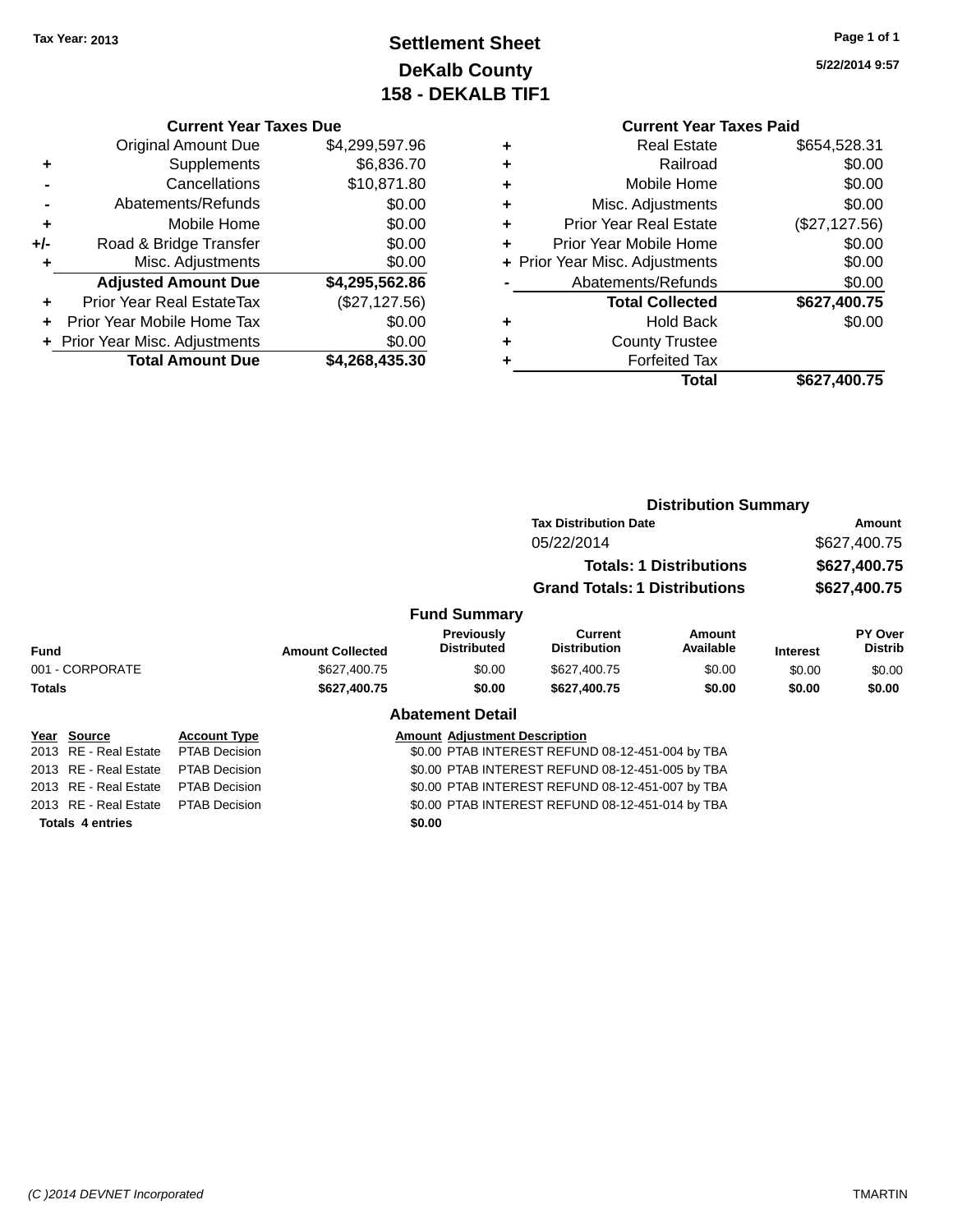Tax Year: 2013

# Settlement Sheet
## DeKalb County
## 158 - DEKALB TIF1

5/22/2014 9:57

### Current Year Taxes Due

| | | |
|---|---|---|
| | Original Amount Due | $4,299,597.96 |
| + | Supplements | $6,836.70 |
| - | Cancellations | $10,871.80 |
| - | Abatements/Refunds | $0.00 |
| + | Mobile Home | $0.00 |
| +/- | Road & Bridge Transfer | $0.00 |
| + | Misc. Adjustments | $0.00 |
| | **Adjusted Amount Due** | **$4,295,562.86** |
| + | Prior Year Real EstateTax | ($27,127.56) |
| + | Prior Year Mobile Home Tax | $0.00 |
| + | Prior Year Misc. Adjustments | $0.00 |
| | **Total Amount Due** | **$4,268,435.30** |

### Current Year Taxes Paid

| | | |
|---|---|---|
| + | Real Estate | $654,528.31 |
| + | Railroad | $0.00 |
| + | Mobile Home | $0.00 |
| + | Misc. Adjustments | $0.00 |
| + | Prior Year Real Estate | ($27,127.56) |
| + | Prior Year Mobile Home | $0.00 |
| + | Prior Year Misc. Adjustments | $0.00 |
| - | Abatements/Refunds | $0.00 |
| | **Total Collected** | **$627,400.75** |
| + | Hold Back | $0.00 |
| + | County Trustee | |
| + | Forfeited Tax | |
| | **Total** | **$627,400.75** |

### Distribution Summary

| Tax Distribution Date | Amount |
|---|---|
| 05/22/2014 | $627,400.75 |
| **Totals: 1 Distributions** | **$627,400.75** |
| **Grand Totals: 1 Distributions** | **$627,400.75** |

### Fund Summary

| Fund | Amount Collected | Previously Distributed | Current Distribution | Amount Available | Interest | PY Over Distrib |
|---|---|---|---|---|---|---|
| 001 - CORPORATE | $627,400.75 | $0.00 | $627,400.75 | $0.00 | $0.00 | $0.00 |
| **Totals** | **$627,400.75** | **$0.00** | **$627,400.75** | **$0.00** | **$0.00** | **$0.00** |

### Abatement Detail

| Year | Source | Account Type | Amount | Adjustment Description |
|---|---|---|---|---|
| 2013 | RE - Real Estate | PTAB Decision | $0.00 | PTAB INTEREST REFUND 08-12-451-004 by TBA |
| 2013 | RE - Real Estate | PTAB Decision | $0.00 | PTAB INTEREST REFUND 08-12-451-005 by TBA |
| 2013 | RE - Real Estate | PTAB Decision | $0.00 | PTAB INTEREST REFUND 08-12-451-007 by TBA |
| 2013 | RE - Real Estate | PTAB Decision | $0.00 | PTAB INTEREST REFUND 08-12-451-014 by TBA |
| **Totals** | **4 entries** | | **$0.00** | |

(C )2014 DEVNET Incorporated TMARTIN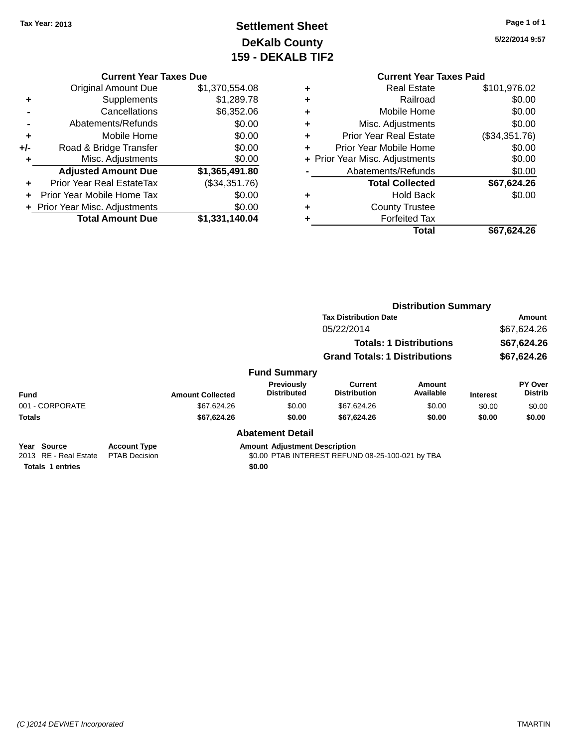Tax Year: 2013

# Settlement Sheet
## DeKalb County
## 159 - DEKALB TIF2

5/22/2014 9:57

### Current Year Taxes Due

| | | |
|---|---|---|
| | Original Amount Due | $1,370,554.08 |
| + | Supplements | $1,289.78 |
| - | Cancellations | $6,352.06 |
| - | Abatements/Refunds | $0.00 |
| + | Mobile Home | $0.00 |
| +/- | Road & Bridge Transfer | $0.00 |
| + | Misc. Adjustments | $0.00 |
| | **Adjusted Amount Due** | **$1,365,491.80** |
| + | Prior Year Real EstateTax | ($34,351.76) |
| + | Prior Year Mobile Home Tax | $0.00 |
| + | Prior Year Misc. Adjustments | $0.00 |
| | **Total Amount Due** | **$1,331,140.04** |

### Current Year Taxes Paid

| | | |
|---|---|---|
| + | Real Estate | $101,976.02 |
| + | Railroad | $0.00 |
| + | Mobile Home | $0.00 |
| + | Misc. Adjustments | $0.00 |
| + | Prior Year Real Estate | ($34,351.76) |
| + | Prior Year Mobile Home | $0.00 |
| + | Prior Year Misc. Adjustments | $0.00 |
| - | Abatements/Refunds | $0.00 |
| | **Total Collected** | **$67,624.26** |
| + | Hold Back | $0.00 |
| + | County Trustee | |
| + | Forfeited Tax | |
| | **Total** | **$67,624.26** |

### Distribution Summary

| Tax Distribution Date | Amount |
|---|---|
| 05/22/2014 | $67,624.26 |
| **Totals: 1 Distributions** | **$67,624.26** |
| **Grand Totals: 1 Distributions** | **$67,624.26** |

### Fund Summary

| Fund | Amount Collected | Previously Distributed | Current Distribution | Amount Available | Interest | PY Over Distrib |
|---|---|---|---|---|---|---|
| 001 - CORPORATE | $67,624.26 | $0.00 | $67,624.26 | $0.00 | $0.00 | $0.00 |
| **Totals** | **$67,624.26** | **$0.00** | **$67,624.26** | **$0.00** | **$0.00** | **$0.00** |

### Abatement Detail

| Year | Source | Account Type | Amount | Adjustment Description |
|---|---|---|---|---|
| 2013 | RE - Real Estate | PTAB Decision | $0.00 | PTAB INTEREST REFUND 08-25-100-021 by TBA |
| **Totals** | **1 entries** | | **$0.00** | |

(C )2014 DEVNET Incorporated TMARTIN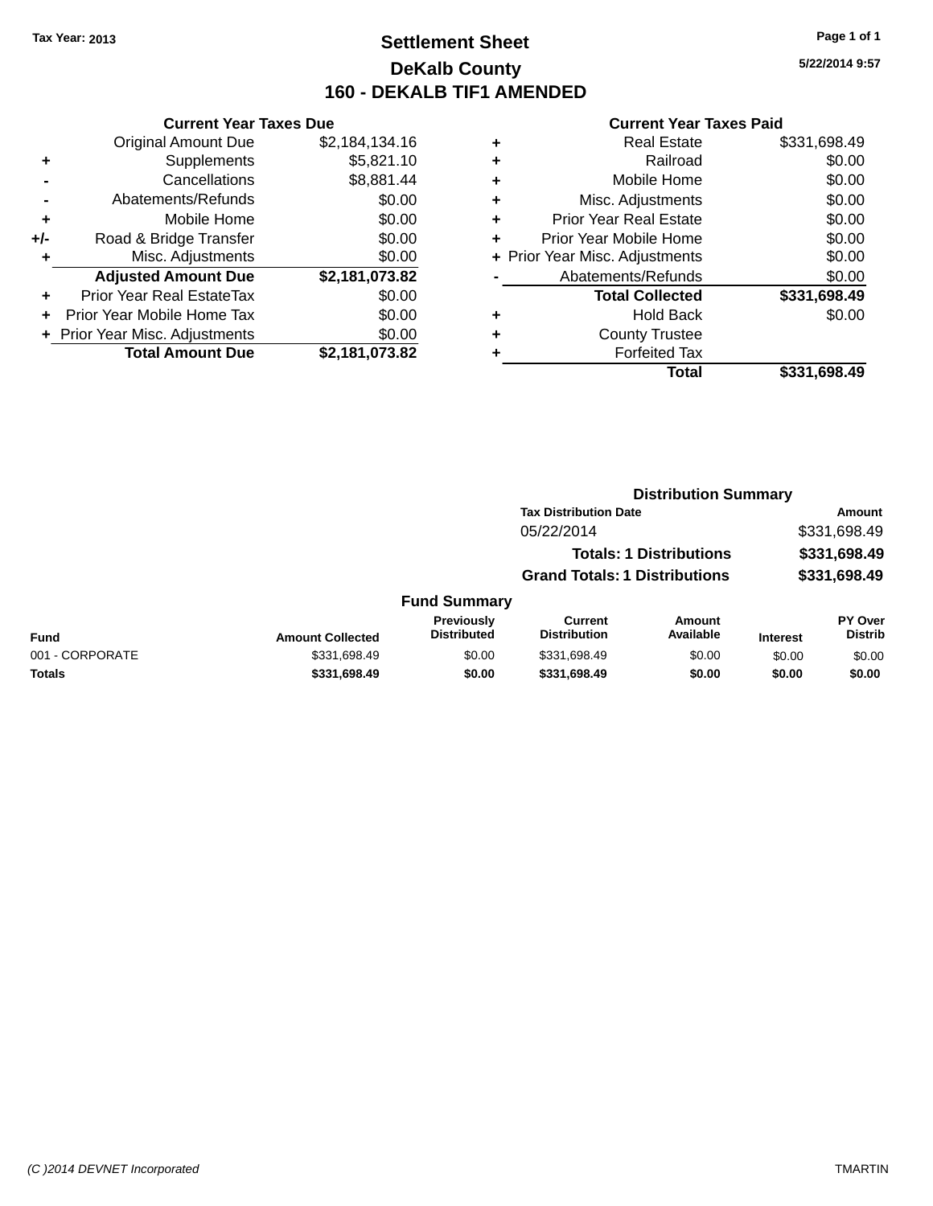Tax Year: 2013

# Settlement Sheet

## DeKalb County

## 160 - DEKALB TIF1 AMENDED

5/22/2014 9:57

### Current Year Taxes Due

| | | |
|---|---|---|
| | Original Amount Due | $2,184,134.16 |
| + | Supplements | $5,821.10 |
| - | Cancellations | $8,881.44 |
| - | Abatements/Refunds | $0.00 |
| + | Mobile Home | $0.00 |
| +/- | Road & Bridge Transfer | $0.00 |
| + | Misc. Adjustments | $0.00 |
| | **Adjusted Amount Due** | **$2,181,073.82** |
| + | Prior Year Real EstateTax | $0.00 |
| + | Prior Year Mobile Home Tax | $0.00 |
| + | Prior Year Misc. Adjustments | $0.00 |
| | **Total Amount Due** | **$2,181,073.82** |

### Current Year Taxes Paid

| | | |
|---|---|---|
| + | Real Estate | $331,698.49 |
| + | Railroad | $0.00 |
| + | Mobile Home | $0.00 |
| + | Misc. Adjustments | $0.00 |
| + | Prior Year Real Estate | $0.00 |
| + | Prior Year Mobile Home | $0.00 |
| + | Prior Year Misc. Adjustments | $0.00 |
| - | Abatements/Refunds | $0.00 |
| | **Total Collected** | **$331,698.49** |
| + | Hold Back | $0.00 |
| + | County Trustee | |
| + | Forfeited Tax | |
| | **Total** | **$331,698.49** |

### Distribution Summary

| Tax Distribution Date | Amount |
|---|---|
| 05/22/2014 | $331,698.49 |
| **Totals: 1 Distributions** | **$331,698.49** |
| **Grand Totals: 1 Distributions** | **$331,698.49** |

### Fund Summary

| Fund | Amount Collected | Previously Distributed | Current Distribution | Amount Available | Interest | PY Over Distrib |
|---|---|---|---|---|---|---|
| 001 - CORPORATE | $331,698.49 | $0.00 | $331,698.49 | $0.00 | $0.00 | $0.00 |
| **Totals** | **$331,698.49** | **$0.00** | **$331,698.49** | **$0.00** | **$0.00** | **$0.00** |

(C )2014 DEVNET Incorporated TMARTIN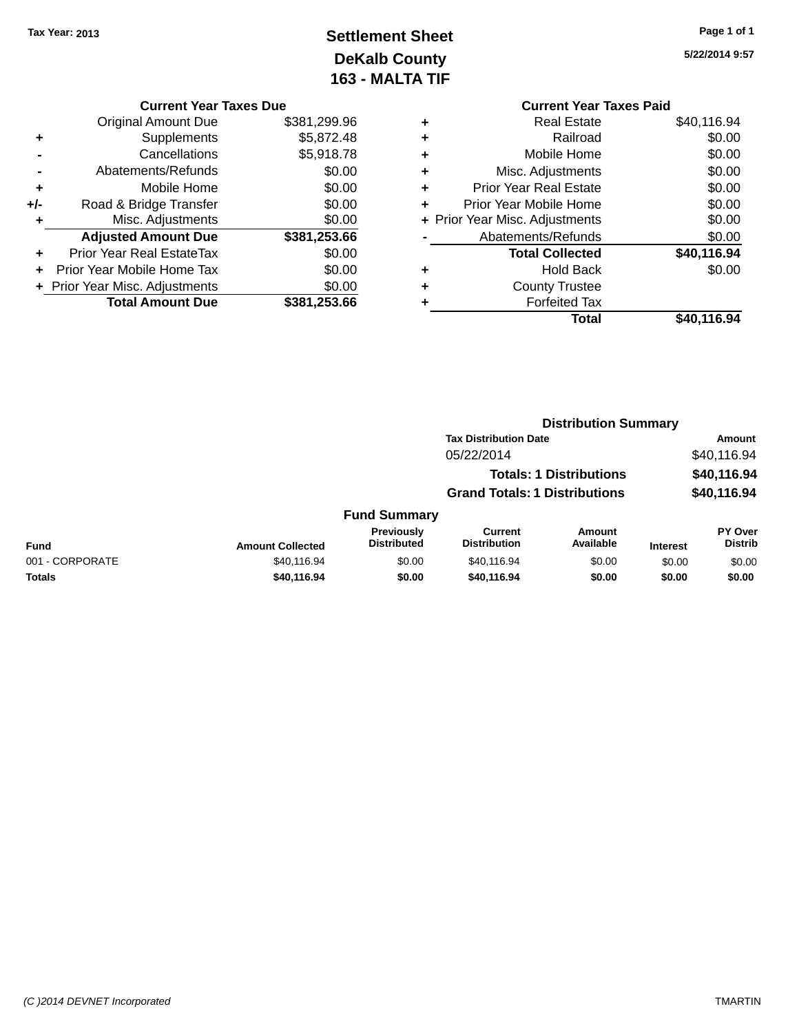**Tax Year: 2013**

# Settlement Sheet
## DeKalb County
## 163 - MALTA TIF

5/22/2014 9:57

### Current Year Taxes Due

| | | |
|---|---|---|
| | Original Amount Due | $381,299.96 |
| + | Supplements | $5,872.48 |
| - | Cancellations | $5,918.78 |
| - | Abatements/Refunds | $0.00 |
| + | Mobile Home | $0.00 |
| +/- | Road & Bridge Transfer | $0.00 |
| + | Misc. Adjustments | $0.00 |
| | **Adjusted Amount Due** | **$381,253.66** |
| + | Prior Year Real EstateTax | $0.00 |
| + | Prior Year Mobile Home Tax | $0.00 |
| + | Prior Year Misc. Adjustments | $0.00 |
| | **Total Amount Due** | **$381,253.66** |

### Current Year Taxes Paid

| | | |
|---|---|---|
| + | Real Estate | $40,116.94 |
| + | Railroad | $0.00 |
| + | Mobile Home | $0.00 |
| + | Misc. Adjustments | $0.00 |
| + | Prior Year Real Estate | $0.00 |
| + | Prior Year Mobile Home | $0.00 |
| + | Prior Year Misc. Adjustments | $0.00 |
| - | Abatements/Refunds | $0.00 |
| | **Total Collected** | **$40,116.94** |
| + | Hold Back | $0.00 |
| + | County Trustee | |
| + | Forfeited Tax | |
| | **Total** | **$40,116.94** |

### Distribution Summary

| Tax Distribution Date | Amount |
|---|---|
| 05/22/2014 | $40,116.94 |
| **Totals: 1 Distributions** | **$40,116.94** |
| **Grand Totals: 1 Distributions** | **$40,116.94** |

### Fund Summary

| Fund | Amount Collected | Previously Distributed | Current Distribution | Amount Available | Interest | PY Over Distrib |
|---|---|---|---|---|---|---|
| 001 - CORPORATE | $40,116.94 | $0.00 | $40,116.94 | $0.00 | $0.00 | $0.00 |
| **Totals** | **$40,116.94** | **$0.00** | **$40,116.94** | **$0.00** | **$0.00** | **$0.00** |

(C )2014 DEVNET Incorporated TMARTIN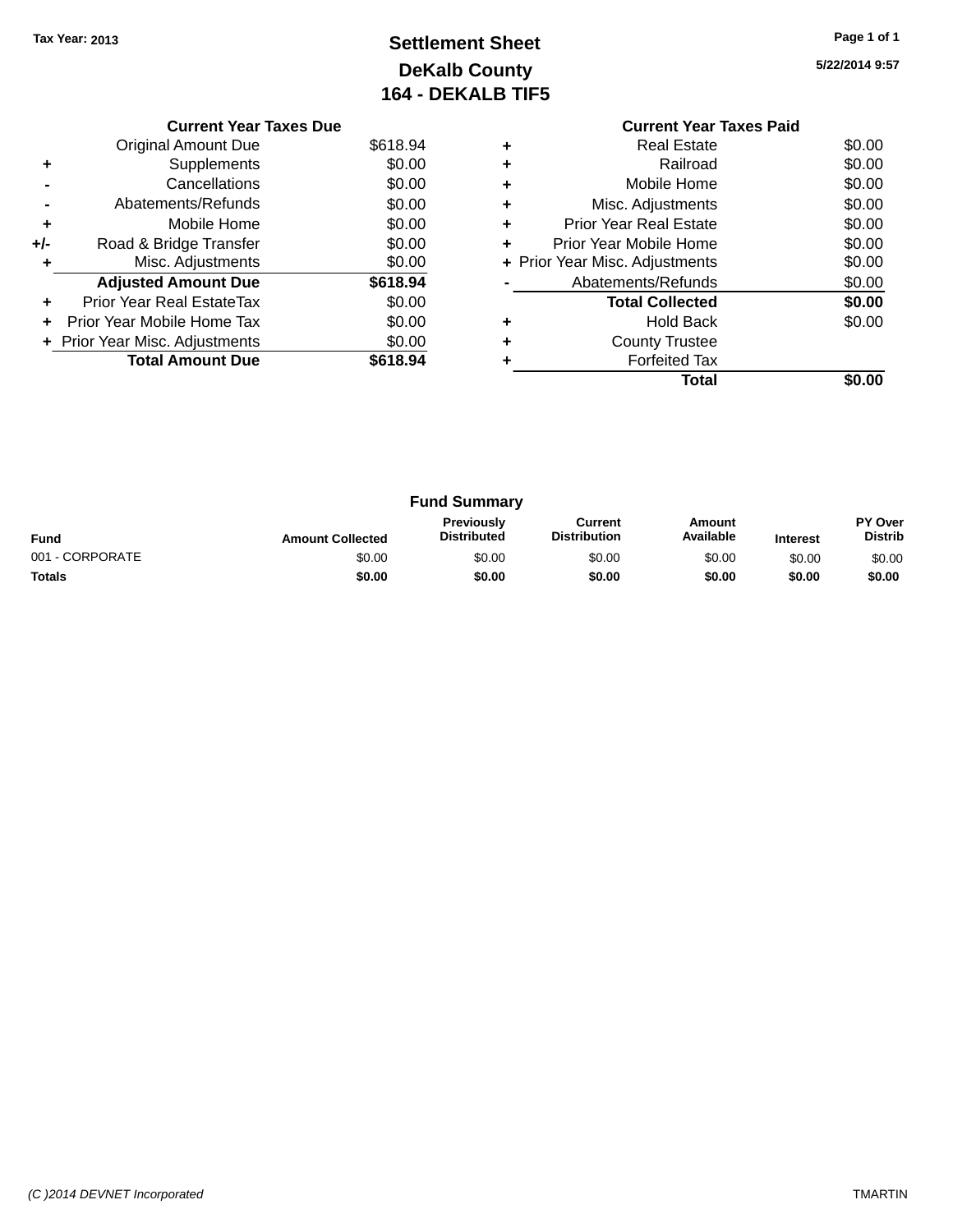Tax Year: 2013

# Settlement Sheet
## DeKalb County
## 164 - DEKALB TIF5

5/22/2014 9:57

### Current Year Taxes Due

| | | |
|---|---|---|
| | Original Amount Due | $618.94 |
| + | Supplements | $0.00 |
| - | Cancellations | $0.00 |
| - | Abatements/Refunds | $0.00 |
| + | Mobile Home | $0.00 |
| +/- | Road & Bridge Transfer | $0.00 |
| + | Misc. Adjustments | $0.00 |
| | **Adjusted Amount Due** | **$618.94** |
| + | Prior Year Real EstateTax | $0.00 |
| + | Prior Year Mobile Home Tax | $0.00 |
| + | Prior Year Misc. Adjustments | $0.00 |
| | **Total Amount Due** | **$618.94** |

### Current Year Taxes Paid

| | | |
|---|---|---|
| + | Real Estate | $0.00 |
| + | Railroad | $0.00 |
| + | Mobile Home | $0.00 |
| + | Misc. Adjustments | $0.00 |
| + | Prior Year Real Estate | $0.00 |
| + | Prior Year Mobile Home | $0.00 |
| + | Prior Year Misc. Adjustments | $0.00 |
| - | Abatements/Refunds | $0.00 |
| | **Total Collected** | **$0.00** |
| + | Hold Back | $0.00 |
| + | County Trustee | |
| + | Forfeited Tax | |
| | **Total** | **$0.00** |

### Fund Summary

| Fund | Amount Collected | Previously Distributed | Current Distribution | Amount Available | Interest | PY Over Distrib |
|---|---|---|---|---|---|---|
| 001 - CORPORATE | $0.00 | $0.00 | $0.00 | $0.00 | $0.00 | $0.00 |
| **Totals** | **$0.00** | **$0.00** | **$0.00** | **$0.00** | **$0.00** | **$0.00** |

(C )2014 DEVNET Incorporated

TMARTIN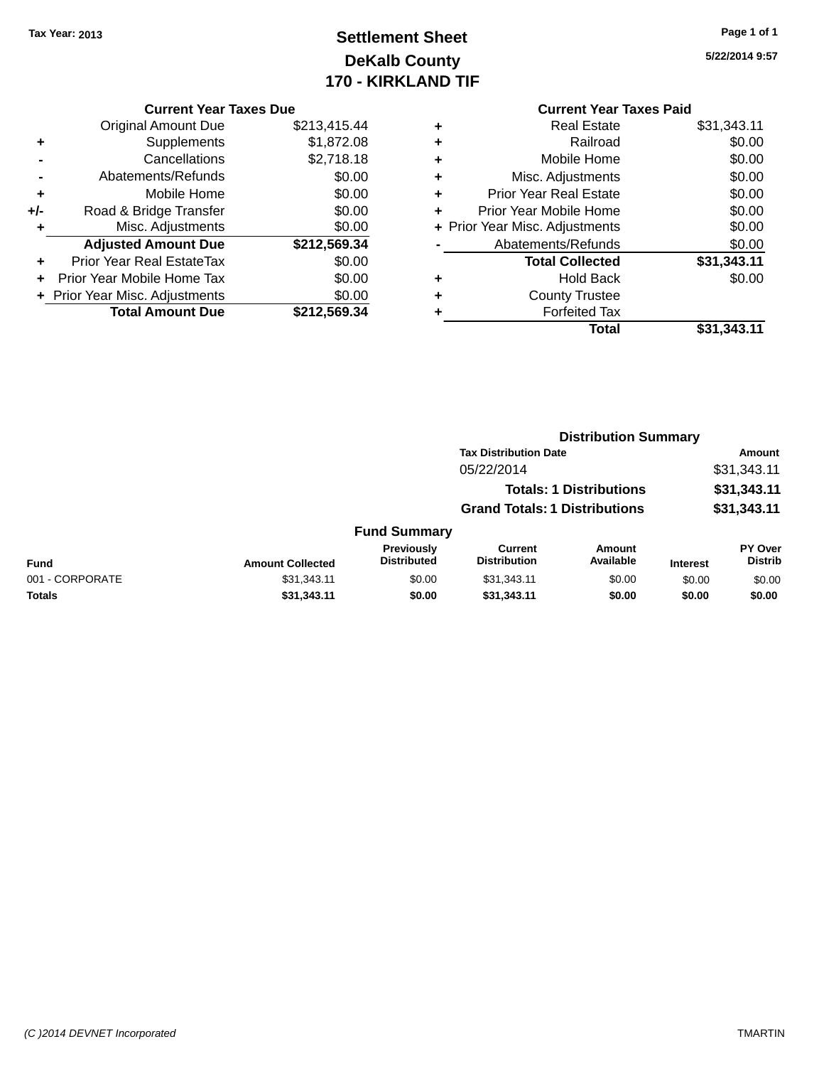Tax Year: 2013

# Settlement Sheet
## DeKalb County
## 170 - KIRKLAND TIF

5/22/2014 9:57

### Current Year Taxes Due

| | | |
|---|---|---|
| | Original Amount Due | $213,415.44 |
| + | Supplements | $1,872.08 |
| - | Cancellations | $2,718.18 |
| - | Abatements/Refunds | $0.00 |
| + | Mobile Home | $0.00 |
| +/- | Road & Bridge Transfer | $0.00 |
| + | Misc. Adjustments | $0.00 |
| | **Adjusted Amount Due** | **$212,569.34** |
| + | Prior Year Real EstateTax | $0.00 |
| + | Prior Year Mobile Home Tax | $0.00 |
| + | Prior Year Misc. Adjustments | $0.00 |
| | **Total Amount Due** | **$212,569.34** |

### Current Year Taxes Paid

| | | |
|---|---|---|
| + | Real Estate | $31,343.11 |
| + | Railroad | $0.00 |
| + | Mobile Home | $0.00 |
| + | Misc. Adjustments | $0.00 |
| + | Prior Year Real Estate | $0.00 |
| + | Prior Year Mobile Home | $0.00 |
| + | Prior Year Misc. Adjustments | $0.00 |
| - | Abatements/Refunds | $0.00 |
| | **Total Collected** | **$31,343.11** |
| + | Hold Back | $0.00 |
| + | County Trustee | |
| + | Forfeited Tax | |
| | **Total** | **$31,343.11** |

### Distribution Summary

| Tax Distribution Date | Amount |
|---|---|
| 05/22/2014 | $31,343.11 |
| **Totals: 1 Distributions** | **$31,343.11** |
| **Grand Totals: 1 Distributions** | **$31,343.11** |

### Fund Summary

| Fund | Amount Collected | Previously Distributed | Current Distribution | Amount Available | Interest | PY Over Distrib |
|---|---|---|---|---|---|---|
| 001 - CORPORATE | $31,343.11 | $0.00 | $31,343.11 | $0.00 | $0.00 | $0.00 |
| **Totals** | **$31,343.11** | **$0.00** | **$31,343.11** | **$0.00** | **$0.00** | **$0.00** |

(C )2014 DEVNET Incorporated TMARTIN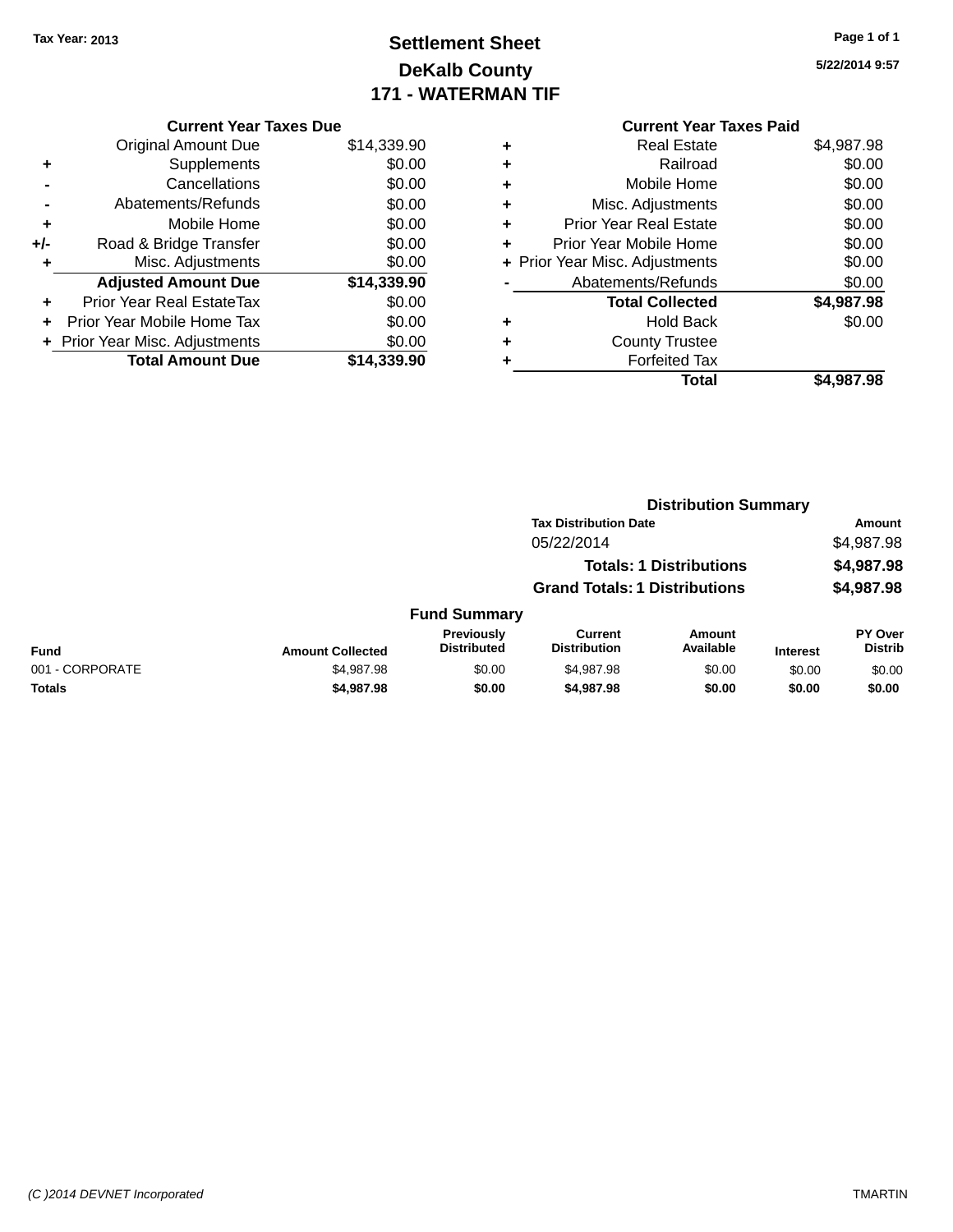Tax Year: 2013

# Settlement Sheet
## DeKalb County
## 171 - WATERMAN TIF

5/22/2014 9:57

### Current Year Taxes Due

| | | |
|---|---|---|
| | Original Amount Due | $14,339.90 |
| + | Supplements | $0.00 |
| - | Cancellations | $0.00 |
| - | Abatements/Refunds | $0.00 |
| + | Mobile Home | $0.00 |
| +/- | Road & Bridge Transfer | $0.00 |
| + | Misc. Adjustments | $0.00 |
| | **Adjusted Amount Due** | **$14,339.90** |
| + | Prior Year Real EstateTax | $0.00 |
| + | Prior Year Mobile Home Tax | $0.00 |
| + | Prior Year Misc. Adjustments | $0.00 |
| | **Total Amount Due** | **$14,339.90** |

### Current Year Taxes Paid

| | | |
|---|---|---|
| + | Real Estate | $4,987.98 |
| + | Railroad | $0.00 |
| + | Mobile Home | $0.00 |
| + | Misc. Adjustments | $0.00 |
| + | Prior Year Real Estate | $0.00 |
| + | Prior Year Mobile Home | $0.00 |
| + | Prior Year Misc. Adjustments | $0.00 |
| - | Abatements/Refunds | $0.00 |
| | **Total Collected** | **$4,987.98** |
| + | Hold Back | $0.00 |
| + | County Trustee | |
| + | Forfeited Tax | |
| | **Total** | **$4,987.98** |

### Distribution Summary

| Tax Distribution Date | Amount |
|---|---|
| 05/22/2014 | $4,987.98 |
| **Totals: 1 Distributions** | **$4,987.98** |
| **Grand Totals: 1 Distributions** | **$4,987.98** |

### Fund Summary

| Fund | Amount Collected | Previously Distributed | Current Distribution | Amount Available | Interest | PY Over Distrib |
|---|---|---|---|---|---|---|
| 001 - CORPORATE | $4,987.98 | $0.00 | $4,987.98 | $0.00 | $0.00 | $0.00 |
| **Totals** | **$4,987.98** | **$0.00** | **$4,987.98** | **$0.00** | **$0.00** | **$0.00** |

(C )2014 DEVNET Incorporated

TMARTIN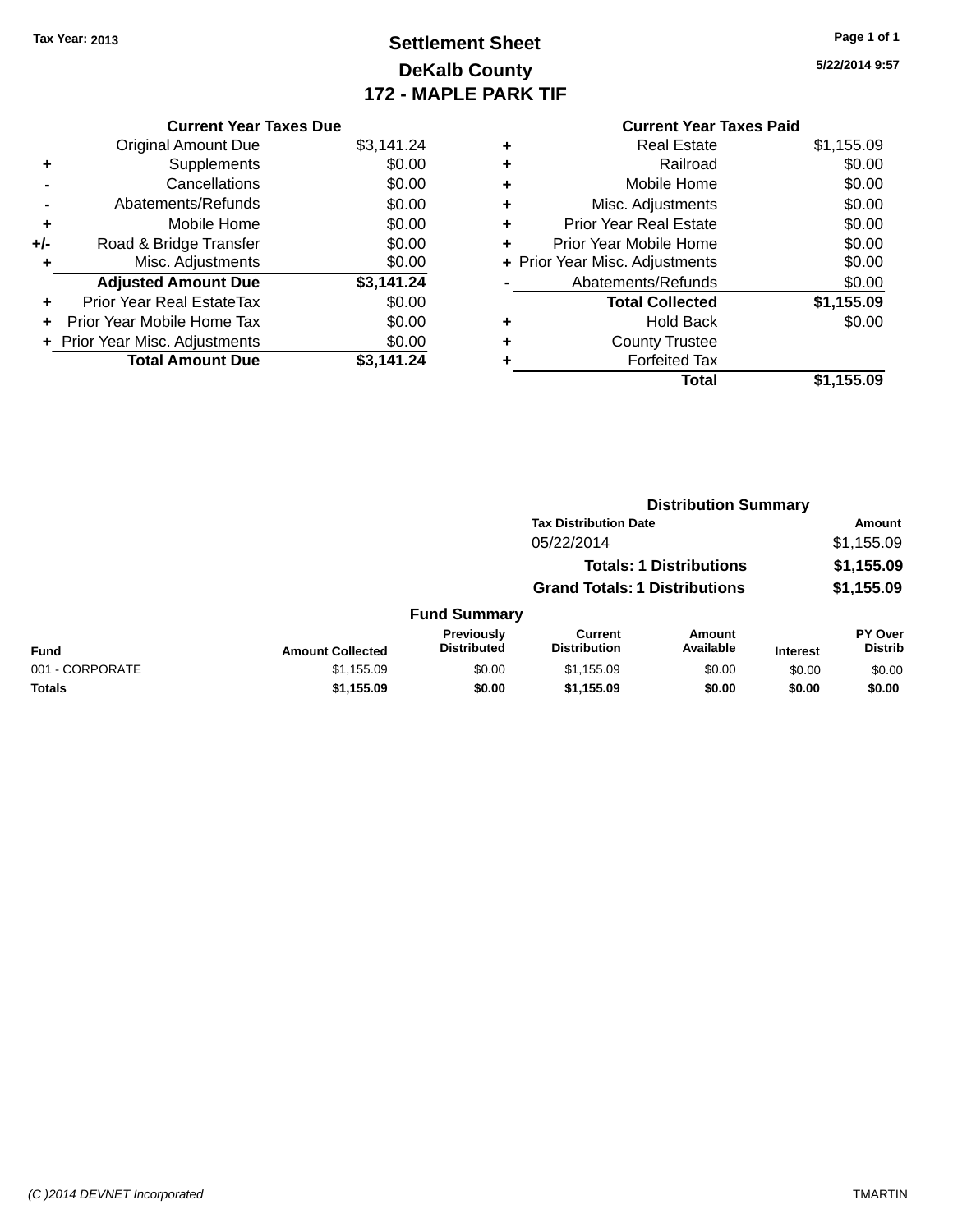Tax Year: 2013

# Settlement Sheet
## DeKalb County
## 172 - MAPLE PARK TIF

5/22/2014 9:57

### Current Year Taxes Due

| | | |
|---|---|---|
| | Original Amount Due | $3,141.24 |
| + | Supplements | $0.00 |
| - | Cancellations | $0.00 |
| - | Abatements/Refunds | $0.00 |
| + | Mobile Home | $0.00 |
| +/- | Road & Bridge Transfer | $0.00 |
| + | Misc. Adjustments | $0.00 |
| | **Adjusted Amount Due** | **$3,141.24** |
| + | Prior Year Real EstateTax | $0.00 |
| + | Prior Year Mobile Home Tax | $0.00 |
| + | Prior Year Misc. Adjustments | $0.00 |
| | **Total Amount Due** | **$3,141.24** |

### Current Year Taxes Paid

| | | |
|---|---|---|
| + | Real Estate | $1,155.09 |
| + | Railroad | $0.00 |
| + | Mobile Home | $0.00 |
| + | Misc. Adjustments | $0.00 |
| + | Prior Year Real Estate | $0.00 |
| + | Prior Year Mobile Home | $0.00 |
| + | Prior Year Misc. Adjustments | $0.00 |
| - | Abatements/Refunds | $0.00 |
| | **Total Collected** | **$1,155.09** |
| + | Hold Back | $0.00 |
| + | County Trustee | |
| + | Forfeited Tax | |
| | **Total** | **$1,155.09** |

### Distribution Summary

| Tax Distribution Date | Amount |
|---|---|
| 05/22/2014 | $1,155.09 |
| **Totals: 1 Distributions** | **$1,155.09** |
| **Grand Totals: 1 Distributions** | **$1,155.09** |

### Fund Summary

| Fund | Amount Collected | Previously Distributed | Current Distribution | Amount Available | Interest | PY Over Distrib |
|---|---|---|---|---|---|---|
| 001 - CORPORATE | $1,155.09 | $0.00 | $1,155.09 | $0.00 | $0.00 | $0.00 |
| **Totals** | **$1,155.09** | **$0.00** | **$1,155.09** | **$0.00** | **$0.00** | **$0.00** |

(C )2014 DEVNET Incorporated TMARTIN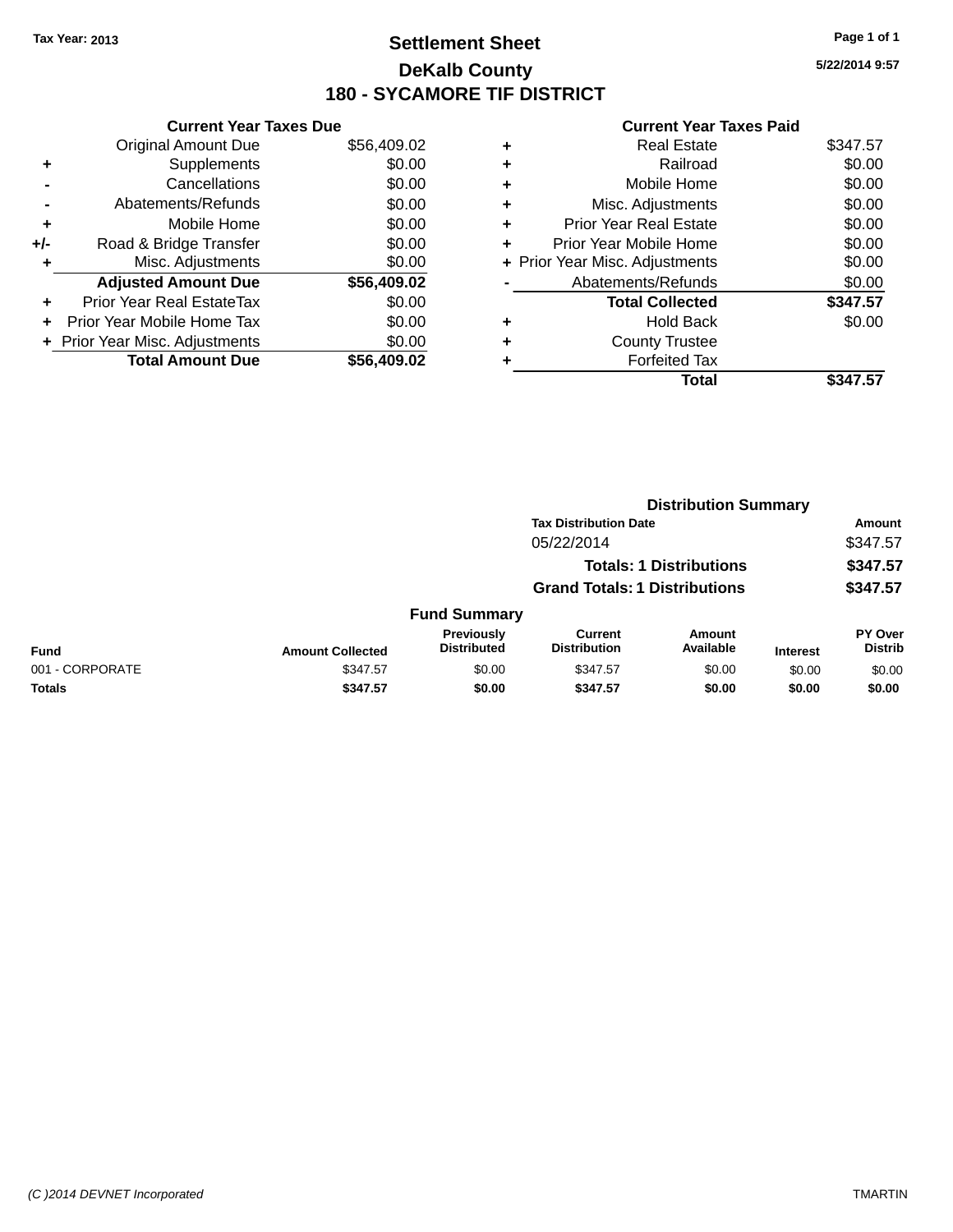**Tax Year: 2013**

# Settlement Sheet

## DeKalb County

## 180 - SYCAMORE TIF DISTRICT

5/22/2014 9:57

### Current Year Taxes Due

| | | |
|---|---|---|
| | Original Amount Due | $56,409.02 |
| + | Supplements | $0.00 |
| - | Cancellations | $0.00 |
| - | Abatements/Refunds | $0.00 |
| + | Mobile Home | $0.00 |
| +/- | Road & Bridge Transfer | $0.00 |
| + | Misc. Adjustments | $0.00 |
| | **Adjusted Amount Due** | **$56,409.02** |
| + | Prior Year Real EstateTax | $0.00 |
| + | Prior Year Mobile Home Tax | $0.00 |
| + | Prior Year Misc. Adjustments | $0.00 |
| | **Total Amount Due** | **$56,409.02** |

### Current Year Taxes Paid

| | | |
|---|---|---|
| + | Real Estate | $347.57 |
| + | Railroad | $0.00 |
| + | Mobile Home | $0.00 |
| + | Misc. Adjustments | $0.00 |
| + | Prior Year Real Estate | $0.00 |
| + | Prior Year Mobile Home | $0.00 |
| + | Prior Year Misc. Adjustments | $0.00 |
| - | Abatements/Refunds | $0.00 |
| | **Total Collected** | **$347.57** |
| + | Hold Back | $0.00 |
| + | County Trustee | |
| + | Forfeited Tax | |
| | **Total** | **$347.57** |

### Distribution Summary

| Tax Distribution Date | Amount |
|---|---|
| 05/22/2014 | $347.57 |
| **Totals: 1 Distributions** | **$347.57** |
| **Grand Totals: 1 Distributions** | **$347.57** |

### Fund Summary

| Fund | Amount Collected | Previously Distributed | Current Distribution | Amount Available | Interest | PY Over Distrib |
|---|---|---|---|---|---|---|
| 001 - CORPORATE | $347.57 | $0.00 | $347.57 | $0.00 | $0.00 | $0.00 |
| **Totals** | **$347.57** | **$0.00** | **$347.57** | **$0.00** | **$0.00** | **$0.00** |

*(C )2014 DEVNET Incorporated* TMARTIN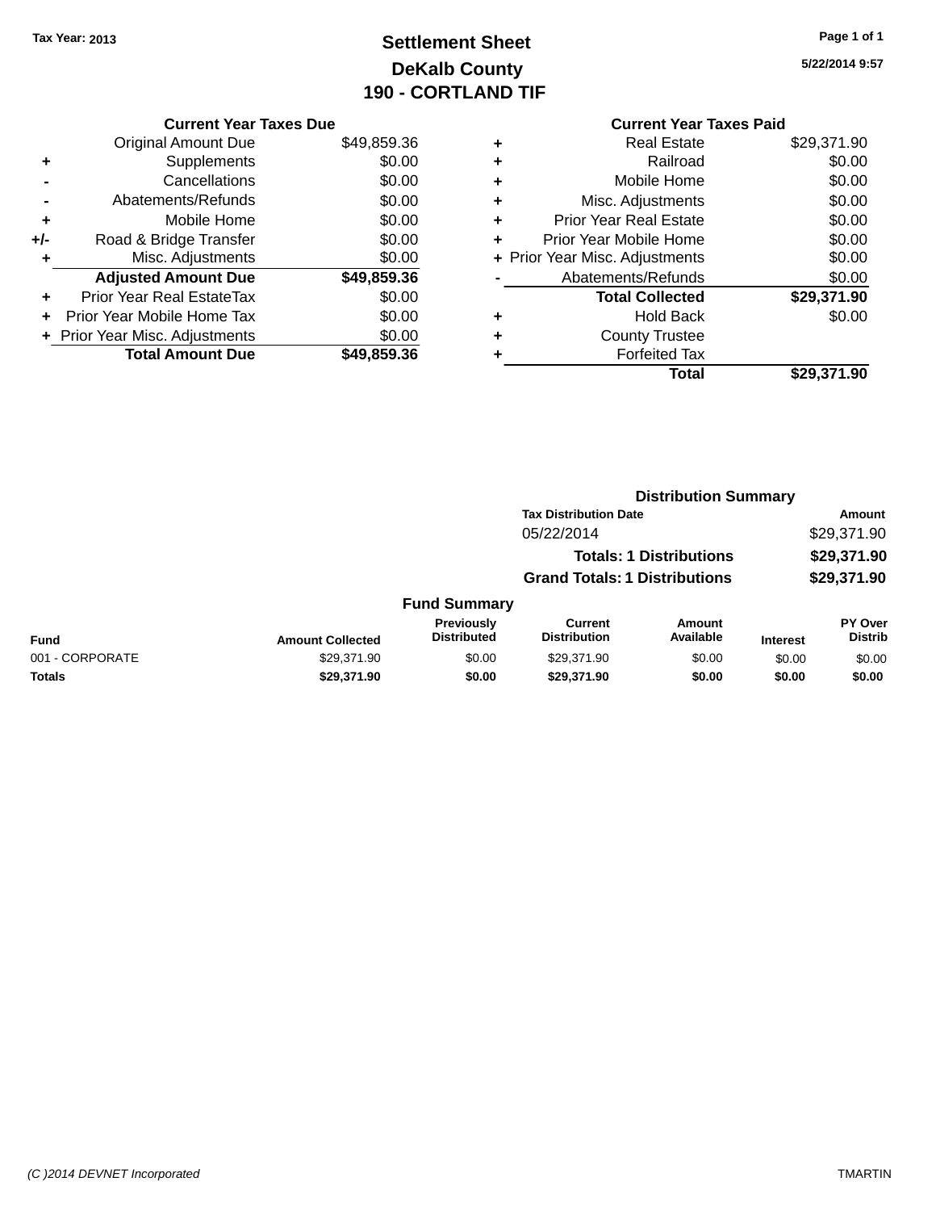Tax Year: 2013

# Settlement Sheet
## DeKalb County
## 190 - CORTLAND TIF

5/22/2014 9:57

### Current Year Taxes Due

| | | |
|---|---|---|
| | Original Amount Due | $49,859.36 |
| + | Supplements | $0.00 |
| - | Cancellations | $0.00 |
| - | Abatements/Refunds | $0.00 |
| + | Mobile Home | $0.00 |
| +/- | Road & Bridge Transfer | $0.00 |
| + | Misc. Adjustments | $0.00 |
| | **Adjusted Amount Due** | **$49,859.36** |
| + | Prior Year Real EstateTax | $0.00 |
| + | Prior Year Mobile Home Tax | $0.00 |
| + | Prior Year Misc. Adjustments | $0.00 |
| | **Total Amount Due** | **$49,859.36** |

### Current Year Taxes Paid

| | | |
|---|---|---|
| + | Real Estate | $29,371.90 |
| + | Railroad | $0.00 |
| + | Mobile Home | $0.00 |
| + | Misc. Adjustments | $0.00 |
| + | Prior Year Real Estate | $0.00 |
| + | Prior Year Mobile Home | $0.00 |
| + | Prior Year Misc. Adjustments | $0.00 |
| - | Abatements/Refunds | $0.00 |
| | **Total Collected** | **$29,371.90** |
| + | Hold Back | $0.00 |
| + | County Trustee | |
| + | Forfeited Tax | |
| | **Total** | **$29,371.90** |

### Distribution Summary

| Tax Distribution Date | Amount |
|---|---|
| 05/22/2014 | $29,371.90 |
| **Totals: 1 Distributions** | **$29,371.90** |
| **Grand Totals: 1 Distributions** | **$29,371.90** |

### Fund Summary

| Fund | Amount Collected | Previously Distributed | Current Distribution | Amount Available | Interest | PY Over Distrib |
|---|---|---|---|---|---|---|
| 001 - CORPORATE | $29,371.90 | $0.00 | $29,371.90 | $0.00 | $0.00 | $0.00 |
| **Totals** | **$29,371.90** | **$0.00** | **$29,371.90** | **$0.00** | **$0.00** | **$0.00** |

(C )2014 DEVNET Incorporated TMARTIN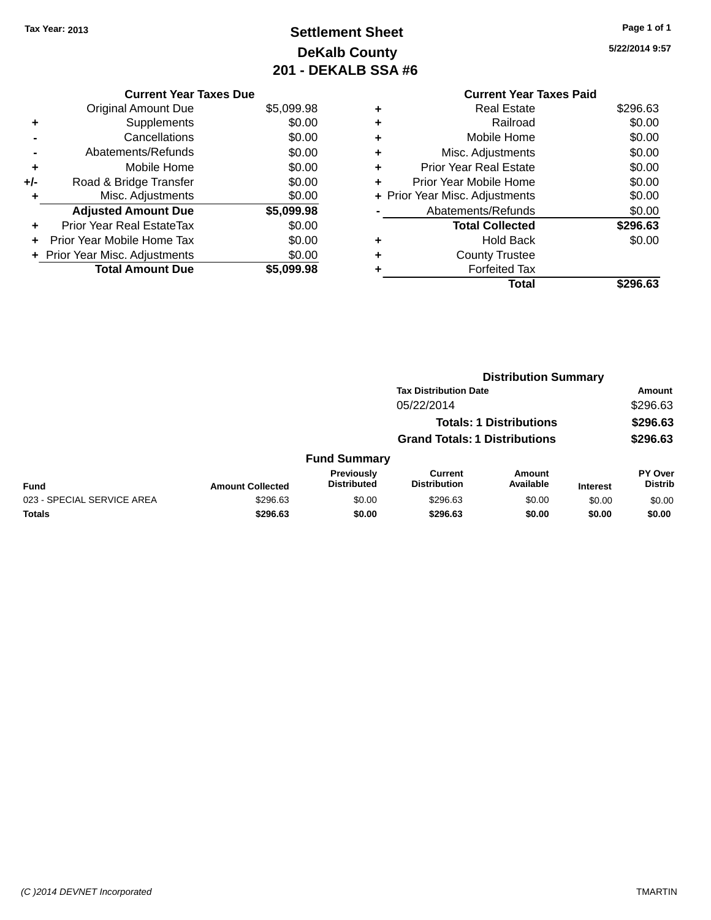Tax Year: 2013

# Settlement Sheet
## DeKalb County
## 201 - DEKALB SSA #6

5/22/2014 9:57

**Current Year Taxes Due**

| | | |
|---|---|---|
| | Original Amount Due | $5,099.98 |
| + | Supplements | $0.00 |
| - | Cancellations | $0.00 |
| - | Abatements/Refunds | $0.00 |
| + | Mobile Home | $0.00 |
| +/- | Road & Bridge Transfer | $0.00 |
| + | Misc. Adjustments | $0.00 |
| | **Adjusted Amount Due** | **$5,099.98** |
| + | Prior Year Real EstateTax | $0.00 |
| + | Prior Year Mobile Home Tax | $0.00 |
| + | Prior Year Misc. Adjustments | $0.00 |
| | **Total Amount Due** | **$5,099.98** |

**Current Year Taxes Paid**

| | | |
|---|---|---|
| + | Real Estate | $296.63 |
| + | Railroad | $0.00 |
| + | Mobile Home | $0.00 |
| + | Misc. Adjustments | $0.00 |
| + | Prior Year Real Estate | $0.00 |
| + | Prior Year Mobile Home | $0.00 |
| + | Prior Year Misc. Adjustments | $0.00 |
| - | Abatements/Refunds | $0.00 |
| | **Total Collected** | **$296.63** |
| + | Hold Back | $0.00 |
| + | County Trustee | |
| + | Forfeited Tax | |
| | **Total** | **$296.63** |

**Distribution Summary**

| Tax Distribution Date | Amount |
|---|---|
| 05/22/2014 | $296.63 |
| **Totals: 1 Distributions** | **$296.63** |
| **Grand Totals: 1 Distributions** | **$296.63** |

**Fund Summary**

| Fund | Amount Collected | Previously Distributed | Current Distribution | Amount Available | Interest | PY Over Distrib |
|---|---|---|---|---|---|---|
| 023 - SPECIAL SERVICE AREA | $296.63 | $0.00 | $296.63 | $0.00 | $0.00 | $0.00 |
| **Totals** | **$296.63** | **$0.00** | **$296.63** | **$0.00** | **$0.00** | **$0.00** |

(C )2014 DEVNET Incorporated TMARTIN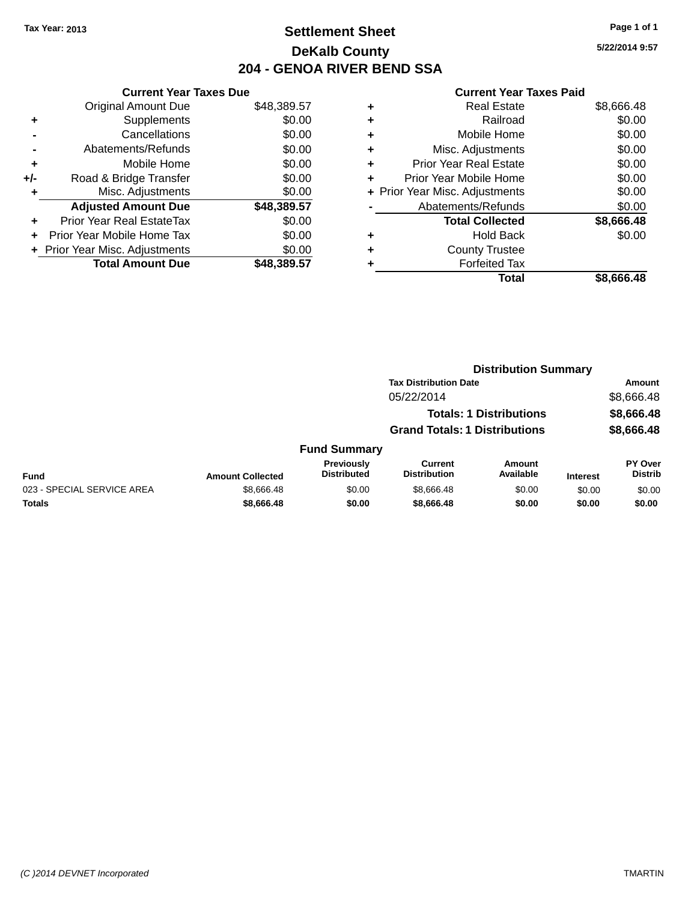Tax Year: 2013

# Settlement Sheet

## DeKalb County

## 204 - GENOA RIVER BEND SSA

5/22/2014 9:57

**Current Year Taxes Due**

| | | |
|---|---|---|
| | Original Amount Due | $48,389.57 |
| + | Supplements | $0.00 |
| - | Cancellations | $0.00 |
| - | Abatements/Refunds | $0.00 |
| + | Mobile Home | $0.00 |
| +/- | Road & Bridge Transfer | $0.00 |
| + | Misc. Adjustments | $0.00 |
| | **Adjusted Amount Due** | **$48,389.57** |
| + | Prior Year Real EstateTax | $0.00 |
| + | Prior Year Mobile Home Tax | $0.00 |
| + | Prior Year Misc. Adjustments | $0.00 |
| | **Total Amount Due** | **$48,389.57** |

**Current Year Taxes Paid**

| | | |
|---|---|---|
| + | Real Estate | $8,666.48 |
| + | Railroad | $0.00 |
| + | Mobile Home | $0.00 |
| + | Misc. Adjustments | $0.00 |
| + | Prior Year Real Estate | $0.00 |
| + | Prior Year Mobile Home | $0.00 |
| + | Prior Year Misc. Adjustments | $0.00 |
| - | Abatements/Refunds | $0.00 |
| | **Total Collected** | **$8,666.48** |
| + | Hold Back | $0.00 |
| + | County Trustee | |
| + | Forfeited Tax | |
| | **Total** | **$8,666.48** |

**Distribution Summary**

| Tax Distribution Date | Amount |
|---|---|
| 05/22/2014 | $8,666.48 |
| **Totals: 1 Distributions** | **$8,666.48** |
| **Grand Totals: 1 Distributions** | **$8,666.48** |

**Fund Summary**

| Fund | Amount Collected | Previously Distributed | Current Distribution | Amount Available | Interest | PY Over Distrib |
|---|---|---|---|---|---|---|
| 023 - SPECIAL SERVICE AREA | $8,666.48 | $0.00 | $8,666.48 | $0.00 | $0.00 | $0.00 |
| **Totals** | **$8,666.48** | **$0.00** | **$8,666.48** | **$0.00** | **$0.00** | **$0.00** |

(C )2014 DEVNET Incorporated TMARTIN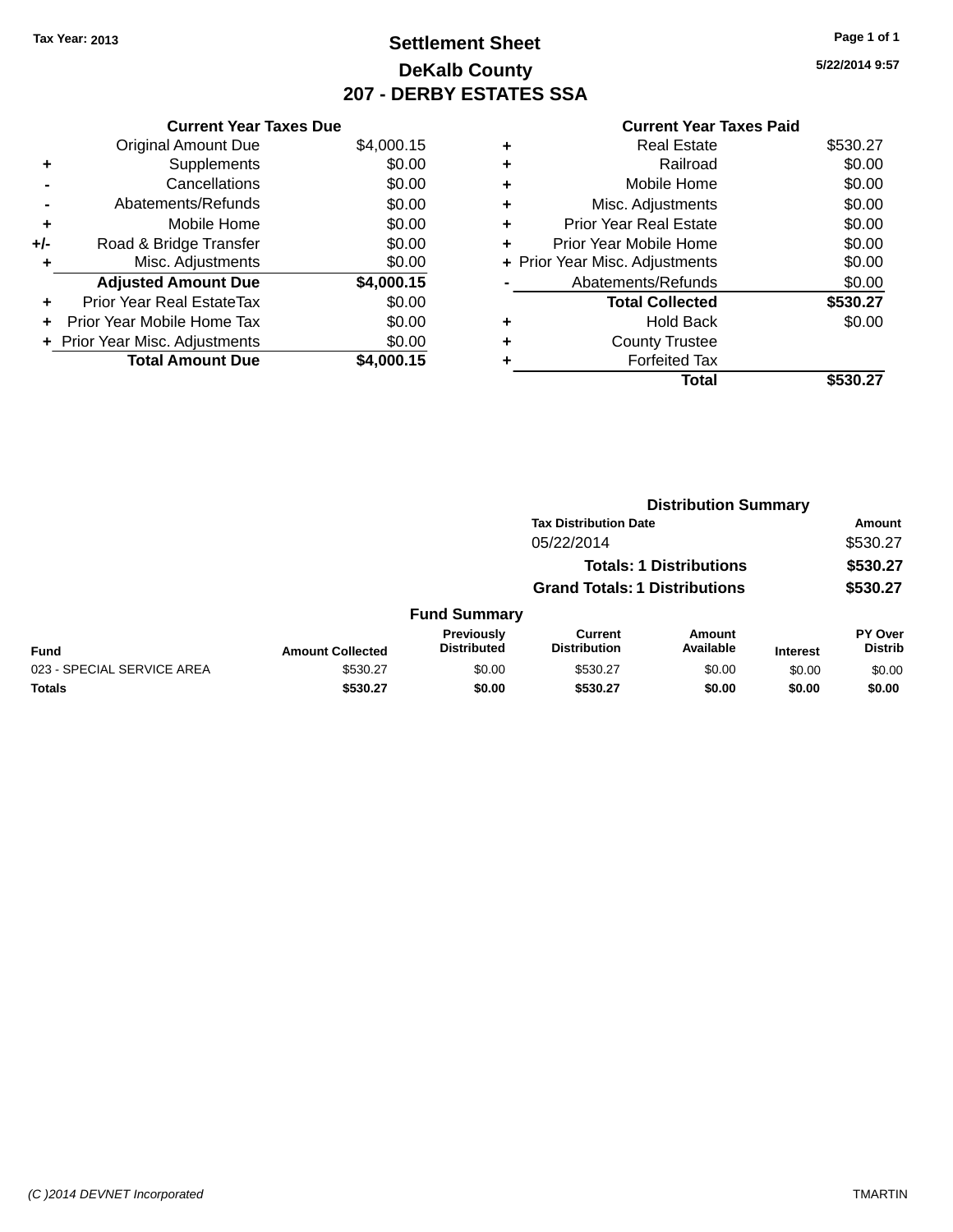Tax Year: 2013

# Settlement Sheet

## DeKalb County

## 207 - DERBY ESTATES SSA

5/22/2014 9:57

### Current Year Taxes Due

| | | |
|---|---|---|
| | Original Amount Due | $4,000.15 |
| + | Supplements | $0.00 |
| - | Cancellations | $0.00 |
| - | Abatements/Refunds | $0.00 |
| + | Mobile Home | $0.00 |
| +/- | Road & Bridge Transfer | $0.00 |
| + | Misc. Adjustments | $0.00 |
| | **Adjusted Amount Due** | **$4,000.15** |
| + | Prior Year Real EstateTax | $0.00 |
| + | Prior Year Mobile Home Tax | $0.00 |
| + | Prior Year Misc. Adjustments | $0.00 |
| | **Total Amount Due** | **$4,000.15** |

### Current Year Taxes Paid

| | | |
|---|---|---|
| + | Real Estate | $530.27 |
| + | Railroad | $0.00 |
| + | Mobile Home | $0.00 |
| + | Misc. Adjustments | $0.00 |
| + | Prior Year Real Estate | $0.00 |
| + | Prior Year Mobile Home | $0.00 |
| + | Prior Year Misc. Adjustments | $0.00 |
| - | Abatements/Refunds | $0.00 |
| | **Total Collected** | **$530.27** |
| + | Hold Back | $0.00 |
| + | County Trustee | |
| + | Forfeited Tax | |
| | **Total** | **$530.27** |

### Distribution Summary

| Tax Distribution Date | Amount |
|---|---|
| 05/22/2014 | $530.27 |
| **Totals: 1 Distributions** | **$530.27** |
| **Grand Totals: 1 Distributions** | **$530.27** |

### Fund Summary

| Fund | Amount Collected | Previously Distributed | Current Distribution | Amount Available | Interest | PY Over Distrib |
|---|---|---|---|---|---|---|
| 023 - SPECIAL SERVICE AREA | $530.27 | $0.00 | $530.27 | $0.00 | $0.00 | $0.00 |
| **Totals** | **$530.27** | **$0.00** | **$530.27** | **$0.00** | **$0.00** | **$0.00** |

(C )2014 DEVNET Incorporated TMARTIN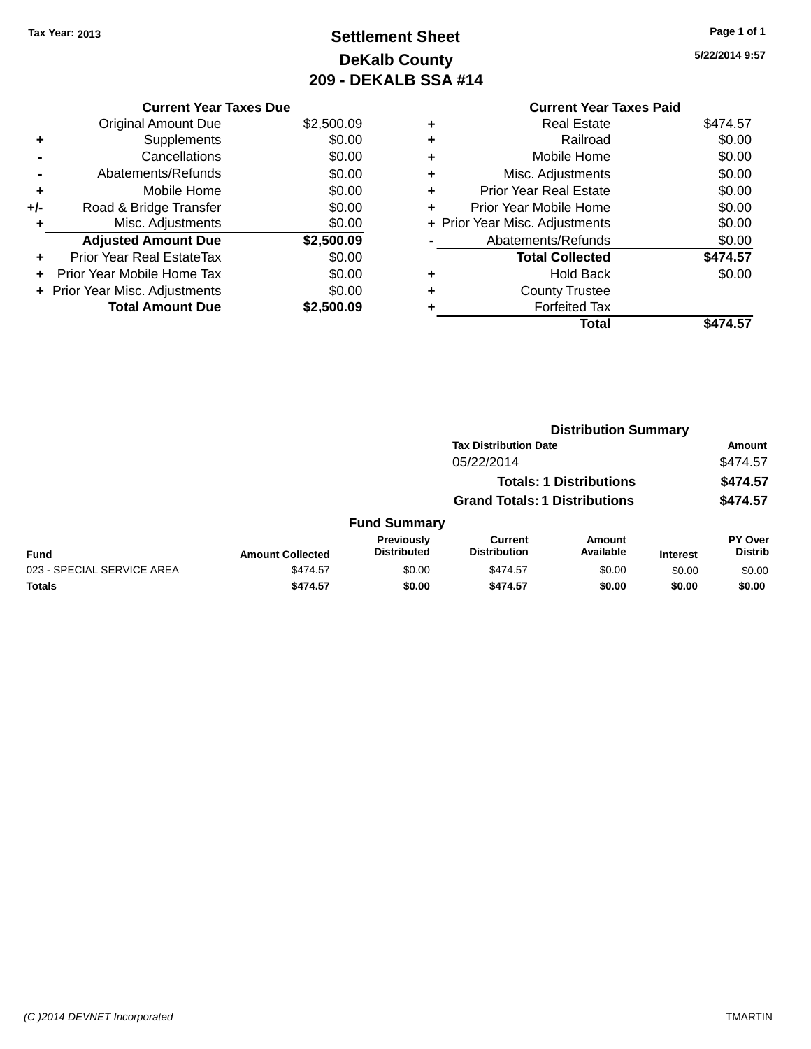Tax Year: 2013

# Settlement Sheet
## DeKalb County
## 209 - DEKALB SSA #14

5/22/2014 9:57

### Current Year Taxes Due

| | | Amount |
|---|---|---|
| | Original Amount Due | $2,500.09 |
| + | Supplements | $0.00 |
| - | Cancellations | $0.00 |
| - | Abatements/Refunds | $0.00 |
| + | Mobile Home | $0.00 |
| +/- | Road & Bridge Transfer | $0.00 |
| + | Misc. Adjustments | $0.00 |
| | **Adjusted Amount Due** | **$2,500.09** |
| + | Prior Year Real EstateTax | $0.00 |
| + | Prior Year Mobile Home Tax | $0.00 |
| + | Prior Year Misc. Adjustments | $0.00 |
| | **Total Amount Due** | **$2,500.09** |

### Current Year Taxes Paid

| | | Amount |
|---|---|---|
| + | Real Estate | $474.57 |
| + | Railroad | $0.00 |
| + | Mobile Home | $0.00 |
| + | Misc. Adjustments | $0.00 |
| + | Prior Year Real Estate | $0.00 |
| + | Prior Year Mobile Home | $0.00 |
| + | Prior Year Misc. Adjustments | $0.00 |
| - | Abatements/Refunds | $0.00 |
| | **Total Collected** | **$474.57** |
| + | Hold Back | $0.00 |
| + | County Trustee | |
| + | Forfeited Tax | |
| | **Total** | **$474.57** |

### Distribution Summary

| Tax Distribution Date | Amount |
|---|---|
| 05/22/2014 | $474.57 |
| **Totals: 1 Distributions** | **$474.57** |
| **Grand Totals: 1 Distributions** | **$474.57** |

### Fund Summary

| Fund | Amount Collected | Previously Distributed | Current Distribution | Amount Available | Interest | PY Over Distrib |
|---|---|---|---|---|---|---|
| 023 - SPECIAL SERVICE AREA | $474.57 | $0.00 | $474.57 | $0.00 | $0.00 | $0.00 |
| **Totals** | **$474.57** | **$0.00** | **$474.57** | **$0.00** | **$0.00** | **$0.00** |

(C )2014 DEVNET Incorporated TMARTIN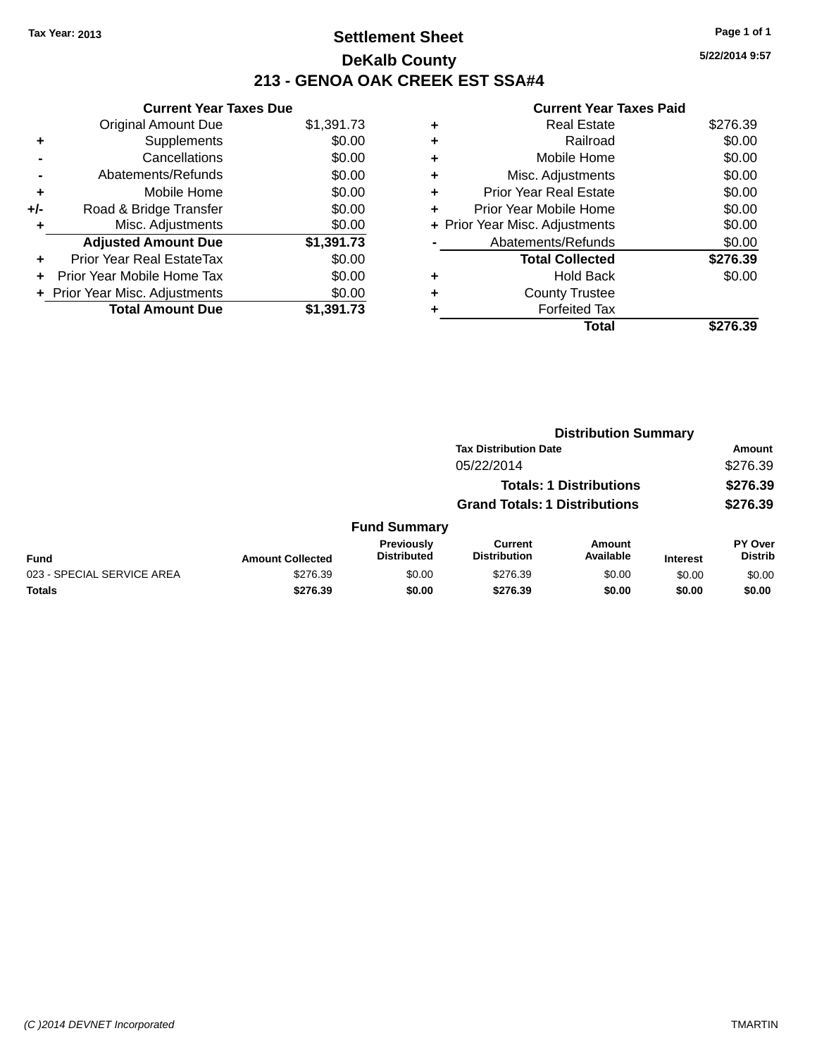Tax Year: 2013

# Settlement Sheet

## DeKalb County

## 213 - GENOA OAK CREEK EST SSA#4

5/22/2014 9:57

### Current Year Taxes Due

| | | |
|---|---|---|
| | Original Amount Due | $1,391.73 |
| + | Supplements | $0.00 |
| - | Cancellations | $0.00 |
| - | Abatements/Refunds | $0.00 |
| + | Mobile Home | $0.00 |
| +/- | Road & Bridge Transfer | $0.00 |
| + | Misc. Adjustments | $0.00 |
| | **Adjusted Amount Due** | **$1,391.73** |
| + | Prior Year Real EstateTax | $0.00 |
| + | Prior Year Mobile Home Tax | $0.00 |
| + | Prior Year Misc. Adjustments | $0.00 |
| | **Total Amount Due** | **$1,391.73** |

### Current Year Taxes Paid

| | | |
|---|---|---|
| + | Real Estate | $276.39 |
| + | Railroad | $0.00 |
| + | Mobile Home | $0.00 |
| + | Misc. Adjustments | $0.00 |
| + | Prior Year Real Estate | $0.00 |
| + | Prior Year Mobile Home | $0.00 |
| + | Prior Year Misc. Adjustments | $0.00 |
| - | Abatements/Refunds | $0.00 |
| | **Total Collected** | **$276.39** |
| + | Hold Back | $0.00 |
| + | County Trustee | |
| + | Forfeited Tax | |
| | **Total** | **$276.39** |

### Distribution Summary

| Tax Distribution Date | Amount |
|---|---|
| 05/22/2014 | $276.39 |
| **Totals: 1 Distributions** | **$276.39** |
| **Grand Totals: 1 Distributions** | **$276.39** |

### Fund Summary

| Fund | Amount Collected | Previously Distributed | Current Distribution | Amount Available | Interest | PY Over Distrib |
|---|---|---|---|---|---|---|
| 023 - SPECIAL SERVICE AREA | $276.39 | $0.00 | $276.39 | $0.00 | $0.00 | $0.00 |
| **Totals** | **$276.39** | **$0.00** | **$276.39** | **$0.00** | **$0.00** | **$0.00** |

(C )2014 DEVNET Incorporated TMARTIN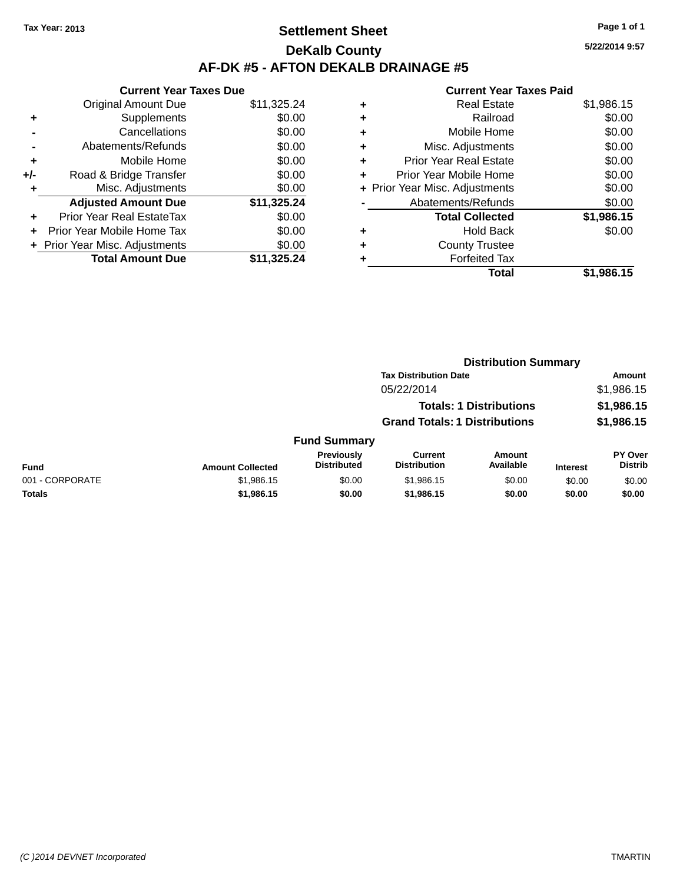Tax Year: 2013

# Settlement Sheet

## DeKalb County

## AF-DK #5 - AFTON DEKALB DRAINAGE #5

5/22/2014 9:57

### Current Year Taxes Due

| | | Amount |
|---|---|---|
| | Original Amount Due | $11,325.24 |
| + | Supplements | $0.00 |
| - | Cancellations | $0.00 |
| - | Abatements/Refunds | $0.00 |
| + | Mobile Home | $0.00 |
| +/- | Road & Bridge Transfer | $0.00 |
| + | Misc. Adjustments | $0.00 |
| | **Adjusted Amount Due** | **$11,325.24** |
| + | Prior Year Real EstateTax | $0.00 |
| + | Prior Year Mobile Home Tax | $0.00 |
| + | Prior Year Misc. Adjustments | $0.00 |
| | **Total Amount Due** | **$11,325.24** |

### Current Year Taxes Paid

| | | Amount |
|---|---|---|
| + | Real Estate | $1,986.15 |
| + | Railroad | $0.00 |
| + | Mobile Home | $0.00 |
| + | Misc. Adjustments | $0.00 |
| + | Prior Year Real Estate | $0.00 |
| + | Prior Year Mobile Home | $0.00 |
| + | Prior Year Misc. Adjustments | $0.00 |
| - | Abatements/Refunds | $0.00 |
| | **Total Collected** | **$1,986.15** |
| + | Hold Back | $0.00 |
| + | County Trustee | |
| + | Forfeited Tax | |
| | **Total** | **$1,986.15** |

### Distribution Summary

| Tax Distribution Date | Amount |
|---|---|
| 05/22/2014 | $1,986.15 |
| **Totals: 1 Distributions** | **$1,986.15** |
| **Grand Totals: 1 Distributions** | **$1,986.15** |

### Fund Summary

| Fund | Amount Collected | Previously Distributed | Current Distribution | Amount Available | Interest | PY Over Distrib |
|---|---|---|---|---|---|---|
| 001 - CORPORATE | $1,986.15 | $0.00 | $1,986.15 | $0.00 | $0.00 | $0.00 |
| **Totals** | **$1,986.15** | **$0.00** | **$1,986.15** | **$0.00** | **$0.00** | **$0.00** |

(C )2014 DEVNET Incorporated

TMARTIN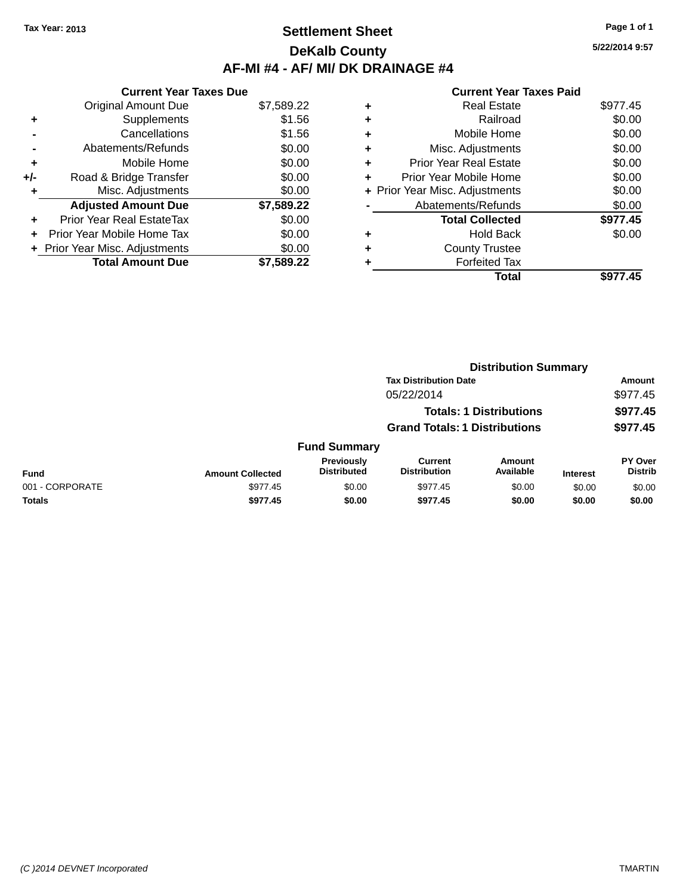Tax Year: 2013

# Settlement Sheet

## DeKalb County

## AF-MI #4 - AF/ MI/ DK DRAINAGE #4

5/22/2014 9:57

### Current Year Taxes Due

| | | |
|---|---|---|
| | Original Amount Due | $7,589.22 |
| + | Supplements | $1.56 |
| - | Cancellations | $1.56 |
| - | Abatements/Refunds | $0.00 |
| + | Mobile Home | $0.00 |
| +/- | Road & Bridge Transfer | $0.00 |
| + | Misc. Adjustments | $0.00 |
| | **Adjusted Amount Due** | **$7,589.22** |
| + | Prior Year Real EstateTax | $0.00 |
| + | Prior Year Mobile Home Tax | $0.00 |
| + | Prior Year Misc. Adjustments | $0.00 |
| | **Total Amount Due** | **$7,589.22** |

### Current Year Taxes Paid

| | | |
|---|---|---|
| + | Real Estate | $977.45 |
| + | Railroad | $0.00 |
| + | Mobile Home | $0.00 |
| + | Misc. Adjustments | $0.00 |
| + | Prior Year Real Estate | $0.00 |
| + | Prior Year Mobile Home | $0.00 |
| + | Prior Year Misc. Adjustments | $0.00 |
| - | Abatements/Refunds | $0.00 |
| | **Total Collected** | **$977.45** |
| + | Hold Back | $0.00 |
| + | County Trustee | |
| + | Forfeited Tax | |
| | **Total** | **$977.45** |

### Distribution Summary

| Tax Distribution Date | Amount |
|---|---|
| 05/22/2014 | $977.45 |
| **Totals: 1 Distributions** | **$977.45** |
| **Grand Totals: 1 Distributions** | **$977.45** |

### Fund Summary

| Fund | Amount Collected | Previously Distributed | Current Distribution | Amount Available | Interest | PY Over Distrib |
|---|---|---|---|---|---|---|
| 001 - CORPORATE | $977.45 | $0.00 | $977.45 | $0.00 | $0.00 | $0.00 |
| **Totals** | **$977.45** | **$0.00** | **$977.45** | **$0.00** | **$0.00** | **$0.00** |

(C )2014 DEVNET Incorporated TMARTIN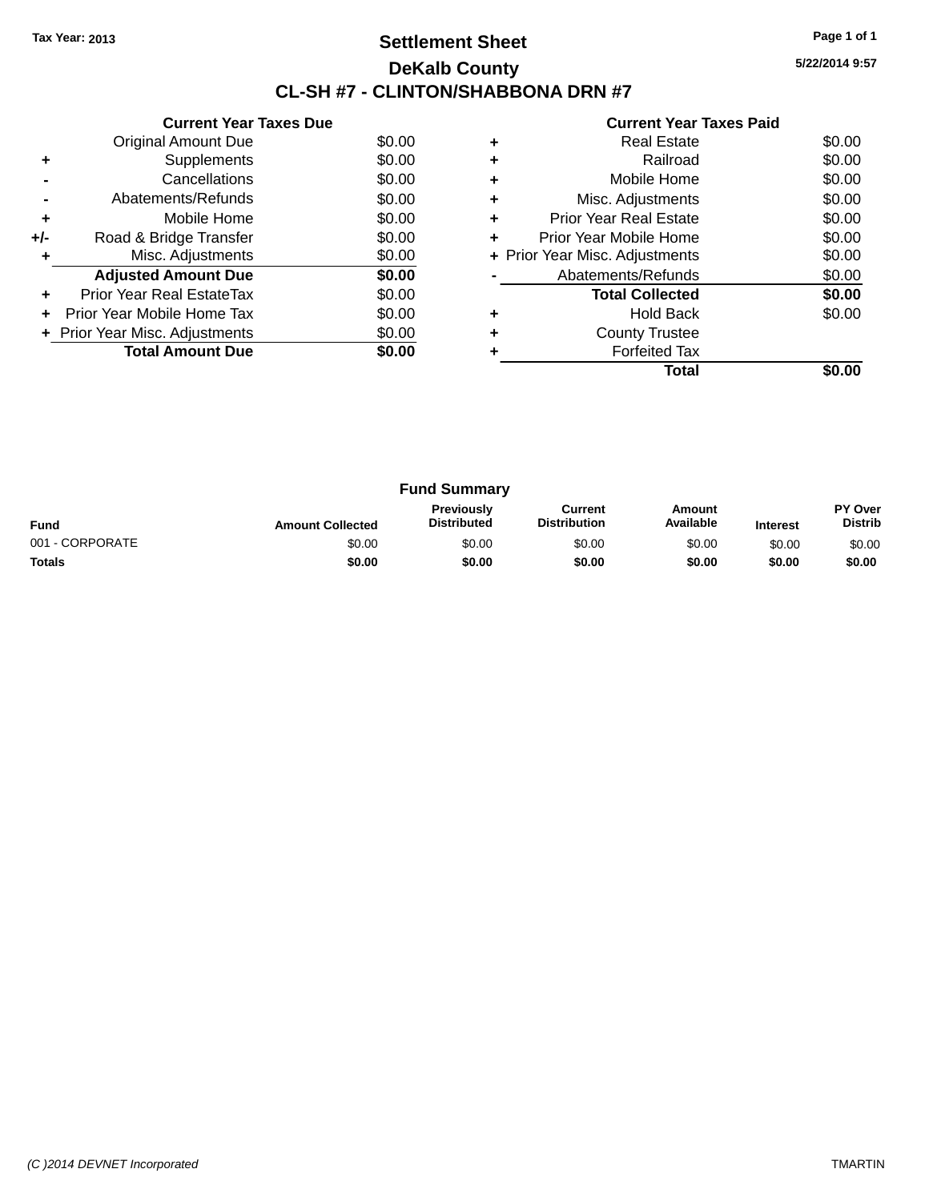Tax Year: 2013

# Settlement Sheet

## DeKalb County

## CL-SH #7 - CLINTON/SHABBONA DRN #7

5/22/2014 9:57

### Current Year Taxes Due

| | | |
|---|---|---|
| | Original Amount Due | $0.00 |
| + | Supplements | $0.00 |
| - | Cancellations | $0.00 |
| - | Abatements/Refunds | $0.00 |
| + | Mobile Home | $0.00 |
| +/- | Road & Bridge Transfer | $0.00 |
| + | Misc. Adjustments | $0.00 |
| | **Adjusted Amount Due** | **$0.00** |
| + | Prior Year Real EstateTax | $0.00 |
| + | Prior Year Mobile Home Tax | $0.00 |
| + | Prior Year Misc. Adjustments | $0.00 |
| | **Total Amount Due** | **$0.00** |

### Current Year Taxes Paid

| | | |
|---|---|---|
| + | Real Estate | $0.00 |
| + | Railroad | $0.00 |
| + | Mobile Home | $0.00 |
| + | Misc. Adjustments | $0.00 |
| + | Prior Year Real Estate | $0.00 |
| + | Prior Year Mobile Home | $0.00 |
| + | Prior Year Misc. Adjustments | $0.00 |
| - | Abatements/Refunds | $0.00 |
| | **Total Collected** | **$0.00** |
| + | Hold Back | $0.00 |
| + | County Trustee | |
| + | Forfeited Tax | |
| | **Total** | **$0.00** |

### Fund Summary

| Fund | Amount Collected | Previously Distributed | Current Distribution | Amount Available | Interest | PY Over Distrib |
|---|---|---|---|---|---|---|
| 001 - CORPORATE | $0.00 | $0.00 | $0.00 | $0.00 | $0.00 | $0.00 |
| **Totals** | **$0.00** | **$0.00** | **$0.00** | **$0.00** | **$0.00** | **$0.00** |

(C )2014 DEVNET Incorporated

TMARTIN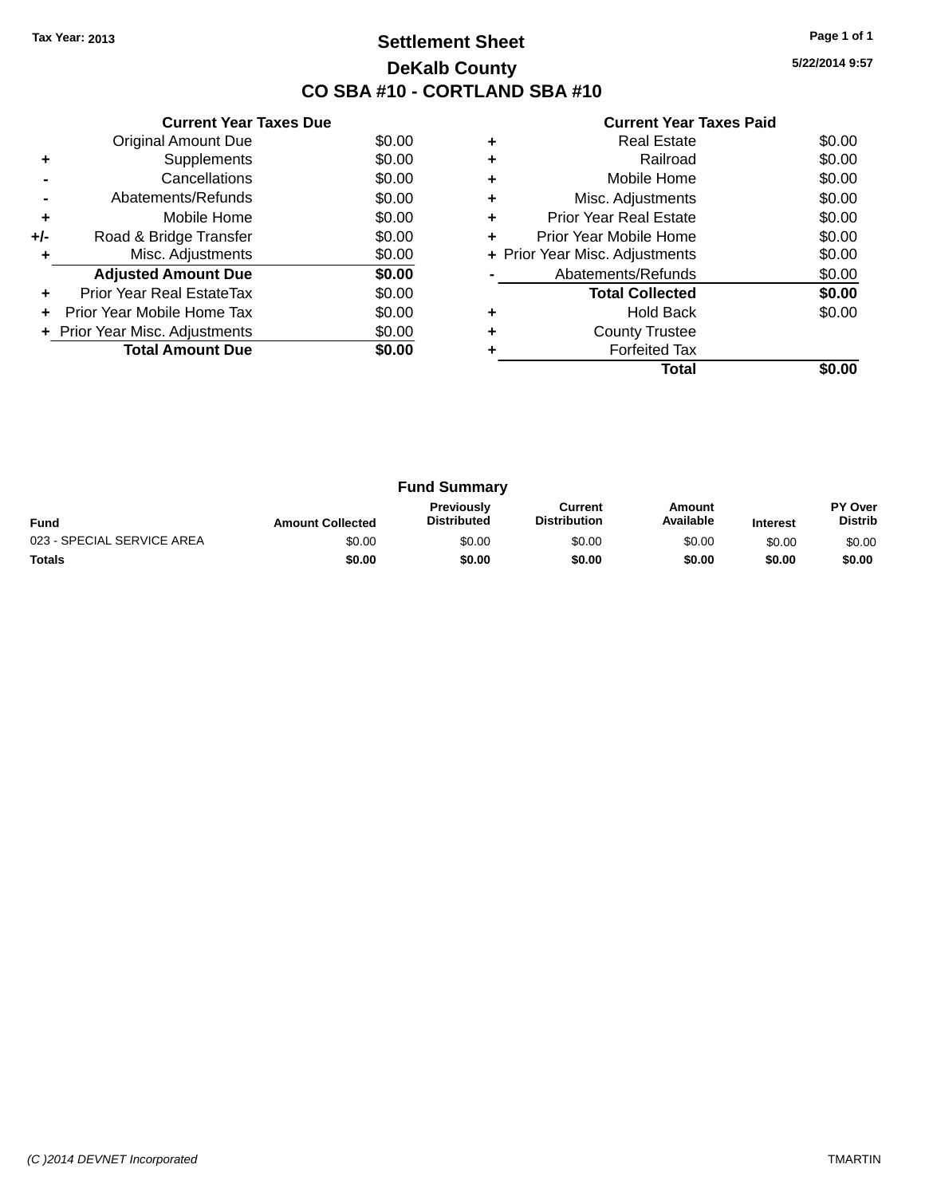Tax Year: 2013

# Settlement Sheet

## DeKalb County

## CO SBA #10 - CORTLAND SBA #10

5/22/2014 9:57

### Current Year Taxes Due

| | | |
|---|---|---|
| | Original Amount Due | $0.00 |
| + | Supplements | $0.00 |
| - | Cancellations | $0.00 |
| - | Abatements/Refunds | $0.00 |
| + | Mobile Home | $0.00 |
| +/- | Road & Bridge Transfer | $0.00 |
| + | Misc. Adjustments | $0.00 |
| | **Adjusted Amount Due** | **$0.00** |
| + | Prior Year Real EstateTax | $0.00 |
| + | Prior Year Mobile Home Tax | $0.00 |
| + | Prior Year Misc. Adjustments | $0.00 |
| | **Total Amount Due** | **$0.00** |

### Current Year Taxes Paid

| | | |
|---|---|---|
| + | Real Estate | $0.00 |
| + | Railroad | $0.00 |
| + | Mobile Home | $0.00 |
| + | Misc. Adjustments | $0.00 |
| + | Prior Year Real Estate | $0.00 |
| + | Prior Year Mobile Home | $0.00 |
| + | Prior Year Misc. Adjustments | $0.00 |
| - | Abatements/Refunds | $0.00 |
| | **Total Collected** | **$0.00** |
| + | Hold Back | $0.00 |
| + | County Trustee | |
| + | Forfeited Tax | |
| | **Total** | **$0.00** |

### Fund Summary

| Fund | Amount Collected | Previously Distributed | Current Distribution | Amount Available | Interest | PY Over Distrib |
|---|---|---|---|---|---|---|
| 023 - SPECIAL SERVICE AREA | $0.00 | $0.00 | $0.00 | $0.00 | $0.00 | $0.00 |
| **Totals** | **$0.00** | **$0.00** | **$0.00** | **$0.00** | **$0.00** | **$0.00** |

(C )2014 DEVNET Incorporated TMARTIN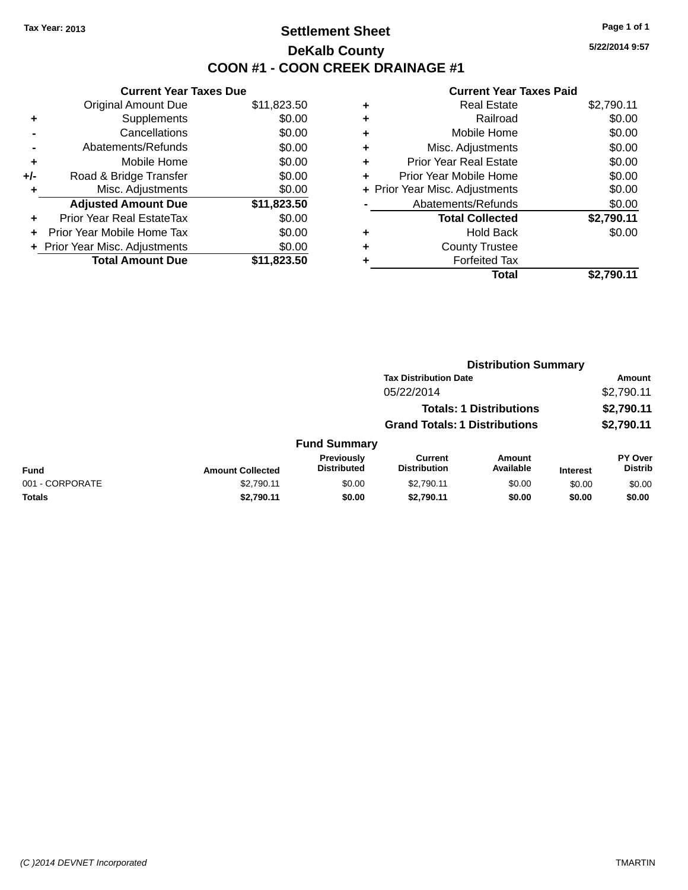Tax Year: 2013

# Settlement Sheet

## DeKalb County

## COON #1 - COON CREEK DRAINAGE #1

5/22/2014 9:57

### Current Year Taxes Due

| | | |
|---|---|---|
| | Original Amount Due | $11,823.50 |
| + | Supplements | $0.00 |
| - | Cancellations | $0.00 |
| - | Abatements/Refunds | $0.00 |
| + | Mobile Home | $0.00 |
| +/- | Road & Bridge Transfer | $0.00 |
| + | Misc. Adjustments | $0.00 |
| | **Adjusted Amount Due** | **$11,823.50** |
| + | Prior Year Real EstateTax | $0.00 |
| + | Prior Year Mobile Home Tax | $0.00 |
| + | Prior Year Misc. Adjustments | $0.00 |
| | **Total Amount Due** | **$11,823.50** |

### Current Year Taxes Paid

| | | |
|---|---|---|
| + | Real Estate | $2,790.11 |
| + | Railroad | $0.00 |
| + | Mobile Home | $0.00 |
| + | Misc. Adjustments | $0.00 |
| + | Prior Year Real Estate | $0.00 |
| + | Prior Year Mobile Home | $0.00 |
| + | Prior Year Misc. Adjustments | $0.00 |
| - | Abatements/Refunds | $0.00 |
| | **Total Collected** | **$2,790.11** |
| + | Hold Back | $0.00 |
| + | County Trustee | |
| + | Forfeited Tax | |
| | **Total** | **$2,790.11** |

### Distribution Summary

| Tax Distribution Date | Amount |
|---|---|
| 05/22/2014 | $2,790.11 |
| **Totals: 1 Distributions** | **$2,790.11** |
| **Grand Totals: 1 Distributions** | **$2,790.11** |

### Fund Summary

| Fund | Amount Collected | Previously Distributed | Current Distribution | Amount Available | Interest | PY Over Distrib |
|---|---|---|---|---|---|---|
| 001 - CORPORATE | $2,790.11 | $0.00 | $2,790.11 | $0.00 | $0.00 | $0.00 |
| **Totals** | **$2,790.11** | **$0.00** | **$2,790.11** | **$0.00** | **$0.00** | **$0.00** |

(C )2014 DEVNET Incorporated TMARTIN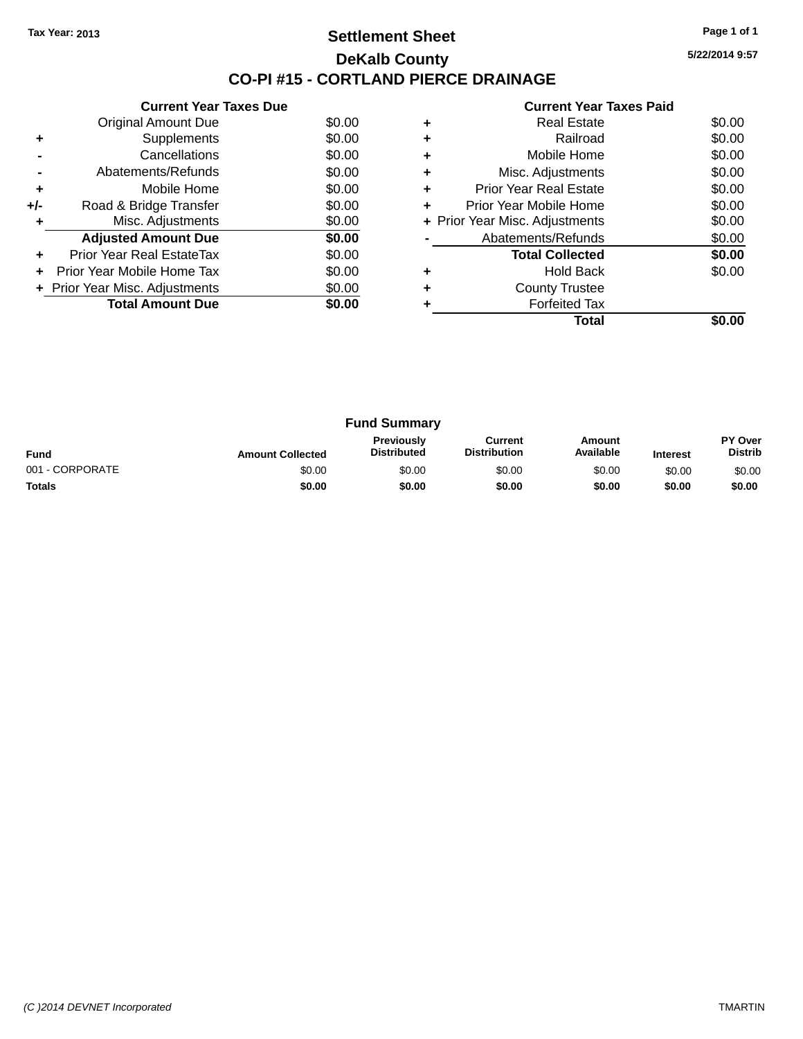Tax Year: 2013

# Settlement Sheet

## DeKalb County

## CO-PI #15 - CORTLAND PIERCE DRAINAGE

5/22/2014 9:57

### Current Year Taxes Due

| | | |
|---|---|---|
| | Original Amount Due | $0.00 |
| + | Supplements | $0.00 |
| - | Cancellations | $0.00 |
| - | Abatements/Refunds | $0.00 |
| + | Mobile Home | $0.00 |
| +/- | Road & Bridge Transfer | $0.00 |
| + | Misc. Adjustments | $0.00 |
| | **Adjusted Amount Due** | **$0.00** |
| + | Prior Year Real EstateTax | $0.00 |
| + | Prior Year Mobile Home Tax | $0.00 |
| + | Prior Year Misc. Adjustments | $0.00 |
| | **Total Amount Due** | **$0.00** |

### Current Year Taxes Paid

| | | |
|---|---|---|
| + | Real Estate | $0.00 |
| + | Railroad | $0.00 |
| + | Mobile Home | $0.00 |
| + | Misc. Adjustments | $0.00 |
| + | Prior Year Real Estate | $0.00 |
| + | Prior Year Mobile Home | $0.00 |
| + | Prior Year Misc. Adjustments | $0.00 |
| - | Abatements/Refunds | $0.00 |
| | **Total Collected** | **$0.00** |
| + | Hold Back | $0.00 |
| + | County Trustee | |
| + | Forfeited Tax | |
| | **Total** | **$0.00** |

### Fund Summary

| Fund | Amount Collected | Previously Distributed | Current Distribution | Amount Available | Interest | PY Over Distrib |
|---|---|---|---|---|---|---|
| 001 - CORPORATE | $0.00 | $0.00 | $0.00 | $0.00 | $0.00 | $0.00 |
| **Totals** | **$0.00** | **$0.00** | **$0.00** | **$0.00** | **$0.00** | **$0.00** |

(C )2014 DEVNET Incorporated TMARTIN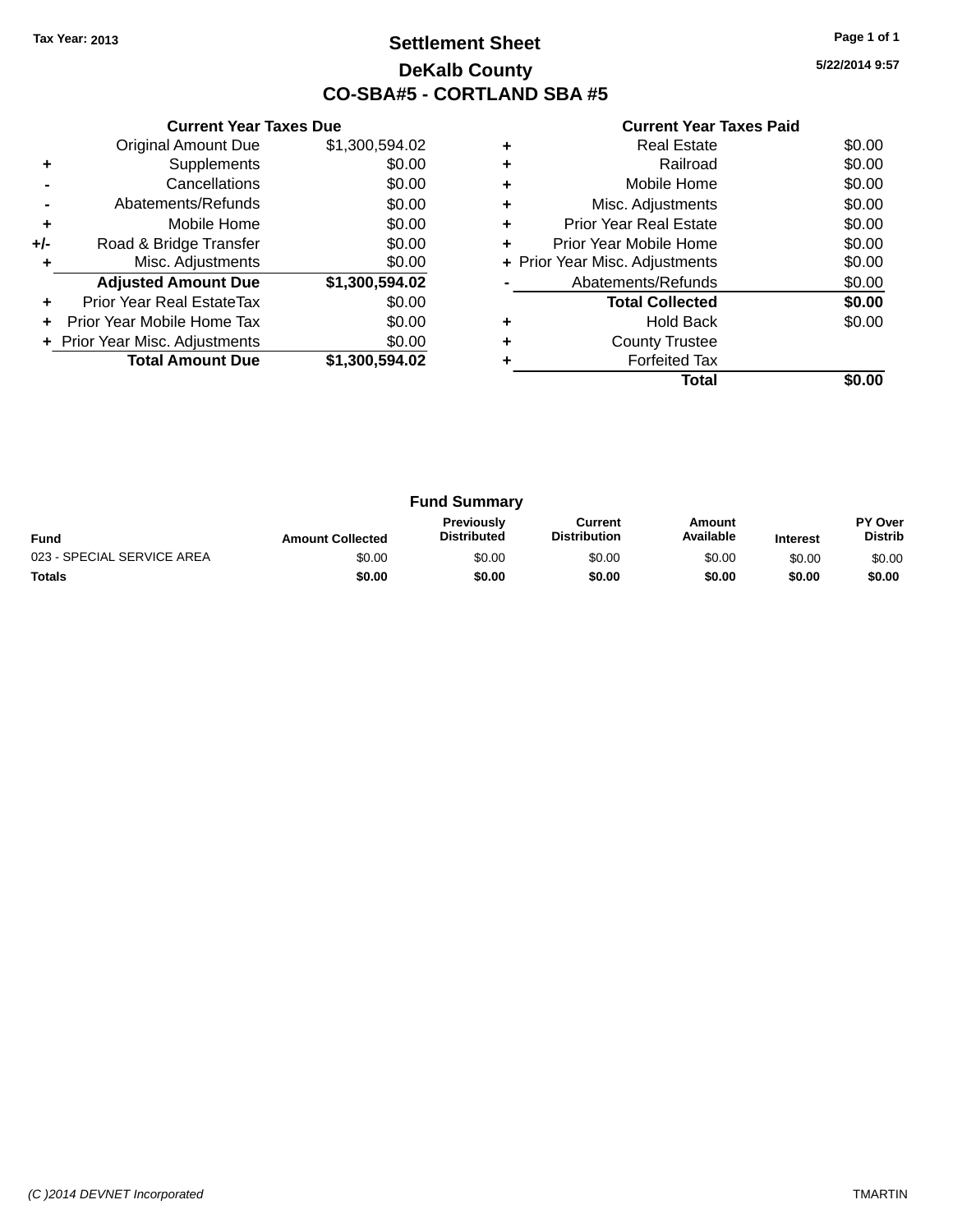Tax Year: 2013

# Settlement Sheet

## DeKalb County

## CO-SBA#5 - CORTLAND SBA #5

5/22/2014 9:57

### Current Year Taxes Due

| | | |
|---|---|---|
| | Original Amount Due | $1,300,594.02 |
| + | Supplements | $0.00 |
| - | Cancellations | $0.00 |
| - | Abatements/Refunds | $0.00 |
| + | Mobile Home | $0.00 |
| +/- | Road & Bridge Transfer | $0.00 |
| + | Misc. Adjustments | $0.00 |
| | **Adjusted Amount Due** | **$1,300,594.02** |
| + | Prior Year Real EstateTax | $0.00 |
| + | Prior Year Mobile Home Tax | $0.00 |
| + | Prior Year Misc. Adjustments | $0.00 |
| | **Total Amount Due** | **$1,300,594.02** |

### Current Year Taxes Paid

| | | |
|---|---|---|
| + | Real Estate | $0.00 |
| + | Railroad | $0.00 |
| + | Mobile Home | $0.00 |
| + | Misc. Adjustments | $0.00 |
| + | Prior Year Real Estate | $0.00 |
| + | Prior Year Mobile Home | $0.00 |
| + | Prior Year Misc. Adjustments | $0.00 |
| - | Abatements/Refunds | $0.00 |
| | **Total Collected** | **$0.00** |
| + | Hold Back | $0.00 |
| + | County Trustee | |
| + | Forfeited Tax | |
| | **Total** | **$0.00** |

### Fund Summary

| Fund | Amount Collected | Previously Distributed | Current Distribution | Amount Available | Interest | PY Over Distrib |
|---|---|---|---|---|---|---|
| 023 - SPECIAL SERVICE AREA | $0.00 | $0.00 | $0.00 | $0.00 | $0.00 | $0.00 |
| **Totals** | **$0.00** | **$0.00** | **$0.00** | **$0.00** | **$0.00** | **$0.00** |

(C )2014 DEVNET Incorporated TMARTIN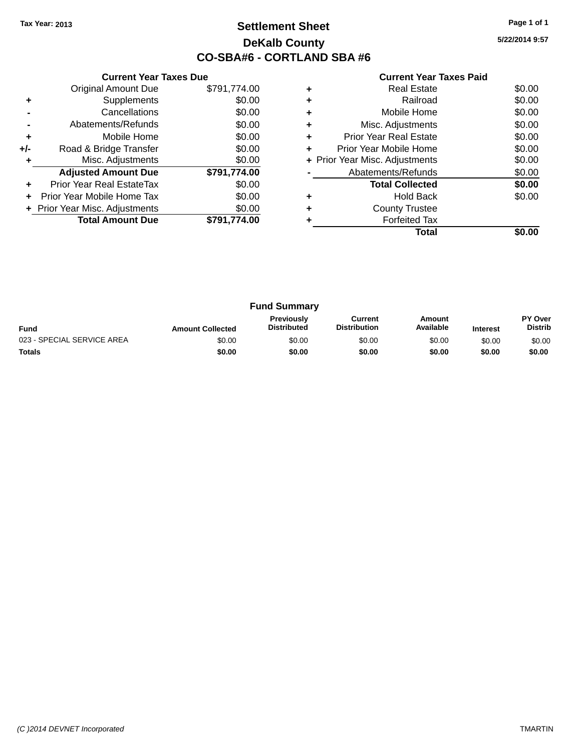Tax Year: 2013

# Settlement Sheet

## DeKalb County

## CO-SBA#6 - CORTLAND SBA #6

5/22/2014 9:57

### Current Year Taxes Due

| | | |
|---|---|---|
| | Original Amount Due | $791,774.00 |
| + | Supplements | $0.00 |
| - | Cancellations | $0.00 |
| - | Abatements/Refunds | $0.00 |
| + | Mobile Home | $0.00 |
| +/- | Road & Bridge Transfer | $0.00 |
| + | Misc. Adjustments | $0.00 |
| | **Adjusted Amount Due** | **$791,774.00** |
| + | Prior Year Real EstateTax | $0.00 |
| + | Prior Year Mobile Home Tax | $0.00 |
| + | Prior Year Misc. Adjustments | $0.00 |
| | **Total Amount Due** | **$791,774.00** |

### Current Year Taxes Paid

| | | |
|---|---|---|
| + | Real Estate | $0.00 |
| + | Railroad | $0.00 |
| + | Mobile Home | $0.00 |
| + | Misc. Adjustments | $0.00 |
| + | Prior Year Real Estate | $0.00 |
| + | Prior Year Mobile Home | $0.00 |
| + | Prior Year Misc. Adjustments | $0.00 |
| - | Abatements/Refunds | $0.00 |
| | **Total Collected** | **$0.00** |
| + | Hold Back | $0.00 |
| + | County Trustee | |
| + | Forfeited Tax | |
| | **Total** | **$0.00** |

### Fund Summary

| Fund | Amount Collected | Previously Distributed | Current Distribution | Amount Available | Interest | PY Over Distrib |
|---|---|---|---|---|---|---|
| 023 - SPECIAL SERVICE AREA | $0.00 | $0.00 | $0.00 | $0.00 | $0.00 | $0.00 |
| **Totals** | **$0.00** | **$0.00** | **$0.00** | **$0.00** | **$0.00** | **$0.00** |

(C )2014 DEVNET Incorporated TMARTIN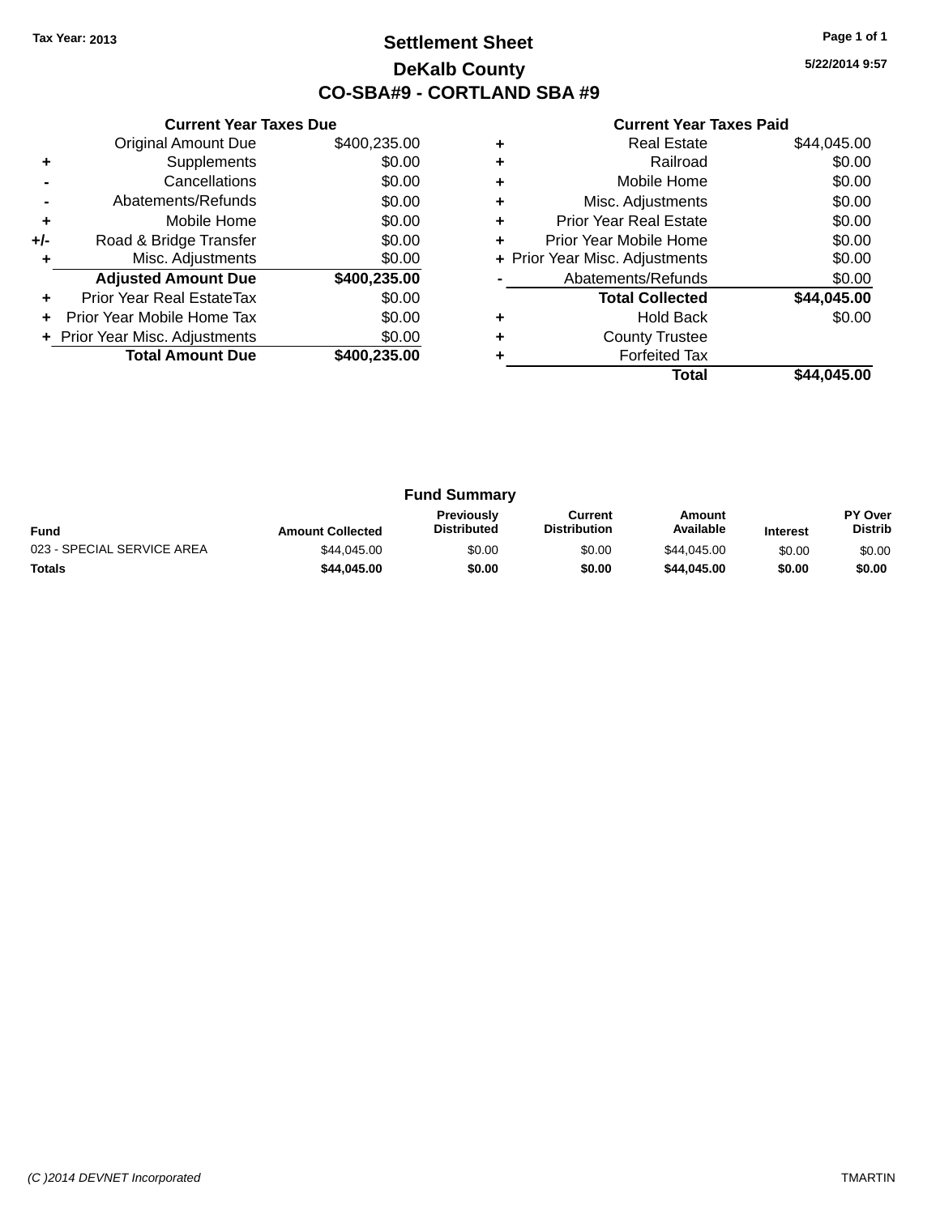Tax Year: 2013

# Settlement Sheet

## DeKalb County

## CO-SBA#9 - CORTLAND SBA #9

5/22/2014 9:57

### Current Year Taxes Due

| | | |
|---|---|---|
| | Original Amount Due | $400,235.00 |
| + | Supplements | $0.00 |
| - | Cancellations | $0.00 |
| - | Abatements/Refunds | $0.00 |
| + | Mobile Home | $0.00 |
| +/- | Road & Bridge Transfer | $0.00 |
| + | Misc. Adjustments | $0.00 |
| | **Adjusted Amount Due** | **$400,235.00** |
| + | Prior Year Real EstateTax | $0.00 |
| + | Prior Year Mobile Home Tax | $0.00 |
| + | Prior Year Misc. Adjustments | $0.00 |
| | **Total Amount Due** | **$400,235.00** |

### Current Year Taxes Paid

| | | |
|---|---|---|
| + | Real Estate | $44,045.00 |
| + | Railroad | $0.00 |
| + | Mobile Home | $0.00 |
| + | Misc. Adjustments | $0.00 |
| + | Prior Year Real Estate | $0.00 |
| + | Prior Year Mobile Home | $0.00 |
| + | Prior Year Misc. Adjustments | $0.00 |
| - | Abatements/Refunds | $0.00 |
| | **Total Collected** | **$44,045.00** |
| + | Hold Back | $0.00 |
| + | County Trustee | |
| + | Forfeited Tax | |
| | **Total** | **$44,045.00** |

### Fund Summary

| Fund | Amount Collected | Previously Distributed | Current Distribution | Amount Available | Interest | PY Over Distrib |
|---|---|---|---|---|---|---|
| 023 - SPECIAL SERVICE AREA | $44,045.00 | $0.00 | $0.00 | $44,045.00 | $0.00 | $0.00 |
| **Totals** | **$44,045.00** | **$0.00** | **$0.00** | **$44,045.00** | **$0.00** | **$0.00** |

(C )2014 DEVNET Incorporated TMARTIN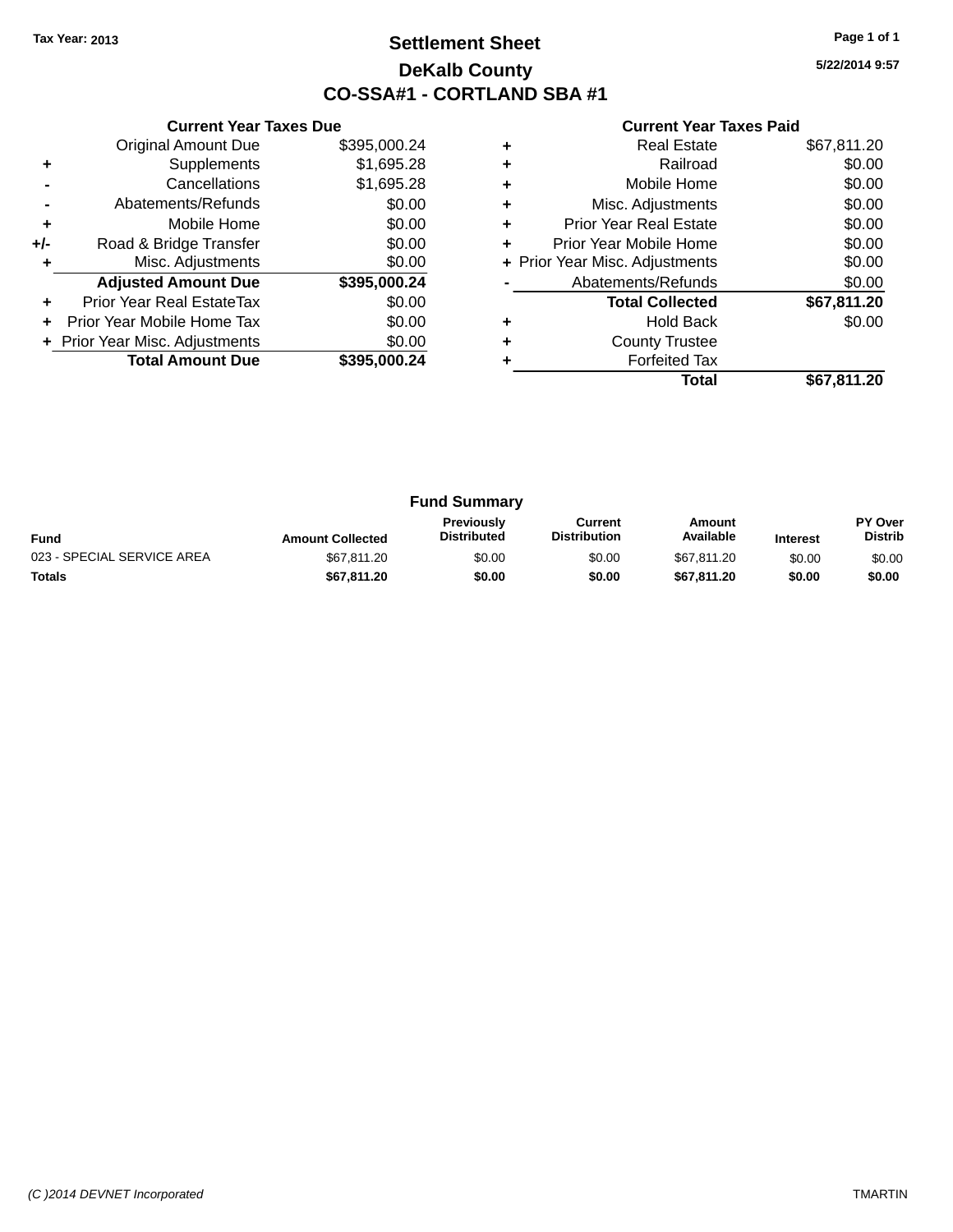Tax Year: 2013

# Settlement Sheet

## DeKalb County

## CO-SSA#1 - CORTLAND SBA #1

5/22/2014 9:57

### Current Year Taxes Due

| | | |
|---|---|---|
| | Original Amount Due | $395,000.24 |
| + | Supplements | $1,695.28 |
| - | Cancellations | $1,695.28 |
| - | Abatements/Refunds | $0.00 |
| + | Mobile Home | $0.00 |
| +/- | Road & Bridge Transfer | $0.00 |
| + | Misc. Adjustments | $0.00 |
| | **Adjusted Amount Due** | **$395,000.24** |
| + | Prior Year Real EstateTax | $0.00 |
| + | Prior Year Mobile Home Tax | $0.00 |
| + | Prior Year Misc. Adjustments | $0.00 |
| | **Total Amount Due** | **$395,000.24** |

### Current Year Taxes Paid

| | | |
|---|---|---|
| + | Real Estate | $67,811.20 |
| + | Railroad | $0.00 |
| + | Mobile Home | $0.00 |
| + | Misc. Adjustments | $0.00 |
| + | Prior Year Real Estate | $0.00 |
| + | Prior Year Mobile Home | $0.00 |
| + | Prior Year Misc. Adjustments | $0.00 |
| - | Abatements/Refunds | $0.00 |
| | **Total Collected** | **$67,811.20** |
| + | Hold Back | $0.00 |
| + | County Trustee | |
| + | Forfeited Tax | |
| | **Total** | **$67,811.20** |

### Fund Summary

| Fund | Amount Collected | Previously Distributed | Current Distribution | Amount Available | Interest | PY Over Distrib |
|---|---|---|---|---|---|---|
| 023 - SPECIAL SERVICE AREA | $67,811.20 | $0.00 | $0.00 | $67,811.20 | $0.00 | $0.00 |
| **Totals** | **$67,811.20** | **$0.00** | **$0.00** | **$67,811.20** | **$0.00** | **$0.00** |

(C )2014 DEVNET Incorporated TMARTIN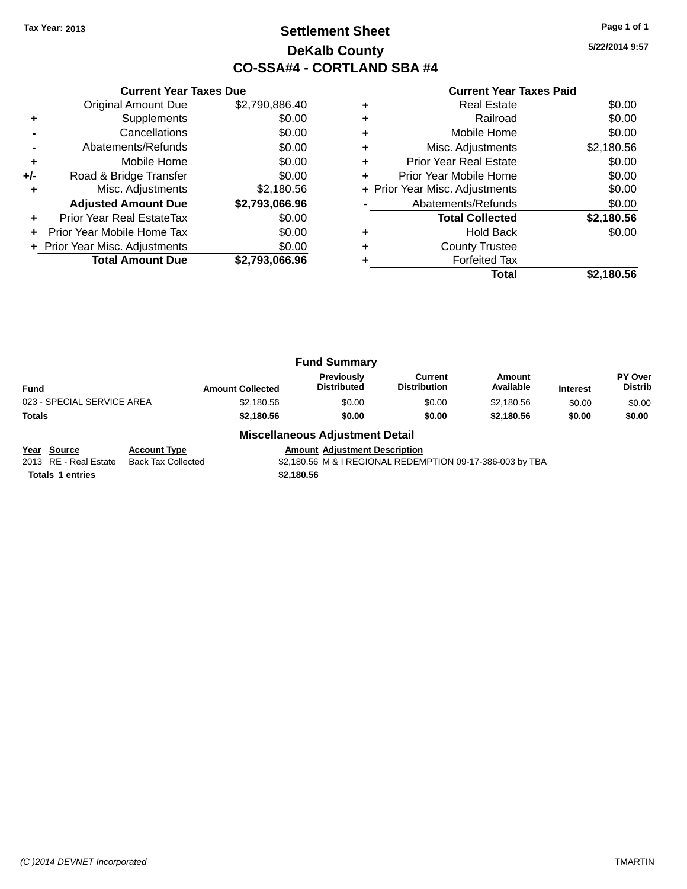Tax Year: 2013

# Settlement Sheet

## DeKalb County

## CO-SSA#4 - CORTLAND SBA #4

5/22/2014 9:57

### Current Year Taxes Due

| | | |
|---|---|---|
| | Original Amount Due | $2,790,886.40 |
| + | Supplements | $0.00 |
| - | Cancellations | $0.00 |
| - | Abatements/Refunds | $0.00 |
| + | Mobile Home | $0.00 |
| +/- | Road & Bridge Transfer | $0.00 |
| + | Misc. Adjustments | $2,180.56 |
| | **Adjusted Amount Due** | **$2,793,066.96** |
| + | Prior Year Real EstateTax | $0.00 |
| + | Prior Year Mobile Home Tax | $0.00 |
| + | Prior Year Misc. Adjustments | $0.00 |
| | **Total Amount Due** | **$2,793,066.96** |

### Current Year Taxes Paid

| | | |
|---|---|---|
| + | Real Estate | $0.00 |
| + | Railroad | $0.00 |
| + | Mobile Home | $0.00 |
| + | Misc. Adjustments | $2,180.56 |
| + | Prior Year Real Estate | $0.00 |
| + | Prior Year Mobile Home | $0.00 |
| + | Prior Year Misc. Adjustments | $0.00 |
| - | Abatements/Refunds | $0.00 |
| | **Total Collected** | **$2,180.56** |
| + | Hold Back | $0.00 |
| + | County Trustee | |
| + | Forfeited Tax | |
| | **Total** | **$2,180.56** |

### Fund Summary

| Fund | Amount Collected | Previously Distributed | Current Distribution | Amount Available | Interest | PY Over Distrib |
|---|---|---|---|---|---|---|
| 023 - SPECIAL SERVICE AREA | $2,180.56 | $0.00 | $0.00 | $2,180.56 | $0.00 | $0.00 |
| **Totals** | **$2,180.56** | **$0.00** | **$0.00** | **$2,180.56** | **$0.00** | **$0.00** |

### Miscellaneous Adjustment Detail

| Year | Source | Account Type | Amount | Adjustment Description |
|---|---|---|---|---|
| 2013 | RE - Real Estate | Back Tax Collected | $2,180.56 | M & I REGIONAL REDEMPTION 09-17-386-003 by TBA |
| **Totals** | **1 entries** | | **$2,180.56** | |

(C )2014 DEVNET Incorporated TMARTIN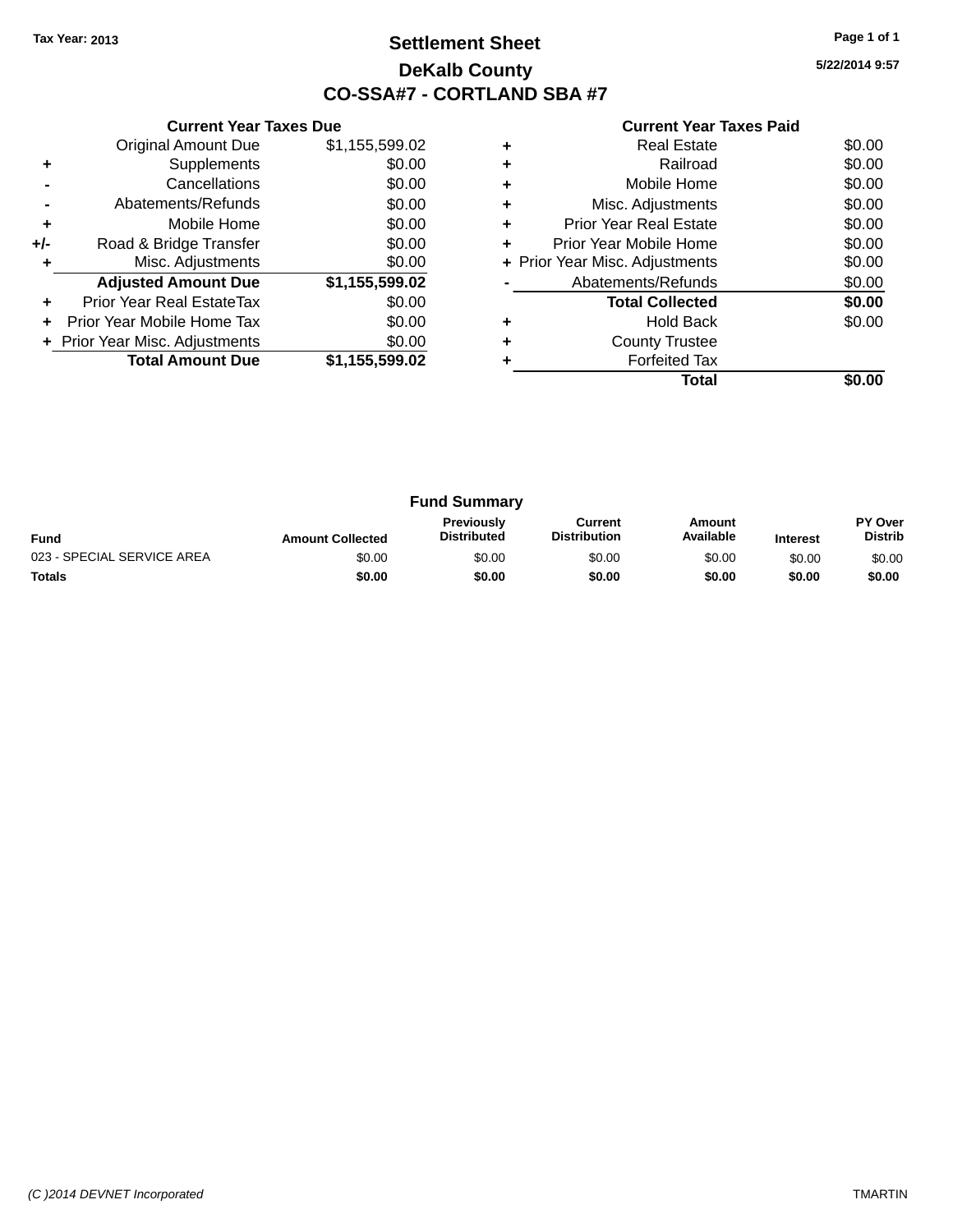Tax Year: 2013

# Settlement Sheet

## DeKalb County

## CO-SSA#7 - CORTLAND SBA #7

5/22/2014 9:57

### Current Year Taxes Due

| | | |
|---|---|---|
| | Original Amount Due | $1,155,599.02 |
| + | Supplements | $0.00 |
| - | Cancellations | $0.00 |
| - | Abatements/Refunds | $0.00 |
| + | Mobile Home | $0.00 |
| +/- | Road & Bridge Transfer | $0.00 |
| + | Misc. Adjustments | $0.00 |
| | **Adjusted Amount Due** | **$1,155,599.02** |
| + | Prior Year Real EstateTax | $0.00 |
| + | Prior Year Mobile Home Tax | $0.00 |
| + | Prior Year Misc. Adjustments | $0.00 |
| | **Total Amount Due** | **$1,155,599.02** |

### Current Year Taxes Paid

| | | |
|---|---|---|
| + | Real Estate | $0.00 |
| + | Railroad | $0.00 |
| + | Mobile Home | $0.00 |
| + | Misc. Adjustments | $0.00 |
| + | Prior Year Real Estate | $0.00 |
| + | Prior Year Mobile Home | $0.00 |
| + | Prior Year Misc. Adjustments | $0.00 |
| - | Abatements/Refunds | $0.00 |
| | **Total Collected** | **$0.00** |
| + | Hold Back | $0.00 |
| + | County Trustee | |
| + | Forfeited Tax | |
| | **Total** | **$0.00** |

### Fund Summary

| Fund | Amount Collected | Previously Distributed | Current Distribution | Amount Available | Interest | PY Over Distrib |
|---|---|---|---|---|---|---|
| 023 - SPECIAL SERVICE AREA | $0.00 | $0.00 | $0.00 | $0.00 | $0.00 | $0.00 |
| **Totals** | **$0.00** | **$0.00** | **$0.00** | **$0.00** | **$0.00** | **$0.00** |

(C )2014 DEVNET Incorporated TMARTIN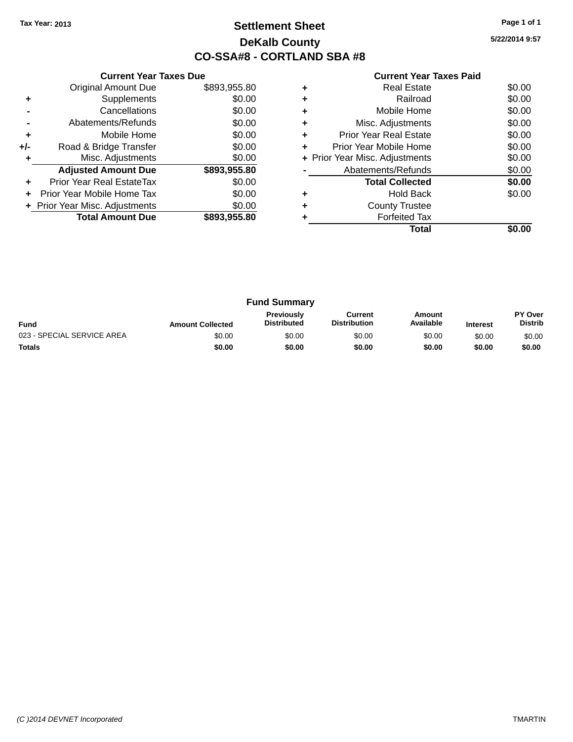**Tax Year: 2013**

# Settlement Sheet

## DeKalb County

## CO-SSA#8 - CORTLAND SBA #8

5/22/2014 9:57

### Current Year Taxes Due

| | | |
|---|---|---|
| | Original Amount Due | $893,955.80 |
| + | Supplements | $0.00 |
| - | Cancellations | $0.00 |
| - | Abatements/Refunds | $0.00 |
| + | Mobile Home | $0.00 |
| +/- | Road & Bridge Transfer | $0.00 |
| + | Misc. Adjustments | $0.00 |
| | **Adjusted Amount Due** | **$893,955.80** |
| + | Prior Year Real EstateTax | $0.00 |
| + | Prior Year Mobile Home Tax | $0.00 |
| + | Prior Year Misc. Adjustments | $0.00 |
| | **Total Amount Due** | **$893,955.80** |

### Current Year Taxes Paid

| | | |
|---|---|---|
| + | Real Estate | $0.00 |
| + | Railroad | $0.00 |
| + | Mobile Home | $0.00 |
| + | Misc. Adjustments | $0.00 |
| + | Prior Year Real Estate | $0.00 |
| + | Prior Year Mobile Home | $0.00 |
| + | Prior Year Misc. Adjustments | $0.00 |
| - | Abatements/Refunds | $0.00 |
| | **Total Collected** | **$0.00** |
| + | Hold Back | $0.00 |
| + | County Trustee | |
| + | Forfeited Tax | |
| | **Total** | **$0.00** |

### Fund Summary

| Fund | Amount Collected | Previously Distributed | Current Distribution | Amount Available | Interest | PY Over Distrib |
|---|---|---|---|---|---|---|
| 023 - SPECIAL SERVICE AREA | $0.00 | $0.00 | $0.00 | $0.00 | $0.00 | $0.00 |
| **Totals** | **$0.00** | **$0.00** | **$0.00** | **$0.00** | **$0.00** | **$0.00** |

*(C )2014 DEVNET Incorporated* TMARTIN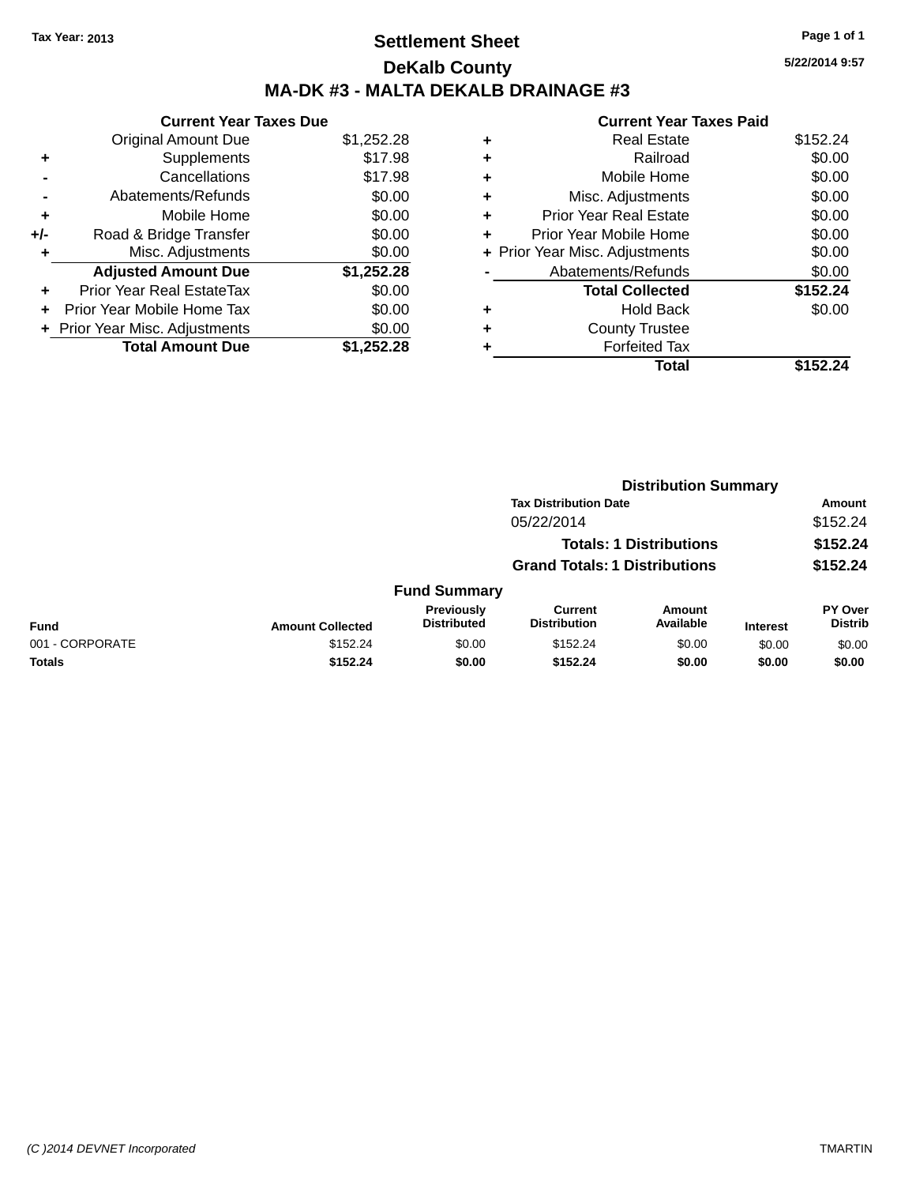Tax Year: 2013

# Settlement Sheet

## DeKalb County

## MA-DK #3 - MALTA DEKALB DRAINAGE #3

5/22/2014 9:57

### Current Year Taxes Due

| | | |
|---|---|---|
| | Original Amount Due | $1,252.28 |
| + | Supplements | $17.98 |
| - | Cancellations | $17.98 |
| - | Abatements/Refunds | $0.00 |
| + | Mobile Home | $0.00 |
| +/- | Road & Bridge Transfer | $0.00 |
| + | Misc. Adjustments | $0.00 |
| | **Adjusted Amount Due** | **$1,252.28** |
| + | Prior Year Real EstateTax | $0.00 |
| + | Prior Year Mobile Home Tax | $0.00 |
| + | Prior Year Misc. Adjustments | $0.00 |
| | **Total Amount Due** | **$1,252.28** |

### Current Year Taxes Paid

| | | |
|---|---|---|
| + | Real Estate | $152.24 |
| + | Railroad | $0.00 |
| + | Mobile Home | $0.00 |
| + | Misc. Adjustments | $0.00 |
| + | Prior Year Real Estate | $0.00 |
| + | Prior Year Mobile Home | $0.00 |
| + | Prior Year Misc. Adjustments | $0.00 |
| - | Abatements/Refunds | $0.00 |
| | **Total Collected** | **$152.24** |
| + | Hold Back | $0.00 |
| + | County Trustee | |
| + | Forfeited Tax | |
| | **Total** | **$152.24** |

### Distribution Summary

| Tax Distribution Date | Amount |
|---|---|
| 05/22/2014 | $152.24 |
| **Totals: 1 Distributions** | **$152.24** |
| **Grand Totals: 1 Distributions** | **$152.24** |

### Fund Summary

| Fund | Amount Collected | Previously Distributed | Current Distribution | Amount Available | Interest | PY Over Distrib |
|---|---|---|---|---|---|---|
| 001 - CORPORATE | $152.24 | $0.00 | $152.24 | $0.00 | $0.00 | $0.00 |
| **Totals** | **$152.24** | **$0.00** | **$152.24** | **$0.00** | **$0.00** | **$0.00** |

(C )2014 DEVNET Incorporated

TMARTIN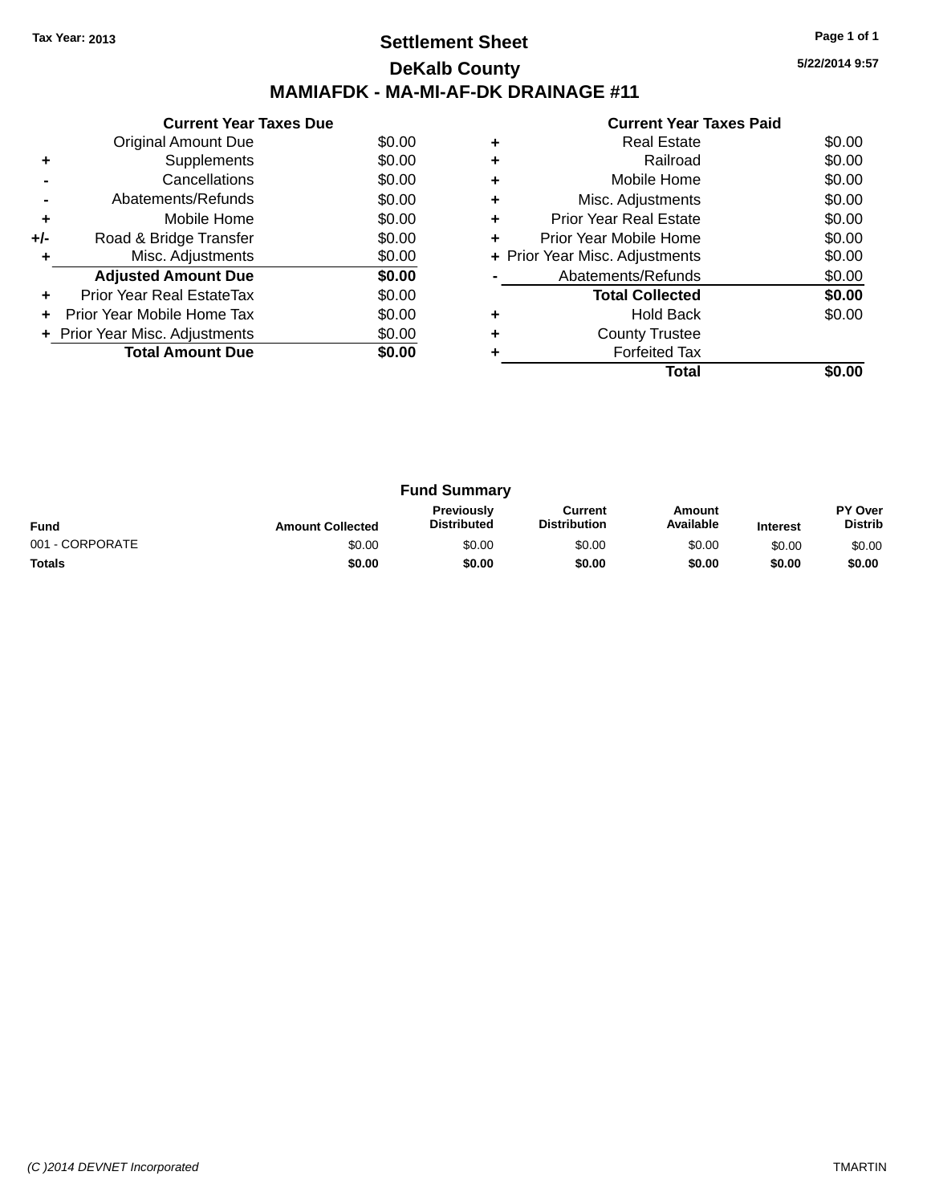Tax Year: 2013

# Settlement Sheet

## DeKalb County

## MAMIAFDK - MA-MI-AF-DK DRAINAGE #11

5/22/2014 9:57

### Current Year Taxes Due

| | | |
|---|---|---|
| | Original Amount Due | $0.00 |
| + | Supplements | $0.00 |
| - | Cancellations | $0.00 |
| - | Abatements/Refunds | $0.00 |
| + | Mobile Home | $0.00 |
| +/- | Road & Bridge Transfer | $0.00 |
| + | Misc. Adjustments | $0.00 |
| | **Adjusted Amount Due** | **$0.00** |
| + | Prior Year Real EstateTax | $0.00 |
| + | Prior Year Mobile Home Tax | $0.00 |
| + | Prior Year Misc. Adjustments | $0.00 |
| | **Total Amount Due** | **$0.00** |

### Current Year Taxes Paid

| | | |
|---|---|---|
| + | Real Estate | $0.00 |
| + | Railroad | $0.00 |
| + | Mobile Home | $0.00 |
| + | Misc. Adjustments | $0.00 |
| + | Prior Year Real Estate | $0.00 |
| + | Prior Year Mobile Home | $0.00 |
| + | Prior Year Misc. Adjustments | $0.00 |
| - | Abatements/Refunds | $0.00 |
| | **Total Collected** | **$0.00** |
| + | Hold Back | $0.00 |
| + | County Trustee | |
| + | Forfeited Tax | |
| | **Total** | **$0.00** |

### Fund Summary

| Fund | Amount Collected | Previously Distributed | Current Distribution | Amount Available | Interest | PY Over Distrib |
|---|---|---|---|---|---|---|
| 001 - CORPORATE | $0.00 | $0.00 | $0.00 | $0.00 | $0.00 | $0.00 |
| **Totals** | **$0.00** | **$0.00** | **$0.00** | **$0.00** | **$0.00** | **$0.00** |

(C )2014 DEVNET Incorporated TMARTIN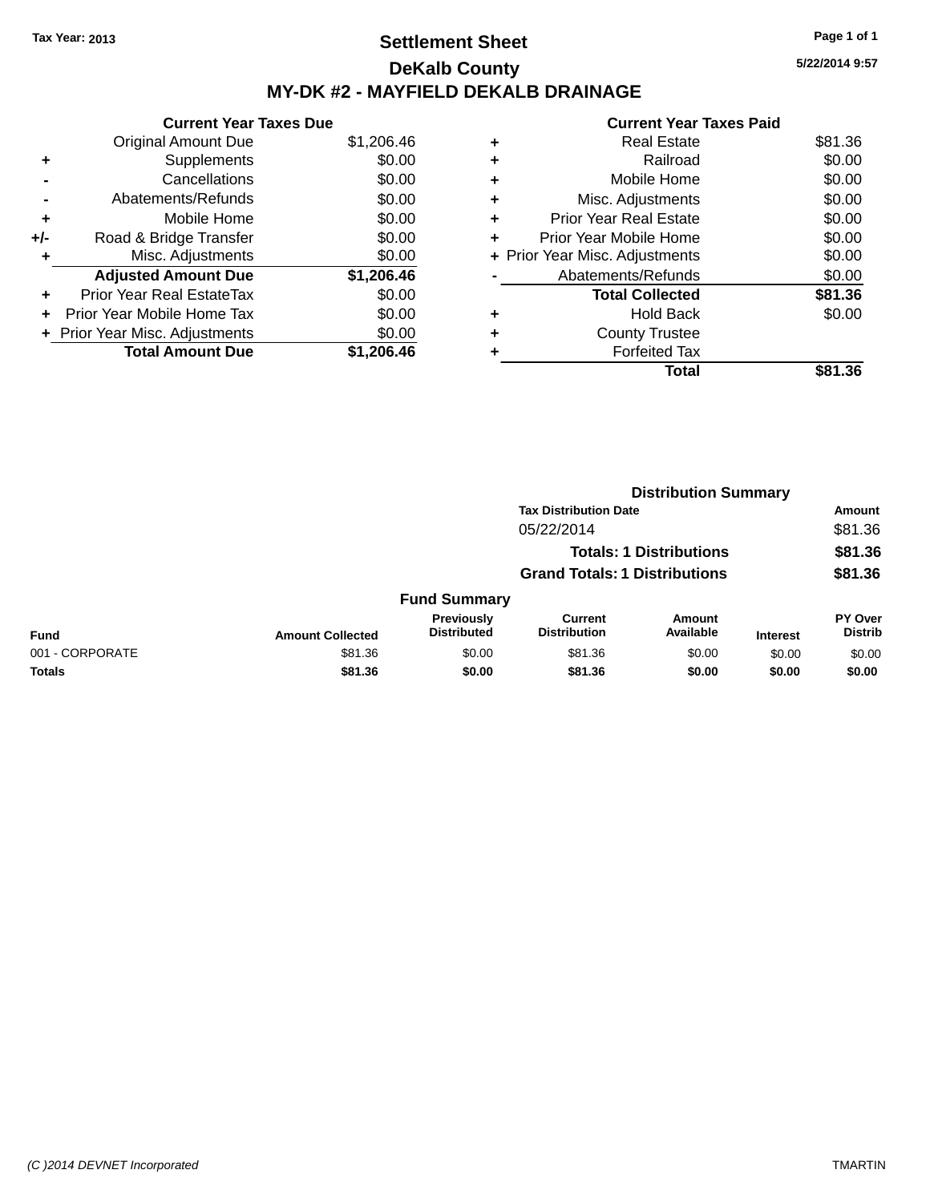Tax Year: 2013

# Settlement Sheet

## DeKalb County

## MY-DK #2 - MAYFIELD DEKALB DRAINAGE

5/22/2014 9:57

### Current Year Taxes Due

| | | |
|---|---|---|
| | Original Amount Due | $1,206.46 |
| + | Supplements | $0.00 |
| - | Cancellations | $0.00 |
| - | Abatements/Refunds | $0.00 |
| + | Mobile Home | $0.00 |
| +/- | Road & Bridge Transfer | $0.00 |
| + | Misc. Adjustments | $0.00 |
| | **Adjusted Amount Due** | **$1,206.46** |
| + | Prior Year Real EstateTax | $0.00 |
| + | Prior Year Mobile Home Tax | $0.00 |
| + | Prior Year Misc. Adjustments | $0.00 |
| | **Total Amount Due** | **$1,206.46** |

### Current Year Taxes Paid

| | | |
|---|---|---|
| + | Real Estate | $81.36 |
| + | Railroad | $0.00 |
| + | Mobile Home | $0.00 |
| + | Misc. Adjustments | $0.00 |
| + | Prior Year Real Estate | $0.00 |
| + | Prior Year Mobile Home | $0.00 |
| + | Prior Year Misc. Adjustments | $0.00 |
| - | Abatements/Refunds | $0.00 |
| | **Total Collected** | **$81.36** |
| + | Hold Back | $0.00 |
| + | County Trustee | |
| + | Forfeited Tax | |
| | **Total** | **$81.36** |

### Distribution Summary

| Tax Distribution Date | Amount |
|---|---|
| 05/22/2014 | $81.36 |
| **Totals: 1 Distributions** | **$81.36** |
| **Grand Totals: 1 Distributions** | **$81.36** |

### Fund Summary

| Fund | Amount Collected | Previously Distributed | Current Distribution | Amount Available | Interest | PY Over Distrib |
|---|---|---|---|---|---|---|
| 001 - CORPORATE | $81.36 | $0.00 | $81.36 | $0.00 | $0.00 | $0.00 |
| **Totals** | **$81.36** | **$0.00** | **$81.36** | **$0.00** | **$0.00** | **$0.00** |

(C )2014 DEVNET Incorporated TMARTIN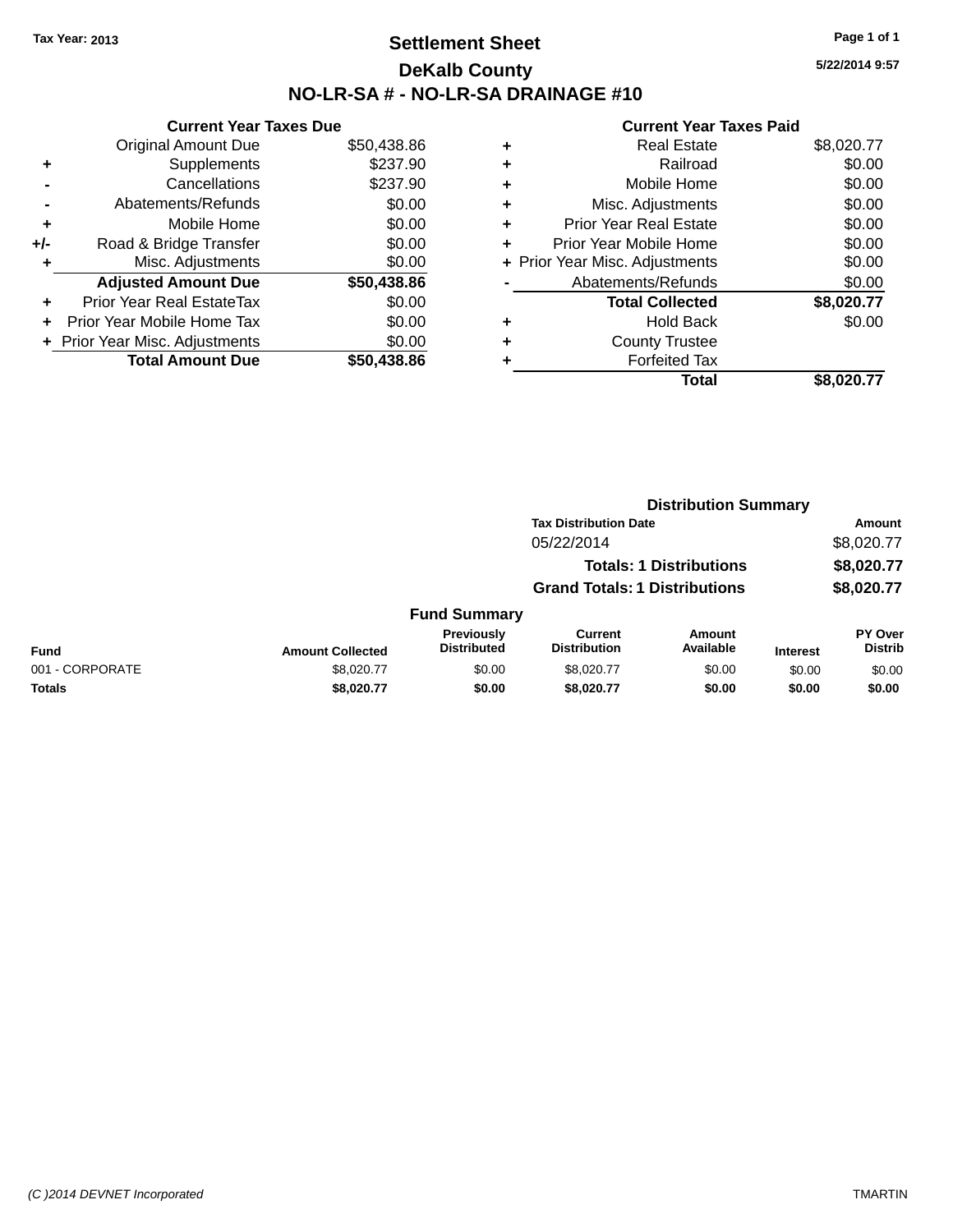Tax Year: 2013

# Settlement Sheet

## DeKalb County

## NO-LR-SA # - NO-LR-SA DRAINAGE #10

5/22/2014 9:57

### Current Year Taxes Due

| | | |
|---|---|---|
| | Original Amount Due | $50,438.86 |
| + | Supplements | $237.90 |
| - | Cancellations | $237.90 |
| - | Abatements/Refunds | $0.00 |
| + | Mobile Home | $0.00 |
| +/- | Road & Bridge Transfer | $0.00 |
| + | Misc. Adjustments | $0.00 |
| | **Adjusted Amount Due** | **$50,438.86** |
| + | Prior Year Real EstateTax | $0.00 |
| + | Prior Year Mobile Home Tax | $0.00 |
| + | Prior Year Misc. Adjustments | $0.00 |
| | **Total Amount Due** | **$50,438.86** |

### Current Year Taxes Paid

| | | |
|---|---|---|
| + | Real Estate | $8,020.77 |
| + | Railroad | $0.00 |
| + | Mobile Home | $0.00 |
| + | Misc. Adjustments | $0.00 |
| + | Prior Year Real Estate | $0.00 |
| + | Prior Year Mobile Home | $0.00 |
| + | Prior Year Misc. Adjustments | $0.00 |
| - | Abatements/Refunds | $0.00 |
| | **Total Collected** | **$8,020.77** |
| + | Hold Back | $0.00 |
| + | County Trustee | |
| + | Forfeited Tax | |
| | **Total** | **$8,020.77** |

### Distribution Summary

| Tax Distribution Date | Amount |
|---|---|
| 05/22/2014 | $8,020.77 |
| **Totals: 1 Distributions** | **$8,020.77** |
| **Grand Totals: 1 Distributions** | **$8,020.77** |

### Fund Summary

| Fund | Amount Collected | Previously Distributed | Current Distribution | Amount Available | Interest | PY Over Distrib |
|---|---|---|---|---|---|---|
| 001 - CORPORATE | $8,020.77 | $0.00 | $8,020.77 | $0.00 | $0.00 | $0.00 |
| **Totals** | **$8,020.77** | **$0.00** | **$8,020.77** | **$0.00** | **$0.00** | **$0.00** |

(C )2014 DEVNET Incorporated TMARTIN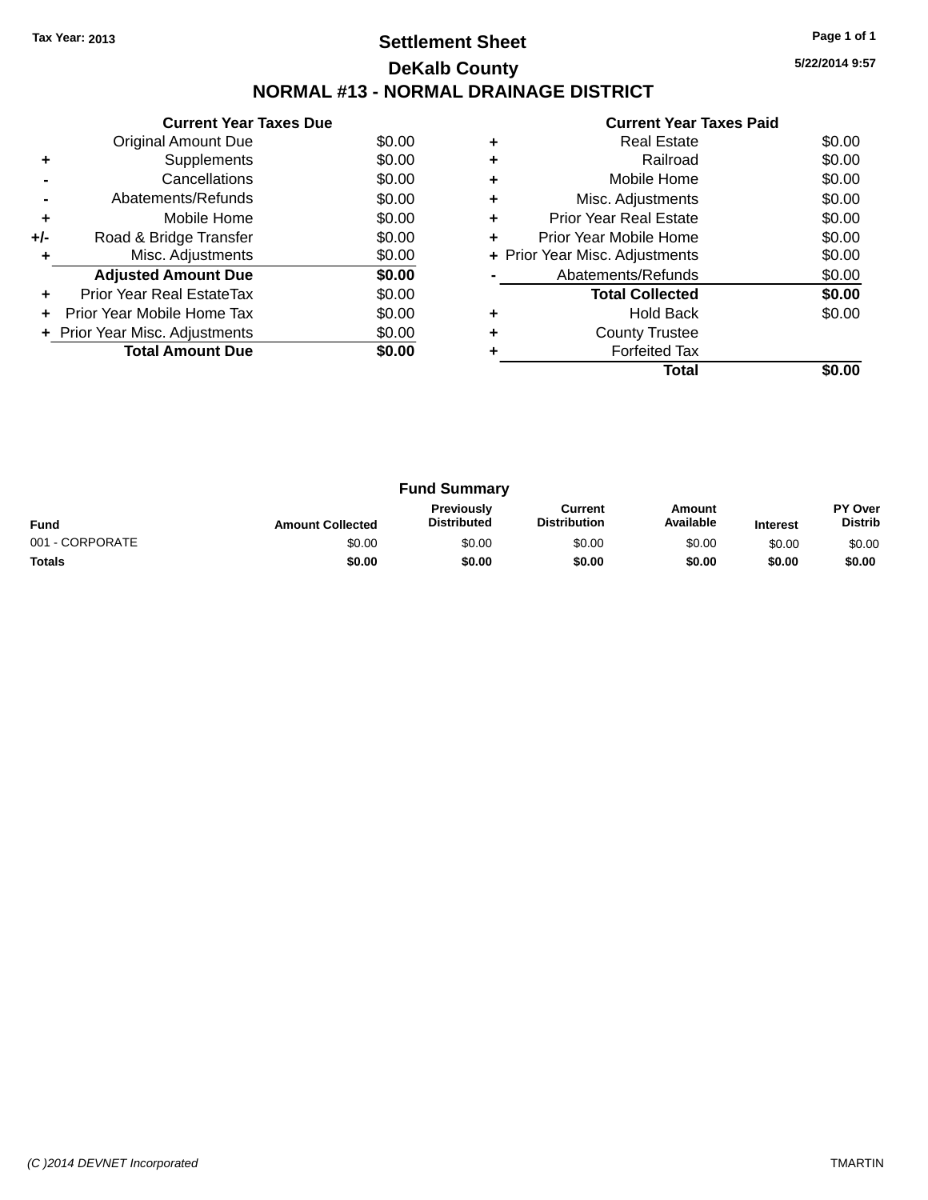Tax Year: 2013

# Settlement Sheet

# DeKalb County

# NORMAL #13 - NORMAL DRAINAGE DISTRICT

5/22/2014 9:57

### Current Year Taxes Due

| | | |
|---|---|---|
| | Original Amount Due | $0.00 |
| + | Supplements | $0.00 |
| - | Cancellations | $0.00 |
| - | Abatements/Refunds | $0.00 |
| + | Mobile Home | $0.00 |
| +/- | Road & Bridge Transfer | $0.00 |
| + | Misc. Adjustments | $0.00 |
| | **Adjusted Amount Due** | **$0.00** |
| + | Prior Year Real EstateTax | $0.00 |
| + | Prior Year Mobile Home Tax | $0.00 |
| + | Prior Year Misc. Adjustments | $0.00 |
| | **Total Amount Due** | **$0.00** |

### Current Year Taxes Paid

| | | |
|---|---|---|
| + | Real Estate | $0.00 |
| + | Railroad | $0.00 |
| + | Mobile Home | $0.00 |
| + | Misc. Adjustments | $0.00 |
| + | Prior Year Real Estate | $0.00 |
| + | Prior Year Mobile Home | $0.00 |
| + | Prior Year Misc. Adjustments | $0.00 |
| - | Abatements/Refunds | $0.00 |
| | **Total Collected** | **$0.00** |
| + | Hold Back | $0.00 |
| + | County Trustee | |
| + | Forfeited Tax | |
| | **Total** | **$0.00** |

### Fund Summary

| Fund | Amount Collected | Previously Distributed | Current Distribution | Amount Available | Interest | PY Over Distrib |
|---|---|---|---|---|---|---|
| 001 - CORPORATE | $0.00 | $0.00 | $0.00 | $0.00 | $0.00 | $0.00 |
| **Totals** | **$0.00** | **$0.00** | **$0.00** | **$0.00** | **$0.00** | **$0.00** |

(C )2014 DEVNET Incorporated TMARTIN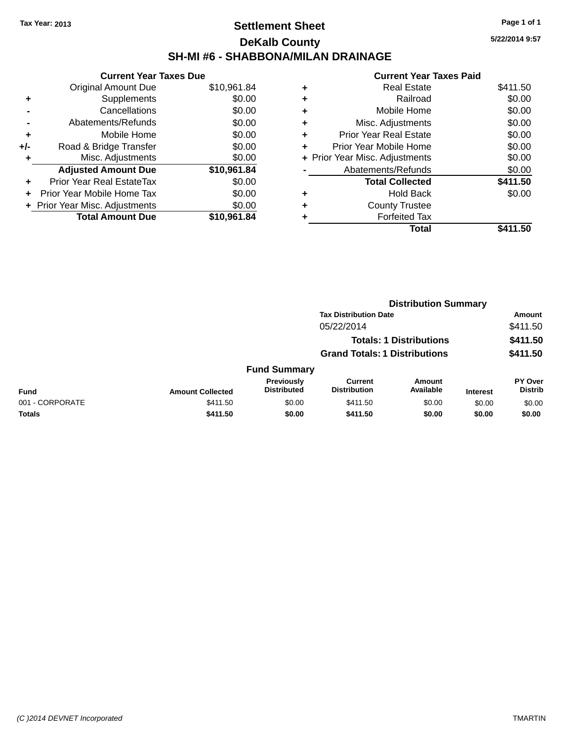Tax Year: 2013

# Settlement Sheet

## DeKalb County

## SH-MI #6 - SHABBONA/MILAN DRAINAGE

5/22/2014 9:57

### Current Year Taxes Due

| | | |
|---|---|---|
| | Original Amount Due | $10,961.84 |
| + | Supplements | $0.00 |
| - | Cancellations | $0.00 |
| - | Abatements/Refunds | $0.00 |
| + | Mobile Home | $0.00 |
| +/- | Road & Bridge Transfer | $0.00 |
| + | Misc. Adjustments | $0.00 |
| | **Adjusted Amount Due** | **$10,961.84** |
| + | Prior Year Real EstateTax | $0.00 |
| + | Prior Year Mobile Home Tax | $0.00 |
| + | Prior Year Misc. Adjustments | $0.00 |
| | **Total Amount Due** | **$10,961.84** |

### Current Year Taxes Paid

| | | |
|---|---|---|
| + | Real Estate | $411.50 |
| + | Railroad | $0.00 |
| + | Mobile Home | $0.00 |
| + | Misc. Adjustments | $0.00 |
| + | Prior Year Real Estate | $0.00 |
| + | Prior Year Mobile Home | $0.00 |
| + | Prior Year Misc. Adjustments | $0.00 |
| - | Abatements/Refunds | $0.00 |
| | **Total Collected** | **$411.50** |
| + | Hold Back | $0.00 |
| + | County Trustee | |
| + | Forfeited Tax | |
| | **Total** | **$411.50** |

### Distribution Summary

| Tax Distribution Date | Amount |
|---|---|
| 05/22/2014 | $411.50 |
| **Totals: 1 Distributions** | **$411.50** |
| **Grand Totals: 1 Distributions** | **$411.50** |

### Fund Summary

| Fund | Amount Collected | Previously Distributed | Current Distribution | Amount Available | Interest | PY Over Distrib |
|---|---|---|---|---|---|---|
| 001 - CORPORATE | $411.50 | $0.00 | $411.50 | $0.00 | $0.00 | $0.00 |
| **Totals** | **$411.50** | **$0.00** | **$411.50** | **$0.00** | **$0.00** | **$0.00** |

(C )2014 DEVNET Incorporated

TMARTIN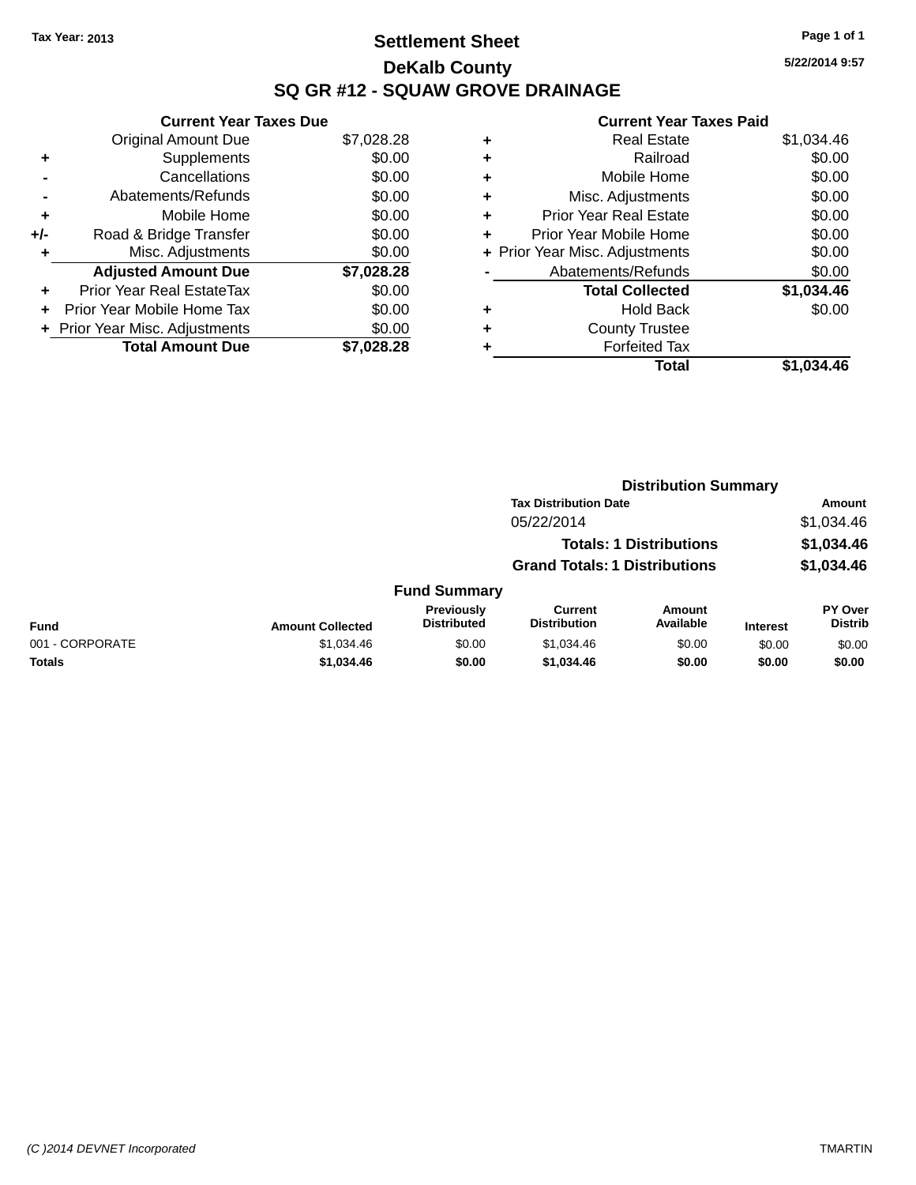Tax Year: 2013

# Settlement Sheet

## DeKalb County

## SQ GR #12 - SQUAW GROVE DRAINAGE

5/22/2014 9:57

### Current Year Taxes Due

| | | |
|---|---|---|
| | Original Amount Due | $7,028.28 |
| + | Supplements | $0.00 |
| - | Cancellations | $0.00 |
| - | Abatements/Refunds | $0.00 |
| + | Mobile Home | $0.00 |
| +/- | Road & Bridge Transfer | $0.00 |
| + | Misc. Adjustments | $0.00 |
| | **Adjusted Amount Due** | **$7,028.28** |
| + | Prior Year Real EstateTax | $0.00 |
| + | Prior Year Mobile Home Tax | $0.00 |
| + | Prior Year Misc. Adjustments | $0.00 |
| | **Total Amount Due** | **$7,028.28** |

### Current Year Taxes Paid

| | | |
|---|---|---|
| + | Real Estate | $1,034.46 |
| + | Railroad | $0.00 |
| + | Mobile Home | $0.00 |
| + | Misc. Adjustments | $0.00 |
| + | Prior Year Real Estate | $0.00 |
| + | Prior Year Mobile Home | $0.00 |
| + | Prior Year Misc. Adjustments | $0.00 |
| - | Abatements/Refunds | $0.00 |
| | **Total Collected** | **$1,034.46** |
| + | Hold Back | $0.00 |
| + | County Trustee | |
| + | Forfeited Tax | |
| | **Total** | **$1,034.46** |

### Distribution Summary

| Tax Distribution Date | Amount |
|---|---|
| 05/22/2014 | $1,034.46 |
| **Totals: 1 Distributions** | **$1,034.46** |
| **Grand Totals: 1 Distributions** | **$1,034.46** |

### Fund Summary

| Fund | Amount Collected | Previously Distributed | Current Distribution | Amount Available | Interest | PY Over Distrib |
|---|---|---|---|---|---|---|
| 001 - CORPORATE | $1,034.46 | $0.00 | $1,034.46 | $0.00 | $0.00 | $0.00 |
| **Totals** | **$1,034.46** | **$0.00** | **$1,034.46** | **$0.00** | **$0.00** | **$0.00** |

(C )2014 DEVNET Incorporated TMARTIN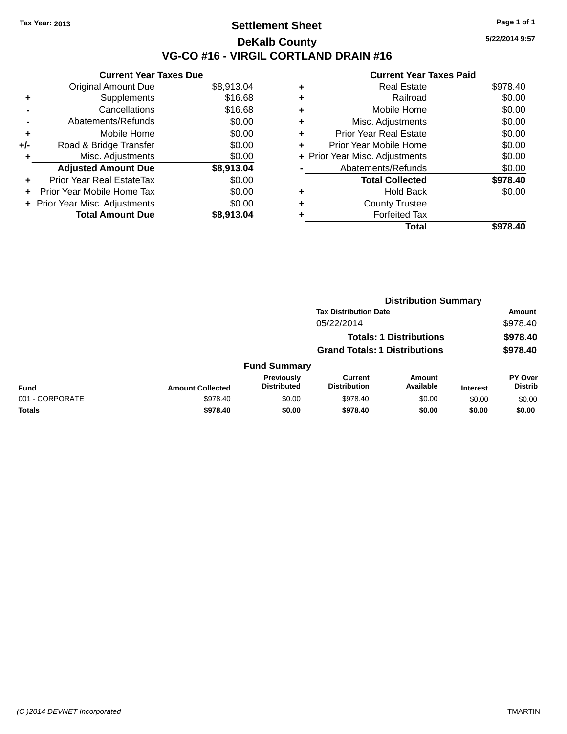Tax Year: 2013

# Settlement Sheet

## DeKalb County

## VG-CO #16 - VIRGIL CORTLAND DRAIN #16

5/22/2014 9:57

### Current Year Taxes Due

| | | |
|---|---|---|
| | Original Amount Due | $8,913.04 |
| + | Supplements | $16.68 |
| - | Cancellations | $16.68 |
| - | Abatements/Refunds | $0.00 |
| + | Mobile Home | $0.00 |
| +/- | Road & Bridge Transfer | $0.00 |
| + | Misc. Adjustments | $0.00 |
| | **Adjusted Amount Due** | **$8,913.04** |
| + | Prior Year Real EstateTax | $0.00 |
| + | Prior Year Mobile Home Tax | $0.00 |
| + | Prior Year Misc. Adjustments | $0.00 |
| | **Total Amount Due** | **$8,913.04** |

### Current Year Taxes Paid

| | | |
|---|---|---|
| + | Real Estate | $978.40 |
| + | Railroad | $0.00 |
| + | Mobile Home | $0.00 |
| + | Misc. Adjustments | $0.00 |
| + | Prior Year Real Estate | $0.00 |
| + | Prior Year Mobile Home | $0.00 |
| + | Prior Year Misc. Adjustments | $0.00 |
| - | Abatements/Refunds | $0.00 |
| | **Total Collected** | **$978.40** |
| + | Hold Back | $0.00 |
| + | County Trustee | |
| + | Forfeited Tax | |
| | **Total** | **$978.40** |

### Distribution Summary

| Tax Distribution Date | Amount |
|---|---|
| 05/22/2014 | $978.40 |
| **Totals: 1 Distributions** | **$978.40** |
| **Grand Totals: 1 Distributions** | **$978.40** |

### Fund Summary

| Fund | Amount Collected | Previously Distributed | Current Distribution | Amount Available | Interest | PY Over Distrib |
|---|---|---|---|---|---|---|
| 001 - CORPORATE | $978.40 | $0.00 | $978.40 | $0.00 | $0.00 | $0.00 |
| **Totals** | **$978.40** | **$0.00** | **$978.40** | **$0.00** | **$0.00** | **$0.00** |

(C )2014 DEVNET Incorporated TMARTIN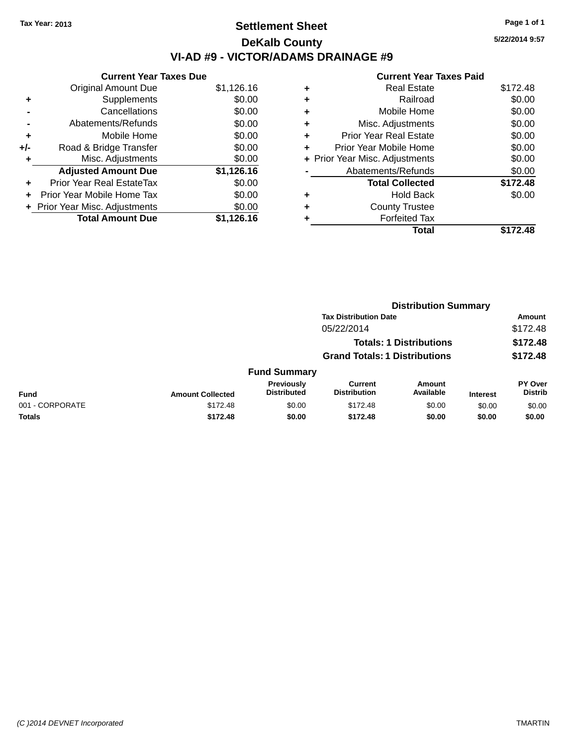Tax Year: 2013

# Settlement Sheet

## DeKalb County

## VI-AD #9 - VICTOR/ADAMS DRAINAGE #9

5/22/2014 9:57

### Current Year Taxes Due

| | | |
|---|---|---|
| | Original Amount Due | $1,126.16 |
| + | Supplements | $0.00 |
| - | Cancellations | $0.00 |
| - | Abatements/Refunds | $0.00 |
| + | Mobile Home | $0.00 |
| +/- | Road & Bridge Transfer | $0.00 |
| + | Misc. Adjustments | $0.00 |
| | **Adjusted Amount Due** | **$1,126.16** |
| + | Prior Year Real EstateTax | $0.00 |
| + | Prior Year Mobile Home Tax | $0.00 |
| + | Prior Year Misc. Adjustments | $0.00 |
| | **Total Amount Due** | **$1,126.16** |

### Current Year Taxes Paid

| | | |
|---|---|---|
| + | Real Estate | $172.48 |
| + | Railroad | $0.00 |
| + | Mobile Home | $0.00 |
| + | Misc. Adjustments | $0.00 |
| + | Prior Year Real Estate | $0.00 |
| + | Prior Year Mobile Home | $0.00 |
| + | Prior Year Misc. Adjustments | $0.00 |
| - | Abatements/Refunds | $0.00 |
| | **Total Collected** | **$172.48** |
| + | Hold Back | $0.00 |
| + | County Trustee | |
| + | Forfeited Tax | |
| | **Total** | **$172.48** |

### Distribution Summary

| Tax Distribution Date | Amount |
|---|---|
| 05/22/2014 | $172.48 |
| **Totals: 1 Distributions** | **$172.48** |
| **Grand Totals: 1 Distributions** | **$172.48** |

### Fund Summary

| Fund | Amount Collected | Previously Distributed | Current Distribution | Amount Available | Interest | PY Over Distrib |
|---|---|---|---|---|---|---|
| 001 - CORPORATE | $172.48 | $0.00 | $172.48 | $0.00 | $0.00 | $0.00 |
| **Totals** | **$172.48** | **$0.00** | **$172.48** | **$0.00** | **$0.00** | **$0.00** |

(C )2014 DEVNET Incorporated TMARTIN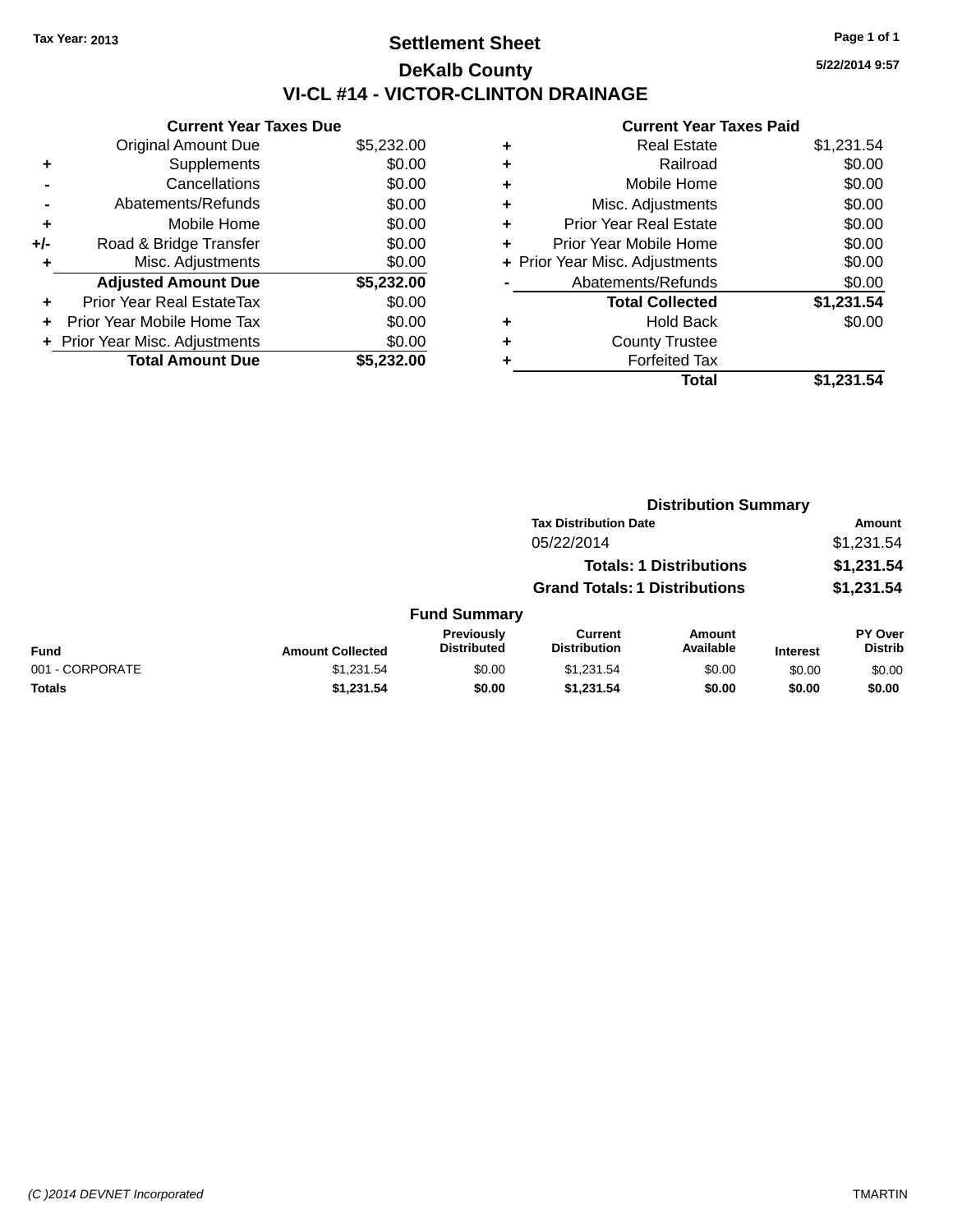Tax Year: 2013

# Settlement Sheet

## DeKalb County

## VI-CL #14 - VICTOR-CLINTON DRAINAGE

5/22/2014 9:57

### Current Year Taxes Due

| | | |
|---|---|---|
| | Original Amount Due | $5,232.00 |
| + | Supplements | $0.00 |
| - | Cancellations | $0.00 |
| - | Abatements/Refunds | $0.00 |
| + | Mobile Home | $0.00 |
| +/- | Road & Bridge Transfer | $0.00 |
| + | Misc. Adjustments | $0.00 |
| | **Adjusted Amount Due** | **$5,232.00** |
| + | Prior Year Real EstateTax | $0.00 |
| + | Prior Year Mobile Home Tax | $0.00 |
| + | Prior Year Misc. Adjustments | $0.00 |
| | **Total Amount Due** | **$5,232.00** |

### Current Year Taxes Paid

| | | |
|---|---|---|
| + | Real Estate | $1,231.54 |
| + | Railroad | $0.00 |
| + | Mobile Home | $0.00 |
| + | Misc. Adjustments | $0.00 |
| + | Prior Year Real Estate | $0.00 |
| + | Prior Year Mobile Home | $0.00 |
| + | Prior Year Misc. Adjustments | $0.00 |
| - | Abatements/Refunds | $0.00 |
| | **Total Collected** | **$1,231.54** |
| + | Hold Back | $0.00 |
| + | County Trustee | |
| + | Forfeited Tax | |
| | **Total** | **$1,231.54** |

### Distribution Summary

| Tax Distribution Date | Amount |
|---|---|
| 05/22/2014 | $1,231.54 |
| **Totals: 1 Distributions** | **$1,231.54** |
| **Grand Totals: 1 Distributions** | **$1,231.54** |

### Fund Summary

| Fund | Amount Collected | Previously Distributed | Current Distribution | Amount Available | Interest | PY Over Distrib |
|---|---|---|---|---|---|---|
| 001 - CORPORATE | $1,231.54 | $0.00 | $1,231.54 | $0.00 | $0.00 | $0.00 |
| **Totals** | **$1,231.54** | **$0.00** | **$1,231.54** | **$0.00** | **$0.00** | **$0.00** |

(C )2014 DEVNET Incorporated TMARTIN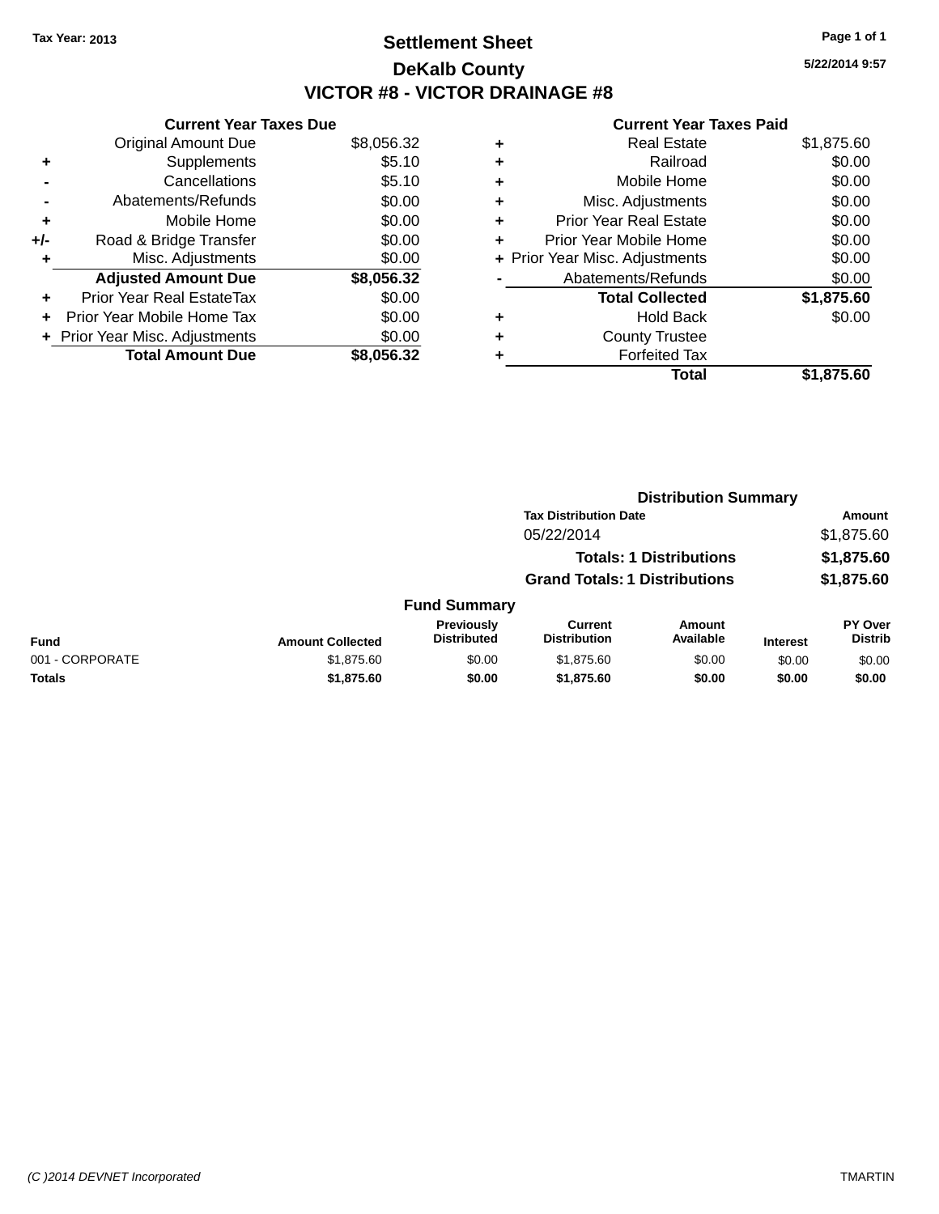Tax Year: 2013

# Settlement Sheet

## DeKalb County

## VICTOR #8 - VICTOR DRAINAGE #8

5/22/2014 9:57

### Current Year Taxes Due

| | | |
|---|---|---|
| | Original Amount Due | $8,056.32 |
| + | Supplements | $5.10 |
| - | Cancellations | $5.10 |
| - | Abatements/Refunds | $0.00 |
| + | Mobile Home | $0.00 |
| +/- | Road & Bridge Transfer | $0.00 |
| + | Misc. Adjustments | $0.00 |
| | **Adjusted Amount Due** | **$8,056.32** |
| + | Prior Year Real EstateTax | $0.00 |
| + | Prior Year Mobile Home Tax | $0.00 |
| + | Prior Year Misc. Adjustments | $0.00 |
| | **Total Amount Due** | **$8,056.32** |

### Current Year Taxes Paid

| | | |
|---|---|---|
| + | Real Estate | $1,875.60 |
| + | Railroad | $0.00 |
| + | Mobile Home | $0.00 |
| + | Misc. Adjustments | $0.00 |
| + | Prior Year Real Estate | $0.00 |
| + | Prior Year Mobile Home | $0.00 |
| + | Prior Year Misc. Adjustments | $0.00 |
| - | Abatements/Refunds | $0.00 |
| | **Total Collected** | **$1,875.60** |
| + | Hold Back | $0.00 |
| + | County Trustee | |
| + | Forfeited Tax | |
| | **Total** | **$1,875.60** |

### Distribution Summary

| Tax Distribution Date | Amount |
|---|---|
| 05/22/2014 | $1,875.60 |
| **Totals: 1 Distributions** | **$1,875.60** |
| **Grand Totals: 1 Distributions** | **$1,875.60** |

### Fund Summary

| Fund | Amount Collected | Previously Distributed | Current Distribution | Amount Available | Interest | PY Over Distrib |
|---|---|---|---|---|---|---|
| 001 - CORPORATE | $1,875.60 | $0.00 | $1,875.60 | $0.00 | $0.00 | $0.00 |
| **Totals** | **$1,875.60** | **$0.00** | **$1,875.60** | **$0.00** | **$0.00** | **$0.00** |

(C )2014 DEVNET Incorporated

TMARTIN